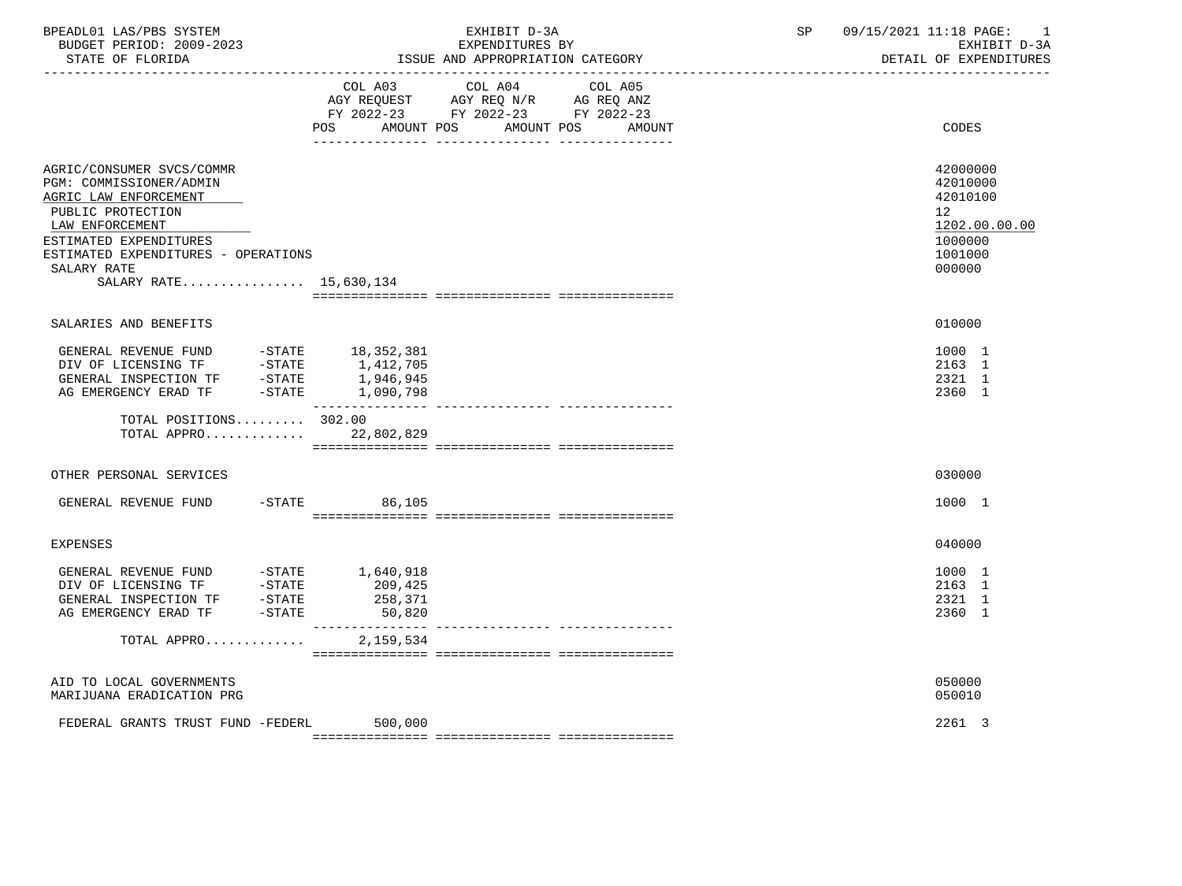BPEADL01 LAS/PBS SYSTEM
BUDGET PERIOD: 2009-2023
STATE OF FLORIDA

EXHIBIT D-3A
EXPENDITURES BY
ISSUE AND APPROPRIATION CATEGORY

SP 09/15/2021 11:18 PAGE: 1
EXHIBIT D-3A
DETAIL OF EXPENDITURES

| | COL A03 AGY REQUEST FY 2022-23 POS AMOUNT | COL A04 AGY REQ N/R FY 2022-23 POS AMOUNT | COL A05 AG REQ ANZ FY 2022-23 POS AMOUNT | CODES |
|---|---|---|---|---|
| AGRIC/CONSUMER SVCS/COMMR | | | | 42000000 |
| PGM: COMMISSIONER/ADMIN | | | | 42010000 |
| AGRIC LAW ENFORCEMENT | | | | 42010100 |
| PUBLIC PROTECTION | | | | 12 |
| LAW ENFORCEMENT | | | | 1202.00.00.00 |
| ESTIMATED EXPENDITURES | | | | 1000000 |
| ESTIMATED EXPENDITURES - OPERATIONS | | | | 1001000 |
| SALARY RATE | | | | 000000 |
| SALARY RATE................ | 15,630,134 | | | |
| SALARIES AND BENEFITS | | | | 010000 |
| GENERAL REVENUE FUND -STATE | 18,352,381 | | | 1000 1 |
| DIV OF LICENSING TF -STATE | 1,412,705 | | | 2163 1 |
| GENERAL INSPECTION TF -STATE | 1,946,945 | | | 2321 1 |
| AG EMERGENCY ERAD TF -STATE | 1,090,798 | | | 2360 1 |
| TOTAL POSITIONS......... | 302.00 | | | |
| TOTAL APPRO............. | 22,802,829 | | | |
| OTHER PERSONAL SERVICES | | | | 030000 |
| GENERAL REVENUE FUND -STATE | 86,105 | | | 1000 1 |
| EXPENSES | | | | 040000 |
| GENERAL REVENUE FUND -STATE | 1,640,918 | | | 1000 1 |
| DIV OF LICENSING TF -STATE | 209,425 | | | 2163 1 |
| GENERAL INSPECTION TF -STATE | 258,371 | | | 2321 1 |
| AG EMERGENCY ERAD TF -STATE | 50,820 | | | 2360 1 |
| TOTAL APPRO............. | 2,159,534 | | | |
| AID TO LOCAL GOVERNMENTS | | | | 050000 |
| MARIJUANA ERADICATION PRG | | | | 050010 |
| FEDERAL GRANTS TRUST FUND -FEDERL | 500,000 | | | 2261 3 |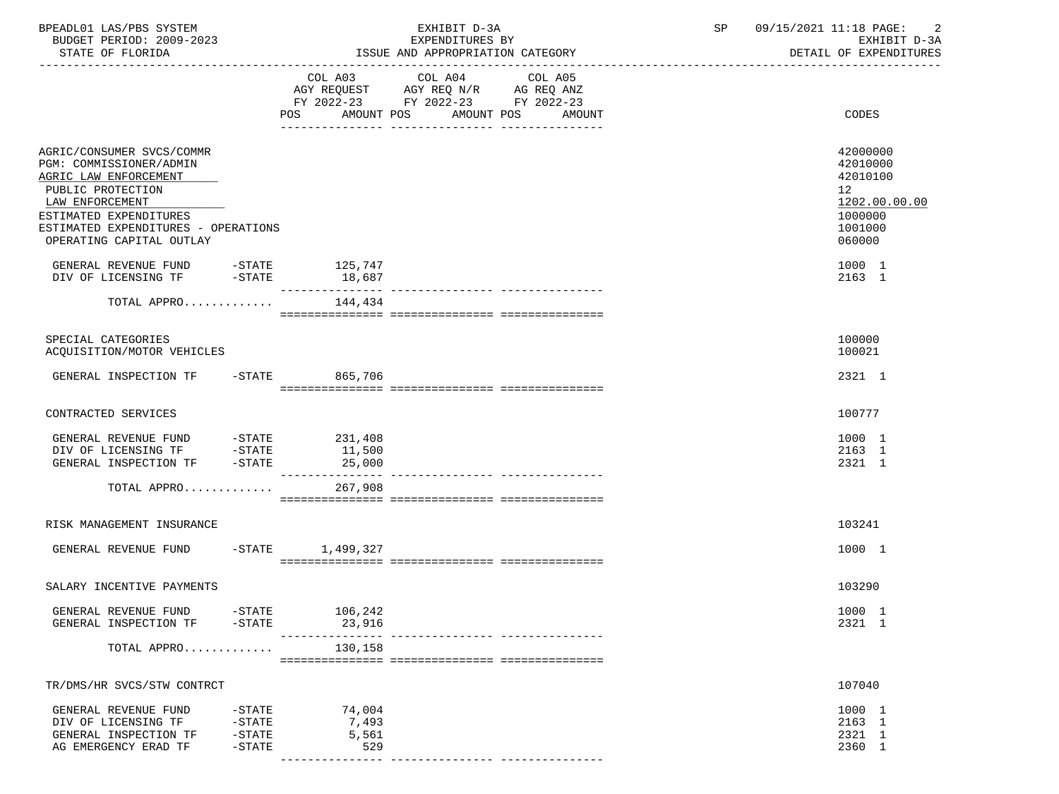BPEADL01 LAS/PBS SYSTEM — EXHIBIT D-3A — EXPENDITURES BY ISSUE AND APPROPRIATION CATEGORY — DETAIL OF EXPENDITURES

BUDGET PERIOD: 2009-2023

STATE OF FLORIDA

SP 09/15/2021 11:18

| | | COL A03 AGY REQUEST FY 2022-23 POS | AMOUNT | COL A04 AGY REQ N/R FY 2022-23 POS | AMOUNT | COL A05 AG REQ ANZ FY 2022-23 POS | AMOUNT | CODES |
|---|---|---|---|---|---|---|---|---|
| AGRIC/CONSUMER SVCS/COMMR | | | | | | | | 42000000 |
| PGM: COMMISSIONER/ADMIN | | | | | | | | 42010000 |
| AGRIC LAW ENFORCEMENT | | | | | | | | 42010100 |
| PUBLIC PROTECTION | | | | | | | | 12 |
| LAW ENFORCEMENT | | | | | | | | 1202.00.00.00 |
| ESTIMATED EXPENDITURES | | | | | | | | 1000000 |
| ESTIMATED EXPENDITURES - OPERATIONS | | | | | | | | 1001000 |
| OPERATING CAPITAL OUTLAY | | | | | | | | 060000 |
| GENERAL REVENUE FUND | -STATE | | 125,747 | | | | | 1000 1 |
| DIV OF LICENSING TF | -STATE | | 18,687 | | | | | 2163 1 |
| TOTAL APPRO............ | | | 144,434 | | | | | |
| SPECIAL CATEGORIES | | | | | | | | 100000 |
| ACQUISITION/MOTOR VEHICLES | | | | | | | | 100021 |
| GENERAL INSPECTION TF | -STATE | | 865,706 | | | | | 2321 1 |
| CONTRACTED SERVICES | | | | | | | | 100777 |
| GENERAL REVENUE FUND | -STATE | | 231,408 | | | | | 1000 1 |
| DIV OF LICENSING TF | -STATE | | 11,500 | | | | | 2163 1 |
| GENERAL INSPECTION TF | -STATE | | 25,000 | | | | | 2321 1 |
| TOTAL APPRO............ | | | 267,908 | | | | | |
| RISK MANAGEMENT INSURANCE | | | | | | | | 103241 |
| GENERAL REVENUE FUND | -STATE | | 1,499,327 | | | | | 1000 1 |
| SALARY INCENTIVE PAYMENTS | | | | | | | | 103290 |
| GENERAL REVENUE FUND | -STATE | | 106,242 | | | | | 1000 1 |
| GENERAL INSPECTION TF | -STATE | | 23,916 | | | | | 2321 1 |
| TOTAL APPRO............ | | | 130,158 | | | | | |
| TR/DMS/HR SVCS/STW CONTRCT | | | | | | | | 107040 |
| GENERAL REVENUE FUND | -STATE | | 74,004 | | | | | 1000 1 |
| DIV OF LICENSING TF | -STATE | | 7,493 | | | | | 2163 1 |
| GENERAL INSPECTION TF | -STATE | | 5,561 | | | | | 2321 1 |
| AG EMERGENCY ERAD TF | -STATE | | 529 | | | | | 2360 1 |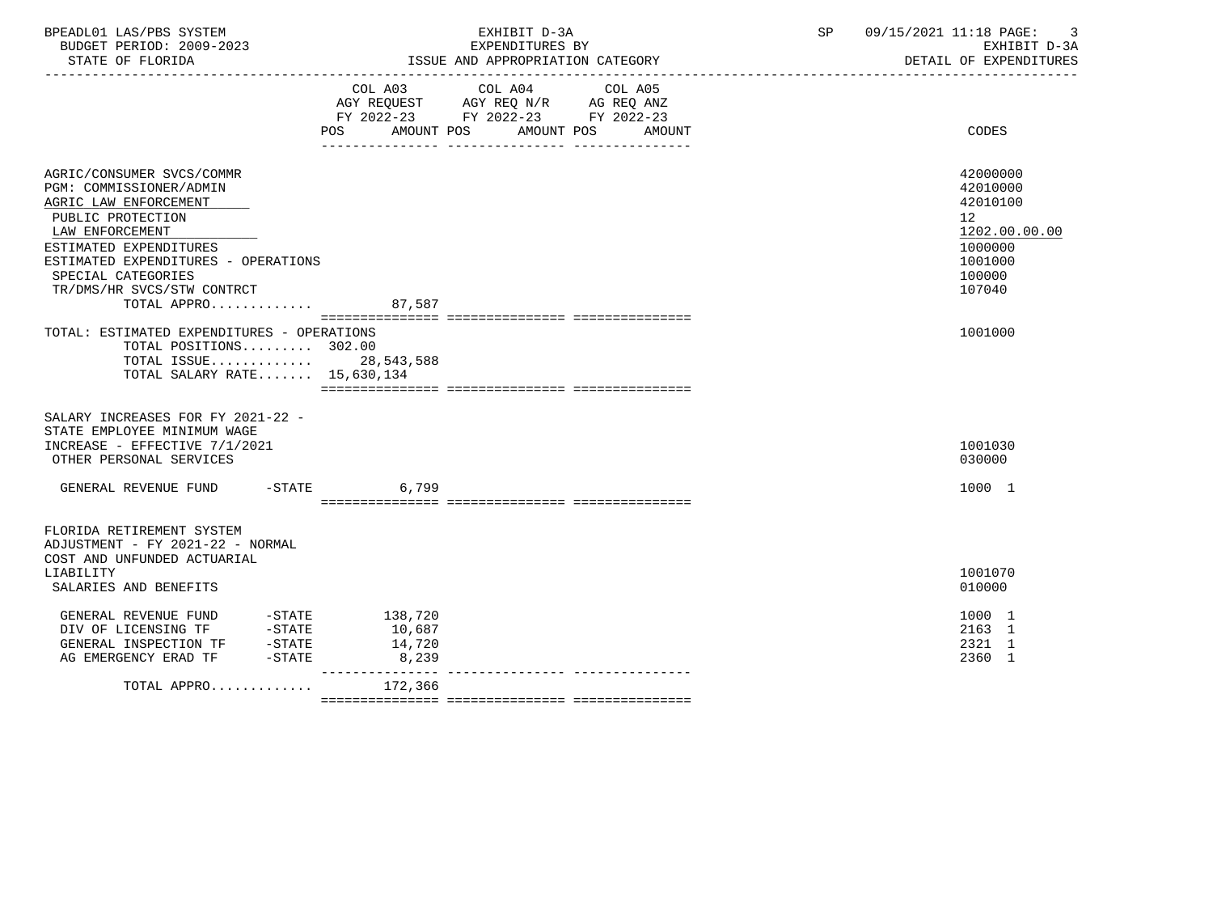BPEADL01 LAS/PBS SYSTEM — EXHIBIT D-3A — EXPENDITURES BY ISSUE AND APPROPRIATION CATEGORY
BUDGET PERIOD: 2009-2023 — STATE OF FLORIDA — SP 09/15/2021 11:18 — EXHIBIT D-3A DETAIL OF EXPENDITURES

| | COL A03 AGY REQUEST FY 2022-23 POS AMOUNT | COL A04 AGY REQ N/R FY 2022-23 POS AMOUNT | COL A05 AG REQ ANZ FY 2022-23 POS AMOUNT | CODES |
|---|---|---|---|---|
| AGRIC/CONSUMER SVCS/COMMR | | | | 42000000 |
| PGM: COMMISSIONER/ADMIN | | | | 42010000 |
| AGRIC LAW ENFORCEMENT | | | | 42010100 |
| PUBLIC PROTECTION | | | | 12 |
| LAW ENFORCEMENT | | | | 1202.00.00.00 |
| ESTIMATED EXPENDITURES | | | | 1000000 |
| ESTIMATED EXPENDITURES - OPERATIONS | | | | 1001000 |
| SPECIAL CATEGORIES | | | | 100000 |
| TR/DMS/HR SVCS/STW CONTRCT | | | | 107040 |
| TOTAL APPRO............ | 87,587 | | | |
| TOTAL: ESTIMATED EXPENDITURES - OPERATIONS | | | | 1001000 |
| TOTAL POSITIONS......... | 302.00 | | | |
| TOTAL ISSUE............ | 28,543,588 | | | |
| TOTAL SALARY RATE....... | 15,630,134 | | | |
| SALARY INCREASES FOR FY 2021-22 - STATE EMPLOYEE MINIMUM WAGE INCREASE - EFFECTIVE 7/1/2021 | | | | 1001030 |
| OTHER PERSONAL SERVICES | | | | 030000 |
| GENERAL REVENUE FUND -STATE | 6,799 | | | 1000 1 |
| FLORIDA RETIREMENT SYSTEM ADJUSTMENT - FY 2021-22 - NORMAL COST AND UNFUNDED ACTUARIAL LIABILITY | | | | 1001070 |
| SALARIES AND BENEFITS | | | | 010000 |
| GENERAL REVENUE FUND -STATE | 138,720 | | | 1000 1 |
| DIV OF LICENSING TF -STATE | 10,687 | | | 2163 1 |
| GENERAL INSPECTION TF -STATE | 14,720 | | | 2321 1 |
| AG EMERGENCY ERAD TF -STATE | 8,239 | | | 2360 1 |
| TOTAL APPRO............ | 172,366 | | | |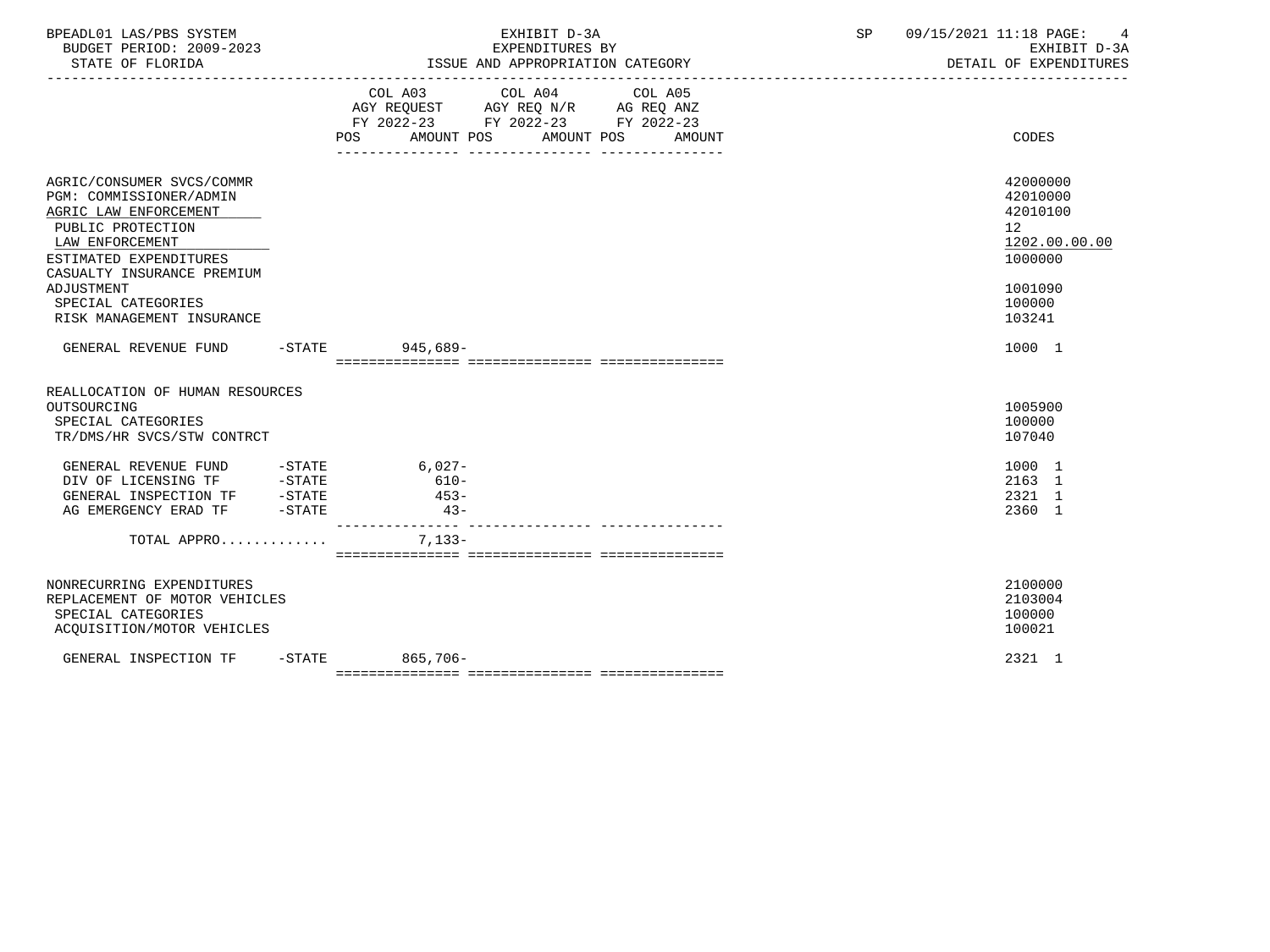BPEADL01 LAS/PBS SYSTEM | EXHIBIT D-3A | SP 09/15/2021 11:18 PAGE: 4
BUDGET PERIOD: 2009-2023 | EXPENDITURES BY | EXHIBIT D-3A
STATE OF FLORIDA | ISSUE AND APPROPRIATION CATEGORY | DETAIL OF EXPENDITURES

| | COL A03 AGY REQUEST FY 2022-23 POS | AMOUNT | COL A04 AGY REQ N/R FY 2022-23 POS | AMOUNT | COL A05 AG REQ ANZ FY 2022-23 POS | AMOUNT | CODES |
|---|---|---|---|---|---|---|---|
| AGRIC/CONSUMER SVCS/COMMR | | | | | | | 42000000 |
| PGM: COMMISSIONER/ADMIN | | | | | | | 42010000 |
| AGRIC LAW ENFORCEMENT | | | | | | | 42010100 |
| PUBLIC PROTECTION | | | | | | | 12 |
| LAW ENFORCEMENT | | | | | | | 1202.00.00.00 |
| ESTIMATED EXPENDITURES | | | | | | | 1000000 |
| CASUALTY INSURANCE PREMIUM ADJUSTMENT | | | | | | | 1001090 |
| SPECIAL CATEGORIES | | | | | | | 100000 |
| RISK MANAGEMENT INSURANCE | | | | | | | 103241 |
| GENERAL REVENUE FUND -STATE | | 945,689- | | | | | 1000 1 |
| REALLOCATION OF HUMAN RESOURCES OUTSOURCING | | | | | | | 1005900 |
| SPECIAL CATEGORIES | | | | | | | 100000 |
| TR/DMS/HR SVCS/STW CONTRCT | | | | | | | 107040 |
| GENERAL REVENUE FUND -STATE | | 6,027- | | | | | 1000 1 |
| DIV OF LICENSING TF -STATE | | 610- | | | | | 2163 1 |
| GENERAL INSPECTION TF -STATE | | 453- | | | | | 2321 1 |
| AG EMERGENCY ERAD TF -STATE | | 43- | | | | | 2360 1 |
| TOTAL APPRO............ | | 7,133- | | | | | |
| NONRECURRING EXPENDITURES | | | | | | | 2100000 |
| REPLACEMENT OF MOTOR VEHICLES | | | | | | | 2103004 |
| SPECIAL CATEGORIES | | | | | | | 100000 |
| ACQUISITION/MOTOR VEHICLES | | | | | | | 100021 |
| GENERAL INSPECTION TF -STATE | | 865,706- | | | | | 2321 1 |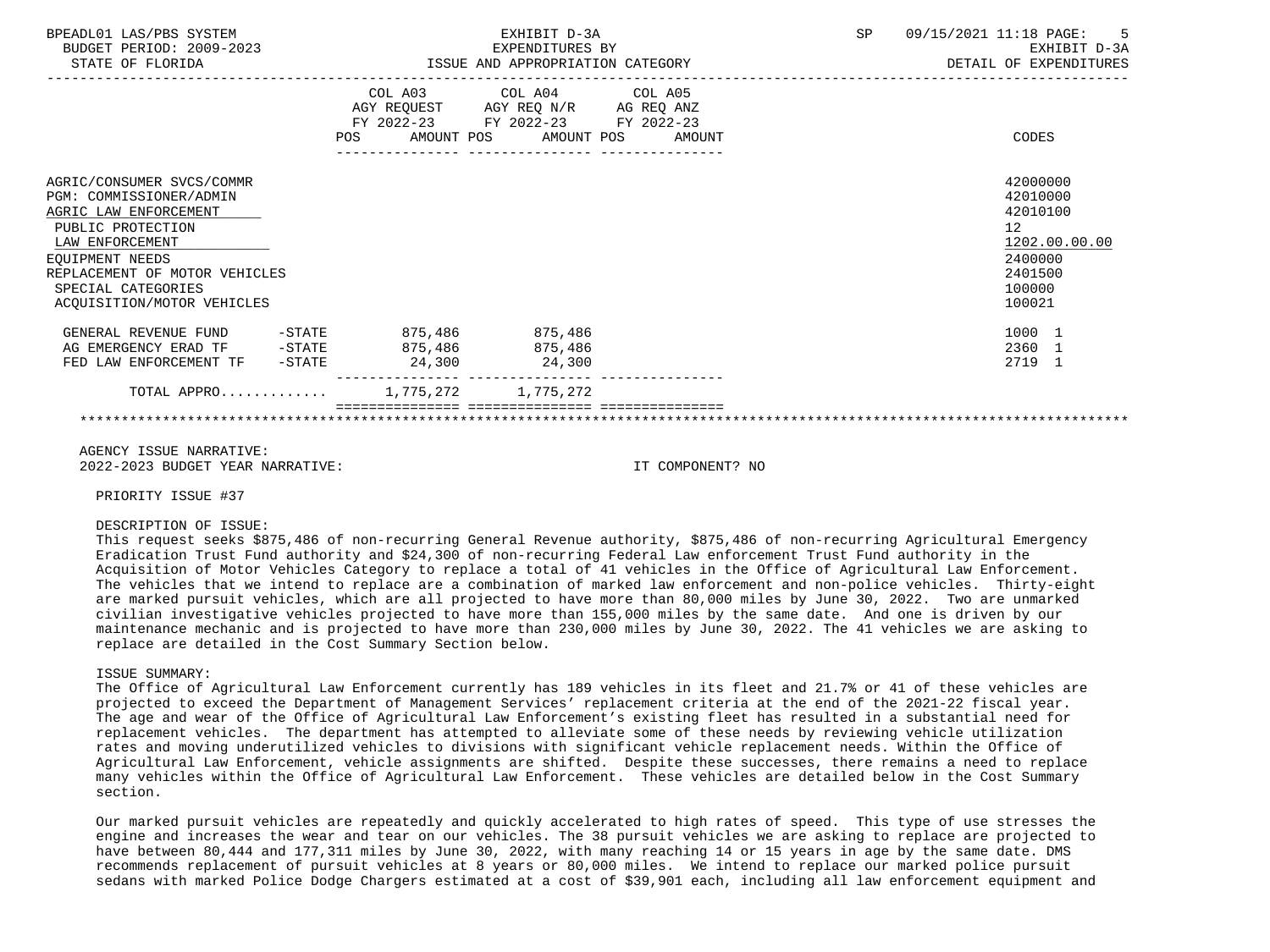| | COL A03 AGY REQUEST FY 2022-23 | | COL A04 AGY REQ N/R FY 2022-23 | | COL A05 AG REQ ANZ FY 2022-23 | | CODES |
|---|---|---|---|---|---|---|---|
| | POS | AMOUNT | POS | AMOUNT | POS | AMOUNT | |
| AGRIC/CONSUMER SVCS/COMMR | | | | | | | 42000000 |
| PGM: COMMISSIONER/ADMIN | | | | | | | 42010000 |
| AGRIC LAW ENFORCEMENT | | | | | | | 42010100 |
| PUBLIC PROTECTION | | | | | | | 12 |
| LAW ENFORCEMENT | | | | | | | 1202.00.00.00 |
| EQUIPMENT NEEDS | | | | | | | 2400000 |
| REPLACEMENT OF MOTOR VEHICLES | | | | | | | 2401500 |
| SPECIAL CATEGORIES | | | | | | | 100000 |
| ACQUISITION/MOTOR VEHICLES | | | | | | | 100021 |
| GENERAL REVENUE FUND -STATE | | 875,486 | | 875,486 | | | 1000 1 |
| AG EMERGENCY ERAD TF -STATE | | 875,486 | | 875,486 | | | 2360 1 |
| FED LAW ENFORCEMENT TF -STATE | | 24,300 | | 24,300 | | | 2719 1 |
| TOTAL APPRO............ | | 1,775,272 | | 1,775,272 | | | |

AGENCY ISSUE NARRATIVE:
2022-2023 BUDGET YEAR NARRATIVE: IT COMPONENT? NO

PRIORITY ISSUE #37

DESCRIPTION OF ISSUE:
This request seeks $875,486 of non-recurring General Revenue authority, $875,486 of non-recurring Agricultural Emergency Eradication Trust Fund authority and $24,300 of non-recurring Federal Law enforcement Trust Fund authority in the Acquisition of Motor Vehicles Category to replace a total of 41 vehicles in the Office of Agricultural Law Enforcement. The vehicles that we intend to replace are a combination of marked law enforcement and non-police vehicles. Thirty-eight are marked pursuit vehicles, which are all projected to have more than 80,000 miles by June 30, 2022. Two are unmarked civilian investigative vehicles projected to have more than 155,000 miles by the same date. And one is driven by our maintenance mechanic and is projected to have more than 230,000 miles by June 30, 2022. The 41 vehicles we are asking to replace are detailed in the Cost Summary Section below.

ISSUE SUMMARY:
The Office of Agricultural Law Enforcement currently has 189 vehicles in its fleet and 21.7% or 41 of these vehicles are projected to exceed the Department of Management Services' replacement criteria at the end of the 2021-22 fiscal year. The age and wear of the Office of Agricultural Law Enforcement's existing fleet has resulted in a substantial need for replacement vehicles. The department has attempted to alleviate some of these needs by reviewing vehicle utilization rates and moving underutilized vehicles to divisions with significant vehicle replacement needs. Within the Office of Agricultural Law Enforcement, vehicle assignments are shifted. Despite these successes, there remains a need to replace many vehicles within the Office of Agricultural Law Enforcement. These vehicles are detailed below in the Cost Summary section.

Our marked pursuit vehicles are repeatedly and quickly accelerated to high rates of speed. This type of use stresses the engine and increases the wear and tear on our vehicles. The 38 pursuit vehicles we are asking to replace are projected to have between 80,444 and 177,311 miles by June 30, 2022, with many reaching 14 or 15 years in age by the same date. DMS recommends replacement of pursuit vehicles at 8 years or 80,000 miles. We intend to replace our marked police pursuit sedans with marked Police Dodge Chargers estimated at a cost of $39,901 each, including all law enforcement equipment and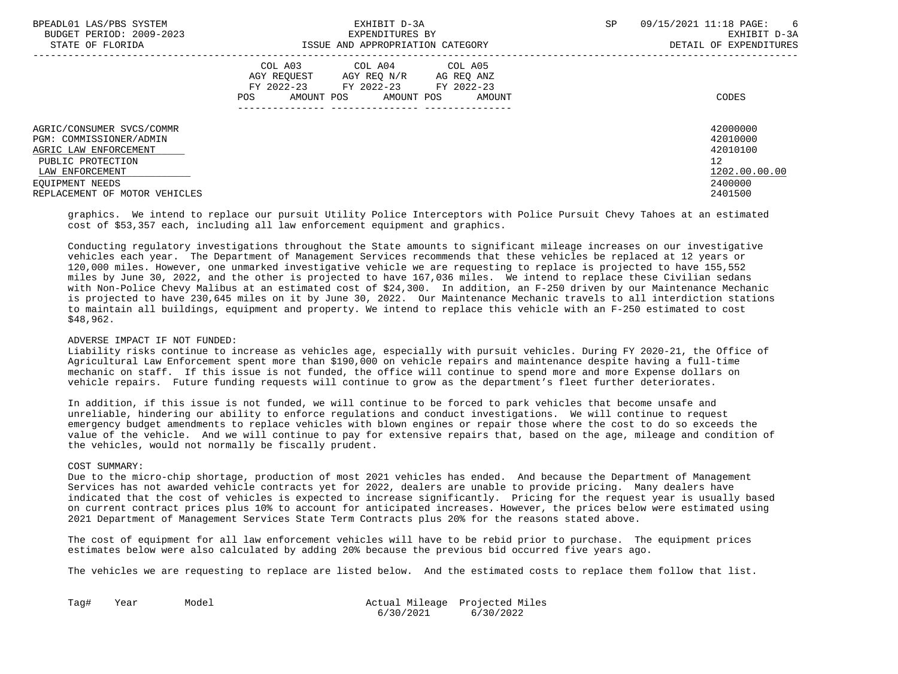| | COL A03 AGY REQUEST FY 2022-23 POS AMOUNT | COL A04 AGY REQ N/R FY 2022-23 POS AMOUNT | COL A05 AG REQ ANZ FY 2022-23 POS AMOUNT | CODES |
|---|---|---|---|---|
| AGRIC/CONSUMER SVCS/COMMR | | | | 42000000 |
| PGM: COMMISSIONER/ADMIN | | | | 42010000 |
| AGRIC LAW ENFORCEMENT | | | | 42010100 |
| PUBLIC PROTECTION | | | | 12 |
| LAW ENFORCEMENT | | | | 1202.00.00.00 |
| EQUIPMENT NEEDS | | | | 2400000 |
| REPLACEMENT OF MOTOR VEHICLES | | | | 2401500 |

graphics. We intend to replace our pursuit Utility Police Interceptors with Police Pursuit Chevy Tahoes at an estimated cost of $53,357 each, including all law enforcement equipment and graphics.

Conducting regulatory investigations throughout the State amounts to significant mileage increases on our investigative vehicles each year. The Department of Management Services recommends that these vehicles be replaced at 12 years or 120,000 miles. However, one unmarked investigative vehicle we are requesting to replace is projected to have 155,552 miles by June 30, 2022, and the other is projected to have 167,036 miles. We intend to replace these Civilian sedans with Non-Police Chevy Malibus at an estimated cost of $24,300. In addition, an F-250 driven by our Maintenance Mechanic is projected to have 230,645 miles on it by June 30, 2022. Our Maintenance Mechanic travels to all interdiction stations to maintain all buildings, equipment and property. We intend to replace this vehicle with an F-250 estimated to cost $48,962.

ADVERSE IMPACT IF NOT FUNDED:
Liability risks continue to increase as vehicles age, especially with pursuit vehicles. During FY 2020-21, the Office of Agricultural Law Enforcement spent more than $190,000 on vehicle repairs and maintenance despite having a full-time mechanic on staff. If this issue is not funded, the office will continue to spend more and more Expense dollars on vehicle repairs. Future funding requests will continue to grow as the department's fleet further deteriorates.

In addition, if this issue is not funded, we will continue to be forced to park vehicles that become unsafe and unreliable, hindering our ability to enforce regulations and conduct investigations. We will continue to request emergency budget amendments to replace vehicles with blown engines or repair those where the cost to do so exceeds the value of the vehicle. And we will continue to pay for extensive repairs that, based on the age, mileage and condition of the vehicles, would not normally be fiscally prudent.

COST SUMMARY:
Due to the micro-chip shortage, production of most 2021 vehicles has ended. And because the Department of Management Services has not awarded vehicle contracts yet for 2022, dealers are unable to provide pricing. Many dealers have indicated that the cost of vehicles is expected to increase significantly. Pricing for the request year is usually based on current contract prices plus 10% to account for anticipated increases. However, the prices below were estimated using 2021 Department of Management Services State Term Contracts plus 20% for the reasons stated above.

The cost of equipment for all law enforcement vehicles will have to be rebid prior to purchase. The equipment prices estimates below were also calculated by adding 20% because the previous bid occurred five years ago.

The vehicles we are requesting to replace are listed below. And the estimated costs to replace them follow that list.

| Tag# | Year | Model | Actual Mileage 6/30/2021 | Projected Miles 6/30/2022 |
|---|---|---|---|---|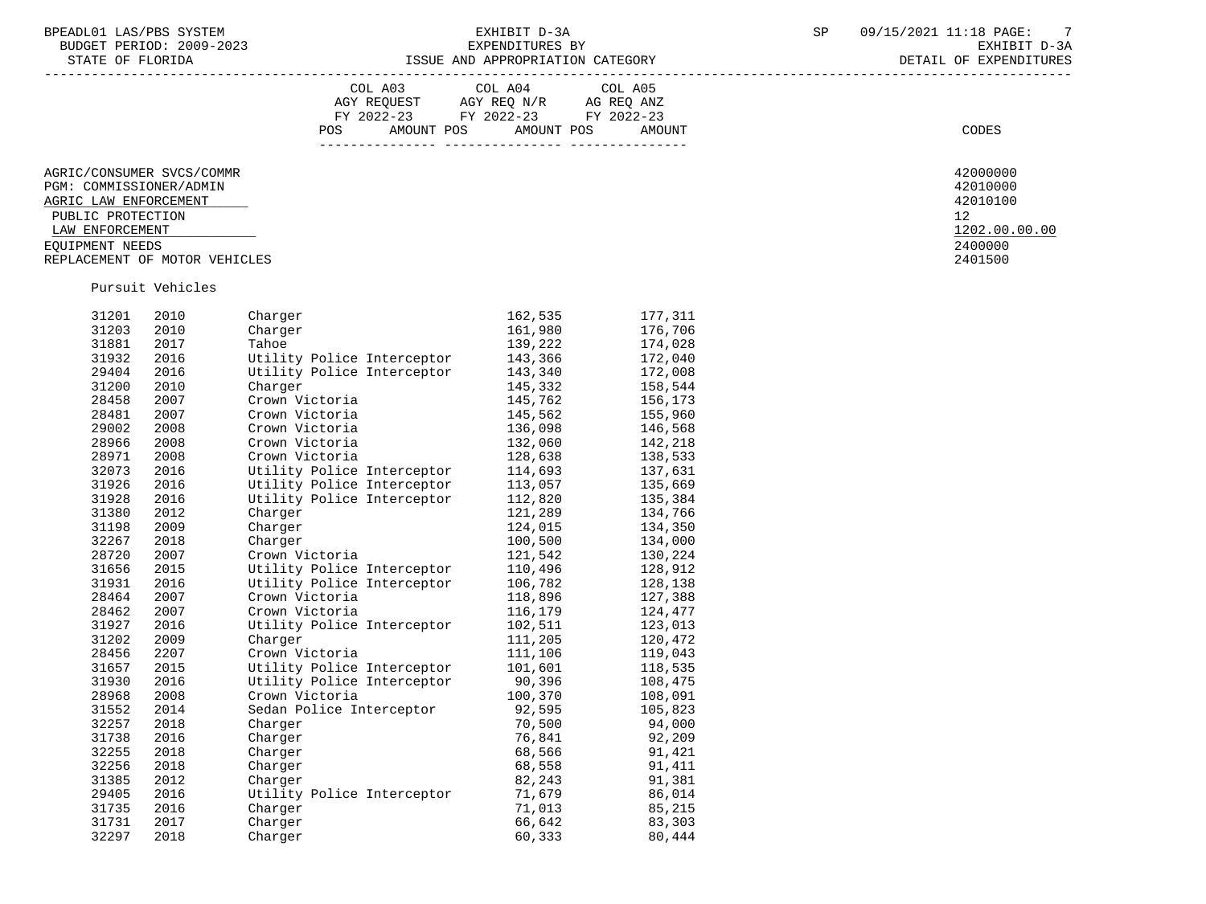EXHIBIT D-3A
EXPENDITURES BY
ISSUE AND APPROPRIATION CATEGORY

BUDGET PERIOD: 2009-2023
STATE OF FLORIDA

EXHIBIT D-3A
DETAIL OF EXPENDITURES

| | COL A03 AGY REQUEST FY 2022-23 POS AMOUNT | COL A04 AGY REQ N/R FY 2022-23 POS AMOUNT | COL A05 AG REQ ANZ FY 2022-23 POS AMOUNT | CODES |
|---|---|---|---|---|
| AGRIC/CONSUMER SVCS/COMMR | | | | 42000000 |
| PGM: COMMISSIONER/ADMIN | | | | 42010000 |
| AGRIC LAW ENFORCEMENT | | | | 42010100 |
| PUBLIC PROTECTION | | | | 12 |
| LAW ENFORCEMENT | | | | 1202.00.00.00 |
| EQUIPMENT NEEDS | | | | 2400000 |
| REPLACEMENT OF MOTOR VEHICLES | | | | 2401500 |

Pursuit Vehicles

| | | | | |
|---|---|---|---|---|
| 31201 | 2010 | Charger | 162,535 | 177,311 |
| 31203 | 2010 | Charger | 161,980 | 176,706 |
| 31881 | 2017 | Tahoe | 139,222 | 174,028 |
| 31932 | 2016 | Utility Police Interceptor | 143,366 | 172,040 |
| 29404 | 2016 | Utility Police Interceptor | 143,340 | 172,008 |
| 31200 | 2010 | Charger | 145,332 | 158,544 |
| 28458 | 2007 | Crown Victoria | 145,762 | 156,173 |
| 28481 | 2007 | Crown Victoria | 145,562 | 155,960 |
| 29002 | 2008 | Crown Victoria | 136,098 | 146,568 |
| 28966 | 2008 | Crown Victoria | 132,060 | 142,218 |
| 28971 | 2008 | Crown Victoria | 128,638 | 138,533 |
| 32073 | 2016 | Utility Police Interceptor | 114,693 | 137,631 |
| 31926 | 2016 | Utility Police Interceptor | 113,057 | 135,669 |
| 31928 | 2016 | Utility Police Interceptor | 112,820 | 135,384 |
| 31380 | 2012 | Charger | 121,289 | 134,766 |
| 31198 | 2009 | Charger | 124,015 | 134,350 |
| 32267 | 2018 | Charger | 100,500 | 134,000 |
| 28720 | 2007 | Crown Victoria | 121,542 | 130,224 |
| 31656 | 2015 | Utility Police Interceptor | 110,496 | 128,912 |
| 31931 | 2016 | Utility Police Interceptor | 106,782 | 128,138 |
| 28464 | 2007 | Crown Victoria | 118,896 | 127,388 |
| 28462 | 2007 | Crown Victoria | 116,179 | 124,477 |
| 31927 | 2016 | Utility Police Interceptor | 102,511 | 123,013 |
| 31202 | 2009 | Charger | 111,205 | 120,472 |
| 28456 | 2207 | Crown Victoria | 111,106 | 119,043 |
| 31657 | 2015 | Utility Police Interceptor | 101,601 | 118,535 |
| 31930 | 2016 | Utility Police Interceptor | 90,396 | 108,475 |
| 28968 | 2008 | Crown Victoria | 100,370 | 108,091 |
| 31552 | 2014 | Sedan Police Interceptor | 92,595 | 105,823 |
| 32257 | 2018 | Charger | 70,500 | 94,000 |
| 31738 | 2016 | Charger | 76,841 | 92,209 |
| 32255 | 2018 | Charger | 68,566 | 91,421 |
| 32256 | 2018 | Charger | 68,558 | 91,411 |
| 31385 | 2012 | Charger | 82,243 | 91,381 |
| 29405 | 2016 | Utility Police Interceptor | 71,679 | 86,014 |
| 31735 | 2016 | Charger | 71,013 | 85,215 |
| 31731 | 2017 | Charger | 66,642 | 83,303 |
| 32297 | 2018 | Charger | 60,333 | 80,444 |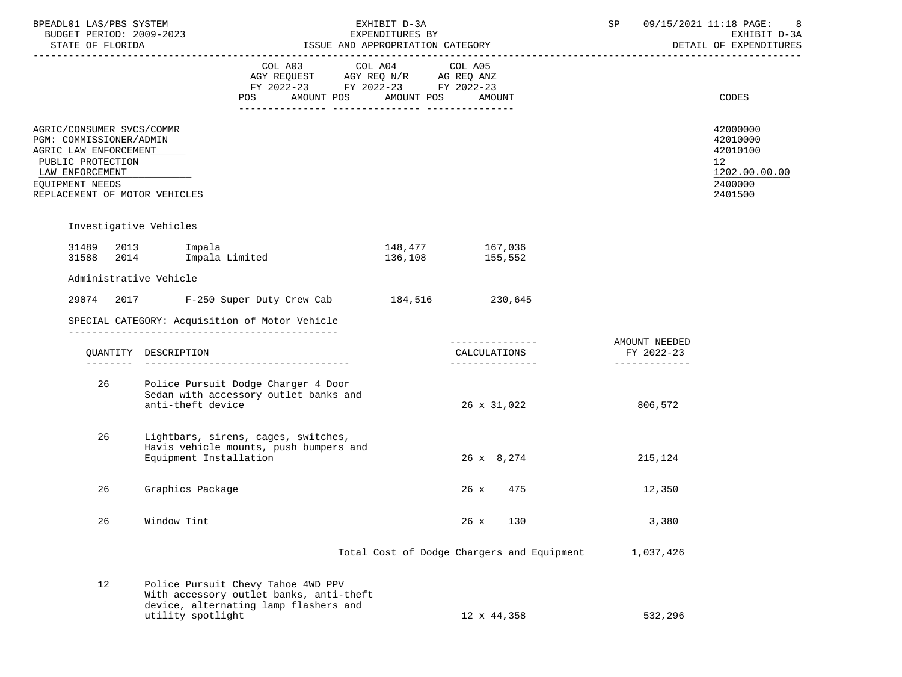| | COL A03 AGY REQUEST FY 2022-23 POS AMOUNT | COL A04 AGY REQ N/R FY 2022-23 POS AMOUNT | COL A05 AG REQ ANZ FY 2022-23 POS AMOUNT | CODES |
|---|---|---|---|---|
| AGRIC/CONSUMER SVCS/COMMR | | | | 42000000 |
| PGM: COMMISSIONER/ADMIN | | | | 42010000 |
| AGRIC LAW ENFORCEMENT | | | | 42010100 |
| PUBLIC PROTECTION | | | | 12 |
| LAW ENFORCEMENT | | | | 1202.00.00.00 |
| EQUIPMENT NEEDS | | | | 2400000 |
| REPLACEMENT OF MOTOR VEHICLES | | | | 2401500 |

Investigative Vehicles

| | | | | |
|---|---|---|---|---|
| 31489 | 2013 | Impala | 148,477 | 167,036 |
| 31588 | 2014 | Impala Limited | 136,108 | 155,552 |

Administrative Vehicle

| | | | | |
|---|---|---|---|---|
| 29074 | 2017 | F-250 Super Duty Crew Cab | 184,516 | 230,645 |

SPECIAL CATEGORY: Acquisition of Motor Vehicle

| QUANTITY | DESCRIPTION | CALCULATIONS | AMOUNT NEEDED FY 2022-23 |
|---|---|---|---|
| 26 | Police Pursuit Dodge Charger 4 Door Sedan with accessory outlet banks and anti-theft device | 26 x 31,022 | 806,572 |
| 26 | Lightbars, sirens, cages, switches, Havis vehicle mounts, push bumpers and Equipment Installation | 26 x 8,274 | 215,124 |
| 26 | Graphics Package | 26 x 475 | 12,350 |
| 26 | Window Tint | 26 x 130 | 3,380 |
| | | Total Cost of Dodge Chargers and Equipment | 1,037,426 |
| 12 | Police Pursuit Chevy Tahoe 4WD PPV With accessory outlet banks, anti-theft device, alternating lamp flashers and utility spotlight | 12 x 44,358 | 532,296 |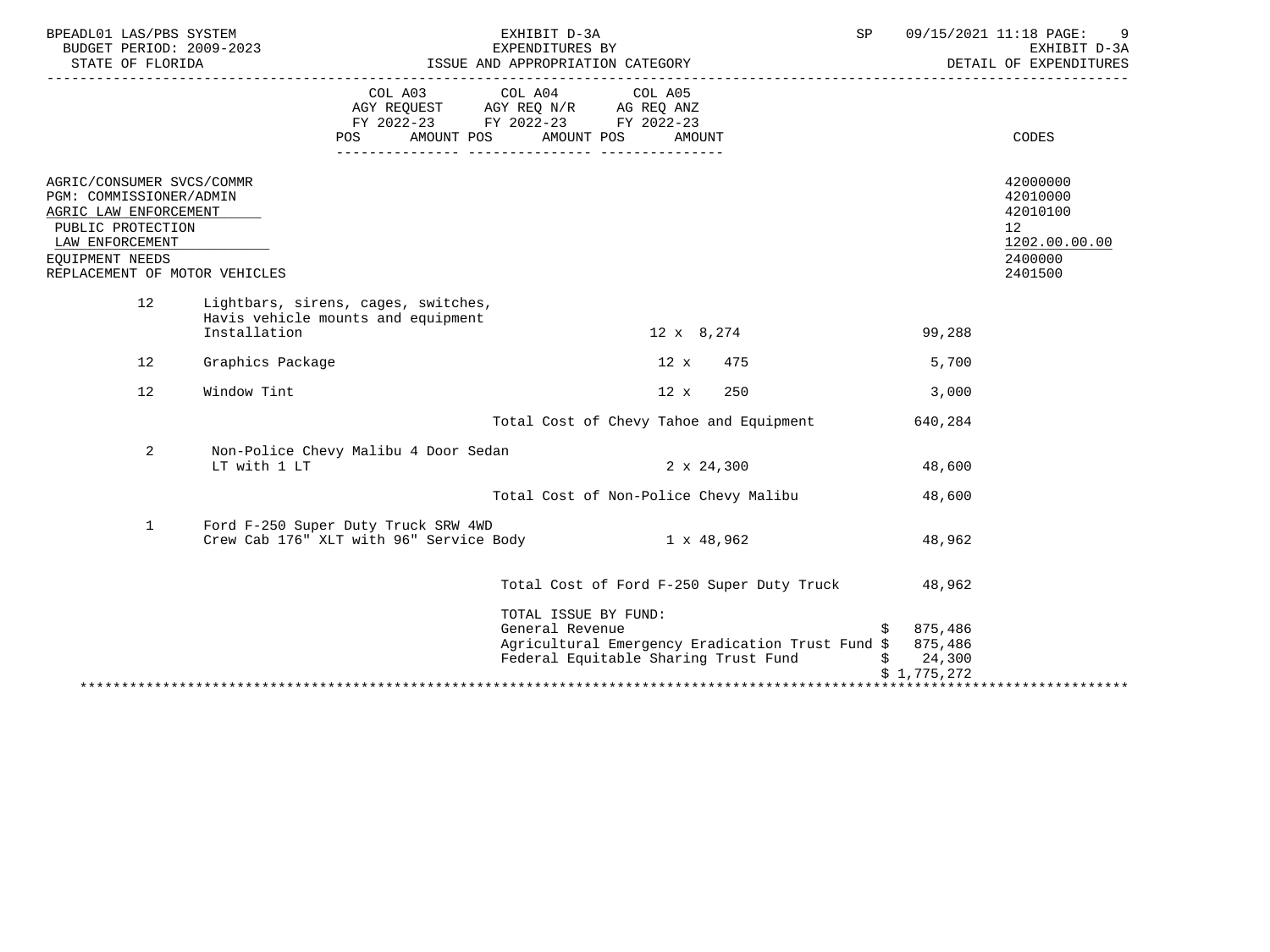BPEADL01 LAS/PBS SYSTEM
BUDGET PERIOD: 2009-2023
STATE OF FLORIDA

EXHIBIT D-3A
EXPENDITURES BY
ISSUE AND APPROPRIATION CATEGORY

SP 09/15/2021 11:18

EXHIBIT D-3A
DETAIL OF EXPENDITURES

| | COL A03 AGY REQUEST FY 2022-23 POS AMOUNT | COL A04 AGY REQ N/R FY 2022-23 POS AMOUNT | COL A05 AG REQ ANZ FY 2022-23 POS AMOUNT | CODES |
|---|---|---|---|---|
| AGRIC/CONSUMER SVCS/COMMR | | | | 42000000 |
| PGM: COMMISSIONER/ADMIN | | | | 42010000 |
| AGRIC LAW ENFORCEMENT | | | | 42010100 |
| PUBLIC PROTECTION | | | | 12 |
| LAW ENFORCEMENT | | | | 1202.00.00.00 |
| EQUIPMENT NEEDS | | | | 2400000 |
| REPLACEMENT OF MOTOR VEHICLES | | | | 2401500 |

| Qty | Description | Calculation | Amount |
|---|---|---|---|
| 12 | Lightbars, sirens, cages, switches, Havis vehicle mounts and equipment Installation | 12 x 8,274 | 99,288 |
| 12 | Graphics Package | 12 x 475 | 5,700 |
| 12 | Window Tint | 12 x 250 | 3,000 |
| | | Total Cost of Chevy Tahoe and Equipment | 640,284 |
| 2 | Non-Police Chevy Malibu 4 Door Sedan LT with 1 LT | 2 x 24,300 | 48,600 |
| | | Total Cost of Non-Police Chevy Malibu | 48,600 |
| 1 | Ford F-250 Super Duty Truck SRW 4WD Crew Cab 176" XLT with 96" Service Body | 1 x 48,962 | 48,962 |
| | | Total Cost of Ford F-250 Super Duty Truck | 48,962 |

TOTAL ISSUE BY FUND:

| | |
|---|---|
| General Revenue | $ 875,486 |
| Agricultural Emergency Eradication Trust Fund | $ 875,486 |
| Federal Equitable Sharing Trust Fund | $ 24,300 |
| | $ 1,775,272 |

***************************************************************************************************************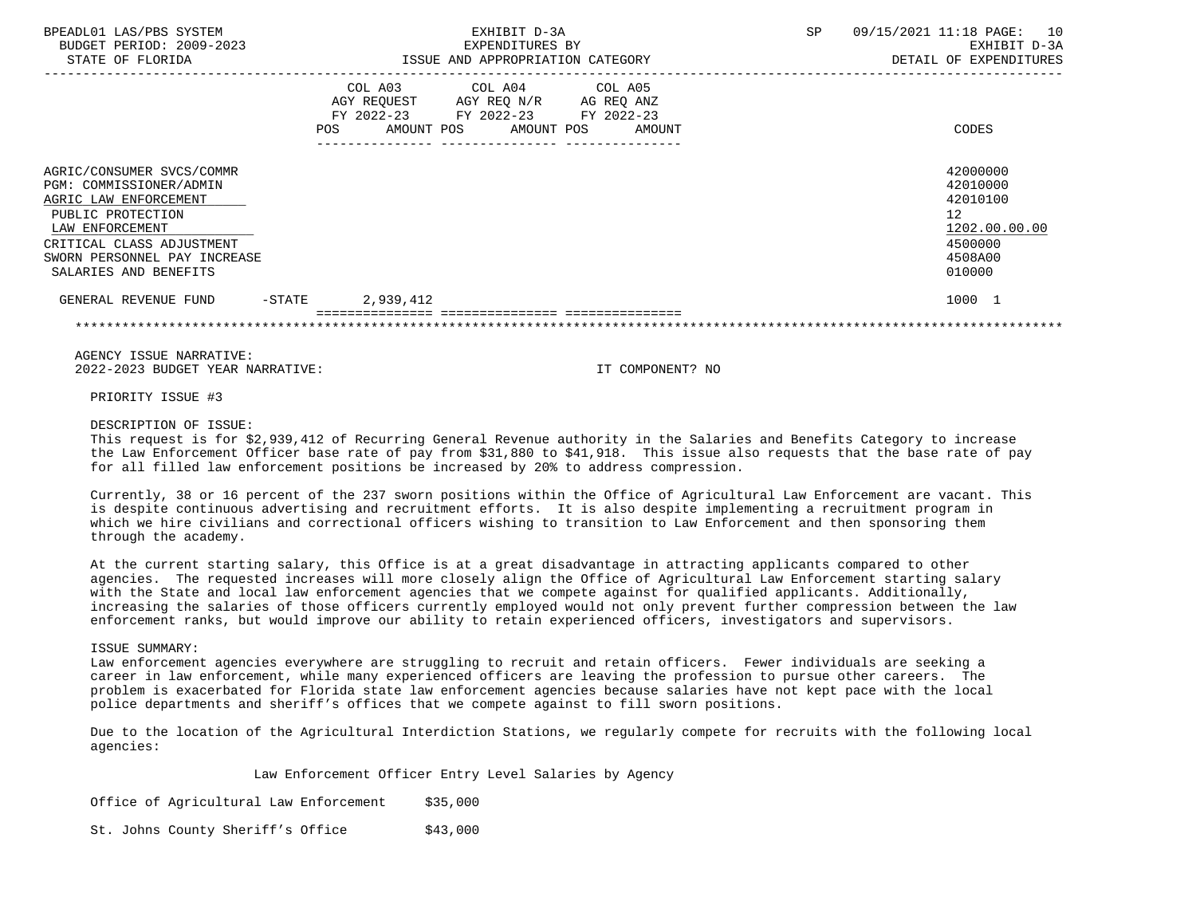| | COL A03 AGY REQUEST FY 2022-23 POS AMOUNT | COL A04 AGY REQ N/R FY 2022-23 POS AMOUNT | COL A05 AG REQ ANZ FY 2022-23 POS AMOUNT | CODES |
|---|---|---|---|---|
| AGRIC/CONSUMER SVCS/COMMR | | | | 42000000 |
| PGM: COMMISSIONER/ADMIN | | | | 42010000 |
| AGRIC LAW ENFORCEMENT | | | | 42010100 |
| PUBLIC PROTECTION | | | | 12 |
| LAW ENFORCEMENT | | | | 1202.00.00.00 |
| CRITICAL CLASS ADJUSTMENT | | | | 4500000 |
| SWORN PERSONNEL PAY INCREASE | | | | 4508A00 |
| SALARIES AND BENEFITS | | | | 010000 |
| GENERAL REVENUE FUND -STATE | 2,939,412 | | | 1000 1 |

AGENCY ISSUE NARRATIVE:
2022-2023 BUDGET YEAR NARRATIVE: IT COMPONENT? NO

PRIORITY ISSUE #3

DESCRIPTION OF ISSUE:
This request is for $2,939,412 of Recurring General Revenue authority in the Salaries and Benefits Category to increase the Law Enforcement Officer base rate of pay from $31,880 to $41,918. This issue also requests that the base rate of pay for all filled law enforcement positions be increased by 20% to address compression.

Currently, 38 or 16 percent of the 237 sworn positions within the Office of Agricultural Law Enforcement are vacant. This is despite continuous advertising and recruitment efforts. It is also despite implementing a recruitment program in which we hire civilians and correctional officers wishing to transition to Law Enforcement and then sponsoring them through the academy.

At the current starting salary, this Office is at a great disadvantage in attracting applicants compared to other agencies. The requested increases will more closely align the Office of Agricultural Law Enforcement starting salary with the State and local law enforcement agencies that we compete against for qualified applicants. Additionally, increasing the salaries of those officers currently employed would not only prevent further compression between the law enforcement ranks, but would improve our ability to retain experienced officers, investigators and supervisors.

ISSUE SUMMARY:
Law enforcement agencies everywhere are struggling to recruit and retain officers. Fewer individuals are seeking a career in law enforcement, while many experienced officers are leaving the profession to pursue other careers. The problem is exacerbated for Florida state law enforcement agencies because salaries have not kept pace with the local police departments and sheriff's offices that we compete against to fill sworn positions.

Due to the location of the Agricultural Interdiction Stations, we regularly compete for recruits with the following local agencies:

Law Enforcement Officer Entry Level Salaries by Agency

| Agency | Salary |
|---|---|
| Office of Agricultural Law Enforcement | $35,000 |
| St. Johns County Sheriff's Office | $43,000 |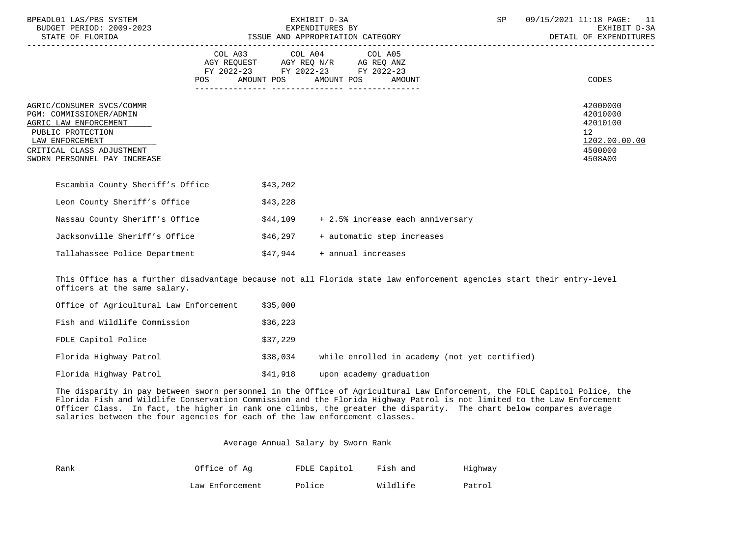| | COL A03 AGY REQUEST FY 2022-23 POS AMOUNT | COL A04 AGY REQ N/R FY 2022-23 POS AMOUNT | COL A05 AG REQ ANZ FY 2022-23 POS AMOUNT | CODES |
|---|---|---|---|---|

AGRIC/CONSUMER SVCS/COMMR 42000000
PGM: COMMISSIONER/ADMIN 42010000
AGRIC LAW ENFORCEMENT 42010100
PUBLIC PROTECTION 12
LAW ENFORCEMENT 1202.00.00.00
CRITICAL CLASS ADJUSTMENT 4500000
SWORN PERSONNEL PAY INCREASE 4508A00

| | | |
|---|---|---|
| Escambia County Sheriff's Office | $43,202 | |
| Leon County Sheriff's Office | $43,228 | |
| Nassau County Sheriff's Office | $44,109 | + 2.5% increase each anniversary |
| Jacksonville Sheriff's Office | $46,297 | + automatic step increases |
| Tallahassee Police Department | $47,944 | + annual increases |

This Office has a further disadvantage because not all Florida state law enforcement agencies start their entry-level officers at the same salary.

| | | |
|---|---|---|
| Office of Agricultural Law Enforcement | $35,000 | |
| Fish and Wildlife Commission | $36,223 | |
| FDLE Capitol Police | $37,229 | |
| Florida Highway Patrol | $38,034 | while enrolled in academy (not yet certified) |
| Florida Highway Patrol | $41,918 | upon academy graduation |

The disparity in pay between sworn personnel in the Office of Agricultural Law Enforcement, the FDLE Capitol Police, the Florida Fish and Wildlife Conservation Commission and the Florida Highway Patrol is not limited to the Law Enforcement Officer Class. In fact, the higher in rank one climbs, the greater the disparity. The chart below compares average salaries between the four agencies for each of the law enforcement classes.

Average Annual Salary by Sworn Rank

| Rank | Office of Ag Law Enforcement | FDLE Capitol Police | Fish and Wildlife | Highway Patrol |
|---|---|---|---|---|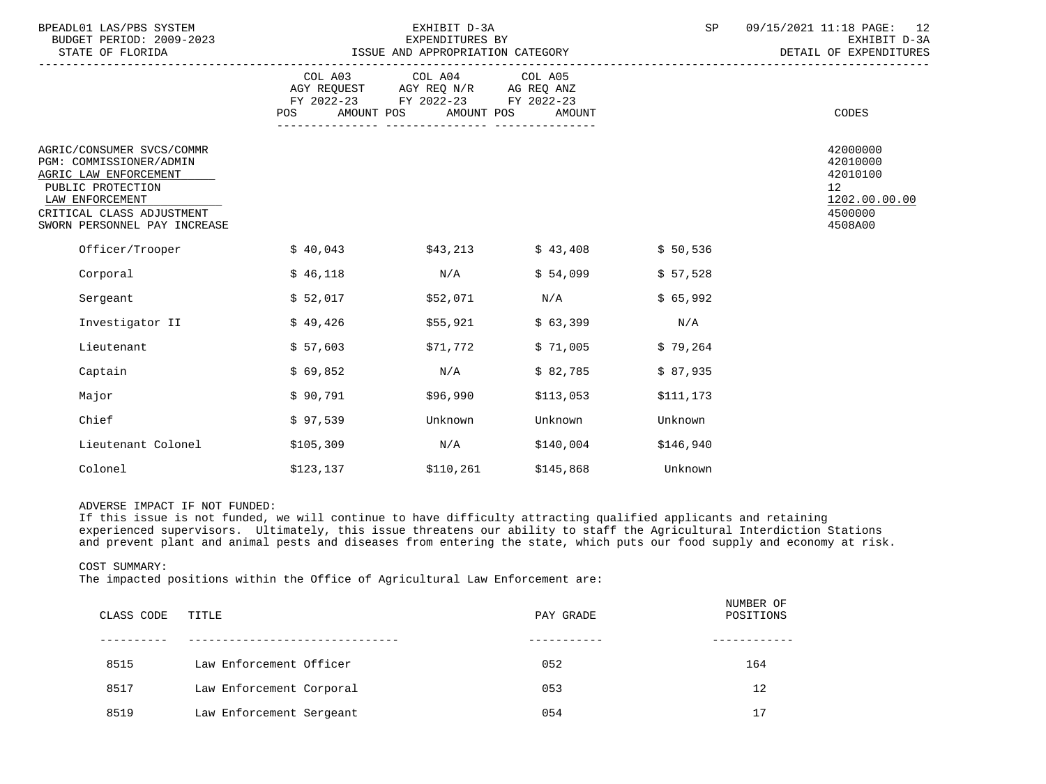| | COL A03 AGY REQUEST FY 2022-23 | COL A04 AGY REQ N/R FY 2022-23 | COL A05 AG REQ ANZ FY 2022-23 | | CODES |
|---|---|---|---|---|---|
| | POS AMOUNT | POS AMOUNT | POS AMOUNT | | |

AGRIC/CONSUMER SVCS/COMMR — 42000000
PGM: COMMISSIONER/ADMIN — 42010000
AGRIC LAW ENFORCEMENT — 42010100
PUBLIC PROTECTION — 12
LAW ENFORCEMENT — 1202.00.00.00
CRITICAL CLASS ADJUSTMENT — 4500000
SWORN PERSONNEL PAY INCREASE — 4508A00

| | | | | |
|---|---|---|---|---|
| Officer/Trooper | $ 40,043 | $43,213 | $ 43,408 | $ 50,536 |
| Corporal | $ 46,118 | N/A | $ 54,099 | $ 57,528 |
| Sergeant | $ 52,017 | $52,071 | N/A | $ 65,992 |
| Investigator II | $ 49,426 | $55,921 | $ 63,399 | N/A |
| Lieutenant | $ 57,603 | $71,772 | $ 71,005 | $ 79,264 |
| Captain | $ 69,852 | N/A | $ 82,785 | $ 87,935 |
| Major | $ 90,791 | $96,990 | $113,053 | $111,173 |
| Chief | $ 97,539 | Unknown | Unknown | Unknown |
| Lieutenant Colonel | $105,309 | N/A | $140,004 | $146,940 |
| Colonel | $123,137 | $110,261 | $145,868 | Unknown |

ADVERSE IMPACT IF NOT FUNDED:
If this issue is not funded, we will continue to have difficulty attracting qualified applicants and retaining experienced supervisors. Ultimately, this issue threatens our ability to staff the Agricultural Interdiction Stations and prevent plant and animal pests and diseases from entering the state, which puts our food supply and economy at risk.

COST SUMMARY:
The impacted positions within the Office of Agricultural Law Enforcement are:

| CLASS CODE | TITLE | PAY GRADE | NUMBER OF POSITIONS |
|---|---|---|---|
| 8515 | Law Enforcement Officer | 052 | 164 |
| 8517 | Law Enforcement Corporal | 053 | 12 |
| 8519 | Law Enforcement Sergeant | 054 | 17 |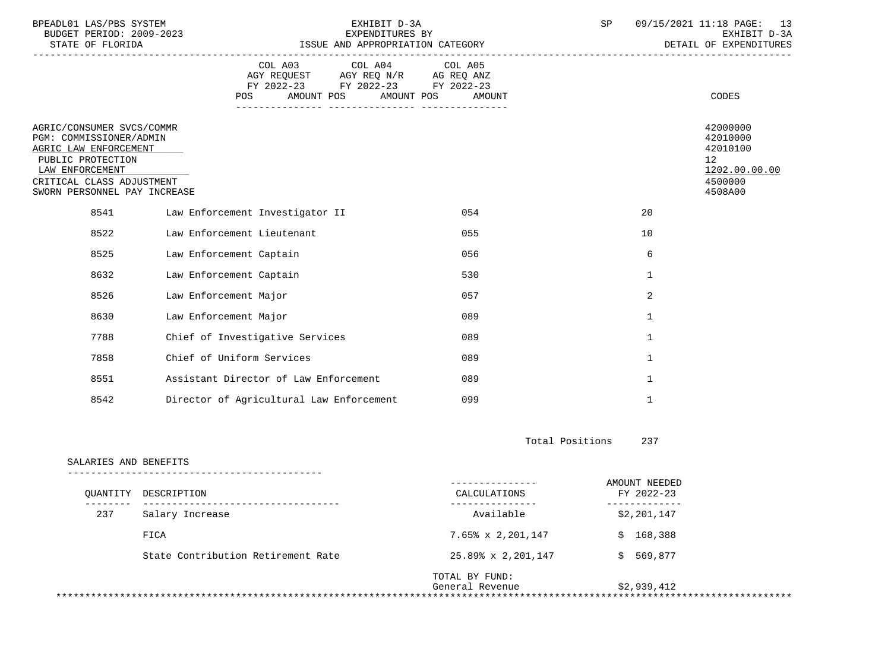BPEADL01 LAS/PBS SYSTEM
BUDGET PERIOD: 2009-2023
STATE OF FLORIDA

EXHIBIT D-3A
EXPENDITURES BY
ISSUE AND APPROPRIATION CATEGORY

SP 09/15/2021 11:18
EXHIBIT D-3A
DETAIL OF EXPENDITURES

| | COL A03 AGY REQUEST FY 2022-23 POS AMOUNT | COL A04 AGY REQ N/R FY 2022-23 POS AMOUNT | COL A05 AG REQ ANZ FY 2022-23 POS AMOUNT | CODES |
|---|---|---|---|---|
| AGRIC/CONSUMER SVCS/COMMR | | | | 42000000 |
| PGM: COMMISSIONER/ADMIN | | | | 42010000 |
| AGRIC LAW ENFORCEMENT | | | | 42010100 |
| PUBLIC PROTECTION | | | | 12 |
| LAW ENFORCEMENT | | | | 1202.00.00.00 |
| CRITICAL CLASS ADJUSTMENT | | | | 4500000 |
| SWORN PERSONNEL PAY INCREASE | | | | 4508A00 |

| | | | |
|---|---|---|---|
| 8541 | Law Enforcement Investigator II | 054 | 20 |
| 8522 | Law Enforcement Lieutenant | 055 | 10 |
| 8525 | Law Enforcement Captain | 056 | 6 |
| 8632 | Law Enforcement Captain | 530 | 1 |
| 8526 | Law Enforcement Major | 057 | 2 |
| 8630 | Law Enforcement Major | 089 | 1 |
| 7788 | Chief of Investigative Services | 089 | 1 |
| 7858 | Chief of Uniform Services | 089 | 1 |
| 8551 | Assistant Director of Law Enforcement | 089 | 1 |
| 8542 | Director of Agricultural Law Enforcement | 099 | 1 |

Total Positions 237

SALARIES AND BENEFITS

| QUANTITY | DESCRIPTION | CALCULATIONS | AMOUNT NEEDED FY 2022-23 |
|---|---|---|---|
| 237 | Salary Increase | Available | $2,201,147 |
| | FICA | 7.65% x 2,201,147 | $ 168,388 |
| | State Contribution Retirement Rate | 25.89% x 2,201,147 | $ 569,877 |
| | | TOTAL BY FUND: General Revenue | $2,939,412 |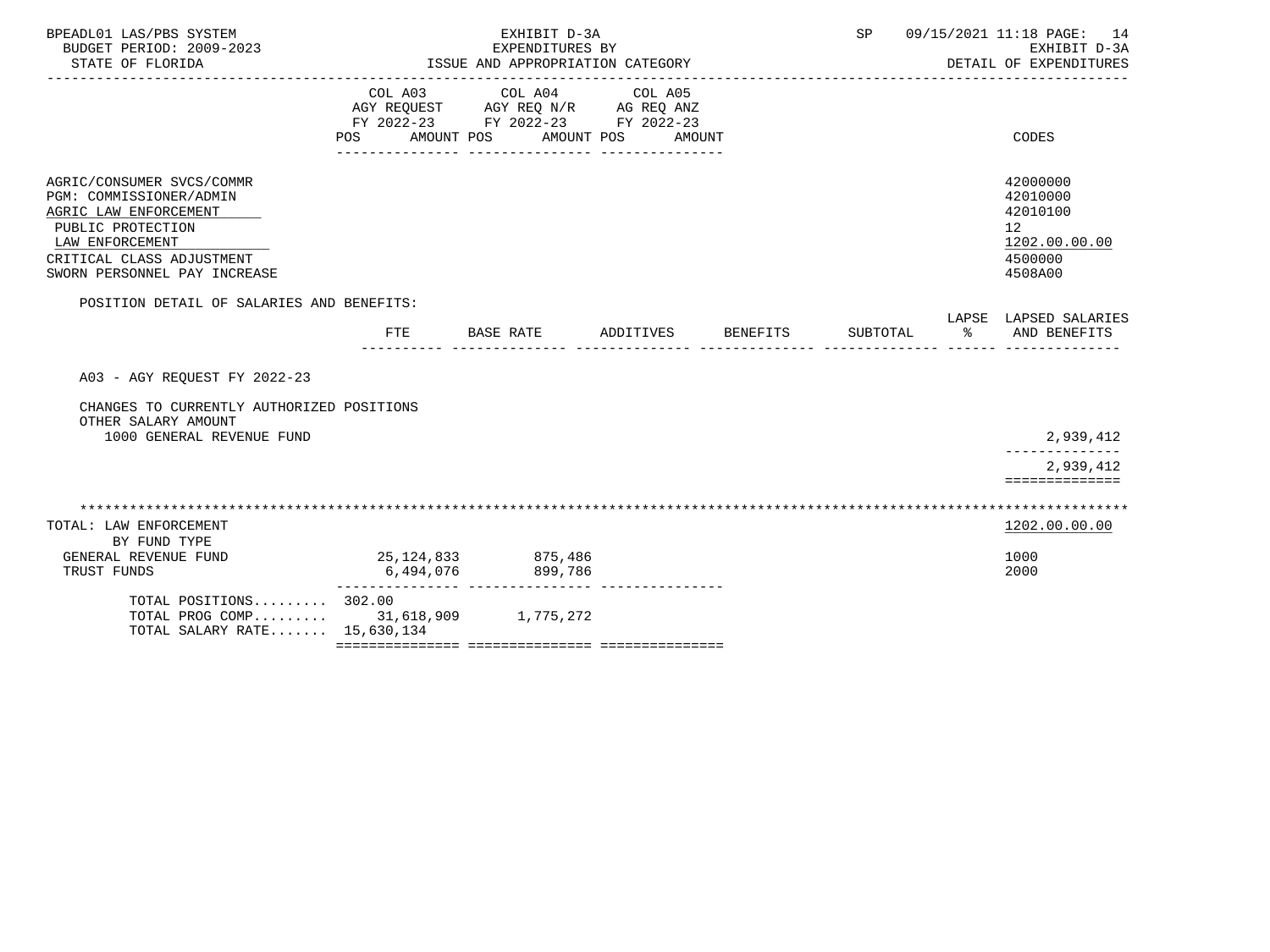BPEADL01 LAS/PBS SYSTEM

BUDGET PERIOD: 2009-2023

STATE OF FLORIDA

EXHIBIT D-3A

EXPENDITURES BY

ISSUE AND APPROPRIATION CATEGORY

SP 09/15/2021 11:18

EXHIBIT D-3A

DETAIL OF EXPENDITURES

| | COL A03 AGY REQUEST FY 2022-23 POS AMOUNT | COL A04 AGY REQ N/R FY 2022-23 POS AMOUNT | COL A05 AG REQ ANZ FY 2022-23 POS AMOUNT | CODES |
|---|---|---|---|---|
| AGRIC/CONSUMER SVCS/COMMR | | | | 42000000 |
| PGM: COMMISSIONER/ADMIN | | | | 42010000 |
| AGRIC LAW ENFORCEMENT | | | | 42010100 |
| PUBLIC PROTECTION | | | | 12 |
| LAW ENFORCEMENT | | | | 1202.00.00.00 |
| CRITICAL CLASS ADJUSTMENT | | | | 4500000 |
| SWORN PERSONNEL PAY INCREASE | | | | 4508A00 |

POSITION DETAIL OF SALARIES AND BENEFITS:

| | FTE | BASE RATE | ADDITIVES | BENEFITS | SUBTOTAL | LAPSE % | LAPSED SALARIES AND BENEFITS |
|---|---|---|---|---|---|---|---|
| A03 - AGY REQUEST FY 2022-23 | | | | | | | |
| CHANGES TO CURRENTLY AUTHORIZED POSITIONS | | | | | | | |
| OTHER SALARY AMOUNT | | | | | | | |
| 1000 GENERAL REVENUE FUND | | | | | | | 2,939,412 |
| | | | | | | | 2,939,412 |

| | COL A03 | COL A04 | COL A05 | CODES |
|---|---|---|---|---|
| TOTAL: LAW ENFORCEMENT | | | | 1202.00.00.00 |
| BY FUND TYPE | | | | |
| GENERAL REVENUE FUND | 25,124,833 | 875,486 | | 1000 |
| TRUST FUNDS | 6,494,076 | 899,786 | | 2000 |
| TOTAL POSITIONS......... | 302.00 | | | |
| TOTAL PROG COMP......... | 31,618,909 | 1,775,272 | | |
| TOTAL SALARY RATE....... | 15,630,134 | | | |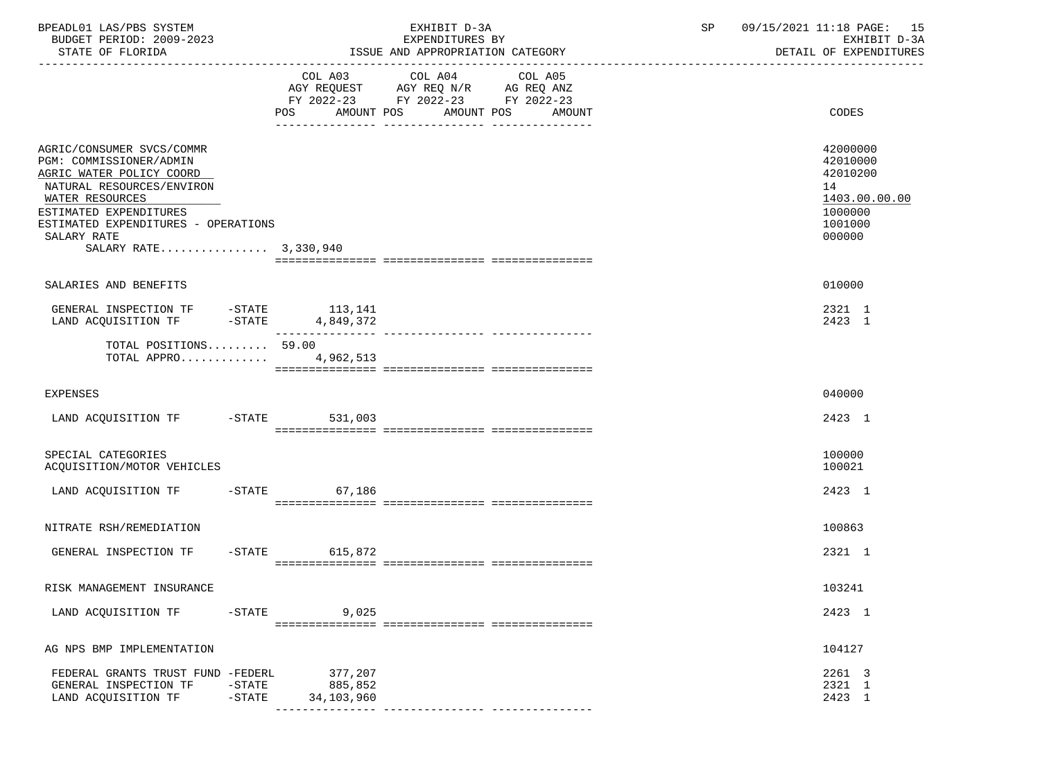BPEADL01 LAS/PBS SYSTEM | EXHIBIT D-3A | SP 09/15/2021 11:18

BUDGET PERIOD: 2009-2023 | EXPENDITURES BY | EXHIBIT D-3A

STATE OF FLORIDA | ISSUE AND APPROPRIATION CATEGORY | DETAIL OF EXPENDITURES

| | COL A03 AGY REQUEST FY 2022-23 POS AMOUNT | COL A04 AGY REQ N/R FY 2022-23 POS AMOUNT | COL A05 AG REQ ANZ FY 2022-23 POS AMOUNT | CODES |
|---|---|---|---|---|
| AGRIC/CONSUMER SVCS/COMMR | | | | 42000000 |
| PGM: COMMISSIONER/ADMIN | | | | 42010000 |
| AGRIC WATER POLICY COORD | | | | 42010200 |
| NATURAL RESOURCES/ENVIRON | | | | 14 |
| WATER RESOURCES | | | | 1403.00.00.00 |
| ESTIMATED EXPENDITURES | | | | 1000000 |
| ESTIMATED EXPENDITURES - OPERATIONS | | | | 1001000 |
| SALARY RATE | | | | 000000 |
| SALARY RATE................ | 3,330,940 | | | |
| SALARIES AND BENEFITS | | | | 010000 |
| GENERAL INSPECTION TF -STATE | 113,141 | | | 2321 1 |
| LAND ACQUISITION TF -STATE | 4,849,372 | | | 2423 1 |
| TOTAL POSITIONS......... | 59.00 | | | |
| TOTAL APPRO............. | 4,962,513 | | | |
| EXPENSES | | | | 040000 |
| LAND ACQUISITION TF -STATE | 531,003 | | | 2423 1 |
| SPECIAL CATEGORIES | | | | 100000 |
| ACQUISITION/MOTOR VEHICLES | | | | 100021 |
| LAND ACQUISITION TF -STATE | 67,186 | | | 2423 1 |
| NITRATE RSH/REMEDIATION | | | | 100863 |
| GENERAL INSPECTION TF -STATE | 615,872 | | | 2321 1 |
| RISK MANAGEMENT INSURANCE | | | | 103241 |
| LAND ACQUISITION TF -STATE | 9,025 | | | 2423 1 |
| AG NPS BMP IMPLEMENTATION | | | | 104127 |
| FEDERAL GRANTS TRUST FUND -FEDERL | 377,207 | | | 2261 3 |
| GENERAL INSPECTION TF -STATE | 885,852 | | | 2321 1 |
| LAND ACQUISITION TF -STATE | 34,103,960 | | | 2423 1 |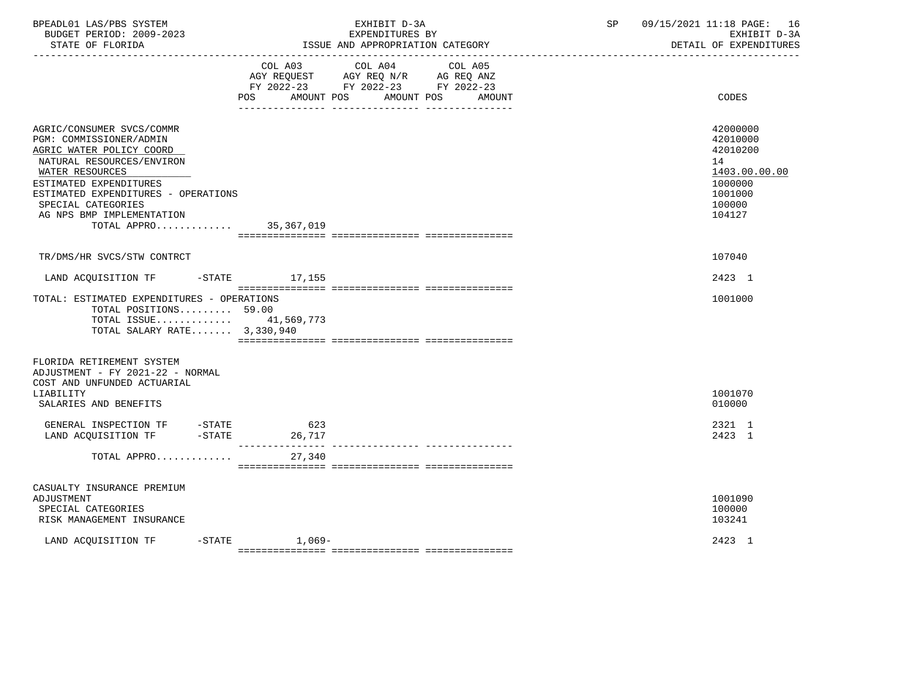| | COL A03 AGY REQUEST FY 2022-23 POS AMOUNT | COL A04 AGY REQ N/R FY 2022-23 POS AMOUNT | COL A05 AG REQ ANZ FY 2022-23 POS AMOUNT | CODES |
|---|---|---|---|---|
| AGRIC/CONSUMER SVCS/COMMR | | | | 42000000 |
| PGM: COMMISSIONER/ADMIN | | | | 42010000 |
| AGRIC WATER POLICY COORD | | | | 42010200 |
| NATURAL RESOURCES/ENVIRON | | | | 14 |
| WATER RESOURCES | | | | 1403.00.00.00 |
| ESTIMATED EXPENDITURES | | | | 1000000 |
| ESTIMATED EXPENDITURES - OPERATIONS | | | | 1001000 |
| SPECIAL CATEGORIES | | | | 100000 |
| AG NPS BMP IMPLEMENTATION | | | | 104127 |
| TOTAL APPRO............ | 35,367,019 | | | |
| TR/DMS/HR SVCS/STW CONTRCT | | | | 107040 |
| LAND ACQUISITION TF -STATE | 17,155 | | | 2423 1 |
| TOTAL: ESTIMATED EXPENDITURES - OPERATIONS | | | | 1001000 |
| TOTAL POSITIONS......... 59.00 | | | | |
| TOTAL ISSUE............ | 41,569,773 | | | |
| TOTAL SALARY RATE....... 3,330,940 | | | | |
| FLORIDA RETIREMENT SYSTEM ADJUSTMENT - FY 2021-22 - NORMAL COST AND UNFUNDED ACTUARIAL LIABILITY | | | | 1001070 |
| SALARIES AND BENEFITS | | | | 010000 |
| GENERAL INSPECTION TF -STATE | 623 | | | 2321 1 |
| LAND ACQUISITION TF -STATE | 26,717 | | | 2423 1 |
| TOTAL APPRO............ | 27,340 | | | |
| CASUALTY INSURANCE PREMIUM ADJUSTMENT | | | | 1001090 |
| SPECIAL CATEGORIES | | | | 100000 |
| RISK MANAGEMENT INSURANCE | | | | 103241 |
| LAND ACQUISITION TF -STATE | 1,069- | | | 2423 1 |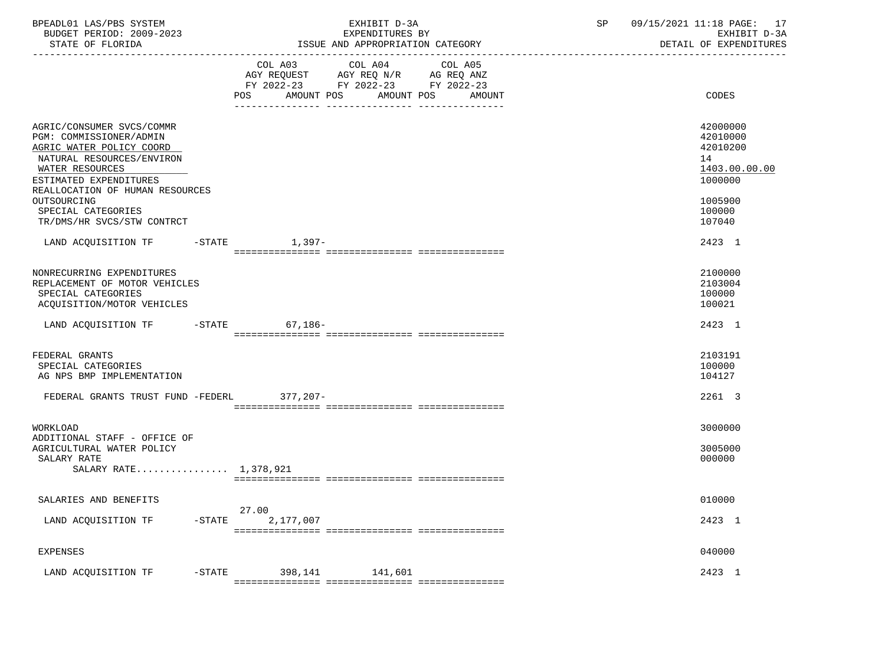BPEADL01 LAS/PBS SYSTEM | EXHIBIT D-3A | SP 09/15/2021 11:18 PAGE: 17
BUDGET PERIOD: 2009-2023 | EXPENDITURES BY | EXHIBIT D-3A
STATE OF FLORIDA | ISSUE AND APPROPRIATION CATEGORY | DETAIL OF EXPENDITURES

| | COL A03 AGY REQUEST FY 2022-23 POS | AMOUNT | COL A04 AGY REQ N/R FY 2022-23 POS | AMOUNT | COL A05 AG REQ ANZ FY 2022-23 POS | AMOUNT | CODES |
|---|---|---|---|---|---|---|---|
| AGRIC/CONSUMER SVCS/COMMR | | | | | | | 42000000 |
| PGM: COMMISSIONER/ADMIN | | | | | | | 42010000 |
| AGRIC WATER POLICY COORD | | | | | | | 42010200 |
| NATURAL RESOURCES/ENVIRON | | | | | | | 14 |
| WATER RESOURCES | | | | | | | 1403.00.00.00 |
| ESTIMATED EXPENDITURES | | | | | | | 1000000 |
| REALLOCATION OF HUMAN RESOURCES OUTSOURCING | | | | | | | 1005900 |
| SPECIAL CATEGORIES | | | | | | | 100000 |
| TR/DMS/HR SVCS/STW CONTRCT | | | | | | | 107040 |
| LAND ACQUISITION TF -STATE | | 1,397- | | | | | 2423 1 |
| NONRECURRING EXPENDITURES | | | | | | | 2100000 |
| REPLACEMENT OF MOTOR VEHICLES | | | | | | | 2103004 |
| SPECIAL CATEGORIES | | | | | | | 100000 |
| ACQUISITION/MOTOR VEHICLES | | | | | | | 100021 |
| LAND ACQUISITION TF -STATE | | 67,186- | | | | | 2423 1 |
| FEDERAL GRANTS | | | | | | | 2103191 |
| SPECIAL CATEGORIES | | | | | | | 100000 |
| AG NPS BMP IMPLEMENTATION | | | | | | | 104127 |
| FEDERAL GRANTS TRUST FUND -FEDERL | | 377,207- | | | | | 2261 3 |
| WORKLOAD | | | | | | | 3000000 |
| ADDITIONAL STAFF - OFFICE OF AGRICULTURAL WATER POLICY | | | | | | | 3005000 |
| SALARY RATE | | | | | | | 000000 |
| SALARY RATE................ 1,378,921 | | | | | | | |
| SALARIES AND BENEFITS | | | | | | | 010000 |
| LAND ACQUISITION TF -STATE | 27.00 | 2,177,007 | | | | | 2423 1 |
| EXPENSES | | | | | | | 040000 |
| LAND ACQUISITION TF -STATE | | 398,141 | | 141,601 | | | 2423 1 |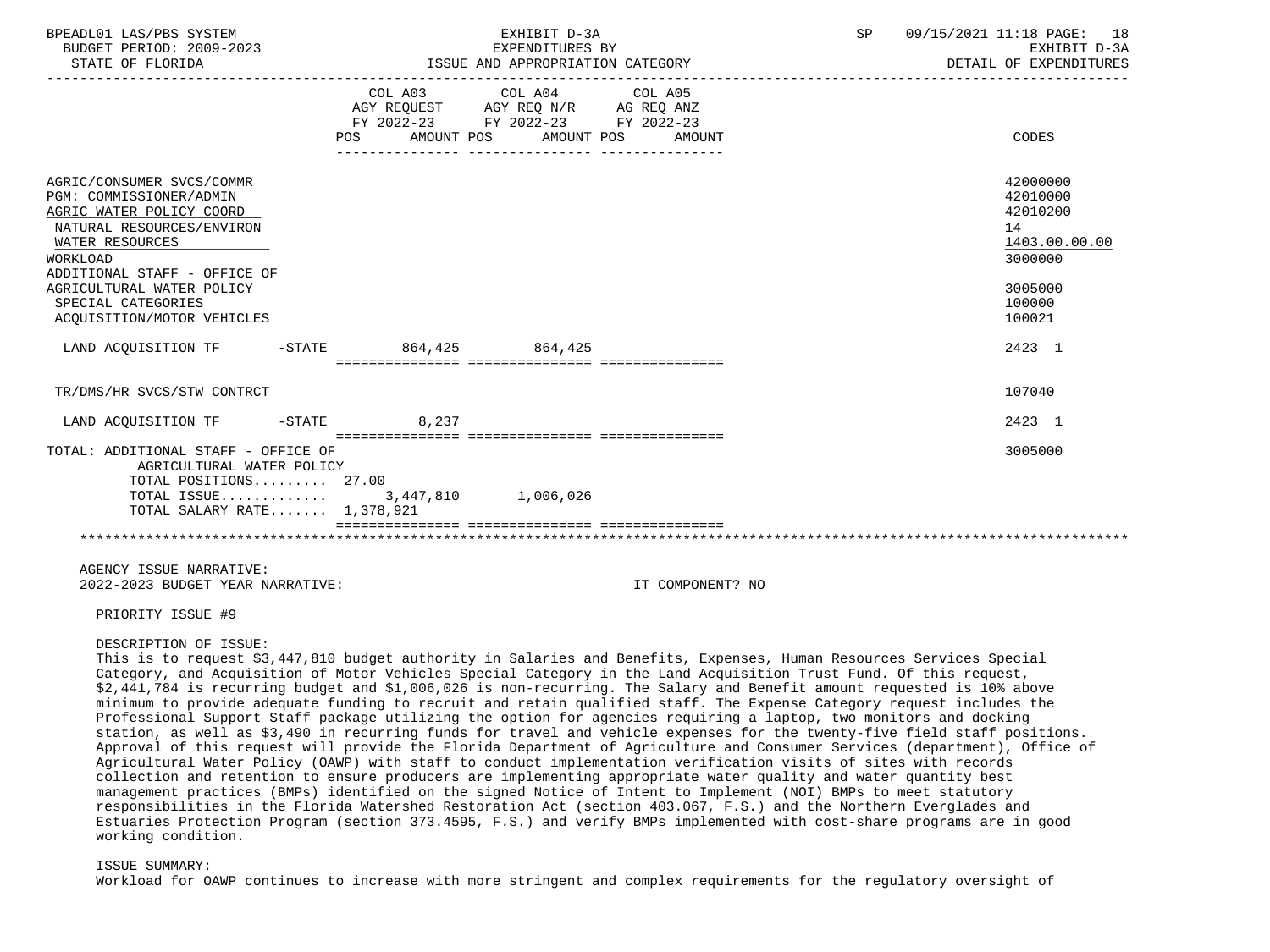BPEADL01 LAS/PBS SYSTEM | EXHIBIT D-3A | SP 09/15/2021 11:18
BUDGET PERIOD: 2009-2023 | EXPENDITURES BY | EXHIBIT D-3A
STATE OF FLORIDA | ISSUE AND APPROPRIATION CATEGORY | DETAIL OF EXPENDITURES

| | COL A03 AGY REQUEST FY 2022-23 POS AMOUNT | COL A04 AGY REQ N/R FY 2022-23 POS AMOUNT | COL A05 AG REQ ANZ FY 2022-23 POS AMOUNT | CODES |
|---|---|---|---|---|
| AGRIC/CONSUMER SVCS/COMMR | | | | 42000000 |
| PGM: COMMISSIONER/ADMIN | | | | 42010000 |
| AGRIC WATER POLICY COORD | | | | 42010200 |
| NATURAL RESOURCES/ENVIRON | | | | 14 |
| WATER RESOURCES | | | | 1403.00.00.00 |
| WORKLOAD | | | | 3000000 |
| ADDITIONAL STAFF - OFFICE OF AGRICULTURAL WATER POLICY | | | | 3005000 |
| SPECIAL CATEGORIES | | | | 100000 |
| ACQUISITION/MOTOR VEHICLES | | | | 100021 |
| LAND ACQUISITION TF -STATE | 864,425 | 864,425 | | 2423 1 |
| TR/DMS/HR SVCS/STW CONTRCT | | | | 107040 |
| LAND ACQUISITION TF -STATE | 8,237 | | | 2423 1 |
| TOTAL: ADDITIONAL STAFF - OFFICE OF AGRICULTURAL WATER POLICY | | | | 3005000 |
| TOTAL POSITIONS......... 27.00 | | | | |
| TOTAL ISSUE............. | 3,447,810 | 1,006,026 | | |
| TOTAL SALARY RATE....... 1,378,921 | | | | |

AGENCY ISSUE NARRATIVE:
2022-2023 BUDGET YEAR NARRATIVE: IT COMPONENT? NO

PRIORITY ISSUE #9

DESCRIPTION OF ISSUE:
This is to request $3,447,810 budget authority in Salaries and Benefits, Expenses, Human Resources Services Special Category, and Acquisition of Motor Vehicles Special Category in the Land Acquisition Trust Fund. Of this request, $2,441,784 is recurring budget and $1,006,026 is non-recurring. The Salary and Benefit amount requested is 10% above minimum to provide adequate funding to recruit and retain qualified staff. The Expense Category request includes the Professional Support Staff package utilizing the option for agencies requiring a laptop, two monitors and docking station, as well as $3,490 in recurring funds for travel and vehicle expenses for the twenty-five field staff positions. Approval of this request will provide the Florida Department of Agriculture and Consumer Services (department), Office of Agricultural Water Policy (OAWP) with staff to conduct implementation verification visits of sites with records collection and retention to ensure producers are implementing appropriate water quality and water quantity best management practices (BMPs) identified on the signed Notice of Intent to Implement (NOI) BMPs to meet statutory responsibilities in the Florida Watershed Restoration Act (section 403.067, F.S.) and the Northern Everglades and Estuaries Protection Program (section 373.4595, F.S.) and verify BMPs implemented with cost-share programs are in good working condition.

ISSUE SUMMARY:
Workload for OAWP continues to increase with more stringent and complex requirements for the regulatory oversight of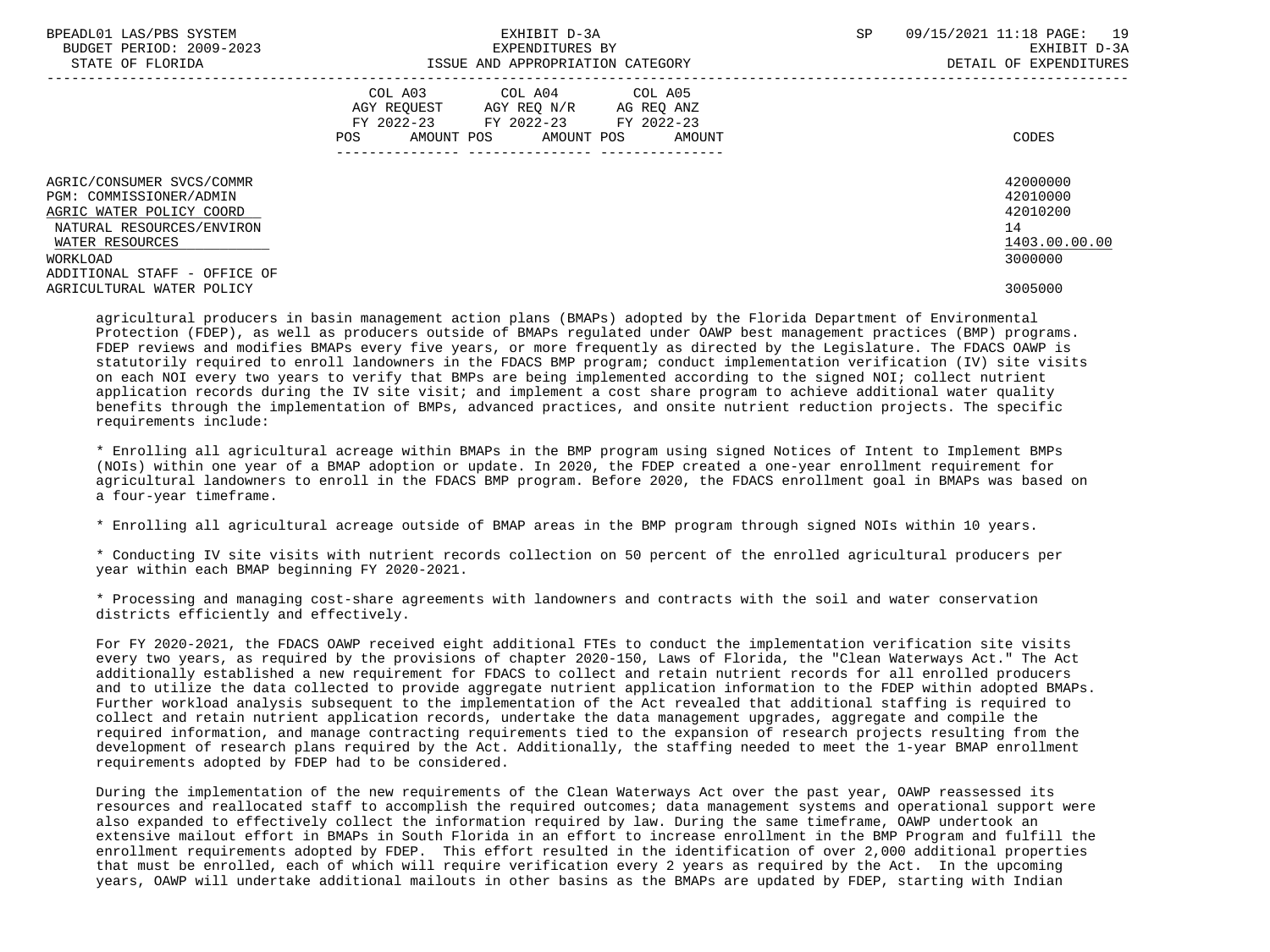| | COL A03 AGY REQUEST FY 2022-23 POS AMOUNT | COL A04 AGY REQ N/R FY 2022-23 POS AMOUNT | COL A05 AG REQ ANZ FY 2022-23 POS AMOUNT | CODES |
|---|---|---|---|---|
| AGRIC/CONSUMER SVCS/COMMR | | | | 42000000 |
| PGM: COMMISSIONER/ADMIN | | | | 42010000 |
| AGRIC WATER POLICY COORD | | | | 42010200 |
| NATURAL RESOURCES/ENVIRON | | | | 14 |
| WATER RESOURCES | | | | 1403.00.00.00 |
| WORKLOAD | | | | 3000000 |
| ADDITIONAL STAFF - OFFICE OF AGRICULTURAL WATER POLICY | | | | 3005000 |

agricultural producers in basin management action plans (BMAPs) adopted by the Florida Department of Environmental Protection (FDEP), as well as producers outside of BMAPs regulated under OAWP best management practices (BMP) programs. FDEP reviews and modifies BMAPs every five years, or more frequently as directed by the Legislature. The FDACS OAWP is statutorily required to enroll landowners in the FDACS BMP program; conduct implementation verification (IV) site visits on each NOI every two years to verify that BMPs are being implemented according to the signed NOI; collect nutrient application records during the IV site visit; and implement a cost share program to achieve additional water quality benefits through the implementation of BMPs, advanced practices, and onsite nutrient reduction projects. The specific requirements include:

* Enrolling all agricultural acreage within BMAPs in the BMP program using signed Notices of Intent to Implement BMPs (NOIs) within one year of a BMAP adoption or update. In 2020, the FDEP created a one-year enrollment requirement for agricultural landowners to enroll in the FDACS BMP program. Before 2020, the FDACS enrollment goal in BMAPs was based on a four-year timeframe.

* Enrolling all agricultural acreage outside of BMAP areas in the BMP program through signed NOIs within 10 years.

* Conducting IV site visits with nutrient records collection on 50 percent of the enrolled agricultural producers per year within each BMAP beginning FY 2020-2021.

* Processing and managing cost-share agreements with landowners and contracts with the soil and water conservation districts efficiently and effectively.

For FY 2020-2021, the FDACS OAWP received eight additional FTEs to conduct the implementation verification site visits every two years, as required by the provisions of chapter 2020-150, Laws of Florida, the "Clean Waterways Act." The Act additionally established a new requirement for FDACS to collect and retain nutrient records for all enrolled producers and to utilize the data collected to provide aggregate nutrient application information to the FDEP within adopted BMAPs. Further workload analysis subsequent to the implementation of the Act revealed that additional staffing is required to collect and retain nutrient application records, undertake the data management upgrades, aggregate and compile the required information, and manage contracting requirements tied to the expansion of research projects resulting from the development of research plans required by the Act. Additionally, the staffing needed to meet the 1-year BMAP enrollment requirements adopted by FDEP had to be considered.

During the implementation of the new requirements of the Clean Waterways Act over the past year, OAWP reassessed its resources and reallocated staff to accomplish the required outcomes; data management systems and operational support were also expanded to effectively collect the information required by law. During the same timeframe, OAWP undertook an extensive mailout effort in BMAPs in South Florida in an effort to increase enrollment in the BMP Program and fulfill the enrollment requirements adopted by FDEP. This effort resulted in the identification of over 2,000 additional properties that must be enrolled, each of which will require verification every 2 years as required by the Act. In the upcoming years, OAWP will undertake additional mailouts in other basins as the BMAPs are updated by FDEP, starting with Indian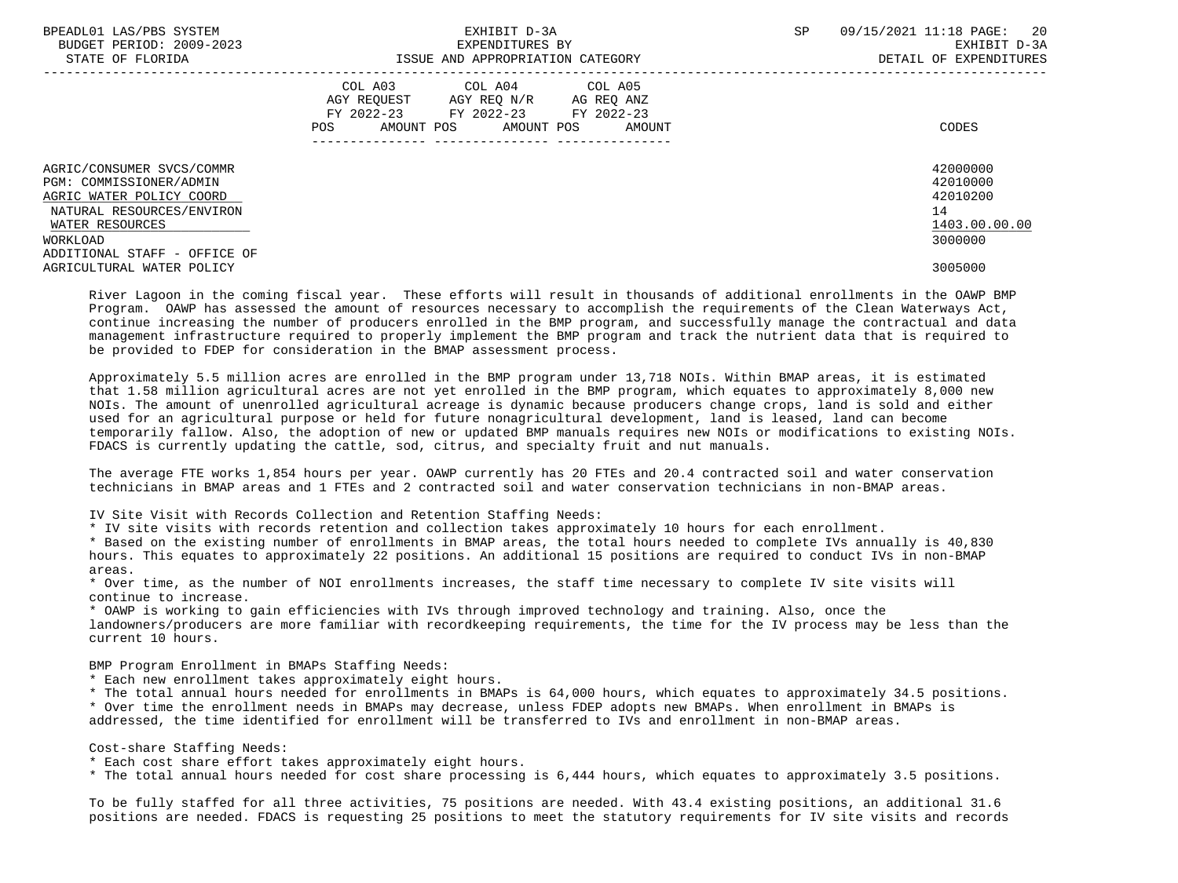| | COL A03 AGY REQUEST FY 2022-23 POS AMOUNT | COL A04 AGY REQ N/R FY 2022-23 POS AMOUNT | COL A05 AG REQ ANZ FY 2022-23 POS AMOUNT | CODES |
|---|---|---|---|---|
| AGRIC/CONSUMER SVCS/COMMR | | | | 42000000 |
| PGM: COMMISSIONER/ADMIN | | | | 42010000 |
| AGRIC WATER POLICY COORD | | | | 42010200 |
| NATURAL RESOURCES/ENVIRON | | | | 14 |
| WATER RESOURCES | | | | 1403.00.00.00 |
| WORKLOAD | | | | 3000000 |
| ADDITIONAL STAFF - OFFICE OF AGRICULTURAL WATER POLICY | | | | 3005000 |

River Lagoon in the coming fiscal year. These efforts will result in thousands of additional enrollments in the OAWP BMP Program. OAWP has assessed the amount of resources necessary to accomplish the requirements of the Clean Waterways Act, continue increasing the number of producers enrolled in the BMP program, and successfully manage the contractual and data management infrastructure required to properly implement the BMP program and track the nutrient data that is required to be provided to FDEP for consideration in the BMAP assessment process.

Approximately 5.5 million acres are enrolled in the BMP program under 13,718 NOIs. Within BMAP areas, it is estimated that 1.58 million agricultural acres are not yet enrolled in the BMP program, which equates to approximately 8,000 new NOIs. The amount of unenrolled agricultural acreage is dynamic because producers change crops, land is sold and either used for an agricultural purpose or held for future nonagricultural development, land is leased, land can become temporarily fallow. Also, the adoption of new or updated BMP manuals requires new NOIs or modifications to existing NOIs. FDACS is currently updating the cattle, sod, citrus, and specialty fruit and nut manuals.

The average FTE works 1,854 hours per year. OAWP currently has 20 FTEs and 20.4 contracted soil and water conservation technicians in BMAP areas and 1 FTEs and 2 contracted soil and water conservation technicians in non-BMAP areas.

IV Site Visit with Records Collection and Retention Staffing Needs:

* IV site visits with records retention and collection takes approximately 10 hours for each enrollment.
* Based on the existing number of enrollments in BMAP areas, the total hours needed to complete IVs annually is 40,830 hours. This equates to approximately 22 positions. An additional 15 positions are required to conduct IVs in non-BMAP areas.
* Over time, as the number of NOI enrollments increases, the staff time necessary to complete IV site visits will continue to increase.
* OAWP is working to gain efficiencies with IVs through improved technology and training. Also, once the landowners/producers are more familiar with recordkeeping requirements, the time for the IV process may be less than the current 10 hours.

BMP Program Enrollment in BMAPs Staffing Needs:

* Each new enrollment takes approximately eight hours.
* The total annual hours needed for enrollments in BMAPs is 64,000 hours, which equates to approximately 34.5 positions.
* Over time the enrollment needs in BMAPs may decrease, unless FDEP adopts new BMAPs. When enrollment in BMAPs is addressed, the time identified for enrollment will be transferred to IVs and enrollment in non-BMAP areas.

Cost-share Staffing Needs:

* Each cost share effort takes approximately eight hours.
* The total annual hours needed for cost share processing is 6,444 hours, which equates to approximately 3.5 positions.

To be fully staffed for all three activities, 75 positions are needed. With 43.4 existing positions, an additional 31.6 positions are needed. FDACS is requesting 25 positions to meet the statutory requirements for IV site visits and records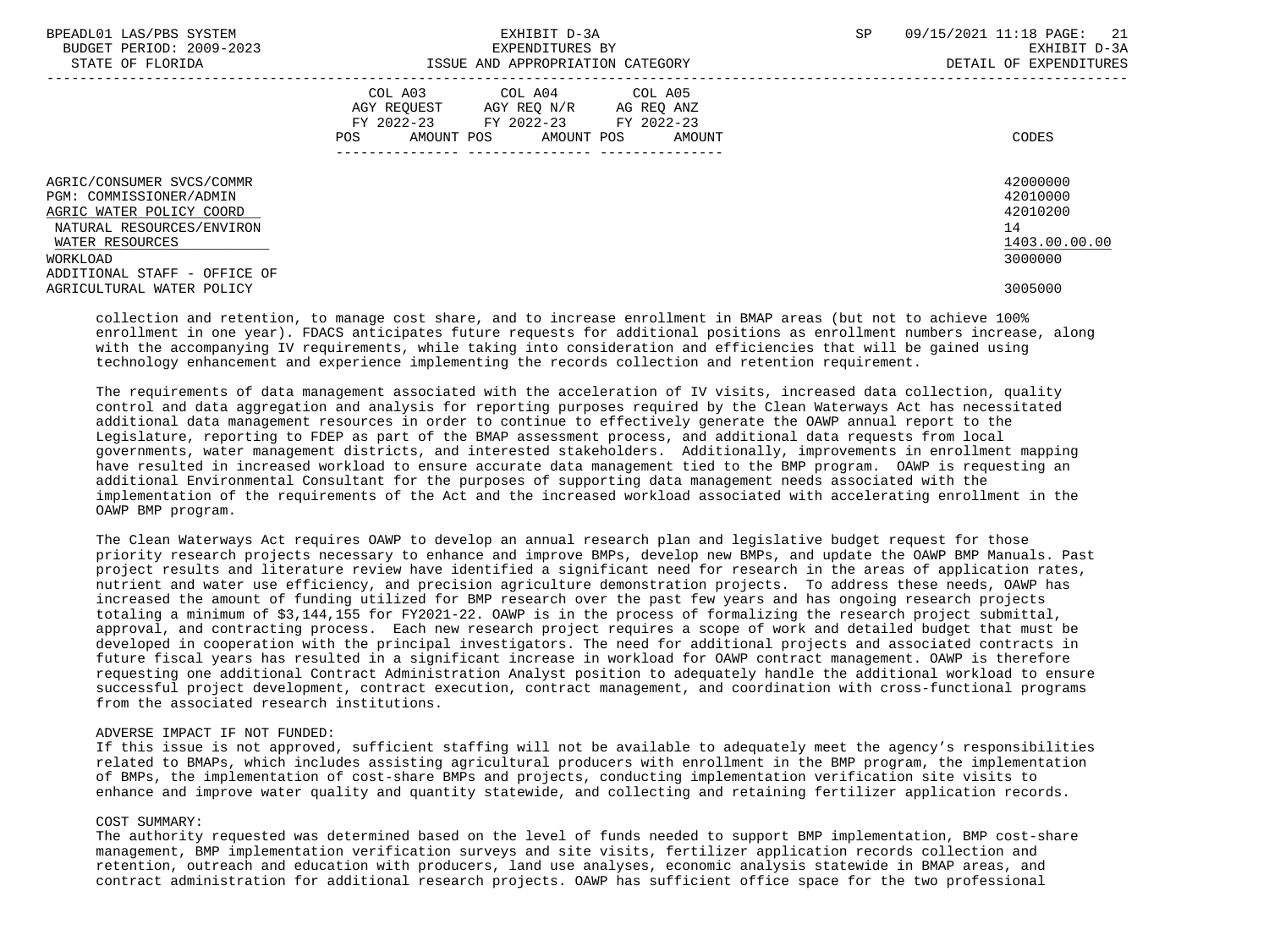| | COL A03 AGY REQUEST FY 2022-23 POS AMOUNT | COL A04 AGY REQ N/R FY 2022-23 POS AMOUNT | COL A05 AG REQ ANZ FY 2022-23 POS AMOUNT | CODES |
|---|---|---|---|---|
| AGRIC/CONSUMER SVCS/COMMR | | | | 42000000 |
| PGM: COMMISSIONER/ADMIN | | | | 42010000 |
| AGRIC WATER POLICY COORD | | | | 42010200 |
| NATURAL RESOURCES/ENVIRON | | | | 14 |
| WATER RESOURCES | | | | 1403.00.00.00 |
| WORKLOAD | | | | 3000000 |
| ADDITIONAL STAFF - OFFICE OF AGRICULTURAL WATER POLICY | | | | 3005000 |

collection and retention, to manage cost share, and to increase enrollment in BMAP areas (but not to achieve 100% enrollment in one year). FDACS anticipates future requests for additional positions as enrollment numbers increase, along with the accompanying IV requirements, while taking into consideration and efficiencies that will be gained using technology enhancement and experience implementing the records collection and retention requirement.

The requirements of data management associated with the acceleration of IV visits, increased data collection, quality control and data aggregation and analysis for reporting purposes required by the Clean Waterways Act has necessitated additional data management resources in order to continue to effectively generate the OAWP annual report to the Legislature, reporting to FDEP as part of the BMAP assessment process, and additional data requests from local governments, water management districts, and interested stakeholders. Additionally, improvements in enrollment mapping have resulted in increased workload to ensure accurate data management tied to the BMP program. OAWP is requesting an additional Environmental Consultant for the purposes of supporting data management needs associated with the implementation of the requirements of the Act and the increased workload associated with accelerating enrollment in the OAWP BMP program.

The Clean Waterways Act requires OAWP to develop an annual research plan and legislative budget request for those priority research projects necessary to enhance and improve BMPs, develop new BMPs, and update the OAWP BMP Manuals. Past project results and literature review have identified a significant need for research in the areas of application rates, nutrient and water use efficiency, and precision agriculture demonstration projects. To address these needs, OAWP has increased the amount of funding utilized for BMP research over the past few years and has ongoing research projects totaling a minimum of $3,144,155 for FY2021-22. OAWP is in the process of formalizing the research project submittal, approval, and contracting process. Each new research project requires a scope of work and detailed budget that must be developed in cooperation with the principal investigators. The need for additional projects and associated contracts in future fiscal years has resulted in a significant increase in workload for OAWP contract management. OAWP is therefore requesting one additional Contract Administration Analyst position to adequately handle the additional workload to ensure successful project development, contract execution, contract management, and coordination with cross-functional programs from the associated research institutions.

ADVERSE IMPACT IF NOT FUNDED:
If this issue is not approved, sufficient staffing will not be available to adequately meet the agency's responsibilities related to BMAPs, which includes assisting agricultural producers with enrollment in the BMP program, the implementation of BMPs, the implementation of cost-share BMPs and projects, conducting implementation verification site visits to enhance and improve water quality and quantity statewide, and collecting and retaining fertilizer application records.

COST SUMMARY:
The authority requested was determined based on the level of funds needed to support BMP implementation, BMP cost-share management, BMP implementation verification surveys and site visits, fertilizer application records collection and retention, outreach and education with producers, land use analyses, economic analysis statewide in BMAP areas, and contract administration for additional research projects. OAWP has sufficient office space for the two professional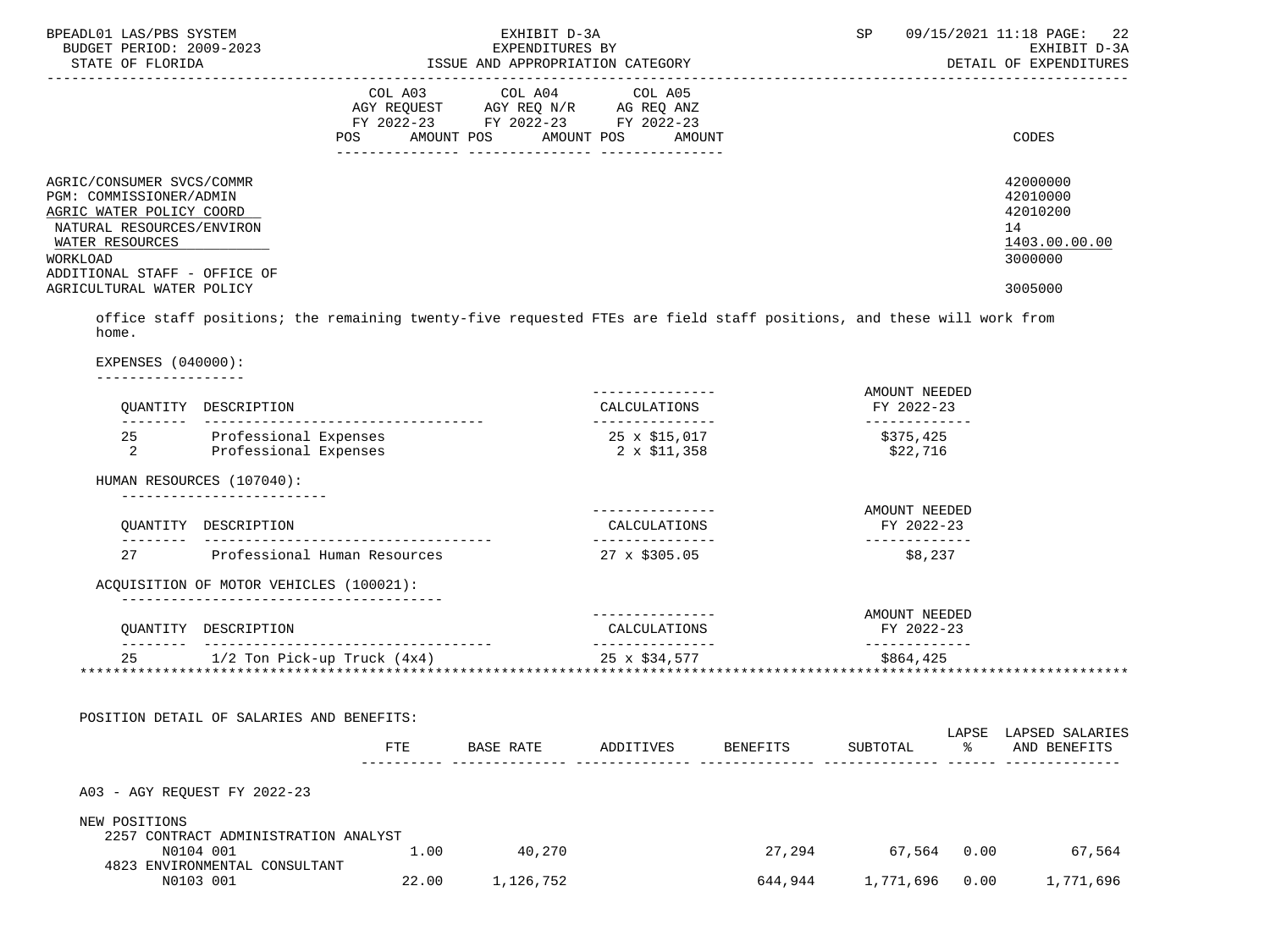| | COL A03 AGY REQUEST FY 2022-23 POS AMOUNT | COL A04 AGY REQ N/R FY 2022-23 POS AMOUNT | COL A05 AG REQ ANZ FY 2022-23 POS AMOUNT | CODES |
|---|---|---|---|---|
| AGRIC/CONSUMER SVCS/COMMR | | | | 42000000 |
| PGM: COMMISSIONER/ADMIN | | | | 42010000 |
| AGRIC WATER POLICY COORD | | | | 42010200 |
| NATURAL RESOURCES/ENVIRON | | | | 14 |
| WATER RESOURCES | | | | 1403.00.00.00 |
| WORKLOAD | | | | 3000000 |
| ADDITIONAL STAFF - OFFICE OF AGRICULTURAL WATER POLICY | | | | 3005000 |

office staff positions; the remaining twenty-five requested FTEs are field staff positions, and these will work from home.

EXPENSES (040000):

| QUANTITY | DESCRIPTION | CALCULATIONS | AMOUNT NEEDED FY 2022-23 |
|---|---|---|---|
| 25 | Professional Expenses | 25 x $15,017 | $375,425 |
| 2 | Professional Expenses | 2 x $11,358 | $22,716 |

HUMAN RESOURCES (107040):

| QUANTITY | DESCRIPTION | CALCULATIONS | AMOUNT NEEDED FY 2022-23 |
|---|---|---|---|
| 27 | Professional Human Resources | 27 x $305.05 | $8,237 |

ACQUISITION OF MOTOR VEHICLES (100021):

| QUANTITY | DESCRIPTION | CALCULATIONS | AMOUNT NEEDED FY 2022-23 |
|---|---|---|---|
| 25 | 1/2 Ton Pick-up Truck (4x4) | 25 x $34,577 | $864,425 |

POSITION DETAIL OF SALARIES AND BENEFITS:

| | FTE | BASE RATE | ADDITIVES | BENEFITS | SUBTOTAL | LAPSE % | LAPSED SALARIES AND BENEFITS |
|---|---|---|---|---|---|---|---|
| A03 - AGY REQUEST FY 2022-23 | | | | | | | |
| NEW POSITIONS | | | | | | | |
| 2257 CONTRACT ADMINISTRATION ANALYST | | | | | | | |
| N0104 001 | 1.00 | 40,270 | | 27,294 | 67,564 | 0.00 | 67,564 |
| 4823 ENVIRONMENTAL CONSULTANT | | | | | | | |
| N0103 001 | 22.00 | 1,126,752 | | 644,944 | 1,771,696 | 0.00 | 1,771,696 |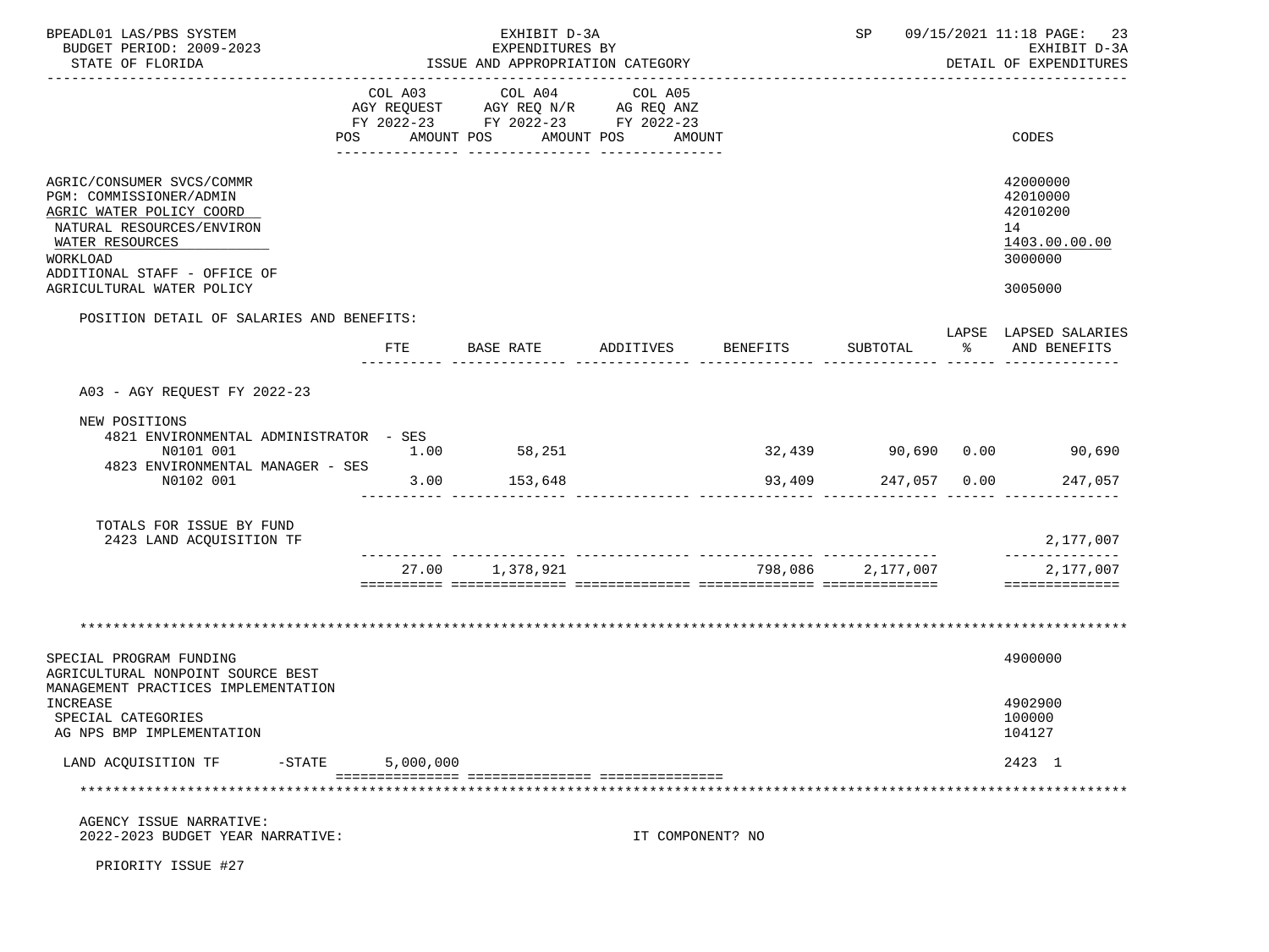BPEADL01 LAS/PBS SYSTEM — EXHIBIT D-3A — EXPENDITURES BY ISSUE AND APPROPRIATION CATEGORY — SP 09/15/2021 11:18 PAGE: 23
BUDGET PERIOD: 2009-2023 — EXHIBIT D-3A
STATE OF FLORIDA — DETAIL OF EXPENDITURES

| | COL A03 AGY REQUEST FY 2022-23 POS AMOUNT | COL A04 AGY REQ N/R FY 2022-23 POS AMOUNT | COL A05 AG REQ ANZ FY 2022-23 POS AMOUNT | CODES |
|---|---|---|---|---|
| AGRIC/CONSUMER SVCS/COMMR | | | | 42000000 |
| PGM: COMMISSIONER/ADMIN | | | | 42010000 |
| AGRIC WATER POLICY COORD | | | | 42010200 |
| NATURAL RESOURCES/ENVIRON | | | | 14 |
| WATER RESOURCES | | | | 1403.00.00.00 |
| WORKLOAD | | | | 3000000 |
| ADDITIONAL STAFF - OFFICE OF AGRICULTURAL WATER POLICY | | | | 3005000 |

POSITION DETAIL OF SALARIES AND BENEFITS:

| | FTE | BASE RATE | ADDITIVES | BENEFITS | SUBTOTAL | LAPSE % | LAPSED SALARIES AND BENEFITS |
|---|---|---|---|---|---|---|---|
| A03 - AGY REQUEST FY 2022-23 | | | | | | | |
| NEW POSITIONS | | | | | | | |
| 4821 ENVIRONMENTAL ADMINISTRATOR - SES N0101 001 | 1.00 | 58,251 | | 32,439 | 90,690 | 0.00 | 90,690 |
| 4823 ENVIRONMENTAL MANAGER - SES N0102 001 | 3.00 | 153,648 | | 93,409 | 247,057 | 0.00 | 247,057 |
| TOTALS FOR ISSUE BY FUND | | | | | | | |
| 2423 LAND ACQUISITION TF | | | | | | | 2,177,007 |
| | 27.00 | 1,378,921 | | 798,086 | 2,177,007 | | 2,177,007 |

************************************************************

| | COL A03 | COL A04 | COL A05 | CODES |
|---|---|---|---|---|
| SPECIAL PROGRAM FUNDING | | | | 4900000 |
| AGRICULTURAL NONPOINT SOURCE BEST MANAGEMENT PRACTICES IMPLEMENTATION INCREASE | | | | 4902900 |
| SPECIAL CATEGORIES | | | | 100000 |
| AG NPS BMP IMPLEMENTATION | | | | 104127 |
| LAND ACQUISITION TF -STATE | 5,000,000 | | | 2423 1 |

************************************************************

AGENCY ISSUE NARRATIVE:
2022-2023 BUDGET YEAR NARRATIVE: IT COMPONENT? NO

PRIORITY ISSUE #27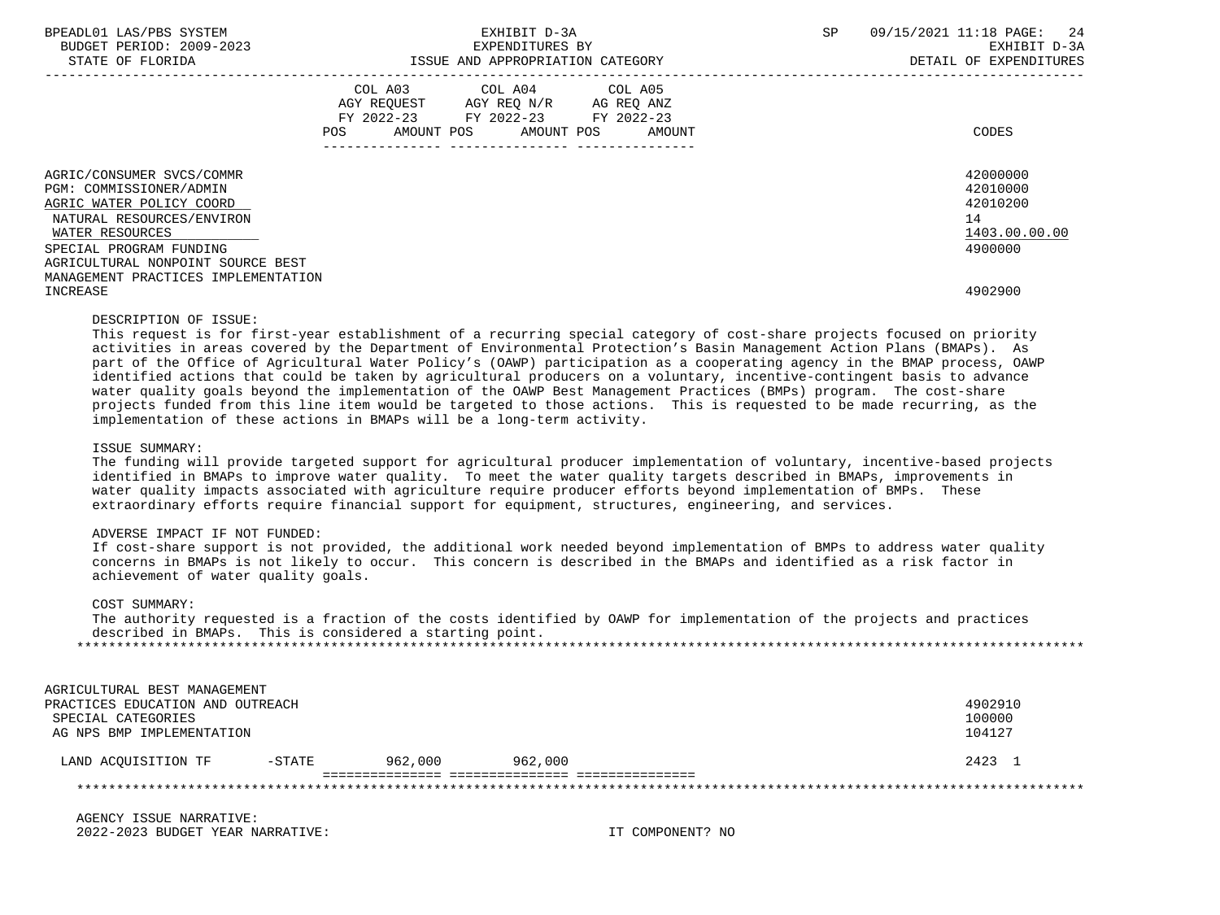| | COL A03 AGY REQUEST FY 2022-23 POS AMOUNT | COL A04 AGY REQ N/R FY 2022-23 POS AMOUNT | COL A05 AG REQ ANZ FY 2022-23 POS AMOUNT | CODES |
|---|---|---|---|---|
| AGRIC/CONSUMER SVCS/COMMR | | | | 42000000 |
| PGM: COMMISSIONER/ADMIN | | | | 42010000 |
| AGRIC WATER POLICY COORD | | | | 42010200 |
| NATURAL RESOURCES/ENVIRON | | | | 14 |
| WATER RESOURCES | | | | 1403.00.00.00 |
| SPECIAL PROGRAM FUNDING | | | | 4900000 |
| AGRICULTURAL NONPOINT SOURCE BEST MANAGEMENT PRACTICES IMPLEMENTATION INCREASE | | | | 4902900 |

DESCRIPTION OF ISSUE:
This request is for first-year establishment of a recurring special category of cost-share projects focused on priority activities in areas covered by the Department of Environmental Protection's Basin Management Action Plans (BMAPs). As part of the Office of Agricultural Water Policy's (OAWP) participation as a cooperating agency in the BMAP process, OAWP identified actions that could be taken by agricultural producers on a voluntary, incentive-contingent basis to advance water quality goals beyond the implementation of the OAWP Best Management Practices (BMPs) program. The cost-share projects funded from this line item would be targeted to those actions. This is requested to be made recurring, as the implementation of these actions in BMAPs will be a long-term activity.

ISSUE SUMMARY:
The funding will provide targeted support for agricultural producer implementation of voluntary, incentive-based projects identified in BMAPs to improve water quality. To meet the water quality targets described in BMAPs, improvements in water quality impacts associated with agriculture require producer efforts beyond implementation of BMPs. These extraordinary efforts require financial support for equipment, structures, engineering, and services.

ADVERSE IMPACT IF NOT FUNDED:
If cost-share support is not provided, the additional work needed beyond implementation of BMPs to address water quality concerns in BMAPs is not likely to occur. This concern is described in the BMAPs and identified as a risk factor in achievement of water quality goals.

COST SUMMARY:
The authority requested is a fraction of the costs identified by OAWP for implementation of the projects and practices described in BMAPs. This is considered a starting point.

*****************************************************************************************************************************

| | COL A03 | COL A04 | COL A05 | CODES |
|---|---|---|---|---|
| AGRICULTURAL BEST MANAGEMENT PRACTICES EDUCATION AND OUTREACH | | | | 4902910 |
| SPECIAL CATEGORIES | | | | 100000 |
| AG NPS BMP IMPLEMENTATION | | | | 104127 |
| LAND ACQUISITION TF -STATE | 962,000 | 962,000 | | 2423 1 |

*****************************************************************************************************************************

AGENCY ISSUE NARRATIVE:
2022-2023 BUDGET YEAR NARRATIVE: IT COMPONENT? NO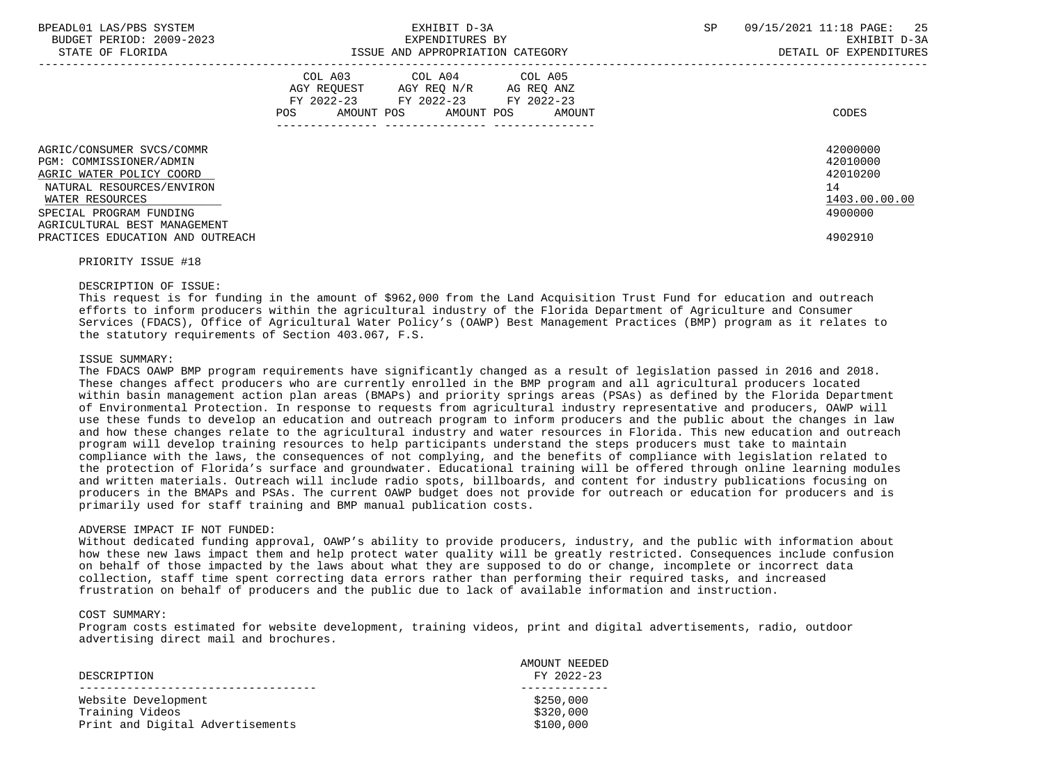| | COL A03 AGY REQUEST FY 2022-23 POS AMOUNT | COL A04 AGY REQ N/R FY 2022-23 POS AMOUNT | COL A05 AG REQ ANZ FY 2022-23 POS AMOUNT | CODES |
|---|---|---|---|---|
| AGRIC/CONSUMER SVCS/COMMR | | | | 42000000 |
| PGM: COMMISSIONER/ADMIN | | | | 42010000 |
| AGRIC WATER POLICY COORD | | | | 42010200 |
| NATURAL RESOURCES/ENVIRON | | | | 14 |
| WATER RESOURCES | | | | 1403.00.00.00 |
| SPECIAL PROGRAM FUNDING | | | | 4900000 |
| AGRICULTURAL BEST MANAGEMENT PRACTICES EDUCATION AND OUTREACH | | | | 4902910 |

PRIORITY ISSUE #18

DESCRIPTION OF ISSUE:
This request is for funding in the amount of $962,000 from the Land Acquisition Trust Fund for education and outreach efforts to inform producers within the agricultural industry of the Florida Department of Agriculture and Consumer Services (FDACS), Office of Agricultural Water Policy's (OAWP) Best Management Practices (BMP) program as it relates to the statutory requirements of Section 403.067, F.S.

ISSUE SUMMARY:
The FDACS OAWP BMP program requirements have significantly changed as a result of legislation passed in 2016 and 2018. These changes affect producers who are currently enrolled in the BMP program and all agricultural producers located within basin management action plan areas (BMAPs) and priority springs areas (PSAs) as defined by the Florida Department of Environmental Protection. In response to requests from agricultural industry representative and producers, OAWP will use these funds to develop an education and outreach program to inform producers and the public about the changes in law and how these changes relate to the agricultural industry and water resources in Florida. This new education and outreach program will develop training resources to help participants understand the steps producers must take to maintain compliance with the laws, the consequences of not complying, and the benefits of compliance with legislation related to the protection of Florida's surface and groundwater. Educational training will be offered through online learning modules and written materials. Outreach will include radio spots, billboards, and content for industry publications focusing on producers in the BMAPs and PSAs. The current OAWP budget does not provide for outreach or education for producers and is primarily used for staff training and BMP manual publication costs.

ADVERSE IMPACT IF NOT FUNDED:
Without dedicated funding approval, OAWP's ability to provide producers, industry, and the public with information about how these new laws impact them and help protect water quality will be greatly restricted. Consequences include confusion on behalf of those impacted by the laws about what they are supposed to do or change, incomplete or incorrect data collection, staff time spent correcting data errors rather than performing their required tasks, and increased frustration on behalf of producers and the public due to lack of available information and instruction.

COST SUMMARY:
Program costs estimated for website development, training videos, print and digital advertisements, radio, outdoor advertising direct mail and brochures.

| DESCRIPTION | AMOUNT NEEDED FY 2022-23 |
|---|---|
| Website Development | $250,000 |
| Training Videos | $320,000 |
| Print and Digital Advertisements | $100,000 |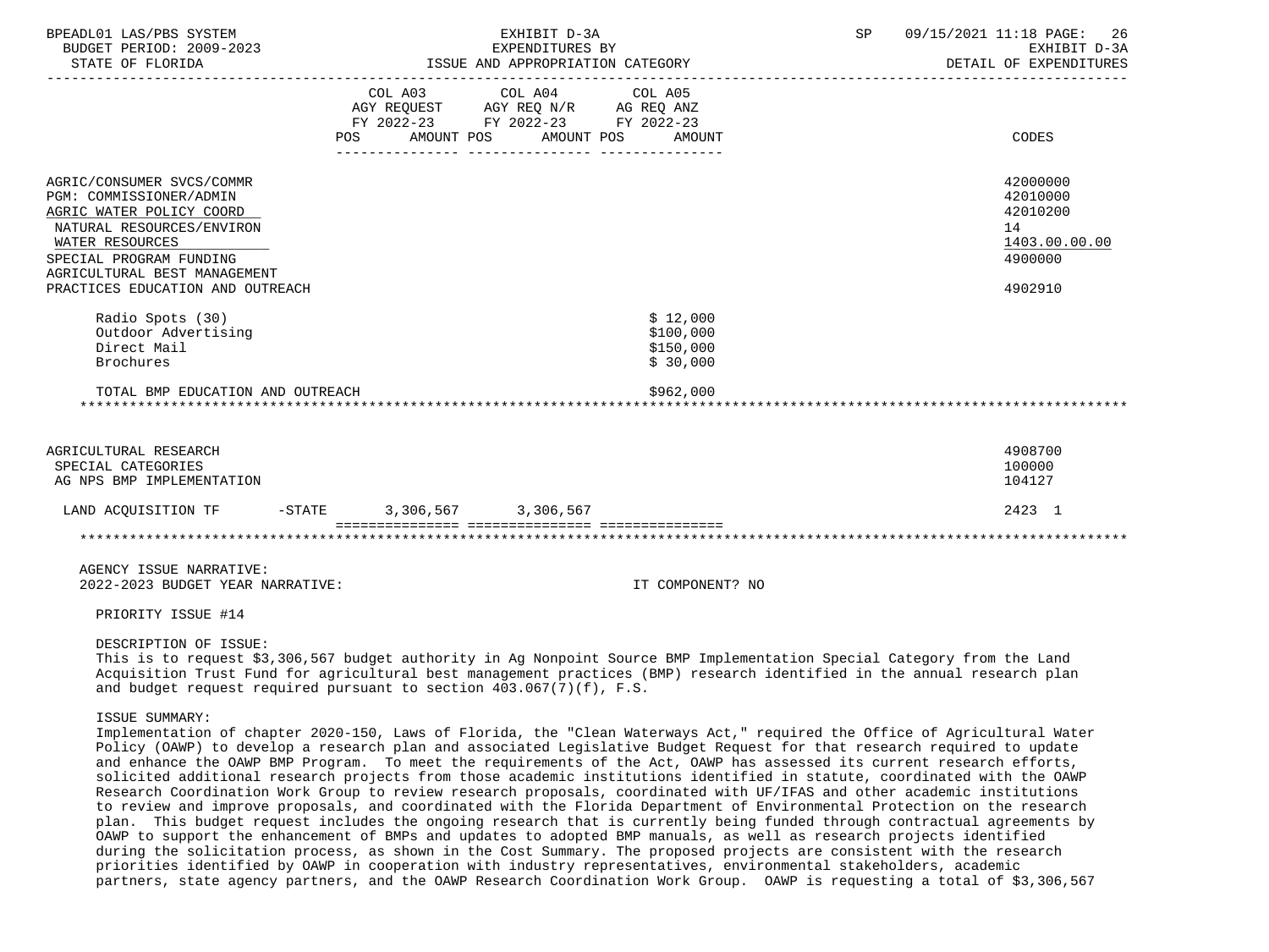| | COL A03 AGY REQUEST FY 2022-23 POS AMOUNT | COL A04 AGY REQ N/R FY 2022-23 POS AMOUNT | COL A05 AG REQ ANZ FY 2022-23 POS AMOUNT | CODES |
|---|---|---|---|---|
| AGRIC/CONSUMER SVCS/COMMR | | | | 42000000 |
| PGM: COMMISSIONER/ADMIN | | | | 42010000 |
| AGRIC WATER POLICY COORD | | | | 42010200 |
| NATURAL RESOURCES/ENVIRON | | | | 14 |
| WATER RESOURCES | | | | 1403.00.00.00 |
| SPECIAL PROGRAM FUNDING | | | | 4900000 |
| AGRICULTURAL BEST MANAGEMENT PRACTICES EDUCATION AND OUTREACH | | | | 4902910 |
| Radio Spots (30) | | | $ 12,000 | |
| Outdoor Advertising | | | $100,000 | |
| Direct Mail | | | $150,000 | |
| Brochures | | | $ 30,000 | |
| TOTAL BMP EDUCATION AND OUTREACH | | | $962,000 | |
| AGRICULTURAL RESEARCH | | | | 4908700 |
| SPECIAL CATEGORIES | | | | 100000 |
| AG NPS BMP IMPLEMENTATION | | | | 104127 |
| LAND ACQUISITION TF -STATE | 3,306,567 | 3,306,567 | | 2423 1 |

AGENCY ISSUE NARRATIVE:
2022-2023 BUDGET YEAR NARRATIVE: IT COMPONENT? NO

PRIORITY ISSUE #14

DESCRIPTION OF ISSUE:
This is to request $3,306,567 budget authority in Ag Nonpoint Source BMP Implementation Special Category from the Land Acquisition Trust Fund for agricultural best management practices (BMP) research identified in the annual research plan and budget request required pursuant to section 403.067(7)(f), F.S.

ISSUE SUMMARY:
Implementation of chapter 2020-150, Laws of Florida, the "Clean Waterways Act," required the Office of Agricultural Water Policy (OAWP) to develop a research plan and associated Legislative Budget Request for that research required to update and enhance the OAWP BMP Program. To meet the requirements of the Act, OAWP has assessed its current research efforts, solicited additional research projects from those academic institutions identified in statute, coordinated with the OAWP Research Coordination Work Group to review research proposals, coordinated with UF/IFAS and other academic institutions to review and improve proposals, and coordinated with the Florida Department of Environmental Protection on the research plan. This budget request includes the ongoing research that is currently being funded through contractual agreements by OAWP to support the enhancement of BMPs and updates to adopted BMP manuals, as well as research projects identified during the solicitation process, as shown in the Cost Summary. The proposed projects are consistent with the research priorities identified by OAWP in cooperation with industry representatives, environmental stakeholders, academic partners, state agency partners, and the OAWP Research Coordination Work Group. OAWP is requesting a total of $3,306,567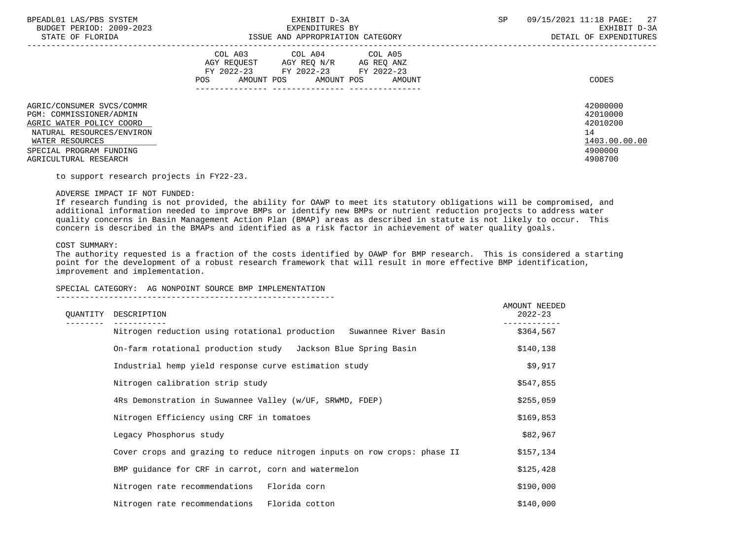| | COL A03 AGY REQUEST FY 2022-23 POS AMOUNT | COL A04 AGY REQ N/R FY 2022-23 POS AMOUNT | COL A05 AG REQ ANZ FY 2022-23 POS AMOUNT | CODES |
|---|---|---|---|---|
| AGRIC/CONSUMER SVCS/COMMR | | | | 42000000 |
| PGM: COMMISSIONER/ADMIN | | | | 42010000 |
| AGRIC WATER POLICY COORD | | | | 42010200 |
| NATURAL RESOURCES/ENVIRON | | | | 14 |
| WATER RESOURCES | | | | 1403.00.00.00 |
| SPECIAL PROGRAM FUNDING | | | | 4900000 |
| AGRICULTURAL RESEARCH | | | | 4908700 |

to support research projects in FY22-23.

ADVERSE IMPACT IF NOT FUNDED:
If research funding is not provided, the ability for OAWP to meet its statutory obligations will be compromised, and additional information needed to improve BMPs or identify new BMPs or nutrient reduction projects to address water quality concerns in Basin Management Action Plan (BMAP) areas as described in statute is not likely to occur. This concern is described in the BMAPs and identified as a risk factor in achievement of water quality goals.

COST SUMMARY:
The authority requested is a fraction of the costs identified by OAWP for BMP research. This is considered a starting point for the development of a robust research framework that will result in more effective BMP identification, improvement and implementation.

SPECIAL CATEGORY: AG NONPOINT SOURCE BMP IMPLEMENTATION

| QUANTITY | DESCRIPTION | AMOUNT NEEDED 2022-23 |
|---|---|---|
| | Nitrogen reduction using rotational production Suwannee River Basin | $364,567 |
| | On-farm rotational production study Jackson Blue Spring Basin | $140,138 |
| | Industrial hemp yield response curve estimation study | $9,917 |
| | Nitrogen calibration strip study | $547,855 |
| | 4Rs Demonstration in Suwannee Valley (w/UF, SRWMD, FDEP) | $255,059 |
| | Nitrogen Efficiency using CRF in tomatoes | $169,853 |
| | Legacy Phosphorus study | $82,967 |
| | Cover crops and grazing to reduce nitrogen inputs on row crops: phase II | $157,134 |
| | BMP guidance for CRF in carrot, corn and watermelon | $125,428 |
| | Nitrogen rate recommendations Florida corn | $190,000 |
| | Nitrogen rate recommendations Florida cotton | $140,000 |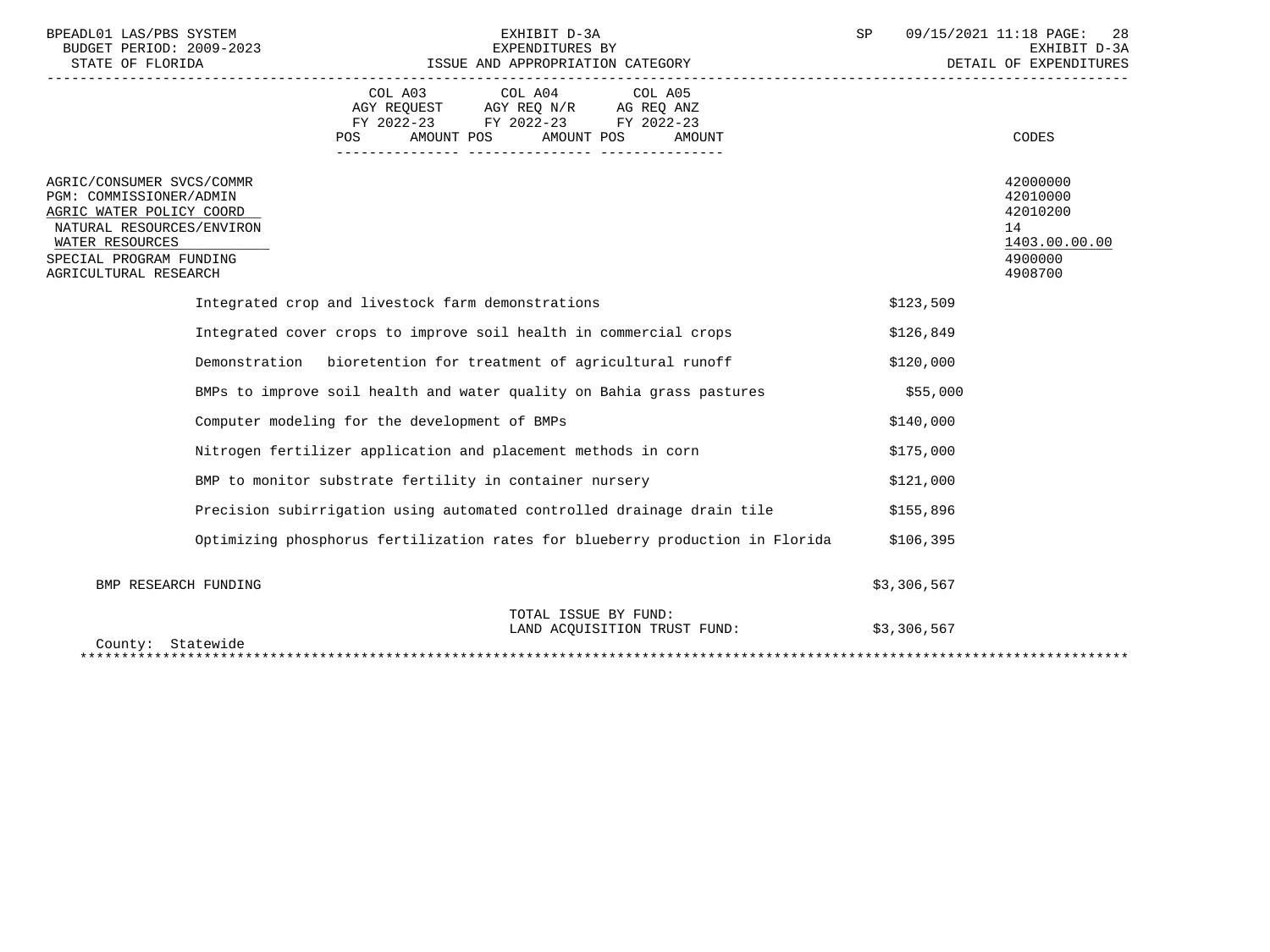| | COL A03 AGY REQUEST FY 2022-23 POS AMOUNT | COL A04 AGY REQ N/R FY 2022-23 POS AMOUNT | COL A05 AG REQ ANZ FY 2022-23 POS AMOUNT | | CODES |
|---|---|---|---|---|---|
| AGRIC/CONSUMER SVCS/COMMR | | | | | 42000000 |
| PGM: COMMISSIONER/ADMIN | | | | | 42010000 |
| AGRIC WATER POLICY COORD | | | | | 42010200 |
| NATURAL RESOURCES/ENVIRON | | | | | 14 |
| WATER RESOURCES | | | | | 1403.00.00.00 |
| SPECIAL PROGRAM FUNDING | | | | | 4900000 |
| AGRICULTURAL RESEARCH | | | | | 4908700 |

Integrated crop and livestock farm demonstrations $123,509

Integrated cover crops to improve soil health in commercial crops $126,849

Demonstration bioretention for treatment of agricultural runoff $120,000

BMPs to improve soil health and water quality on Bahia grass pastures $55,000

Computer modeling for the development of BMPs $140,000

Nitrogen fertilizer application and placement methods in corn $175,000

BMP to monitor substrate fertility in container nursery $121,000

Precision subirrigation using automated controlled drainage drain tile $155,896

Optimizing phosphorus fertilization rates for blueberry production in Florida $106,395

BMP RESEARCH FUNDING $3,306,567

TOTAL ISSUE BY FUND:
LAND ACQUISITION TRUST FUND: $3,306,567

County: Statewide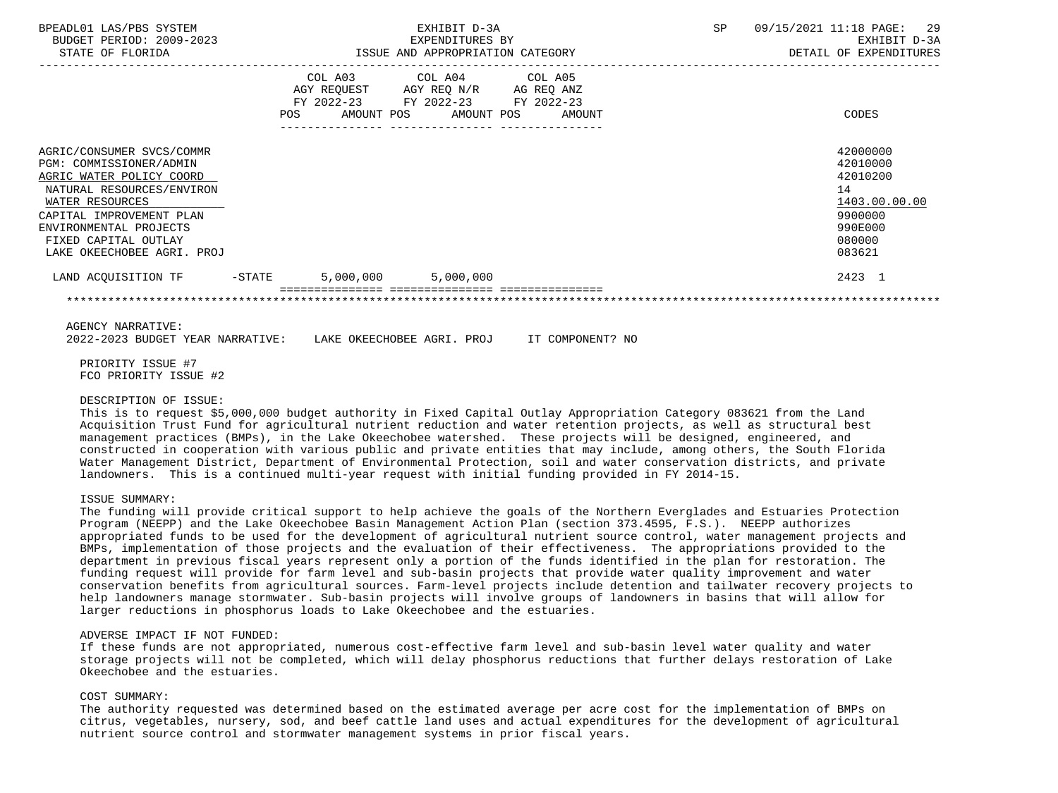BPEADL01 LAS/PBS SYSTEM | EXHIBIT D-3A | SP 09/15/2021 11:18

BUDGET PERIOD: 2009-2023 | EXPENDITURES BY | EXHIBIT D-3A

STATE OF FLORIDA | ISSUE AND APPROPRIATION CATEGORY | DETAIL OF EXPENDITURES

| | COL A03 AGY REQUEST FY 2022-23 POS AMOUNT | COL A04 AGY REQ N/R FY 2022-23 POS AMOUNT | COL A05 AG REQ ANZ FY 2022-23 POS AMOUNT | CODES |
|---|---|---|---|---|
| AGRIC/CONSUMER SVCS/COMMR | | | | 42000000 |
| PGM: COMMISSIONER/ADMIN | | | | 42010000 |
| AGRIC WATER POLICY COORD | | | | 42010200 |
| NATURAL RESOURCES/ENVIRON | | | | 14 |
| WATER RESOURCES | | | | 1403.00.00.00 |
| CAPITAL IMPROVEMENT PLAN | | | | 9900000 |
| ENVIRONMENTAL PROJECTS | | | | 990E000 |
| FIXED CAPITAL OUTLAY | | | | 080000 |
| LAKE OKEECHOBEE AGRI. PROJ | | | | 083621 |
| LAND ACQUISITION TF -STATE | 5,000,000 | 5,000,000 | | 2423 1 |

AGENCY NARRATIVE:

2022-2023 BUDGET YEAR NARRATIVE: LAKE OKEECHOBEE AGRI. PROJ IT COMPONENT? NO

PRIORITY ISSUE #7
FCO PRIORITY ISSUE #2

DESCRIPTION OF ISSUE:

This is to request $5,000,000 budget authority in Fixed Capital Outlay Appropriation Category 083621 from the Land Acquisition Trust Fund for agricultural nutrient reduction and water retention projects, as well as structural best management practices (BMPs), in the Lake Okeechobee watershed. These projects will be designed, engineered, and constructed in cooperation with various public and private entities that may include, among others, the South Florida Water Management District, Department of Environmental Protection, soil and water conservation districts, and private landowners. This is a continued multi-year request with initial funding provided in FY 2014-15.

ISSUE SUMMARY:

The funding will provide critical support to help achieve the goals of the Northern Everglades and Estuaries Protection Program (NEEPP) and the Lake Okeechobee Basin Management Action Plan (section 373.4595, F.S.). NEEPP authorizes appropriated funds to be used for the development of agricultural nutrient source control, water management projects and BMPs, implementation of those projects and the evaluation of their effectiveness. The appropriations provided to the department in previous fiscal years represent only a portion of the funds identified in the plan for restoration. The funding request will provide for farm level and sub-basin projects that provide water quality improvement and water conservation benefits from agricultural sources. Farm-level projects include detention and tailwater recovery projects to help landowners manage stormwater. Sub-basin projects will involve groups of landowners in basins that will allow for larger reductions in phosphorus loads to Lake Okeechobee and the estuaries.

ADVERSE IMPACT IF NOT FUNDED:

If these funds are not appropriated, numerous cost-effective farm level and sub-basin level water quality and water storage projects will not be completed, which will delay phosphorus reductions that further delays restoration of Lake Okeechobee and the estuaries.

COST SUMMARY:

The authority requested was determined based on the estimated average per acre cost for the implementation of BMPs on citrus, vegetables, nursery, sod, and beef cattle land uses and actual expenditures for the development of agricultural nutrient source control and stormwater management systems in prior fiscal years.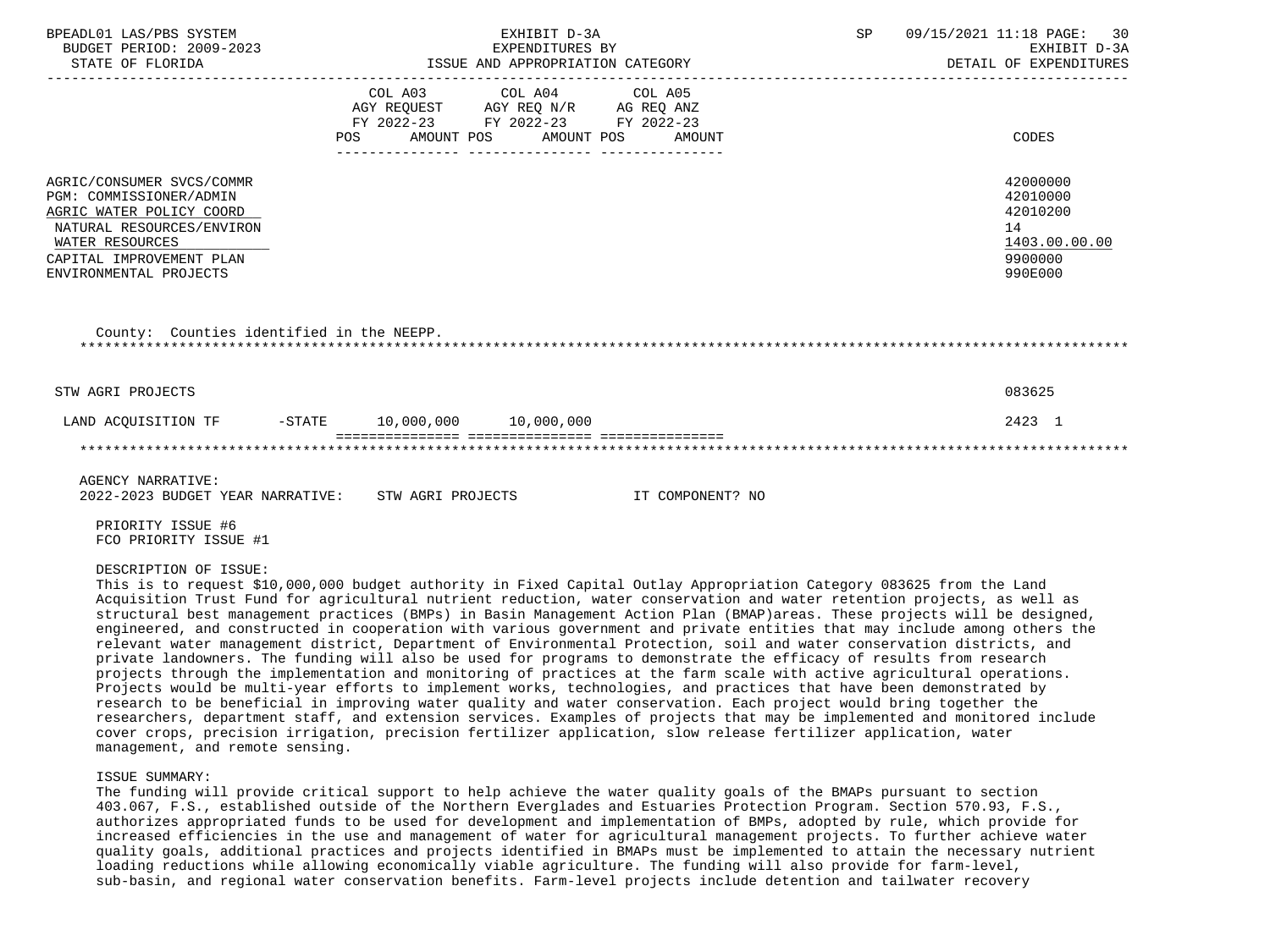| | COL A03 AGY REQUEST FY 2022-23 POS AMOUNT | COL A04 AGY REQ N/R FY 2022-23 POS AMOUNT | COL A05 AG REQ ANZ FY 2022-23 POS AMOUNT | CODES |
|---|---|---|---|---|
| AGRIC/CONSUMER SVCS/COMMR | | | | 42000000 |
| PGM: COMMISSIONER/ADMIN | | | | 42010000 |
| AGRIC WATER POLICY COORD | | | | 42010200 |
| NATURAL RESOURCES/ENVIRON | | | | 14 |
| WATER RESOURCES | | | | 1403.00.00.00 |
| CAPITAL IMPROVEMENT PLAN | | | | 9900000 |
| ENVIRONMENTAL PROJECTS | | | | 990E000 |

County: Counties identified in the NEEPP.

************************************************************************************************************************

| | COL A03 | COL A04 | COL A05 | CODES |
|---|---|---|---|---|
| STW AGRI PROJECTS | | | | 083625 |
| LAND ACQUISITION TF -STATE | 10,000,000 | 10,000,000 | | 2423 1 |

************************************************************************************************************************

AGENCY NARRATIVE:
2022-2023 BUDGET YEAR NARRATIVE: STW AGRI PROJECTS IT COMPONENT? NO

PRIORITY ISSUE #6
FCO PRIORITY ISSUE #1

DESCRIPTION OF ISSUE:
This is to request $10,000,000 budget authority in Fixed Capital Outlay Appropriation Category 083625 from the Land Acquisition Trust Fund for agricultural nutrient reduction, water conservation and water retention projects, as well as structural best management practices (BMPs) in Basin Management Action Plan (BMAP)areas. These projects will be designed, engineered, and constructed in cooperation with various government and private entities that may include among others the relevant water management district, Department of Environmental Protection, soil and water conservation districts, and private landowners. The funding will also be used for programs to demonstrate the efficacy of results from research projects through the implementation and monitoring of practices at the farm scale with active agricultural operations. Projects would be multi-year efforts to implement works, technologies, and practices that have been demonstrated by research to be beneficial in improving water quality and water conservation. Each project would bring together the researchers, department staff, and extension services. Examples of projects that may be implemented and monitored include cover crops, precision irrigation, precision fertilizer application, slow release fertilizer application, water management, and remote sensing.

ISSUE SUMMARY:
The funding will provide critical support to help achieve the water quality goals of the BMAPs pursuant to section 403.067, F.S., established outside of the Northern Everglades and Estuaries Protection Program. Section 570.93, F.S., authorizes appropriated funds to be used for development and implementation of BMPs, adopted by rule, which provide for increased efficiencies in the use and management of water for agricultural management projects. To further achieve water quality goals, additional practices and projects identified in BMAPs must be implemented to attain the necessary nutrient loading reductions while allowing economically viable agriculture. The funding will also provide for farm-level, sub-basin, and regional water conservation benefits. Farm-level projects include detention and tailwater recovery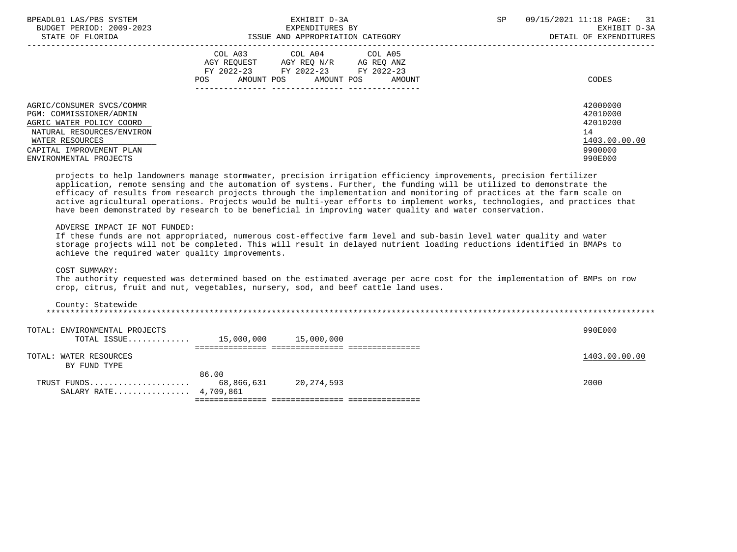| | COL A03 AGY REQUEST FY 2022-23 POS AMOUNT | COL A04 AGY REQ N/R FY 2022-23 POS AMOUNT | COL A05 AG REQ ANZ FY 2022-23 POS AMOUNT | CODES |
|---|---|---|---|---|
| AGRIC/CONSUMER SVCS/COMMR | | | | 42000000 |
| PGM: COMMISSIONER/ADMIN | | | | 42010000 |
| AGRIC WATER POLICY COORD | | | | 42010200 |
| NATURAL RESOURCES/ENVIRON | | | | 14 |
| WATER RESOURCES | | | | 1403.00.00.00 |
| CAPITAL IMPROVEMENT PLAN | | | | 9900000 |
| ENVIRONMENTAL PROJECTS | | | | 990E000 |

projects to help landowners manage stormwater, precision irrigation efficiency improvements, precision fertilizer application, remote sensing and the automation of systems. Further, the funding will be utilized to demonstrate the efficacy of results from research projects through the implementation and monitoring of practices at the farm scale on active agricultural operations. Projects would be multi-year efforts to implement works, technologies, and practices that have been demonstrated by research to be beneficial in improving water quality and water conservation.

ADVERSE IMPACT IF NOT FUNDED:
If these funds are not appropriated, numerous cost-effective farm level and sub-basin level water quality and water storage projects will not be completed. This will result in delayed nutrient loading reductions identified in BMAPs to achieve the required water quality improvements.

COST SUMMARY:
The authority requested was determined based on the estimated average per acre cost for the implementation of BMPs on row crop, citrus, fruit and nut, vegetables, nursery, sod, and beef cattle land uses.

County: Statewide

| | COL A03 | COL A04 | COL A05 | CODES |
|---|---|---|---|---|
| TOTAL: ENVIRONMENTAL PROJECTS | | | | 990E000 |
| TOTAL ISSUE............ | 15,000,000 | 15,000,000 | | |
| TOTAL: WATER RESOURCES | | | | 1403.00.00.00 |
| BY FUND TYPE | | | | |
| | 86.00 | | | |
| TRUST FUNDS.................... | 68,866,631 | 20,274,593 | | 2000 |
| SALARY RATE............... | 4,709,861 | | | |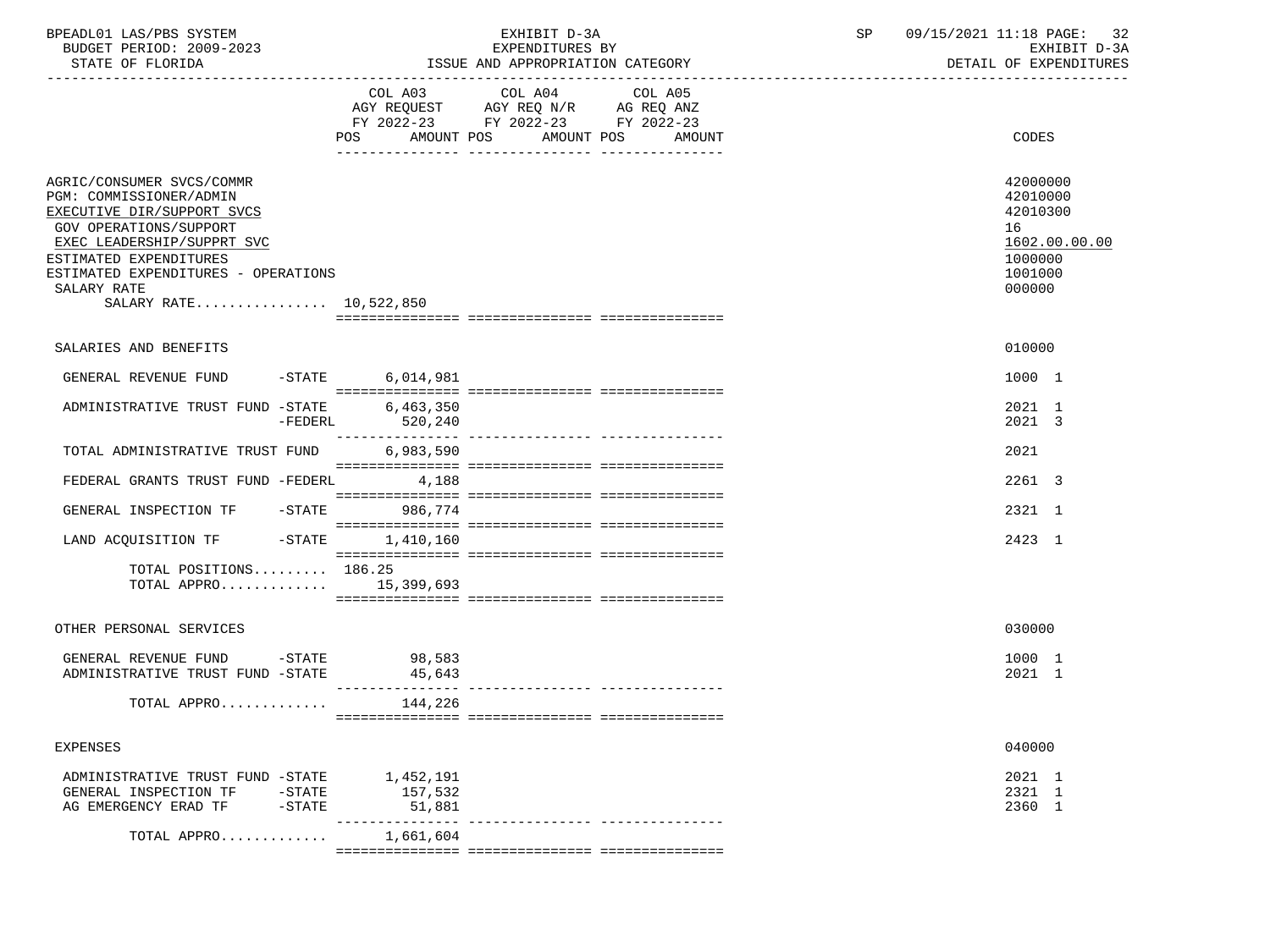BPEADL01 LAS/PBS SYSTEM | EXHIBIT D-3A | SP 09/15/2021 11:18 PAGE: 32
BUDGET PERIOD: 2009-2023 | EXPENDITURES BY | EXHIBIT D-3A
STATE OF FLORIDA | ISSUE AND APPROPRIATION CATEGORY | DETAIL OF EXPENDITURES

| | COL A03 AGY REQUEST FY 2022-23 POS AMOUNT | COL A04 AGY REQ N/R FY 2022-23 POS AMOUNT | COL A05 AG REQ ANZ FY 2022-23 POS AMOUNT | CODES |
|---|---|---|---|---|
| AGRIC/CONSUMER SVCS/COMMR | | | | 42000000 |
| PGM: COMMISSIONER/ADMIN | | | | 42010000 |
| EXECUTIVE DIR/SUPPORT SVCS | | | | 42010300 |
| GOV OPERATIONS/SUPPORT | | | | 16 |
| EXEC LEADERSHIP/SUPPRT SVC | | | | 1602.00.00.00 |
| ESTIMATED EXPENDITURES | | | | 1000000 |
| ESTIMATED EXPENDITURES - OPERATIONS | | | | 1001000 |
| SALARY RATE | | | | 000000 |
| SALARY RATE................ | 10,522,850 | | | |
| SALARIES AND BENEFITS | | | | 010000 |
| GENERAL REVENUE FUND -STATE | 6,014,981 | | | 1000 1 |
| ADMINISTRATIVE TRUST FUND -STATE | 6,463,350 | | | 2021 1 |
| -FEDERL | 520,240 | | | 2021 3 |
| TOTAL ADMINISTRATIVE TRUST FUND | 6,983,590 | | | 2021 |
| FEDERAL GRANTS TRUST FUND -FEDERL | 4,188 | | | 2261 3 |
| GENERAL INSPECTION TF -STATE | 986,774 | | | 2321 1 |
| LAND ACQUISITION TF -STATE | 1,410,160 | | | 2423 1 |
| TOTAL POSITIONS......... | 186.25 | | | |
| TOTAL APPRO............. | 15,399,693 | | | |
| OTHER PERSONAL SERVICES | | | | 030000 |
| GENERAL REVENUE FUND -STATE | 98,583 | | | 1000 1 |
| ADMINISTRATIVE TRUST FUND -STATE | 45,643 | | | 2021 1 |
| TOTAL APPRO............. | 144,226 | | | |
| EXPENSES | | | | 040000 |
| ADMINISTRATIVE TRUST FUND -STATE | 1,452,191 | | | 2021 1 |
| GENERAL INSPECTION TF -STATE | 157,532 | | | 2321 1 |
| AG EMERGENCY ERAD TF -STATE | 51,881 | | | 2360 1 |
| TOTAL APPRO............. | 1,661,604 | | | |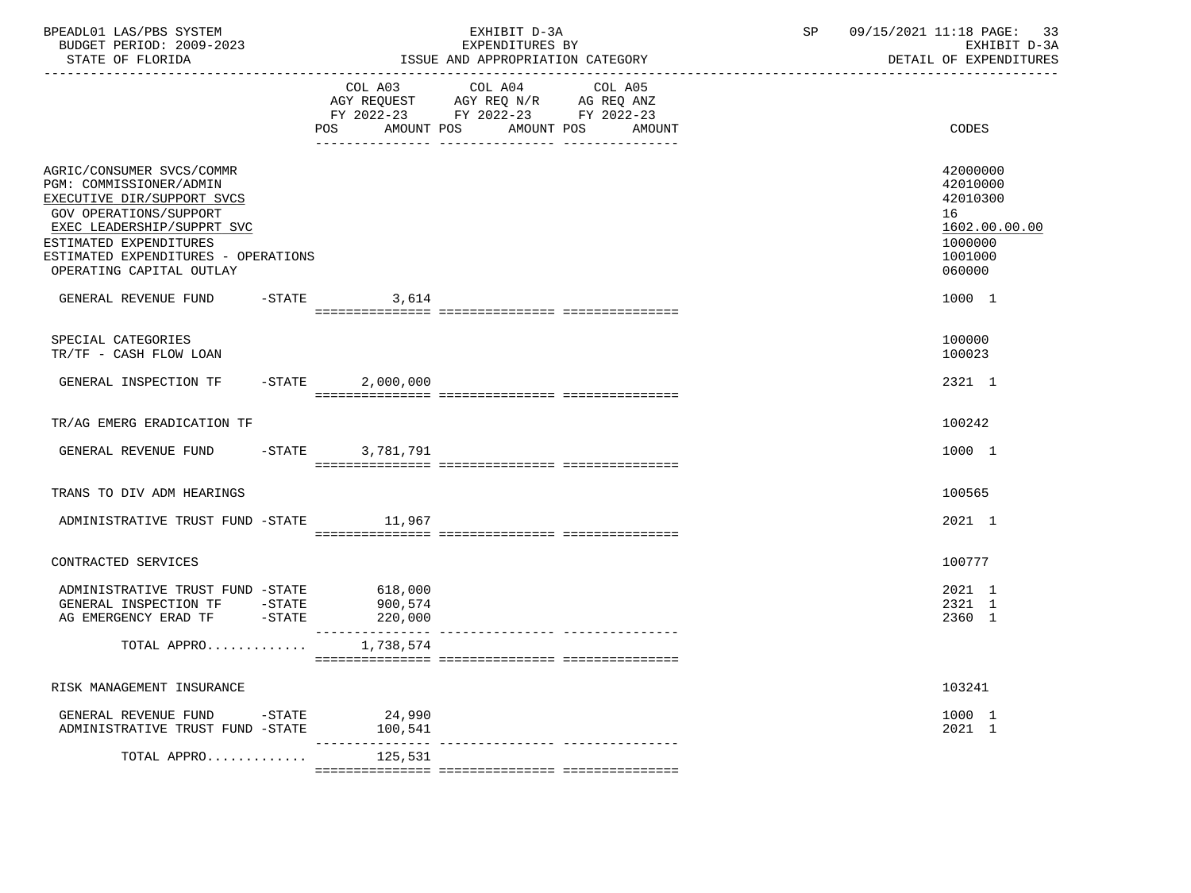BPEADL01 LAS/PBS SYSTEM | EXHIBIT D-3A | SP 09/15/2021 11:18 PAGE: 33
BUDGET PERIOD: 2009-2023 | EXPENDITURES BY | EXHIBIT D-3A
STATE OF FLORIDA | ISSUE AND APPROPRIATION CATEGORY | DETAIL OF EXPENDITURES

| | COL A03 AGY REQUEST FY 2022-23 POS AMOUNT | COL A04 AGY REQ N/R FY 2022-23 POS AMOUNT | COL A05 AG REQ ANZ FY 2022-23 POS AMOUNT | CODES |
|---|---|---|---|---|
| AGRIC/CONSUMER SVCS/COMMR | | | | 42000000 |
| PGM: COMMISSIONER/ADMIN | | | | 42010000 |
| EXECUTIVE DIR/SUPPORT SVCS | | | | 42010300 |
| GOV OPERATIONS/SUPPORT | | | | 16 |
| EXEC LEADERSHIP/SUPPRT SVC | | | | 1602.00.00.00 |
| ESTIMATED EXPENDITURES | | | | 1000000 |
| ESTIMATED EXPENDITURES - OPERATIONS | | | | 1001000 |
| OPERATING CAPITAL OUTLAY | | | | 060000 |
| GENERAL REVENUE FUND -STATE | 3,614 | | | 1000 1 |
| SPECIAL CATEGORIES | | | | 100000 |
| TR/TF - CASH FLOW LOAN | | | | 100023 |
| GENERAL INSPECTION TF -STATE | 2,000,000 | | | 2321 1 |
| TR/AG EMERG ERADICATION TF | | | | 100242 |
| GENERAL REVENUE FUND -STATE | 3,781,791 | | | 1000 1 |
| TRANS TO DIV ADM HEARINGS | | | | 100565 |
| ADMINISTRATIVE TRUST FUND -STATE | 11,967 | | | 2021 1 |
| CONTRACTED SERVICES | | | | 100777 |
| ADMINISTRATIVE TRUST FUND -STATE | 618,000 | | | 2021 1 |
| GENERAL INSPECTION TF -STATE | 900,574 | | | 2321 1 |
| AG EMERGENCY ERAD TF -STATE | 220,000 | | | 2360 1 |
| TOTAL APPRO............ | 1,738,574 | | | |
| RISK MANAGEMENT INSURANCE | | | | 103241 |
| GENERAL REVENUE FUND -STATE | 24,990 | | | 1000 1 |
| ADMINISTRATIVE TRUST FUND -STATE | 100,541 | | | 2021 1 |
| TOTAL APPRO............ | 125,531 | | | |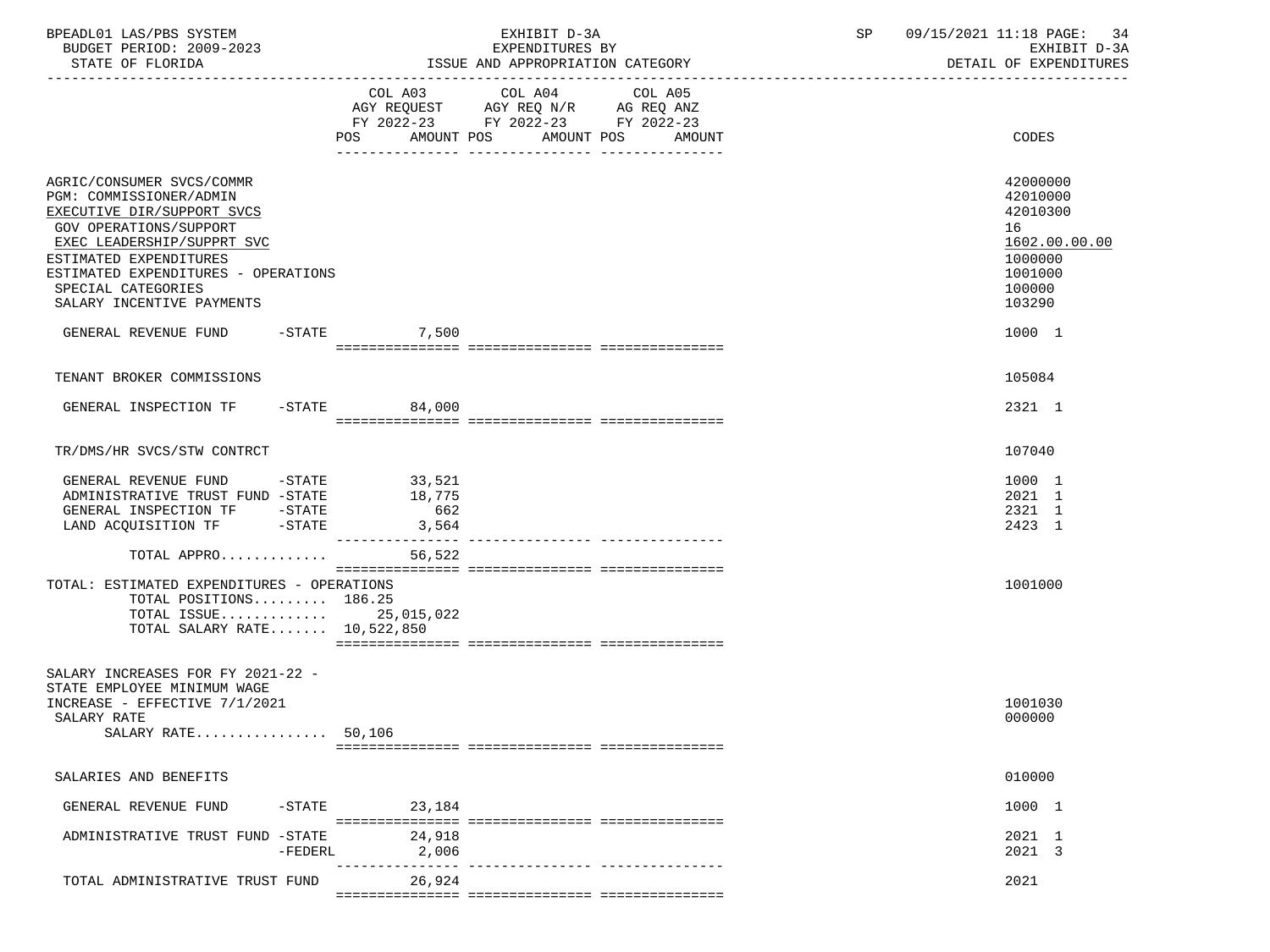BPEADL01 LAS/PBS SYSTEM | EXHIBIT D-3A | SP 09/15/2021 11:18 PAGE: 34
BUDGET PERIOD: 2009-2023 | EXPENDITURES BY | EXHIBIT D-3A
STATE OF FLORIDA | ISSUE AND APPROPRIATION CATEGORY | DETAIL OF EXPENDITURES

| | COL A03 AGY REQUEST FY 2022-23 POS AMOUNT | COL A04 AGY REQ N/R FY 2022-23 POS AMOUNT | COL A05 AG REQ ANZ FY 2022-23 POS AMOUNT | CODES |
|---|---|---|---|---|
| AGRIC/CONSUMER SVCS/COMMR | | | | 42000000 |
| PGM: COMMISSIONER/ADMIN | | | | 42010000 |
| EXECUTIVE DIR/SUPPORT SVCS | | | | 42010300 |
| GOV OPERATIONS/SUPPORT | | | | 16 |
| EXEC LEADERSHIP/SUPPRT SVC | | | | 1602.00.00.00 |
| ESTIMATED EXPENDITURES | | | | 1000000 |
| ESTIMATED EXPENDITURES - OPERATIONS | | | | 1001000 |
| SPECIAL CATEGORIES | | | | 100000 |
| SALARY INCENTIVE PAYMENTS | | | | 103290 |
| GENERAL REVENUE FUND -STATE | 7,500 | | | 1000 1 |
| TENANT BROKER COMMISSIONS | | | | 105084 |
| GENERAL INSPECTION TF -STATE | 84,000 | | | 2321 1 |
| TR/DMS/HR SVCS/STW CONTRCT | | | | 107040 |
| GENERAL REVENUE FUND -STATE | 33,521 | | | 1000 1 |
| ADMINISTRATIVE TRUST FUND -STATE | 18,775 | | | 2021 1 |
| GENERAL INSPECTION TF -STATE | 662 | | | 2321 1 |
| LAND ACQUISITION TF -STATE | 3,564 | | | 2423 1 |
| TOTAL APPRO............ | 56,522 | | | |
| TOTAL: ESTIMATED EXPENDITURES - OPERATIONS | | | | 1001000 |
| TOTAL POSITIONS......... | 186.25 | | | |
| TOTAL ISSUE............ | 25,015,022 | | | |
| TOTAL SALARY RATE....... | 10,522,850 | | | |
| SALARY INCREASES FOR FY 2021-22 - STATE EMPLOYEE MINIMUM WAGE INCREASE - EFFECTIVE 7/1/2021 | | | | 1001030 |
| SALARY RATE | | | | 000000 |
| SALARY RATE............... | 50,106 | | | |
| SALARIES AND BENEFITS | | | | 010000 |
| GENERAL REVENUE FUND -STATE | 23,184 | | | 1000 1 |
| ADMINISTRATIVE TRUST FUND -STATE | 24,918 | | | 2021 1 |
| -FEDERL | 2,006 | | | 2021 3 |
| TOTAL ADMINISTRATIVE TRUST FUND | 26,924 | | | 2021 |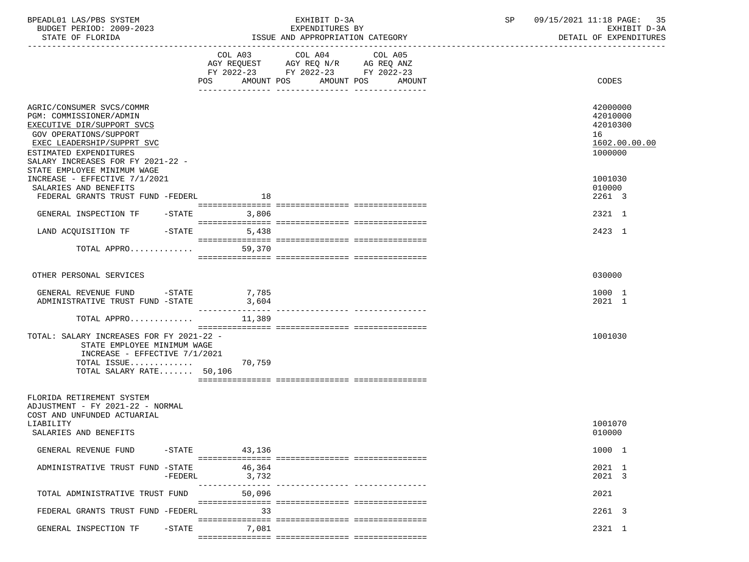BPEADL01 LAS/PBS SYSTEM | EXHIBIT D-3A | SP 09/15/2021 11:18 PAGE: 35
BUDGET PERIOD: 2009-2023 | EXPENDITURES BY | EXHIBIT D-3A
STATE OF FLORIDA | ISSUE AND APPROPRIATION CATEGORY | DETAIL OF EXPENDITURES

| | COL A03 AGY REQUEST FY 2022-23 POS AMOUNT | COL A04 AGY REQ N/R FY 2022-23 POS AMOUNT | COL A05 AG REQ ANZ FY 2022-23 POS AMOUNT | CODES |
|---|---|---|---|---|
| AGRIC/CONSUMER SVCS/COMMR | | | | 42000000 |
| PGM: COMMISSIONER/ADMIN | | | | 42010000 |
| EXECUTIVE DIR/SUPPORT SVCS | | | | 42010300 |
| GOV OPERATIONS/SUPPORT | | | | 16 |
| EXEC LEADERSHIP/SUPPRT SVC | | | | 1602.00.00.00 |
| ESTIMATED EXPENDITURES | | | | 1000000 |
| SALARY INCREASES FOR FY 2021-22 - STATE EMPLOYEE MINIMUM WAGE INCREASE - EFFECTIVE 7/1/2021 | | | | 1001030 |
| SALARIES AND BENEFITS | | | | 010000 |
| FEDERAL GRANTS TRUST FUND -FEDERL | 18 | | | 2261 3 |
| GENERAL INSPECTION TF -STATE | 3,806 | | | 2321 1 |
| LAND ACQUISITION TF -STATE | 5,438 | | | 2423 1 |
| TOTAL APPRO............. | 59,370 | | | |
| OTHER PERSONAL SERVICES | | | | 030000 |
| GENERAL REVENUE FUND -STATE | 7,785 | | | 1000 1 |
| ADMINISTRATIVE TRUST FUND -STATE | 3,604 | | | 2021 1 |
| TOTAL APPRO............. | 11,389 | | | |
| TOTAL: SALARY INCREASES FOR FY 2021-22 - STATE EMPLOYEE MINIMUM WAGE INCREASE - EFFECTIVE 7/1/2021 | | | | 1001030 |
| TOTAL ISSUE............. | 70,759 | | | |
| TOTAL SALARY RATE....... 50,106 | | | | |
| FLORIDA RETIREMENT SYSTEM ADJUSTMENT - FY 2021-22 - NORMAL COST AND UNFUNDED ACTUARIAL LIABILITY | | | | 1001070 |
| SALARIES AND BENEFITS | | | | 010000 |
| GENERAL REVENUE FUND -STATE | 43,136 | | | 1000 1 |
| ADMINISTRATIVE TRUST FUND -STATE | 46,364 | | | 2021 1 |
| -FEDERL | 3,732 | | | 2021 3 |
| TOTAL ADMINISTRATIVE TRUST FUND | 50,096 | | | 2021 |
| FEDERAL GRANTS TRUST FUND -FEDERL | 33 | | | 2261 3 |
| GENERAL INSPECTION TF -STATE | 7,081 | | | 2321 1 |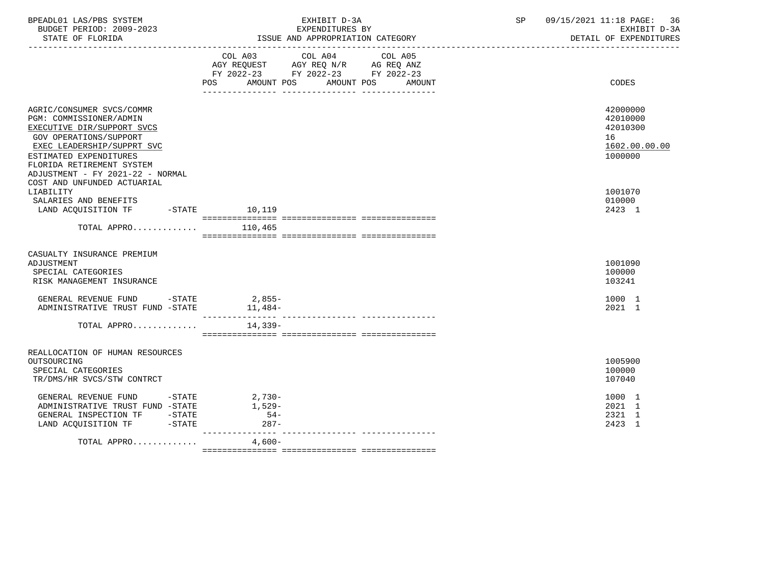BPEADL01 LAS/PBS SYSTEM | EXHIBIT D-3A | SP 09/15/2021 11:18 PAGE: 36
BUDGET PERIOD: 2009-2023 | EXPENDITURES BY | EXHIBIT D-3A
STATE OF FLORIDA | ISSUE AND APPROPRIATION CATEGORY | DETAIL OF EXPENDITURES

| | COL A03 AGY REQUEST FY 2022-23 POS AMOUNT | COL A04 AGY REQ N/R FY 2022-23 POS AMOUNT | COL A05 AG REQ ANZ FY 2022-23 POS AMOUNT | CODES |
|---|---|---|---|---|
| AGRIC/CONSUMER SVCS/COMMR | | | | 42000000 |
| PGM: COMMISSIONER/ADMIN | | | | 42010000 |
| EXECUTIVE DIR/SUPPORT SVCS | | | | 42010300 |
| GOV OPERATIONS/SUPPORT | | | | 16 |
| EXEC LEADERSHIP/SUPPRT SVC | | | | 1602.00.00.00 |
| ESTIMATED EXPENDITURES | | | | 1000000 |
| FLORIDA RETIREMENT SYSTEM ADJUSTMENT - FY 2021-22 - NORMAL COST AND UNFUNDED ACTUARIAL LIABILITY | | | | 1001070 |
| SALARIES AND BENEFITS | | | | 010000 |
| LAND ACQUISITION TF -STATE | 10,119 | | | 2423 1 |
| TOTAL APPRO............ | 110,465 | | | |
| CASUALTY INSURANCE PREMIUM ADJUSTMENT | | | | 1001090 |
| SPECIAL CATEGORIES | | | | 100000 |
| RISK MANAGEMENT INSURANCE | | | | 103241 |
| GENERAL REVENUE FUND -STATE | 2,855- | | | 1000 1 |
| ADMINISTRATIVE TRUST FUND -STATE | 11,484- | | | 2021 1 |
| TOTAL APPRO............ | 14,339- | | | |
| REALLOCATION OF HUMAN RESOURCES OUTSOURCING | | | | 1005900 |
| SPECIAL CATEGORIES | | | | 100000 |
| TR/DMS/HR SVCS/STW CONTRCT | | | | 107040 |
| GENERAL REVENUE FUND -STATE | 2,730- | | | 1000 1 |
| ADMINISTRATIVE TRUST FUND -STATE | 1,529- | | | 2021 1 |
| GENERAL INSPECTION TF -STATE | 54- | | | 2321 1 |
| LAND ACQUISITION TF -STATE | 287- | | | 2423 1 |
| TOTAL APPRO............ | 4,600- | | | |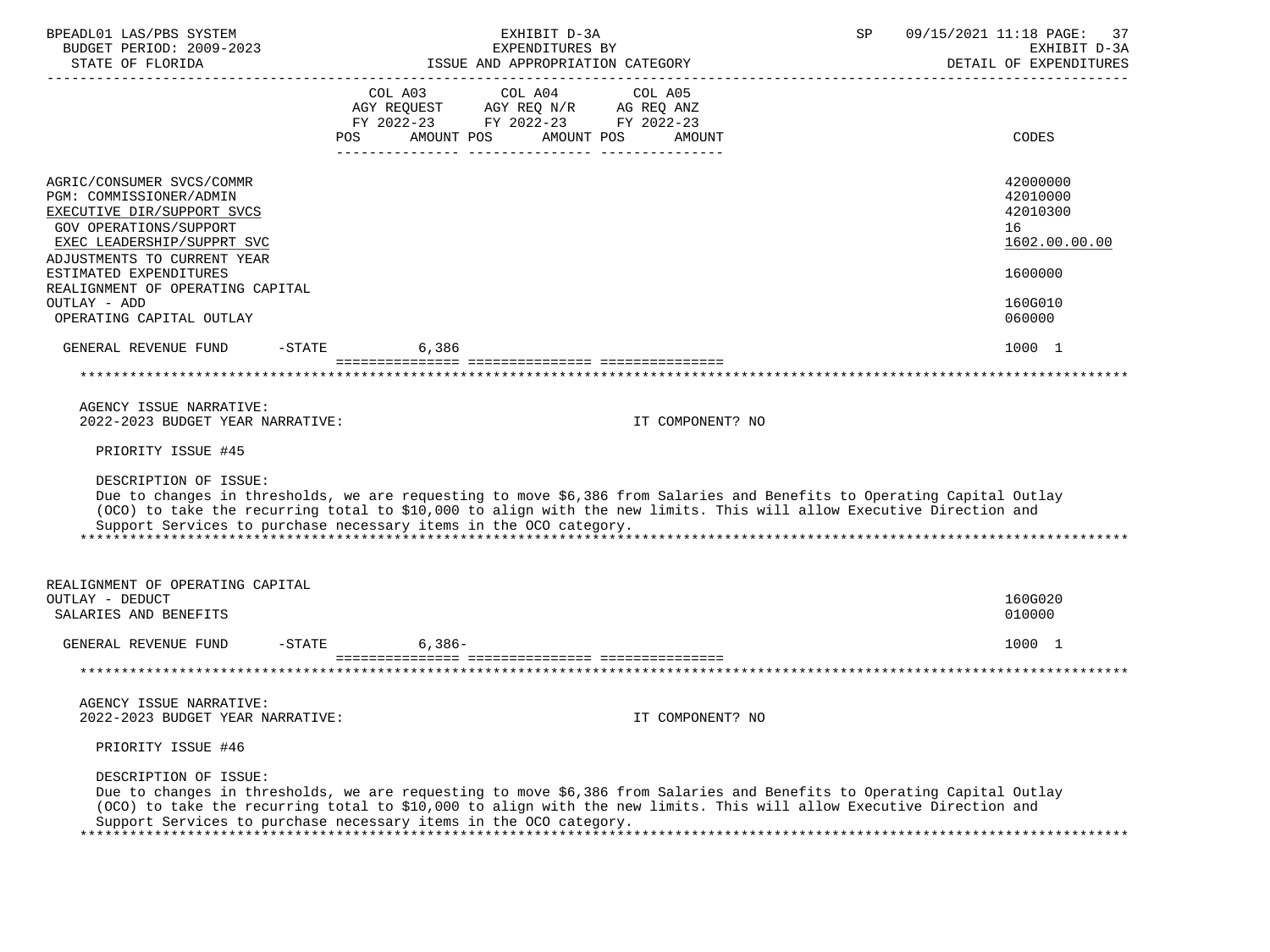| | COL A03 AGY REQUEST FY 2022-23 POS AMOUNT | COL A04 AGY REQ N/R FY 2022-23 POS AMOUNT | COL A05 AG REQ ANZ FY 2022-23 POS AMOUNT | CODES |
|---|---|---|---|---|
| AGRIC/CONSUMER SVCS/COMMR | | | | 42000000 |
| PGM: COMMISSIONER/ADMIN | | | | 42010000 |
| EXECUTIVE DIR/SUPPORT SVCS | | | | 42010300 |
| GOV OPERATIONS/SUPPORT | | | | 16 |
| EXEC LEADERSHIP/SUPPRT SVC | | | | 1602.00.00.00 |
| ADJUSTMENTS TO CURRENT YEAR ESTIMATED EXPENDITURES | | | | 1600000 |
| REALIGNMENT OF OPERATING CAPITAL OUTLAY - ADD | | | | 160G010 |
| OPERATING CAPITAL OUTLAY | | | | 060000 |
| GENERAL REVENUE FUND -STATE | 6,386 | | | 1000 1 |

AGENCY ISSUE NARRATIVE:
2022-2023 BUDGET YEAR NARRATIVE: IT COMPONENT? NO

PRIORITY ISSUE #45

DESCRIPTION OF ISSUE:
Due to changes in thresholds, we are requesting to move $6,386 from Salaries and Benefits to Operating Capital Outlay (OCO) to take the recurring total to $10,000 to align with the new limits. This will allow Executive Direction and Support Services to purchase necessary items in the OCO category.

| | COL A03 | COL A04 | COL A05 | CODES |
|---|---|---|---|---|
| REALIGNMENT OF OPERATING CAPITAL OUTLAY - DEDUCT | | | | 160G020 |
| SALARIES AND BENEFITS | | | | 010000 |
| GENERAL REVENUE FUND -STATE | 6,386- | | | 1000 1 |

AGENCY ISSUE NARRATIVE:
2022-2023 BUDGET YEAR NARRATIVE: IT COMPONENT? NO

PRIORITY ISSUE #46

DESCRIPTION OF ISSUE:
Due to changes in thresholds, we are requesting to move $6,386 from Salaries and Benefits to Operating Capital Outlay (OCO) to take the recurring total to $10,000 to align with the new limits. This will allow Executive Direction and Support Services to purchase necessary items in the OCO category.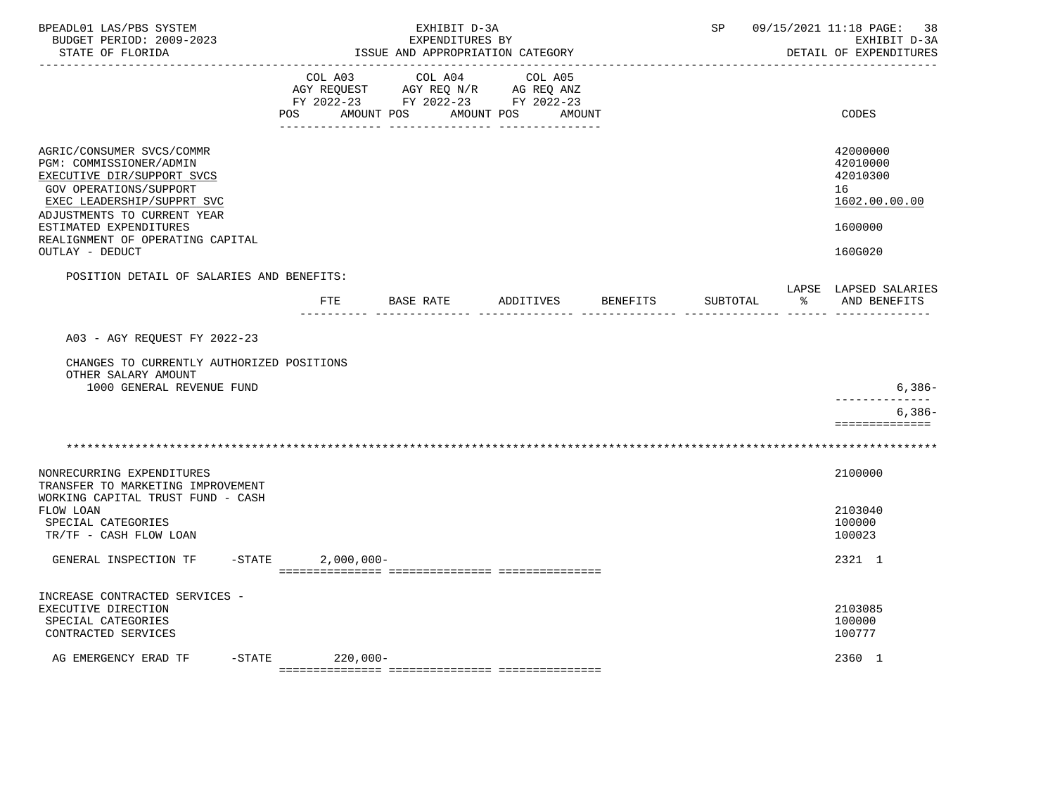BPEADL01 LAS/PBS SYSTEM — EXHIBIT D-3A — SP 09/15/2021 11:18
BUDGET PERIOD: 2009-2023 — EXPENDITURES BY — EXHIBIT D-3A
STATE OF FLORIDA — ISSUE AND APPROPRIATION CATEGORY — DETAIL OF EXPENDITURES

| | COL A03 AGY REQUEST FY 2022-23 POS AMOUNT | COL A04 AGY REQ N/R FY 2022-23 POS AMOUNT | COL A05 AG REQ ANZ FY 2022-23 POS AMOUNT | CODES |
|---|---|---|---|---|
| AGRIC/CONSUMER SVCS/COMMR | | | | 42000000 |
| PGM: COMMISSIONER/ADMIN | | | | 42010000 |
| EXECUTIVE DIR/SUPPORT SVCS | | | | 42010300 |
| GOV OPERATIONS/SUPPORT | | | | 16 |
| EXEC LEADERSHIP/SUPPRT SVC | | | | 1602.00.00.00 |
| ADJUSTMENTS TO CURRENT YEAR ESTIMATED EXPENDITURES | | | | 1600000 |
| REALIGNMENT OF OPERATING CAPITAL OUTLAY - DEDUCT | | | | 160G020 |

POSITION DETAIL OF SALARIES AND BENEFITS:

| | FTE | BASE RATE | ADDITIVES | BENEFITS | SUBTOTAL | LAPSE % | LAPSED SALARIES AND BENEFITS |
|---|---|---|---|---|---|---|---|
| A03 - AGY REQUEST FY 2022-23 | | | | | | | |
| CHANGES TO CURRENTLY AUTHORIZED POSITIONS | | | | | | | |
| OTHER SALARY AMOUNT | | | | | | | |
| 1000 GENERAL REVENUE FUND | | | | | | | 6,386- |
| | | | | | | | 6,386- |

******************************************************************************************************

| | COL A03 | COL A04 | COL A05 | CODES |
|---|---|---|---|---|
| NONRECURRING EXPENDITURES | | | | 2100000 |
| TRANSFER TO MARKETING IMPROVEMENT WORKING CAPITAL TRUST FUND - CASH FLOW LOAN | | | | 2103040 |
| SPECIAL CATEGORIES | | | | 100000 |
| TR/TF - CASH FLOW LOAN | | | | 100023 |
| GENERAL INSPECTION TF -STATE | 2,000,000- | | | 2321 1 |
| INCREASE CONTRACTED SERVICES - EXECUTIVE DIRECTION | | | | 2103085 |
| SPECIAL CATEGORIES | | | | 100000 |
| CONTRACTED SERVICES | | | | 100777 |
| AG EMERGENCY ERAD TF -STATE | 220,000- | | | 2360 1 |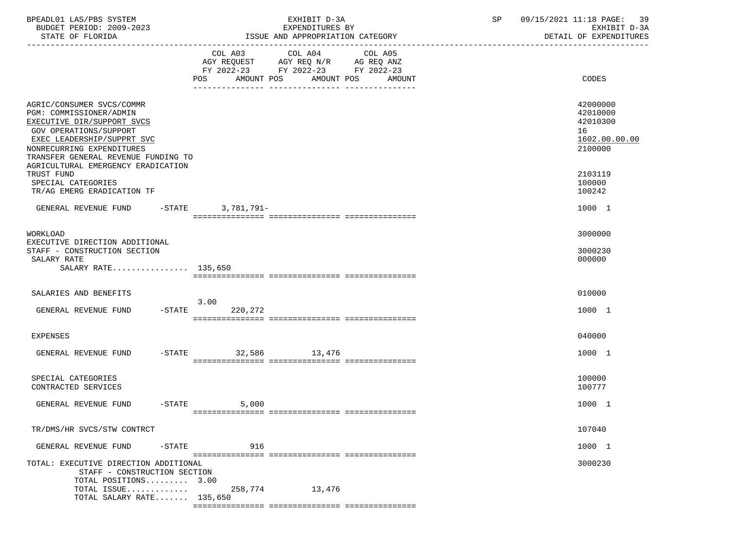BPEADL01 LAS/PBS SYSTEM | EXHIBIT D-3A | SP 09/15/2021 11:18 PAGE: 39
BUDGET PERIOD: 2009-2023 | EXPENDITURES BY | EXHIBIT D-3A
STATE OF FLORIDA | ISSUE AND APPROPRIATION CATEGORY | DETAIL OF EXPENDITURES

| | COL A03 AGY REQUEST FY 2022-23 POS | AMOUNT | COL A04 AGY REQ N/R FY 2022-23 POS | AMOUNT | COL A05 AG REQ ANZ FY 2022-23 POS | AMOUNT | CODES |
|---|---|---|---|---|---|---|---|
| AGRIC/CONSUMER SVCS/COMMR | | | | | | | 42000000 |
| PGM: COMMISSIONER/ADMIN | | | | | | | 42010000 |
| EXECUTIVE DIR/SUPPORT SVCS | | | | | | | 42010300 |
| GOV OPERATIONS/SUPPORT | | | | | | | 16 |
| EXEC LEADERSHIP/SUPPRT SVC | | | | | | | 1602.00.00.00 |
| NONRECURRING EXPENDITURES | | | | | | | 2100000 |
| TRANSFER GENERAL REVENUE FUNDING TO AGRICULTURAL EMERGENCY ERADICATION TRUST FUND | | | | | | | 2103119 |
| SPECIAL CATEGORIES | | | | | | | 100000 |
| TR/AG EMERG ERADICATION TF | | | | | | | 100242 |
| GENERAL REVENUE FUND -STATE | | 3,781,791- | | | | | 1000 1 |
| WORKLOAD | | | | | | | 3000000 |
| EXECUTIVE DIRECTION ADDITIONAL STAFF - CONSTRUCTION SECTION | | | | | | | 3000230 |
| SALARY RATE | | | | | | | 000000 |
| SALARY RATE................ | 135,650 | | | | | | |
| SALARIES AND BENEFITS | | | | | | | 010000 |
| GENERAL REVENUE FUND -STATE | 3.00 | 220,272 | | | | | 1000 1 |
| EXPENSES | | | | | | | 040000 |
| GENERAL REVENUE FUND -STATE | | 32,586 | | 13,476 | | | 1000 1 |
| SPECIAL CATEGORIES | | | | | | | 100000 |
| CONTRACTED SERVICES | | | | | | | 100777 |
| GENERAL REVENUE FUND -STATE | | 5,000 | | | | | 1000 1 |
| TR/DMS/HR SVCS/STW CONTRCT | | | | | | | 107040 |
| GENERAL REVENUE FUND -STATE | | 916 | | | | | 1000 1 |
| TOTAL: EXECUTIVE DIRECTION ADDITIONAL STAFF - CONSTRUCTION SECTION | | | | | | | 3000230 |
| TOTAL POSITIONS......... | 3.00 | | | | | | |
| TOTAL ISSUE............. | | 258,774 | | 13,476 | | | |
| TOTAL SALARY RATE....... | 135,650 | | | | | | |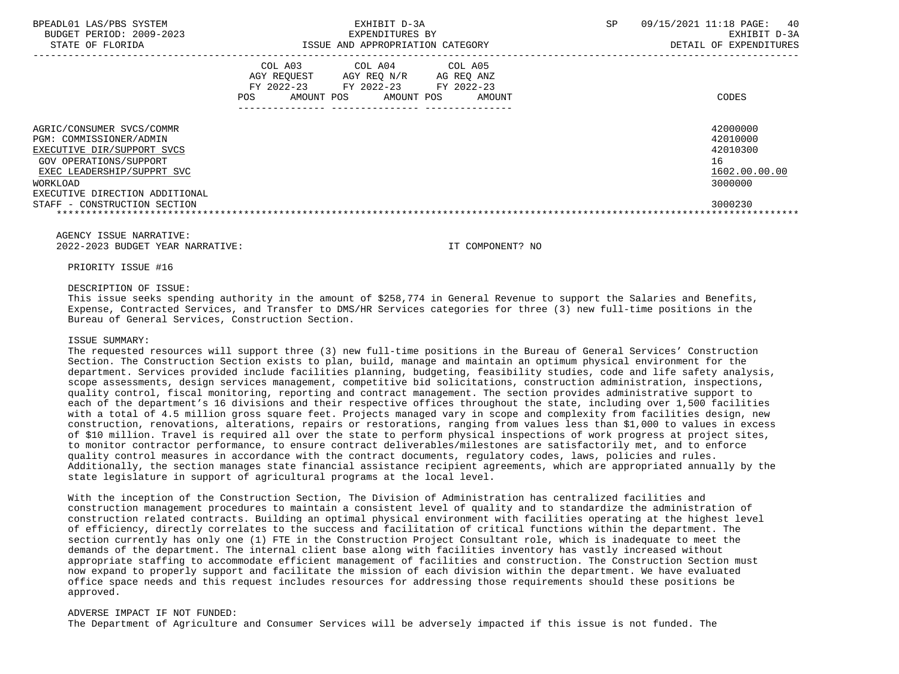| | COL A03 AGY REQUEST FY 2022-23 POS AMOUNT | COL A04 AGY REQ N/R FY 2022-23 POS AMOUNT | COL A05 AG REQ ANZ FY 2022-23 POS AMOUNT | CODES |
|---|---|---|---|---|
| AGRIC/CONSUMER SVCS/COMMR | | | | 42000000 |
| PGM: COMMISSIONER/ADMIN | | | | 42010000 |
| EXECUTIVE DIR/SUPPORT SVCS | | | | 42010300 |
| GOV OPERATIONS/SUPPORT | | | | 16 |
| EXEC LEADERSHIP/SUPPRT SVC | | | | 1602.00.00.00 |
| WORKLOAD | | | | 3000000 |
| EXECUTIVE DIRECTION ADDITIONAL STAFF - CONSTRUCTION SECTION | | | | 3000230 |

AGENCY ISSUE NARRATIVE:

2022-2023 BUDGET YEAR NARRATIVE: IT COMPONENT? NO

PRIORITY ISSUE #16

DESCRIPTION OF ISSUE:

This issue seeks spending authority in the amount of $258,774 in General Revenue to support the Salaries and Benefits, Expense, Contracted Services, and Transfer to DMS/HR Services categories for three (3) new full-time positions in the Bureau of General Services, Construction Section.

ISSUE SUMMARY:

The requested resources will support three (3) new full-time positions in the Bureau of General Services' Construction Section. The Construction Section exists to plan, build, manage and maintain an optimum physical environment for the department. Services provided include facilities planning, budgeting, feasibility studies, code and life safety analysis, scope assessments, design services management, competitive bid solicitations, construction administration, inspections, quality control, fiscal monitoring, reporting and contract management. The section provides administrative support to each of the department's 16 divisions and their respective offices throughout the state, including over 1,500 facilities with a total of 4.5 million gross square feet. Projects managed vary in scope and complexity from facilities design, new construction, renovations, alterations, repairs or restorations, ranging from values less than $1,000 to values in excess of $10 million. Travel is required all over the state to perform physical inspections of work progress at project sites, to monitor contractor performance, to ensure contract deliverables/milestones are satisfactorily met, and to enforce quality control measures in accordance with the contract documents, regulatory codes, laws, policies and rules. Additionally, the section manages state financial assistance recipient agreements, which are appropriated annually by the state legislature in support of agricultural programs at the local level.

With the inception of the Construction Section, The Division of Administration has centralized facilities and construction management procedures to maintain a consistent level of quality and to standardize the administration of construction related contracts. Building an optimal physical environment with facilities operating at the highest level of efficiency, directly correlates to the success and facilitation of critical functions within the department. The section currently has only one (1) FTE in the Construction Project Consultant role, which is inadequate to meet the demands of the department. The internal client base along with facilities inventory has vastly increased without appropriate staffing to accommodate efficient management of facilities and construction. The Construction Section must now expand to properly support and facilitate the mission of each division within the department. We have evaluated office space needs and this request includes resources for addressing those requirements should these positions be approved.

ADVERSE IMPACT IF NOT FUNDED:

The Department of Agriculture and Consumer Services will be adversely impacted if this issue is not funded. The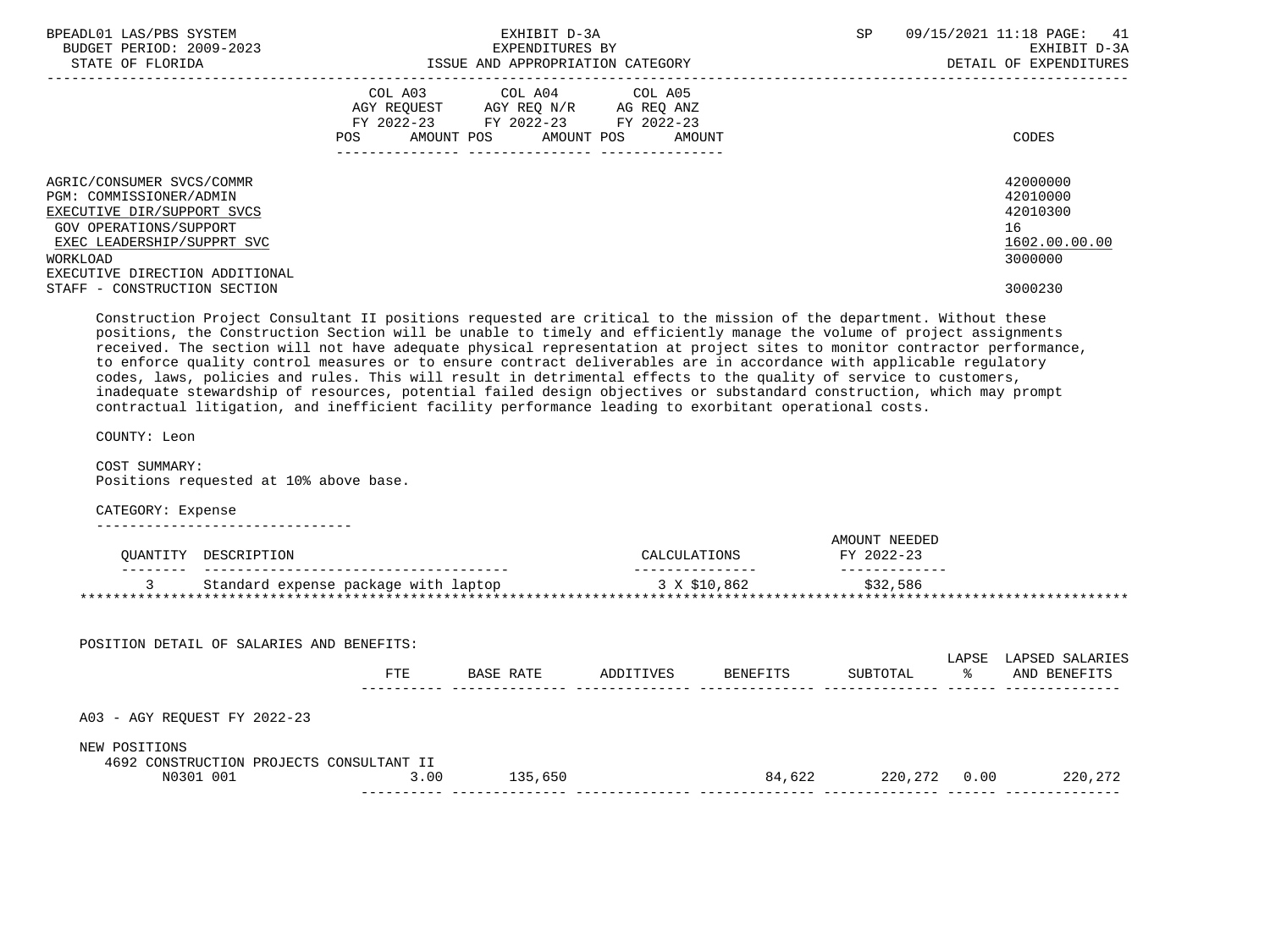BPEADL01 LAS/PBS SYSTEM | EXHIBIT D-3A | SP 09/15/2021 11:18 PAGE: 41
BUDGET PERIOD: 2009-2023 | EXPENDITURES BY | EXHIBIT D-3A
STATE OF FLORIDA | ISSUE AND APPROPRIATION CATEGORY | DETAIL OF EXPENDITURES

| | COL A03 AGY REQUEST FY 2022-23 POS AMOUNT | COL A04 AGY REQ N/R FY 2022-23 POS AMOUNT | COL A05 AG REQ ANZ FY 2022-23 POS AMOUNT | CODES |
|---|---|---|---|---|
| AGRIC/CONSUMER SVCS/COMMR | | | | 42000000 |
| PGM: COMMISSIONER/ADMIN | | | | 42010000 |
| EXECUTIVE DIR/SUPPORT SVCS | | | | 42010300 |
| GOV OPERATIONS/SUPPORT | | | | 16 |
| EXEC LEADERSHIP/SUPPRT SVC | | | | 1602.00.00.00 |
| WORKLOAD | | | | 3000000 |
| EXECUTIVE DIRECTION ADDITIONAL STAFF - CONSTRUCTION SECTION | | | | 3000230 |

Construction Project Consultant II positions requested are critical to the mission of the department. Without these positions, the Construction Section will be unable to timely and efficiently manage the volume of project assignments received. The section will not have adequate physical representation at project sites to monitor contractor performance, to enforce quality control measures or to ensure contract deliverables are in accordance with applicable regulatory codes, laws, policies and rules. This will result in detrimental effects to the quality of service to customers, inadequate stewardship of resources, potential failed design objectives or substandard construction, which may prompt contractual litigation, and inefficient facility performance leading to exorbitant operational costs.

COUNTY: Leon

COST SUMMARY:
Positions requested at 10% above base.

CATEGORY: Expense

| QUANTITY | DESCRIPTION | CALCULATIONS | AMOUNT NEEDED FY 2022-23 |
|---|---|---|---|
| 3 | Standard expense package with laptop | 3 X $10,862 | $32,586 |

POSITION DETAIL OF SALARIES AND BENEFITS:

| | FTE | BASE RATE | ADDITIVES | BENEFITS | SUBTOTAL | LAPSE % | LAPSED SALARIES AND BENEFITS |
|---|---|---|---|---|---|---|---|
| A03 - AGY REQUEST FY 2022-23 | | | | | | | |
| NEW POSITIONS | | | | | | | |
| 4692 CONSTRUCTION PROJECTS CONSULTANT II N0301 001 | 3.00 | 135,650 | | 84,622 | 220,272 | 0.00 | 220,272 |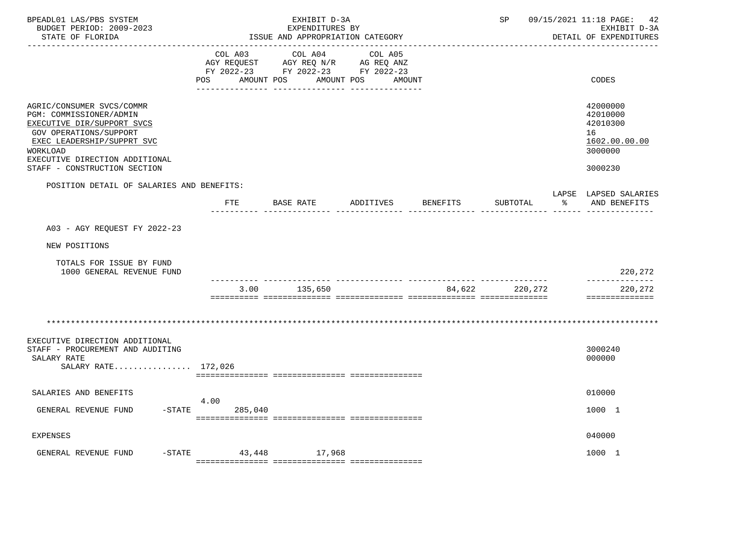BPEADL01 LAS/PBS SYSTEM — EXHIBIT D-3A — EXPENDITURES BY ISSUE AND APPROPRIATION CATEGORY — SP 09/15/2021 11:18

BUDGET PERIOD: 2009-2023 — STATE OF FLORIDA — EXHIBIT D-3A DETAIL OF EXPENDITURES

| | COL A03 AGY REQUEST FY 2022-23 POS AMOUNT | COL A04 AGY REQ N/R FY 2022-23 POS AMOUNT | COL A05 AG REQ ANZ FY 2022-23 POS AMOUNT | CODES |
|---|---|---|---|---|
| AGRIC/CONSUMER SVCS/COMMR | | | | 42000000 |
| PGM: COMMISSIONER/ADMIN | | | | 42010000 |
| EXECUTIVE DIR/SUPPORT SVCS | | | | 42010300 |
| GOV OPERATIONS/SUPPORT | | | | 16 |
| EXEC LEADERSHIP/SUPPRT SVC | | | | 1602.00.00.00 |
| WORKLOAD | | | | 3000000 |
| EXECUTIVE DIRECTION ADDITIONAL STAFF - CONSTRUCTION SECTION | | | | 3000230 |

POSITION DETAIL OF SALARIES AND BENEFITS:

| | FTE | BASE RATE | ADDITIVES | BENEFITS | SUBTOTAL | LAPSE % | LAPSED SALARIES AND BENEFITS |
|---|---|---|---|---|---|---|---|
| A03 - AGY REQUEST FY 2022-23 | | | | | | | |
| NEW POSITIONS | | | | | | | |
| TOTALS FOR ISSUE BY FUND | | | | | | | |
| 1000 GENERAL REVENUE FUND | | | | | | | 220,272 |
| | 3.00 | 135,650 | | 84,622 | 220,272 | | 220,272 |

*****************************************************************************************************************

| | COL A03 | COL A04 | COL A05 | CODES |
|---|---|---|---|---|
| EXECUTIVE DIRECTION ADDITIONAL STAFF - PROCUREMENT AND AUDITING | | | | 3000240 |
| SALARY RATE | | | | 000000 |
| SALARY RATE................ 172,026 | | | | |
| SALARIES AND BENEFITS | | | | 010000 |
| GENERAL REVENUE FUND -STATE | 4.00 285,040 | | | 1000 1 |
| EXPENSES | | | | 040000 |
| GENERAL REVENUE FUND -STATE | 43,448 | 17,968 | | 1000 1 |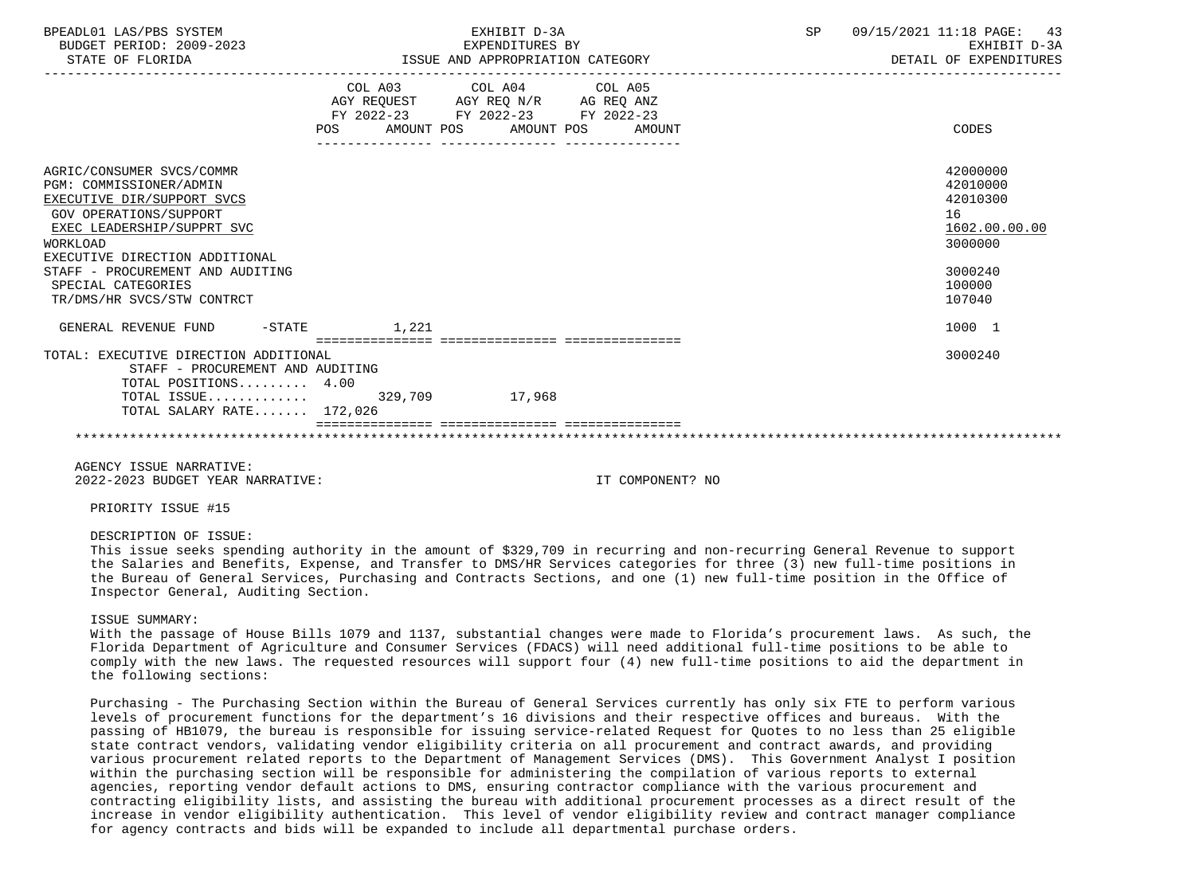BPEADL01 LAS/PBS SYSTEM | EXHIBIT D-3A | SP 09/15/2021 11:18 PAGE: 43
BUDGET PERIOD: 2009-2023 | EXPENDITURES BY | EXHIBIT D-3A
STATE OF FLORIDA | ISSUE AND APPROPRIATION CATEGORY | DETAIL OF EXPENDITURES

| | COL A03 AGY REQUEST FY 2022-23 POS AMOUNT | COL A04 AGY REQ N/R FY 2022-23 POS AMOUNT | COL A05 AG REQ ANZ FY 2022-23 POS AMOUNT | CODES |
|---|---|---|---|---|
| AGRIC/CONSUMER SVCS/COMMR | | | | 42000000 |
| PGM: COMMISSIONER/ADMIN | | | | 42010000 |
| EXECUTIVE DIR/SUPPORT SVCS | | | | 42010300 |
| GOV OPERATIONS/SUPPORT | | | | 16 |
| EXEC LEADERSHIP/SUPPRT SVC | | | | 1602.00.00.00 |
| WORKLOAD | | | | 3000000 |
| EXECUTIVE DIRECTION ADDITIONAL STAFF - PROCUREMENT AND AUDITING | | | | 3000240 |
| SPECIAL CATEGORIES | | | | 100000 |
| TR/DMS/HR SVCS/STW CONTRCT | | | | 107040 |
| GENERAL REVENUE FUND -STATE | 1,221 | | | 1000 1 |
| TOTAL: EXECUTIVE DIRECTION ADDITIONAL STAFF - PROCUREMENT AND AUDITING | | | | 3000240 |
| TOTAL POSITIONS......... | 4.00 | | | |
| TOTAL ISSUE............. | 329,709 | 17,968 | | |
| TOTAL SALARY RATE....... | 172,026 | | | |

AGENCY ISSUE NARRATIVE:
2022-2023 BUDGET YEAR NARRATIVE: IT COMPONENT? NO

PRIORITY ISSUE #15

DESCRIPTION OF ISSUE:
This issue seeks spending authority in the amount of $329,709 in recurring and non-recurring General Revenue to support the Salaries and Benefits, Expense, and Transfer to DMS/HR Services categories for three (3) new full-time positions in the Bureau of General Services, Purchasing and Contracts Sections, and one (1) new full-time position in the Office of Inspector General, Auditing Section.

ISSUE SUMMARY:
With the passage of House Bills 1079 and 1137, substantial changes were made to Florida's procurement laws. As such, the Florida Department of Agriculture and Consumer Services (FDACS) will need additional full-time positions to be able to comply with the new laws. The requested resources will support four (4) new full-time positions to aid the department in the following sections:

Purchasing - The Purchasing Section within the Bureau of General Services currently has only six FTE to perform various levels of procurement functions for the department's 16 divisions and their respective offices and bureaus. With the passing of HB1079, the bureau is responsible for issuing service-related Request for Quotes to no less than 25 eligible state contract vendors, validating vendor eligibility criteria on all procurement and contract awards, and providing various procurement related reports to the Department of Management Services (DMS). This Government Analyst I position within the purchasing section will be responsible for administering the compilation of various reports to external agencies, reporting vendor default actions to DMS, ensuring contractor compliance with the various procurement and contracting eligibility lists, and assisting the bureau with additional procurement processes as a direct result of the increase in vendor eligibility authentication. This level of vendor eligibility review and contract manager compliance for agency contracts and bids will be expanded to include all departmental purchase orders.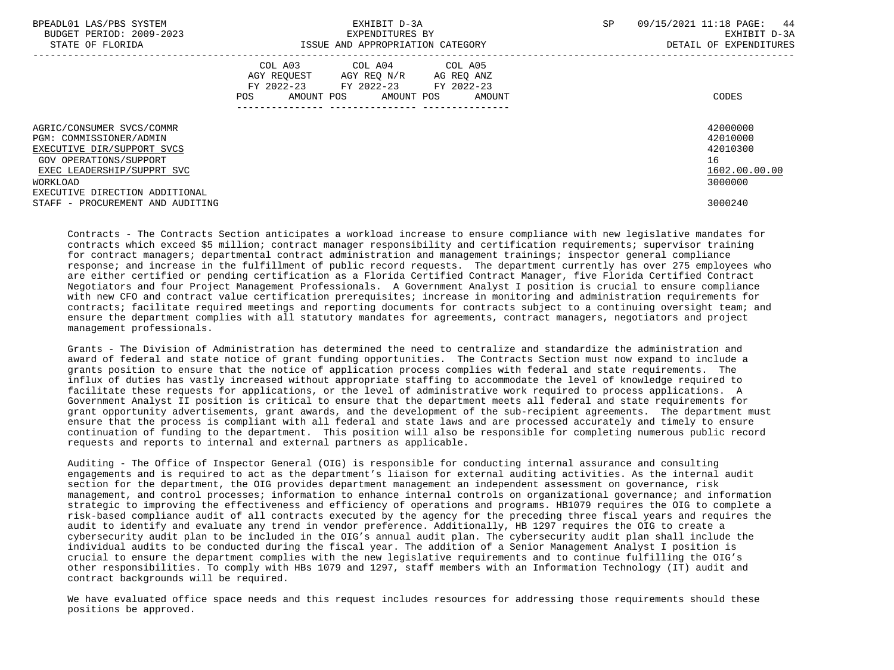| | COL A03 AGY REQUEST FY 2022-23 POS AMOUNT | COL A04 AGY REQ N/R FY 2022-23 POS AMOUNT | COL A05 AG REQ ANZ FY 2022-23 POS AMOUNT | CODES |
|---|---|---|---|---|
| AGRIC/CONSUMER SVCS/COMMR | | | | 42000000 |
| PGM: COMMISSIONER/ADMIN | | | | 42010000 |
| EXECUTIVE DIR/SUPPORT SVCS | | | | 42010300 |
| GOV OPERATIONS/SUPPORT | | | | 16 |
| EXEC LEADERSHIP/SUPPRT SVC | | | | 1602.00.00.00 |
| WORKLOAD | | | | 3000000 |
| EXECUTIVE DIRECTION ADDITIONAL STAFF - PROCUREMENT AND AUDITING | | | | 3000240 |

Contracts - The Contracts Section anticipates a workload increase to ensure compliance with new legislative mandates for contracts which exceed $5 million; contract manager responsibility and certification requirements; supervisor training for contract managers; departmental contract administration and management trainings; inspector general compliance response; and increase in the fulfillment of public record requests. The department currently has over 275 employees who are either certified or pending certification as a Florida Certified Contract Manager, five Florida Certified Contract Negotiators and four Project Management Professionals. A Government Analyst I position is crucial to ensure compliance with new CFO and contract value certification prerequisites; increase in monitoring and administration requirements for contracts; facilitate required meetings and reporting documents for contracts subject to a continuing oversight team; and ensure the department complies with all statutory mandates for agreements, contract managers, negotiators and project management professionals.

Grants - The Division of Administration has determined the need to centralize and standardize the administration and award of federal and state notice of grant funding opportunities. The Contracts Section must now expand to include a grants position to ensure that the notice of application process complies with federal and state requirements. The influx of duties has vastly increased without appropriate staffing to accommodate the level of knowledge required to facilitate these requests for applications, or the level of administrative work required to process applications. A Government Analyst II position is critical to ensure that the department meets all federal and state requirements for grant opportunity advertisements, grant awards, and the development of the sub-recipient agreements. The department must ensure that the process is compliant with all federal and state laws and are processed accurately and timely to ensure continuation of funding to the department. This position will also be responsible for completing numerous public record requests and reports to internal and external partners as applicable.

Auditing - The Office of Inspector General (OIG) is responsible for conducting internal assurance and consulting engagements and is required to act as the department's liaison for external auditing activities. As the internal audit section for the department, the OIG provides department management an independent assessment on governance, risk management, and control processes; information to enhance internal controls on organizational governance; and information strategic to improving the effectiveness and efficiency of operations and programs. HB1079 requires the OIG to complete a risk-based compliance audit of all contracts executed by the agency for the preceding three fiscal years and requires the audit to identify and evaluate any trend in vendor preference. Additionally, HB 1297 requires the OIG to create a cybersecurity audit plan to be included in the OIG's annual audit plan. The cybersecurity audit plan shall include the individual audits to be conducted during the fiscal year. The addition of a Senior Management Analyst I position is crucial to ensure the department complies with the new legislative requirements and to continue fulfilling the OIG's other responsibilities. To comply with HBs 1079 and 1297, staff members with an Information Technology (IT) audit and contract backgrounds will be required.

We have evaluated office space needs and this request includes resources for addressing those requirements should these positions be approved.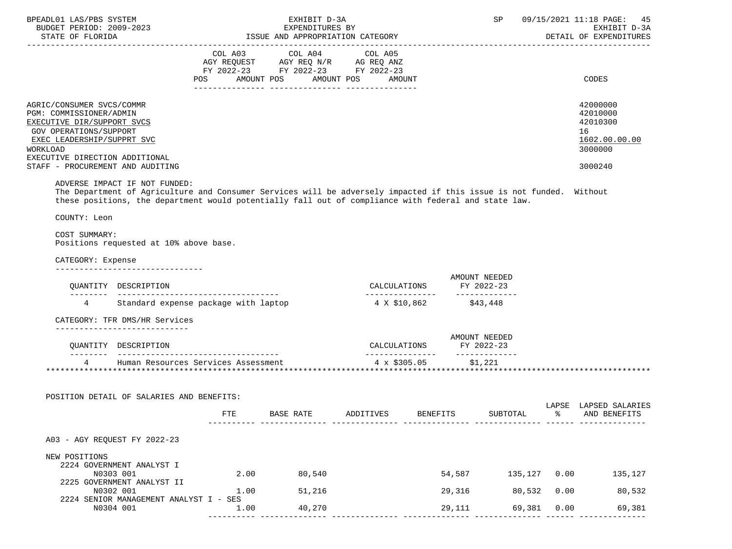| | COL A03 AGY REQUEST FY 2022-23 POS AMOUNT | COL A04 AGY REQ N/R FY 2022-23 POS AMOUNT | COL A05 AG REQ ANZ FY 2022-23 POS AMOUNT | CODES |
|---|---|---|---|---|
| AGRIC/CONSUMER SVCS/COMMR | | | | 42000000 |
| PGM: COMMISSIONER/ADMIN | | | | 42010000 |
| EXECUTIVE DIR/SUPPORT SVCS | | | | 42010300 |
| GOV OPERATIONS/SUPPORT | | | | 16 |
| EXEC LEADERSHIP/SUPPRT SVC | | | | 1602.00.00.00 |
| WORKLOAD | | | | 3000000 |
| EXECUTIVE DIRECTION ADDITIONAL STAFF - PROCUREMENT AND AUDITING | | | | 3000240 |

ADVERSE IMPACT IF NOT FUNDED:
The Department of Agriculture and Consumer Services will be adversely impacted if this issue is not funded. Without these positions, the department would potentially fall out of compliance with federal and state law.

COUNTY: Leon

COST SUMMARY:
Positions requested at 10% above base.

CATEGORY: Expense

| QUANTITY | DESCRIPTION | CALCULATIONS | AMOUNT NEEDED FY 2022-23 |
|---|---|---|---|
| 4 | Standard expense package with laptop | 4 X $10,862 | $43,448 |

CATEGORY: TFR DMS/HR Services

| QUANTITY | DESCRIPTION | CALCULATIONS | AMOUNT NEEDED FY 2022-23 |
|---|---|---|---|
| 4 | Human Resources Services Assessment | 4 x $305.05 | $1,221 |

POSITION DETAIL OF SALARIES AND BENEFITS:

| | FTE | BASE RATE | ADDITIVES | BENEFITS | SUBTOTAL | LAPSE % | LAPSED SALARIES AND BENEFITS |
|---|---|---|---|---|---|---|---|
| A03 - AGY REQUEST FY 2022-23 | | | | | | | |
| NEW POSITIONS | | | | | | | |
| 2224 GOVERNMENT ANALYST I | | | | | | | |
| N0303 001 | 2.00 | 80,540 | | 54,587 | 135,127 | 0.00 | 135,127 |
| 2225 GOVERNMENT ANALYST II | | | | | | | |
| N0302 001 | 1.00 | 51,216 | | 29,316 | 80,532 | 0.00 | 80,532 |
| 2224 SENIOR MANAGEMENT ANALYST I - SES | | | | | | | |
| N0304 001 | 1.00 | 40,270 | | 29,111 | 69,381 | 0.00 | 69,381 |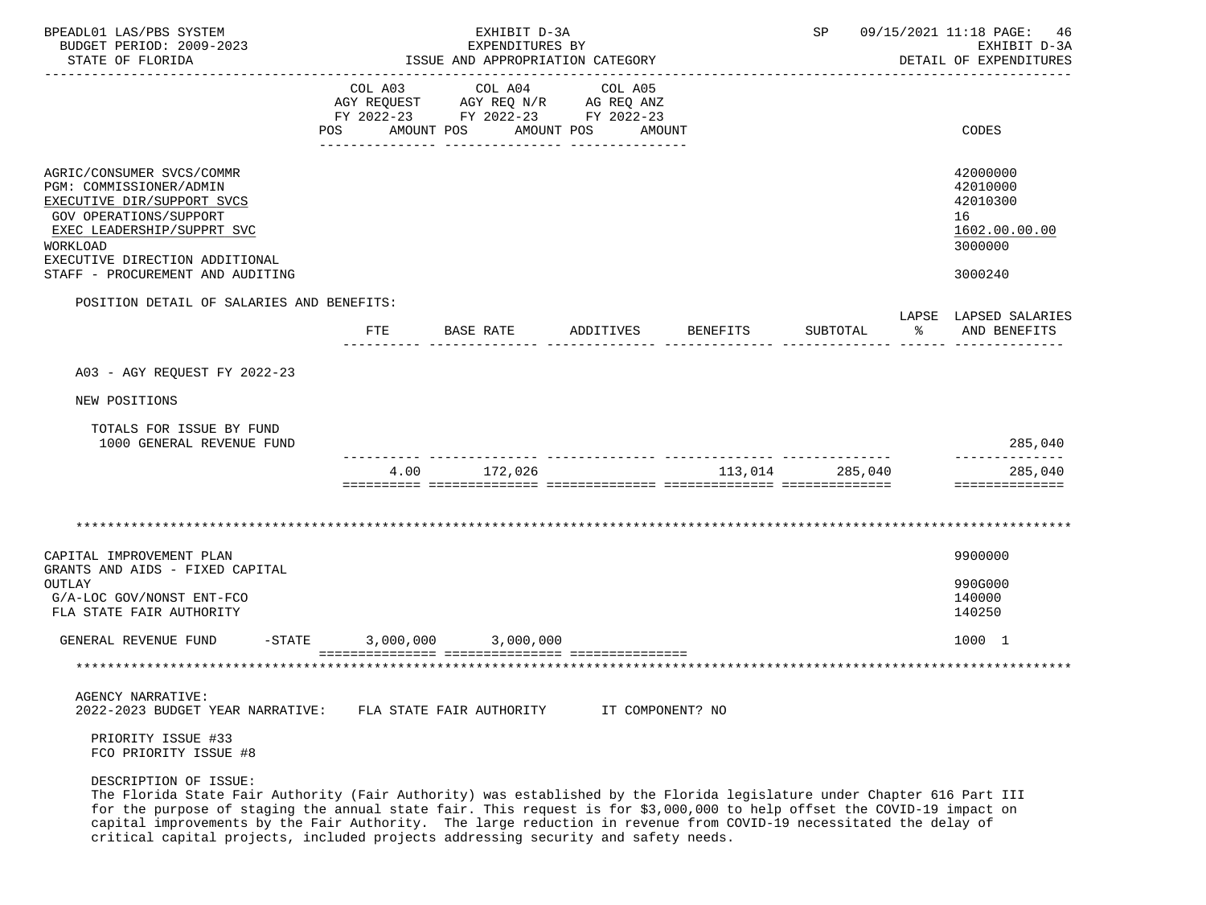| | COL A03 AGY REQUEST FY 2022-23 POS AMOUNT | COL A04 AGY REQ N/R FY 2022-23 POS AMOUNT | COL A05 AG REQ ANZ FY 2022-23 POS AMOUNT | CODES |
|---|---|---|---|---|
| AGRIC/CONSUMER SVCS/COMMR | | | | 42000000 |
| PGM: COMMISSIONER/ADMIN | | | | 42010000 |
| EXECUTIVE DIR/SUPPORT SVCS | | | | 42010300 |
| GOV OPERATIONS/SUPPORT | | | | 16 |
| EXEC LEADERSHIP/SUPPRT SVC | | | | 1602.00.00.00 |
| WORKLOAD | | | | 3000000 |
| EXECUTIVE DIRECTION ADDITIONAL STAFF - PROCUREMENT AND AUDITING | | | | 3000240 |

POSITION DETAIL OF SALARIES AND BENEFITS:

| | FTE | BASE RATE | ADDITIVES | BENEFITS | SUBTOTAL | LAPSE % | LAPSED SALARIES AND BENEFITS |
|---|---|---|---|---|---|---|---|
| A03 - AGY REQUEST FY 2022-23 | | | | | | | |
| NEW POSITIONS | | | | | | | |
| TOTALS FOR ISSUE BY FUND | | | | | | | |
| 1000 GENERAL REVENUE FUND | | | | | | | 285,040 |
| | 4.00 | 172,026 | | 113,014 | 285,040 | | 285,040 |

| | COL A03 | COL A04 | COL A05 | CODES |
|---|---|---|---|---|
| CAPITAL IMPROVEMENT PLAN | | | | 9900000 |
| GRANTS AND AIDS - FIXED CAPITAL OUTLAY | | | | 990G000 |
| G/A-LOC GOV/NONST ENT-FCO | | | | 140000 |
| FLA STATE FAIR AUTHORITY | | | | 140250 |
| GENERAL REVENUE FUND -STATE | 3,000,000 | 3,000,000 | | 1000 1 |

AGENCY NARRATIVE:
2022-2023 BUDGET YEAR NARRATIVE: FLA STATE FAIR AUTHORITY IT COMPONENT? NO

PRIORITY ISSUE #33
FCO PRIORITY ISSUE #8

DESCRIPTION OF ISSUE:
The Florida State Fair Authority (Fair Authority) was established by the Florida legislature under Chapter 616 Part III for the purpose of staging the annual state fair. This request is for $3,000,000 to help offset the COVID-19 impact on capital improvements by the Fair Authority. The large reduction in revenue from COVID-19 necessitated the delay of critical capital projects, included projects addressing security and safety needs.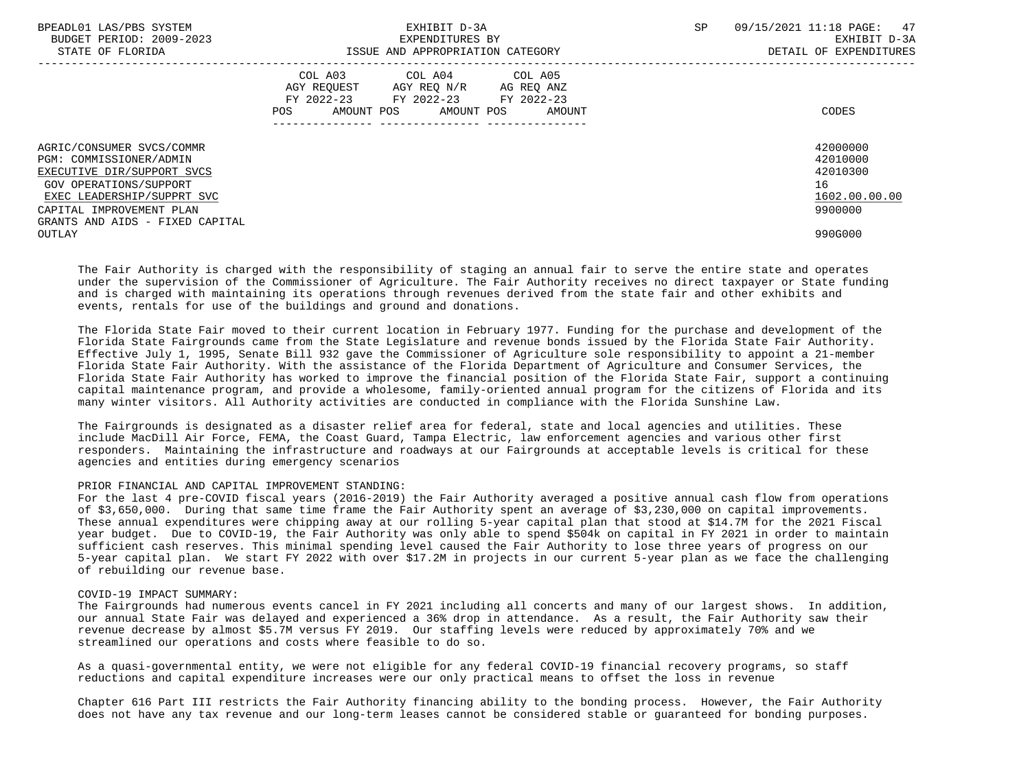| | COL A03 AGY REQUEST FY 2022-23 POS AMOUNT | COL A04 AGY REQ N/R FY 2022-23 POS AMOUNT | COL A05 AG REQ ANZ FY 2022-23 POS AMOUNT | CODES |
|---|---|---|---|---|
| AGRIC/CONSUMER SVCS/COMMR | | | | 42000000 |
| PGM: COMMISSIONER/ADMIN | | | | 42010000 |
| EXECUTIVE DIR/SUPPORT SVCS | | | | 42010300 |
| GOV OPERATIONS/SUPPORT | | | | 16 |
| EXEC LEADERSHIP/SUPPRT SVC | | | | 1602.00.00.00 |
| CAPITAL IMPROVEMENT PLAN | | | | 9900000 |
| GRANTS AND AIDS - FIXED CAPITAL OUTLAY | | | | 990G000 |

The Fair Authority is charged with the responsibility of staging an annual fair to serve the entire state and operates under the supervision of the Commissioner of Agriculture. The Fair Authority receives no direct taxpayer or State funding and is charged with maintaining its operations through revenues derived from the state fair and other exhibits and events, rentals for use of the buildings and ground and donations.

The Florida State Fair moved to their current location in February 1977. Funding for the purchase and development of the Florida State Fairgrounds came from the State Legislature and revenue bonds issued by the Florida State Fair Authority. Effective July 1, 1995, Senate Bill 932 gave the Commissioner of Agriculture sole responsibility to appoint a 21-member Florida State Fair Authority. With the assistance of the Florida Department of Agriculture and Consumer Services, the Florida State Fair Authority has worked to improve the financial position of the Florida State Fair, support a continuing capital maintenance program, and provide a wholesome, family-oriented annual program for the citizens of Florida and its many winter visitors. All Authority activities are conducted in compliance with the Florida Sunshine Law.

The Fairgrounds is designated as a disaster relief area for federal, state and local agencies and utilities. These include MacDill Air Force, FEMA, the Coast Guard, Tampa Electric, law enforcement agencies and various other first responders. Maintaining the infrastructure and roadways at our Fairgrounds at acceptable levels is critical for these agencies and entities during emergency scenarios

PRIOR FINANCIAL AND CAPITAL IMPROVEMENT STANDING:
For the last 4 pre-COVID fiscal years (2016-2019) the Fair Authority averaged a positive annual cash flow from operations of $3,650,000. During that same time frame the Fair Authority spent an average of $3,230,000 on capital improvements. These annual expenditures were chipping away at our rolling 5-year capital plan that stood at $14.7M for the 2021 Fiscal year budget. Due to COVID-19, the Fair Authority was only able to spend $504k on capital in FY 2021 in order to maintain sufficient cash reserves. This minimal spending level caused the Fair Authority to lose three years of progress on our 5-year capital plan. We start FY 2022 with over $17.2M in projects in our current 5-year plan as we face the challenging of rebuilding our revenue base.

COVID-19 IMPACT SUMMARY:
The Fairgrounds had numerous events cancel in FY 2021 including all concerts and many of our largest shows. In addition, our annual State Fair was delayed and experienced a 36% drop in attendance. As a result, the Fair Authority saw their revenue decrease by almost $5.7M versus FY 2019. Our staffing levels were reduced by approximately 70% and we streamlined our operations and costs where feasible to do so.

As a quasi-governmental entity, we were not eligible for any federal COVID-19 financial recovery programs, so staff reductions and capital expenditure increases were our only practical means to offset the loss in revenue

Chapter 616 Part III restricts the Fair Authority financing ability to the bonding process. However, the Fair Authority does not have any tax revenue and our long-term leases cannot be considered stable or guaranteed for bonding purposes.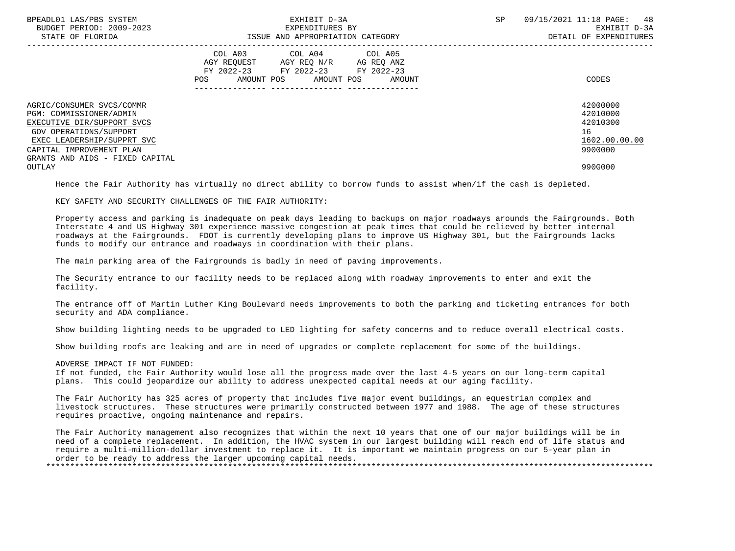| | COL A03 AGY REQUEST FY 2022-23 POS AMOUNT | COL A04 AGY REQ N/R FY 2022-23 POS AMOUNT | COL A05 AG REQ ANZ FY 2022-23 POS AMOUNT | CODES |
|---|---|---|---|---|
| AGRIC/CONSUMER SVCS/COMMR | | | | 42000000 |
| PGM: COMMISSIONER/ADMIN | | | | 42010000 |
| EXECUTIVE DIR/SUPPORT SVCS | | | | 42010300 |
| GOV OPERATIONS/SUPPORT | | | | 16 |
| EXEC LEADERSHIP/SUPPRT SVC | | | | 1602.00.00.00 |
| CAPITAL IMPROVEMENT PLAN | | | | 9900000 |
| GRANTS AND AIDS - FIXED CAPITAL OUTLAY | | | | 990G000 |

Hence the Fair Authority has virtually no direct ability to borrow funds to assist when/if the cash is depleted.

KEY SAFETY AND SECURITY CHALLENGES OF THE FAIR AUTHORITY:

Property access and parking is inadequate on peak days leading to backups on major roadways arounds the Fairgrounds. Both Interstate 4 and US Highway 301 experience massive congestion at peak times that could be relieved by better internal roadways at the Fairgrounds. FDOT is currently developing plans to improve US Highway 301, but the Fairgrounds lacks funds to modify our entrance and roadways in coordination with their plans.

The main parking area of the Fairgrounds is badly in need of paving improvements.

The Security entrance to our facility needs to be replaced along with roadway improvements to enter and exit the facility.

The entrance off of Martin Luther King Boulevard needs improvements to both the parking and ticketing entrances for both security and ADA compliance.

Show building lighting needs to be upgraded to LED lighting for safety concerns and to reduce overall electrical costs.

Show building roofs are leaking and are in need of upgrades or complete replacement for some of the buildings.

ADVERSE IMPACT IF NOT FUNDED:
If not funded, the Fair Authority would lose all the progress made over the last 4-5 years on our long-term capital plans. This could jeopardize our ability to address unexpected capital needs at our aging facility.

The Fair Authority has 325 acres of property that includes five major event buildings, an equestrian complex and livestock structures. These structures were primarily constructed between 1977 and 1988. The age of these structures requires proactive, ongoing maintenance and repairs.

The Fair Authority management also recognizes that within the next 10 years that one of our major buildings will be in need of a complete replacement. In addition, the HVAC system in our largest building will reach end of life status and require a multi-million-dollar investment to replace it. It is important we maintain progress on our 5-year plan in order to be ready to address the larger upcoming capital needs.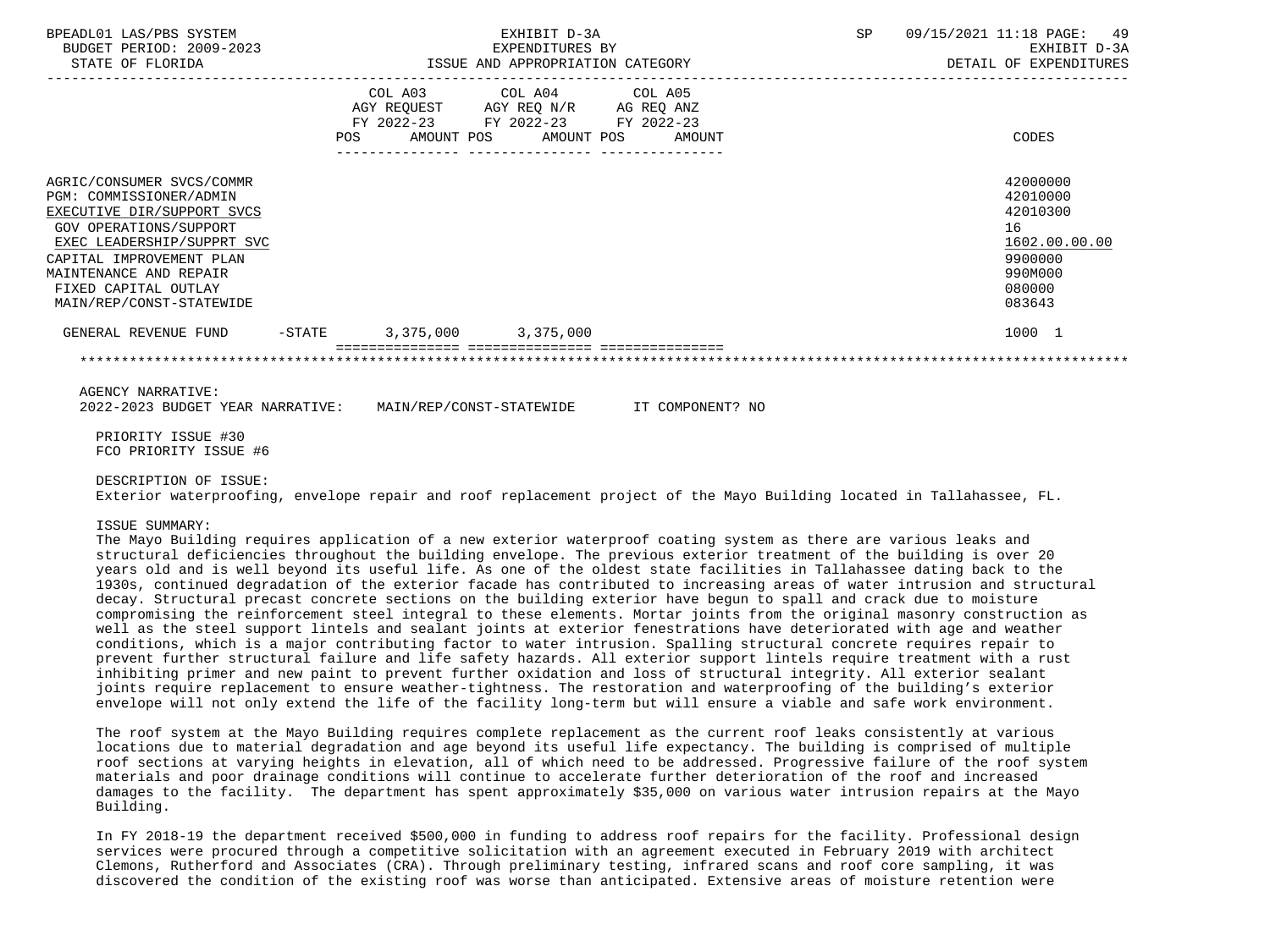| | COL A03 AGY REQUEST FY 2022-23 POS AMOUNT | COL A04 AGY REQ N/R FY 2022-23 POS AMOUNT | COL A05 AG REQ ANZ FY 2022-23 POS AMOUNT | CODES |
|---|---|---|---|---|
| AGRIC/CONSUMER SVCS/COMMR | | | | 42000000 |
| PGM: COMMISSIONER/ADMIN | | | | 42010000 |
| EXECUTIVE DIR/SUPPORT SVCS | | | | 42010300 |
| GOV OPERATIONS/SUPPORT | | | | 16 |
| EXEC LEADERSHIP/SUPPRT SVC | | | | 1602.00.00.00 |
| CAPITAL IMPROVEMENT PLAN | | | | 9900000 |
| MAINTENANCE AND REPAIR | | | | 990M000 |
| FIXED CAPITAL OUTLAY | | | | 080000 |
| MAIN/REP/CONST-STATEWIDE | | | | 083643 |
| GENERAL REVENUE FUND -STATE | 3,375,000 | 3,375,000 | | 1000 1 |

AGENCY NARRATIVE:
2022-2023 BUDGET YEAR NARRATIVE: MAIN/REP/CONST-STATEWIDE IT COMPONENT? NO

PRIORITY ISSUE #30
FCO PRIORITY ISSUE #6

DESCRIPTION OF ISSUE:
Exterior waterproofing, envelope repair and roof replacement project of the Mayo Building located in Tallahassee, FL.

ISSUE SUMMARY:
The Mayo Building requires application of a new exterior waterproof coating system as there are various leaks and structural deficiencies throughout the building envelope. The previous exterior treatment of the building is over 20 years old and is well beyond its useful life. As one of the oldest state facilities in Tallahassee dating back to the 1930s, continued degradation of the exterior facade has contributed to increasing areas of water intrusion and structural decay. Structural precast concrete sections on the building exterior have begun to spall and crack due to moisture compromising the reinforcement steel integral to these elements. Mortar joints from the original masonry construction as well as the steel support lintels and sealant joints at exterior fenestrations have deteriorated with age and weather conditions, which is a major contributing factor to water intrusion. Spalling structural concrete requires repair to prevent further structural failure and life safety hazards. All exterior support lintels require treatment with a rust inhibiting primer and new paint to prevent further oxidation and loss of structural integrity. All exterior sealant joints require replacement to ensure weather-tightness. The restoration and waterproofing of the building's exterior envelope will not only extend the life of the facility long-term but will ensure a viable and safe work environment.

The roof system at the Mayo Building requires complete replacement as the current roof leaks consistently at various locations due to material degradation and age beyond its useful life expectancy. The building is comprised of multiple roof sections at varying heights in elevation, all of which need to be addressed. Progressive failure of the roof system materials and poor drainage conditions will continue to accelerate further deterioration of the roof and increased damages to the facility. The department has spent approximately $35,000 on various water intrusion repairs at the Mayo Building.

In FY 2018-19 the department received $500,000 in funding to address roof repairs for the facility. Professional design services were procured through a competitive solicitation with an agreement executed in February 2019 with architect Clemons, Rutherford and Associates (CRA). Through preliminary testing, infrared scans and roof core sampling, it was discovered the condition of the existing roof was worse than anticipated. Extensive areas of moisture retention were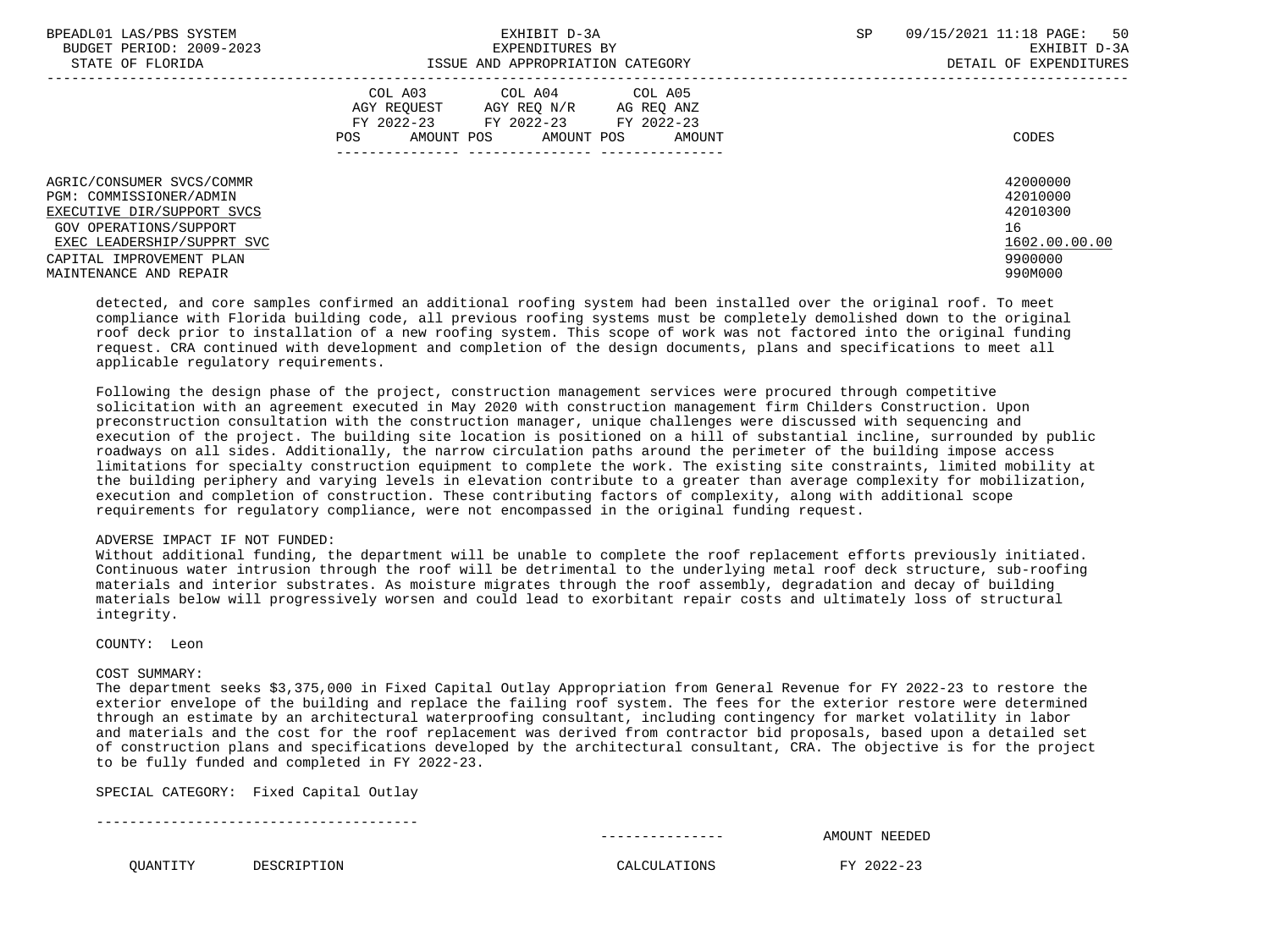| | COL A03 AGY REQUEST FY 2022-23 POS AMOUNT | COL A04 AGY REQ N/R FY 2022-23 POS AMOUNT | COL A05 AG REQ ANZ FY 2022-23 POS AMOUNT | CODES |
|---|---|---|---|---|
| AGRIC/CONSUMER SVCS/COMMR | | | | 42000000 |
| PGM: COMMISSIONER/ADMIN | | | | 42010000 |
| EXECUTIVE DIR/SUPPORT SVCS | | | | 42010300 |
| GOV OPERATIONS/SUPPORT | | | | 16 |
| EXEC LEADERSHIP/SUPPRT SVC | | | | 1602.00.00.00 |
| CAPITAL IMPROVEMENT PLAN | | | | 9900000 |
| MAINTENANCE AND REPAIR | | | | 990M000 |

detected, and core samples confirmed an additional roofing system had been installed over the original roof. To meet compliance with Florida building code, all previous roofing systems must be completely demolished down to the original roof deck prior to installation of a new roofing system. This scope of work was not factored into the original funding request. CRA continued with development and completion of the design documents, plans and specifications to meet all applicable regulatory requirements.

Following the design phase of the project, construction management services were procured through competitive solicitation with an agreement executed in May 2020 with construction management firm Childers Construction. Upon preconstruction consultation with the construction manager, unique challenges were discussed with sequencing and execution of the project. The building site location is positioned on a hill of substantial incline, surrounded by public roadways on all sides. Additionally, the narrow circulation paths around the perimeter of the building impose access limitations for specialty construction equipment to complete the work. The existing site constraints, limited mobility at the building periphery and varying levels in elevation contribute to a greater than average complexity for mobilization, execution and completion of construction. These contributing factors of complexity, along with additional scope requirements for regulatory compliance, were not encompassed in the original funding request.

ADVERSE IMPACT IF NOT FUNDED:
Without additional funding, the department will be unable to complete the roof replacement efforts previously initiated. Continuous water intrusion through the roof will be detrimental to the underlying metal roof deck structure, sub-roofing materials and interior substrates. As moisture migrates through the roof assembly, degradation and decay of building materials below will progressively worsen and could lead to exorbitant repair costs and ultimately loss of structural integrity.

COUNTY: Leon

COST SUMMARY:
The department seeks $3,375,000 in Fixed Capital Outlay Appropriation from General Revenue for FY 2022-23 to restore the exterior envelope of the building and replace the failing roof system. The fees for the exterior restore were determined through an estimate by an architectural waterproofing consultant, including contingency for market volatility in labor and materials and the cost for the roof replacement was derived from contractor bid proposals, based upon a detailed set of construction plans and specifications developed by the architectural consultant, CRA. The objective is for the project to be fully funded and completed in FY 2022-23.

SPECIAL CATEGORY: Fixed Capital Outlay

| QUANTITY | DESCRIPTION | CALCULATIONS | AMOUNT NEEDED FY 2022-23 |
|---|---|---|---|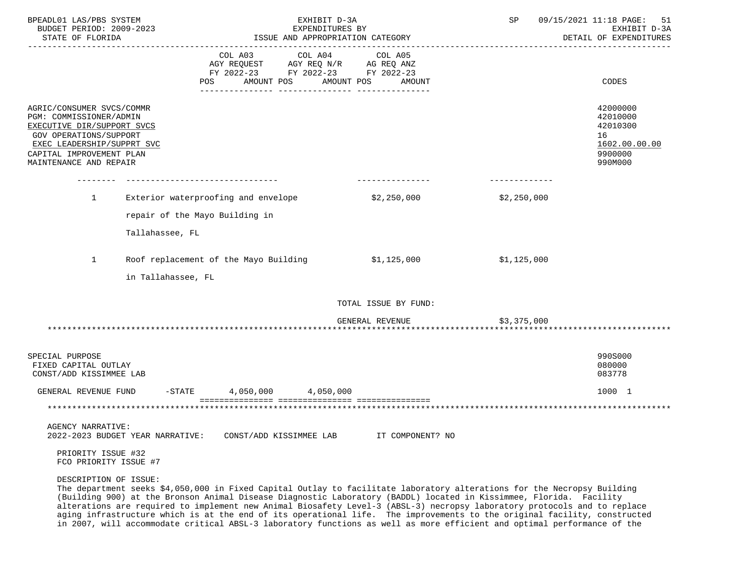| | COL A03 AGY REQUEST FY 2022-23 POS AMOUNT | COL A04 AGY REQ N/R FY 2022-23 POS AMOUNT | COL A05 AG REQ ANZ FY 2022-23 POS AMOUNT | CODES |
|---|---|---|---|---|
| AGRIC/CONSUMER SVCS/COMMR | | | | 42000000 |
| PGM: COMMISSIONER/ADMIN | | | | 42010000 |
| EXECUTIVE DIR/SUPPORT SVCS | | | | 42010300 |
| GOV OPERATIONS/SUPPORT | | | | 16 |
| EXEC LEADERSHIP/SUPPRT SVC | | | | 1602.00.00.00 |
| CAPITAL IMPROVEMENT PLAN | | | | 9900000 |
| MAINTENANCE AND REPAIR | | | | 990M000 |

| | | | |
|---|---|---|---|
| 1 | Exterior waterproofing and envelope repair of the Mayo Building in Tallahassee, FL | $2,250,000 | $2,250,000 |
| 1 | Roof replacement of the Mayo Building in Tallahassee, FL | $1,125,000 | $1,125,000 |

TOTAL ISSUE BY FUND:

GENERAL REVENUE $3,375,000

| | COL A03 | COL A04 | COL A05 | CODES |
|---|---|---|---|---|
| SPECIAL PURPOSE | | | | 990S000 |
| FIXED CAPITAL OUTLAY | | | | 080000 |
| CONST/ADD KISSIMMEE LAB | | | | 083778 |
| GENERAL REVENUE FUND -STATE | 4,050,000 | 4,050,000 | | 1000 1 |

AGENCY NARRATIVE:
2022-2023 BUDGET YEAR NARRATIVE: CONST/ADD KISSIMMEE LAB IT COMPONENT? NO

PRIORITY ISSUE #32
FCO PRIORITY ISSUE #7

DESCRIPTION OF ISSUE:
The department seeks $4,050,000 in Fixed Capital Outlay to facilitate laboratory alterations for the Necropsy Building (Building 900) at the Bronson Animal Disease Diagnostic Laboratory (BADDL) located in Kissimmee, Florida. Facility alterations are required to implement new Animal Biosafety Level-3 (ABSL-3) necropsy laboratory protocols and to replace aging infrastructure which is at the end of its operational life. The improvements to the original facility, constructed in 2007, will accommodate critical ABSL-3 laboratory functions as well as more efficient and optimal performance of the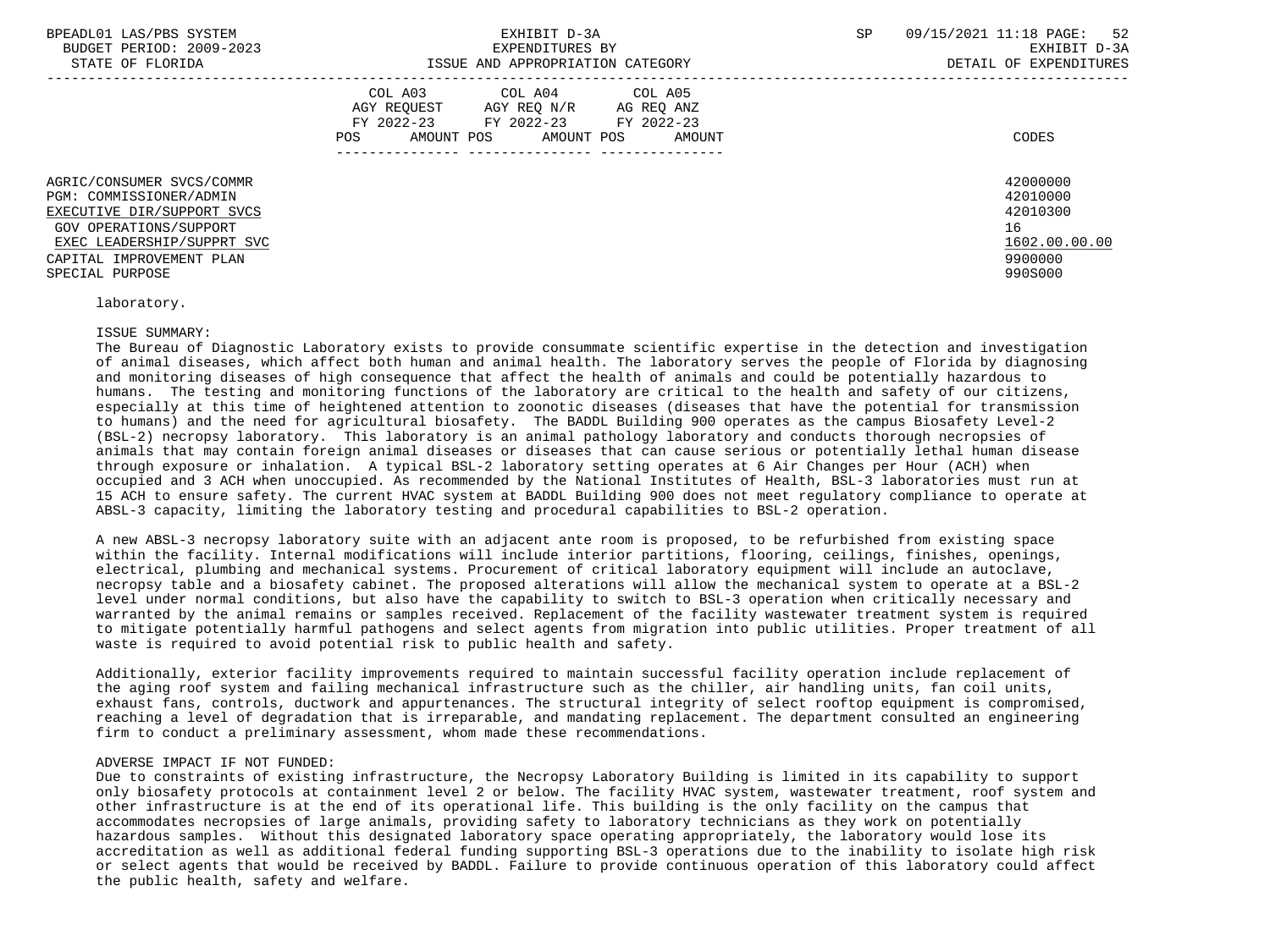| | COL A03 AGY REQUEST FY 2022-23 POS AMOUNT | COL A04 AGY REQ N/R FY 2022-23 POS AMOUNT | COL A05 AG REQ ANZ FY 2022-23 POS AMOUNT | CODES |
|---|---|---|---|---|
| AGRIC/CONSUMER SVCS/COMMR | | | | 42000000 |
| PGM: COMMISSIONER/ADMIN | | | | 42010000 |
| EXECUTIVE DIR/SUPPORT SVCS | | | | 42010300 |
| GOV OPERATIONS/SUPPORT | | | | 16 |
| EXEC LEADERSHIP/SUPPRT SVC | | | | 1602.00.00.00 |
| CAPITAL IMPROVEMENT PLAN | | | | 9900000 |
| SPECIAL PURPOSE | | | | 990S000 |

laboratory.

ISSUE SUMMARY:
The Bureau of Diagnostic Laboratory exists to provide consummate scientific expertise in the detection and investigation of animal diseases, which affect both human and animal health. The laboratory serves the people of Florida by diagnosing and monitoring diseases of high consequence that affect the health of animals and could be potentially hazardous to humans. The testing and monitoring functions of the laboratory are critical to the health and safety of our citizens, especially at this time of heightened attention to zoonotic diseases (diseases that have the potential for transmission to humans) and the need for agricultural biosafety. The BADDL Building 900 operates as the campus Biosafety Level-2 (BSL-2) necropsy laboratory. This laboratory is an animal pathology laboratory and conducts thorough necropsies of animals that may contain foreign animal diseases or diseases that can cause serious or potentially lethal human disease through exposure or inhalation. A typical BSL-2 laboratory setting operates at 6 Air Changes per Hour (ACH) when occupied and 3 ACH when unoccupied. As recommended by the National Institutes of Health, BSL-3 laboratories must run at 15 ACH to ensure safety. The current HVAC system at BADDL Building 900 does not meet regulatory compliance to operate at ABSL-3 capacity, limiting the laboratory testing and procedural capabilities to BSL-2 operation.

A new ABSL-3 necropsy laboratory suite with an adjacent ante room is proposed, to be refurbished from existing space within the facility. Internal modifications will include interior partitions, flooring, ceilings, finishes, openings, electrical, plumbing and mechanical systems. Procurement of critical laboratory equipment will include an autoclave, necropsy table and a biosafety cabinet. The proposed alterations will allow the mechanical system to operate at a BSL-2 level under normal conditions, but also have the capability to switch to BSL-3 operation when critically necessary and warranted by the animal remains or samples received. Replacement of the facility wastewater treatment system is required to mitigate potentially harmful pathogens and select agents from migration into public utilities. Proper treatment of all waste is required to avoid potential risk to public health and safety.

Additionally, exterior facility improvements required to maintain successful facility operation include replacement of the aging roof system and failing mechanical infrastructure such as the chiller, air handling units, fan coil units, exhaust fans, controls, ductwork and appurtenances. The structural integrity of select rooftop equipment is compromised, reaching a level of degradation that is irreparable, and mandating replacement. The department consulted an engineering firm to conduct a preliminary assessment, whom made these recommendations.

ADVERSE IMPACT IF NOT FUNDED:
Due to constraints of existing infrastructure, the Necropsy Laboratory Building is limited in its capability to support only biosafety protocols at containment level 2 or below. The facility HVAC system, wastewater treatment, roof system and other infrastructure is at the end of its operational life. This building is the only facility on the campus that accommodates necropsies of large animals, providing safety to laboratory technicians as they work on potentially hazardous samples. Without this designated laboratory space operating appropriately, the laboratory would lose its accreditation as well as additional federal funding supporting BSL-3 operations due to the inability to isolate high risk or select agents that would be received by BADDL. Failure to provide continuous operation of this laboratory could affect the public health, safety and welfare.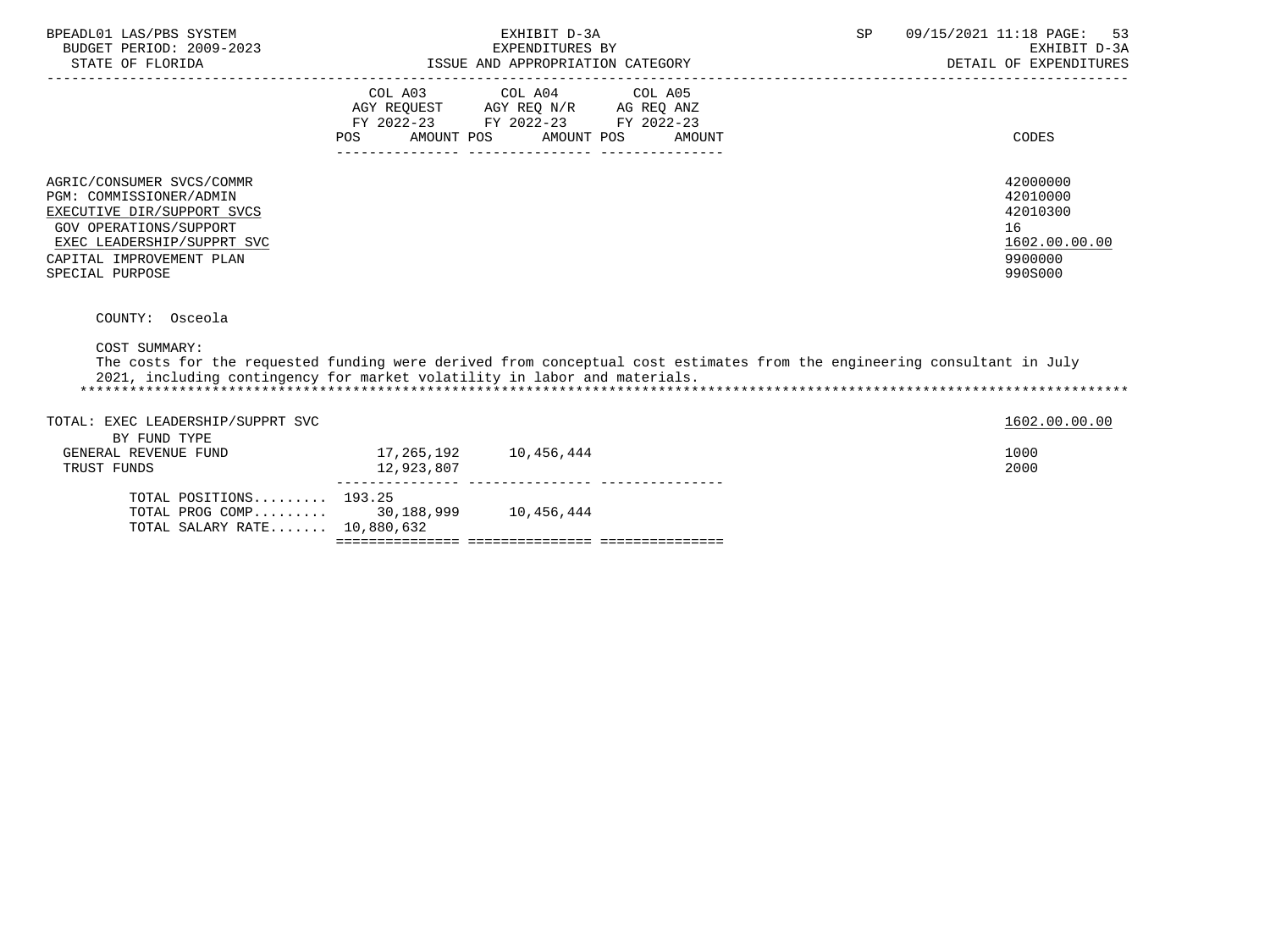| | COL A03 AGY REQUEST FY 2022-23 POS AMOUNT | COL A04 AGY REQ N/R FY 2022-23 POS AMOUNT | COL A05 AG REQ ANZ FY 2022-23 POS AMOUNT | CODES |
|---|---|---|---|---|
| AGRIC/CONSUMER SVCS/COMMR | | | | 42000000 |
| PGM: COMMISSIONER/ADMIN | | | | 42010000 |
| EXECUTIVE DIR/SUPPORT SVCS | | | | 42010300 |
| GOV OPERATIONS/SUPPORT | | | | 16 |
| EXEC LEADERSHIP/SUPPRT SVC | | | | 1602.00.00.00 |
| CAPITAL IMPROVEMENT PLAN | | | | 9900000 |
| SPECIAL PURPOSE | | | | 990S000 |

COUNTY: Osceola

COST SUMMARY:
The costs for the requested funding were derived from conceptual cost estimates from the engineering consultant in July 2021, including contingency for market volatility in labor and materials.

| | COL A03 | COL A04 | COL A05 | CODES |
|---|---|---|---|---|
| TOTAL: EXEC LEADERSHIP/SUPPRT SVC | | | | 1602.00.00.00 |
| BY FUND TYPE | | | | |
| GENERAL REVENUE FUND | 17,265,192 | 10,456,444 | | 1000 |
| TRUST FUNDS | 12,923,807 | | | 2000 |
| TOTAL POSITIONS......... | 193.25 | | | |
| TOTAL PROG COMP......... | 30,188,999 | 10,456,444 | | |
| TOTAL SALARY RATE....... | 10,880,632 | | | |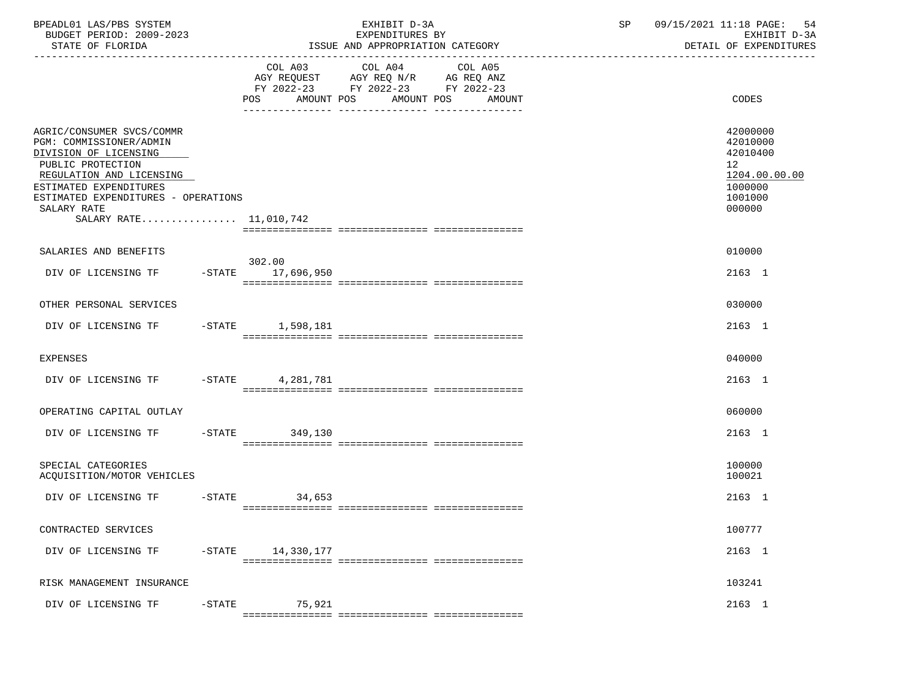BPEADL01 LAS/PBS SYSTEM | EXHIBIT D-3A | SP 09/15/2021 11:18 PAGE: 54
BUDGET PERIOD: 2009-2023 | EXPENDITURES BY | EXHIBIT D-3A
STATE OF FLORIDA | ISSUE AND APPROPRIATION CATEGORY | DETAIL OF EXPENDITURES

| | COL A03 AGY REQUEST FY 2022-23 POS AMOUNT | COL A04 AGY REQ N/R FY 2022-23 POS AMOUNT | COL A05 AG REQ ANZ FY 2022-23 POS AMOUNT | CODES |
|---|---|---|---|---|
| AGRIC/CONSUMER SVCS/COMMR | | | | 42000000 |
| PGM: COMMISSIONER/ADMIN | | | | 42010000 |
| DIVISION OF LICENSING | | | | 42010400 |
| PUBLIC PROTECTION | | | | 12 |
| REGULATION AND LICENSING | | | | 1204.00.00.00 |
| ESTIMATED EXPENDITURES | | | | 1000000 |
| ESTIMATED EXPENDITURES - OPERATIONS | | | | 1001000 |
| SALARY RATE | | | | 000000 |
| SALARY RATE................ 11,010,742 | | | | |
| SALARIES AND BENEFITS | | | | 010000 |
| DIV OF LICENSING TF -STATE | 302.00 17,696,950 | | | 2163 1 |
| OTHER PERSONAL SERVICES | | | | 030000 |
| DIV OF LICENSING TF -STATE | 1,598,181 | | | 2163 1 |
| EXPENSES | | | | 040000 |
| DIV OF LICENSING TF -STATE | 4,281,781 | | | 2163 1 |
| OPERATING CAPITAL OUTLAY | | | | 060000 |
| DIV OF LICENSING TF -STATE | 349,130 | | | 2163 1 |
| SPECIAL CATEGORIES | | | | 100000 |
| ACQUISITION/MOTOR VEHICLES | | | | 100021 |
| DIV OF LICENSING TF -STATE | 34,653 | | | 2163 1 |
| CONTRACTED SERVICES | | | | 100777 |
| DIV OF LICENSING TF -STATE | 14,330,177 | | | 2163 1 |
| RISK MANAGEMENT INSURANCE | | | | 103241 |
| DIV OF LICENSING TF -STATE | 75,921 | | | 2163 1 |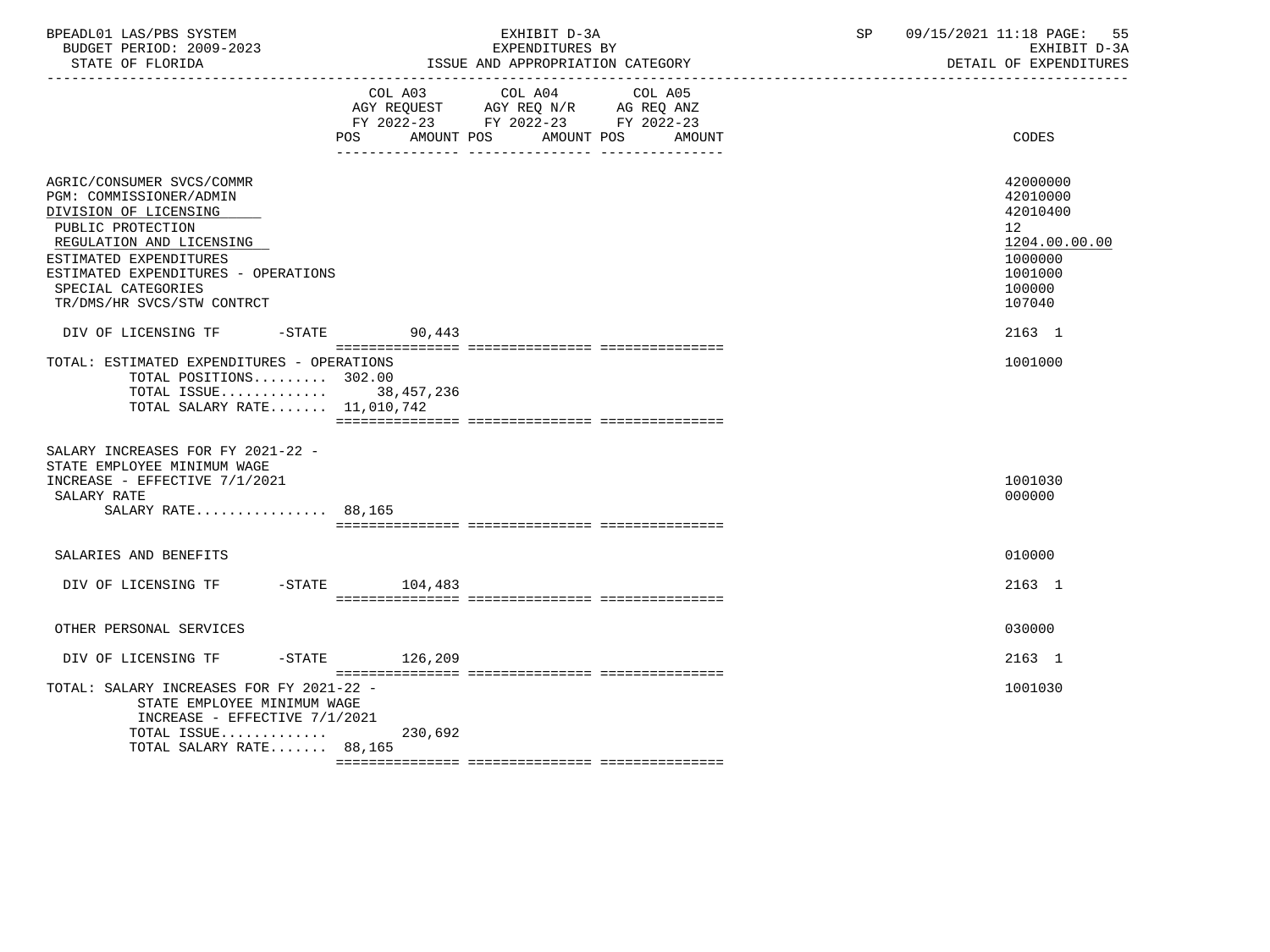BPEADL01 LAS/PBS SYSTEM | EXHIBIT D-3A | SP 09/15/2021 11:18 PAGE: 55
BUDGET PERIOD: 2009-2023 | EXPENDITURES BY | EXHIBIT D-3A
STATE OF FLORIDA | ISSUE AND APPROPRIATION CATEGORY | DETAIL OF EXPENDITURES

| | COL A03 AGY REQUEST FY 2022-23 POS AMOUNT | COL A04 AGY REQ N/R FY 2022-23 POS AMOUNT | COL A05 AG REQ ANZ FY 2022-23 POS AMOUNT | CODES |
|---|---|---|---|---|
| AGRIC/CONSUMER SVCS/COMMR | | | | 42000000 |
| PGM: COMMISSIONER/ADMIN | | | | 42010000 |
| DIVISION OF LICENSING | | | | 42010400 |
| PUBLIC PROTECTION | | | | 12 |
| REGULATION AND LICENSING | | | | 1204.00.00.00 |
| ESTIMATED EXPENDITURES | | | | 1000000 |
| ESTIMATED EXPENDITURES - OPERATIONS | | | | 1001000 |
| SPECIAL CATEGORIES | | | | 100000 |
| TR/DMS/HR SVCS/STW CONTRCT | | | | 107040 |
| DIV OF LICENSING TF -STATE | 90,443 | | | 2163 1 |
| TOTAL: ESTIMATED EXPENDITURES - OPERATIONS | | | | 1001000 |
| TOTAL POSITIONS......... | 302.00 | | | |
| TOTAL ISSUE............. | 38,457,236 | | | |
| TOTAL SALARY RATE....... | 11,010,742 | | | |
| SALARY INCREASES FOR FY 2021-22 - STATE EMPLOYEE MINIMUM WAGE INCREASE - EFFECTIVE 7/1/2021 | | | | 1001030 |
| SALARY RATE | | | | 000000 |
| SALARY RATE................ | 88,165 | | | |
| SALARIES AND BENEFITS | | | | 010000 |
| DIV OF LICENSING TF -STATE | 104,483 | | | 2163 1 |
| OTHER PERSONAL SERVICES | | | | 030000 |
| DIV OF LICENSING TF -STATE | 126,209 | | | 2163 1 |
| TOTAL: SALARY INCREASES FOR FY 2021-22 - STATE EMPLOYEE MINIMUM WAGE INCREASE - EFFECTIVE 7/1/2021 | | | | 1001030 |
| TOTAL ISSUE............. | 230,692 | | | |
| TOTAL SALARY RATE....... | 88,165 | | | |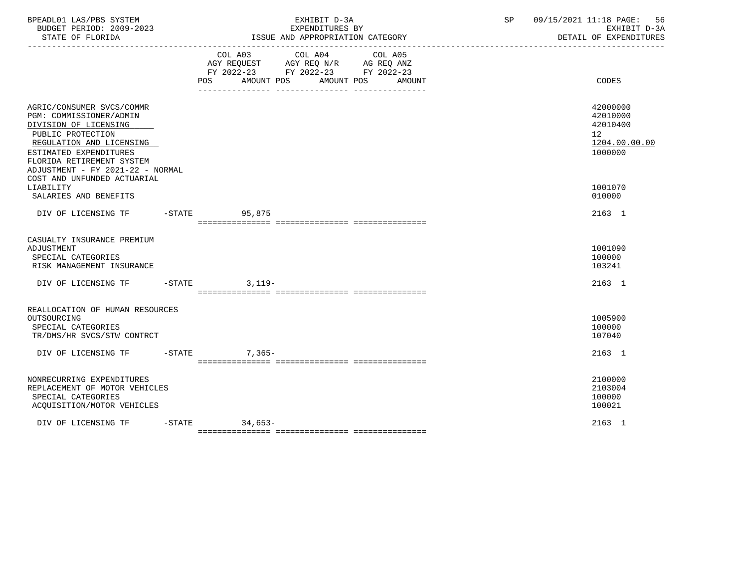BPEADL01 LAS/PBS SYSTEM | EXHIBIT D-3A | SP 09/15/2021 11:18
BUDGET PERIOD: 2009-2023 | EXPENDITURES BY | EXHIBIT D-3A
STATE OF FLORIDA | ISSUE AND APPROPRIATION CATEGORY | DETAIL OF EXPENDITURES

| | COL A03 AGY REQUEST FY 2022-23 POS | AMOUNT | COL A04 AGY REQ N/R FY 2022-23 POS | AMOUNT | COL A05 AG REQ ANZ FY 2022-23 POS | AMOUNT | CODES |
|---|---|---|---|---|---|---|---|
| AGRIC/CONSUMER SVCS/COMMR | | | | | | | 42000000 |
| PGM: COMMISSIONER/ADMIN | | | | | | | 42010000 |
| DIVISION OF LICENSING | | | | | | | 42010400 |
| PUBLIC PROTECTION | | | | | | | 12 |
| REGULATION AND LICENSING | | | | | | | 1204.00.00.00 |
| ESTIMATED EXPENDITURES | | | | | | | 1000000 |
| FLORIDA RETIREMENT SYSTEM ADJUSTMENT - FY 2021-22 - NORMAL COST AND UNFUNDED ACTUARIAL LIABILITY | | | | | | | 1001070 |
| SALARIES AND BENEFITS | | | | | | | 010000 |
| DIV OF LICENSING TF -STATE | | 95,875 | | | | | 2163 1 |
| CASUALTY INSURANCE PREMIUM ADJUSTMENT | | | | | | | 1001090 |
| SPECIAL CATEGORIES | | | | | | | 100000 |
| RISK MANAGEMENT INSURANCE | | | | | | | 103241 |
| DIV OF LICENSING TF -STATE | | 3,119- | | | | | 2163 1 |
| REALLOCATION OF HUMAN RESOURCES OUTSOURCING | | | | | | | 1005900 |
| SPECIAL CATEGORIES | | | | | | | 100000 |
| TR/DMS/HR SVCS/STW CONTRCT | | | | | | | 107040 |
| DIV OF LICENSING TF -STATE | | 7,365- | | | | | 2163 1 |
| NONRECURRING EXPENDITURES | | | | | | | 2100000 |
| REPLACEMENT OF MOTOR VEHICLES | | | | | | | 2103004 |
| SPECIAL CATEGORIES | | | | | | | 100000 |
| ACQUISITION/MOTOR VEHICLES | | | | | | | 100021 |
| DIV OF LICENSING TF -STATE | | 34,653- | | | | | 2163 1 |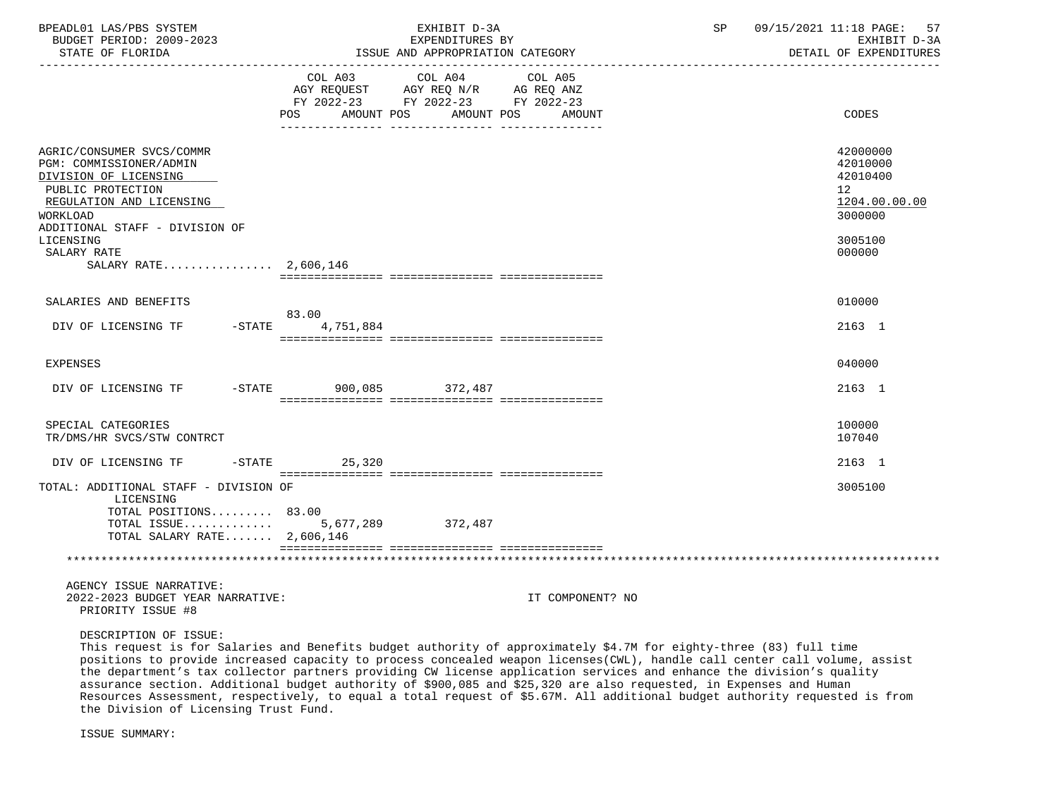| | COL A03 AGY REQUEST FY 2022-23 POS | AMOUNT | COL A04 AGY REQ N/R FY 2022-23 POS | AMOUNT | COL A05 AG REQ ANZ FY 2022-23 POS | AMOUNT | CODES |
|---|---|---|---|---|---|---|---|
| AGRIC/CONSUMER SVCS/COMMR | | | | | | | 42000000 |
| PGM: COMMISSIONER/ADMIN | | | | | | | 42010000 |
| DIVISION OF LICENSING | | | | | | | 42010400 |
| PUBLIC PROTECTION | | | | | | | 12 |
| REGULATION AND LICENSING | | | | | | | 1204.00.00.00 |
| WORKLOAD | | | | | | | 3000000 |
| ADDITIONAL STAFF - DIVISION OF LICENSING | | | | | | | 3005100 |
| SALARY RATE | | | | | | | 000000 |
| SALARY RATE................ | 2,606,146 | | | | | | |
| SALARIES AND BENEFITS | | | | | | | 010000 |
| DIV OF LICENSING TF -STATE | 83.00 | 4,751,884 | | | | | 2163 1 |
| EXPENSES | | | | | | | 040000 |
| DIV OF LICENSING TF -STATE | | 900,085 | | 372,487 | | | 2163 1 |
| SPECIAL CATEGORIES | | | | | | | 100000 |
| TR/DMS/HR SVCS/STW CONTRCT | | | | | | | 107040 |
| DIV OF LICENSING TF -STATE | | 25,320 | | | | | 2163 1 |
| TOTAL: ADDITIONAL STAFF - DIVISION OF LICENSING | | | | | | | 3005100 |
| TOTAL POSITIONS......... | 83.00 | | | | | | |
| TOTAL ISSUE............ | | 5,677,289 | | 372,487 | | | |
| TOTAL SALARY RATE....... | 2,606,146 | | | | | | |

AGENCY ISSUE NARRATIVE:
2022-2023 BUDGET YEAR NARRATIVE: IT COMPONENT? NO
PRIORITY ISSUE #8

DESCRIPTION OF ISSUE:
This request is for Salaries and Benefits budget authority of approximately $4.7M for eighty-three (83) full time positions to provide increased capacity to process concealed weapon licenses(CWL), handle call center call volume, assist the department's tax collector partners providing CW license application services and enhance the division's quality assurance section. Additional budget authority of $900,085 and $25,320 are also requested, in Expenses and Human Resources Assessment, respectively, to equal a total request of $5.67M. All additional budget authority requested is from the Division of Licensing Trust Fund.

ISSUE SUMMARY: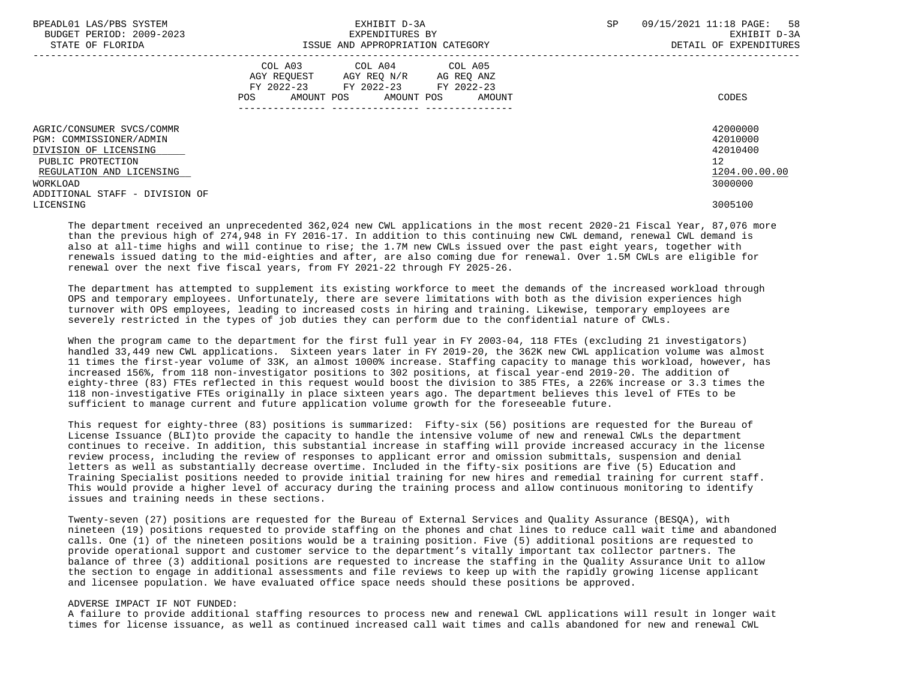| | COL A03 AGY REQUEST FY 2022-23 | | COL A04 AGY REQ N/R FY 2022-23 | | COL A05 AG REQ ANZ FY 2022-23 | | |
|---|---|---|---|---|---|---|---|
| | POS | AMOUNT | POS | AMOUNT | POS | AMOUNT | CODES |
| AGRIC/CONSUMER SVCS/COMMR | | | | | | | 42000000 |
| PGM: COMMISSIONER/ADMIN | | | | | | | 42010000 |
| DIVISION OF LICENSING | | | | | | | 42010400 |
| PUBLIC PROTECTION | | | | | | | 12 |
| REGULATION AND LICENSING | | | | | | | 1204.00.00.00 |
| WORKLOAD | | | | | | | 3000000 |
| ADDITIONAL STAFF - DIVISION OF LICENSING | | | | | | | 3005100 |

The department received an unprecedented 362,024 new CWL applications in the most recent 2020-21 Fiscal Year, 87,076 more than the previous high of 274,948 in FY 2016-17. In addition to this continuing new CWL demand, renewal CWL demand is also at all-time highs and will continue to rise; the 1.7M new CWLs issued over the past eight years, together with renewals issued dating to the mid-eighties and after, are also coming due for renewal. Over 1.5M CWLs are eligible for renewal over the next five fiscal years, from FY 2021-22 through FY 2025-26.

The department has attempted to supplement its existing workforce to meet the demands of the increased workload through OPS and temporary employees. Unfortunately, there are severe limitations with both as the division experiences high turnover with OPS employees, leading to increased costs in hiring and training. Likewise, temporary employees are severely restricted in the types of job duties they can perform due to the confidential nature of CWLs.

When the program came to the department for the first full year in FY 2003-04, 118 FTEs (excluding 21 investigators) handled 33,449 new CWL applications. Sixteen years later in FY 2019-20, the 362K new CWL application volume was almost 11 times the first-year volume of 33K, an almost 1000% increase. Staffing capacity to manage this workload, however, has increased 156%, from 118 non-investigator positions to 302 positions, at fiscal year-end 2019-20. The addition of eighty-three (83) FTEs reflected in this request would boost the division to 385 FTEs, a 226% increase or 3.3 times the 118 non-investigative FTEs originally in place sixteen years ago. The department believes this level of FTEs to be sufficient to manage current and future application volume growth for the foreseeable future.

This request for eighty-three (83) positions is summarized: Fifty-six (56) positions are requested for the Bureau of License Issuance (BLI)to provide the capacity to handle the intensive volume of new and renewal CWLs the department continues to receive. In addition, this substantial increase in staffing will provide increased accuracy in the license review process, including the review of responses to applicant error and omission submittals, suspension and denial letters as well as substantially decrease overtime. Included in the fifty-six positions are five (5) Education and Training Specialist positions needed to provide initial training for new hires and remedial training for current staff. This would provide a higher level of accuracy during the training process and allow continuous monitoring to identify issues and training needs in these sections.

Twenty-seven (27) positions are requested for the Bureau of External Services and Quality Assurance (BESQA), with nineteen (19) positions requested to provide staffing on the phones and chat lines to reduce call wait time and abandoned calls. One (1) of the nineteen positions would be a training position. Five (5) additional positions are requested to provide operational support and customer service to the department's vitally important tax collector partners. The balance of three (3) additional positions are requested to increase the staffing in the Quality Assurance Unit to allow the section to engage in additional assessments and file reviews to keep up with the rapidly growing license applicant and licensee population. We have evaluated office space needs should these positions be approved.

ADVERSE IMPACT IF NOT FUNDED:
A failure to provide additional staffing resources to process new and renewal CWL applications will result in longer wait times for license issuance, as well as continued increased call wait times and calls abandoned for new and renewal CWL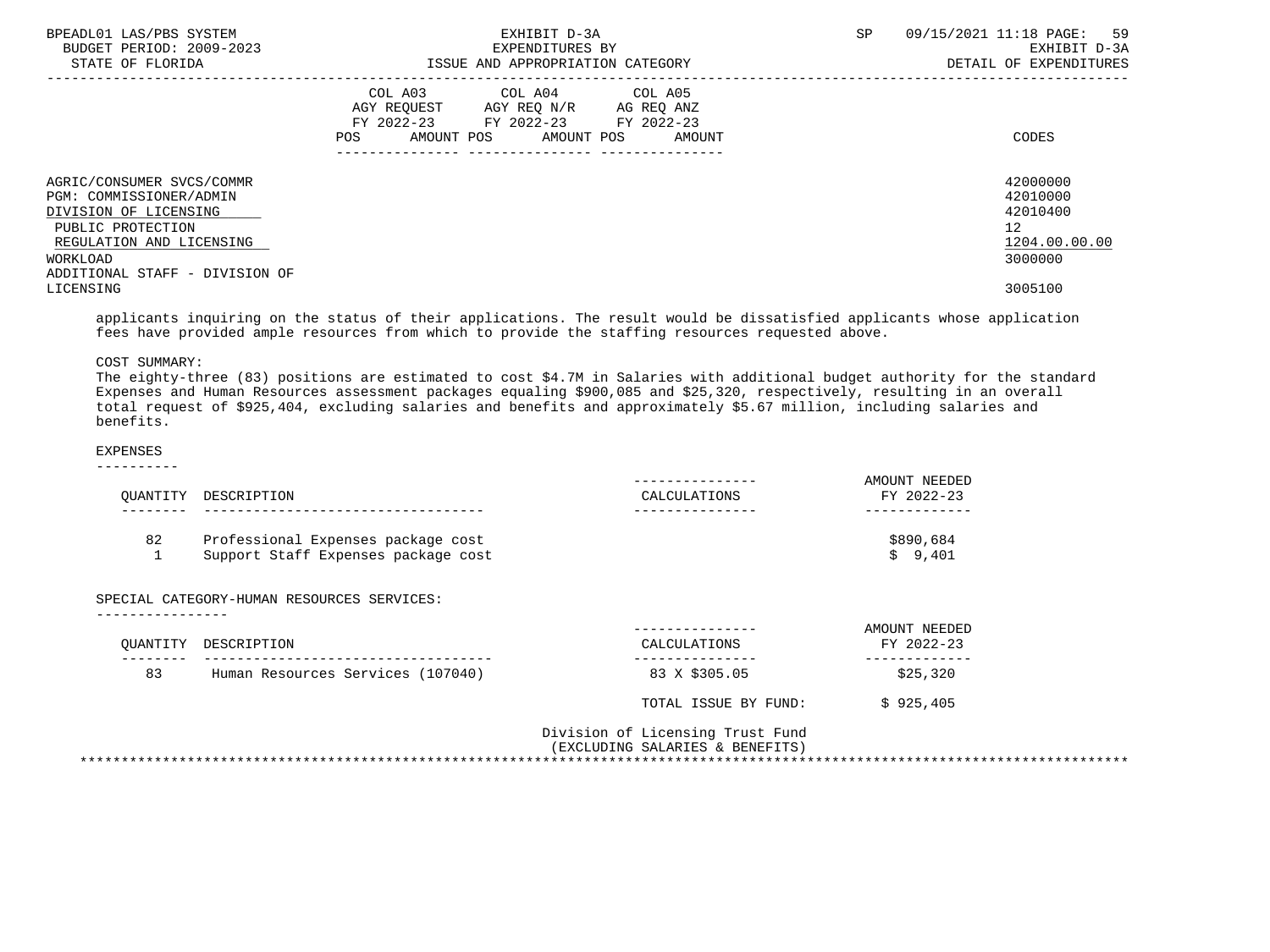| | COL A03 AGY REQUEST FY 2022-23 | | COL A04 AGY REQ N/R FY 2022-23 | | COL A05 AG REQ ANZ FY 2022-23 | | |
|---|---|---|---|---|---|---|---|
| | POS | AMOUNT | POS | AMOUNT | POS | AMOUNT | CODES |
| AGRIC/CONSUMER SVCS/COMMR | | | | | | | 42000000 |
| PGM: COMMISSIONER/ADMIN | | | | | | | 42010000 |
| DIVISION OF LICENSING | | | | | | | 42010400 |
| PUBLIC PROTECTION | | | | | | | 12 |
| REGULATION AND LICENSING | | | | | | | 1204.00.00.00 |
| WORKLOAD | | | | | | | 3000000 |
| ADDITIONAL STAFF - DIVISION OF LICENSING | | | | | | | 3005100 |

applicants inquiring on the status of their applications. The result would be dissatisfied applicants whose application fees have provided ample resources from which to provide the staffing resources requested above.

COST SUMMARY:
The eighty-three (83) positions are estimated to cost $4.7M in Salaries with additional budget authority for the standard Expenses and Human Resources assessment packages equaling $900,085 and $25,320, respectively, resulting in an overall total request of $925,404, excluding salaries and benefits and approximately $5.67 million, including salaries and benefits.

EXPENSES

| QUANTITY | DESCRIPTION | CALCULATIONS | AMOUNT NEEDED FY 2022-23 |
|---|---|---|---|
| 82 | Professional Expenses package cost | | $890,684 |
| 1 | Support Staff Expenses package cost | | $ 9,401 |

SPECIAL CATEGORY-HUMAN RESOURCES SERVICES:

| QUANTITY | DESCRIPTION | CALCULATIONS | AMOUNT NEEDED FY 2022-23 |
|---|---|---|---|
| 83 | Human Resources Services (107040) | 83 X $305.05 | $25,320 |
| | | TOTAL ISSUE BY FUND: | $ 925,405 |

Division of Licensing Trust Fund
(EXCLUDING SALARIES & BENEFITS)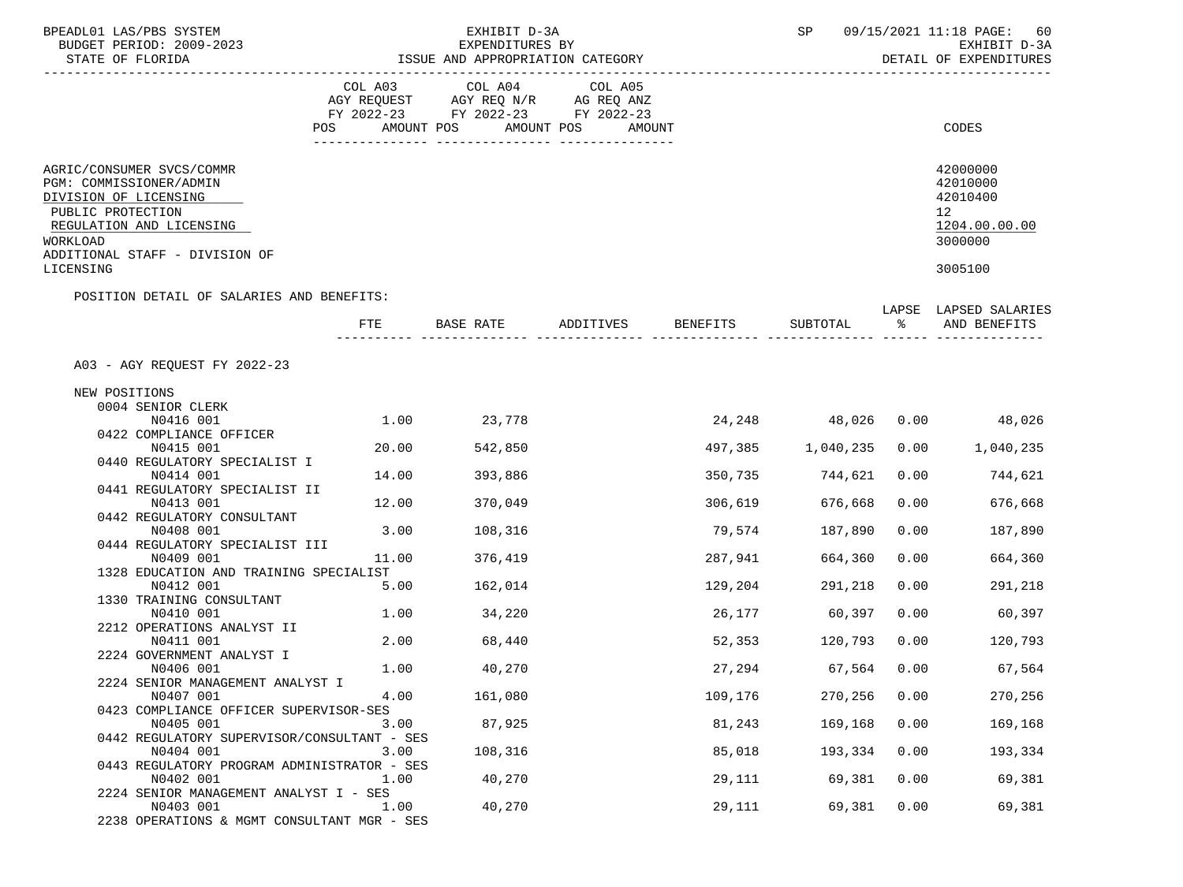BPEADL01 LAS/PBS SYSTEM | EXHIBIT D-3A | SP 09/15/2021 11:18 PAGE: 60
BUDGET PERIOD: 2009-2023 | EXPENDITURES BY | EXHIBIT D-3A
STATE OF FLORIDA | ISSUE AND APPROPRIATION CATEGORY | DETAIL OF EXPENDITURES

| | COL A03 AGY REQUEST FY 2022-23 POS AMOUNT | COL A04 AGY REQ N/R FY 2022-23 POS AMOUNT | COL A05 AG REQ ANZ FY 2022-23 POS AMOUNT | CODES |
|---|---|---|---|---|
| AGRIC/CONSUMER SVCS/COMMR | | | | 42000000 |
| PGM: COMMISSIONER/ADMIN | | | | 42010000 |
| DIVISION OF LICENSING | | | | 42010400 |
| PUBLIC PROTECTION | | | | 12 |
| REGULATION AND LICENSING | | | | 1204.00.00.00 |
| WORKLOAD | | | | 3000000 |
| ADDITIONAL STAFF - DIVISION OF LICENSING | | | | 3005100 |

POSITION DETAIL OF SALARIES AND BENEFITS:

| | FTE | BASE RATE | ADDITIVES | BENEFITS | SUBTOTAL | LAPSE % | LAPSED SALARIES AND BENEFITS |
|---|---|---|---|---|---|---|---|
| A03 - AGY REQUEST FY 2022-23 | | | | | | | |
| NEW POSITIONS | | | | | | | |
| 0004 SENIOR CLERK | | | | | | | |
| N0416 001 | 1.00 | 23,778 | | 24,248 | 48,026 | 0.00 | 48,026 |
| 0422 COMPLIANCE OFFICER | | | | | | | |
| N0415 001 | 20.00 | 542,850 | | 497,385 | 1,040,235 | 0.00 | 1,040,235 |
| 0440 REGULATORY SPECIALIST I | | | | | | | |
| N0414 001 | 14.00 | 393,886 | | 350,735 | 744,621 | 0.00 | 744,621 |
| 0441 REGULATORY SPECIALIST II | | | | | | | |
| N0413 001 | 12.00 | 370,049 | | 306,619 | 676,668 | 0.00 | 676,668 |
| 0442 REGULATORY CONSULTANT | | | | | | | |
| N0408 001 | 3.00 | 108,316 | | 79,574 | 187,890 | 0.00 | 187,890 |
| 0444 REGULATORY SPECIALIST III | | | | | | | |
| N0409 001 | 11.00 | 376,419 | | 287,941 | 664,360 | 0.00 | 664,360 |
| 1328 EDUCATION AND TRAINING SPECIALIST | | | | | | | |
| N0412 001 | 5.00 | 162,014 | | 129,204 | 291,218 | 0.00 | 291,218 |
| 1330 TRAINING CONSULTANT | | | | | | | |
| N0410 001 | 1.00 | 34,220 | | 26,177 | 60,397 | 0.00 | 60,397 |
| 2212 OPERATIONS ANALYST II | | | | | | | |
| N0411 001 | 2.00 | 68,440 | | 52,353 | 120,793 | 0.00 | 120,793 |
| 2224 GOVERNMENT ANALYST I | | | | | | | |
| N0406 001 | 1.00 | 40,270 | | 27,294 | 67,564 | 0.00 | 67,564 |
| 2224 SENIOR MANAGEMENT ANALYST I | | | | | | | |
| N0407 001 | 4.00 | 161,080 | | 109,176 | 270,256 | 0.00 | 270,256 |
| 0423 COMPLIANCE OFFICER SUPERVISOR-SES | | | | | | | |
| N0405 001 | 3.00 | 87,925 | | 81,243 | 169,168 | 0.00 | 169,168 |
| 0442 REGULATORY SUPERVISOR/CONSULTANT - SES | | | | | | | |
| N0404 001 | 3.00 | 108,316 | | 85,018 | 193,334 | 0.00 | 193,334 |
| 0443 REGULATORY PROGRAM ADMINISTRATOR - SES | | | | | | | |
| N0402 001 | 1.00 | 40,270 | | 29,111 | 69,381 | 0.00 | 69,381 |
| 2224 SENIOR MANAGEMENT ANALYST I - SES | | | | | | | |
| N0403 001 | 1.00 | 40,270 | | 29,111 | 69,381 | 0.00 | 69,381 |
| 2238 OPERATIONS & MGMT CONSULTANT MGR - SES | | | | | | | |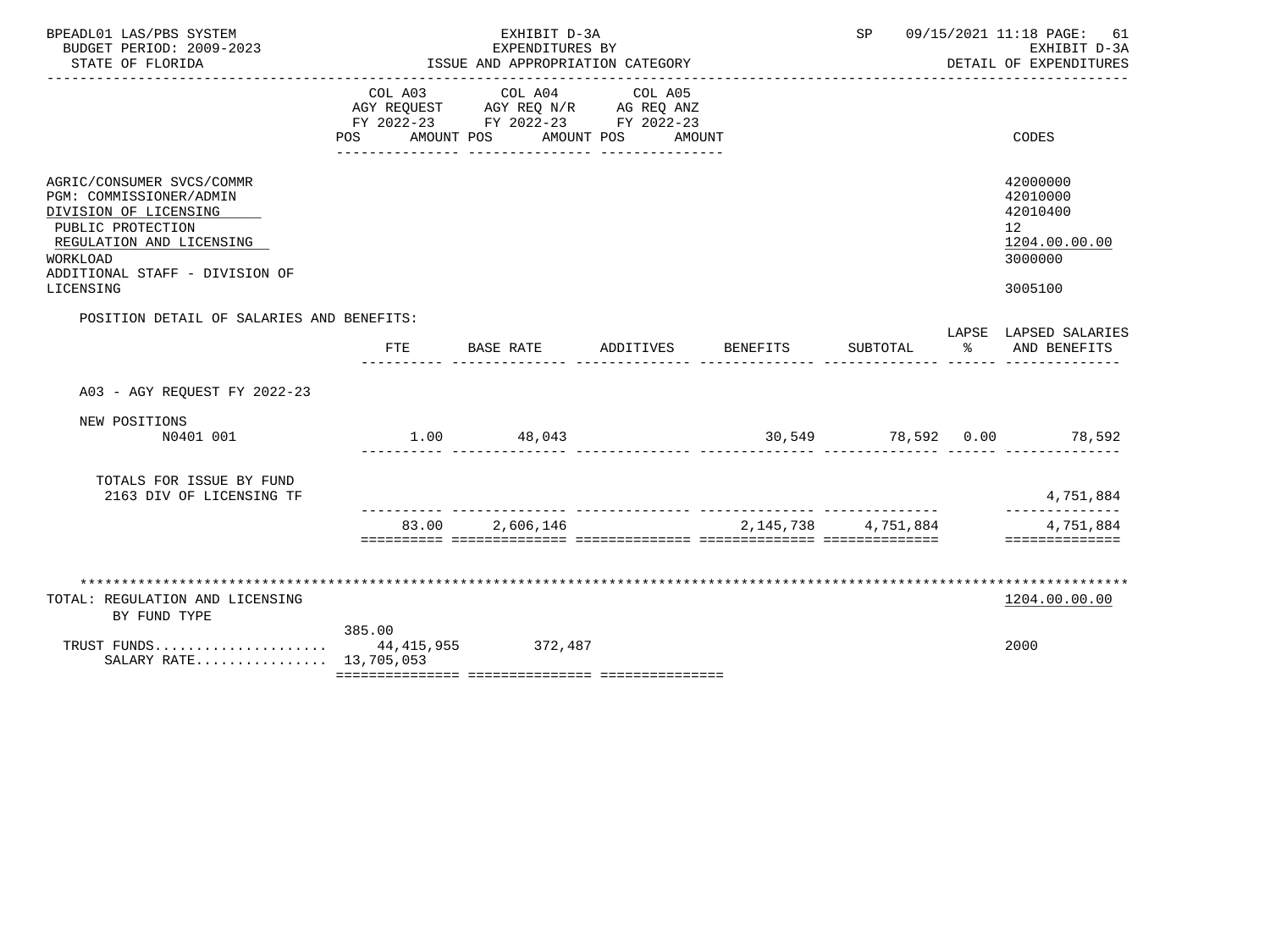BPEADL01 LAS/PBS SYSTEM | EXHIBIT D-3A | SP 09/15/2021 11:18 PAGE: 61
BUDGET PERIOD: 2009-2023 | EXPENDITURES BY | EXHIBIT D-3A
STATE OF FLORIDA | ISSUE AND APPROPRIATION CATEGORY | DETAIL OF EXPENDITURES

| | COL A03 AGY REQUEST FY 2022-23 POS AMOUNT | COL A04 AGY REQ N/R FY 2022-23 POS AMOUNT | COL A05 AG REQ ANZ FY 2022-23 POS AMOUNT | CODES |
|---|---|---|---|---|
| AGRIC/CONSUMER SVCS/COMMR | | | | 42000000 |
| PGM: COMMISSIONER/ADMIN | | | | 42010000 |
| DIVISION OF LICENSING | | | | 42010400 |
| PUBLIC PROTECTION | | | | 12 |
| REGULATION AND LICENSING | | | | 1204.00.00.00 |
| WORKLOAD | | | | 3000000 |
| ADDITIONAL STAFF - DIVISION OF LICENSING | | | | 3005100 |

POSITION DETAIL OF SALARIES AND BENEFITS:

| | FTE | BASE RATE | ADDITIVES | BENEFITS | SUBTOTAL | LAPSE % | LAPSED SALARIES AND BENEFITS |
|---|---|---|---|---|---|---|---|
| A03 - AGY REQUEST FY 2022-23 | | | | | | | |
| NEW POSITIONS | | | | | | | |
| N0401 001 | 1.00 | 48,043 | | 30,549 | 78,592 | 0.00 | 78,592 |
| TOTALS FOR ISSUE BY FUND | | | | | | | |
| 2163 DIV OF LICENSING TF | | | | | | | 4,751,884 |
| | 83.00 | 2,606,146 | | 2,145,738 | 4,751,884 | | 4,751,884 |

| | COL A03 | COL A04 | CODES |
|---|---|---|---|
| TOTAL: REGULATION AND LICENSING | | | 1204.00.00.00 |
| BY FUND TYPE | 385.00 | | |
| TRUST FUNDS | 44,415,955 | 372,487 | 2000 |
| SALARY RATE | 13,705,053 | | |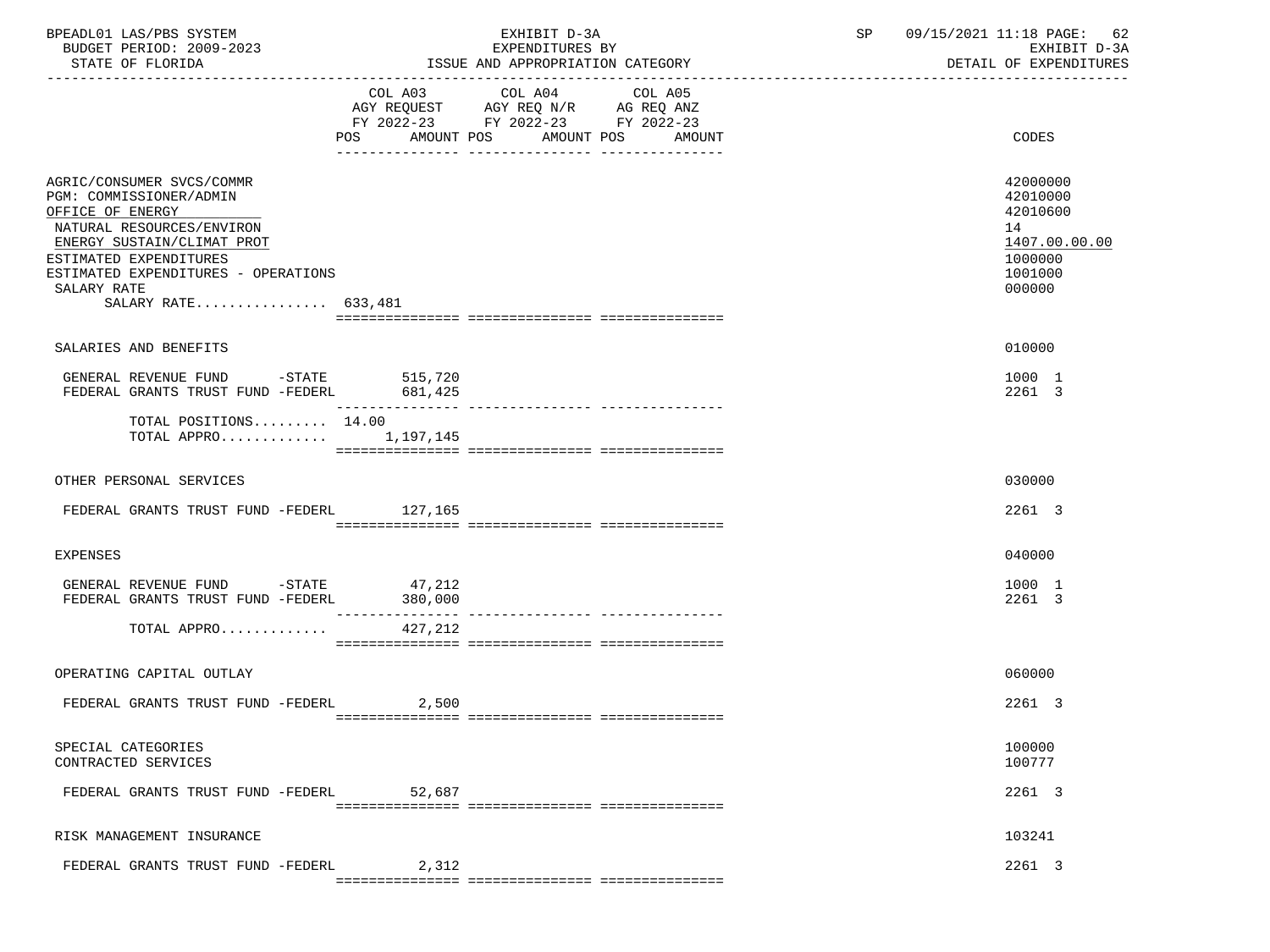BPEADL01 LAS/PBS SYSTEM — EXHIBIT D-3A — EXPENDITURES BY ISSUE AND APPROPRIATION CATEGORY
BUDGET PERIOD: 2009-2023 — STATE OF FLORIDA
SP 09/15/2021 11:18 — EXHIBIT D-3A — DETAIL OF EXPENDITURES

| | COL A03 AGY REQUEST FY 2022-23 POS AMOUNT | COL A04 AGY REQ N/R FY 2022-23 POS AMOUNT | COL A05 AG REQ ANZ FY 2022-23 POS AMOUNT | CODES |
|---|---|---|---|---|
| AGRIC/CONSUMER SVCS/COMMR | | | | 42000000 |
| PGM: COMMISSIONER/ADMIN | | | | 42010000 |
| OFFICE OF ENERGY | | | | 42010600 |
| NATURAL RESOURCES/ENVIRON | | | | 14 |
| ENERGY SUSTAIN/CLIMAT PROT | | | | 1407.00.00.00 |
| ESTIMATED EXPENDITURES | | | | 1000000 |
| ESTIMATED EXPENDITURES - OPERATIONS | | | | 1001000 |
| SALARY RATE | | | | 000000 |
| SALARY RATE................ | 633,481 | | | |
| SALARIES AND BENEFITS | | | | 010000 |
| GENERAL REVENUE FUND -STATE | 515,720 | | | 1000 1 |
| FEDERAL GRANTS TRUST FUND -FEDERL | 681,425 | | | 2261 3 |
| TOTAL POSITIONS......... | 14.00 | | | |
| TOTAL APPRO............ | 1,197,145 | | | |
| OTHER PERSONAL SERVICES | | | | 030000 |
| FEDERAL GRANTS TRUST FUND -FEDERL | 127,165 | | | 2261 3 |
| EXPENSES | | | | 040000 |
| GENERAL REVENUE FUND -STATE | 47,212 | | | 1000 1 |
| FEDERAL GRANTS TRUST FUND -FEDERL | 380,000 | | | 2261 3 |
| TOTAL APPRO............ | 427,212 | | | |
| OPERATING CAPITAL OUTLAY | | | | 060000 |
| FEDERAL GRANTS TRUST FUND -FEDERL | 2,500 | | | 2261 3 |
| SPECIAL CATEGORIES | | | | 100000 |
| CONTRACTED SERVICES | | | | 100777 |
| FEDERAL GRANTS TRUST FUND -FEDERL | 52,687 | | | 2261 3 |
| RISK MANAGEMENT INSURANCE | | | | 103241 |
| FEDERAL GRANTS TRUST FUND -FEDERL | 2,312 | | | 2261 3 |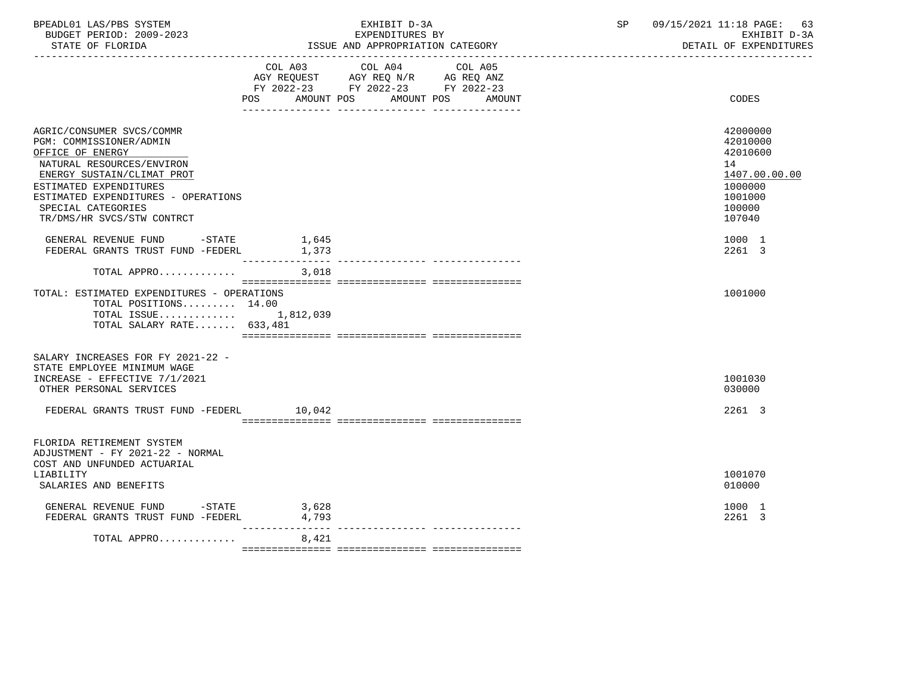BPEADL01 LAS/PBS SYSTEM | EXHIBIT D-3A | SP 09/15/2021 11:18 PAGE: 63
BUDGET PERIOD: 2009-2023 | EXPENDITURES BY | EXHIBIT D-3A
STATE OF FLORIDA | ISSUE AND APPROPRIATION CATEGORY | DETAIL OF EXPENDITURES

| | COL A03 AGY REQUEST FY 2022-23 POS AMOUNT | COL A04 AGY REQ N/R FY 2022-23 POS AMOUNT | COL A05 AG REQ ANZ FY 2022-23 POS AMOUNT | CODES |
|---|---|---|---|---|
| AGRIC/CONSUMER SVCS/COMMR | | | | 42000000 |
| PGM: COMMISSIONER/ADMIN | | | | 42010000 |
| OFFICE OF ENERGY | | | | 42010600 |
| NATURAL RESOURCES/ENVIRON | | | | 14 |
| ENERGY SUSTAIN/CLIMAT PROT | | | | 1407.00.00.00 |
| ESTIMATED EXPENDITURES | | | | 1000000 |
| ESTIMATED EXPENDITURES - OPERATIONS | | | | 1001000 |
| SPECIAL CATEGORIES | | | | 100000 |
| TR/DMS/HR SVCS/STW CONTRCT | | | | 107040 |
| GENERAL REVENUE FUND -STATE | 1,645 | | | 1000 1 |
| FEDERAL GRANTS TRUST FUND -FEDERL | 1,373 | | | 2261 3 |
| TOTAL APPRO............ | 3,018 | | | |
| TOTAL: ESTIMATED EXPENDITURES - OPERATIONS | | | | 1001000 |
| TOTAL POSITIONS......... 14.00 | | | | |
| TOTAL ISSUE............ | 1,812,039 | | | |
| TOTAL SALARY RATE....... 633,481 | | | | |
| SALARY INCREASES FOR FY 2021-22 - STATE EMPLOYEE MINIMUM WAGE INCREASE - EFFECTIVE 7/1/2021 | | | | 1001030 |
| OTHER PERSONAL SERVICES | | | | 030000 |
| FEDERAL GRANTS TRUST FUND -FEDERL | 10,042 | | | 2261 3 |
| FLORIDA RETIREMENT SYSTEM ADJUSTMENT - FY 2021-22 - NORMAL COST AND UNFUNDED ACTUARIAL LIABILITY | | | | 1001070 |
| SALARIES AND BENEFITS | | | | 010000 |
| GENERAL REVENUE FUND -STATE | 3,628 | | | 1000 1 |
| FEDERAL GRANTS TRUST FUND -FEDERL | 4,793 | | | 2261 3 |
| TOTAL APPRO............ | 8,421 | | | |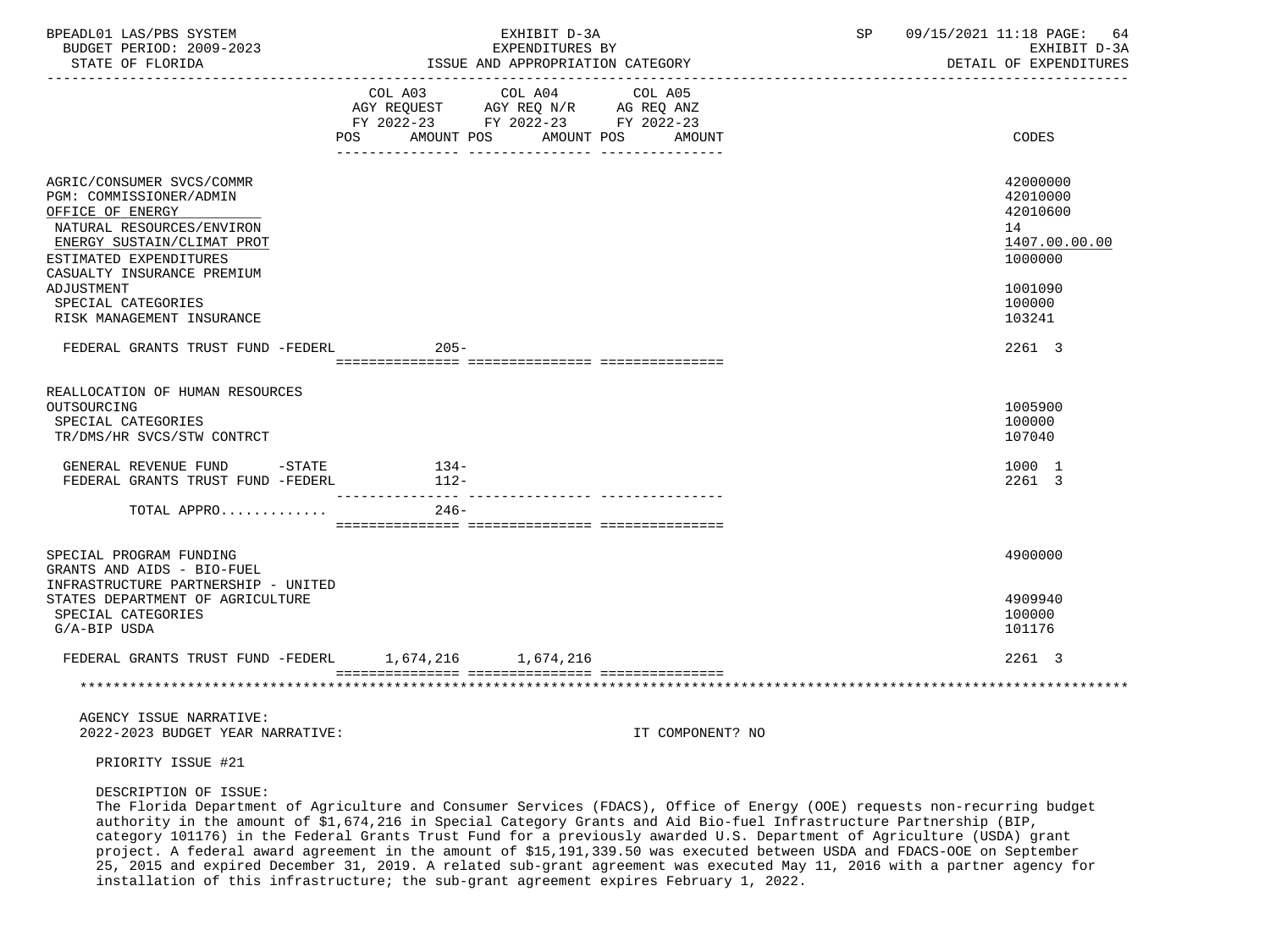BPEADL01 LAS/PBS SYSTEM | EXHIBIT D-3A | SP 09/15/2021 11:18
BUDGET PERIOD: 2009-2023 | EXPENDITURES BY | EXHIBIT D-3A
STATE OF FLORIDA | ISSUE AND APPROPRIATION CATEGORY | DETAIL OF EXPENDITURES

| | COL A03 AGY REQUEST FY 2022-23 POS AMOUNT | COL A04 AGY REQ N/R FY 2022-23 POS AMOUNT | COL A05 AG REQ ANZ FY 2022-23 POS AMOUNT | CODES |
|---|---|---|---|---|
| AGRIC/CONSUMER SVCS/COMMR | | | | 42000000 |
| PGM: COMMISSIONER/ADMIN | | | | 42010000 |
| OFFICE OF ENERGY | | | | 42010600 |
| NATURAL RESOURCES/ENVIRON | | | | 14 |
| ENERGY SUSTAIN/CLIMAT PROT | | | | 1407.00.00.00 |
| ESTIMATED EXPENDITURES | | | | 1000000 |
| CASUALTY INSURANCE PREMIUM ADJUSTMENT | | | | 1001090 |
| SPECIAL CATEGORIES | | | | 100000 |
| RISK MANAGEMENT INSURANCE | | | | 103241 |
| FEDERAL GRANTS TRUST FUND -FEDERL | 205- | | | 2261 3 |
| REALLOCATION OF HUMAN RESOURCES OUTSOURCING | | | | 1005900 |
| SPECIAL CATEGORIES | | | | 100000 |
| TR/DMS/HR SVCS/STW CONTRCT | | | | 107040 |
| GENERAL REVENUE FUND -STATE | 134- | | | 1000 1 |
| FEDERAL GRANTS TRUST FUND -FEDERL | 112- | | | 2261 3 |
| TOTAL APPRO............ | 246- | | | |
| SPECIAL PROGRAM FUNDING | | | | 4900000 |
| GRANTS AND AIDS - BIO-FUEL INFRASTRUCTURE PARTNERSHIP - UNITED STATES DEPARTMENT OF AGRICULTURE | | | | 4909940 |
| SPECIAL CATEGORIES | | | | 100000 |
| G/A-BIP USDA | | | | 101176 |
| FEDERAL GRANTS TRUST FUND -FEDERL | 1,674,216 | 1,674,216 | | 2261 3 |

AGENCY ISSUE NARRATIVE:
2022-2023 BUDGET YEAR NARRATIVE: IT COMPONENT? NO

PRIORITY ISSUE #21

DESCRIPTION OF ISSUE:
The Florida Department of Agriculture and Consumer Services (FDACS), Office of Energy (OOE) requests non-recurring budget authority in the amount of $1,674,216 in Special Category Grants and Aid Bio-fuel Infrastructure Partnership (BIP, category 101176) in the Federal Grants Trust Fund for a previously awarded U.S. Department of Agriculture (USDA) grant project. A federal award agreement in the amount of $15,191,339.50 was executed between USDA and FDACS-OOE on September 25, 2015 and expired December 31, 2019. A related sub-grant agreement was executed May 11, 2016 with a partner agency for installation of this infrastructure; the sub-grant agreement expires February 1, 2022.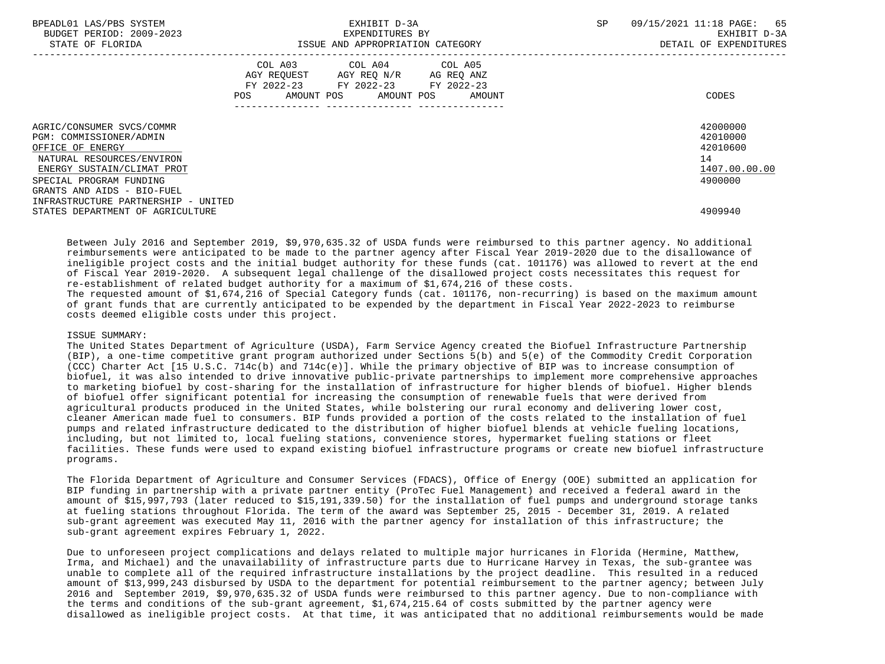| | COL A03 AGY REQUEST FY 2022-23 POS AMOUNT | COL A04 AGY REQ N/R FY 2022-23 POS AMOUNT | COL A05 AG REQ ANZ FY 2022-23 POS AMOUNT | CODES |
|---|---|---|---|---|
| AGRIC/CONSUMER SVCS/COMMR | | | | 42000000 |
| PGM: COMMISSIONER/ADMIN | | | | 42010000 |
| OFFICE OF ENERGY | | | | 42010600 |
| NATURAL RESOURCES/ENVIRON | | | | 14 |
| ENERGY SUSTAIN/CLIMAT PROT | | | | 1407.00.00.00 |
| SPECIAL PROGRAM FUNDING | | | | 4900000 |
| GRANTS AND AIDS - BIO-FUEL INFRASTRUCTURE PARTNERSHIP - UNITED STATES DEPARTMENT OF AGRICULTURE | | | | 4909940 |

Between July 2016 and September 2019, $9,970,635.32 of USDA funds were reimbursed to this partner agency. No additional reimbursements were anticipated to be made to the partner agency after Fiscal Year 2019-2020 due to the disallowance of ineligible project costs and the initial budget authority for these funds (cat. 101176) was allowed to revert at the end of Fiscal Year 2019-2020. A subsequent legal challenge of the disallowed project costs necessitates this request for re-establishment of related budget authority for a maximum of $1,674,216 of these costs.
The requested amount of $1,674,216 of Special Category funds (cat. 101176, non-recurring) is based on the maximum amount of grant funds that are currently anticipated to be expended by the department in Fiscal Year 2022-2023 to reimburse costs deemed eligible costs under this project.

ISSUE SUMMARY:
The United States Department of Agriculture (USDA), Farm Service Agency created the Biofuel Infrastructure Partnership (BIP), a one-time competitive grant program authorized under Sections 5(b) and 5(e) of the Commodity Credit Corporation (CCC) Charter Act [15 U.S.C. 714c(b) and 714c(e)]. While the primary objective of BIP was to increase consumption of biofuel, it was also intended to drive innovative public-private partnerships to implement more comprehensive approaches to marketing biofuel by cost-sharing for the installation of infrastructure for higher blends of biofuel. Higher blends of biofuel offer significant potential for increasing the consumption of renewable fuels that were derived from agricultural products produced in the United States, while bolstering our rural economy and delivering lower cost, cleaner American made fuel to consumers. BIP funds provided a portion of the costs related to the installation of fuel pumps and related infrastructure dedicated to the distribution of higher biofuel blends at vehicle fueling locations, including, but not limited to, local fueling stations, convenience stores, hypermarket fueling stations or fleet facilities. These funds were used to expand existing biofuel infrastructure programs or create new biofuel infrastructure programs.

The Florida Department of Agriculture and Consumer Services (FDACS), Office of Energy (OOE) submitted an application for BIP funding in partnership with a private partner entity (ProTec Fuel Management) and received a federal award in the amount of $15,997,793 (later reduced to $15,191,339.50) for the installation of fuel pumps and underground storage tanks at fueling stations throughout Florida. The term of the award was September 25, 2015 - December 31, 2019. A related sub-grant agreement was executed May 11, 2016 with the partner agency for installation of this infrastructure; the sub-grant agreement expires February 1, 2022.

Due to unforeseen project complications and delays related to multiple major hurricanes in Florida (Hermine, Matthew, Irma, and Michael) and the unavailability of infrastructure parts due to Hurricane Harvey in Texas, the sub-grantee was unable to complete all of the required infrastructure installations by the project deadline. This resulted in a reduced amount of $13,999,243 disbursed by USDA to the department for potential reimbursement to the partner agency; between July 2016 and September 2019, $9,970,635.32 of USDA funds were reimbursed to this partner agency. Due to non-compliance with the terms and conditions of the sub-grant agreement, $1,674,215.64 of costs submitted by the partner agency were disallowed as ineligible project costs. At that time, it was anticipated that no additional reimbursements would be made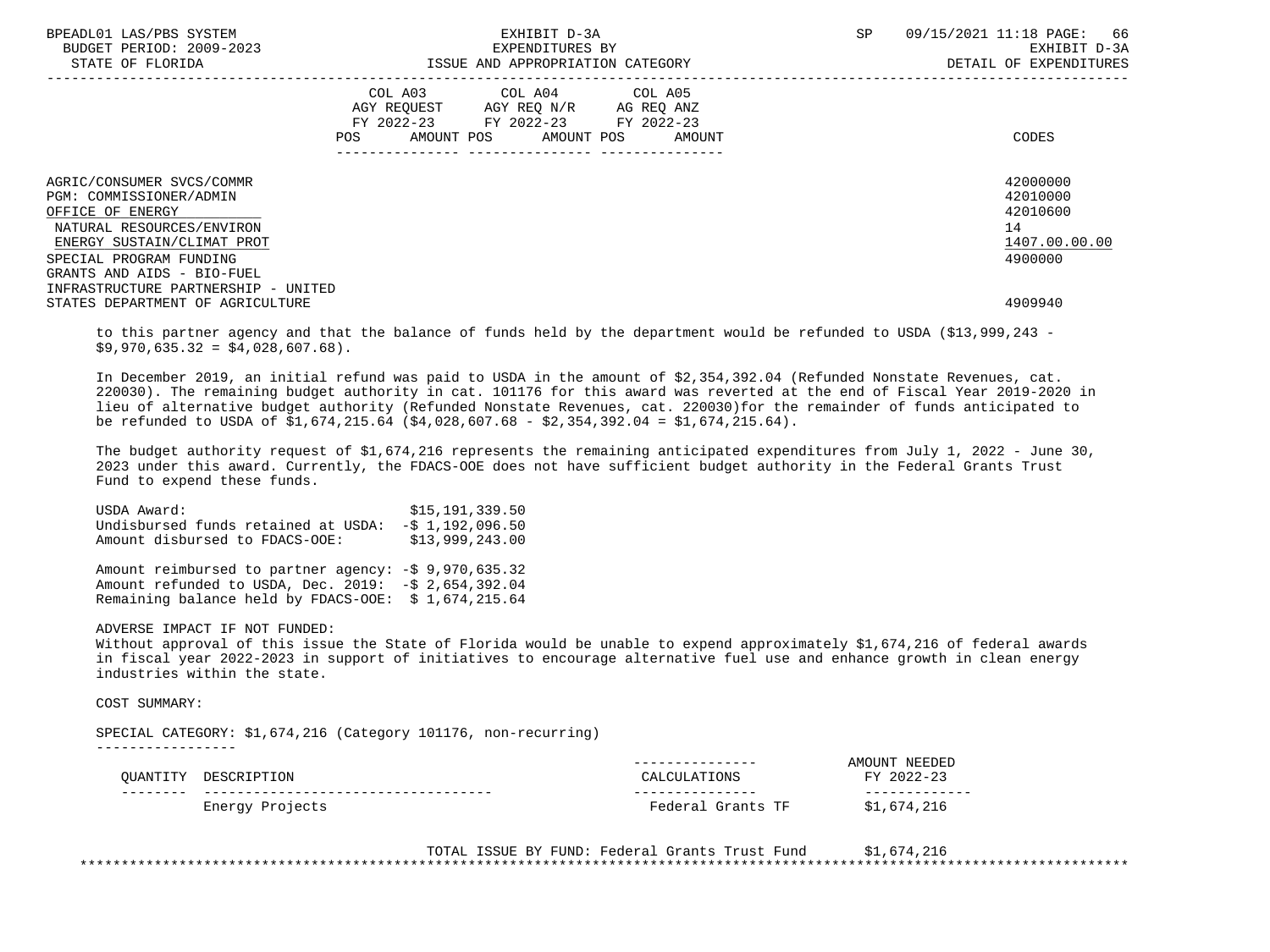| | COL A03 AGY REQUEST FY 2022-23 | | COL A04 AGY REQ N/R FY 2022-23 | | COL A05 AG REQ ANZ FY 2022-23 | | |
|---|---|---|---|---|---|---|---|
| | POS | AMOUNT | POS | AMOUNT | POS | AMOUNT | CODES |
| AGRIC/CONSUMER SVCS/COMMR | | | | | | | 42000000 |
| PGM: COMMISSIONER/ADMIN | | | | | | | 42010000 |
| OFFICE OF ENERGY | | | | | | | 42010600 |
| NATURAL RESOURCES/ENVIRON | | | | | | | 14 |
| ENERGY SUSTAIN/CLIMAT PROT | | | | | | | 1407.00.00.00 |
| SPECIAL PROGRAM FUNDING | | | | | | | 4900000 |
| GRANTS AND AIDS - BIO-FUEL INFRASTRUCTURE PARTNERSHIP - UNITED STATES DEPARTMENT OF AGRICULTURE | | | | | | | 4909940 |

to this partner agency and that the balance of funds held by the department would be refunded to USDA ($13,999,243 - $9,970,635.32 = $4,028,607.68).

In December 2019, an initial refund was paid to USDA in the amount of $2,354,392.04 (Refunded Nonstate Revenues, cat. 220030). The remaining budget authority in cat. 101176 for this award was reverted at the end of Fiscal Year 2019-2020 in lieu of alternative budget authority (Refunded Nonstate Revenues, cat. 220030)for the remainder of funds anticipated to be refunded to USDA of $1,674,215.64 ($4,028,607.68 - $2,354,392.04 = $1,674,215.64).

The budget authority request of $1,674,216 represents the remaining anticipated expenditures from July 1, 2022 - June 30, 2023 under this award. Currently, the FDACS-OOE does not have sufficient budget authority in the Federal Grants Trust Fund to expend these funds.

| | |
|---|---|
| USDA Award: | $15,191,339.50 |
| Undisbursed funds retained at USDA: | -$ 1,192,096.50 |
| Amount disbursed to FDACS-OOE: | $13,999,243.00 |
| Amount reimbursed to partner agency: | -$ 9,970,635.32 |
| Amount refunded to USDA, Dec. 2019: | -$ 2,654,392.04 |
| Remaining balance held by FDACS-OOE: | $ 1,674,215.64 |

ADVERSE IMPACT IF NOT FUNDED:
Without approval of this issue the State of Florida would be unable to expend approximately $1,674,216 of federal awards in fiscal year 2022-2023 in support of initiatives to encourage alternative fuel use and enhance growth in clean energy industries within the state.

COST SUMMARY:

SPECIAL CATEGORY: $1,674,216 (Category 101176, non-recurring)

| QUANTITY | DESCRIPTION | CALCULATIONS | AMOUNT NEEDED FY 2022-23 |
|---|---|---|---|
| | Energy Projects | Federal Grants TF | $1,674,216 |

TOTAL ISSUE BY FUND: Federal Grants Trust Fund $1,674,216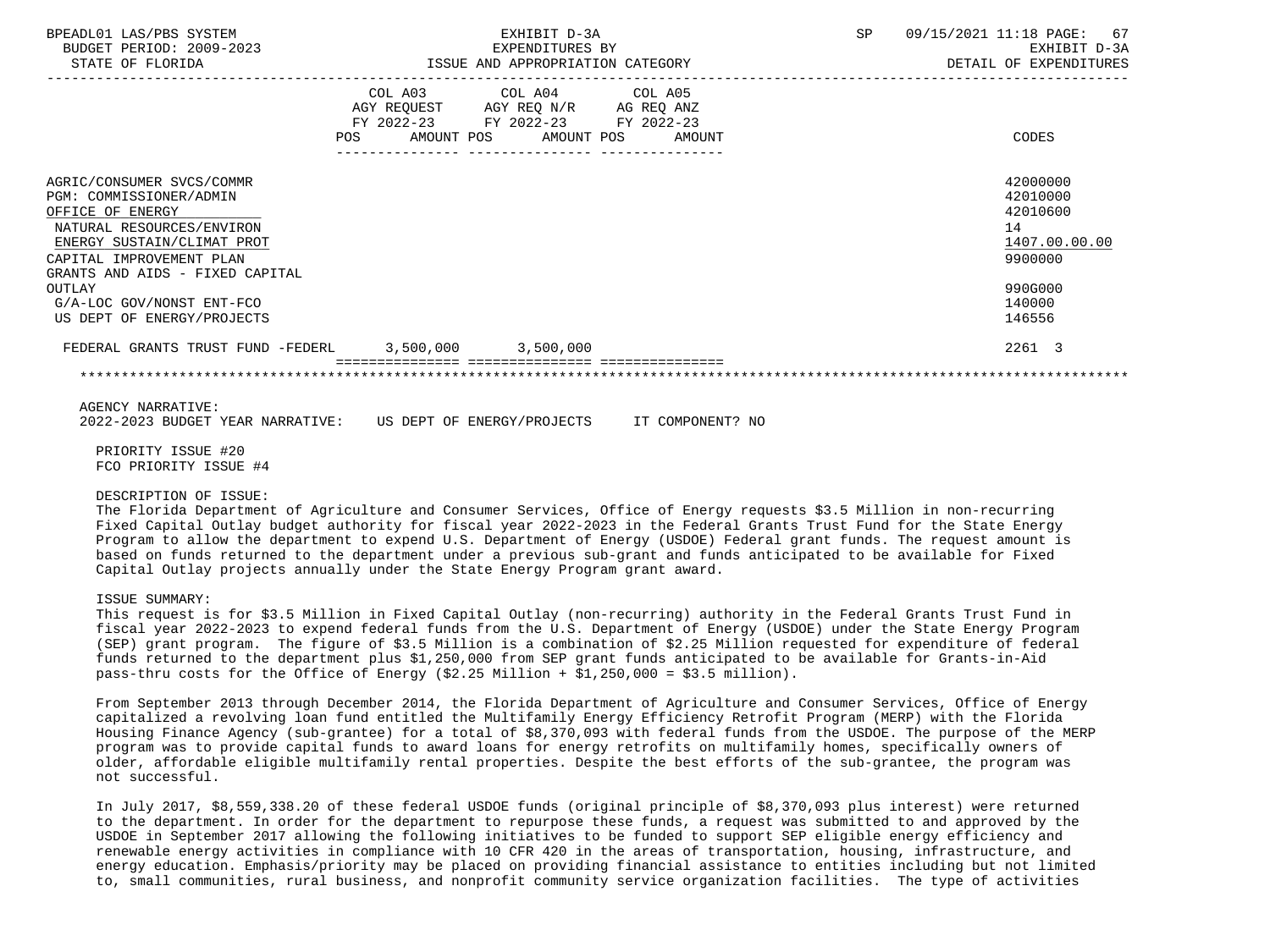| | COL A03 AGY REQUEST FY 2022-23 POS AMOUNT | COL A04 AGY REQ N/R FY 2022-23 POS AMOUNT | COL A05 AG REQ ANZ FY 2022-23 POS AMOUNT | CODES |
|---|---|---|---|---|
| AGRIC/CONSUMER SVCS/COMMR | | | | 42000000 |
| PGM: COMMISSIONER/ADMIN | | | | 42010000 |
| OFFICE OF ENERGY | | | | 42010600 |
| NATURAL RESOURCES/ENVIRON | | | | 14 |
| ENERGY SUSTAIN/CLIMAT PROT | | | | 1407.00.00.00 |
| CAPITAL IMPROVEMENT PLAN | | | | 9900000 |
| GRANTS AND AIDS - FIXED CAPITAL OUTLAY | | | | 990G000 |
| G/A-LOC GOV/NONST ENT-FCO | | | | 140000 |
| US DEPT OF ENERGY/PROJECTS | | | | 146556 |
| FEDERAL GRANTS TRUST FUND -FEDERL | 3,500,000 | 3,500,000 | | 2261 3 |

AGENCY NARRATIVE:
2022-2023 BUDGET YEAR NARRATIVE: US DEPT OF ENERGY/PROJECTS IT COMPONENT? NO

PRIORITY ISSUE #20
FCO PRIORITY ISSUE #4

DESCRIPTION OF ISSUE:
The Florida Department of Agriculture and Consumer Services, Office of Energy requests $3.5 Million in non-recurring Fixed Capital Outlay budget authority for fiscal year 2022-2023 in the Federal Grants Trust Fund for the State Energy Program to allow the department to expend U.S. Department of Energy (USDOE) Federal grant funds. The request amount is based on funds returned to the department under a previous sub-grant and funds anticipated to be available for Fixed Capital Outlay projects annually under the State Energy Program grant award.

ISSUE SUMMARY:
This request is for $3.5 Million in Fixed Capital Outlay (non-recurring) authority in the Federal Grants Trust Fund in fiscal year 2022-2023 to expend federal funds from the U.S. Department of Energy (USDOE) under the State Energy Program (SEP) grant program. The figure of $3.5 Million is a combination of $2.25 Million requested for expenditure of federal funds returned to the department plus $1,250,000 from SEP grant funds anticipated to be available for Grants-in-Aid pass-thru costs for the Office of Energy ($2.25 Million + $1,250,000 = $3.5 million).

From September 2013 through December 2014, the Florida Department of Agriculture and Consumer Services, Office of Energy capitalized a revolving loan fund entitled the Multifamily Energy Efficiency Retrofit Program (MERP) with the Florida Housing Finance Agency (sub-grantee) for a total of $8,370,093 with federal funds from the USDOE. The purpose of the MERP program was to provide capital funds to award loans for energy retrofits on multifamily homes, specifically owners of older, affordable eligible multifamily rental properties. Despite the best efforts of the sub-grantee, the program was not successful.

In July 2017, $8,559,338.20 of these federal USDOE funds (original principle of $8,370,093 plus interest) were returned to the department. In order for the department to repurpose these funds, a request was submitted to and approved by the USDOE in September 2017 allowing the following initiatives to be funded to support SEP eligible energy efficiency and renewable energy activities in compliance with 10 CFR 420 in the areas of transportation, housing, infrastructure, and energy education. Emphasis/priority may be placed on providing financial assistance to entities including but not limited to, small communities, rural business, and nonprofit community service organization facilities. The type of activities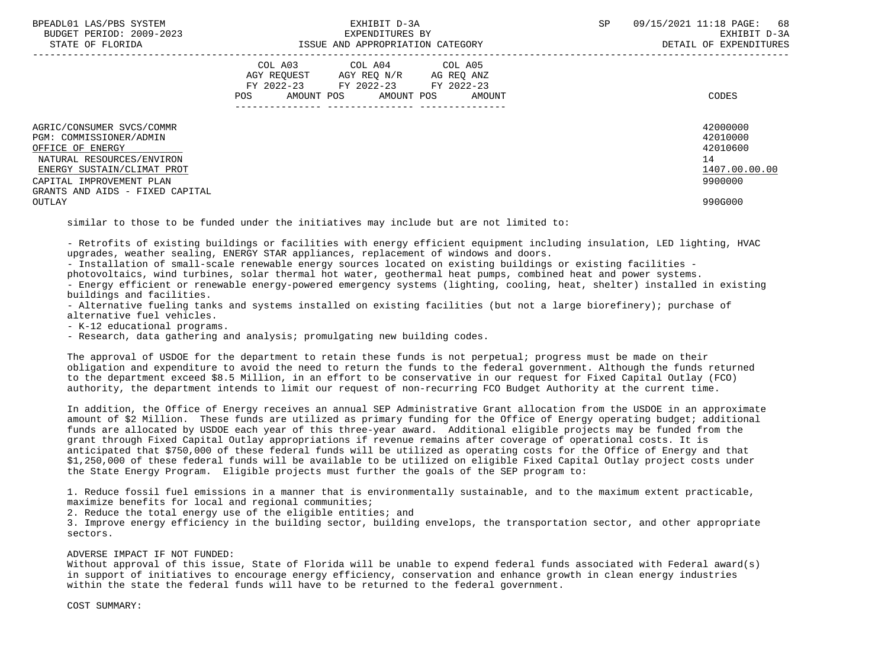| | COL A03 AGY REQUEST FY 2022-23 POS AMOUNT | COL A04 AGY REQ N/R FY 2022-23 POS AMOUNT | COL A05 AG REQ ANZ FY 2022-23 POS AMOUNT | CODES |
|---|---|---|---|---|
| AGRIC/CONSUMER SVCS/COMMR | | | | 42000000 |
| PGM: COMMISSIONER/ADMIN | | | | 42010000 |
| OFFICE OF ENERGY | | | | 42010600 |
| NATURAL RESOURCES/ENVIRON | | | | 14 |
| ENERGY SUSTAIN/CLIMAT PROT | | | | 1407.00.00.00 |
| CAPITAL IMPROVEMENT PLAN | | | | 9900000 |
| GRANTS AND AIDS - FIXED CAPITAL OUTLAY | | | | 990G000 |

similar to those to be funded under the initiatives may include but are not limited to:

- Retrofits of existing buildings or facilities with energy efficient equipment including insulation, LED lighting, HVAC upgrades, weather sealing, ENERGY STAR appliances, replacement of windows and doors.
- Installation of small-scale renewable energy sources located on existing buildings or existing facilities - photovoltaics, wind turbines, solar thermal hot water, geothermal heat pumps, combined heat and power systems.
- Energy efficient or renewable energy-powered emergency systems (lighting, cooling, heat, shelter) installed in existing buildings and facilities.
- Alternative fueling tanks and systems installed on existing facilities (but not a large biorefinery); purchase of alternative fuel vehicles.
- K-12 educational programs.
- Research, data gathering and analysis; promulgating new building codes.

The approval of USDOE for the department to retain these funds is not perpetual; progress must be made on their obligation and expenditure to avoid the need to return the funds to the federal government. Although the funds returned to the department exceed $8.5 Million, in an effort to be conservative in our request for Fixed Capital Outlay (FCO) authority, the department intends to limit our request of non-recurring FCO Budget Authority at the current time.

In addition, the Office of Energy receives an annual SEP Administrative Grant allocation from the USDOE in an approximate amount of $2 Million. These funds are utilized as primary funding for the Office of Energy operating budget; additional funds are allocated by USDOE each year of this three-year award. Additional eligible projects may be funded from the grant through Fixed Capital Outlay appropriations if revenue remains after coverage of operational costs. It is anticipated that $750,000 of these federal funds will be utilized as operating costs for the Office of Energy and that $1,250,000 of these federal funds will be available to be utilized on eligible Fixed Capital Outlay project costs under the State Energy Program. Eligible projects must further the goals of the SEP program to:

1. Reduce fossil fuel emissions in a manner that is environmentally sustainable, and to the maximum extent practicable, maximize benefits for local and regional communities;
2. Reduce the total energy use of the eligible entities; and
3. Improve energy efficiency in the building sector, building envelops, the transportation sector, and other appropriate sectors.

ADVERSE IMPACT IF NOT FUNDED:
Without approval of this issue, State of Florida will be unable to expend federal funds associated with Federal award(s) in support of initiatives to encourage energy efficiency, conservation and enhance growth in clean energy industries within the state the federal funds will have to be returned to the federal government.

COST SUMMARY: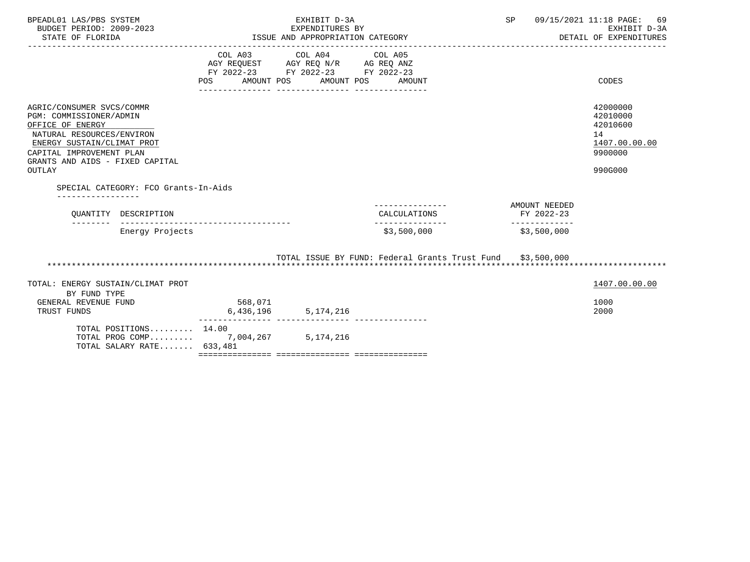EXHIBIT D-3A
EXPENDITURES BY
ISSUE AND APPROPRIATION CATEGORY

BPEADL01 LAS/PBS SYSTEM
BUDGET PERIOD: 2009-2023
STATE OF FLORIDA

SP 09/15/2021 11:18
EXHIBIT D-3A
DETAIL OF EXPENDITURES

| | COL A03 AGY REQUEST FY 2022-23 POS | AMOUNT | COL A04 AGY REQ N/R FY 2022-23 POS | AMOUNT | COL A05 AG REQ ANZ FY 2022-23 POS | AMOUNT | CODES |
|---|---|---|---|---|---|---|---|
| AGRIC/CONSUMER SVCS/COMMR | | | | | | | 42000000 |
| PGM: COMMISSIONER/ADMIN | | | | | | | 42010000 |
| OFFICE OF ENERGY | | | | | | | 42010600 |
| NATURAL RESOURCES/ENVIRON | | | | | | | 14 |
| ENERGY SUSTAIN/CLIMAT PROT | | | | | | | 1407.00.00.00 |
| CAPITAL IMPROVEMENT PLAN | | | | | | | 9900000 |
| GRANTS AND AIDS - FIXED CAPITAL OUTLAY | | | | | | | 990G000 |

SPECIAL CATEGORY: FCO Grants-In-Aids

| QUANTITY | DESCRIPTION | CALCULATIONS | AMOUNT NEEDED FY 2022-23 |
|---|---|---|---|
| | Energy Projects | $3,500,000 | $3,500,000 |

TOTAL ISSUE BY FUND: Federal Grants Trust Fund $3,500,000

| TOTAL: ENERGY SUSTAIN/CLIMAT PROT | COL A03 | COL A04 | COL A05 | CODES |
|---|---|---|---|---|
| | | | | 1407.00.00.00 |
| BY FUND TYPE | | | | |
| GENERAL REVENUE FUND | 568,071 | | | 1000 |
| TRUST FUNDS | 6,436,196 | 5,174,216 | | 2000 |
| TOTAL POSITIONS......... | 14.00 | | | |
| TOTAL PROG COMP......... | 7,004,267 | 5,174,216 | | |
| TOTAL SALARY RATE....... | 633,481 | | | |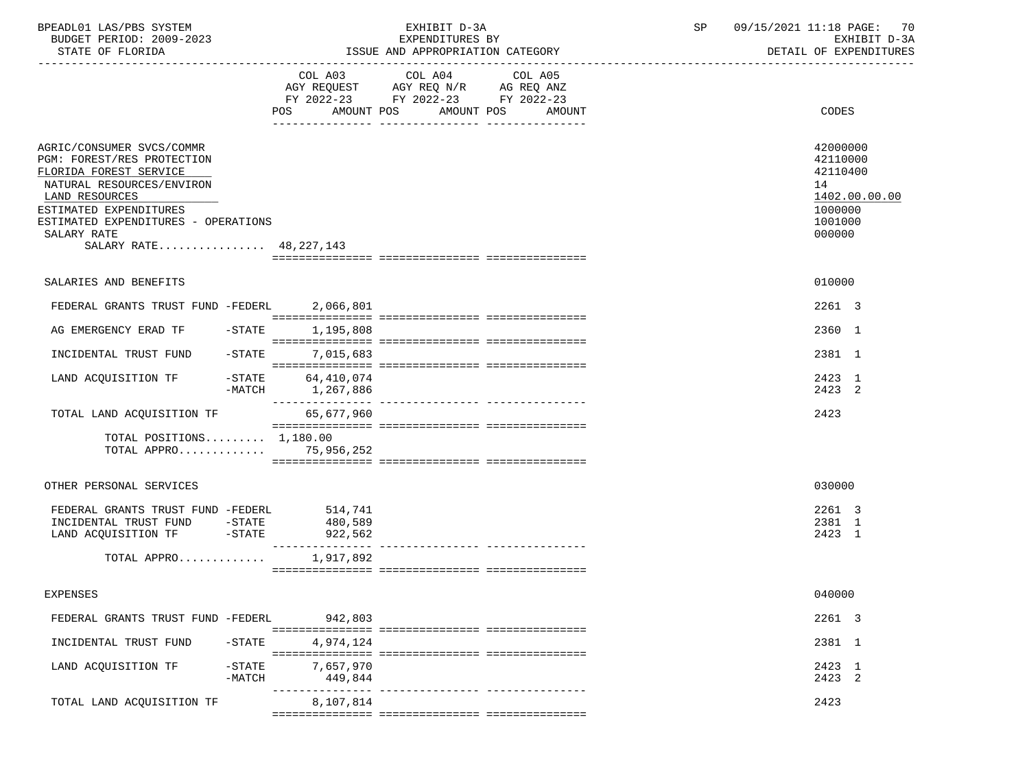BPEADL01 LAS/PBS SYSTEM | EXHIBIT D-3A | SP 09/15/2021 11:18

BUDGET PERIOD: 2009-2023 | EXPENDITURES BY | EXHIBIT D-3A

STATE OF FLORIDA | ISSUE AND APPROPRIATION CATEGORY | DETAIL OF EXPENDITURES

| | | COL A03 AGY REQUEST FY 2022-23 POS AMOUNT | COL A04 AGY REQ N/R FY 2022-23 POS AMOUNT | COL A05 AG REQ ANZ FY 2022-23 POS AMOUNT | CODES |
|---|---|---|---|---|---|
| AGRIC/CONSUMER SVCS/COMMR | | | | | 42000000 |
| PGM: FOREST/RES PROTECTION | | | | | 42110000 |
| FLORIDA FOREST SERVICE | | | | | 42110400 |
| NATURAL RESOURCES/ENVIRON | | | | | 14 |
| LAND RESOURCES | | | | | 1402.00.00.00 |
| ESTIMATED EXPENDITURES | | | | | 1000000 |
| ESTIMATED EXPENDITURES - OPERATIONS | | | | | 1001000 |
| SALARY RATE | | | | | 000000 |
| SALARY RATE................ 48,227,143 | | | | | |
| SALARIES AND BENEFITS | | | | | 010000 |
| FEDERAL GRANTS TRUST FUND | -FEDERL | 2,066,801 | | | 2261 3 |
| AG EMERGENCY ERAD TF | -STATE | 1,195,808 | | | 2360 1 |
| INCIDENTAL TRUST FUND | -STATE | 7,015,683 | | | 2381 1 |
| LAND ACQUISITION TF | -STATE | 64,410,074 | | | 2423 1 |
| | -MATCH | 1,267,886 | | | 2423 2 |
| TOTAL LAND ACQUISITION TF | | 65,677,960 | | | 2423 |
| TOTAL POSITIONS......... 1,180.00 | | | | | |
| TOTAL APPRO............. | | 75,956,252 | | | |
| OTHER PERSONAL SERVICES | | | | | 030000 |
| FEDERAL GRANTS TRUST FUND | -FEDERL | 514,741 | | | 2261 3 |
| INCIDENTAL TRUST FUND | -STATE | 480,589 | | | 2381 1 |
| LAND ACQUISITION TF | -STATE | 922,562 | | | 2423 1 |
| TOTAL APPRO............. | | 1,917,892 | | | |
| EXPENSES | | | | | 040000 |
| FEDERAL GRANTS TRUST FUND | -FEDERL | 942,803 | | | 2261 3 |
| INCIDENTAL TRUST FUND | -STATE | 4,974,124 | | | 2381 1 |
| LAND ACQUISITION TF | -STATE | 7,657,970 | | | 2423 1 |
| | -MATCH | 449,844 | | | 2423 2 |
| TOTAL LAND ACQUISITION TF | | 8,107,814 | | | 2423 |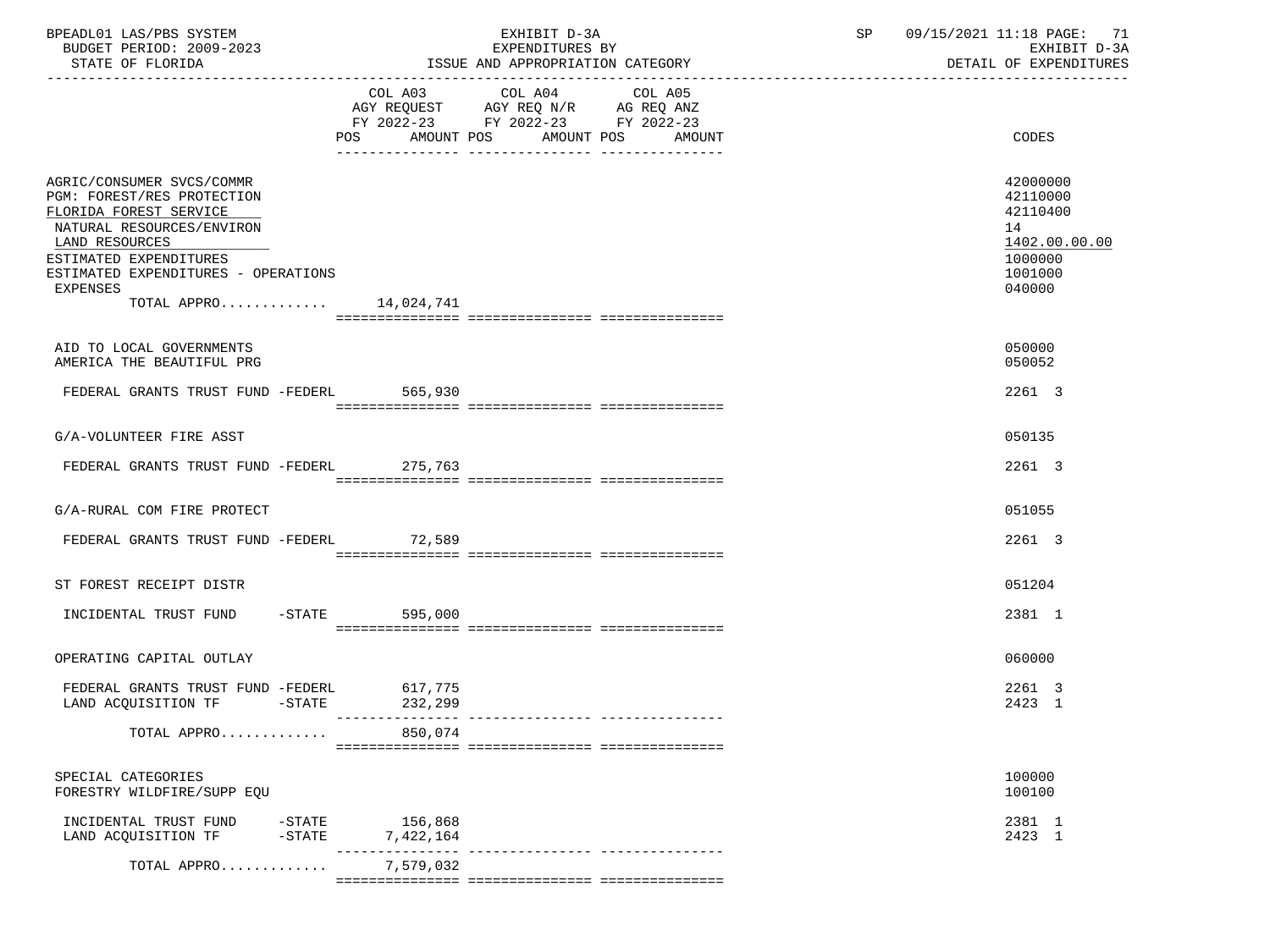BPEADL01 LAS/PBS SYSTEM — EXHIBIT D-3A — SP 09/15/2021 11:18 PAGE: 71
BUDGET PERIOD: 2009-2023 — EXPENDITURES BY — EXHIBIT D-3A
STATE OF FLORIDA — ISSUE AND APPROPRIATION CATEGORY — DETAIL OF EXPENDITURES

| | COL A03 AGY REQUEST FY 2022-23 POS AMOUNT | COL A04 AGY REQ N/R FY 2022-23 POS AMOUNT | COL A05 AG REQ ANZ FY 2022-23 POS AMOUNT | CODES |
|---|---|---|---|---|
| AGRIC/CONSUMER SVCS/COMMR | | | | 42000000 |
| PGM: FOREST/RES PROTECTION | | | | 42110000 |
| FLORIDA FOREST SERVICE | | | | 42110400 |
| NATURAL RESOURCES/ENVIRON | | | | 14 |
| LAND RESOURCES | | | | 1402.00.00.00 |
| ESTIMATED EXPENDITURES | | | | 1000000 |
| ESTIMATED EXPENDITURES - OPERATIONS | | | | 1001000 |
| EXPENSES | | | | 040000 |
| TOTAL APPRO............. | 14,024,741 | | | |
| AID TO LOCAL GOVERNMENTS | | | | 050000 |
| AMERICA THE BEAUTIFUL PRG | | | | 050052 |
| FEDERAL GRANTS TRUST FUND -FEDERL | 565,930 | | | 2261 3 |
| G/A-VOLUNTEER FIRE ASST | | | | 050135 |
| FEDERAL GRANTS TRUST FUND -FEDERL | 275,763 | | | 2261 3 |
| G/A-RURAL COM FIRE PROTECT | | | | 051055 |
| FEDERAL GRANTS TRUST FUND -FEDERL | 72,589 | | | 2261 3 |
| ST FOREST RECEIPT DISTR | | | | 051204 |
| INCIDENTAL TRUST FUND -STATE | 595,000 | | | 2381 1 |
| OPERATING CAPITAL OUTLAY | | | | 060000 |
| FEDERAL GRANTS TRUST FUND -FEDERL | 617,775 | | | 2261 3 |
| LAND ACQUISITION TF -STATE | 232,299 | | | 2423 1 |
| TOTAL APPRO............. | 850,074 | | | |
| SPECIAL CATEGORIES | | | | 100000 |
| FORESTRY WILDFIRE/SUPP EQU | | | | 100100 |
| INCIDENTAL TRUST FUND -STATE | 156,868 | | | 2381 1 |
| LAND ACQUISITION TF -STATE | 7,422,164 | | | 2423 1 |
| TOTAL APPRO............. | 7,579,032 | | | |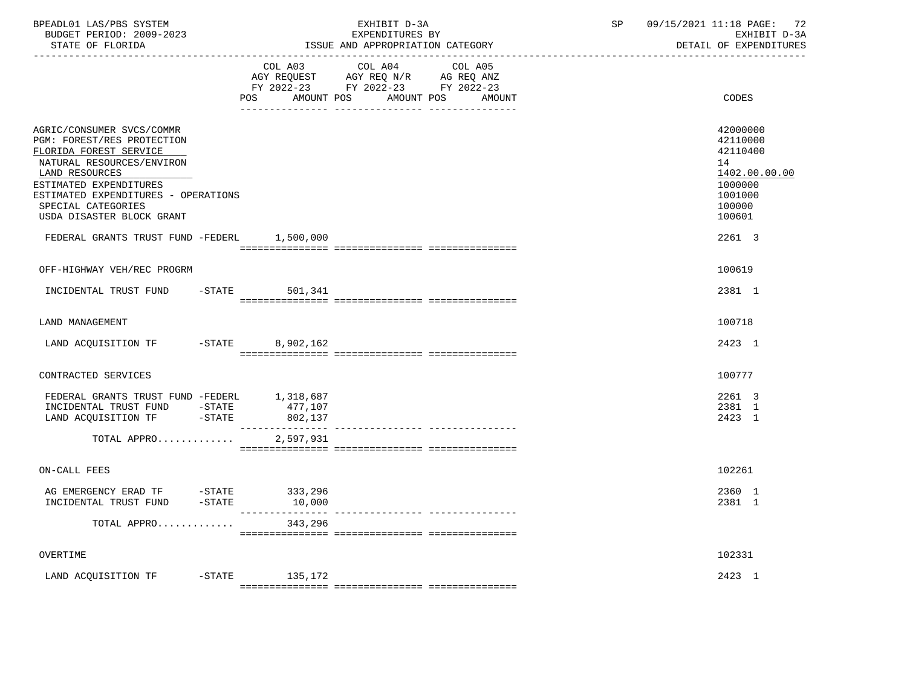BPEADL01 LAS/PBS SYSTEM
BUDGET PERIOD: 2009-2023
STATE OF FLORIDA

EXHIBIT D-3A
EXPENDITURES BY
ISSUE AND APPROPRIATION CATEGORY

SP 09/15/2021 11:18 PAGE: 72
EXHIBIT D-3A
DETAIL OF EXPENDITURES

| | COL A03 AGY REQUEST FY 2022-23 POS AMOUNT | COL A04 AGY REQ N/R FY 2022-23 POS AMOUNT | COL A05 AG REQ ANZ FY 2022-23 POS AMOUNT | CODES |
|---|---|---|---|---|
| AGRIC/CONSUMER SVCS/COMMR | | | | 42000000 |
| PGM: FOREST/RES PROTECTION | | | | 42110000 |
| FLORIDA FOREST SERVICE | | | | 42110400 |
| NATURAL RESOURCES/ENVIRON | | | | 14 |
| LAND RESOURCES | | | | 1402.00.00.00 |
| ESTIMATED EXPENDITURES | | | | 1000000 |
| ESTIMATED EXPENDITURES - OPERATIONS | | | | 1001000 |
| SPECIAL CATEGORIES | | | | 100000 |
| USDA DISASTER BLOCK GRANT | | | | 100601 |
| FEDERAL GRANTS TRUST FUND -FEDERL | 1,500,000 | | | 2261 3 |
| OFF-HIGHWAY VEH/REC PROGRM | | | | 100619 |
| INCIDENTAL TRUST FUND -STATE | 501,341 | | | 2381 1 |
| LAND MANAGEMENT | | | | 100718 |
| LAND ACQUISITION TF -STATE | 8,902,162 | | | 2423 1 |
| CONTRACTED SERVICES | | | | 100777 |
| FEDERAL GRANTS TRUST FUND -FEDERL | 1,318,687 | | | 2261 3 |
| INCIDENTAL TRUST FUND -STATE | 477,107 | | | 2381 1 |
| LAND ACQUISITION TF -STATE | 802,137 | | | 2423 1 |
| TOTAL APPRO............ | 2,597,931 | | | |
| ON-CALL FEES | | | | 102261 |
| AG EMERGENCY ERAD TF -STATE | 333,296 | | | 2360 1 |
| INCIDENTAL TRUST FUND -STATE | 10,000 | | | 2381 1 |
| TOTAL APPRO............ | 343,296 | | | |
| OVERTIME | | | | 102331 |
| LAND ACQUISITION TF -STATE | 135,172 | | | 2423 1 |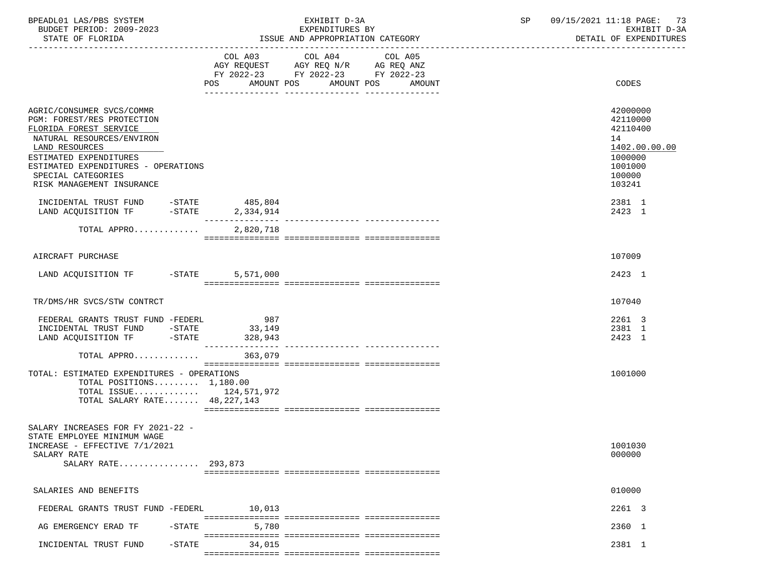BPEADL01 LAS/PBS SYSTEM | EXHIBIT D-3A | SP 09/15/2021 11:18 PAGE: 73
BUDGET PERIOD: 2009-2023 | EXPENDITURES BY | EXHIBIT D-3A
STATE OF FLORIDA | ISSUE AND APPROPRIATION CATEGORY | DETAIL OF EXPENDITURES

| | COL A03 AGY REQUEST FY 2022-23 POS AMOUNT | COL A04 AGY REQ N/R FY 2022-23 POS AMOUNT | COL A05 AG REQ ANZ FY 2022-23 POS AMOUNT | CODES |
|---|---|---|---|---|
| AGRIC/CONSUMER SVCS/COMMR | | | | 42000000 |
| PGM: FOREST/RES PROTECTION | | | | 42110000 |
| FLORIDA FOREST SERVICE | | | | 42110400 |
| NATURAL RESOURCES/ENVIRON | | | | 14 |
| LAND RESOURCES | | | | 1402.00.00.00 |
| ESTIMATED EXPENDITURES | | | | 1000000 |
| ESTIMATED EXPENDITURES - OPERATIONS | | | | 1001000 |
| SPECIAL CATEGORIES | | | | 100000 |
| RISK MANAGEMENT INSURANCE | | | | 103241 |
| INCIDENTAL TRUST FUND -STATE | 485,804 | | | 2381 1 |
| LAND ACQUISITION TF -STATE | 2,334,914 | | | 2423 1 |
| TOTAL APPRO............. | 2,820,718 | | | |
| AIRCRAFT PURCHASE | | | | 107009 |
| LAND ACQUISITION TF -STATE | 5,571,000 | | | 2423 1 |
| TR/DMS/HR SVCS/STW CONTRCT | | | | 107040 |
| FEDERAL GRANTS TRUST FUND -FEDERL | 987 | | | 2261 3 |
| INCIDENTAL TRUST FUND -STATE | 33,149 | | | 2381 1 |
| LAND ACQUISITION TF -STATE | 328,943 | | | 2423 1 |
| TOTAL APPRO............. | 363,079 | | | |
| TOTAL: ESTIMATED EXPENDITURES - OPERATIONS | | | | 1001000 |
| TOTAL POSITIONS......... 1,180.00 | | | | |
| TOTAL ISSUE............. 124,571,972 | | | | |
| TOTAL SALARY RATE....... 48,227,143 | | | | |
| SALARY INCREASES FOR FY 2021-22 - STATE EMPLOYEE MINIMUM WAGE INCREASE - EFFECTIVE 7/1/2021 | | | | 1001030 |
| SALARY RATE | | | | 000000 |
| SALARY RATE................ 293,873 | | | | |
| SALARIES AND BENEFITS | | | | 010000 |
| FEDERAL GRANTS TRUST FUND -FEDERL | 10,013 | | | 2261 3 |
| AG EMERGENCY ERAD TF -STATE | 5,780 | | | 2360 1 |
| INCIDENTAL TRUST FUND -STATE | 34,015 | | | 2381 1 |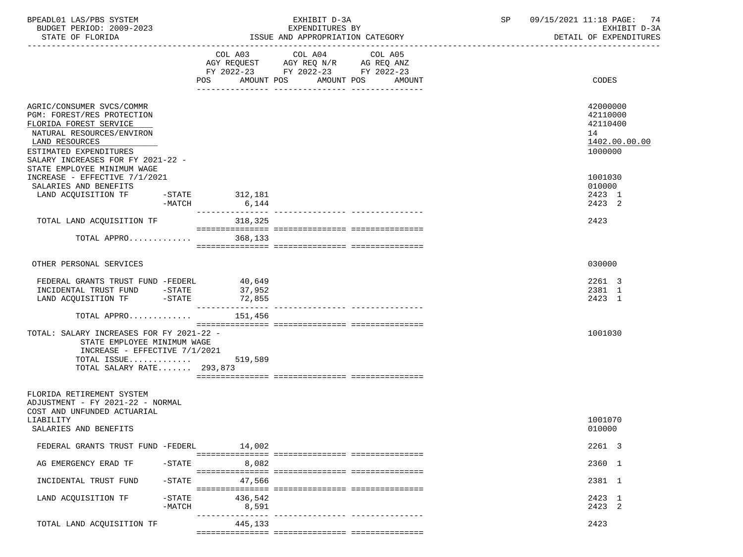BPEADL01 LAS/PBS SYSTEM — EXHIBIT D-3A — EXPENDITURES BY ISSUE AND APPROPRIATION CATEGORY — SP 09/15/2021 11:18

BUDGET PERIOD: 2009-2023 — STATE OF FLORIDA — EXHIBIT D-3A DETAIL OF EXPENDITURES

| | COL A03 AGY REQUEST FY 2022-23 POS AMOUNT | COL A04 AGY REQ N/R FY 2022-23 POS AMOUNT | COL A05 AG REQ ANZ FY 2022-23 POS AMOUNT | CODES |
|---|---|---|---|---|
| AGRIC/CONSUMER SVCS/COMMR | | | | 42000000 |
| PGM: FOREST/RES PROTECTION | | | | 42110000 |
| FLORIDA FOREST SERVICE | | | | 42110400 |
| NATURAL RESOURCES/ENVIRON | | | | 14 |
| LAND RESOURCES | | | | 1402.00.00.00 |
| ESTIMATED EXPENDITURES | | | | 1000000 |
| SALARY INCREASES FOR FY 2021-22 - STATE EMPLOYEE MINIMUM WAGE INCREASE - EFFECTIVE 7/1/2021 | | | | 1001030 |
| SALARIES AND BENEFITS | | | | 010000 |
| LAND ACQUISITION TF -STATE | 312,181 | | | 2423 1 |
| -MATCH | 6,144 | | | 2423 2 |
| TOTAL LAND ACQUISITION TF | 318,325 | | | 2423 |
| TOTAL APPRO............. | 368,133 | | | |
| OTHER PERSONAL SERVICES | | | | 030000 |
| FEDERAL GRANTS TRUST FUND -FEDERL | 40,649 | | | 2261 3 |
| INCIDENTAL TRUST FUND -STATE | 37,952 | | | 2381 1 |
| LAND ACQUISITION TF -STATE | 72,855 | | | 2423 1 |
| TOTAL APPRO............. | 151,456 | | | |
| TOTAL: SALARY INCREASES FOR FY 2021-22 - STATE EMPLOYEE MINIMUM WAGE INCREASE - EFFECTIVE 7/1/2021 | | | | 1001030 |
| TOTAL ISSUE............. | 519,589 | | | |
| TOTAL SALARY RATE....... 293,873 | | | | |
| FLORIDA RETIREMENT SYSTEM ADJUSTMENT - FY 2021-22 - NORMAL COST AND UNFUNDED ACTUARIAL LIABILITY | | | | 1001070 |
| SALARIES AND BENEFITS | | | | 010000 |
| FEDERAL GRANTS TRUST FUND -FEDERL | 14,002 | | | 2261 3 |
| AG EMERGENCY ERAD TF -STATE | 8,082 | | | 2360 1 |
| INCIDENTAL TRUST FUND -STATE | 47,566 | | | 2381 1 |
| LAND ACQUISITION TF -STATE | 436,542 | | | 2423 1 |
| -MATCH | 8,591 | | | 2423 2 |
| TOTAL LAND ACQUISITION TF | 445,133 | | | 2423 |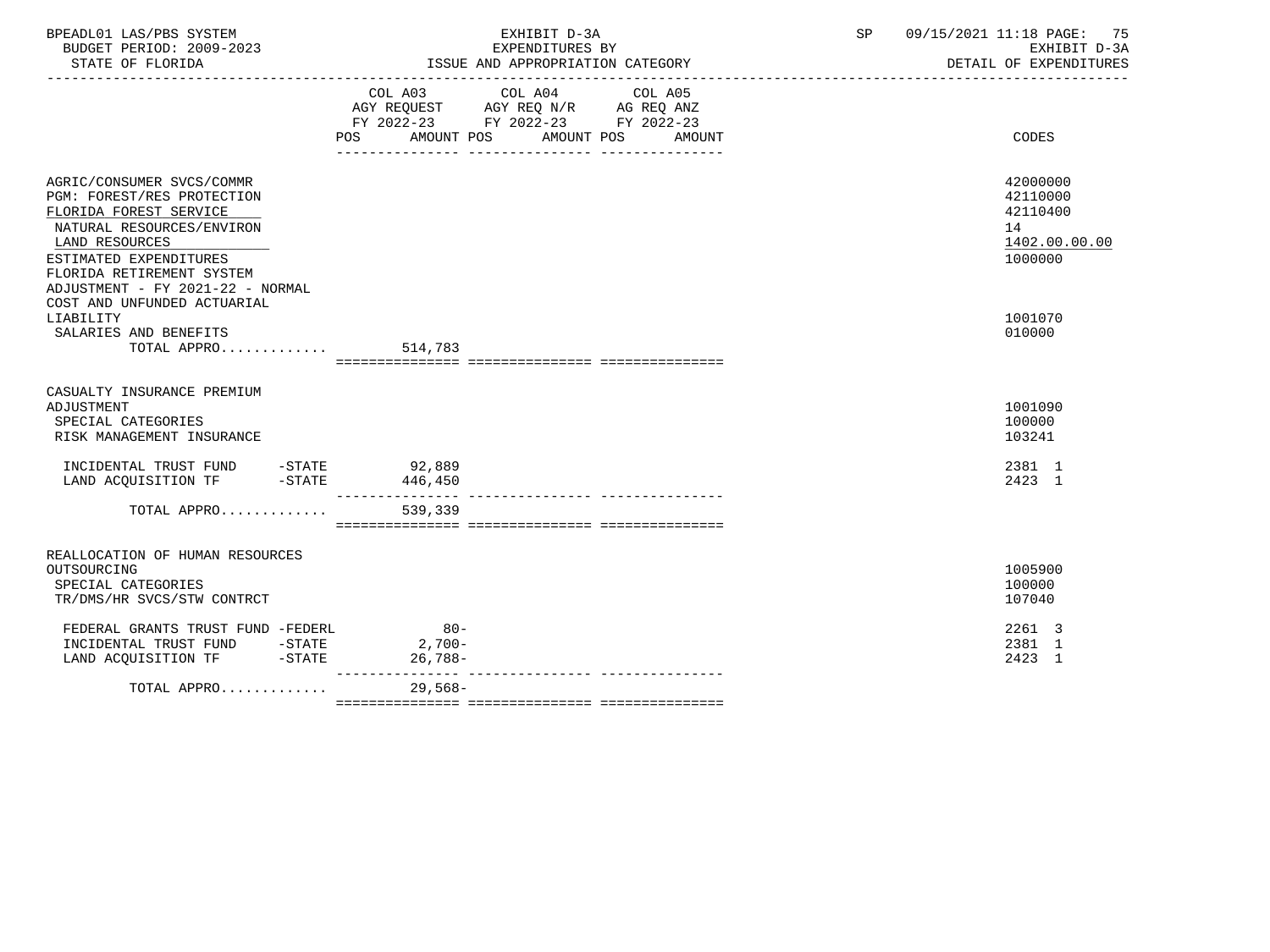BPEADL01 LAS/PBS SYSTEM | EXHIBIT D-3A | SP 09/15/2021 11:18 PAGE: 75
BUDGET PERIOD: 2009-2023 | EXPENDITURES BY | EXHIBIT D-3A
STATE OF FLORIDA | ISSUE AND APPROPRIATION CATEGORY | DETAIL OF EXPENDITURES

| | COL A03 AGY REQUEST FY 2022-23 POS AMOUNT | COL A04 AGY REQ N/R FY 2022-23 POS AMOUNT | COL A05 AG REQ ANZ FY 2022-23 POS AMOUNT | CODES |
|---|---|---|---|---|
| AGRIC/CONSUMER SVCS/COMMR | | | | 42000000 |
| PGM: FOREST/RES PROTECTION | | | | 42110000 |
| FLORIDA FOREST SERVICE | | | | 42110400 |
| NATURAL RESOURCES/ENVIRON | | | | 14 |
| LAND RESOURCES | | | | 1402.00.00.00 |
| ESTIMATED EXPENDITURES | | | | 1000000 |
| FLORIDA RETIREMENT SYSTEM ADJUSTMENT - FY 2021-22 - NORMAL COST AND UNFUNDED ACTUARIAL LIABILITY | | | | 1001070 |
| SALARIES AND BENEFITS | | | | 010000 |
| TOTAL APPRO............ | 514,783 | | | |
| CASUALTY INSURANCE PREMIUM ADJUSTMENT | | | | 1001090 |
| SPECIAL CATEGORIES | | | | 100000 |
| RISK MANAGEMENT INSURANCE | | | | 103241 |
| INCIDENTAL TRUST FUND -STATE | 92,889 | | | 2381 1 |
| LAND ACQUISITION TF -STATE | 446,450 | | | 2423 1 |
| TOTAL APPRO............ | 539,339 | | | |
| REALLOCATION OF HUMAN RESOURCES OUTSOURCING | | | | 1005900 |
| SPECIAL CATEGORIES | | | | 100000 |
| TR/DMS/HR SVCS/STW CONTRCT | | | | 107040 |
| FEDERAL GRANTS TRUST FUND -FEDERL | 80- | | | 2261 3 |
| INCIDENTAL TRUST FUND -STATE | 2,700- | | | 2381 1 |
| LAND ACQUISITION TF -STATE | 26,788- | | | 2423 1 |
| TOTAL APPRO............ | 29,568- | | | |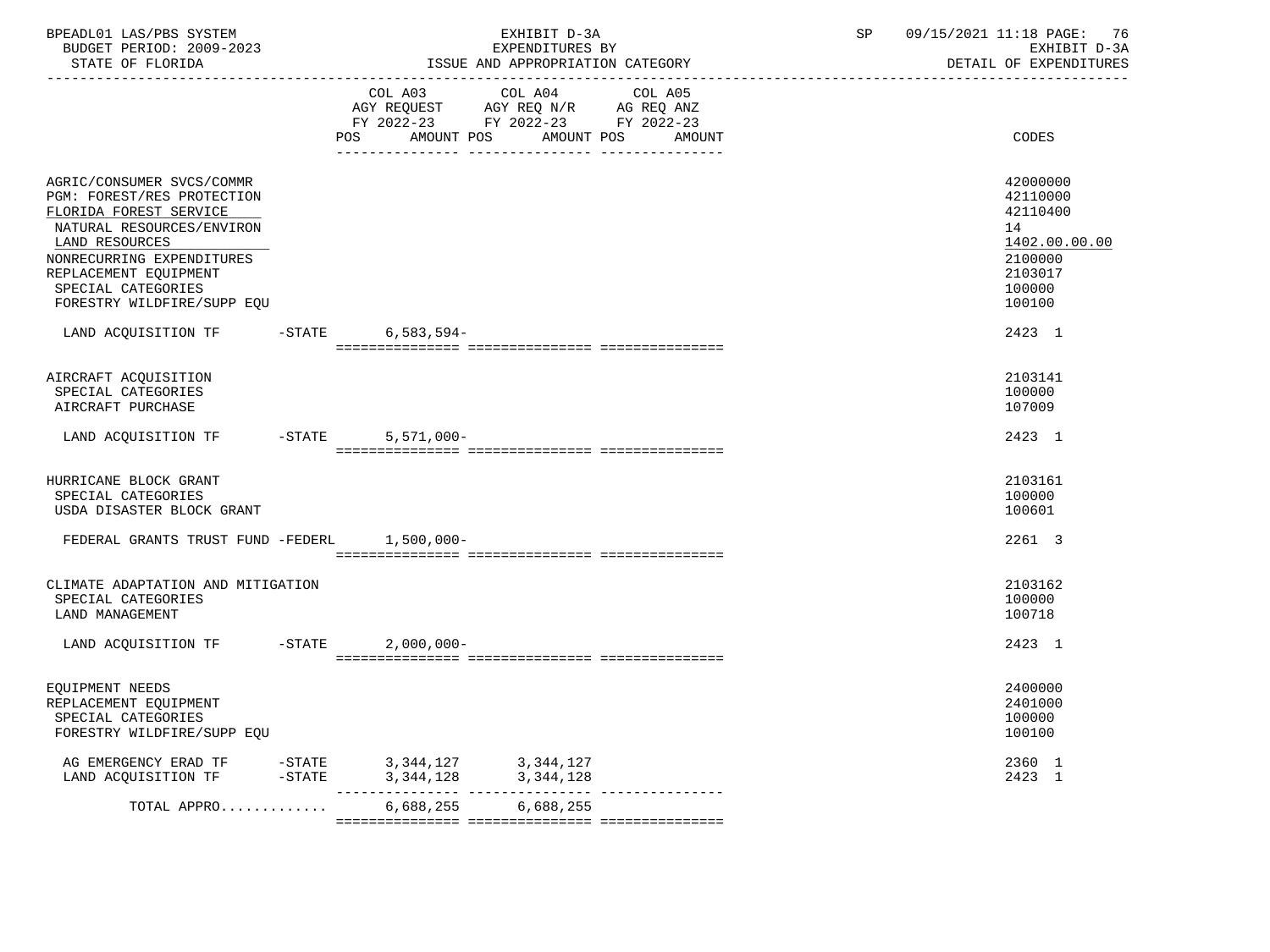BPEADL01 LAS/PBS SYSTEM | EXHIBIT D-3A | SP 09/15/2021 11:18

BUDGET PERIOD: 2009-2023 | EXPENDITURES BY | EXHIBIT D-3A

STATE OF FLORIDA | ISSUE AND APPROPRIATION CATEGORY | DETAIL OF EXPENDITURES

| | COL A03 AGY REQUEST FY 2022-23 POS | AMOUNT | COL A04 AGY REQ N/R FY 2022-23 POS | AMOUNT | COL A05 AG REQ ANZ FY 2022-23 POS | AMOUNT | CODES |
|---|---|---|---|---|---|---|---|
| AGRIC/CONSUMER SVCS/COMMR | | | | | | | 42000000 |
| PGM: FOREST/RES PROTECTION | | | | | | | 42110000 |
| FLORIDA FOREST SERVICE | | | | | | | 42110400 |
| NATURAL RESOURCES/ENVIRON | | | | | | | 14 |
| LAND RESOURCES | | | | | | | 1402.00.00.00 |
| NONRECURRING EXPENDITURES | | | | | | | 2100000 |
| REPLACEMENT EQUIPMENT | | | | | | | 2103017 |
| SPECIAL CATEGORIES | | | | | | | 100000 |
| FORESTRY WILDFIRE/SUPP EQU | | | | | | | 100100 |
| LAND ACQUISITION TF -STATE | | 6,583,594- | | | | | 2423 1 |
| AIRCRAFT ACQUISITION | | | | | | | 2103141 |
| SPECIAL CATEGORIES | | | | | | | 100000 |
| AIRCRAFT PURCHASE | | | | | | | 107009 |
| LAND ACQUISITION TF -STATE | | 5,571,000- | | | | | 2423 1 |
| HURRICANE BLOCK GRANT | | | | | | | 2103161 |
| SPECIAL CATEGORIES | | | | | | | 100000 |
| USDA DISASTER BLOCK GRANT | | | | | | | 100601 |
| FEDERAL GRANTS TRUST FUND -FEDERL | | 1,500,000- | | | | | 2261 3 |
| CLIMATE ADAPTATION AND MITIGATION | | | | | | | 2103162 |
| SPECIAL CATEGORIES | | | | | | | 100000 |
| LAND MANAGEMENT | | | | | | | 100718 |
| LAND ACQUISITION TF -STATE | | 2,000,000- | | | | | 2423 1 |
| EQUIPMENT NEEDS | | | | | | | 2400000 |
| REPLACEMENT EQUIPMENT | | | | | | | 2401000 |
| SPECIAL CATEGORIES | | | | | | | 100000 |
| FORESTRY WILDFIRE/SUPP EQU | | | | | | | 100100 |
| AG EMERGENCY ERAD TF -STATE | | 3,344,127 | | 3,344,127 | | | 2360 1 |
| LAND ACQUISITION TF -STATE | | 3,344,128 | | 3,344,128 | | | 2423 1 |
| TOTAL APPRO............ | | 6,688,255 | | 6,688,255 | | | |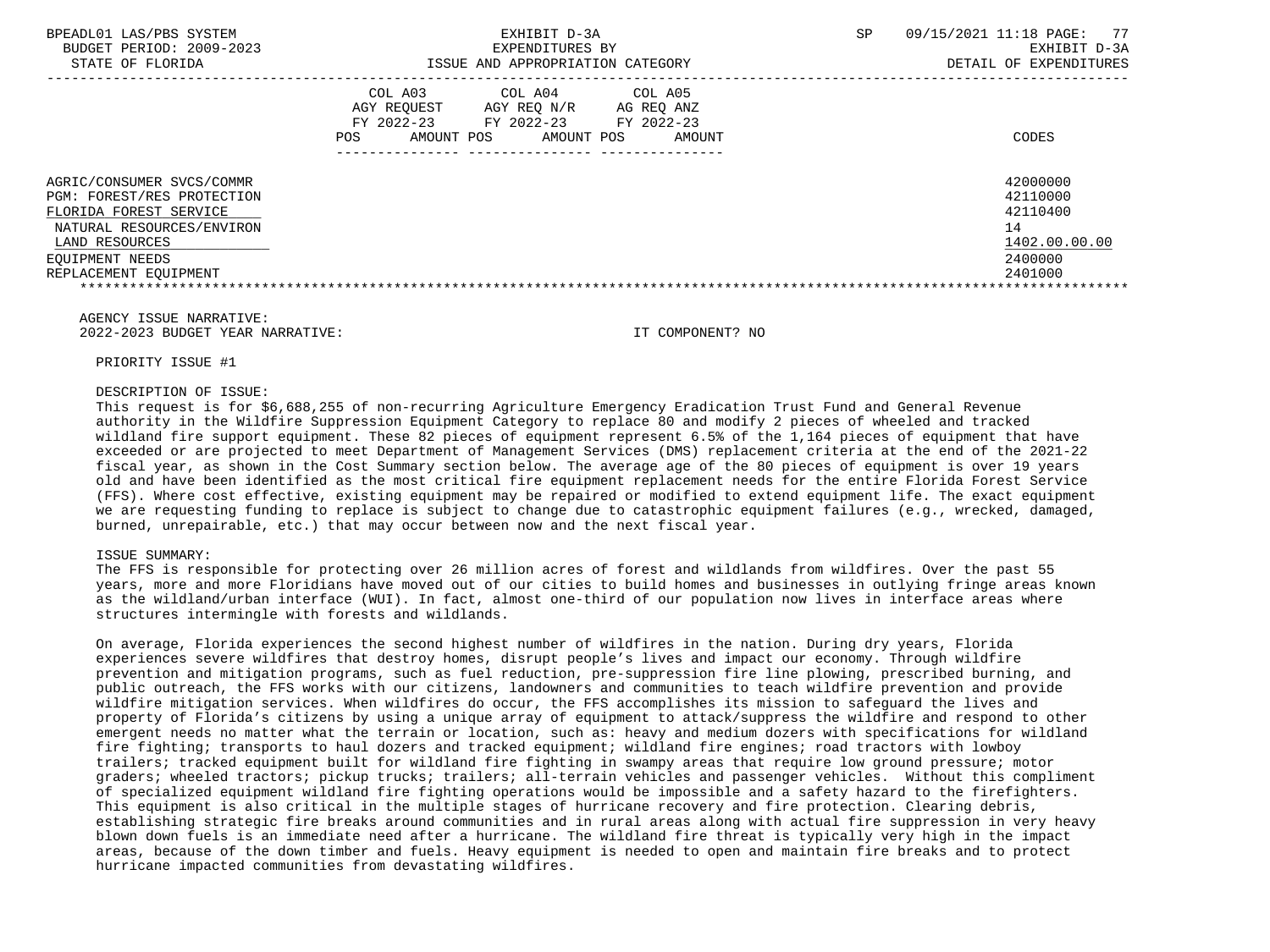| | COL A03 AGY REQUEST FY 2022-23 POS AMOUNT | COL A04 AGY REQ N/R FY 2022-23 POS AMOUNT | COL A05 AG REQ ANZ FY 2022-23 POS AMOUNT | CODES |
|---|---|---|---|---|
| AGRIC/CONSUMER SVCS/COMMR | | | | 42000000 |
| PGM: FOREST/RES PROTECTION | | | | 42110000 |
| FLORIDA FOREST SERVICE | | | | 42110400 |
| NATURAL RESOURCES/ENVIRON | | | | 14 |
| LAND RESOURCES | | | | 1402.00.00.00 |
| EQUIPMENT NEEDS | | | | 2400000 |
| REPLACEMENT EQUIPMENT | | | | 2401000 |

AGENCY ISSUE NARRATIVE:
2022-2023 BUDGET YEAR NARRATIVE: IT COMPONENT? NO

PRIORITY ISSUE #1

DESCRIPTION OF ISSUE:
This request is for $6,688,255 of non-recurring Agriculture Emergency Eradication Trust Fund and General Revenue authority in the Wildfire Suppression Equipment Category to replace 80 and modify 2 pieces of wheeled and tracked wildland fire support equipment. These 82 pieces of equipment represent 6.5% of the 1,164 pieces of equipment that have exceeded or are projected to meet Department of Management Services (DMS) replacement criteria at the end of the 2021-22 fiscal year, as shown in the Cost Summary section below. The average age of the 80 pieces of equipment is over 19 years old and have been identified as the most critical fire equipment replacement needs for the entire Florida Forest Service (FFS). Where cost effective, existing equipment may be repaired or modified to extend equipment life. The exact equipment we are requesting funding to replace is subject to change due to catastrophic equipment failures (e.g., wrecked, damaged, burned, unrepairable, etc.) that may occur between now and the next fiscal year.

ISSUE SUMMARY:
The FFS is responsible for protecting over 26 million acres of forest and wildlands from wildfires. Over the past 55 years, more and more Floridians have moved out of our cities to build homes and businesses in outlying fringe areas known as the wildland/urban interface (WUI). In fact, almost one-third of our population now lives in interface areas where structures intermingle with forests and wildlands.

On average, Florida experiences the second highest number of wildfires in the nation. During dry years, Florida experiences severe wildfires that destroy homes, disrupt people's lives and impact our economy. Through wildfire prevention and mitigation programs, such as fuel reduction, pre-suppression fire line plowing, prescribed burning, and public outreach, the FFS works with our citizens, landowners and communities to teach wildfire prevention and provide wildfire mitigation services. When wildfires do occur, the FFS accomplishes its mission to safeguard the lives and property of Florida's citizens by using a unique array of equipment to attack/suppress the wildfire and respond to other emergent needs no matter what the terrain or location, such as: heavy and medium dozers with specifications for wildland fire fighting; transports to haul dozers and tracked equipment; wildland fire engines; road tractors with lowboy trailers; tracked equipment built for wildland fire fighting in swampy areas that require low ground pressure; motor graders; wheeled tractors; pickup trucks; trailers; all-terrain vehicles and passenger vehicles. Without this compliment of specialized equipment wildland fire fighting operations would be impossible and a safety hazard to the firefighters. This equipment is also critical in the multiple stages of hurricane recovery and fire protection. Clearing debris, establishing strategic fire breaks around communities and in rural areas along with actual fire suppression in very heavy blown down fuels is an immediate need after a hurricane. The wildland fire threat is typically very high in the impact areas, because of the down timber and fuels. Heavy equipment is needed to open and maintain fire breaks and to protect hurricane impacted communities from devastating wildfires.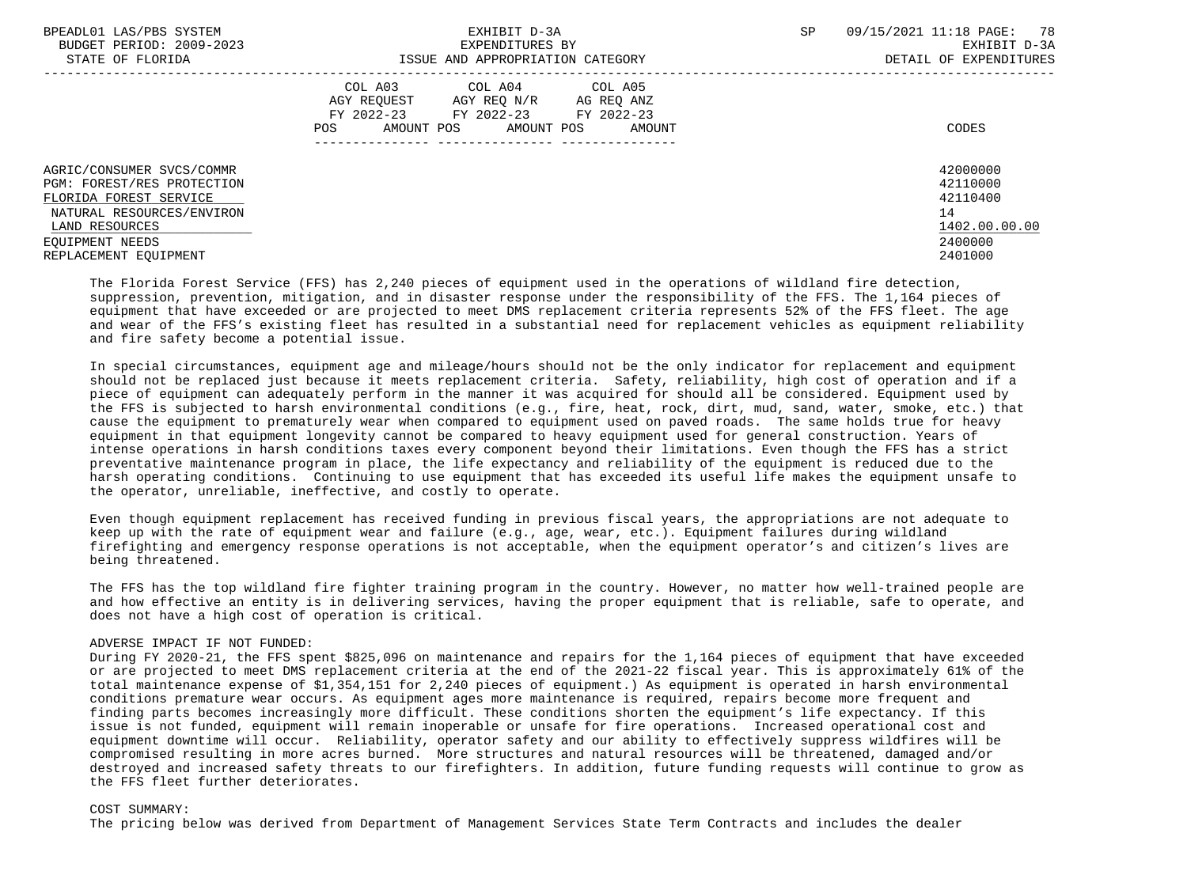| | COL A03 AGY REQUEST FY 2022-23 POS AMOUNT | COL A04 AGY REQ N/R FY 2022-23 POS AMOUNT | COL A05 AG REQ ANZ FY 2022-23 POS AMOUNT | CODES |
|---|---|---|---|---|
| AGRIC/CONSUMER SVCS/COMMR | | | | 42000000 |
| PGM: FOREST/RES PROTECTION | | | | 42110000 |
| FLORIDA FOREST SERVICE | | | | 42110400 |
| NATURAL RESOURCES/ENVIRON | | | | 14 |
| LAND RESOURCES | | | | 1402.00.00.00 |
| EQUIPMENT NEEDS | | | | 2400000 |
| REPLACEMENT EQUIPMENT | | | | 2401000 |

The Florida Forest Service (FFS) has 2,240 pieces of equipment used in the operations of wildland fire detection, suppression, prevention, mitigation, and in disaster response under the responsibility of the FFS. The 1,164 pieces of equipment that have exceeded or are projected to meet DMS replacement criteria represents 52% of the FFS fleet. The age and wear of the FFS's existing fleet has resulted in a substantial need for replacement vehicles as equipment reliability and fire safety become a potential issue.

In special circumstances, equipment age and mileage/hours should not be the only indicator for replacement and equipment should not be replaced just because it meets replacement criteria. Safety, reliability, high cost of operation and if a piece of equipment can adequately perform in the manner it was acquired for should all be considered. Equipment used by the FFS is subjected to harsh environmental conditions (e.g., fire, heat, rock, dirt, mud, sand, water, smoke, etc.) that cause the equipment to prematurely wear when compared to equipment used on paved roads. The same holds true for heavy equipment in that equipment longevity cannot be compared to heavy equipment used for general construction. Years of intense operations in harsh conditions taxes every component beyond their limitations. Even though the FFS has a strict preventative maintenance program in place, the life expectancy and reliability of the equipment is reduced due to the harsh operating conditions. Continuing to use equipment that has exceeded its useful life makes the equipment unsafe to the operator, unreliable, ineffective, and costly to operate.

Even though equipment replacement has received funding in previous fiscal years, the appropriations are not adequate to keep up with the rate of equipment wear and failure (e.g., age, wear, etc.). Equipment failures during wildland firefighting and emergency response operations is not acceptable, when the equipment operator's and citizen's lives are being threatened.

The FFS has the top wildland fire fighter training program in the country. However, no matter how well-trained people are and how effective an entity is in delivering services, having the proper equipment that is reliable, safe to operate, and does not have a high cost of operation is critical.

ADVERSE IMPACT IF NOT FUNDED:
During FY 2020-21, the FFS spent $825,096 on maintenance and repairs for the 1,164 pieces of equipment that have exceeded or are projected to meet DMS replacement criteria at the end of the 2021-22 fiscal year. This is approximately 61% of the total maintenance expense of $1,354,151 for 2,240 pieces of equipment.) As equipment is operated in harsh environmental conditions premature wear occurs. As equipment ages more maintenance is required, repairs become more frequent and finding parts becomes increasingly more difficult. These conditions shorten the equipment's life expectancy. If this issue is not funded, equipment will remain inoperable or unsafe for fire operations. Increased operational cost and equipment downtime will occur. Reliability, operator safety and our ability to effectively suppress wildfires will be compromised resulting in more acres burned. More structures and natural resources will be threatened, damaged and/or destroyed and increased safety threats to our firefighters. In addition, future funding requests will continue to grow as the FFS fleet further deteriorates.

COST SUMMARY:
The pricing below was derived from Department of Management Services State Term Contracts and includes the dealer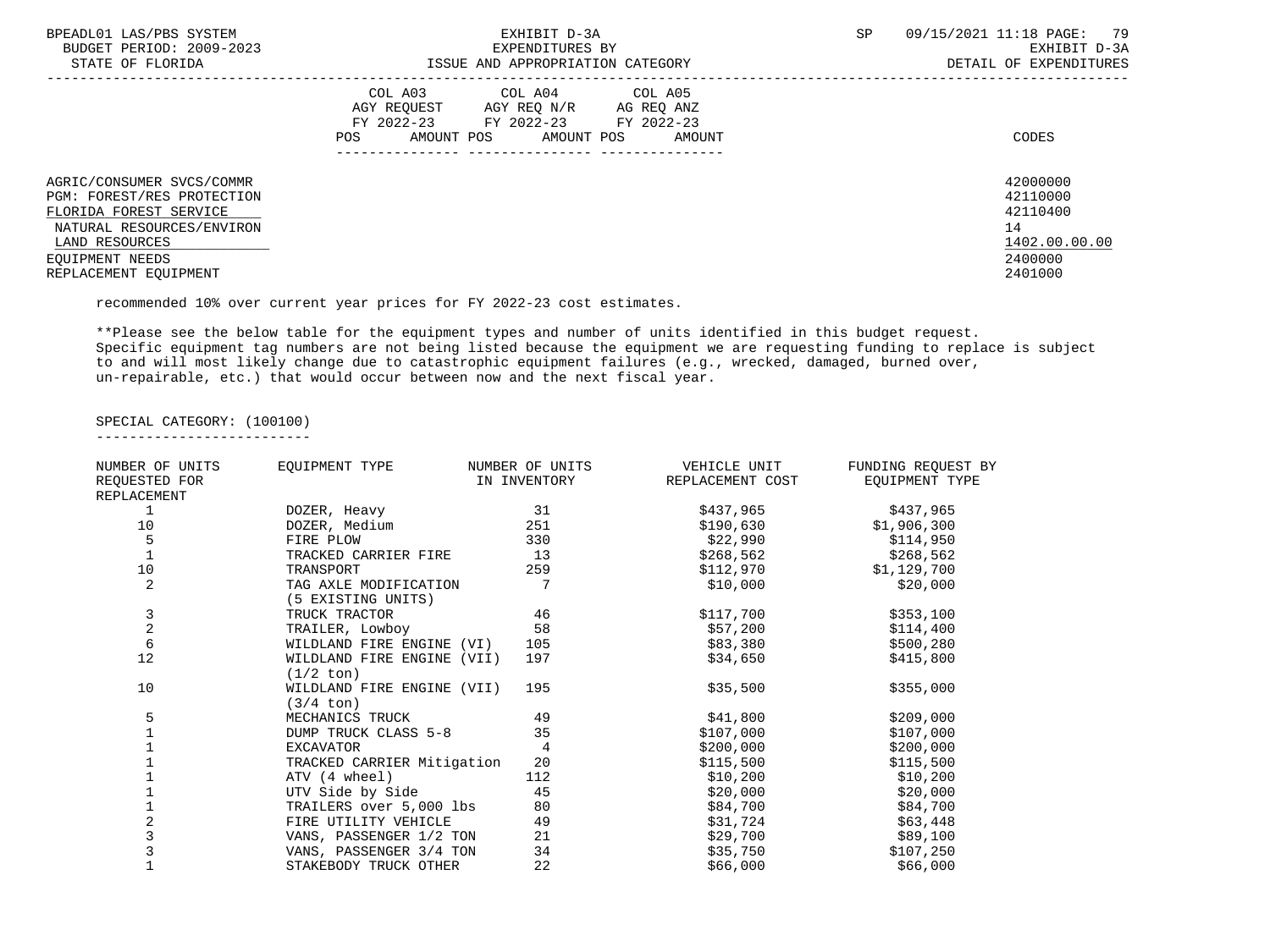| | | COL A03 AGY REQUEST FY 2022-23 | | COL A04 AGY REQ N/R FY 2022-23 | | COL A05 AG REQ ANZ FY 2022-23 | |
|---|---|---|---|---|---|---|---|
| | POS | AMOUNT | POS | AMOUNT | POS | AMOUNT | CODES |

AGRIC/CONSUMER SVCS/COMMR 42000000
PGM: FOREST/RES PROTECTION 42110000
FLORIDA FOREST SERVICE 42110400
NATURAL RESOURCES/ENVIRON 14
LAND RESOURCES 1402.00.00.00
EQUIPMENT NEEDS 2400000
REPLACEMENT EQUIPMENT 2401000

recommended 10% over current year prices for FY 2022-23 cost estimates.

**Please see the below table for the equipment types and number of units identified in this budget request. Specific equipment tag numbers are not being listed because the equipment we are requesting funding to replace is subject to and will most likely change due to catastrophic equipment failures (e.g., wrecked, damaged, burned over, un-repairable, etc.) that would occur between now and the next fiscal year.

SPECIAL CATEGORY: (100100)

| NUMBER OF UNITS REQUESTED FOR REPLACEMENT | EQUIPMENT TYPE | NUMBER OF UNITS IN INVENTORY | VEHICLE UNIT REPLACEMENT COST | FUNDING REQUEST BY EQUIPMENT TYPE |
|---|---|---|---|---|
| 1 | DOZER, Heavy | 31 | $437,965 | $437,965 |
| 10 | DOZER, Medium | 251 | $190,630 | $1,906,300 |
| 5 | FIRE PLOW | 330 | $22,990 | $114,950 |
| 1 | TRACKED CARRIER FIRE | 13 | $268,562 | $268,562 |
| 10 | TRANSPORT | 259 | $112,970 | $1,129,700 |
| 2 | TAG AXLE MODIFICATION (5 EXISTING UNITS) | 7 | $10,000 | $20,000 |
| 3 | TRUCK TRACTOR | 46 | $117,700 | $353,100 |
| 2 | TRAILER, Lowboy | 58 | $57,200 | $114,400 |
| 6 | WILDLAND FIRE ENGINE (VI) | 105 | $83,380 | $500,280 |
| 12 | WILDLAND FIRE ENGINE (VII) (1/2 ton) | 197 | $34,650 | $415,800 |
| 10 | WILDLAND FIRE ENGINE (VII) (3/4 ton) | 195 | $35,500 | $355,000 |
| 5 | MECHANICS TRUCK | 49 | $41,800 | $209,000 |
| 1 | DUMP TRUCK CLASS 5-8 | 35 | $107,000 | $107,000 |
| 1 | EXCAVATOR | 4 | $200,000 | $200,000 |
| 1 | TRACKED CARRIER Mitigation | 20 | $115,500 | $115,500 |
| 1 | ATV (4 wheel) | 112 | $10,200 | $10,200 |
| 1 | UTV Side by Side | 45 | $20,000 | $20,000 |
| 1 | TRAILERS over 5,000 lbs | 80 | $84,700 | $84,700 |
| 2 | FIRE UTILITY VEHICLE | 49 | $31,724 | $63,448 |
| 3 | VANS, PASSENGER 1/2 TON | 21 | $29,700 | $89,100 |
| 3 | VANS, PASSENGER 3/4 TON | 34 | $35,750 | $107,250 |
| 1 | STAKEBODY TRUCK OTHER | 22 | $66,000 | $66,000 |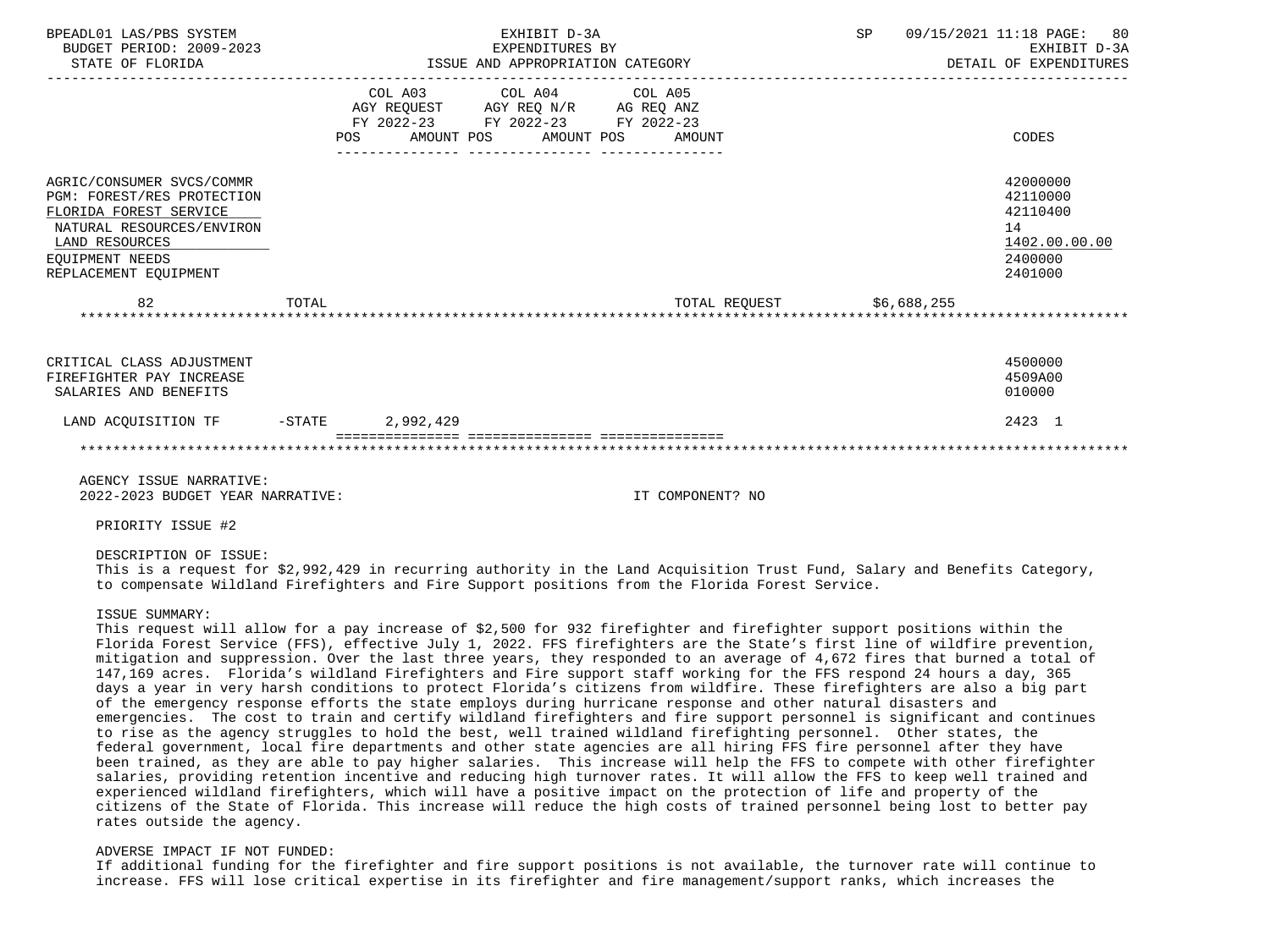BPEADL01 LAS/PBS SYSTEM | EXHIBIT D-3A | SP 09/15/2021 11:18 PAGE: 80
BUDGET PERIOD: 2009-2023 | EXPENDITURES BY | EXHIBIT D-3A
STATE OF FLORIDA | ISSUE AND APPROPRIATION CATEGORY | DETAIL OF EXPENDITURES

| | COL A03 AGY REQUEST FY 2022-23 POS AMOUNT | COL A04 AGY REQ N/R FY 2022-23 POS AMOUNT | COL A05 AG REQ ANZ FY 2022-23 POS AMOUNT | CODES |
|---|---|---|---|---|
| AGRIC/CONSUMER SVCS/COMMR | | | | 42000000 |
| PGM: FOREST/RES PROTECTION | | | | 42110000 |
| FLORIDA FOREST SERVICE | | | | 42110400 |
| NATURAL RESOURCES/ENVIRON | | | | 14 |
| LAND RESOURCES | | | | 1402.00.00.00 |
| EQUIPMENT NEEDS | | | | 2400000 |
| REPLACEMENT EQUIPMENT | | | | 2401000 |
| 82 TOTAL | | | TOTAL REQUEST $6,688,255 | |
| CRITICAL CLASS ADJUSTMENT | | | | 4500000 |
| FIREFIGHTER PAY INCREASE | | | | 4509A00 |
| SALARIES AND BENEFITS | | | | 010000 |
| LAND ACQUISITION TF -STATE | 2,992,429 | | | 2423 1 |

AGENCY ISSUE NARRATIVE:
2022-2023 BUDGET YEAR NARRATIVE: IT COMPONENT? NO

PRIORITY ISSUE #2

DESCRIPTION OF ISSUE:
This is a request for $2,992,429 in recurring authority in the Land Acquisition Trust Fund, Salary and Benefits Category, to compensate Wildland Firefighters and Fire Support positions from the Florida Forest Service.

ISSUE SUMMARY:
This request will allow for a pay increase of $2,500 for 932 firefighter and firefighter support positions within the Florida Forest Service (FFS), effective July 1, 2022. FFS firefighters are the State's first line of wildfire prevention, mitigation and suppression. Over the last three years, they responded to an average of 4,672 fires that burned a total of 147,169 acres. Florida's wildland Firefighters and Fire support staff working for the FFS respond 24 hours a day, 365 days a year in very harsh conditions to protect Florida's citizens from wildfire. These firefighters are also a big part of the emergency response efforts the state employs during hurricane response and other natural disasters and emergencies. The cost to train and certify wildland firefighters and fire support personnel is significant and continues to rise as the agency struggles to hold the best, well trained wildland firefighting personnel. Other states, the federal government, local fire departments and other state agencies are all hiring FFS fire personnel after they have been trained, as they are able to pay higher salaries. This increase will help the FFS to compete with other firefighter salaries, providing retention incentive and reducing high turnover rates. It will allow the FFS to keep well trained and experienced wildland firefighters, which will have a positive impact on the protection of life and property of the citizens of the State of Florida. This increase will reduce the high costs of trained personnel being lost to better pay rates outside the agency.

ADVERSE IMPACT IF NOT FUNDED:
If additional funding for the firefighter and fire support positions is not available, the turnover rate will continue to increase. FFS will lose critical expertise in its firefighter and fire management/support ranks, which increases the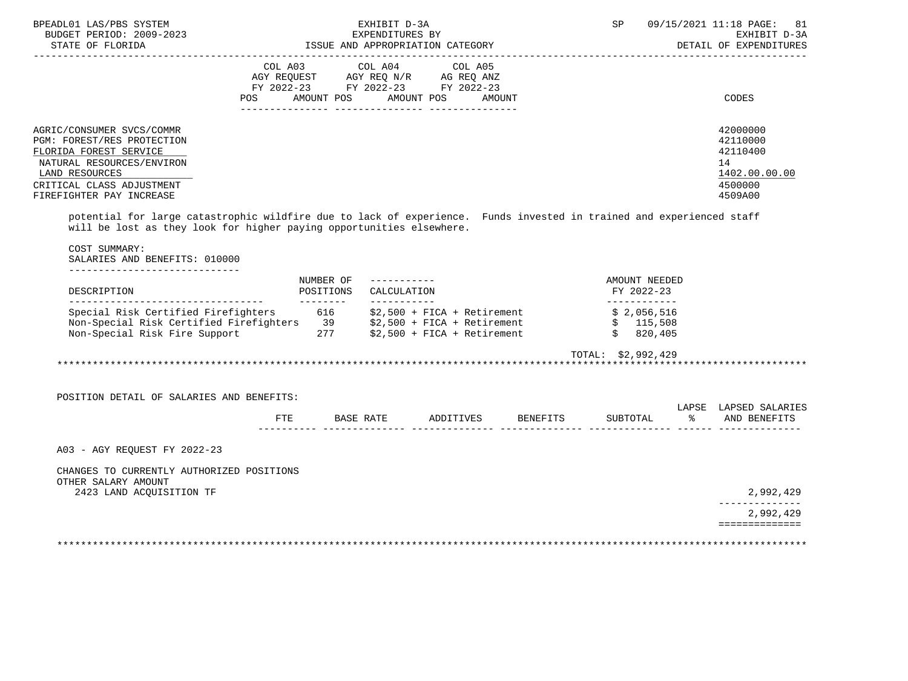| COL A03 AGY REQUEST FY 2022-23 POS AMOUNT | COL A04 AGY REQ N/R FY 2022-23 POS AMOUNT | COL A05 AG REQ ANZ FY 2022-23 POS AMOUNT | CODES |
|---|---|---|---|

AGRIC/CONSUMER SVCS/COMMR — 42000000
PGM: FOREST/RES PROTECTION — 42110000
FLORIDA FOREST SERVICE — 42110400
NATURAL RESOURCES/ENVIRON — 14
LAND RESOURCES — 1402.00.00.00
CRITICAL CLASS ADJUSTMENT — 4500000
FIREFIGHTER PAY INCREASE — 4509A00

potential for large catastrophic wildfire due to lack of experience. Funds invested in trained and experienced staff will be lost as they look for higher paying opportunities elsewhere.

COST SUMMARY:
SALARIES AND BENEFITS: 010000

| DESCRIPTION | NUMBER OF POSITIONS | CALCULATION | AMOUNT NEEDED FY 2022-23 |
|---|---|---|---|
| Special Risk Certified Firefighters | 616 | $2,500 + FICA + Retirement | $ 2,056,516 |
| Non-Special Risk Certified Firefighters | 39 | $2,500 + FICA + Retirement | $ 115,508 |
| Non-Special Risk Fire Support | 277 | $2,500 + FICA + Retirement | $ 820,405 |
| | | TOTAL: | $2,992,429 |

POSITION DETAIL OF SALARIES AND BENEFITS:

| | FTE | BASE RATE | ADDITIVES | BENEFITS | SUBTOTAL | LAPSE % | LAPSED SALARIES AND BENEFITS |
|---|---|---|---|---|---|---|---|
| A03 - AGY REQUEST FY 2022-23 | | | | | | | |
| CHANGES TO CURRENTLY AUTHORIZED POSITIONS | | | | | | | |
| OTHER SALARY AMOUNT | | | | | | | |
| 2423 LAND ACQUISITION TF | | | | | | | 2,992,429 |
| | | | | | | | 2,992,429 |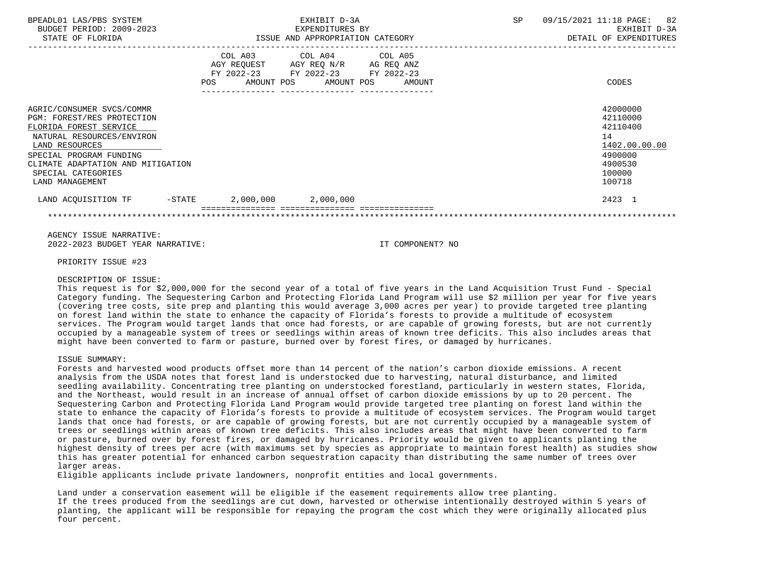| | COL A03 AGY REQUEST FY 2022-23 POS AMOUNT | COL A04 AGY REQ N/R FY 2022-23 POS AMOUNT | COL A05 AG REQ ANZ FY 2022-23 POS AMOUNT | CODES |
|---|---|---|---|---|
| AGRIC/CONSUMER SVCS/COMMR | | | | 42000000 |
| PGM: FOREST/RES PROTECTION | | | | 42110000 |
| FLORIDA FOREST SERVICE | | | | 42110400 |
| NATURAL RESOURCES/ENVIRON | | | | 14 |
| LAND RESOURCES | | | | 1402.00.00.00 |
| SPECIAL PROGRAM FUNDING | | | | 4900000 |
| CLIMATE ADAPTATION AND MITIGATION | | | | 4900530 |
| SPECIAL CATEGORIES | | | | 100000 |
| LAND MANAGEMENT | | | | 100718 |
| LAND ACQUISITION TF -STATE | 2,000,000 | 2,000,000 | | 2423 1 |

AGENCY ISSUE NARRATIVE:
2022-2023 BUDGET YEAR NARRATIVE: IT COMPONENT? NO

PRIORITY ISSUE #23

DESCRIPTION OF ISSUE:
This request is for $2,000,000 for the second year of a total of five years in the Land Acquisition Trust Fund - Special Category funding. The Sequestering Carbon and Protecting Florida Land Program will use $2 million per year for five years (covering tree costs, site prep and planting this would average 3,000 acres per year) to provide targeted tree planting on forest land within the state to enhance the capacity of Florida's forests to provide a multitude of ecosystem services. The Program would target lands that once had forests, or are capable of growing forests, but are not currently occupied by a manageable system of trees or seedlings within areas of known tree deficits. This also includes areas that might have been converted to farm or pasture, burned over by forest fires, or damaged by hurricanes.

ISSUE SUMMARY:
Forests and harvested wood products offset more than 14 percent of the nation's carbon dioxide emissions. A recent analysis from the USDA notes that forest land is understocked due to harvesting, natural disturbance, and limited seedling availability. Concentrating tree planting on understocked forestland, particularly in western states, Florida, and the Northeast, would result in an increase of annual offset of carbon dioxide emissions by up to 20 percent. The Sequestering Carbon and Protecting Florida Land Program would provide targeted tree planting on forest land within the state to enhance the capacity of Florida's forests to provide a multitude of ecosystem services. The Program would target lands that once had forests, or are capable of growing forests, but are not currently occupied by a manageable system of trees or seedlings within areas of known tree deficits. This also includes areas that might have been converted to farm or pasture, burned over by forest fires, or damaged by hurricanes. Priority would be given to applicants planting the highest density of trees per acre (with maximums set by species as appropriate to maintain forest health) as studies show this has greater potential for enhanced carbon sequestration capacity than distributing the same number of trees over larger areas.
Eligible applicants include private landowners, nonprofit entities and local governments.

Land under a conservation easement will be eligible if the easement requirements allow tree planting.
If the trees produced from the seedlings are cut down, harvested or otherwise intentionally destroyed within 5 years of planting, the applicant will be responsible for repaying the program the cost which they were originally allocated plus four percent.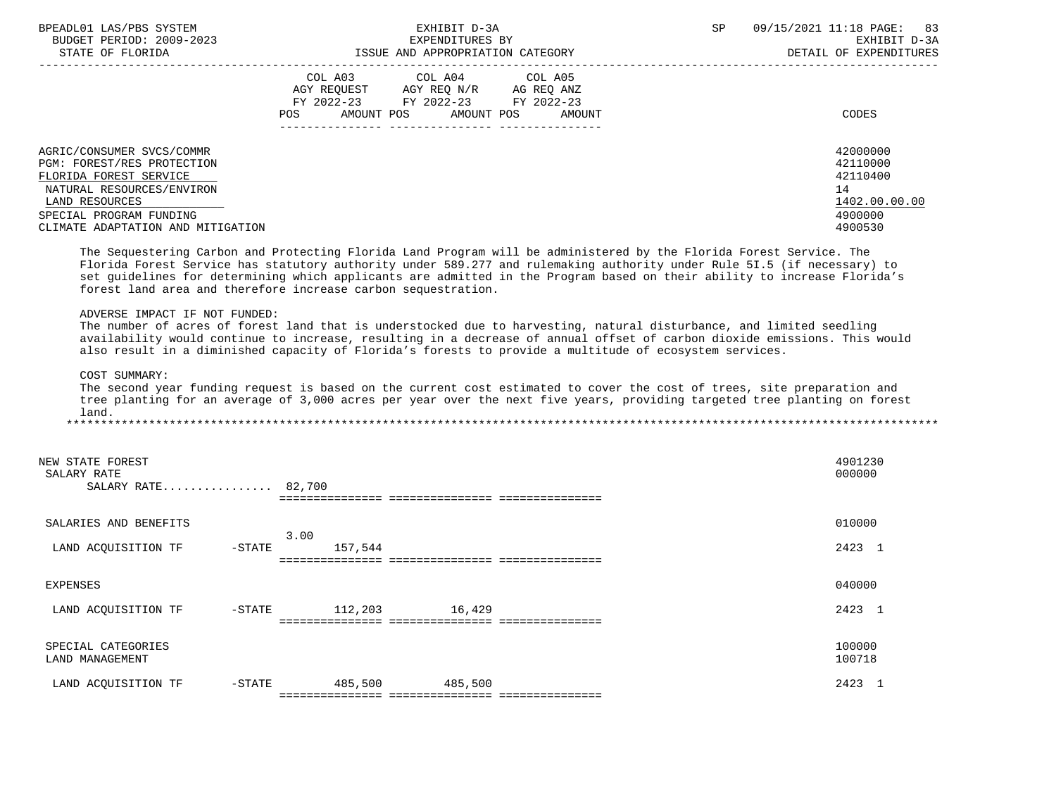| | COL A03 AGY REQUEST FY 2022-23 POS AMOUNT | COL A04 AGY REQ N/R FY 2022-23 POS AMOUNT | COL A05 AG REQ ANZ FY 2022-23 POS AMOUNT | CODES |
|---|---|---|---|---|
| AGRIC/CONSUMER SVCS/COMMR | | | | 42000000 |
| PGM: FOREST/RES PROTECTION | | | | 42110000 |
| FLORIDA FOREST SERVICE | | | | 42110400 |
| NATURAL RESOURCES/ENVIRON | | | | 14 |
| LAND RESOURCES | | | | 1402.00.00.00 |
| SPECIAL PROGRAM FUNDING | | | | 4900000 |
| CLIMATE ADAPTATION AND MITIGATION | | | | 4900530 |

The Sequestering Carbon and Protecting Florida Land Program will be administered by the Florida Forest Service. The Florida Forest Service has statutory authority under 589.277 and rulemaking authority under Rule 5I.5 (if necessary) to set guidelines for determining which applicants are admitted in the Program based on their ability to increase Florida's forest land area and therefore increase carbon sequestration.

ADVERSE IMPACT IF NOT FUNDED:
The number of acres of forest land that is understocked due to harvesting, natural disturbance, and limited seedling availability would continue to increase, resulting in a decrease of annual offset of carbon dioxide emissions. This would also result in a diminished capacity of Florida's forests to provide a multitude of ecosystem services.

COST SUMMARY:
The second year funding request is based on the current cost estimated to cover the cost of trees, site preparation and tree planting for an average of 3,000 acres per year over the next five years, providing targeted tree planting on forest land.

| | COL A03 | COL A04 | COL A05 | CODES |
|---|---|---|---|---|
| NEW STATE FOREST | | | | 4901230 |
| SALARY RATE | | | | 000000 |
| SALARY RATE................ 82,700 | | | | |
| SALARIES AND BENEFITS | | | | 010000 |
| LAND ACQUISITION TF -STATE | 3.00 157,544 | | | 2423 1 |
| EXPENSES | | | | 040000 |
| LAND ACQUISITION TF -STATE | 112,203 | 16,429 | | 2423 1 |
| SPECIAL CATEGORIES | | | | 100000 |
| LAND MANAGEMENT | | | | 100718 |
| LAND ACQUISITION TF -STATE | 485,500 | 485,500 | | 2423 1 |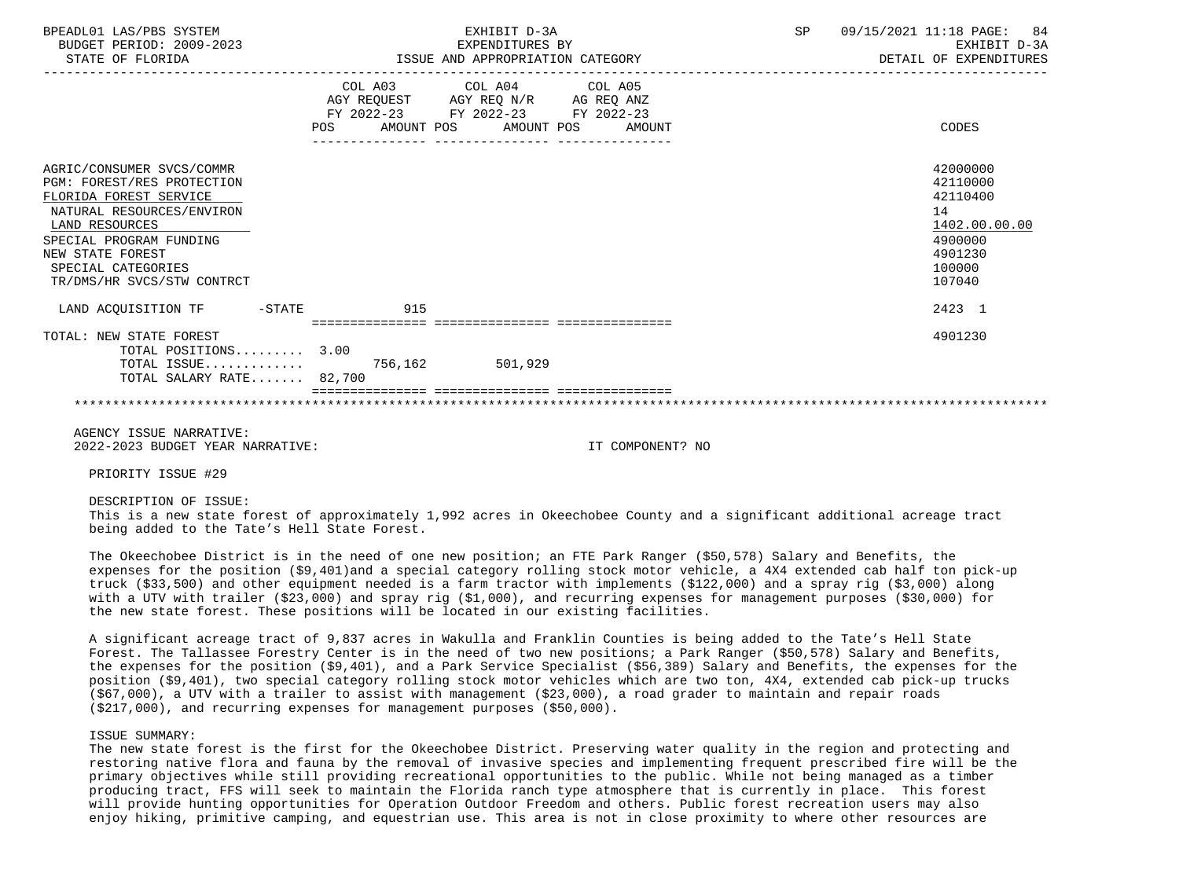BPEADL01 LAS/PBS SYSTEM | EXHIBIT D-3A | SP 09/15/2021 11:18 PAGE: 84
BUDGET PERIOD: 2009-2023 | EXPENDITURES BY | EXHIBIT D-3A
STATE OF FLORIDA | ISSUE AND APPROPRIATION CATEGORY | DETAIL OF EXPENDITURES

| | COL A03 AGY REQUEST FY 2022-23 POS | AMOUNT | COL A04 AGY REQ N/R FY 2022-23 POS | AMOUNT | COL A05 AG REQ ANZ FY 2022-23 POS | AMOUNT | CODES |
|---|---|---|---|---|---|---|---|
| AGRIC/CONSUMER SVCS/COMMR | | | | | | | 42000000 |
| PGM: FOREST/RES PROTECTION | | | | | | | 42110000 |
| FLORIDA FOREST SERVICE | | | | | | | 42110400 |
| NATURAL RESOURCES/ENVIRON | | | | | | | 14 |
| LAND RESOURCES | | | | | | | 1402.00.00.00 |
| SPECIAL PROGRAM FUNDING | | | | | | | 4900000 |
| NEW STATE FOREST | | | | | | | 4901230 |
| SPECIAL CATEGORIES | | | | | | | 100000 |
| TR/DMS/HR SVCS/STW CONTRCT | | | | | | | 107040 |
| LAND ACQUISITION TF -STATE | | 915 | | | | | 2423 1 |
| TOTAL: NEW STATE FOREST | | | | | | | 4901230 |
| TOTAL POSITIONS......... | 3.00 | | | | | | |
| TOTAL ISSUE............. | | 756,162 | | 501,929 | | | |
| TOTAL SALARY RATE....... | | 82,700 | | | | | |

AGENCY ISSUE NARRATIVE:
2022-2023 BUDGET YEAR NARRATIVE: IT COMPONENT? NO

PRIORITY ISSUE #29

DESCRIPTION OF ISSUE:
This is a new state forest of approximately 1,992 acres in Okeechobee County and a significant additional acreage tract being added to the Tate's Hell State Forest.

The Okeechobee District is in the need of one new position; an FTE Park Ranger ($50,578) Salary and Benefits, the expenses for the position ($9,401)and a special category rolling stock motor vehicle, a 4X4 extended cab half ton pick-up truck ($33,500) and other equipment needed is a farm tractor with implements ($122,000) and a spray rig ($3,000) along with a UTV with trailer ($23,000) and spray rig ($1,000), and recurring expenses for management purposes ($30,000) for the new state forest. These positions will be located in our existing facilities.

A significant acreage tract of 9,837 acres in Wakulla and Franklin Counties is being added to the Tate's Hell State Forest. The Tallassee Forestry Center is in the need of two new positions; a Park Ranger ($50,578) Salary and Benefits, the expenses for the position ($9,401), and a Park Service Specialist ($56,389) Salary and Benefits, the expenses for the position ($9,401), two special category rolling stock motor vehicles which are two ton, 4X4, extended cab pick-up trucks ($67,000), a UTV with a trailer to assist with management ($23,000), a road grader to maintain and repair roads ($217,000), and recurring expenses for management purposes ($50,000).

ISSUE SUMMARY:
The new state forest is the first for the Okeechobee District. Preserving water quality in the region and protecting and restoring native flora and fauna by the removal of invasive species and implementing frequent prescribed fire will be the primary objectives while still providing recreational opportunities to the public. While not being managed as a timber producing tract, FFS will seek to maintain the Florida ranch type atmosphere that is currently in place. This forest will provide hunting opportunities for Operation Outdoor Freedom and others. Public forest recreation users may also enjoy hiking, primitive camping, and equestrian use. This area is not in close proximity to where other resources are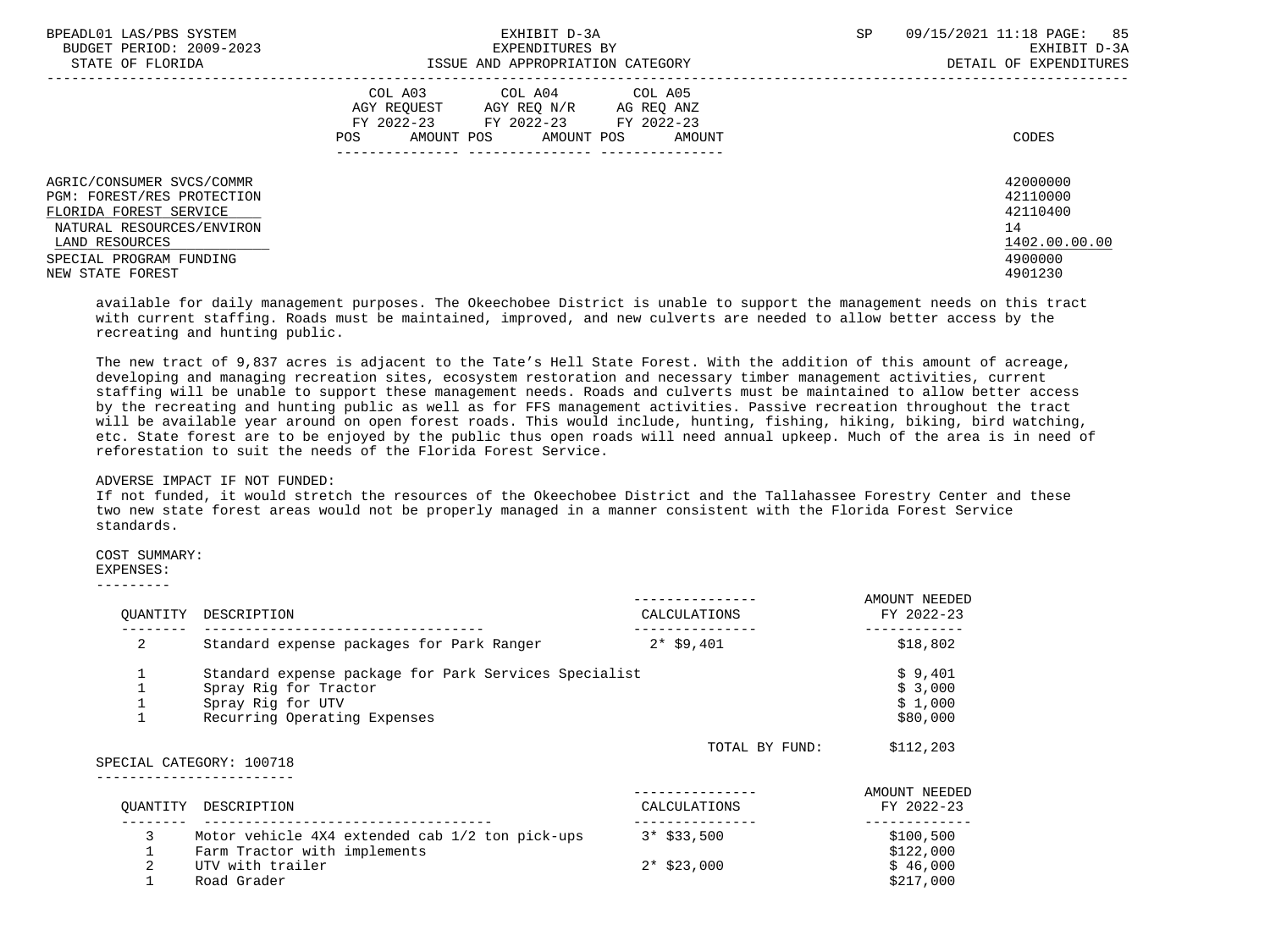| | COL A03 AGY REQUEST FY 2022-23 POS AMOUNT | COL A04 AGY REQ N/R FY 2022-23 POS AMOUNT | COL A05 AG REQ ANZ FY 2022-23 POS AMOUNT | CODES |
|---|---|---|---|---|
| AGRIC/CONSUMER SVCS/COMMR | | | | 42000000 |
| PGM: FOREST/RES PROTECTION | | | | 42110000 |
| FLORIDA FOREST SERVICE | | | | 42110400 |
| NATURAL RESOURCES/ENVIRON | | | | 14 |
| LAND RESOURCES | | | | 1402.00.00.00 |
| SPECIAL PROGRAM FUNDING | | | | 4900000 |
| NEW STATE FOREST | | | | 4901230 |

available for daily management purposes. The Okeechobee District is unable to support the management needs on this tract with current staffing. Roads must be maintained, improved, and new culverts are needed to allow better access by the recreating and hunting public.

The new tract of 9,837 acres is adjacent to the Tate's Hell State Forest. With the addition of this amount of acreage, developing and managing recreation sites, ecosystem restoration and necessary timber management activities, current staffing will be unable to support these management needs. Roads and culverts must be maintained to allow better access by the recreating and hunting public as well as for FFS management activities. Passive recreation throughout the tract will be available year around on open forest roads. This would include, hunting, fishing, hiking, biking, bird watching, etc. State forest are to be enjoyed by the public thus open roads will need annual upkeep. Much of the area is in need of reforestation to suit the needs of the Florida Forest Service.

ADVERSE IMPACT IF NOT FUNDED:
If not funded, it would stretch the resources of the Okeechobee District and the Tallahassee Forestry Center and these two new state forest areas would not be properly managed in a manner consistent with the Florida Forest Service standards.

COST SUMMARY:
EXPENSES:

| QUANTITY | DESCRIPTION | CALCULATIONS | AMOUNT NEEDED FY 2022-23 |
|---|---|---|---|
| 2 | Standard expense packages for Park Ranger | 2* $9,401 | $18,802 |
| 1 | Standard expense package for Park Services Specialist | | $ 9,401 |
| 1 | Spray Rig for Tractor | | $ 3,000 |
| 1 | Spray Rig for UTV | | $ 1,000 |
| 1 | Recurring Operating Expenses | | $80,000 |
| | | TOTAL BY FUND: | $112,203 |

SPECIAL CATEGORY: 100718

| QUANTITY | DESCRIPTION | CALCULATIONS | AMOUNT NEEDED FY 2022-23 |
|---|---|---|---|
| 3 | Motor vehicle 4X4 extended cab 1/2 ton pick-ups | 3* $33,500 | $100,500 |
| 1 | Farm Tractor with implements | | $122,000 |
| 2 | UTV with trailer | 2* $23,000 | $ 46,000 |
| 1 | Road Grader | | $217,000 |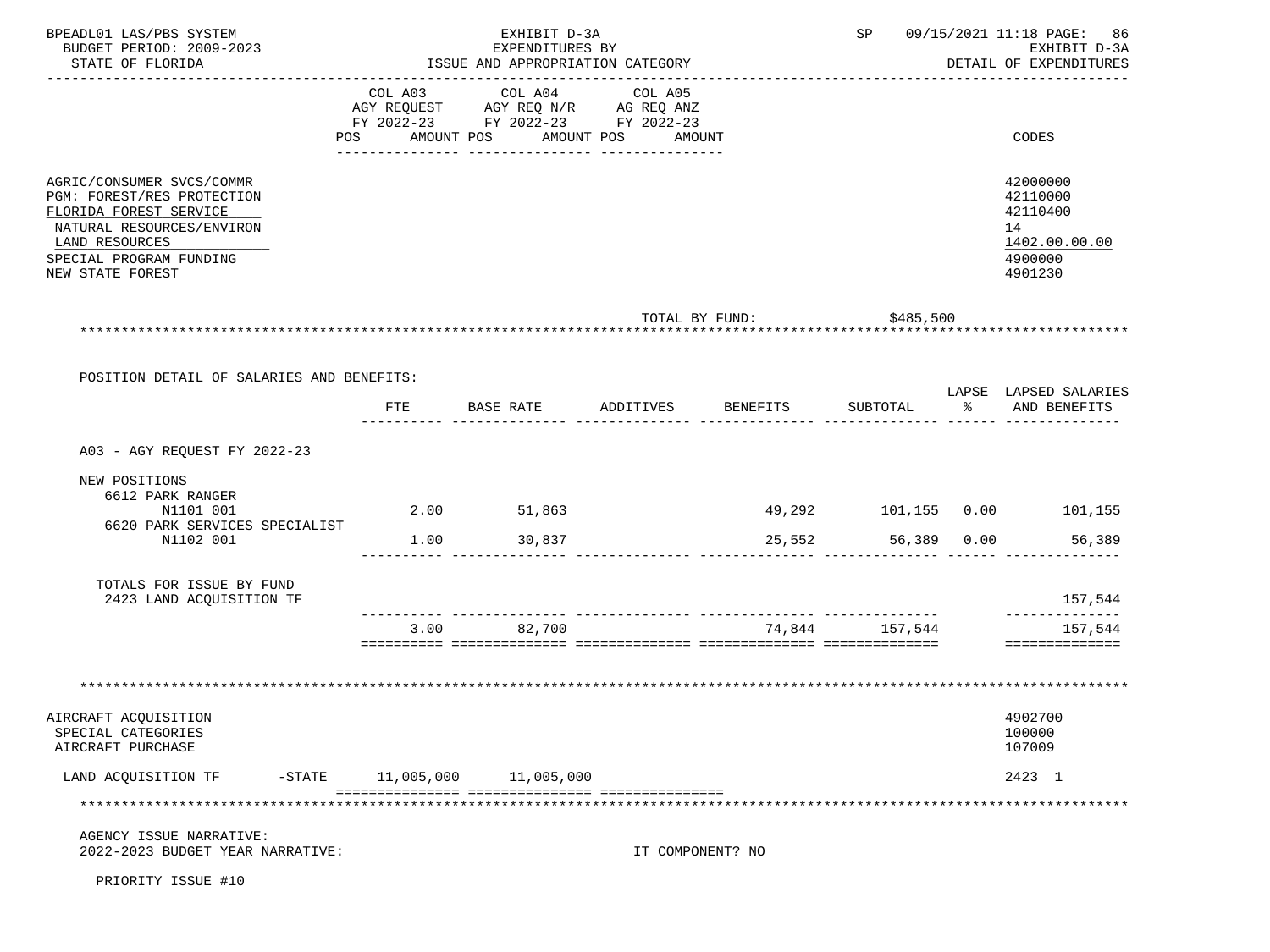BPEADL01 LAS/PBS SYSTEM
BUDGET PERIOD: 2009-2023
STATE OF FLORIDA

EXHIBIT D-3A
EXPENDITURES BY
ISSUE AND APPROPRIATION CATEGORY

SP 09/15/2021 11:18 PAGE: 86
EXHIBIT D-3A
DETAIL OF EXPENDITURES

| | COL A03 AGY REQUEST FY 2022-23 POS AMOUNT | COL A04 AGY REQ N/R FY 2022-23 POS AMOUNT | COL A05 AG REQ ANZ FY 2022-23 POS AMOUNT | CODES |
|---|---|---|---|---|
| AGRIC/CONSUMER SVCS/COMMR | | | | 42000000 |
| PGM: FOREST/RES PROTECTION | | | | 42110000 |
| FLORIDA FOREST SERVICE | | | | 42110400 |
| NATURAL RESOURCES/ENVIRON | | | | 14 |
| LAND RESOURCES | | | | 1402.00.00.00 |
| SPECIAL PROGRAM FUNDING | | | | 4900000 |
| NEW STATE FOREST | | | | 4901230 |

TOTAL BY FUND: $485,500

POSITION DETAIL OF SALARIES AND BENEFITS:

| | FTE | BASE RATE | ADDITIVES | BENEFITS | SUBTOTAL | LAPSE % | LAPSED SALARIES AND BENEFITS |
|---|---|---|---|---|---|---|---|
| A03 - AGY REQUEST FY 2022-23 | | | | | | | |
| NEW POSITIONS | | | | | | | |
| 6612 PARK RANGER N1101 001 | 2.00 | 51,863 | | 49,292 | 101,155 | 0.00 | 101,155 |
| 6620 PARK SERVICES SPECIALIST N1102 001 | 1.00 | 30,837 | | 25,552 | 56,389 | 0.00 | 56,389 |
| TOTALS FOR ISSUE BY FUND 2423 LAND ACQUISITION TF | | | | | | | 157,544 |
| | 3.00 | 82,700 | | 74,844 | 157,544 | | 157,544 |

| | COL A03 | COL A04 | COL A05 | CODES |
|---|---|---|---|---|
| AIRCRAFT ACQUISITION | | | | 4902700 |
| SPECIAL CATEGORIES | | | | 100000 |
| AIRCRAFT PURCHASE | | | | 107009 |
| LAND ACQUISITION TF -STATE | 11,005,000 | 11,005,000 | | 2423 1 |

AGENCY ISSUE NARRATIVE:
2022-2023 BUDGET YEAR NARRATIVE: IT COMPONENT? NO

PRIORITY ISSUE #10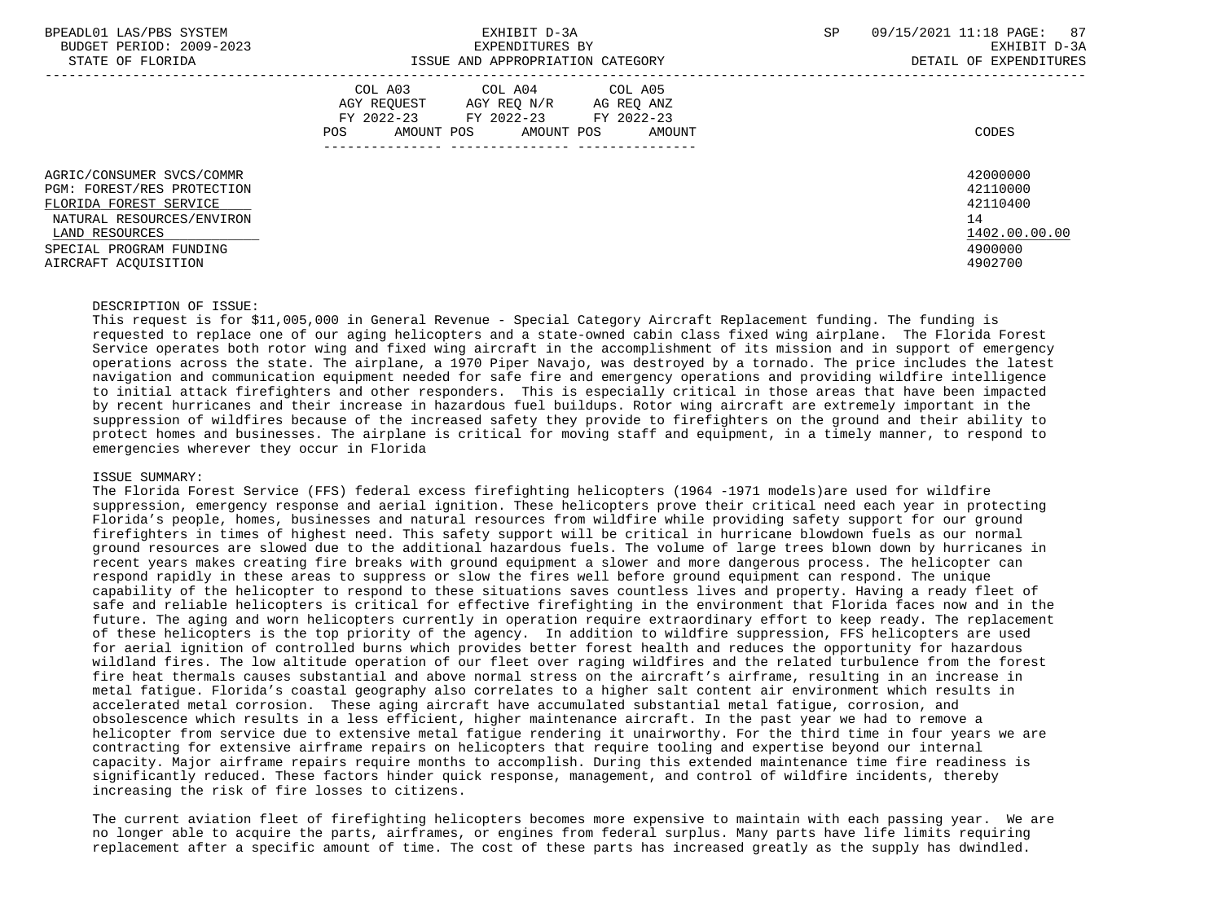| | COL A03 AGY REQUEST FY 2022-23 POS AMOUNT | COL A04 AGY REQ N/R FY 2022-23 POS AMOUNT | COL A05 AG REQ ANZ FY 2022-23 POS AMOUNT | CODES |
|---|---|---|---|---|
| AGRIC/CONSUMER SVCS/COMMR | | | | 42000000 |
| PGM: FOREST/RES PROTECTION | | | | 42110000 |
| FLORIDA FOREST SERVICE | | | | 42110400 |
| NATURAL RESOURCES/ENVIRON | | | | 14 |
| LAND RESOURCES | | | | 1402.00.00.00 |
| SPECIAL PROGRAM FUNDING | | | | 4900000 |
| AIRCRAFT ACQUISITION | | | | 4902700 |

DESCRIPTION OF ISSUE:
This request is for $11,005,000 in General Revenue - Special Category Aircraft Replacement funding. The funding is requested to replace one of our aging helicopters and a state-owned cabin class fixed wing airplane. The Florida Forest Service operates both rotor wing and fixed wing aircraft in the accomplishment of its mission and in support of emergency operations across the state. The airplane, a 1970 Piper Navajo, was destroyed by a tornado. The price includes the latest navigation and communication equipment needed for safe fire and emergency operations and providing wildfire intelligence to initial attack firefighters and other responders. This is especially critical in those areas that have been impacted by recent hurricanes and their increase in hazardous fuel buildups. Rotor wing aircraft are extremely important in the suppression of wildfires because of the increased safety they provide to firefighters on the ground and their ability to protect homes and businesses. The airplane is critical for moving staff and equipment, in a timely manner, to respond to emergencies wherever they occur in Florida

ISSUE SUMMARY:
The Florida Forest Service (FFS) federal excess firefighting helicopters (1964 -1971 models)are used for wildfire suppression, emergency response and aerial ignition. These helicopters prove their critical need each year in protecting Florida's people, homes, businesses and natural resources from wildfire while providing safety support for our ground firefighters in times of highest need. This safety support will be critical in hurricane blowdown fuels as our normal ground resources are slowed due to the additional hazardous fuels. The volume of large trees blown down by hurricanes in recent years makes creating fire breaks with ground equipment a slower and more dangerous process. The helicopter can respond rapidly in these areas to suppress or slow the fires well before ground equipment can respond. The unique capability of the helicopter to respond to these situations saves countless lives and property. Having a ready fleet of safe and reliable helicopters is critical for effective firefighting in the environment that Florida faces now and in the future. The aging and worn helicopters currently in operation require extraordinary effort to keep ready. The replacement of these helicopters is the top priority of the agency. In addition to wildfire suppression, FFS helicopters are used for aerial ignition of controlled burns which provides better forest health and reduces the opportunity for hazardous wildland fires. The low altitude operation of our fleet over raging wildfires and the related turbulence from the forest fire heat thermals causes substantial and above normal stress on the aircraft's airframe, resulting in an increase in metal fatigue. Florida's coastal geography also correlates to a higher salt content air environment which results in accelerated metal corrosion. These aging aircraft have accumulated substantial metal fatigue, corrosion, and obsolescence which results in a less efficient, higher maintenance aircraft. In the past year we had to remove a helicopter from service due to extensive metal fatigue rendering it unairworthy. For the third time in four years we are contracting for extensive airframe repairs on helicopters that require tooling and expertise beyond our internal capacity. Major airframe repairs require months to accomplish. During this extended maintenance time fire readiness is significantly reduced. These factors hinder quick response, management, and control of wildfire incidents, thereby increasing the risk of fire losses to citizens.

The current aviation fleet of firefighting helicopters becomes more expensive to maintain with each passing year. We are no longer able to acquire the parts, airframes, or engines from federal surplus. Many parts have life limits requiring replacement after a specific amount of time. The cost of these parts has increased greatly as the supply has dwindled.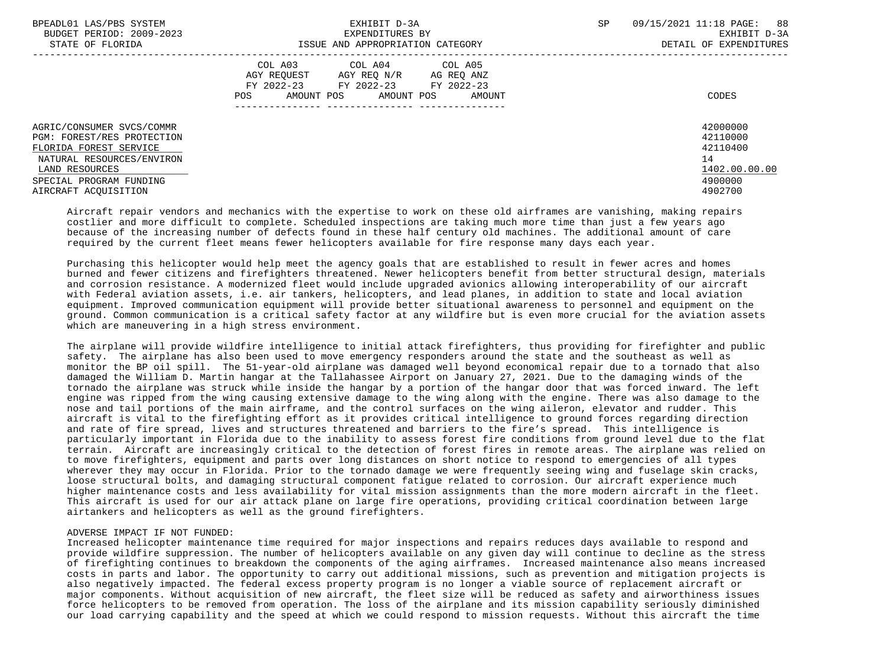| | COL A03 AGY REQUEST FY 2022-23 POS AMOUNT | COL A04 AGY REQ N/R FY 2022-23 POS AMOUNT | COL A05 AG REQ ANZ FY 2022-23 POS AMOUNT | CODES |
|---|---|---|---|---|
| AGRIC/CONSUMER SVCS/COMMR | | | | 42000000 |
| PGM: FOREST/RES PROTECTION | | | | 42110000 |
| FLORIDA FOREST SERVICE | | | | 42110400 |
| NATURAL RESOURCES/ENVIRON | | | | 14 |
| LAND RESOURCES | | | | 1402.00.00.00 |
| SPECIAL PROGRAM FUNDING | | | | 4900000 |
| AIRCRAFT ACQUISITION | | | | 4902700 |

Aircraft repair vendors and mechanics with the expertise to work on these old airframes are vanishing, making repairs costlier and more difficult to complete. Scheduled inspections are taking much more time than just a few years ago because of the increasing number of defects found in these half century old machines. The additional amount of care required by the current fleet means fewer helicopters available for fire response many days each year.

Purchasing this helicopter would help meet the agency goals that are established to result in fewer acres and homes burned and fewer citizens and firefighters threatened. Newer helicopters benefit from better structural design, materials and corrosion resistance. A modernized fleet would include upgraded avionics allowing interoperability of our aircraft with Federal aviation assets, i.e. air tankers, helicopters, and lead planes, in addition to state and local aviation equipment. Improved communication equipment will provide better situational awareness to personnel and equipment on the ground. Common communication is a critical safety factor at any wildfire but is even more crucial for the aviation assets which are maneuvering in a high stress environment.

The airplane will provide wildfire intelligence to initial attack firefighters, thus providing for firefighter and public safety. The airplane has also been used to move emergency responders around the state and the southeast as well as monitor the BP oil spill. The 51-year-old airplane was damaged well beyond economical repair due to a tornado that also damaged the William D. Martin hangar at the Tallahassee Airport on January 27, 2021. Due to the damaging winds of the tornado the airplane was struck while inside the hangar by a portion of the hangar door that was forced inward. The left engine was ripped from the wing causing extensive damage to the wing along with the engine. There was also damage to the nose and tail portions of the main airframe, and the control surfaces on the wing aileron, elevator and rudder. This aircraft is vital to the firefighting effort as it provides critical intelligence to ground forces regarding direction and rate of fire spread, lives and structures threatened and barriers to the fire's spread. This intelligence is particularly important in Florida due to the inability to assess forest fire conditions from ground level due to the flat terrain. Aircraft are increasingly critical to the detection of forest fires in remote areas. The airplane was relied on to move firefighters, equipment and parts over long distances on short notice to respond to emergencies of all types wherever they may occur in Florida. Prior to the tornado damage we were frequently seeing wing and fuselage skin cracks, loose structural bolts, and damaging structural component fatigue related to corrosion. Our aircraft experience much higher maintenance costs and less availability for vital mission assignments than the more modern aircraft in the fleet. This aircraft is used for our air attack plane on large fire operations, providing critical coordination between large airtankers and helicopters as well as the ground firefighters.

ADVERSE IMPACT IF NOT FUNDED:
Increased helicopter maintenance time required for major inspections and repairs reduces days available to respond and provide wildfire suppression. The number of helicopters available on any given day will continue to decline as the stress of firefighting continues to breakdown the components of the aging airframes. Increased maintenance also means increased costs in parts and labor. The opportunity to carry out additional missions, such as prevention and mitigation projects is also negatively impacted. The federal excess property program is no longer a viable source of replacement aircraft or major components. Without acquisition of new aircraft, the fleet size will be reduced as safety and airworthiness issues force helicopters to be removed from operation. The loss of the airplane and its mission capability seriously diminished our load carrying capability and the speed at which we could respond to mission requests. Without this aircraft the time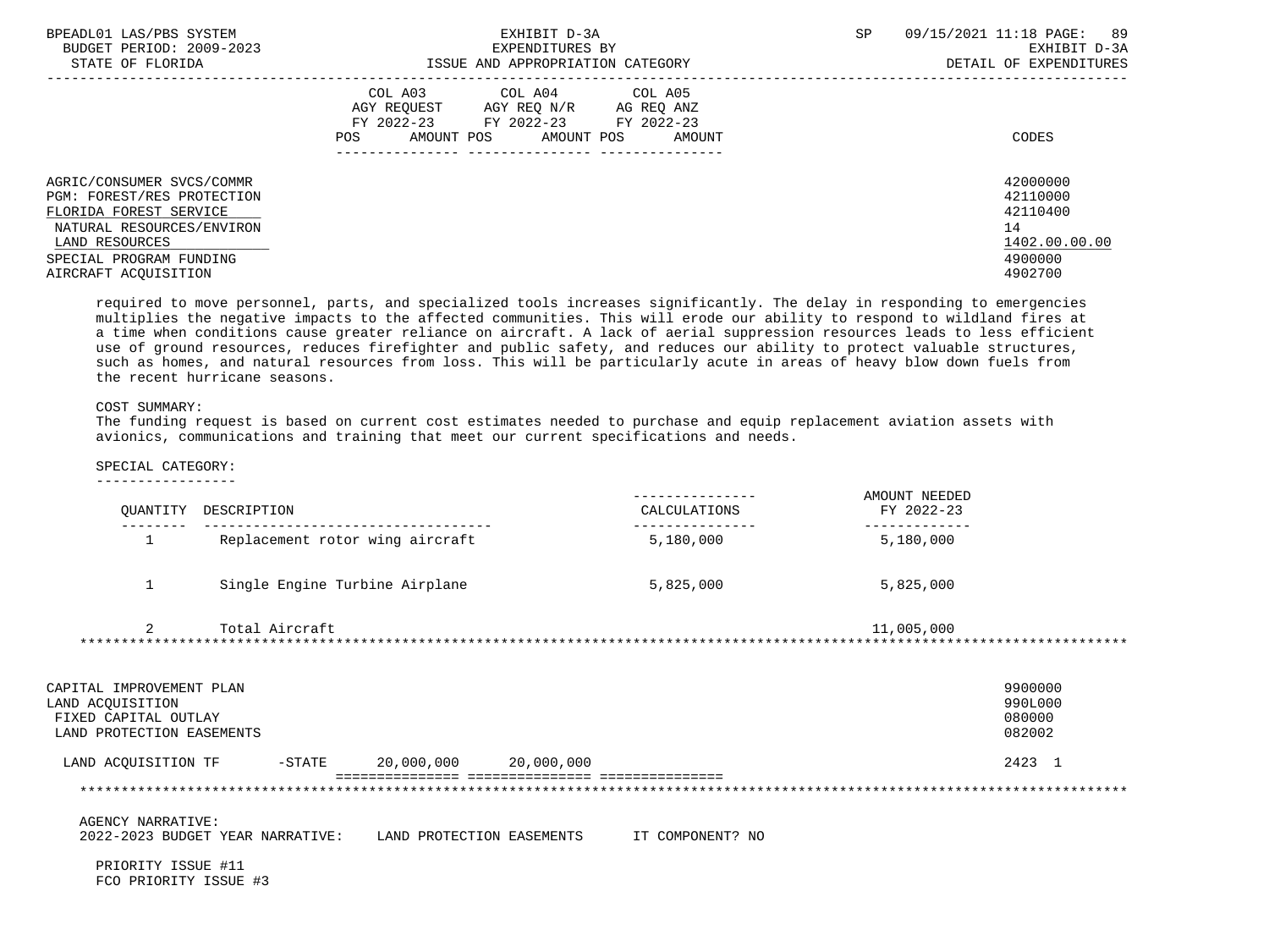| | COL A03 AGY REQUEST FY 2022-23 POS AMOUNT | COL A04 AGY REQ N/R FY 2022-23 POS AMOUNT | COL A05 AG REQ ANZ FY 2022-23 POS AMOUNT | CODES |
|---|---|---|---|---|
| AGRIC/CONSUMER SVCS/COMMR | | | | 42000000 |
| PGM: FOREST/RES PROTECTION | | | | 42110000 |
| FLORIDA FOREST SERVICE | | | | 42110400 |
| NATURAL RESOURCES/ENVIRON | | | | 14 |
| LAND RESOURCES | | | | 1402.00.00.00 |
| SPECIAL PROGRAM FUNDING | | | | 4900000 |
| AIRCRAFT ACQUISITION | | | | 4902700 |

required to move personnel, parts, and specialized tools increases significantly. The delay in responding to emergencies multiplies the negative impacts to the affected communities. This will erode our ability to respond to wildland fires at a time when conditions cause greater reliance on aircraft. A lack of aerial suppression resources leads to less efficient use of ground resources, reduces firefighter and public safety, and reduces our ability to protect valuable structures, such as homes, and natural resources from loss. This will be particularly acute in areas of heavy blow down fuels from the recent hurricane seasons.

COST SUMMARY:
The funding request is based on current cost estimates needed to purchase and equip replacement aviation assets with avionics, communications and training that meet our current specifications and needs.

SPECIAL CATEGORY:

| QUANTITY | DESCRIPTION | CALCULATIONS | AMOUNT NEEDED FY 2022-23 |
|---|---|---|---|
| 1 | Replacement rotor wing aircraft | 5,180,000 | 5,180,000 |
| 1 | Single Engine Turbine Airplane | 5,825,000 | 5,825,000 |
| 2 | Total Aircraft | | 11,005,000 |

| | COL A03 | COL A04 | COL A05 | CODES |
|---|---|---|---|---|
| CAPITAL IMPROVEMENT PLAN | | | | 9900000 |
| LAND ACQUISITION | | | | 990L000 |
| FIXED CAPITAL OUTLAY | | | | 080000 |
| LAND PROTECTION EASEMENTS | | | | 082002 |
| LAND ACQUISITION TF -STATE | 20,000,000 | 20,000,000 | | 2423 1 |

AGENCY NARRATIVE:
2022-2023 BUDGET YEAR NARRATIVE: LAND PROTECTION EASEMENTS IT COMPONENT? NO

PRIORITY ISSUE #11
FCO PRIORITY ISSUE #3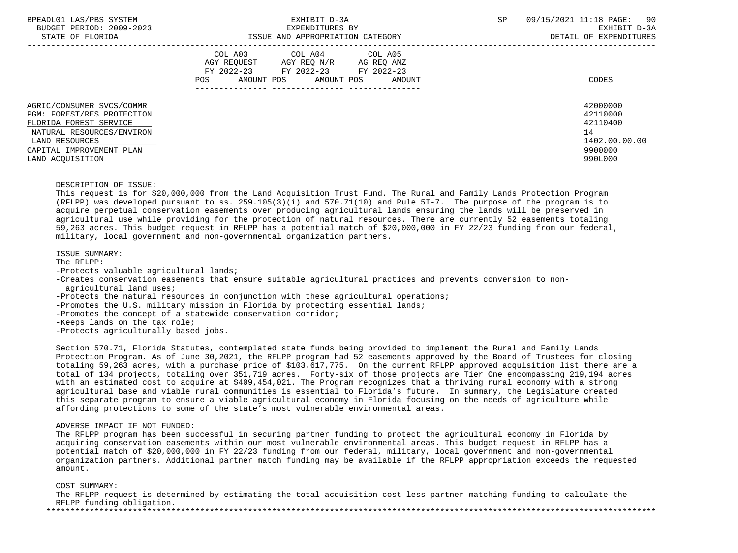| | COL A03 AGY REQUEST FY 2022-23 POS AMOUNT | COL A04 AGY REQ N/R FY 2022-23 POS AMOUNT | COL A05 AG REQ ANZ FY 2022-23 POS AMOUNT | CODES |
|---|---|---|---|---|
| AGRIC/CONSUMER SVCS/COMMR | | | | 42000000 |
| PGM: FOREST/RES PROTECTION | | | | 42110000 |
| FLORIDA FOREST SERVICE | | | | 42110400 |
| NATURAL RESOURCES/ENVIRON | | | | 14 |
| LAND RESOURCES | | | | 1402.00.00.00 |
| CAPITAL IMPROVEMENT PLAN | | | | 9900000 |
| LAND ACQUISITION | | | | 990L000 |

DESCRIPTION OF ISSUE:
This request is for $20,000,000 from the Land Acquisition Trust Fund. The Rural and Family Lands Protection Program (RFLPP) was developed pursuant to ss. 259.105(3)(i) and 570.71(10) and Rule 5I-7. The purpose of the program is to acquire perpetual conservation easements over producing agricultural lands ensuring the lands will be preserved in agricultural use while providing for the protection of natural resources. There are currently 52 easements totaling 59,263 acres. This budget request in RFLPP has a potential match of $20,000,000 in FY 22/23 funding from our federal, military, local government and non-governmental organization partners.

ISSUE SUMMARY:
The RFLPP:
- -Protects valuable agricultural lands;
- -Creates conservation easements that ensure suitable agricultural practices and prevents conversion to non-agricultural land uses;
- -Protects the natural resources in conjunction with these agricultural operations;
- -Promotes the U.S. military mission in Florida by protecting essential lands;
- -Promotes the concept of a statewide conservation corridor;
- -Keeps lands on the tax role;
- -Protects agriculturally based jobs.

Section 570.71, Florida Statutes, contemplated state funds being provided to implement the Rural and Family Lands Protection Program. As of June 30,2021, the RFLPP program had 52 easements approved by the Board of Trustees for closing totaling 59,263 acres, with a purchase price of $103,617,775. On the current RFLPP approved acquisition list there are a total of 134 projects, totaling over 351,719 acres. Forty-six of those projects are Tier One encompassing 219,194 acres with an estimated cost to acquire at $409,454,021. The Program recognizes that a thriving rural economy with a strong agricultural base and viable rural communities is essential to Florida's future. In summary, the Legislature created this separate program to ensure a viable agricultural economy in Florida focusing on the needs of agriculture while affording protections to some of the state's most vulnerable environmental areas.

ADVERSE IMPACT IF NOT FUNDED:
The RFLPP program has been successful in securing partner funding to protect the agricultural economy in Florida by acquiring conservation easements within our most vulnerable environmental areas. This budget request in RFLPP has a potential match of $20,000,000 in FY 22/23 funding from our federal, military, local government and non-governmental organization partners. Additional partner match funding may be available if the RFLPP appropriation exceeds the requested amount.

COST SUMMARY:
The RFLPP request is determined by estimating the total acquisition cost less partner matching funding to calculate the RFLPP funding obligation.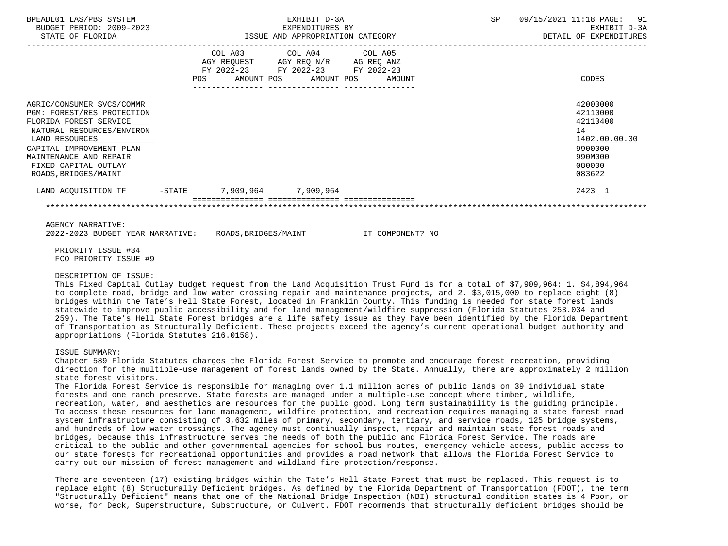| | COL A03 AGY REQUEST FY 2022-23 POS AMOUNT | COL A04 AGY REQ N/R FY 2022-23 POS AMOUNT | COL A05 AG REQ ANZ FY 2022-23 POS AMOUNT | CODES |
|---|---|---|---|---|
| AGRIC/CONSUMER SVCS/COMMR | | | | 42000000 |
| PGM: FOREST/RES PROTECTION | | | | 42110000 |
| FLORIDA FOREST SERVICE | | | | 42110400 |
| NATURAL RESOURCES/ENVIRON | | | | 14 |
| LAND RESOURCES | | | | 1402.00.00.00 |
| CAPITAL IMPROVEMENT PLAN | | | | 9900000 |
| MAINTENANCE AND REPAIR | | | | 990M000 |
| FIXED CAPITAL OUTLAY | | | | 080000 |
| ROADS,BRIDGES/MAINT | | | | 083622 |
| LAND ACQUISITION TF -STATE | 7,909,964 | 7,909,964 | | 2423 1 |

AGENCY NARRATIVE:
2022-2023 BUDGET YEAR NARRATIVE: ROADS,BRIDGES/MAINT IT COMPONENT? NO

PRIORITY ISSUE #34
FCO PRIORITY ISSUE #9

DESCRIPTION OF ISSUE:
This Fixed Capital Outlay budget request from the Land Acquisition Trust Fund is for a total of $7,909,964: 1. $4,894,964 to complete road, bridge and low water crossing repair and maintenance projects, and 2. $3,015,000 to replace eight (8) bridges within the Tate's Hell State Forest, located in Franklin County. This funding is needed for state forest lands statewide to improve public accessibility and for land management/wildfire suppression (Florida Statutes 253.034 and 259). The Tate's Hell State Forest bridges are a life safety issue as they have been identified by the Florida Department of Transportation as Structurally Deficient. These projects exceed the agency's current operational budget authority and appropriations (Florida Statutes 216.0158).

ISSUE SUMMARY:
Chapter 589 Florida Statutes charges the Florida Forest Service to promote and encourage forest recreation, providing direction for the multiple-use management of forest lands owned by the State. Annually, there are approximately 2 million state forest visitors.
The Florida Forest Service is responsible for managing over 1.1 million acres of public lands on 39 individual state forests and one ranch preserve. State forests are managed under a multiple-use concept where timber, wildlife, recreation, water, and aesthetics are resources for the public good. Long term sustainability is the guiding principle. To access these resources for land management, wildfire protection, and recreation requires managing a state forest road system infrastructure consisting of 3,632 miles of primary, secondary, tertiary, and service roads, 125 bridge systems, and hundreds of low water crossings. The agency must continually inspect, repair and maintain state forest roads and bridges, because this infrastructure serves the needs of both the public and Florida Forest Service. The roads are critical to the public and other governmental agencies for school bus routes, emergency vehicle access, public access to our state forests for recreational opportunities and provides a road network that allows the Florida Forest Service to carry out our mission of forest management and wildland fire protection/response.

There are seventeen (17) existing bridges within the Tate's Hell State Forest that must be replaced. This request is to replace eight (8) Structurally Deficient bridges. As defined by the Florida Department of Transportation (FDOT), the term "Structurally Deficient" means that one of the National Bridge Inspection (NBI) structural condition states is 4 Poor, or worse, for Deck, Superstructure, Substructure, or Culvert. FDOT recommends that structurally deficient bridges should be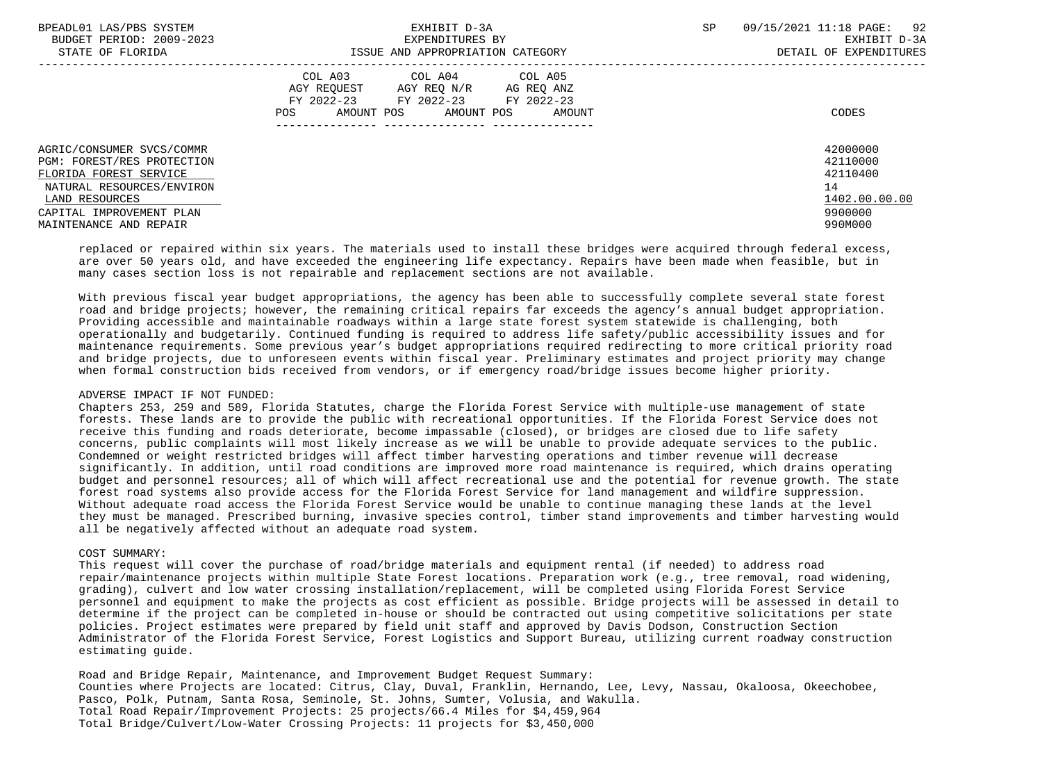| | COL A03 AGY REQUEST FY 2022-23 POS AMOUNT | COL A04 AGY REQ N/R FY 2022-23 POS AMOUNT | COL A05 AG REQ ANZ FY 2022-23 POS AMOUNT | CODES |
|---|---|---|---|---|
| AGRIC/CONSUMER SVCS/COMMR | | | | 42000000 |
| PGM: FOREST/RES PROTECTION | | | | 42110000 |
| FLORIDA FOREST SERVICE | | | | 42110400 |
| NATURAL RESOURCES/ENVIRON | | | | 14 |
| LAND RESOURCES | | | | 1402.00.00.00 |
| CAPITAL IMPROVEMENT PLAN | | | | 9900000 |
| MAINTENANCE AND REPAIR | | | | 990M000 |

replaced or repaired within six years. The materials used to install these bridges were acquired through federal excess, are over 50 years old, and have exceeded the engineering life expectancy. Repairs have been made when feasible, but in many cases section loss is not repairable and replacement sections are not available.

With previous fiscal year budget appropriations, the agency has been able to successfully complete several state forest road and bridge projects; however, the remaining critical repairs far exceeds the agency's annual budget appropriation. Providing accessible and maintainable roadways within a large state forest system statewide is challenging, both operationally and budgetarily. Continued funding is required to address life safety/public accessibility issues and for maintenance requirements. Some previous year's budget appropriations required redirecting to more critical priority road and bridge projects, due to unforeseen events within fiscal year. Preliminary estimates and project priority may change when formal construction bids received from vendors, or if emergency road/bridge issues become higher priority.

ADVERSE IMPACT IF NOT FUNDED:
Chapters 253, 259 and 589, Florida Statutes, charge the Florida Forest Service with multiple-use management of state forests. These lands are to provide the public with recreational opportunities. If the Florida Forest Service does not receive this funding and roads deteriorate, become impassable (closed), or bridges are closed due to life safety concerns, public complaints will most likely increase as we will be unable to provide adequate services to the public. Condemned or weight restricted bridges will affect timber harvesting operations and timber revenue will decrease significantly. In addition, until road conditions are improved more road maintenance is required, which drains operating budget and personnel resources; all of which will affect recreational use and the potential for revenue growth. The state forest road systems also provide access for the Florida Forest Service for land management and wildfire suppression. Without adequate road access the Florida Forest Service would be unable to continue managing these lands at the level they must be managed. Prescribed burning, invasive species control, timber stand improvements and timber harvesting would all be negatively affected without an adequate road system.

COST SUMMARY:
This request will cover the purchase of road/bridge materials and equipment rental (if needed) to address road repair/maintenance projects within multiple State Forest locations. Preparation work (e.g., tree removal, road widening, grading), culvert and low water crossing installation/replacement, will be completed using Florida Forest Service personnel and equipment to make the projects as cost efficient as possible. Bridge projects will be assessed in detail to determine if the project can be completed in-house or should be contracted out using competitive solicitations per state policies. Project estimates were prepared by field unit staff and approved by Davis Dodson, Construction Section Administrator of the Florida Forest Service, Forest Logistics and Support Bureau, utilizing current roadway construction estimating guide.

Road and Bridge Repair, Maintenance, and Improvement Budget Request Summary:
Counties where Projects are located: Citrus, Clay, Duval, Franklin, Hernando, Lee, Levy, Nassau, Okaloosa, Okeechobee, Pasco, Polk, Putnam, Santa Rosa, Seminole, St. Johns, Sumter, Volusia, and Wakulla.
Total Road Repair/Improvement Projects: 25 projects/66.4 Miles for $4,459,964
Total Bridge/Culvert/Low-Water Crossing Projects: 11 projects for $3,450,000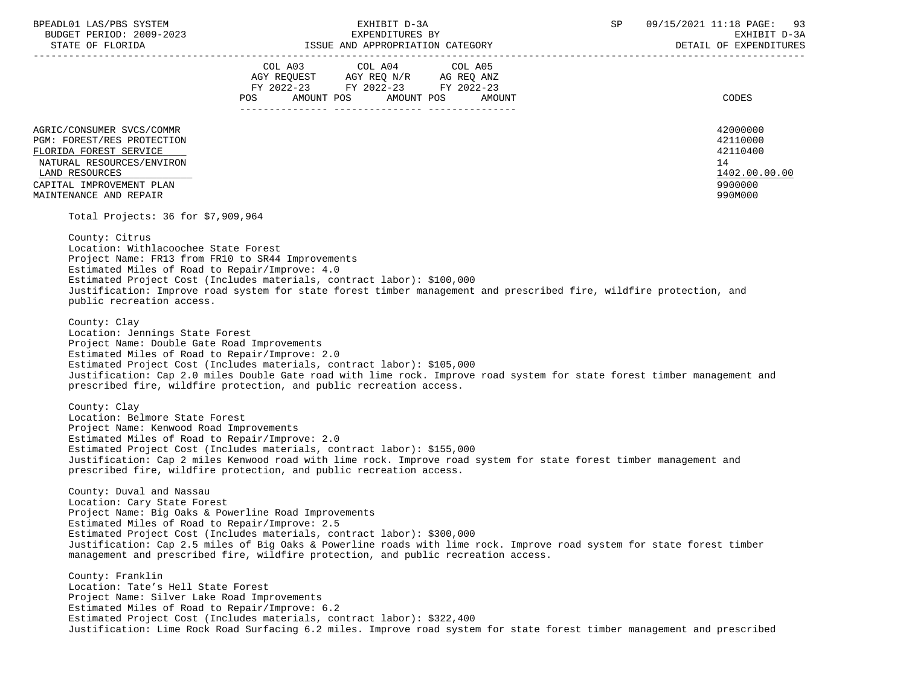| | COL A03 AGY REQUEST FY 2022-23 POS AMOUNT | COL A04 AGY REQ N/R FY 2022-23 POS AMOUNT | COL A05 AG REQ ANZ FY 2022-23 POS AMOUNT | CODES |
|---|---|---|---|---|
| AGRIC/CONSUMER SVCS/COMMR | | | | 42000000 |
| PGM: FOREST/RES PROTECTION | | | | 42110000 |
| FLORIDA FOREST SERVICE | | | | 42110400 |
| NATURAL RESOURCES/ENVIRON | | | | 14 |
| LAND RESOURCES | | | | 1402.00.00.00 |
| CAPITAL IMPROVEMENT PLAN | | | | 9900000 |
| MAINTENANCE AND REPAIR | | | | 990M000 |

Total Projects: 36 for $7,909,964

County: Citrus
Location: Withlacoochee State Forest
Project Name: FR13 from FR10 to SR44 Improvements
Estimated Miles of Road to Repair/Improve: 4.0
Estimated Project Cost (Includes materials, contract labor): $100,000
Justification: Improve road system for state forest timber management and prescribed fire, wildfire protection, and public recreation access.

County: Clay
Location: Jennings State Forest
Project Name: Double Gate Road Improvements
Estimated Miles of Road to Repair/Improve: 2.0
Estimated Project Cost (Includes materials, contract labor): $105,000
Justification: Cap 2.0 miles Double Gate road with lime rock. Improve road system for state forest timber management and prescribed fire, wildfire protection, and public recreation access.

County: Clay
Location: Belmore State Forest
Project Name: Kenwood Road Improvements
Estimated Miles of Road to Repair/Improve: 2.0
Estimated Project Cost (Includes materials, contract labor): $155,000
Justification: Cap 2 miles Kenwood road with lime rock. Improve road system for state forest timber management and prescribed fire, wildfire protection, and public recreation access.

County: Duval and Nassau
Location: Cary State Forest
Project Name: Big Oaks & Powerline Road Improvements
Estimated Miles of Road to Repair/Improve: 2.5
Estimated Project Cost (Includes materials, contract labor): $300,000
Justification: Cap 2.5 miles of Big Oaks & Powerline roads with lime rock. Improve road system for state forest timber management and prescribed fire, wildfire protection, and public recreation access.

County: Franklin
Location: Tate's Hell State Forest
Project Name: Silver Lake Road Improvements
Estimated Miles of Road to Repair/Improve: 6.2
Estimated Project Cost (Includes materials, contract labor): $322,400
Justification: Lime Rock Road Surfacing 6.2 miles. Improve road system for state forest timber management and prescribed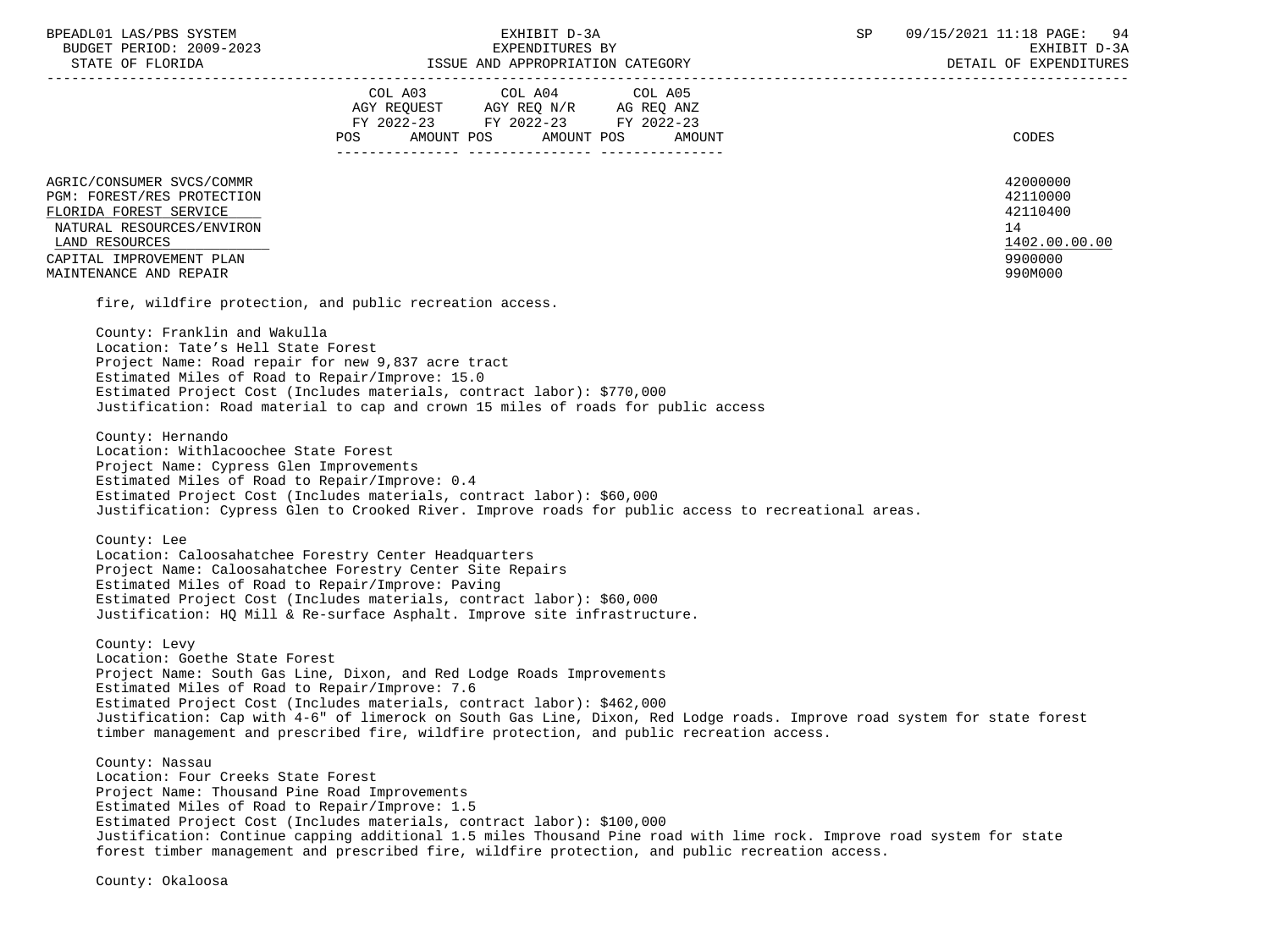| | COL A03 AGY REQUEST FY 2022-23 POS AMOUNT | COL A04 AGY REQ N/R FY 2022-23 POS AMOUNT | COL A05 AG REQ ANZ FY 2022-23 POS AMOUNT | CODES |
|---|---|---|---|---|
| AGRIC/CONSUMER SVCS/COMMR | | | | 42000000 |
| PGM: FOREST/RES PROTECTION | | | | 42110000 |
| FLORIDA FOREST SERVICE | | | | 42110400 |
| NATURAL RESOURCES/ENVIRON | | | | 14 |
| LAND RESOURCES | | | | 1402.00.00.00 |
| CAPITAL IMPROVEMENT PLAN | | | | 9900000 |
| MAINTENANCE AND REPAIR | | | | 990M000 |

fire, wildfire protection, and public recreation access.

County: Franklin and Wakulla
Location: Tate's Hell State Forest
Project Name: Road repair for new 9,837 acre tract
Estimated Miles of Road to Repair/Improve: 15.0
Estimated Project Cost (Includes materials, contract labor): $770,000
Justification: Road material to cap and crown 15 miles of roads for public access

County: Hernando
Location: Withlacoochee State Forest
Project Name: Cypress Glen Improvements
Estimated Miles of Road to Repair/Improve: 0.4
Estimated Project Cost (Includes materials, contract labor): $60,000
Justification: Cypress Glen to Crooked River. Improve roads for public access to recreational areas.

County: Lee
Location: Caloosahatchee Forestry Center Headquarters
Project Name: Caloosahatchee Forestry Center Site Repairs
Estimated Miles of Road to Repair/Improve: Paving
Estimated Project Cost (Includes materials, contract labor): $60,000
Justification: HQ Mill & Re-surface Asphalt. Improve site infrastructure.

County: Levy
Location: Goethe State Forest
Project Name: South Gas Line, Dixon, and Red Lodge Roads Improvements
Estimated Miles of Road to Repair/Improve: 7.6
Estimated Project Cost (Includes materials, contract labor): $462,000
Justification: Cap with 4-6" of limerock on South Gas Line, Dixon, Red Lodge roads. Improve road system for state forest timber management and prescribed fire, wildfire protection, and public recreation access.

County: Nassau
Location: Four Creeks State Forest
Project Name: Thousand Pine Road Improvements
Estimated Miles of Road to Repair/Improve: 1.5
Estimated Project Cost (Includes materials, contract labor): $100,000
Justification: Continue capping additional 1.5 miles Thousand Pine road with lime rock. Improve road system for state forest timber management and prescribed fire, wildfire protection, and public recreation access.

County: Okaloosa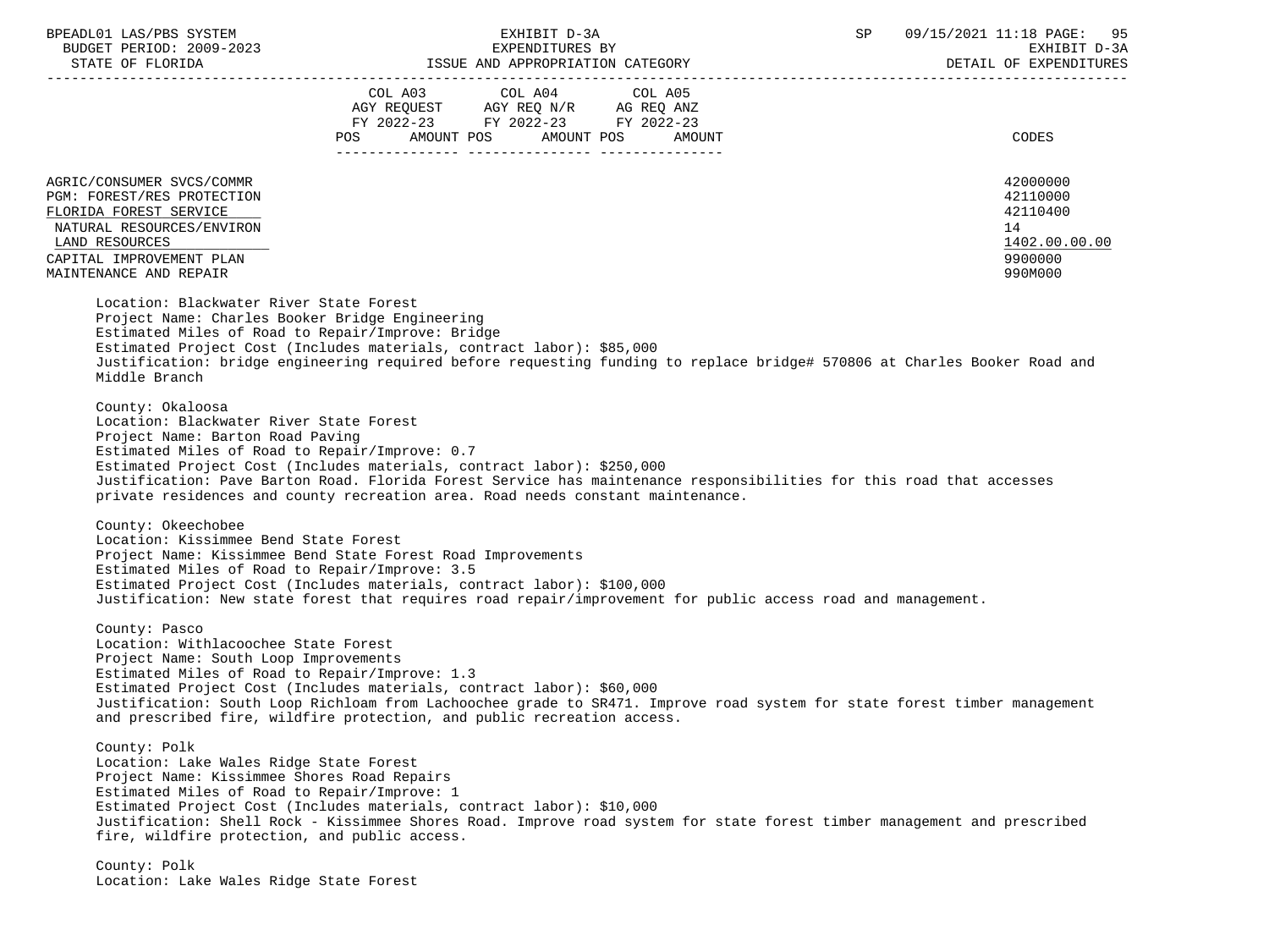| | COL A03 AGY REQUEST FY 2022-23 POS AMOUNT | COL A04 AGY REQ N/R FY 2022-23 POS AMOUNT | COL A05 AG REQ ANZ FY 2022-23 POS AMOUNT | CODES |
|---|---|---|---|---|
| AGRIC/CONSUMER SVCS/COMMR | | | | 42000000 |
| PGM: FOREST/RES PROTECTION | | | | 42110000 |
| FLORIDA FOREST SERVICE | | | | 42110400 |
| NATURAL RESOURCES/ENVIRON | | | | 14 |
| LAND RESOURCES | | | | 1402.00.00.00 |
| CAPITAL IMPROVEMENT PLAN | | | | 9900000 |
| MAINTENANCE AND REPAIR | | | | 990M000 |

Location: Blackwater River State Forest
Project Name: Charles Booker Bridge Engineering
Estimated Miles of Road to Repair/Improve: Bridge
Estimated Project Cost (Includes materials, contract labor): $85,000
Justification: bridge engineering required before requesting funding to replace bridge# 570806 at Charles Booker Road and Middle Branch

County: Okaloosa
Location: Blackwater River State Forest
Project Name: Barton Road Paving
Estimated Miles of Road to Repair/Improve: 0.7
Estimated Project Cost (Includes materials, contract labor): $250,000
Justification: Pave Barton Road. Florida Forest Service has maintenance responsibilities for this road that accesses private residences and county recreation area. Road needs constant maintenance.

County: Okeechobee
Location: Kissimmee Bend State Forest
Project Name: Kissimmee Bend State Forest Road Improvements
Estimated Miles of Road to Repair/Improve: 3.5
Estimated Project Cost (Includes materials, contract labor): $100,000
Justification: New state forest that requires road repair/improvement for public access road and management.

County: Pasco
Location: Withlacoochee State Forest
Project Name: South Loop Improvements
Estimated Miles of Road to Repair/Improve: 1.3
Estimated Project Cost (Includes materials, contract labor): $60,000
Justification: South Loop Richloam from Lachoochee grade to SR471. Improve road system for state forest timber management and prescribed fire, wildfire protection, and public recreation access.

County: Polk
Location: Lake Wales Ridge State Forest
Project Name: Kissimmee Shores Road Repairs
Estimated Miles of Road to Repair/Improve: 1
Estimated Project Cost (Includes materials, contract labor): $10,000
Justification: Shell Rock - Kissimmee Shores Road. Improve road system for state forest timber management and prescribed fire, wildfire protection, and public access.

County: Polk
Location: Lake Wales Ridge State Forest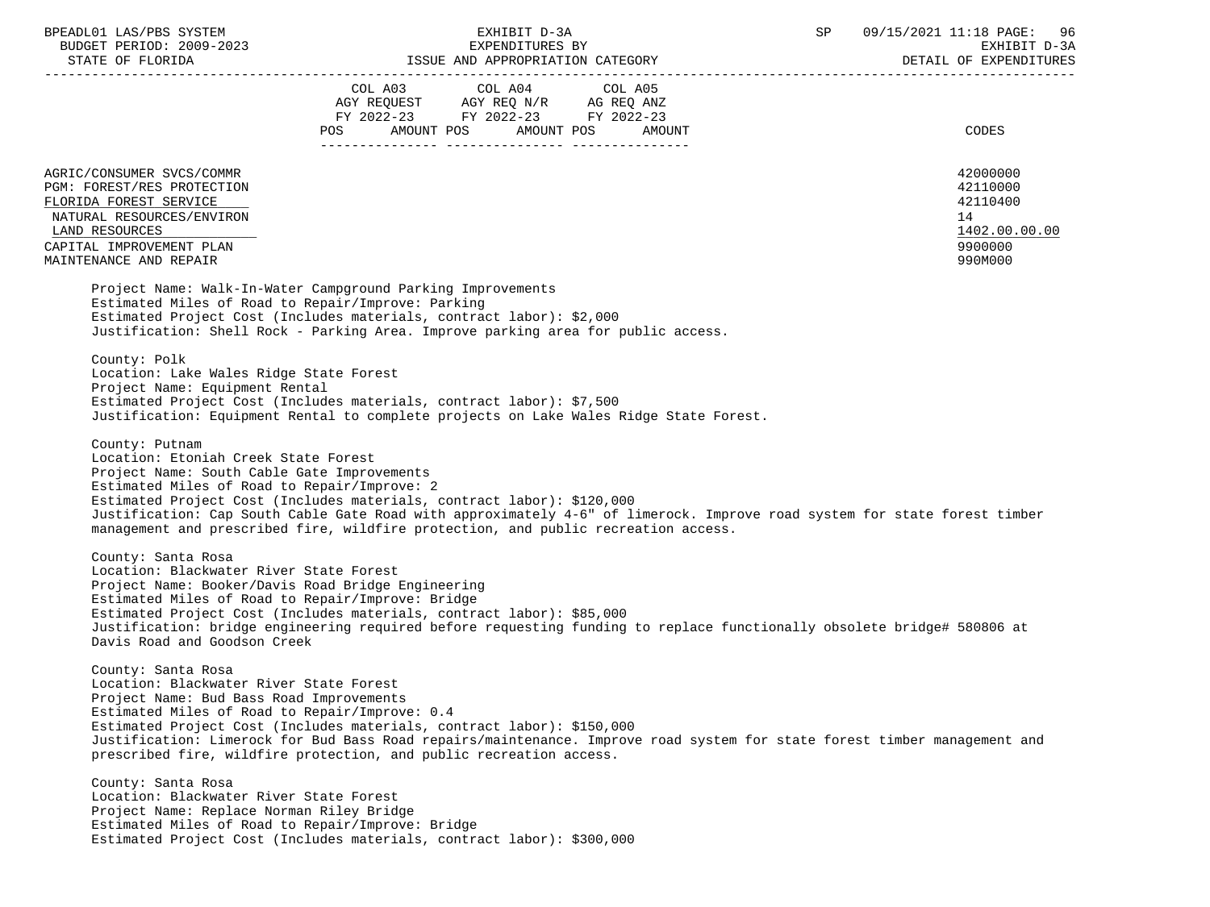| | COL A03 AGY REQUEST FY 2022-23 POS AMOUNT | COL A04 AGY REQ N/R FY 2022-23 POS AMOUNT | COL A05 AG REQ ANZ FY 2022-23 POS AMOUNT | CODES |
|---|---|---|---|---|
| AGRIC/CONSUMER SVCS/COMMR | | | | 42000000 |
| PGM: FOREST/RES PROTECTION | | | | 42110000 |
| FLORIDA FOREST SERVICE | | | | 42110400 |
| NATURAL RESOURCES/ENVIRON | | | | 14 |
| LAND RESOURCES | | | | 1402.00.00.00 |
| CAPITAL IMPROVEMENT PLAN | | | | 9900000 |
| MAINTENANCE AND REPAIR | | | | 990M000 |

Project Name: Walk-In-Water Campground Parking Improvements
Estimated Miles of Road to Repair/Improve: Parking
Estimated Project Cost (Includes materials, contract labor): $2,000
Justification: Shell Rock - Parking Area. Improve parking area for public access.

County: Polk
Location: Lake Wales Ridge State Forest
Project Name: Equipment Rental
Estimated Project Cost (Includes materials, contract labor): $7,500
Justification: Equipment Rental to complete projects on Lake Wales Ridge State Forest.

County: Putnam
Location: Etoniah Creek State Forest
Project Name: South Cable Gate Improvements
Estimated Miles of Road to Repair/Improve: 2
Estimated Project Cost (Includes materials, contract labor): $120,000
Justification: Cap South Cable Gate Road with approximately 4-6" of limerock. Improve road system for state forest timber management and prescribed fire, wildfire protection, and public recreation access.

County: Santa Rosa
Location: Blackwater River State Forest
Project Name: Booker/Davis Road Bridge Engineering
Estimated Miles of Road to Repair/Improve: Bridge
Estimated Project Cost (Includes materials, contract labor): $85,000
Justification: bridge engineering required before requesting funding to replace functionally obsolete bridge# 580806 at Davis Road and Goodson Creek

County: Santa Rosa
Location: Blackwater River State Forest
Project Name: Bud Bass Road Improvements
Estimated Miles of Road to Repair/Improve: 0.4
Estimated Project Cost (Includes materials, contract labor): $150,000
Justification: Limerock for Bud Bass Road repairs/maintenance. Improve road system for state forest timber management and prescribed fire, wildfire protection, and public recreation access.

County: Santa Rosa
Location: Blackwater River State Forest
Project Name: Replace Norman Riley Bridge
Estimated Miles of Road to Repair/Improve: Bridge
Estimated Project Cost (Includes materials, contract labor): $300,000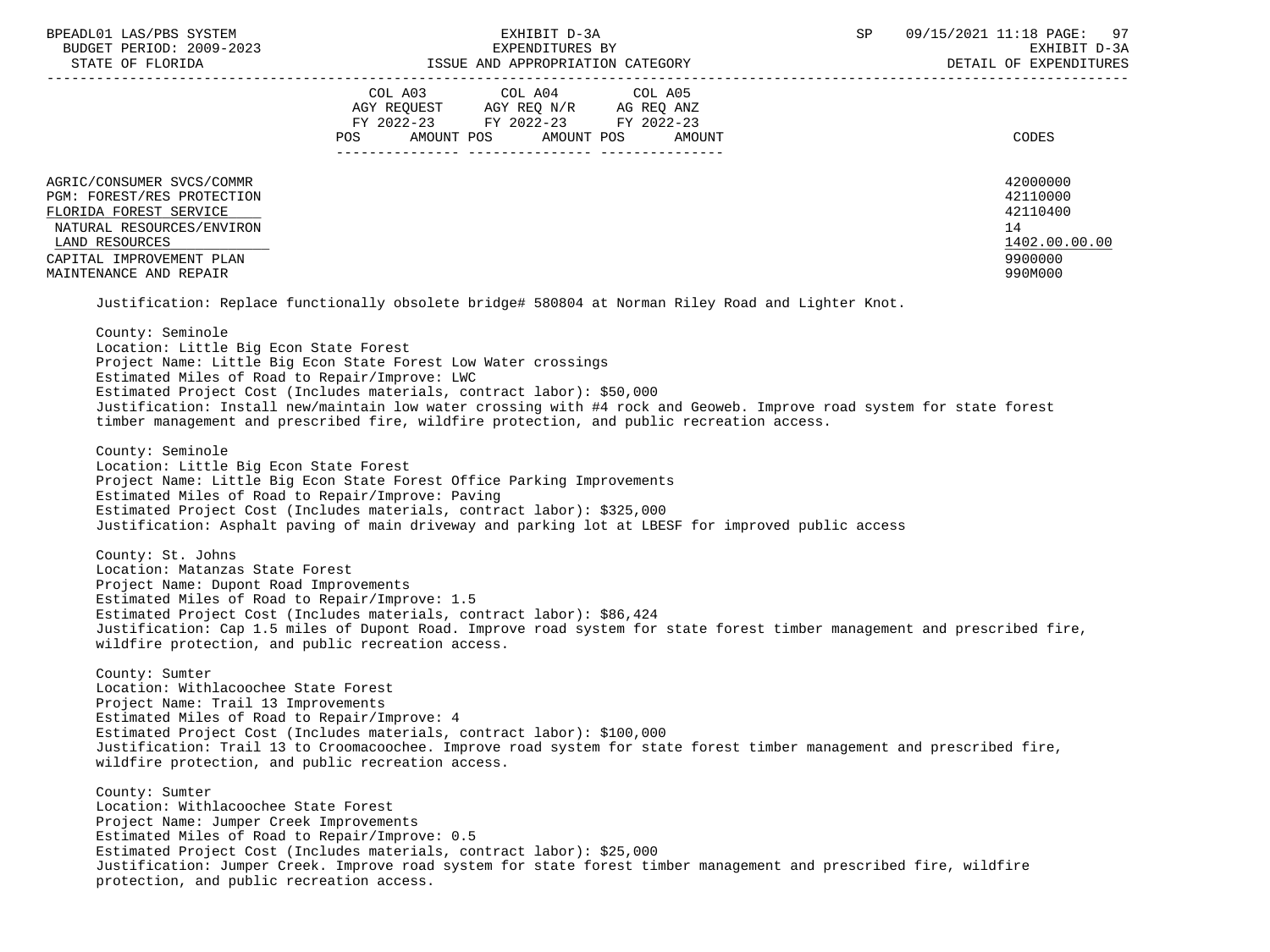AGRIC/CONSUMER SVCS/COMMR 42000000
PGM: FOREST/RES PROTECTION 42110000
FLORIDA FOREST SERVICE 42110400
NATURAL RESOURCES/ENVIRON 14
LAND RESOURCES 1402.00.00.00
CAPITAL IMPROVEMENT PLAN 9900000
MAINTENANCE AND REPAIR 990M000

| | COL A03 AGY REQUEST FY 2022-23 | | COL A04 AGY REQ N/R FY 2022-23 | | COL A05 AG REQ ANZ FY 2022-23 | | |
|---|---|---|---|---|---|---|---|
| | POS | AMOUNT | POS | AMOUNT | POS | AMOUNT | CODES |

Justification: Replace functionally obsolete bridge# 580804 at Norman Riley Road and Lighter Knot.

County: Seminole
Location: Little Big Econ State Forest
Project Name: Little Big Econ State Forest Low Water crossings
Estimated Miles of Road to Repair/Improve: LWC
Estimated Project Cost (Includes materials, contract labor): $50,000
Justification: Install new/maintain low water crossing with #4 rock and Geoweb. Improve road system for state forest timber management and prescribed fire, wildfire protection, and public recreation access.

County: Seminole
Location: Little Big Econ State Forest
Project Name: Little Big Econ State Forest Office Parking Improvements
Estimated Miles of Road to Repair/Improve: Paving
Estimated Project Cost (Includes materials, contract labor): $325,000
Justification: Asphalt paving of main driveway and parking lot at LBESF for improved public access

County: St. Johns
Location: Matanzas State Forest
Project Name: Dupont Road Improvements
Estimated Miles of Road to Repair/Improve: 1.5
Estimated Project Cost (Includes materials, contract labor): $86,424
Justification: Cap 1.5 miles of Dupont Road. Improve road system for state forest timber management and prescribed fire, wildfire protection, and public recreation access.

County: Sumter
Location: Withlacoochee State Forest
Project Name: Trail 13 Improvements
Estimated Miles of Road to Repair/Improve: 4
Estimated Project Cost (Includes materials, contract labor): $100,000
Justification: Trail 13 to Croomacoochee. Improve road system for state forest timber management and prescribed fire, wildfire protection, and public recreation access.

County: Sumter
Location: Withlacoochee State Forest
Project Name: Jumper Creek Improvements
Estimated Miles of Road to Repair/Improve: 0.5
Estimated Project Cost (Includes materials, contract labor): $25,000
Justification: Jumper Creek. Improve road system for state forest timber management and prescribed fire, wildfire protection, and public recreation access.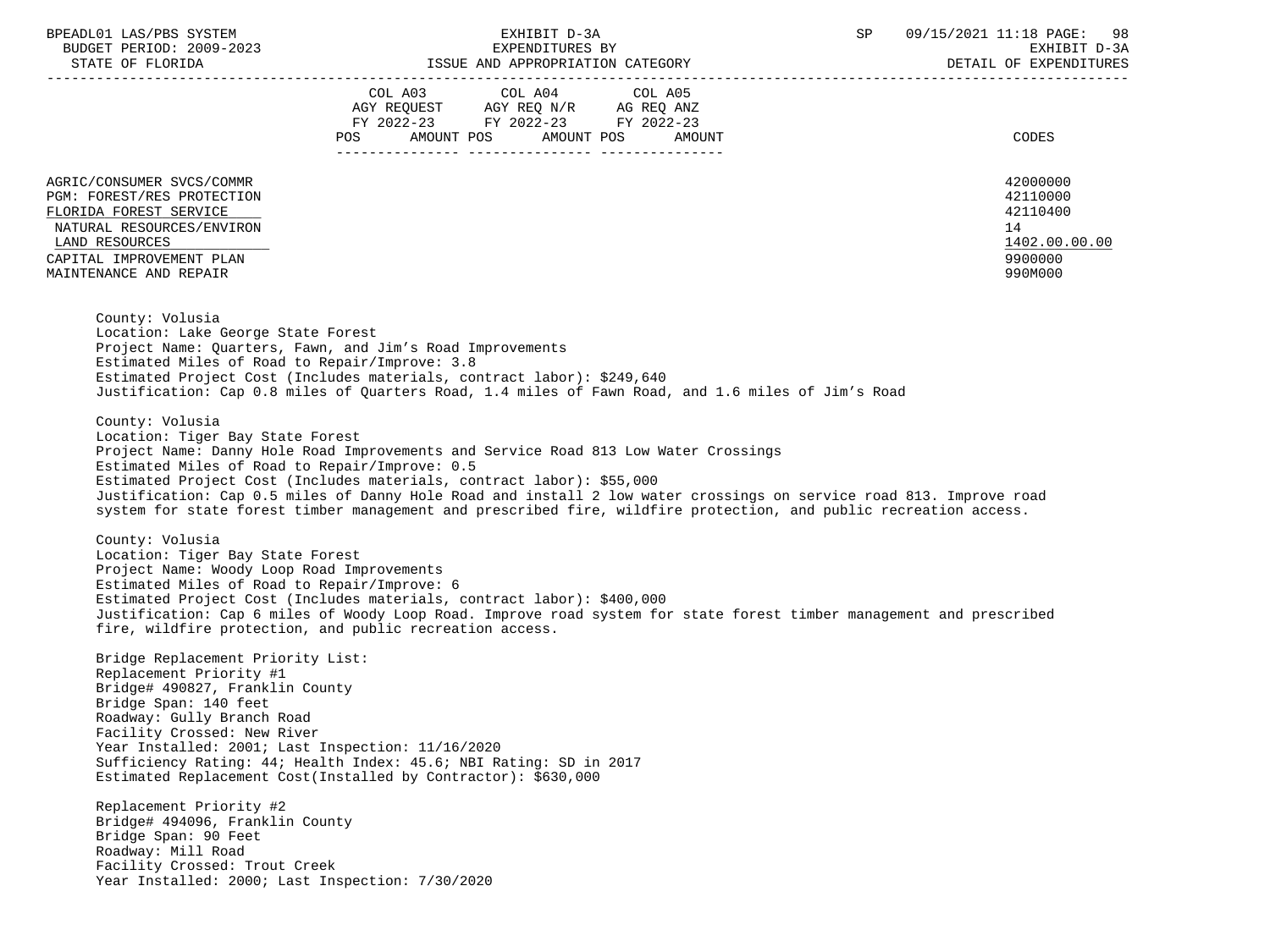| | COL A03 AGY REQUEST FY 2022-23 POS AMOUNT | COL A04 AGY REQ N/R FY 2022-23 POS AMOUNT | COL A05 AG REQ ANZ FY 2022-23 POS AMOUNT | CODES |
|---|---|---|---|---|
| AGRIC/CONSUMER SVCS/COMMR | | | | 42000000 |
| PGM: FOREST/RES PROTECTION | | | | 42110000 |
| FLORIDA FOREST SERVICE | | | | 42110400 |
| NATURAL RESOURCES/ENVIRON | | | | 14 |
| LAND RESOURCES | | | | 1402.00.00.00 |
| CAPITAL IMPROVEMENT PLAN | | | | 9900000 |
| MAINTENANCE AND REPAIR | | | | 990M000 |

County: Volusia
Location: Lake George State Forest
Project Name: Quarters, Fawn, and Jim's Road Improvements
Estimated Miles of Road to Repair/Improve: 3.8
Estimated Project Cost (Includes materials, contract labor): $249,640
Justification: Cap 0.8 miles of Quarters Road, 1.4 miles of Fawn Road, and 1.6 miles of Jim's Road

County: Volusia
Location: Tiger Bay State Forest
Project Name: Danny Hole Road Improvements and Service Road 813 Low Water Crossings
Estimated Miles of Road to Repair/Improve: 0.5
Estimated Project Cost (Includes materials, contract labor): $55,000
Justification: Cap 0.5 miles of Danny Hole Road and install 2 low water crossings on service road 813. Improve road system for state forest timber management and prescribed fire, wildfire protection, and public recreation access.

County: Volusia
Location: Tiger Bay State Forest
Project Name: Woody Loop Road Improvements
Estimated Miles of Road to Repair/Improve: 6
Estimated Project Cost (Includes materials, contract labor): $400,000
Justification: Cap 6 miles of Woody Loop Road. Improve road system for state forest timber management and prescribed fire, wildfire protection, and public recreation access.

Bridge Replacement Priority List:
Replacement Priority #1
Bridge# 490827, Franklin County
Bridge Span: 140 feet
Roadway: Gully Branch Road
Facility Crossed: New River
Year Installed: 2001; Last Inspection: 11/16/2020
Sufficiency Rating: 44; Health Index: 45.6; NBI Rating: SD in 2017
Estimated Replacement Cost(Installed by Contractor): $630,000

Replacement Priority #2
Bridge# 494096, Franklin County
Bridge Span: 90 Feet
Roadway: Mill Road
Facility Crossed: Trout Creek
Year Installed: 2000; Last Inspection: 7/30/2020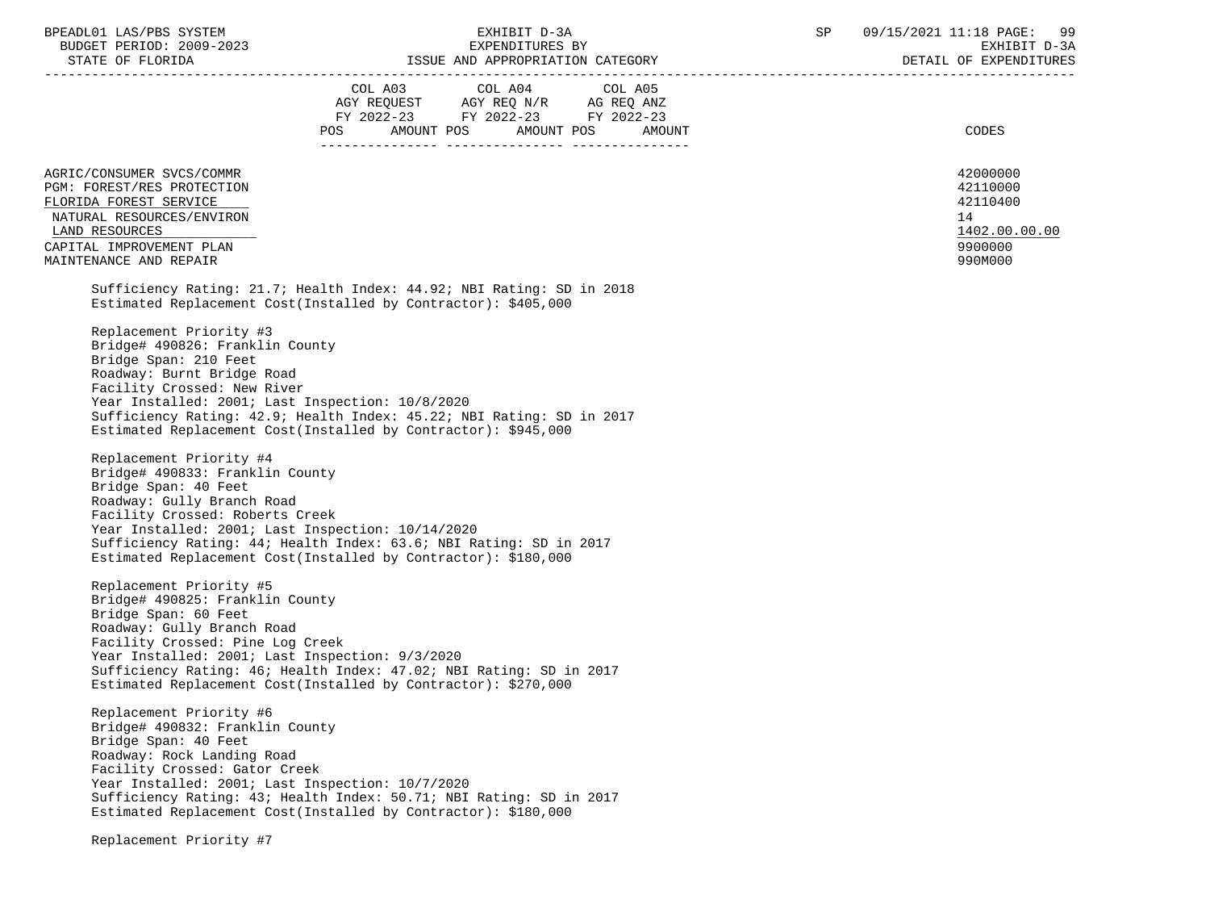| | COL A03 AGY REQUEST FY 2022-23 POS AMOUNT | COL A04 AGY REQ N/R FY 2022-23 POS AMOUNT | COL A05 AG REQ ANZ FY 2022-23 POS AMOUNT | CODES |
|---|---|---|---|---|
| AGRIC/CONSUMER SVCS/COMMR | | | | 42000000 |
| PGM: FOREST/RES PROTECTION | | | | 42110000 |
| FLORIDA FOREST SERVICE | | | | 42110400 |
| NATURAL RESOURCES/ENVIRON | | | | 14 |
| LAND RESOURCES | | | | 1402.00.00.00 |
| CAPITAL IMPROVEMENT PLAN | | | | 9900000 |
| MAINTENANCE AND REPAIR | | | | 990M000 |

Sufficiency Rating: 21.7; Health Index: 44.92; NBI Rating: SD in 2018
Estimated Replacement Cost(Installed by Contractor): $405,000

Replacement Priority #3
Bridge# 490826: Franklin County
Bridge Span: 210 Feet
Roadway: Burnt Bridge Road
Facility Crossed: New River
Year Installed: 2001; Last Inspection: 10/8/2020
Sufficiency Rating: 42.9; Health Index: 45.22; NBI Rating: SD in 2017
Estimated Replacement Cost(Installed by Contractor): $945,000

Replacement Priority #4
Bridge# 490833: Franklin County
Bridge Span: 40 Feet
Roadway: Gully Branch Road
Facility Crossed: Roberts Creek
Year Installed: 2001; Last Inspection: 10/14/2020
Sufficiency Rating: 44; Health Index: 63.6; NBI Rating: SD in 2017
Estimated Replacement Cost(Installed by Contractor): $180,000

Replacement Priority #5
Bridge# 490825: Franklin County
Bridge Span: 60 Feet
Roadway: Gully Branch Road
Facility Crossed: Pine Log Creek
Year Installed: 2001; Last Inspection: 9/3/2020
Sufficiency Rating: 46; Health Index: 47.02; NBI Rating: SD in 2017
Estimated Replacement Cost(Installed by Contractor): $270,000

Replacement Priority #6
Bridge# 490832: Franklin County
Bridge Span: 40 Feet
Roadway: Rock Landing Road
Facility Crossed: Gator Creek
Year Installed: 2001; Last Inspection: 10/7/2020
Sufficiency Rating: 43; Health Index: 50.71; NBI Rating: SD in 2017
Estimated Replacement Cost(Installed by Contractor): $180,000

Replacement Priority #7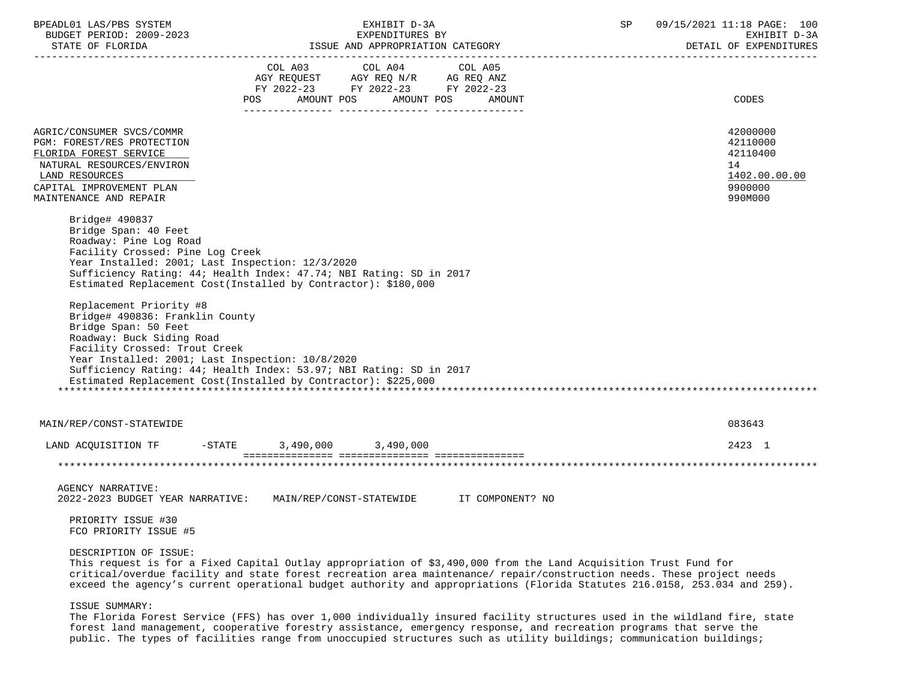| | COL A03 AGY REQUEST FY 2022-23 POS AMOUNT | COL A04 AGY REQ N/R FY 2022-23 POS AMOUNT | COL A05 AG REQ ANZ FY 2022-23 POS AMOUNT | CODES |
|---|---|---|---|---|
| AGRIC/CONSUMER SVCS/COMMR | | | | 42000000 |
| PGM: FOREST/RES PROTECTION | | | | 42110000 |
| FLORIDA FOREST SERVICE | | | | 42110400 |
| NATURAL RESOURCES/ENVIRON | | | | 14 |
| LAND RESOURCES | | | | 1402.00.00.00 |
| CAPITAL IMPROVEMENT PLAN | | | | 9900000 |
| MAINTENANCE AND REPAIR | | | | 990M000 |

Bridge# 490837
Bridge Span: 40 Feet
Roadway: Pine Log Road
Facility Crossed: Pine Log Creek
Year Installed: 2001; Last Inspection: 12/3/2020
Sufficiency Rating: 44; Health Index: 47.74; NBI Rating: SD in 2017
Estimated Replacement Cost(Installed by Contractor): $180,000

Replacement Priority #8
Bridge# 490836: Franklin County
Bridge Span: 50 Feet
Roadway: Buck Siding Road
Facility Crossed: Trout Creek
Year Installed: 2001; Last Inspection: 10/8/2020
Sufficiency Rating: 44; Health Index: 53.97; NBI Rating: SD in 2017
Estimated Replacement Cost(Installed by Contractor): $225,000

*******************************************************************************************************************

| | COL A03 | COL A04 | COL A05 | CODES |
|---|---|---|---|---|
| MAIN/REP/CONST-STATEWIDE | | | | 083643 |
| LAND ACQUISITION TF -STATE | 3,490,000 | 3,490,000 | | 2423 1 |

*******************************************************************************************************************

AGENCY NARRATIVE:
2022-2023 BUDGET YEAR NARRATIVE: MAIN/REP/CONST-STATEWIDE IT COMPONENT? NO

PRIORITY ISSUE #30
FCO PRIORITY ISSUE #5

DESCRIPTION OF ISSUE:
This request is for a Fixed Capital Outlay appropriation of $3,490,000 from the Land Acquisition Trust Fund for critical/overdue facility and state forest recreation area maintenance/ repair/construction needs. These project needs exceed the agency's current operational budget authority and appropriations (Florida Statutes 216.0158, 253.034 and 259).

ISSUE SUMMARY:
The Florida Forest Service (FFS) has over 1,000 individually insured facility structures used in the wildland fire, state forest land management, cooperative forestry assistance, emergency response, and recreation programs that serve the public. The types of facilities range from unoccupied structures such as utility buildings; communication buildings;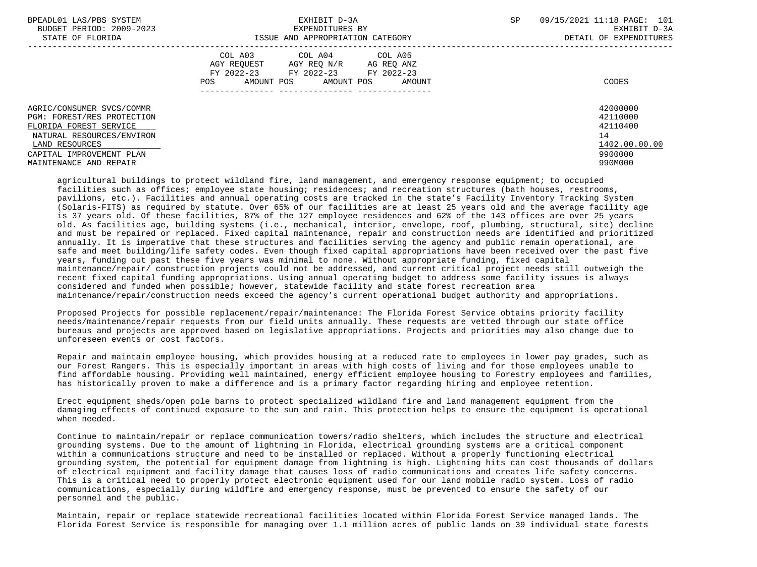| | COL A03 AGY REQUEST FY 2022-23 POS AMOUNT | COL A04 AGY REQ N/R FY 2022-23 POS AMOUNT | COL A05 AG REQ ANZ FY 2022-23 POS AMOUNT | CODES |
|---|---|---|---|---|
| AGRIC/CONSUMER SVCS/COMMR | | | | 42000000 |
| PGM: FOREST/RES PROTECTION | | | | 42110000 |
| FLORIDA FOREST SERVICE | | | | 42110400 |
| NATURAL RESOURCES/ENVIRON | | | | 14 |
| LAND RESOURCES | | | | 1402.00.00.00 |
| CAPITAL IMPROVEMENT PLAN | | | | 9900000 |
| MAINTENANCE AND REPAIR | | | | 990M000 |

agricultural buildings to protect wildland fire, land management, and emergency response equipment; to occupied facilities such as offices; employee state housing; residences; and recreation structures (bath houses, restrooms, pavilions, etc.). Facilities and annual operating costs are tracked in the state's Facility Inventory Tracking System (Solaris-FITS) as required by statute. Over 65% of our facilities are at least 25 years old and the average facility age is 37 years old. Of these facilities, 87% of the 127 employee residences and 62% of the 143 offices are over 25 years old. As facilities age, building systems (i.e., mechanical, interior, envelope, roof, plumbing, structural, site) decline and must be repaired or replaced. Fixed capital maintenance, repair and construction needs are identified and prioritized annually. It is imperative that these structures and facilities serving the agency and public remain operational, are safe and meet building/life safety codes. Even though fixed capital appropriations have been received over the past five years, funding out past these five years was minimal to none. Without appropriate funding, fixed capital maintenance/repair/ construction projects could not be addressed, and current critical project needs still outweigh the recent fixed capital funding appropriations. Using annual operating budget to address some facility issues is always considered and funded when possible; however, statewide facility and state forest recreation area maintenance/repair/construction needs exceed the agency's current operational budget authority and appropriations.

Proposed Projects for possible replacement/repair/maintenance: The Florida Forest Service obtains priority facility needs/maintenance/repair requests from our field units annually. These requests are vetted through our state office bureaus and projects are approved based on legislative appropriations. Projects and priorities may also change due to unforeseen events or cost factors.

Repair and maintain employee housing, which provides housing at a reduced rate to employees in lower pay grades, such as our Forest Rangers. This is especially important in areas with high costs of living and for those employees unable to find affordable housing. Providing well maintained, energy efficient employee housing to Forestry employees and families, has historically proven to make a difference and is a primary factor regarding hiring and employee retention.

Erect equipment sheds/open pole barns to protect specialized wildland fire and land management equipment from the damaging effects of continued exposure to the sun and rain. This protection helps to ensure the equipment is operational when needed.

Continue to maintain/repair or replace communication towers/radio shelters, which includes the structure and electrical grounding systems. Due to the amount of lightning in Florida, electrical grounding systems are a critical component within a communications structure and need to be installed or replaced. Without a properly functioning electrical grounding system, the potential for equipment damage from lightning is high. Lightning hits can cost thousands of dollars of electrical equipment and facility damage that causes loss of radio communications and creates life safety concerns. This is a critical need to properly protect electronic equipment used for our land mobile radio system. Loss of radio communications, especially during wildfire and emergency response, must be prevented to ensure the safety of our personnel and the public.

Maintain, repair or replace statewide recreational facilities located within Florida Forest Service managed lands. The Florida Forest Service is responsible for managing over 1.1 million acres of public lands on 39 individual state forests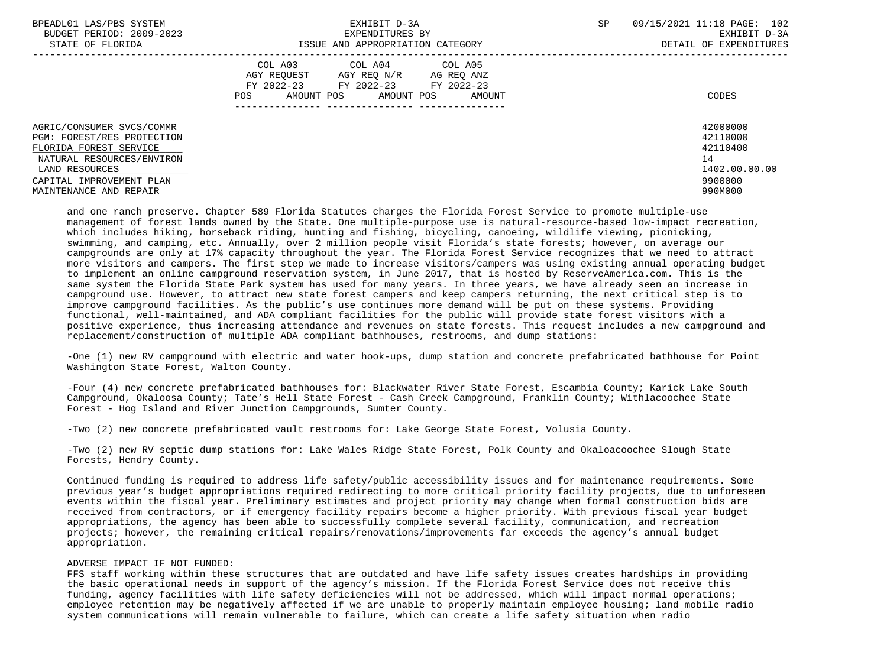| | COL A03 AGY REQUEST FY 2022-23 POS AMOUNT | COL A04 AGY REQ N/R FY 2022-23 POS AMOUNT | COL A05 AG REQ ANZ FY 2022-23 POS AMOUNT | CODES |
|---|---|---|---|---|
| AGRIC/CONSUMER SVCS/COMMR | | | | 42000000 |
| PGM: FOREST/RES PROTECTION | | | | 42110000 |
| FLORIDA FOREST SERVICE | | | | 42110400 |
| NATURAL RESOURCES/ENVIRON | | | | 14 |
| LAND RESOURCES | | | | 1402.00.00.00 |
| CAPITAL IMPROVEMENT PLAN | | | | 9900000 |
| MAINTENANCE AND REPAIR | | | | 990M000 |

and one ranch preserve. Chapter 589 Florida Statutes charges the Florida Forest Service to promote multiple-use management of forest lands owned by the State. One multiple-purpose use is natural-resource-based low-impact recreation, which includes hiking, horseback riding, hunting and fishing, bicycling, canoeing, wildlife viewing, picnicking, swimming, and camping, etc. Annually, over 2 million people visit Florida's state forests; however, on average our campgrounds are only at 17% capacity throughout the year. The Florida Forest Service recognizes that we need to attract more visitors and campers. The first step we made to increase visitors/campers was using existing annual operating budget to implement an online campground reservation system, in June 2017, that is hosted by ReserveAmerica.com. This is the same system the Florida State Park system has used for many years. In three years, we have already seen an increase in campground use. However, to attract new state forest campers and keep campers returning, the next critical step is to improve campground facilities. As the public's use continues more demand will be put on these systems. Providing functional, well-maintained, and ADA compliant facilities for the public will provide state forest visitors with a positive experience, thus increasing attendance and revenues on state forests. This request includes a new campground and replacement/construction of multiple ADA compliant bathhouses, restrooms, and dump stations:

-One (1) new RV campground with electric and water hook-ups, dump station and concrete prefabricated bathhouse for Point Washington State Forest, Walton County.

-Four (4) new concrete prefabricated bathhouses for: Blackwater River State Forest, Escambia County; Karick Lake South Campground, Okaloosa County; Tate's Hell State Forest - Cash Creek Campground, Franklin County; Withlacoochee State Forest - Hog Island and River Junction Campgrounds, Sumter County.

-Two (2) new concrete prefabricated vault restrooms for: Lake George State Forest, Volusia County.

-Two (2) new RV septic dump stations for: Lake Wales Ridge State Forest, Polk County and Okaloacoochee Slough State Forests, Hendry County.

Continued funding is required to address life safety/public accessibility issues and for maintenance requirements. Some previous year's budget appropriations required redirecting to more critical priority facility projects, due to unforeseen events within the fiscal year. Preliminary estimates and project priority may change when formal construction bids are received from contractors, or if emergency facility repairs become a higher priority. With previous fiscal year budget appropriations, the agency has been able to successfully complete several facility, communication, and recreation projects; however, the remaining critical repairs/renovations/improvements far exceeds the agency's annual budget appropriation.

ADVERSE IMPACT IF NOT FUNDED:
FFS staff working within these structures that are outdated and have life safety issues creates hardships in providing the basic operational needs in support of the agency's mission. If the Florida Forest Service does not receive this funding, agency facilities with life safety deficiencies will not be addressed, which will impact normal operations; employee retention may be negatively affected if we are unable to properly maintain employee housing; land mobile radio system communications will remain vulnerable to failure, which can create a life safety situation when radio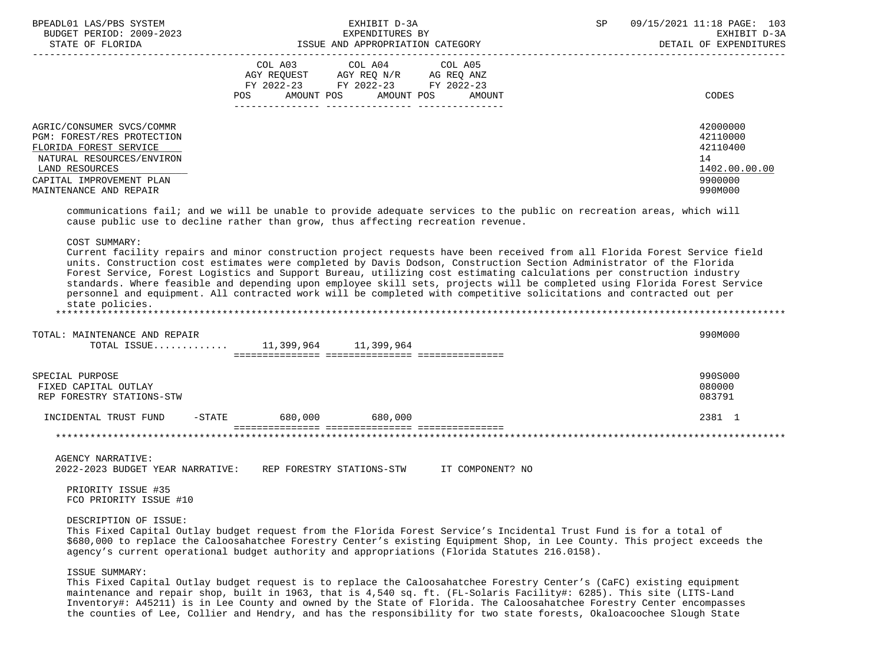| | COL A03 AGY REQUEST FY 2022-23 POS AMOUNT | COL A04 AGY REQ N/R FY 2022-23 POS AMOUNT | COL A05 AG REQ ANZ FY 2022-23 POS AMOUNT | CODES |
|---|---|---|---|---|
| AGRIC/CONSUMER SVCS/COMMR | | | | 42000000 |
| PGM: FOREST/RES PROTECTION | | | | 42110000 |
| FLORIDA FOREST SERVICE | | | | 42110400 |
| NATURAL RESOURCES/ENVIRON | | | | 14 |
| LAND RESOURCES | | | | 1402.00.00.00 |
| CAPITAL IMPROVEMENT PLAN | | | | 9900000 |
| MAINTENANCE AND REPAIR | | | | 990M000 |

communications fail; and we will be unable to provide adequate services to the public on recreation areas, which will cause public use to decline rather than grow, thus affecting recreation revenue.

COST SUMMARY:
Current facility repairs and minor construction project requests have been received from all Florida Forest Service field units. Construction cost estimates were completed by Davis Dodson, Construction Section Administrator of the Florida Forest Service, Forest Logistics and Support Bureau, utilizing cost estimating calculations per construction industry standards. Where feasible and depending upon employee skill sets, projects will be completed using Florida Forest Service personnel and equipment. All contracted work will be completed with competitive solicitations and contracted out per state policies.

| | COL A03 | COL A04 | COL A05 | CODES |
|---|---|---|---|---|
| TOTAL: MAINTENANCE AND REPAIR | | | | 990M000 |
| TOTAL ISSUE............ | 11,399,964 | 11,399,964 | | |
| SPECIAL PURPOSE | | | | 990S000 |
| FIXED CAPITAL OUTLAY | | | | 080000 |
| REP FORESTRY STATIONS-STW | | | | 083791 |
| INCIDENTAL TRUST FUND -STATE | 680,000 | 680,000 | | 2381 1 |

AGENCY NARRATIVE:
2022-2023 BUDGET YEAR NARRATIVE: REP FORESTRY STATIONS-STW IT COMPONENT? NO

PRIORITY ISSUE #35
FCO PRIORITY ISSUE #10

DESCRIPTION OF ISSUE:
This Fixed Capital Outlay budget request from the Florida Forest Service's Incidental Trust Fund is for a total of $680,000 to replace the Caloosahatchee Forestry Center's existing Equipment Shop, in Lee County. This project exceeds the agency's current operational budget authority and appropriations (Florida Statutes 216.0158).

ISSUE SUMMARY:
This Fixed Capital Outlay budget request is to replace the Caloosahatchee Forestry Center's (CaFC) existing equipment maintenance and repair shop, built in 1963, that is 4,540 sq. ft. (FL-Solaris Facility#: 6285). This site (LITS-Land Inventory#: A45211) is in Lee County and owned by the State of Florida. The Caloosahatchee Forestry Center encompasses the counties of Lee, Collier and Hendry, and has the responsibility for two state forests, Okaloacoochee Slough State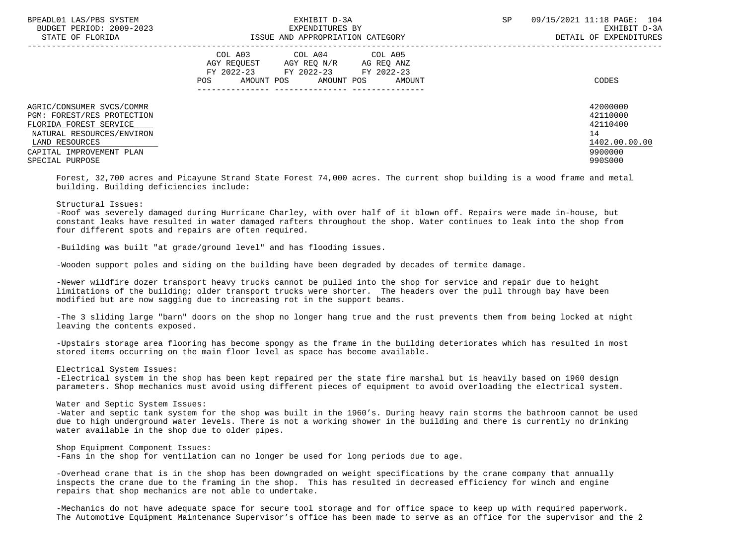| | COL A03 AGY REQUEST FY 2022-23 POS AMOUNT | COL A04 AGY REQ N/R FY 2022-23 POS AMOUNT | COL A05 AG REQ ANZ FY 2022-23 POS AMOUNT | CODES |
|---|---|---|---|---|
| AGRIC/CONSUMER SVCS/COMMR | | | | 42000000 |
| PGM: FOREST/RES PROTECTION | | | | 42110000 |
| FLORIDA FOREST SERVICE | | | | 42110400 |
| NATURAL RESOURCES/ENVIRON | | | | 14 |
| LAND RESOURCES | | | | 1402.00.00.00 |
| CAPITAL IMPROVEMENT PLAN | | | | 9900000 |
| SPECIAL PURPOSE | | | | 990S000 |

Forest, 32,700 acres and Picayune Strand State Forest 74,000 acres. The current shop building is a wood frame and metal building. Building deficiencies include:

Structural Issues:
-Roof was severely damaged during Hurricane Charley, with over half of it blown off. Repairs were made in-house, but constant leaks have resulted in water damaged rafters throughout the shop. Water continues to leak into the shop from four different spots and repairs are often required.

-Building was built "at grade/ground level" and has flooding issues.

-Wooden support poles and siding on the building have been degraded by decades of termite damage.

-Newer wildfire dozer transport heavy trucks cannot be pulled into the shop for service and repair due to height limitations of the building; older transport trucks were shorter. The headers over the pull through bay have been modified but are now sagging due to increasing rot in the support beams.

-The 3 sliding large "barn" doors on the shop no longer hang true and the rust prevents them from being locked at night leaving the contents exposed.

-Upstairs storage area flooring has become spongy as the frame in the building deteriorates which has resulted in most stored items occurring on the main floor level as space has become available.

Electrical System Issues:
-Electrical system in the shop has been kept repaired per the state fire marshal but is heavily based on 1960 design parameters. Shop mechanics must avoid using different pieces of equipment to avoid overloading the electrical system.

Water and Septic System Issues:
-Water and septic tank system for the shop was built in the 1960's. During heavy rain storms the bathroom cannot be used due to high underground water levels. There is not a working shower in the building and there is currently no drinking water available in the shop due to older pipes.

Shop Equipment Component Issues:
-Fans in the shop for ventilation can no longer be used for long periods due to age.

-Overhead crane that is in the shop has been downgraded on weight specifications by the crane company that annually inspects the crane due to the framing in the shop. This has resulted in decreased efficiency for winch and engine repairs that shop mechanics are not able to undertake.

-Mechanics do not have adequate space for secure tool storage and for office space to keep up with required paperwork. The Automotive Equipment Maintenance Supervisor's office has been made to serve as an office for the supervisor and the 2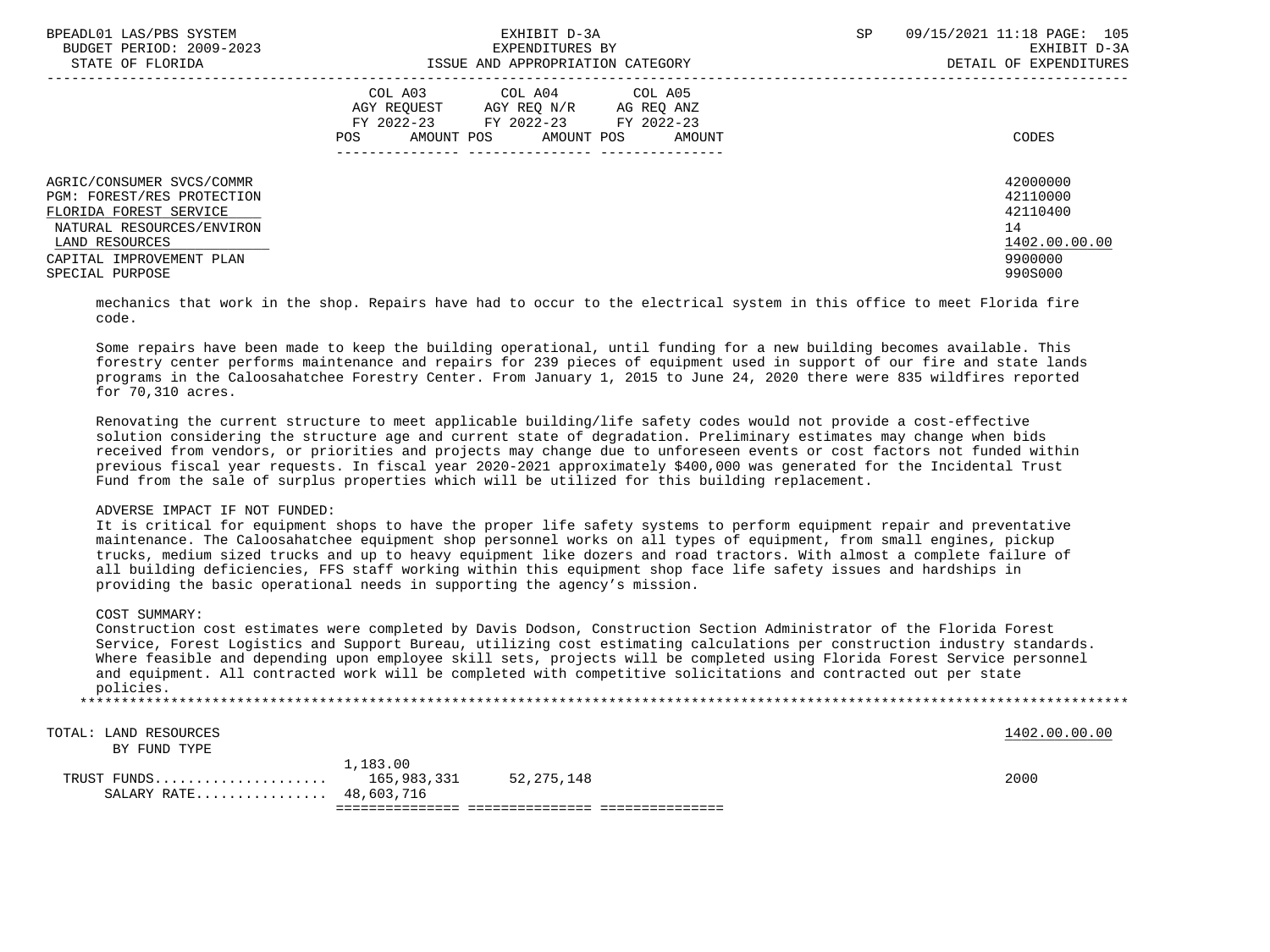| | COL A03 AGY REQUEST FY 2022-23 POS AMOUNT | COL A04 AGY REQ N/R FY 2022-23 POS AMOUNT | COL A05 AG REQ ANZ FY 2022-23 POS AMOUNT | CODES |
|---|---|---|---|---|
| AGRIC/CONSUMER SVCS/COMMR | | | | 42000000 |
| PGM: FOREST/RES PROTECTION | | | | 42110000 |
| FLORIDA FOREST SERVICE | | | | 42110400 |
| NATURAL RESOURCES/ENVIRON | | | | 14 |
| LAND RESOURCES | | | | 1402.00.00.00 |
| CAPITAL IMPROVEMENT PLAN | | | | 9900000 |
| SPECIAL PURPOSE | | | | 990S000 |

mechanics that work in the shop. Repairs have had to occur to the electrical system in this office to meet Florida fire code.

Some repairs have been made to keep the building operational, until funding for a new building becomes available. This forestry center performs maintenance and repairs for 239 pieces of equipment used in support of our fire and state lands programs in the Caloosahatchee Forestry Center. From January 1, 2015 to June 24, 2020 there were 835 wildfires reported for 70,310 acres.

Renovating the current structure to meet applicable building/life safety codes would not provide a cost-effective solution considering the structure age and current state of degradation. Preliminary estimates may change when bids received from vendors, or priorities and projects may change due to unforeseen events or cost factors not funded within previous fiscal year requests. In fiscal year 2020-2021 approximately $400,000 was generated for the Incidental Trust Fund from the sale of surplus properties which will be utilized for this building replacement.

ADVERSE IMPACT IF NOT FUNDED:
It is critical for equipment shops to have the proper life safety systems to perform equipment repair and preventative maintenance. The Caloosahatchee equipment shop personnel works on all types of equipment, from small engines, pickup trucks, medium sized trucks and up to heavy equipment like dozers and road tractors. With almost a complete failure of all building deficiencies, FFS staff working within this equipment shop face life safety issues and hardships in providing the basic operational needs in supporting the agency's mission.

COST SUMMARY:
Construction cost estimates were completed by Davis Dodson, Construction Section Administrator of the Florida Forest Service, Forest Logistics and Support Bureau, utilizing cost estimating calculations per construction industry standards. Where feasible and depending upon employee skill sets, projects will be completed using Florida Forest Service personnel and equipment. All contracted work will be completed with competitive solicitations and contracted out per state policies.

*****************************************************************************************************************************

| | COL A03 | COL A04 | COL A05 | CODES |
|---|---|---|---|---|
| TOTAL: LAND RESOURCES | | | | 1402.00.00.00 |
| BY FUND TYPE | | | | |
| | 1,183.00 | | | |
| TRUST FUNDS.................... | 165,983,331 | 52,275,148 | | 2000 |
| SALARY RATE............... | 48,603,716 | | | |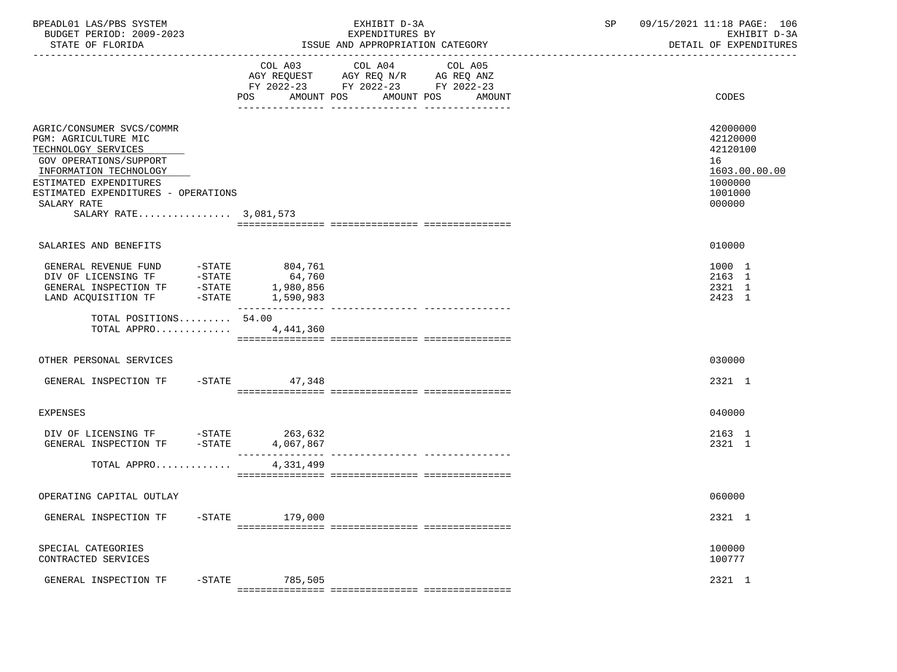BPEADL01 LAS/PBS SYSTEM | EXHIBIT D-3A | SP 09/15/2021 11:18 PAGE: 106
BUDGET PERIOD: 2009-2023 | EXPENDITURES BY | EXHIBIT D-3A
STATE OF FLORIDA | ISSUE AND APPROPRIATION CATEGORY | DETAIL OF EXPENDITURES

| | COL A03 AGY REQUEST FY 2022-23 POS AMOUNT | COL A04 AGY REQ N/R FY 2022-23 POS AMOUNT | COL A05 AG REQ ANZ FY 2022-23 POS AMOUNT | CODES |
|---|---|---|---|---|
| AGRIC/CONSUMER SVCS/COMMR | | | | 42000000 |
| PGM: AGRICULTURE MIC | | | | 42120000 |
| TECHNOLOGY SERVICES | | | | 42120100 |
| GOV OPERATIONS/SUPPORT | | | | 16 |
| INFORMATION TECHNOLOGY | | | | 1603.00.00.00 |
| ESTIMATED EXPENDITURES | | | | 1000000 |
| ESTIMATED EXPENDITURES - OPERATIONS | | | | 1001000 |
| SALARY RATE | | | | 000000 |
| SALARY RATE................ 3,081,573 | | | | |
| SALARIES AND BENEFITS | | | | 010000 |
| GENERAL REVENUE FUND -STATE | 804,761 | | | 1000 1 |
| DIV OF LICENSING TF -STATE | 64,760 | | | 2163 1 |
| GENERAL INSPECTION TF -STATE | 1,980,856 | | | 2321 1 |
| LAND ACQUISITION TF -STATE | 1,590,983 | | | 2423 1 |
| TOTAL POSITIONS......... 54.00 | | | | |
| TOTAL APPRO............. | 4,441,360 | | | |
| OTHER PERSONAL SERVICES | | | | 030000 |
| GENERAL INSPECTION TF -STATE | 47,348 | | | 2321 1 |
| EXPENSES | | | | 040000 |
| DIV OF LICENSING TF -STATE | 263,632 | | | 2163 1 |
| GENERAL INSPECTION TF -STATE | 4,067,867 | | | 2321 1 |
| TOTAL APPRO............. | 4,331,499 | | | |
| OPERATING CAPITAL OUTLAY | | | | 060000 |
| GENERAL INSPECTION TF -STATE | 179,000 | | | 2321 1 |
| SPECIAL CATEGORIES | | | | 100000 |
| CONTRACTED SERVICES | | | | 100777 |
| GENERAL INSPECTION TF -STATE | 785,505 | | | 2321 1 |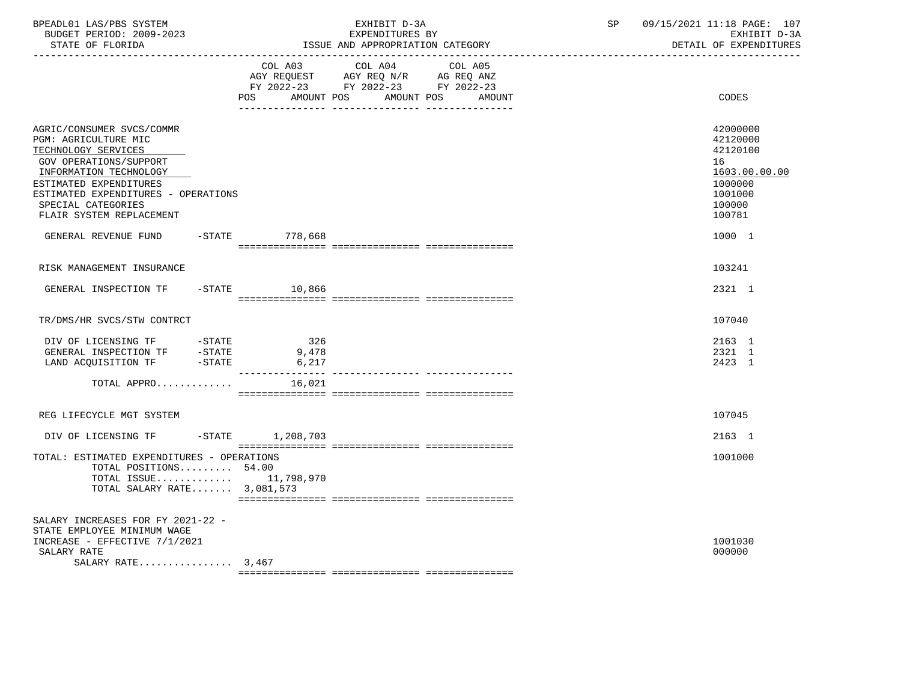BPEADL01 LAS/PBS SYSTEM | EXHIBIT D-3A | SP 09/15/2021 11:18 PAGE: 107
BUDGET PERIOD: 2009-2023 | EXPENDITURES BY | EXHIBIT D-3A
STATE OF FLORIDA | ISSUE AND APPROPRIATION CATEGORY | DETAIL OF EXPENDITURES

| | COL A03 AGY REQUEST FY 2022-23 POS | AMOUNT | COL A04 AGY REQ N/R FY 2022-23 POS | AMOUNT | COL A05 AG REQ ANZ FY 2022-23 POS | AMOUNT | CODES |
|---|---|---|---|---|---|---|---|
| AGRIC/CONSUMER SVCS/COMMR | | | | | | | 42000000 |
| PGM: AGRICULTURE MIC | | | | | | | 42120000 |
| TECHNOLOGY SERVICES | | | | | | | 42120100 |
| GOV OPERATIONS/SUPPORT | | | | | | | 16 |
| INFORMATION TECHNOLOGY | | | | | | | 1603.00.00.00 |
| ESTIMATED EXPENDITURES | | | | | | | 1000000 |
| ESTIMATED EXPENDITURES - OPERATIONS | | | | | | | 1001000 |
| SPECIAL CATEGORIES | | | | | | | 100000 |
| FLAIR SYSTEM REPLACEMENT | | | | | | | 100781 |
| GENERAL REVENUE FUND -STATE | | 778,668 | | | | | 1000 1 |
| RISK MANAGEMENT INSURANCE | | | | | | | 103241 |
| GENERAL INSPECTION TF -STATE | | 10,866 | | | | | 2321 1 |
| TR/DMS/HR SVCS/STW CONTRCT | | | | | | | 107040 |
| DIV OF LICENSING TF -STATE | | 326 | | | | | 2163 1 |
| GENERAL INSPECTION TF -STATE | | 9,478 | | | | | 2321 1 |
| LAND ACQUISITION TF -STATE | | 6,217 | | | | | 2423 1 |
| TOTAL APPRO............. | | 16,021 | | | | | |
| REG LIFECYCLE MGT SYSTEM | | | | | | | 107045 |
| DIV OF LICENSING TF -STATE | | 1,208,703 | | | | | 2163 1 |
| TOTAL: ESTIMATED EXPENDITURES - OPERATIONS | | | | | | | 1001000 |
| TOTAL POSITIONS......... | 54.00 | | | | | | |
| TOTAL ISSUE............. | | 11,798,970 | | | | | |
| TOTAL SALARY RATE....... | | 3,081,573 | | | | | |
| SALARY INCREASES FOR FY 2021-22 - STATE EMPLOYEE MINIMUM WAGE INCREASE - EFFECTIVE 7/1/2021 | | | | | | | 1001030 |
| SALARY RATE | | | | | | | 000000 |
| SALARY RATE................ | | 3,467 | | | | | |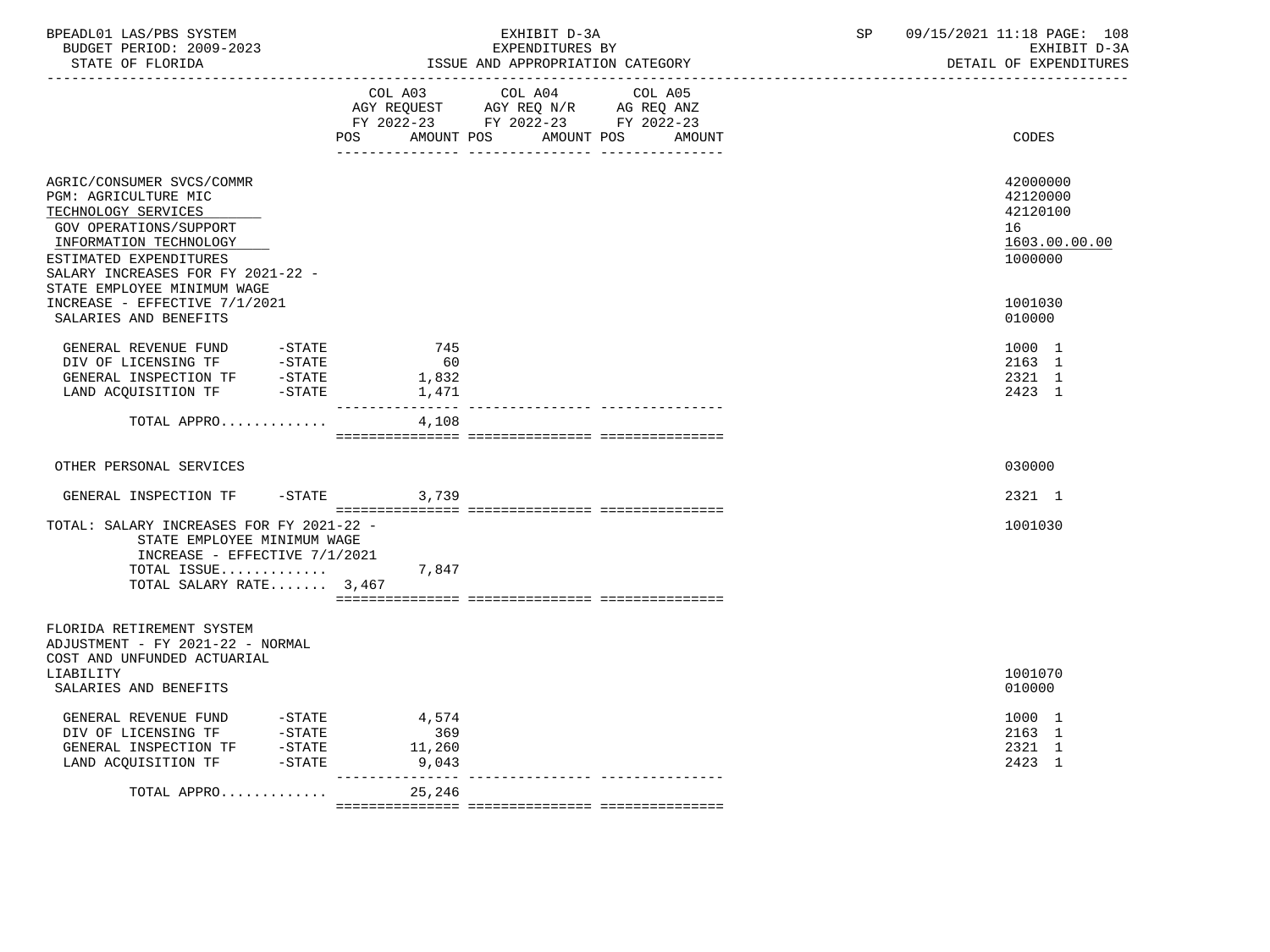BPEADL01 LAS/PBS SYSTEM — BUDGET PERIOD: 2009-2023 — STATE OF FLORIDA

EXHIBIT D-3A — EXPENDITURES BY ISSUE AND APPROPRIATION CATEGORY

SP 09/15/2021 11:18 — EXHIBIT D-3A — DETAIL OF EXPENDITURES

| | COL A03 AGY REQUEST FY 2022-23 POS | AMOUNT | COL A04 AGY REQ N/R FY 2022-23 POS | AMOUNT | COL A05 AG REQ ANZ FY 2022-23 POS | AMOUNT | CODES |
|---|---|---|---|---|---|---|---|
| AGRIC/CONSUMER SVCS/COMMR | | | | | | | 42000000 |
| PGM: AGRICULTURE MIC | | | | | | | 42120000 |
| TECHNOLOGY SERVICES | | | | | | | 42120100 |
| GOV OPERATIONS/SUPPORT | | | | | | | 16 |
| INFORMATION TECHNOLOGY | | | | | | | 1603.00.00.00 |
| ESTIMATED EXPENDITURES | | | | | | | 1000000 |
| SALARY INCREASES FOR FY 2021-22 - STATE EMPLOYEE MINIMUM WAGE INCREASE - EFFECTIVE 7/1/2021 | | | | | | | 1001030 |
| SALARIES AND BENEFITS | | | | | | | 010000 |
| GENERAL REVENUE FUND -STATE | | 745 | | | | | 1000 1 |
| DIV OF LICENSING TF -STATE | | 60 | | | | | 2163 1 |
| GENERAL INSPECTION TF -STATE | | 1,832 | | | | | 2321 1 |
| LAND ACQUISITION TF -STATE | | 1,471 | | | | | 2423 1 |
| TOTAL APPRO............ | | 4,108 | | | | | |
| OTHER PERSONAL SERVICES | | | | | | | 030000 |
| GENERAL INSPECTION TF -STATE | | 3,739 | | | | | 2321 1 |
| TOTAL: SALARY INCREASES FOR FY 2021-22 - STATE EMPLOYEE MINIMUM WAGE INCREASE - EFFECTIVE 7/1/2021 | | | | | | | 1001030 |
| TOTAL ISSUE............ | | 7,847 | | | | | |
| TOTAL SALARY RATE....... 3,467 | | | | | | | |
| FLORIDA RETIREMENT SYSTEM ADJUSTMENT - FY 2021-22 - NORMAL COST AND UNFUNDED ACTUARIAL LIABILITY | | | | | | | 1001070 |
| SALARIES AND BENEFITS | | | | | | | 010000 |
| GENERAL REVENUE FUND -STATE | | 4,574 | | | | | 1000 1 |
| DIV OF LICENSING TF -STATE | | 369 | | | | | 2163 1 |
| GENERAL INSPECTION TF -STATE | | 11,260 | | | | | 2321 1 |
| LAND ACQUISITION TF -STATE | | 9,043 | | | | | 2423 1 |
| TOTAL APPRO............ | | 25,246 | | | | | |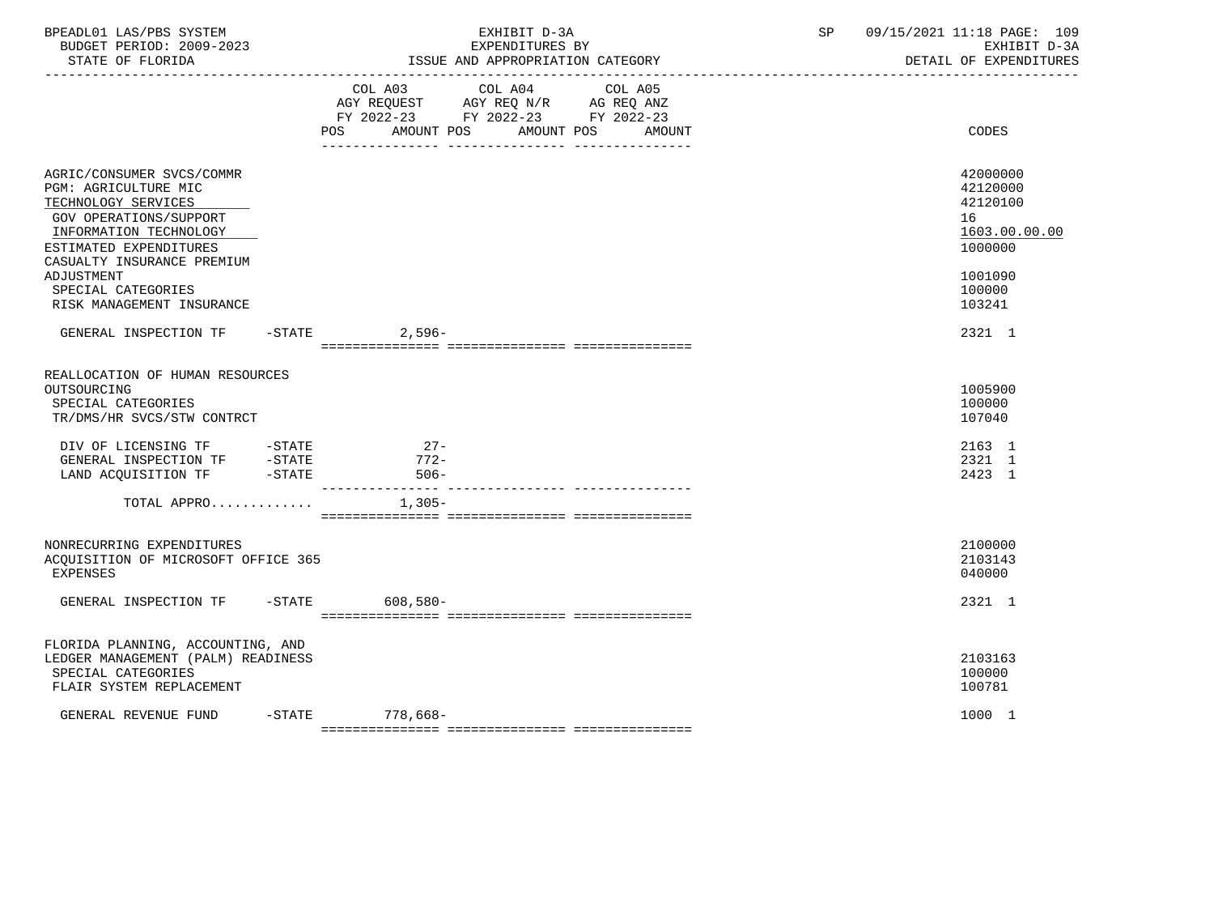BPEADL01 LAS/PBS SYSTEM | EXHIBIT D-3A | SP 09/15/2021 11:18 PAGE: 109
BUDGET PERIOD: 2009-2023 | EXPENDITURES BY | EXHIBIT D-3A
STATE OF FLORIDA | ISSUE AND APPROPRIATION CATEGORY | DETAIL OF EXPENDITURES

| | COL A03 AGY REQUEST FY 2022-23 POS | AMOUNT | COL A04 AGY REQ N/R FY 2022-23 POS | AMOUNT | COL A05 AG REQ ANZ FY 2022-23 POS | AMOUNT | CODES |
|---|---|---|---|---|---|---|---|
| AGRIC/CONSUMER SVCS/COMMR | | | | | | | 42000000 |
| PGM: AGRICULTURE MIC | | | | | | | 42120000 |
| TECHNOLOGY SERVICES | | | | | | | 42120100 |
| GOV OPERATIONS/SUPPORT | | | | | | | 16 |
| INFORMATION TECHNOLOGY | | | | | | | 1603.00.00.00 |
| ESTIMATED EXPENDITURES | | | | | | | 1000000 |
| CASUALTY INSURANCE PREMIUM ADJUSTMENT | | | | | | | 1001090 |
| SPECIAL CATEGORIES | | | | | | | 100000 |
| RISK MANAGEMENT INSURANCE | | | | | | | 103241 |
| GENERAL INSPECTION TF -STATE | | 2,596- | | | | | 2321 1 |
| REALLOCATION OF HUMAN RESOURCES OUTSOURCING | | | | | | | 1005900 |
| SPECIAL CATEGORIES | | | | | | | 100000 |
| TR/DMS/HR SVCS/STW CONTRCT | | | | | | | 107040 |
| DIV OF LICENSING TF -STATE | | 27- | | | | | 2163 1 |
| GENERAL INSPECTION TF -STATE | | 772- | | | | | 2321 1 |
| LAND ACQUISITION TF -STATE | | 506- | | | | | 2423 1 |
| TOTAL APPRO............. | | 1,305- | | | | | |
| NONRECURRING EXPENDITURES | | | | | | | 2100000 |
| ACQUISITION OF MICROSOFT OFFICE 365 | | | | | | | 2103143 |
| EXPENSES | | | | | | | 040000 |
| GENERAL INSPECTION TF -STATE | | 608,580- | | | | | 2321 1 |
| FLORIDA PLANNING, ACCOUNTING, AND LEDGER MANAGEMENT (PALM) READINESS | | | | | | | 2103163 |
| SPECIAL CATEGORIES | | | | | | | 100000 |
| FLAIR SYSTEM REPLACEMENT | | | | | | | 100781 |
| GENERAL REVENUE FUND -STATE | | 778,668- | | | | | 1000 1 |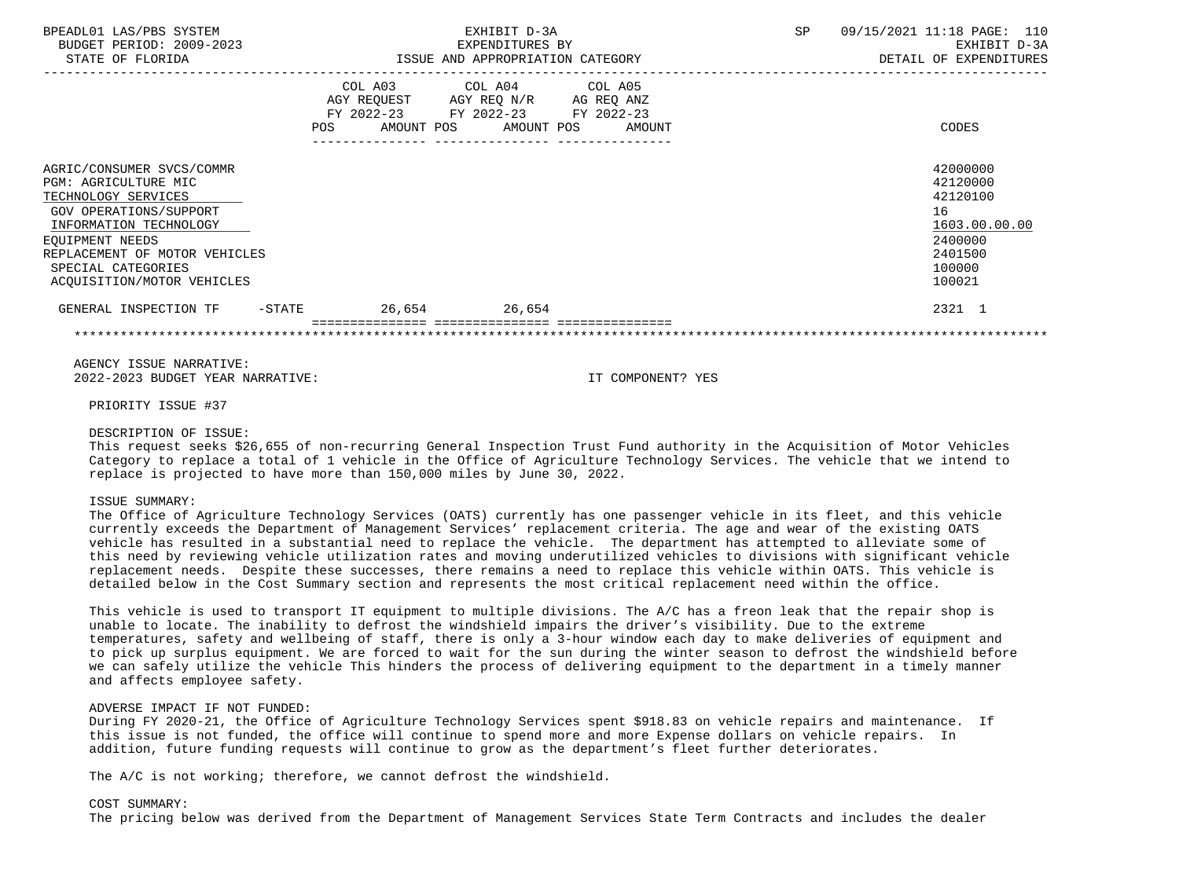| | COL A03 AGY REQUEST FY 2022-23 POS AMOUNT | COL A04 AGY REQ N/R FY 2022-23 POS AMOUNT | COL A05 AG REQ ANZ FY 2022-23 POS AMOUNT | CODES |
|---|---|---|---|---|
| AGRIC/CONSUMER SVCS/COMMR | | | | 42000000 |
| PGM: AGRICULTURE MIC | | | | 42120000 |
| TECHNOLOGY SERVICES | | | | 42120100 |
| GOV OPERATIONS/SUPPORT | | | | 16 |
| INFORMATION TECHNOLOGY | | | | 1603.00.00.00 |
| EQUIPMENT NEEDS | | | | 2400000 |
| REPLACEMENT OF MOTOR VEHICLES | | | | 2401500 |
| SPECIAL CATEGORIES | | | | 100000 |
| ACQUISITION/MOTOR VEHICLES | | | | 100021 |
| GENERAL INSPECTION TF -STATE | 26,654 | 26,654 | | 2321 1 |

AGENCY ISSUE NARRATIVE:
2022-2023 BUDGET YEAR NARRATIVE: IT COMPONENT? YES

PRIORITY ISSUE #37

DESCRIPTION OF ISSUE:
This request seeks $26,655 of non-recurring General Inspection Trust Fund authority in the Acquisition of Motor Vehicles Category to replace a total of 1 vehicle in the Office of Agriculture Technology Services. The vehicle that we intend to replace is projected to have more than 150,000 miles by June 30, 2022.

ISSUE SUMMARY:
The Office of Agriculture Technology Services (OATS) currently has one passenger vehicle in its fleet, and this vehicle currently exceeds the Department of Management Services' replacement criteria. The age and wear of the existing OATS vehicle has resulted in a substantial need to replace the vehicle. The department has attempted to alleviate some of this need by reviewing vehicle utilization rates and moving underutilized vehicles to divisions with significant vehicle replacement needs. Despite these successes, there remains a need to replace this vehicle within OATS. This vehicle is detailed below in the Cost Summary section and represents the most critical replacement need within the office.

This vehicle is used to transport IT equipment to multiple divisions. The A/C has a freon leak that the repair shop is unable to locate. The inability to defrost the windshield impairs the driver's visibility. Due to the extreme temperatures, safety and wellbeing of staff, there is only a 3-hour window each day to make deliveries of equipment and to pick up surplus equipment. We are forced to wait for the sun during the winter season to defrost the windshield before we can safely utilize the vehicle This hinders the process of delivering equipment to the department in a timely manner and affects employee safety.

ADVERSE IMPACT IF NOT FUNDED:
During FY 2020-21, the Office of Agriculture Technology Services spent $918.83 on vehicle repairs and maintenance. If this issue is not funded, the office will continue to spend more and more Expense dollars on vehicle repairs. In addition, future funding requests will continue to grow as the department's fleet further deteriorates.

The A/C is not working; therefore, we cannot defrost the windshield.

COST SUMMARY:
The pricing below was derived from the Department of Management Services State Term Contracts and includes the dealer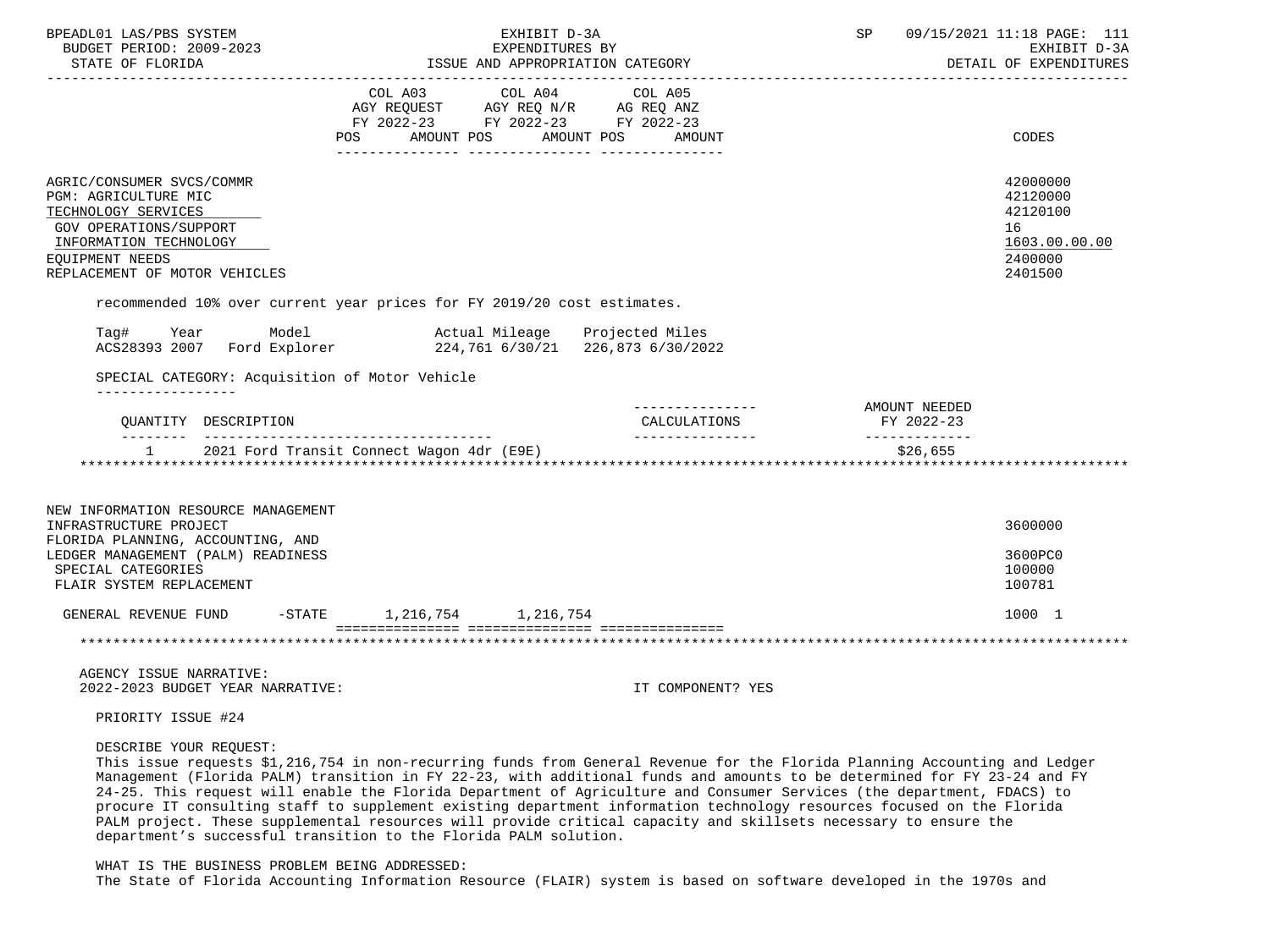| | COL A03 AGY REQUEST FY 2022-23 POS AMOUNT | COL A04 AGY REQ N/R FY 2022-23 POS AMOUNT | COL A05 AG REQ ANZ FY 2022-23 POS AMOUNT | CODES |
|---|---|---|---|---|
| AGRIC/CONSUMER SVCS/COMMR | | | | 42000000 |
| PGM: AGRICULTURE MIC | | | | 42120000 |
| TECHNOLOGY SERVICES | | | | 42120100 |
| GOV OPERATIONS/SUPPORT | | | | 16 |
| INFORMATION TECHNOLOGY | | | | 1603.00.00.00 |
| EQUIPMENT NEEDS | | | | 2400000 |
| REPLACEMENT OF MOTOR VEHICLES | | | | 2401500 |

recommended 10% over current year prices for FY 2019/20 cost estimates.

| Tag# | Year | Model | Actual Mileage | Projected Miles |
|---|---|---|---|---|
| ACS28393 | 2007 | Ford Explorer | 224,761 6/30/21 | 226,873 6/30/2022 |

SPECIAL CATEGORY: Acquisition of Motor Vehicle

| QUANTITY | DESCRIPTION | CALCULATIONS | AMOUNT NEEDED FY 2022-23 |
|---|---|---|---|
| 1 | 2021 Ford Transit Connect Wagon 4dr (E9E) | | $26,655 |

| | COL A03 | COL A04 | COL A05 | CODES |
|---|---|---|---|---|
| NEW INFORMATION RESOURCE MANAGEMENT INFRASTRUCTURE PROJECT | | | | 3600000 |
| FLORIDA PLANNING, ACCOUNTING, AND LEDGER MANAGEMENT (PALM) READINESS | | | | 3600PC0 |
| SPECIAL CATEGORIES | | | | 100000 |
| FLAIR SYSTEM REPLACEMENT | | | | 100781 |
| GENERAL REVENUE FUND -STATE | 1,216,754 | 1,216,754 | | 1000 1 |

AGENCY ISSUE NARRATIVE:
2022-2023 BUDGET YEAR NARRATIVE: IT COMPONENT? YES

PRIORITY ISSUE #24

DESCRIBE YOUR REQUEST:
This issue requests $1,216,754 in non-recurring funds from General Revenue for the Florida Planning Accounting and Ledger Management (Florida PALM) transition in FY 22-23, with additional funds and amounts to be determined for FY 23-24 and FY 24-25. This request will enable the Florida Department of Agriculture and Consumer Services (the department, FDACS) to procure IT consulting staff to supplement existing department information technology resources focused on the Florida PALM project. These supplemental resources will provide critical capacity and skillsets necessary to ensure the department's successful transition to the Florida PALM solution.

WHAT IS THE BUSINESS PROBLEM BEING ADDRESSED:
The State of Florida Accounting Information Resource (FLAIR) system is based on software developed in the 1970s and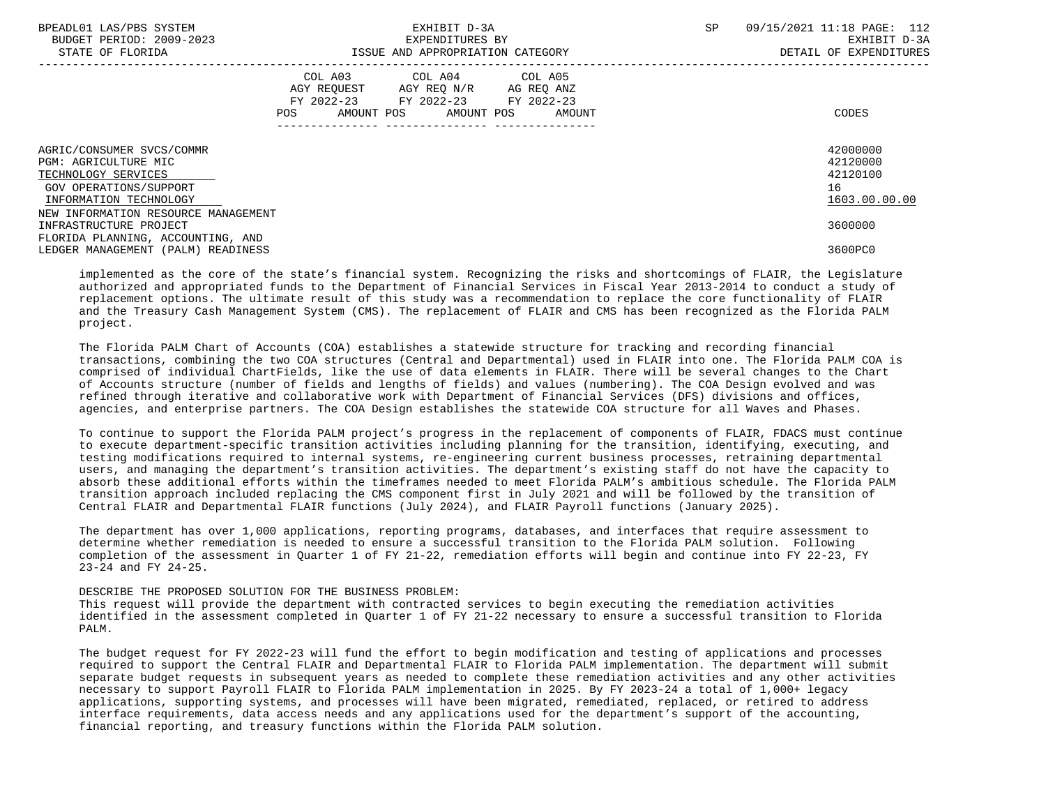| | COL A03 AGY REQUEST FY 2022-23 POS AMOUNT | COL A04 AGY REQ N/R FY 2022-23 POS AMOUNT | COL A05 AG REQ ANZ FY 2022-23 POS AMOUNT | CODES |
|---|---|---|---|---|
| AGRIC/CONSUMER SVCS/COMMR | | | | 42000000 |
| PGM: AGRICULTURE MIC | | | | 42120000 |
| TECHNOLOGY SERVICES | | | | 42120100 |
| GOV OPERATIONS/SUPPORT | | | | 16 |
| INFORMATION TECHNOLOGY | | | | 1603.00.00.00 |
| NEW INFORMATION RESOURCE MANAGEMENT INFRASTRUCTURE PROJECT | | | | 3600000 |
| FLORIDA PLANNING, ACCOUNTING, AND LEDGER MANAGEMENT (PALM) READINESS | | | | 3600PC0 |

implemented as the core of the state's financial system. Recognizing the risks and shortcomings of FLAIR, the Legislature authorized and appropriated funds to the Department of Financial Services in Fiscal Year 2013-2014 to conduct a study of replacement options. The ultimate result of this study was a recommendation to replace the core functionality of FLAIR and the Treasury Cash Management System (CMS). The replacement of FLAIR and CMS has been recognized as the Florida PALM project.

The Florida PALM Chart of Accounts (COA) establishes a statewide structure for tracking and recording financial transactions, combining the two COA structures (Central and Departmental) used in FLAIR into one. The Florida PALM COA is comprised of individual ChartFields, like the use of data elements in FLAIR. There will be several changes to the Chart of Accounts structure (number of fields and lengths of fields) and values (numbering). The COA Design evolved and was refined through iterative and collaborative work with Department of Financial Services (DFS) divisions and offices, agencies, and enterprise partners. The COA Design establishes the statewide COA structure for all Waves and Phases.

To continue to support the Florida PALM project's progress in the replacement of components of FLAIR, FDACS must continue to execute department-specific transition activities including planning for the transition, identifying, executing, and testing modifications required to internal systems, re-engineering current business processes, retraining departmental users, and managing the department's transition activities. The department's existing staff do not have the capacity to absorb these additional efforts within the timeframes needed to meet Florida PALM's ambitious schedule. The Florida PALM transition approach included replacing the CMS component first in July 2021 and will be followed by the transition of Central FLAIR and Departmental FLAIR functions (July 2024), and FLAIR Payroll functions (January 2025).

The department has over 1,000 applications, reporting programs, databases, and interfaces that require assessment to determine whether remediation is needed to ensure a successful transition to the Florida PALM solution. Following completion of the assessment in Quarter 1 of FY 21-22, remediation efforts will begin and continue into FY 22-23, FY 23-24 and FY 24-25.

DESCRIBE THE PROPOSED SOLUTION FOR THE BUSINESS PROBLEM:
This request will provide the department with contracted services to begin executing the remediation activities identified in the assessment completed in Quarter 1 of FY 21-22 necessary to ensure a successful transition to Florida PALM.

The budget request for FY 2022-23 will fund the effort to begin modification and testing of applications and processes required to support the Central FLAIR and Departmental FLAIR to Florida PALM implementation. The department will submit separate budget requests in subsequent years as needed to complete these remediation activities and any other activities necessary to support Payroll FLAIR to Florida PALM implementation in 2025. By FY 2023-24 a total of 1,000+ legacy applications, supporting systems, and processes will have been migrated, remediated, replaced, or retired to address interface requirements, data access needs and any applications used for the department's support of the accounting, financial reporting, and treasury functions within the Florida PALM solution.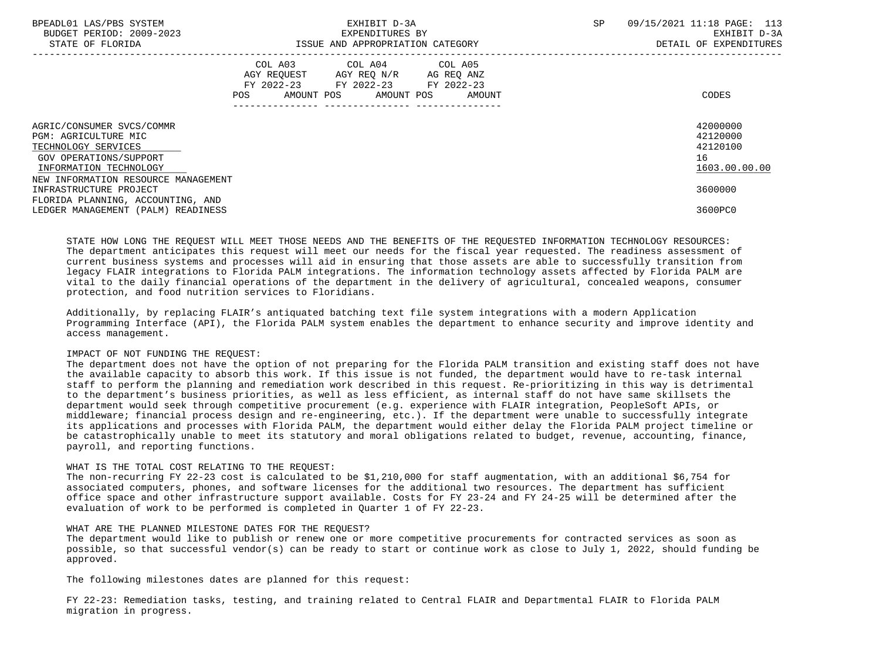| | COL A03 AGY REQUEST FY 2022-23 POS AMOUNT | COL A04 AGY REQ N/R FY 2022-23 POS AMOUNT | COL A05 AG REQ ANZ FY 2022-23 POS AMOUNT | CODES |
|---|---|---|---|---|
| AGRIC/CONSUMER SVCS/COMMR | | | | 42000000 |
| PGM: AGRICULTURE MIC | | | | 42120000 |
| TECHNOLOGY SERVICES | | | | 42120100 |
| GOV OPERATIONS/SUPPORT | | | | 16 |
| INFORMATION TECHNOLOGY | | | | 1603.00.00.00 |
| NEW INFORMATION RESOURCE MANAGEMENT INFRASTRUCTURE PROJECT | | | | 3600000 |
| FLORIDA PLANNING, ACCOUNTING, AND LEDGER MANAGEMENT (PALM) READINESS | | | | 3600PC0 |

STATE HOW LONG THE REQUEST WILL MEET THOSE NEEDS AND THE BENEFITS OF THE REQUESTED INFORMATION TECHNOLOGY RESOURCES:
The department anticipates this request will meet our needs for the fiscal year requested. The readiness assessment of current business systems and processes will aid in ensuring that those assets are able to successfully transition from legacy FLAIR integrations to Florida PALM integrations. The information technology assets affected by Florida PALM are vital to the daily financial operations of the department in the delivery of agricultural, concealed weapons, consumer protection, and food nutrition services to Floridians.

Additionally, by replacing FLAIR's antiquated batching text file system integrations with a modern Application Programming Interface (API), the Florida PALM system enables the department to enhance security and improve identity and access management.

IMPACT OF NOT FUNDING THE REQUEST:
The department does not have the option of not preparing for the Florida PALM transition and existing staff does not have the available capacity to absorb this work. If this issue is not funded, the department would have to re-task internal staff to perform the planning and remediation work described in this request. Re-prioritizing in this way is detrimental to the department's business priorities, as well as less efficient, as internal staff do not have same skillsets the department would seek through competitive procurement (e.g. experience with FLAIR integration, PeopleSoft APIs, or middleware; financial process design and re-engineering, etc.). If the department were unable to successfully integrate its applications and processes with Florida PALM, the department would either delay the Florida PALM project timeline or be catastrophically unable to meet its statutory and moral obligations related to budget, revenue, accounting, finance, payroll, and reporting functions.

WHAT IS THE TOTAL COST RELATING TO THE REQUEST:
The non-recurring FY 22-23 cost is calculated to be $1,210,000 for staff augmentation, with an additional $6,754 for associated computers, phones, and software licenses for the additional two resources. The department has sufficient office space and other infrastructure support available. Costs for FY 23-24 and FY 24-25 will be determined after the evaluation of work to be performed is completed in Quarter 1 of FY 22-23.

WHAT ARE THE PLANNED MILESTONE DATES FOR THE REQUEST?
The department would like to publish or renew one or more competitive procurements for contracted services as soon as possible, so that successful vendor(s) can be ready to start or continue work as close to July 1, 2022, should funding be approved.

The following milestones dates are planned for this request:

FY 22-23: Remediation tasks, testing, and training related to Central FLAIR and Departmental FLAIR to Florida PALM migration in progress.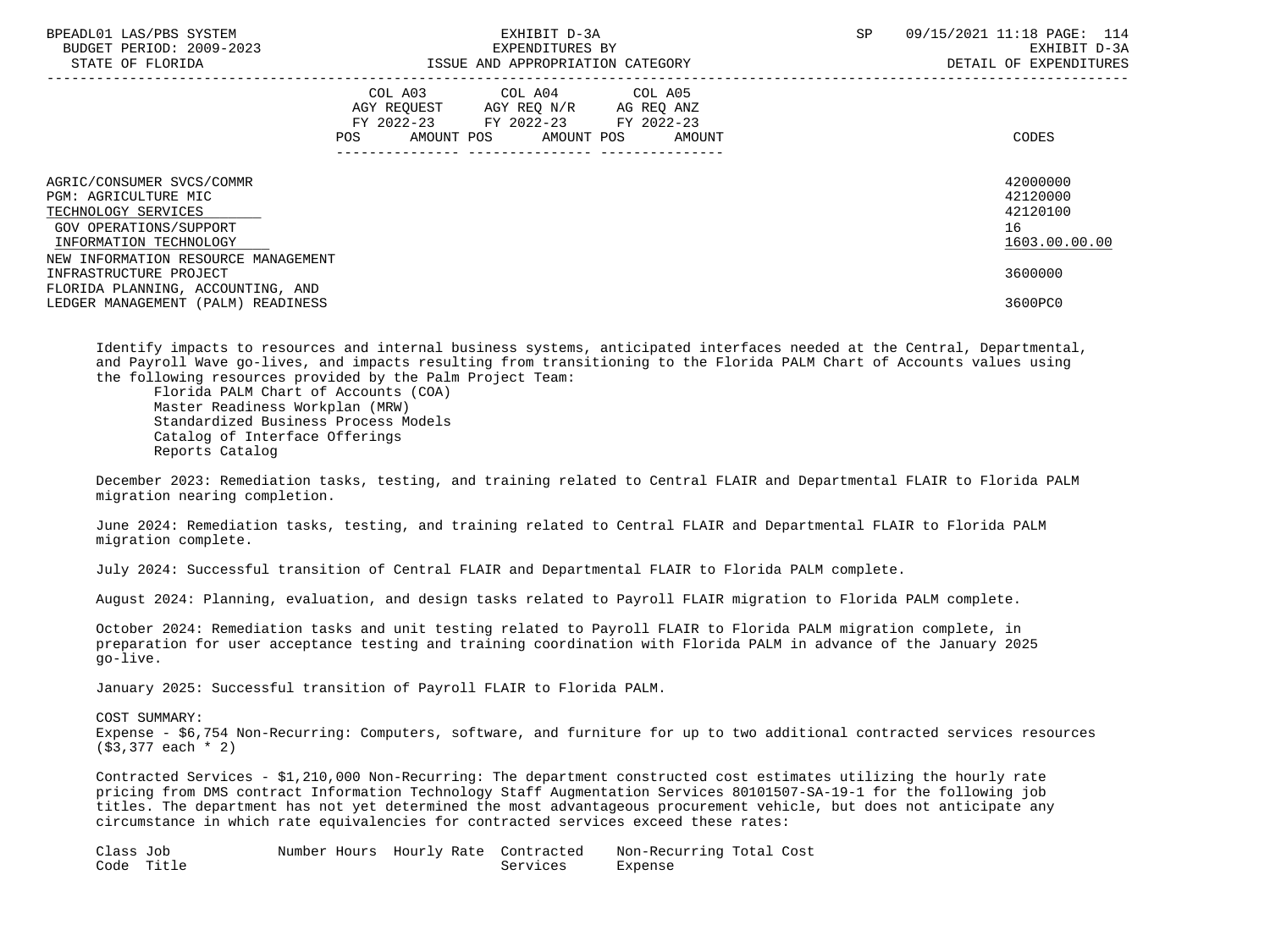| | COL A03 AGY REQUEST FY 2022-23 POS AMOUNT | COL A04 AGY REQ N/R FY 2022-23 POS AMOUNT | COL A05 AG REQ ANZ FY 2022-23 POS AMOUNT | CODES |
|---|---|---|---|---|
| AGRIC/CONSUMER SVCS/COMMR | | | | 42000000 |
| PGM: AGRICULTURE MIC | | | | 42120000 |
| TECHNOLOGY SERVICES | | | | 42120100 |
| GOV OPERATIONS/SUPPORT | | | | 16 |
| INFORMATION TECHNOLOGY | | | | 1603.00.00.00 |
| NEW INFORMATION RESOURCE MANAGEMENT INFRASTRUCTURE PROJECT | | | | 3600000 |
| FLORIDA PLANNING, ACCOUNTING, AND LEDGER MANAGEMENT (PALM) READINESS | | | | 3600PC0 |

Identify impacts to resources and internal business systems, anticipated interfaces needed at the Central, Departmental, and Payroll Wave go-lives, and impacts resulting from transitioning to the Florida PALM Chart of Accounts values using the following resources provided by the Palm Project Team:

- Florida PALM Chart of Accounts (COA)
- Master Readiness Workplan (MRW)
- Standardized Business Process Models
- Catalog of Interface Offerings
- Reports Catalog

December 2023: Remediation tasks, testing, and training related to Central FLAIR and Departmental FLAIR to Florida PALM migration nearing completion.

June 2024: Remediation tasks, testing, and training related to Central FLAIR and Departmental FLAIR to Florida PALM migration complete.

July 2024: Successful transition of Central FLAIR and Departmental FLAIR to Florida PALM complete.

August 2024: Planning, evaluation, and design tasks related to Payroll FLAIR migration to Florida PALM complete.

October 2024: Remediation tasks and unit testing related to Payroll FLAIR to Florida PALM migration complete, in preparation for user acceptance testing and training coordination with Florida PALM in advance of the January 2025 go-live.

January 2025: Successful transition of Payroll FLAIR to Florida PALM.

COST SUMMARY:
Expense - $6,754 Non-Recurring: Computers, software, and furniture for up to two additional contracted services resources ($3,377 each * 2)

Contracted Services - $1,210,000 Non-Recurring: The department constructed cost estimates utilizing the hourly rate pricing from DMS contract Information Technology Staff Augmentation Services 80101507-SA-19-1 for the following job titles. The department has not yet determined the most advantageous procurement vehicle, but does not anticipate any circumstance in which rate equivalencies for contracted services exceed these rates:

| Class Code | Job Title | Number | Hours | Hourly Rate | Contracted Services | Non-Recurring Expense | Total Cost |
|---|---|---|---|---|---|---|---|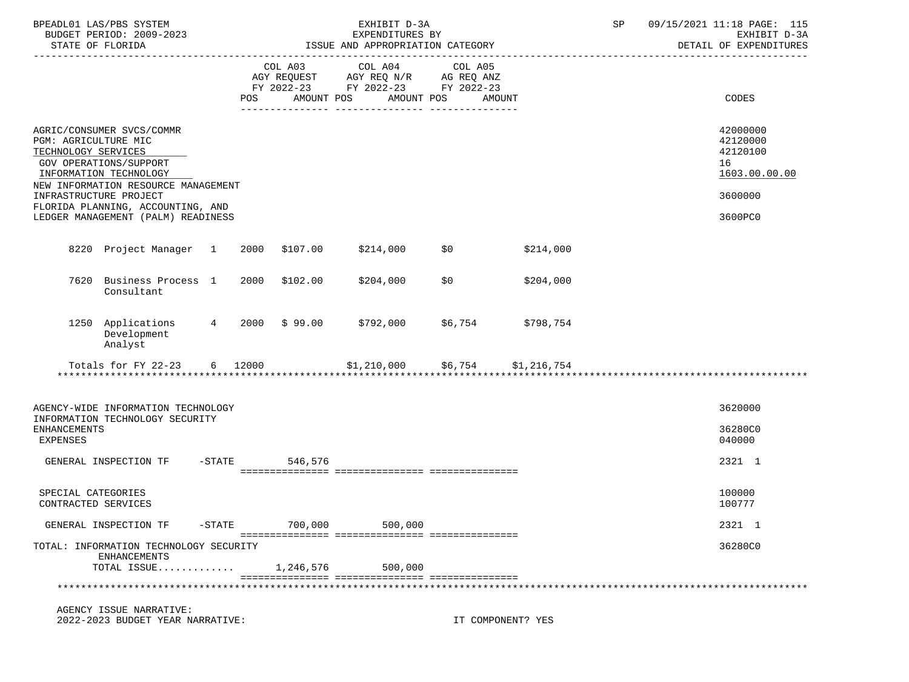BPEADL01 LAS/PBS SYSTEM | EXHIBIT D-3A | SP 09/15/2021 11:18 PAGE: 115
BUDGET PERIOD: 2009-2023 | EXPENDITURES BY | EXHIBIT D-3A
STATE OF FLORIDA | ISSUE AND APPROPRIATION CATEGORY | DETAIL OF EXPENDITURES

| | COL A03 AGY REQUEST FY 2022-23 POS AMOUNT | COL A04 AGY REQ N/R FY 2022-23 POS AMOUNT | COL A05 AG REQ ANZ FY 2022-23 POS AMOUNT | CODES |
|---|---|---|---|---|
| AGRIC/CONSUMER SVCS/COMMR | | | | 42000000 |
| PGM: AGRICULTURE MIC | | | | 42120000 |
| TECHNOLOGY SERVICES | | | | 42120100 |
| GOV OPERATIONS/SUPPORT | | | | 16 |
| INFORMATION TECHNOLOGY | | | | 1603.00.00.00 |
| NEW INFORMATION RESOURCE MANAGEMENT INFRASTRUCTURE PROJECT | | | | 3600000 |
| FLORIDA PLANNING, ACCOUNTING, AND LEDGER MANAGEMENT (PALM) READINESS | | | | 3600PC0 |

| | | | | | | | |
|---|---|---|---|---|---|---|---|
| 8220 | Project Manager | 1 | 2000 | $107.00 | $214,000 | $0 | $214,000 |
| 7620 | Business Process Consultant | 1 | 2000 | $102.00 | $204,000 | $0 | $204,000 |
| 1250 | Applications Development Analyst | 4 | 2000 | $ 99.00 | $792,000 | $6,754 | $798,754 |
| | Totals for FY 22-23 | 6 | 12000 | | $1,210,000 | $6,754 | $1,216,754 |

| | COL A03 | COL A04 | COL A05 | CODES |
|---|---|---|---|---|
| AGENCY-WIDE INFORMATION TECHNOLOGY | | | | 3620000 |
| INFORMATION TECHNOLOGY SECURITY ENHANCEMENTS | | | | 36280C0 |
| EXPENSES | | | | 040000 |
| GENERAL INSPECTION TF -STATE | 546,576 | | | 2321 1 |
| SPECIAL CATEGORIES | | | | 100000 |
| CONTRACTED SERVICES | | | | 100777 |
| GENERAL INSPECTION TF -STATE | 700,000 | 500,000 | | 2321 1 |
| TOTAL: INFORMATION TECHNOLOGY SECURITY ENHANCEMENTS | | | | 36280C0 |
| TOTAL ISSUE............ | 1,246,576 | 500,000 | | |

AGENCY ISSUE NARRATIVE:
2022-2023 BUDGET YEAR NARRATIVE: IT COMPONENT? YES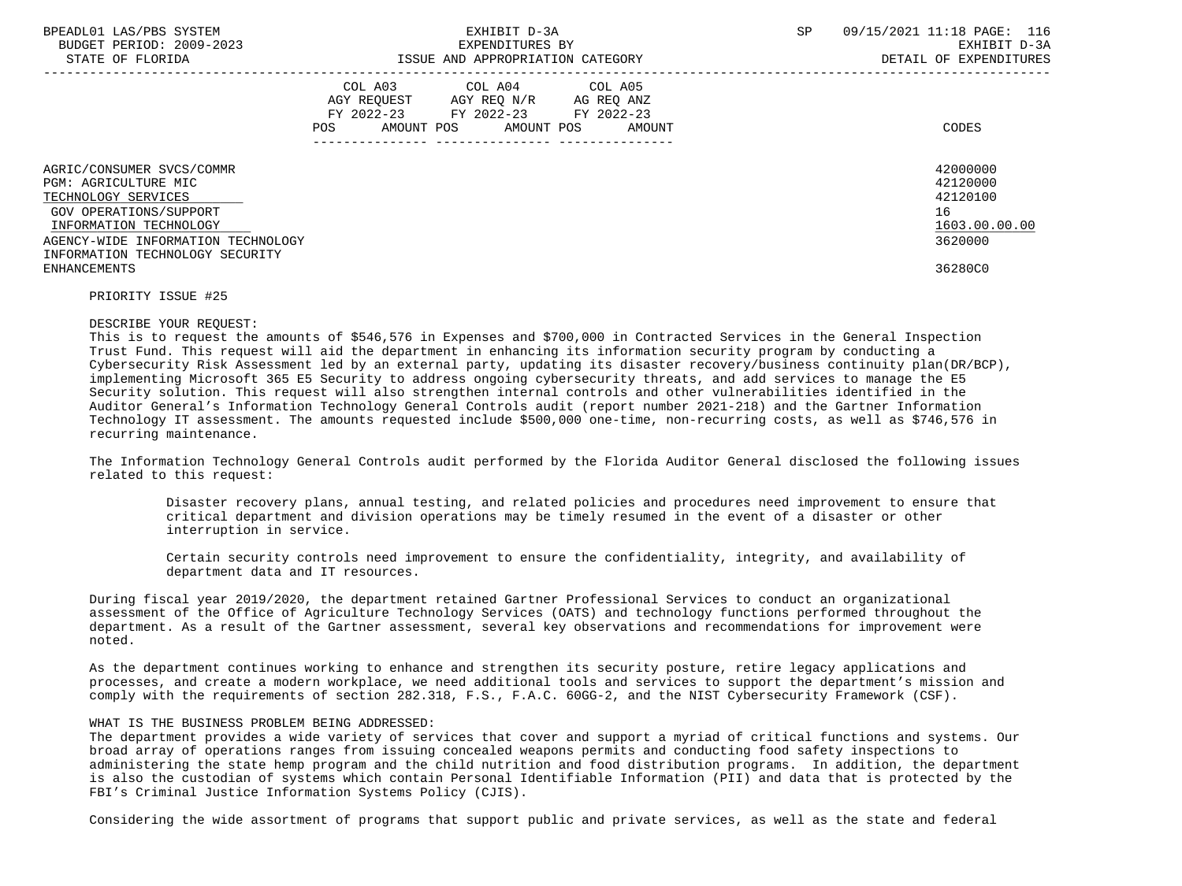| | COL A03 AGY REQUEST FY 2022-23 POS AMOUNT | COL A04 AGY REQ N/R FY 2022-23 POS AMOUNT | COL A05 AG REQ ANZ FY 2022-23 POS AMOUNT | CODES |
|---|---|---|---|---|
| AGRIC/CONSUMER SVCS/COMMR | | | | 42000000 |
| PGM: AGRICULTURE MIC | | | | 42120000 |
| TECHNOLOGY SERVICES | | | | 42120100 |
| GOV OPERATIONS/SUPPORT | | | | 16 |
| INFORMATION TECHNOLOGY | | | | 1603.00.00.00 |
| AGENCY-WIDE INFORMATION TECHNOLOGY | | | | 3620000 |
| INFORMATION TECHNOLOGY SECURITY ENHANCEMENTS | | | | 36280C0 |

PRIORITY ISSUE #25

DESCRIBE YOUR REQUEST:
This is to request the amounts of $546,576 in Expenses and $700,000 in Contracted Services in the General Inspection Trust Fund. This request will aid the department in enhancing its information security program by conducting a Cybersecurity Risk Assessment led by an external party, updating its disaster recovery/business continuity plan(DR/BCP), implementing Microsoft 365 E5 Security to address ongoing cybersecurity threats, and add services to manage the E5 Security solution. This request will also strengthen internal controls and other vulnerabilities identified in the Auditor General's Information Technology General Controls audit (report number 2021-218) and the Gartner Information Technology IT assessment. The amounts requested include $500,000 one-time, non-recurring costs, as well as $746,576 in recurring maintenance.

The Information Technology General Controls audit performed by the Florida Auditor General disclosed the following issues related to this request:

> Disaster recovery plans, annual testing, and related policies and procedures need improvement to ensure that critical department and division operations may be timely resumed in the event of a disaster or other interruption in service.
>
> Certain security controls need improvement to ensure the confidentiality, integrity, and availability of department data and IT resources.

During fiscal year 2019/2020, the department retained Gartner Professional Services to conduct an organizational assessment of the Office of Agriculture Technology Services (OATS) and technology functions performed throughout the department. As a result of the Gartner assessment, several key observations and recommendations for improvement were noted.

As the department continues working to enhance and strengthen its security posture, retire legacy applications and processes, and create a modern workplace, we need additional tools and services to support the department's mission and comply with the requirements of section 282.318, F.S., F.A.C. 60GG-2, and the NIST Cybersecurity Framework (CSF).

WHAT IS THE BUSINESS PROBLEM BEING ADDRESSED:
The department provides a wide variety of services that cover and support a myriad of critical functions and systems. Our broad array of operations ranges from issuing concealed weapons permits and conducting food safety inspections to administering the state hemp program and the child nutrition and food distribution programs. In addition, the department is also the custodian of systems which contain Personal Identifiable Information (PII) and data that is protected by the FBI's Criminal Justice Information Systems Policy (CJIS).

Considering the wide assortment of programs that support public and private services, as well as the state and federal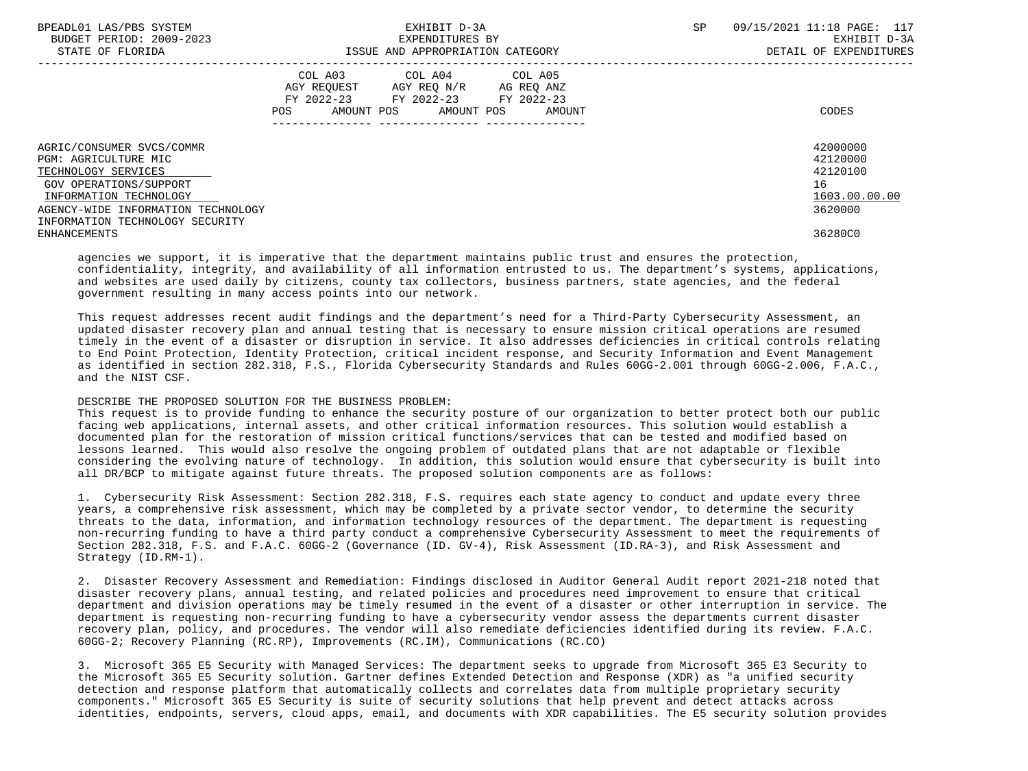| | COL A03 AGY REQUEST FY 2022-23 POS AMOUNT | COL A04 AGY REQ N/R FY 2022-23 POS AMOUNT | COL A05 AG REQ ANZ FY 2022-23 POS AMOUNT | CODES |
|---|---|---|---|---|
| AGRIC/CONSUMER SVCS/COMMR | | | | 42000000 |
| PGM: AGRICULTURE MIC | | | | 42120000 |
| TECHNOLOGY SERVICES | | | | 42120100 |
| GOV OPERATIONS/SUPPORT | | | | 16 |
| INFORMATION TECHNOLOGY | | | | 1603.00.00.00 |
| AGENCY-WIDE INFORMATION TECHNOLOGY | | | | 3620000 |
| INFORMATION TECHNOLOGY SECURITY ENHANCEMENTS | | | | 36280C0 |

agencies we support, it is imperative that the department maintains public trust and ensures the protection, confidentiality, integrity, and availability of all information entrusted to us. The department's systems, applications, and websites are used daily by citizens, county tax collectors, business partners, state agencies, and the federal government resulting in many access points into our network.

This request addresses recent audit findings and the department's need for a Third-Party Cybersecurity Assessment, an updated disaster recovery plan and annual testing that is necessary to ensure mission critical operations are resumed timely in the event of a disaster or disruption in service. It also addresses deficiencies in critical controls relating to End Point Protection, Identity Protection, critical incident response, and Security Information and Event Management as identified in section 282.318, F.S., Florida Cybersecurity Standards and Rules 60GG-2.001 through 60GG-2.006, F.A.C., and the NIST CSF.

DESCRIBE THE PROPOSED SOLUTION FOR THE BUSINESS PROBLEM:
This request is to provide funding to enhance the security posture of our organization to better protect both our public facing web applications, internal assets, and other critical information resources. This solution would establish a documented plan for the restoration of mission critical functions/services that can be tested and modified based on lessons learned. This would also resolve the ongoing problem of outdated plans that are not adaptable or flexible considering the evolving nature of technology. In addition, this solution would ensure that cybersecurity is built into all DR/BCP to mitigate against future threats. The proposed solution components are as follows:

1. Cybersecurity Risk Assessment: Section 282.318, F.S. requires each state agency to conduct and update every three years, a comprehensive risk assessment, which may be completed by a private sector vendor, to determine the security threats to the data, information, and information technology resources of the department. The department is requesting non-recurring funding to have a third party conduct a comprehensive Cybersecurity Assessment to meet the requirements of Section 282.318, F.S. and F.A.C. 60GG-2 (Governance (ID. GV-4), Risk Assessment (ID.RA-3), and Risk Assessment and Strategy (ID.RM-1).

2. Disaster Recovery Assessment and Remediation: Findings disclosed in Auditor General Audit report 2021-218 noted that disaster recovery plans, annual testing, and related policies and procedures need improvement to ensure that critical department and division operations may be timely resumed in the event of a disaster or other interruption in service. The department is requesting non-recurring funding to have a cybersecurity vendor assess the departments current disaster recovery plan, policy, and procedures. The vendor will also remediate deficiencies identified during its review. F.A.C. 60GG-2; Recovery Planning (RC.RP), Improvements (RC.IM), Communications (RC.CO)

3. Microsoft 365 E5 Security with Managed Services: The department seeks to upgrade from Microsoft 365 E3 Security to the Microsoft 365 E5 Security solution. Gartner defines Extended Detection and Response (XDR) as "a unified security detection and response platform that automatically collects and correlates data from multiple proprietary security components." Microsoft 365 E5 Security is suite of security solutions that help prevent and detect attacks across identities, endpoints, servers, cloud apps, email, and documents with XDR capabilities. The E5 security solution provides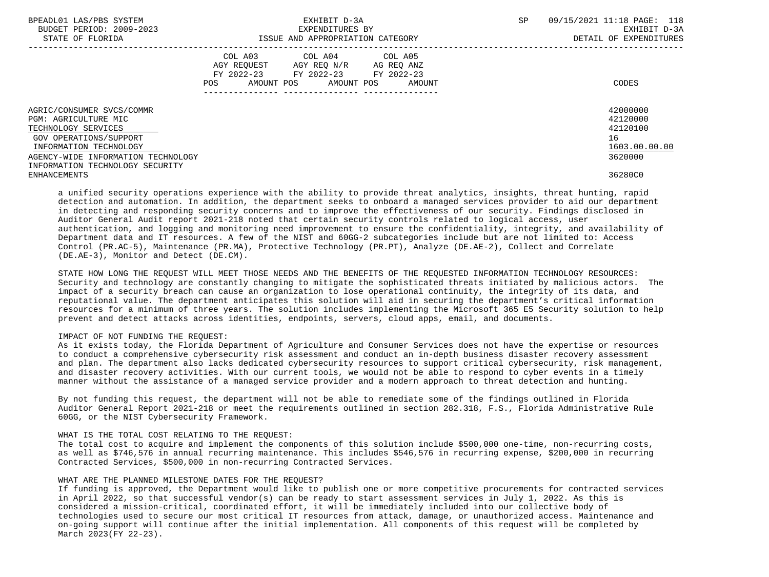| | COL A03 AGY REQUEST FY 2022-23 POS AMOUNT | COL A04 AGY REQ N/R FY 2022-23 POS AMOUNT | COL A05 AG REQ ANZ FY 2022-23 POS AMOUNT | CODES |
|---|---|---|---|---|
| AGRIC/CONSUMER SVCS/COMMR | | | | 42000000 |
| PGM: AGRICULTURE MIC | | | | 42120000 |
| TECHNOLOGY SERVICES | | | | 42120100 |
| GOV OPERATIONS/SUPPORT | | | | 16 |
| INFORMATION TECHNOLOGY | | | | 1603.00.00.00 |
| AGENCY-WIDE INFORMATION TECHNOLOGY | | | | 3620000 |
| INFORMATION TECHNOLOGY SECURITY ENHANCEMENTS | | | | 36280C0 |

a unified security operations experience with the ability to provide threat analytics, insights, threat hunting, rapid detection and automation. In addition, the department seeks to onboard a managed services provider to aid our department in detecting and responding security concerns and to improve the effectiveness of our security. Findings disclosed in Auditor General Audit report 2021-218 noted that certain security controls related to logical access, user authentication, and logging and monitoring need improvement to ensure the confidentiality, integrity, and availability of Department data and IT resources. A few of the NIST and 60GG-2 subcategories include but are not limited to: Access Control (PR.AC-5), Maintenance (PR.MA), Protective Technology (PR.PT), Analyze (DE.AE-2), Collect and Correlate (DE.AE-3), Monitor and Detect (DE.CM).

STATE HOW LONG THE REQUEST WILL MEET THOSE NEEDS AND THE BENEFITS OF THE REQUESTED INFORMATION TECHNOLOGY RESOURCES:
Security and technology are constantly changing to mitigate the sophisticated threats initiated by malicious actors. The impact of a security breach can cause an organization to lose operational continuity, the integrity of its data, and reputational value. The department anticipates this solution will aid in securing the department's critical information resources for a minimum of three years. The solution includes implementing the Microsoft 365 E5 Security solution to help prevent and detect attacks across identities, endpoints, servers, cloud apps, email, and documents.

IMPACT OF NOT FUNDING THE REQUEST:
As it exists today, the Florida Department of Agriculture and Consumer Services does not have the expertise or resources to conduct a comprehensive cybersecurity risk assessment and conduct an in-depth business disaster recovery assessment and plan. The department also lacks dedicated cybersecurity resources to support critical cybersecurity, risk management, and disaster recovery activities. With our current tools, we would not be able to respond to cyber events in a timely manner without the assistance of a managed service provider and a modern approach to threat detection and hunting.

By not funding this request, the department will not be able to remediate some of the findings outlined in Florida Auditor General Report 2021-218 or meet the requirements outlined in section 282.318, F.S., Florida Administrative Rule 60GG, or the NIST Cybersecurity Framework.

WHAT IS THE TOTAL COST RELATING TO THE REQUEST:
The total cost to acquire and implement the components of this solution include $500,000 one-time, non-recurring costs, as well as $746,576 in annual recurring maintenance. This includes $546,576 in recurring expense, $200,000 in recurring Contracted Services, $500,000 in non-recurring Contracted Services.

WHAT ARE THE PLANNED MILESTONE DATES FOR THE REQUEST?
If funding is approved, the Department would like to publish one or more competitive procurements for contracted services in April 2022, so that successful vendor(s) can be ready to start assessment services in July 1, 2022. As this is considered a mission-critical, coordinated effort, it will be immediately included into our collective body of technologies used to secure our most critical IT resources from attack, damage, or unauthorized access. Maintenance and on-going support will continue after the initial implementation. All components of this request will be completed by March 2023(FY 22-23).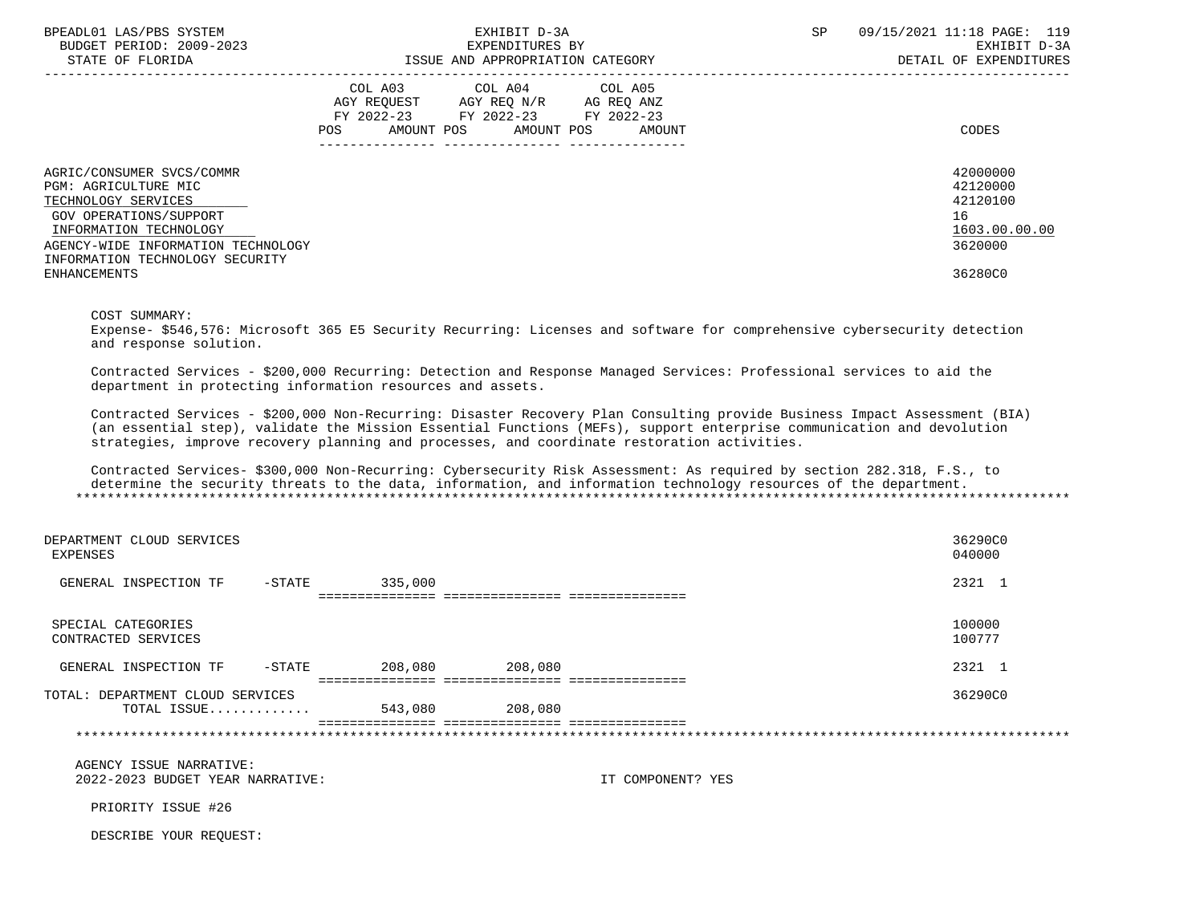| | COL A03 AGY REQUEST FY 2022-23 POS AMOUNT | COL A04 AGY REQ N/R FY 2022-23 POS AMOUNT | COL A05 AG REQ ANZ FY 2022-23 POS AMOUNT | CODES |
|---|---|---|---|---|
| AGRIC/CONSUMER SVCS/COMMR | | | | 42000000 |
| PGM: AGRICULTURE MIC | | | | 42120000 |
| TECHNOLOGY SERVICES | | | | 42120100 |
| GOV OPERATIONS/SUPPORT | | | | 16 |
| INFORMATION TECHNOLOGY | | | | 1603.00.00.00 |
| AGENCY-WIDE INFORMATION TECHNOLOGY | | | | 3620000 |
| INFORMATION TECHNOLOGY SECURITY ENHANCEMENTS | | | | 36280C0 |

COST SUMMARY:

Expense- $546,576: Microsoft 365 E5 Security Recurring: Licenses and software for comprehensive cybersecurity detection and response solution.

Contracted Services - $200,000 Recurring: Detection and Response Managed Services: Professional services to aid the department in protecting information resources and assets.

Contracted Services - $200,000 Non-Recurring: Disaster Recovery Plan Consulting provide Business Impact Assessment (BIA) (an essential step), validate the Mission Essential Functions (MEFs), support enterprise communication and devolution strategies, improve recovery planning and processes, and coordinate restoration activities.

Contracted Services- $300,000 Non-Recurring: Cybersecurity Risk Assessment: As required by section 282.318, F.S., to determine the security threats to the data, information, and information technology resources of the department.

*******************************************************************************************************************

| | COL A03 | COL A04 | COL A05 | CODES |
|---|---|---|---|---|
| DEPARTMENT CLOUD SERVICES | | | | 36290C0 |
| EXPENSES | | | | 040000 |
| GENERAL INSPECTION TF -STATE | 335,000 | | | 2321 1 |
| SPECIAL CATEGORIES | | | | 100000 |
| CONTRACTED SERVICES | | | | 100777 |
| GENERAL INSPECTION TF -STATE | 208,080 | 208,080 | | 2321 1 |
| TOTAL: DEPARTMENT CLOUD SERVICES | | | | 36290C0 |
| TOTAL ISSUE............ | 543,080 | 208,080 | | |

*******************************************************************************************************************

AGENCY ISSUE NARRATIVE:

2022-2023 BUDGET YEAR NARRATIVE: IT COMPONENT? YES

PRIORITY ISSUE #26

DESCRIBE YOUR REQUEST: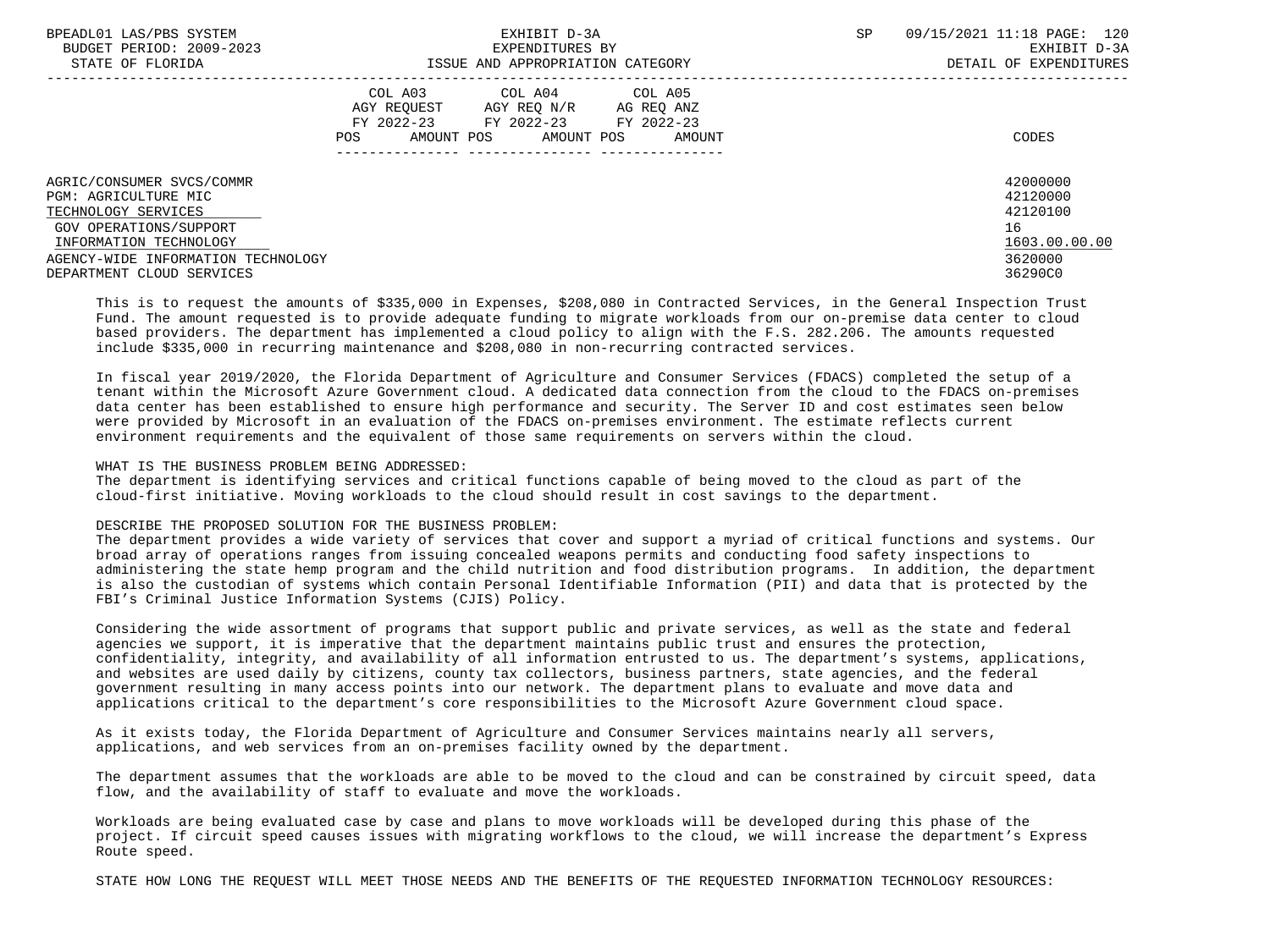| | COL A03 AGY REQUEST FY 2022-23 POS AMOUNT | COL A04 AGY REQ N/R FY 2022-23 POS AMOUNT | COL A05 AG REQ ANZ FY 2022-23 POS AMOUNT | CODES |
|---|---|---|---|---|
| AGRIC/CONSUMER SVCS/COMMR | | | | 42000000 |
| PGM: AGRICULTURE MIC | | | | 42120000 |
| TECHNOLOGY SERVICES | | | | 42120100 |
| GOV OPERATIONS/SUPPORT | | | | 16 |
| INFORMATION TECHNOLOGY | | | | 1603.00.00.00 |
| AGENCY-WIDE INFORMATION TECHNOLOGY | | | | 3620000 |
| DEPARTMENT CLOUD SERVICES | | | | 36290C0 |

This is to request the amounts of $335,000 in Expenses, $208,080 in Contracted Services, in the General Inspection Trust Fund. The amount requested is to provide adequate funding to migrate workloads from our on-premise data center to cloud based providers. The department has implemented a cloud policy to align with the F.S. 282.206. The amounts requested include $335,000 in recurring maintenance and $208,080 in non-recurring contracted services.

In fiscal year 2019/2020, the Florida Department of Agriculture and Consumer Services (FDACS) completed the setup of a tenant within the Microsoft Azure Government cloud. A dedicated data connection from the cloud to the FDACS on-premises data center has been established to ensure high performance and security. The Server ID and cost estimates seen below were provided by Microsoft in an evaluation of the FDACS on-premises environment. The estimate reflects current environment requirements and the equivalent of those same requirements on servers within the cloud.

WHAT IS THE BUSINESS PROBLEM BEING ADDRESSED:
The department is identifying services and critical functions capable of being moved to the cloud as part of the cloud-first initiative. Moving workloads to the cloud should result in cost savings to the department.

DESCRIBE THE PROPOSED SOLUTION FOR THE BUSINESS PROBLEM:
The department provides a wide variety of services that cover and support a myriad of critical functions and systems. Our broad array of operations ranges from issuing concealed weapons permits and conducting food safety inspections to administering the state hemp program and the child nutrition and food distribution programs. In addition, the department is also the custodian of systems which contain Personal Identifiable Information (PII) and data that is protected by the FBI's Criminal Justice Information Systems (CJIS) Policy.

Considering the wide assortment of programs that support public and private services, as well as the state and federal agencies we support, it is imperative that the department maintains public trust and ensures the protection, confidentiality, integrity, and availability of all information entrusted to us. The department's systems, applications, and websites are used daily by citizens, county tax collectors, business partners, state agencies, and the federal government resulting in many access points into our network. The department plans to evaluate and move data and applications critical to the department's core responsibilities to the Microsoft Azure Government cloud space.

As it exists today, the Florida Department of Agriculture and Consumer Services maintains nearly all servers, applications, and web services from an on-premises facility owned by the department.

The department assumes that the workloads are able to be moved to the cloud and can be constrained by circuit speed, data flow, and the availability of staff to evaluate and move the workloads.

Workloads are being evaluated case by case and plans to move workloads will be developed during this phase of the project. If circuit speed causes issues with migrating workflows to the cloud, we will increase the department's Express Route speed.

STATE HOW LONG THE REQUEST WILL MEET THOSE NEEDS AND THE BENEFITS OF THE REQUESTED INFORMATION TECHNOLOGY RESOURCES: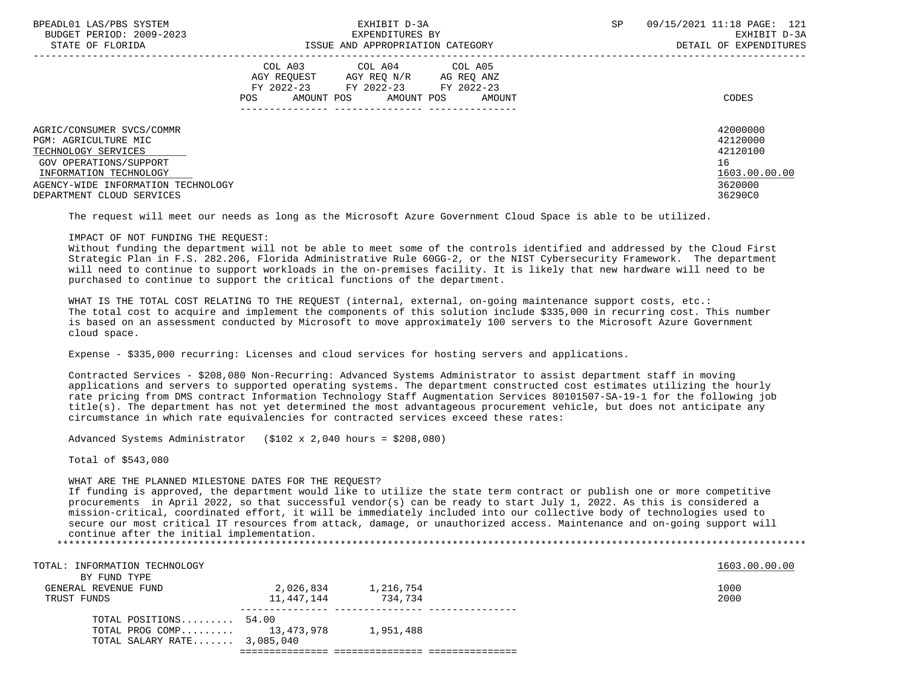| | COL A03 AGY REQUEST FY 2022-23 POS AMOUNT | COL A04 AGY REQ N/R FY 2022-23 POS AMOUNT | COL A05 AG REQ ANZ FY 2022-23 POS AMOUNT | CODES |
|---|---|---|---|---|
| AGRIC/CONSUMER SVCS/COMMR | | | | 42000000 |
| PGM: AGRICULTURE MIC | | | | 42120000 |
| TECHNOLOGY SERVICES | | | | 42120100 |
| GOV OPERATIONS/SUPPORT | | | | 16 |
| INFORMATION TECHNOLOGY | | | | 1603.00.00.00 |
| AGENCY-WIDE INFORMATION TECHNOLOGY | | | | 3620000 |
| DEPARTMENT CLOUD SERVICES | | | | 36290C0 |

The request will meet our needs as long as the Microsoft Azure Government Cloud Space is able to be utilized.

IMPACT OF NOT FUNDING THE REQUEST:
Without funding the department will not be able to meet some of the controls identified and addressed by the Cloud First Strategic Plan in F.S. 282.206, Florida Administrative Rule 60GG-2, or the NIST Cybersecurity Framework. The department will need to continue to support workloads in the on-premises facility. It is likely that new hardware will need to be purchased to continue to support the critical functions of the department.

WHAT IS THE TOTAL COST RELATING TO THE REQUEST (internal, external, on-going maintenance support costs, etc.:
The total cost to acquire and implement the components of this solution include $335,000 in recurring cost. This number is based on an assessment conducted by Microsoft to move approximately 100 servers to the Microsoft Azure Government cloud space.

Expense - $335,000 recurring: Licenses and cloud services for hosting servers and applications.

Contracted Services - $208,080 Non-Recurring: Advanced Systems Administrator to assist department staff in moving applications and servers to supported operating systems. The department constructed cost estimates utilizing the hourly rate pricing from DMS contract Information Technology Staff Augmentation Services 80101507-SA-19-1 for the following job title(s). The department has not yet determined the most advantageous procurement vehicle, but does not anticipate any circumstance in which rate equivalencies for contracted services exceed these rates:

Advanced Systems Administrator ($102 x 2,040 hours = $208,080)

Total of $543,080

WHAT ARE THE PLANNED MILESTONE DATES FOR THE REQUEST?
If funding is approved, the department would like to utilize the state term contract or publish one or more competitive procurements in April 2022, so that successful vendor(s) can be ready to start July 1, 2022. As this is considered a mission-critical, coordinated effort, it will be immediately included into our collective body of technologies used to secure our most critical IT resources from attack, damage, or unauthorized access. Maintenance and on-going support will continue after the initial implementation.

| | COL A03 | COL A04 | COL A05 | CODES |
|---|---|---|---|---|
| TOTAL: INFORMATION TECHNOLOGY | | | | 1603.00.00.00 |
| BY FUND TYPE | | | | |
| GENERAL REVENUE FUND | 2,026,834 | 1,216,754 | | 1000 |
| TRUST FUNDS | 11,447,144 | 734,734 | | 2000 |
| TOTAL POSITIONS......... | 54.00 | | | |
| TOTAL PROG COMP......... | 13,473,978 | 1,951,488 | | |
| TOTAL SALARY RATE....... | 3,085,040 | | | |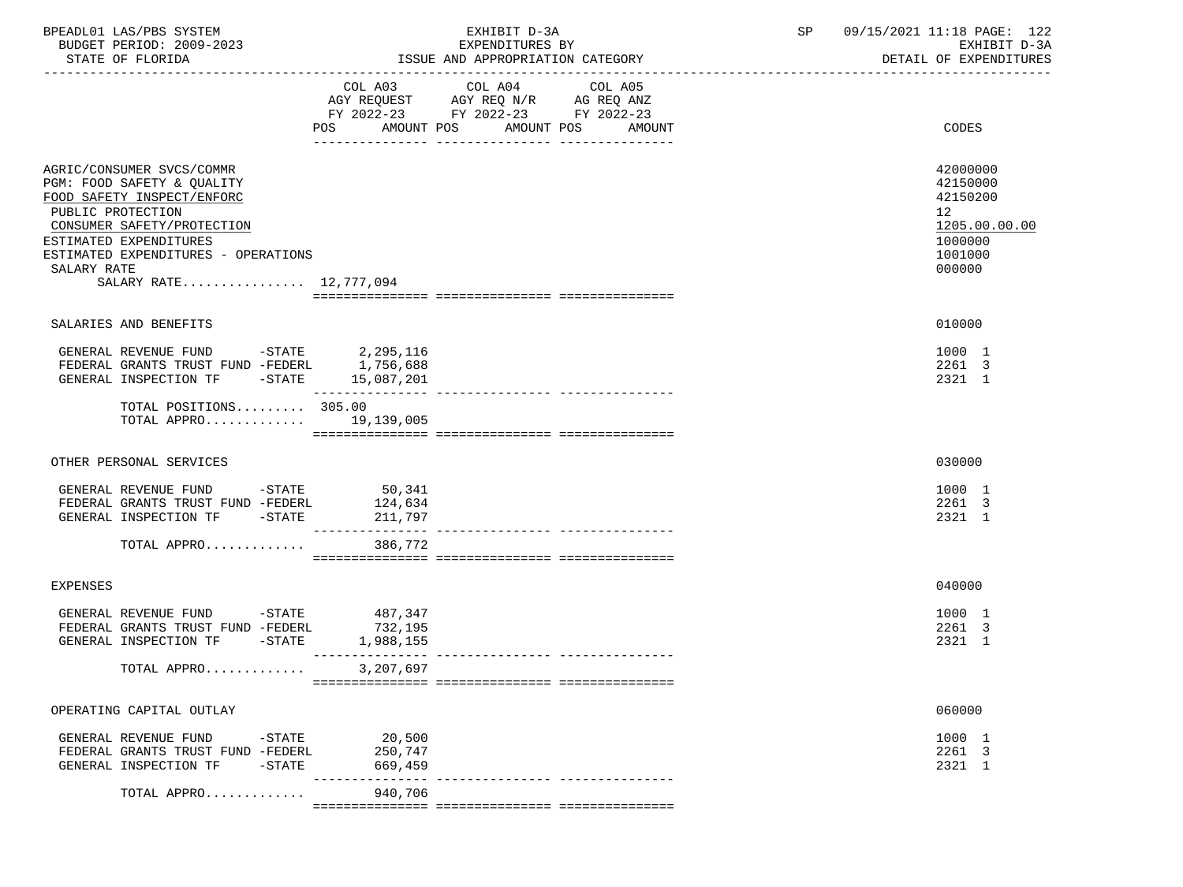BPEADL01 LAS/PBS SYSTEM | EXHIBIT D-3A | SP 09/15/2021 11:18 PAGE: 122
BUDGET PERIOD: 2009-2023 | EXPENDITURES BY | EXHIBIT D-3A
STATE OF FLORIDA | ISSUE AND APPROPRIATION CATEGORY | DETAIL OF EXPENDITURES

| | COL A03 AGY REQUEST FY 2022-23 POS AMOUNT | COL A04 AGY REQ N/R FY 2022-23 POS AMOUNT | COL A05 AG REQ ANZ FY 2022-23 POS AMOUNT | CODES |
|---|---|---|---|---|
| AGRIC/CONSUMER SVCS/COMMR | | | | 42000000 |
| PGM: FOOD SAFETY & QUALITY | | | | 42150000 |
| FOOD SAFETY INSPECT/ENFORC | | | | 42150200 |
| PUBLIC PROTECTION | | | | 12 |
| CONSUMER SAFETY/PROTECTION | | | | 1205.00.00.00 |
| ESTIMATED EXPENDITURES | | | | 1000000 |
| ESTIMATED EXPENDITURES - OPERATIONS | | | | 1001000 |
| SALARY RATE | | | | 000000 |
| SALARY RATE................ | 12,777,094 | | | |
| SALARIES AND BENEFITS | | | | 010000 |
| GENERAL REVENUE FUND -STATE | 2,295,116 | | | 1000 1 |
| FEDERAL GRANTS TRUST FUND -FEDERL | 1,756,688 | | | 2261 3 |
| GENERAL INSPECTION TF -STATE | 15,087,201 | | | 2321 1 |
| TOTAL POSITIONS......... | 305.00 | | | |
| TOTAL APPRO............. | 19,139,005 | | | |
| OTHER PERSONAL SERVICES | | | | 030000 |
| GENERAL REVENUE FUND -STATE | 50,341 | | | 1000 1 |
| FEDERAL GRANTS TRUST FUND -FEDERL | 124,634 | | | 2261 3 |
| GENERAL INSPECTION TF -STATE | 211,797 | | | 2321 1 |
| TOTAL APPRO............. | 386,772 | | | |
| EXPENSES | | | | 040000 |
| GENERAL REVENUE FUND -STATE | 487,347 | | | 1000 1 |
| FEDERAL GRANTS TRUST FUND -FEDERL | 732,195 | | | 2261 3 |
| GENERAL INSPECTION TF -STATE | 1,988,155 | | | 2321 1 |
| TOTAL APPRO............. | 3,207,697 | | | |
| OPERATING CAPITAL OUTLAY | | | | 060000 |
| GENERAL REVENUE FUND -STATE | 20,500 | | | 1000 1 |
| FEDERAL GRANTS TRUST FUND -FEDERL | 250,747 | | | 2261 3 |
| GENERAL INSPECTION TF -STATE | 669,459 | | | 2321 1 |
| TOTAL APPRO............. | 940,706 | | | |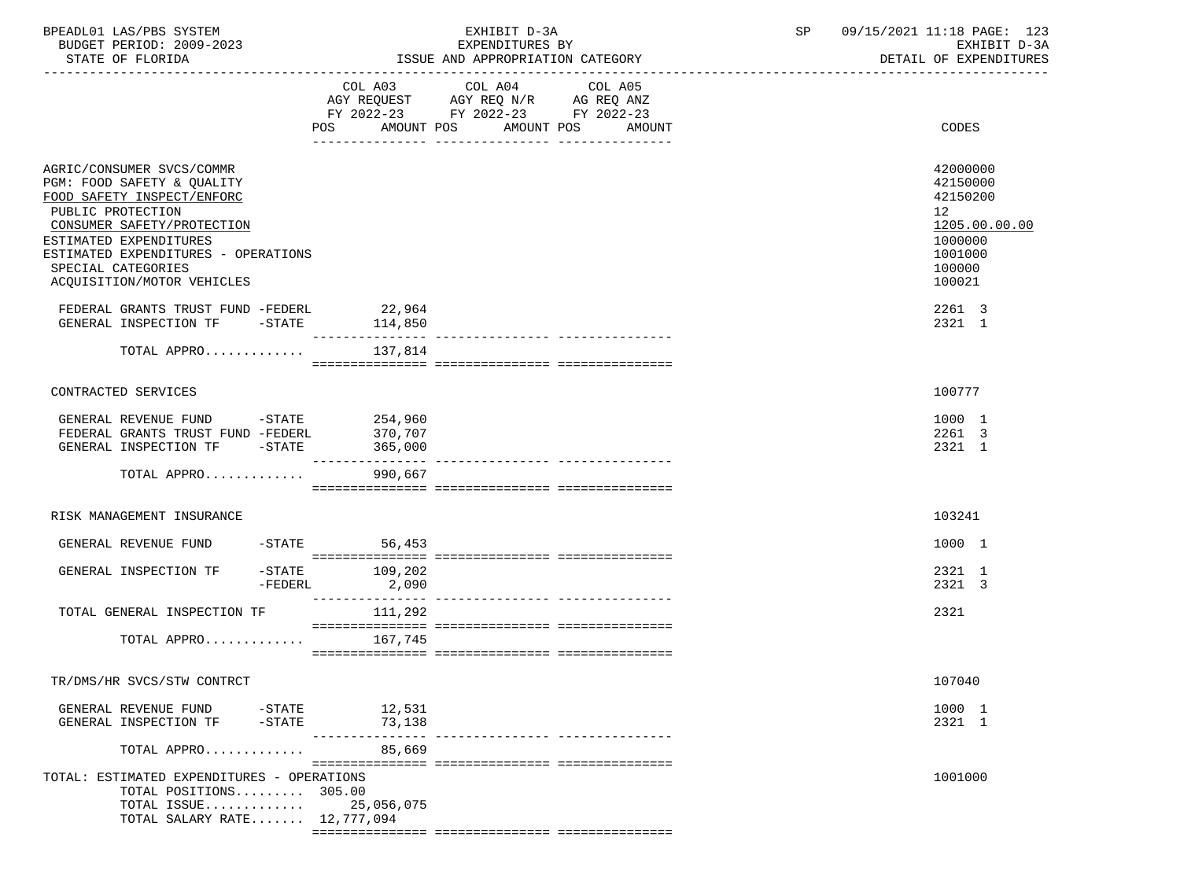BPEADL01 LAS/PBS SYSTEM | EXHIBIT D-3A | SP 09/15/2021 11:18 PAGE: 123
BUDGET PERIOD: 2009-2023 | EXPENDITURES BY | EXHIBIT D-3A
STATE OF FLORIDA | ISSUE AND APPROPRIATION CATEGORY | DETAIL OF EXPENDITURES

| | COL A03 AGY REQUEST FY 2022-23 POS AMOUNT | COL A04 AGY REQ N/R FY 2022-23 POS AMOUNT | COL A05 AG REQ ANZ FY 2022-23 POS AMOUNT | CODES |
|---|---|---|---|---|
| AGRIC/CONSUMER SVCS/COMMR | | | | 42000000 |
| PGM: FOOD SAFETY & QUALITY | | | | 42150000 |
| FOOD SAFETY INSPECT/ENFORC | | | | 42150200 |
| PUBLIC PROTECTION | | | | 12 |
| CONSUMER SAFETY/PROTECTION | | | | 1205.00.00.00 |
| ESTIMATED EXPENDITURES | | | | 1000000 |
| ESTIMATED EXPENDITURES - OPERATIONS | | | | 1001000 |
| SPECIAL CATEGORIES | | | | 100000 |
| ACQUISITION/MOTOR VEHICLES | | | | 100021 |
| FEDERAL GRANTS TRUST FUND -FEDERL | 22,964 | | | 2261 3 |
| GENERAL INSPECTION TF -STATE | 114,850 | | | 2321 1 |
| TOTAL APPRO............ | 137,814 | | | |
| CONTRACTED SERVICES | | | | 100777 |
| GENERAL REVENUE FUND -STATE | 254,960 | | | 1000 1 |
| FEDERAL GRANTS TRUST FUND -FEDERL | 370,707 | | | 2261 3 |
| GENERAL INSPECTION TF -STATE | 365,000 | | | 2321 1 |
| TOTAL APPRO............ | 990,667 | | | |
| RISK MANAGEMENT INSURANCE | | | | 103241 |
| GENERAL REVENUE FUND -STATE | 56,453 | | | 1000 1 |
| GENERAL INSPECTION TF -STATE | 109,202 | | | 2321 1 |
| -FEDERL | 2,090 | | | 2321 3 |
| TOTAL GENERAL INSPECTION TF | 111,292 | | | 2321 |
| TOTAL APPRO............ | 167,745 | | | |
| TR/DMS/HR SVCS/STW CONTRCT | | | | 107040 |
| GENERAL REVENUE FUND -STATE | 12,531 | | | 1000 1 |
| GENERAL INSPECTION TF -STATE | 73,138 | | | 2321 1 |
| TOTAL APPRO............ | 85,669 | | | |
| TOTAL: ESTIMATED EXPENDITURES - OPERATIONS | | | | 1001000 |
| TOTAL POSITIONS......... | 305.00 | | | |
| TOTAL ISSUE............ | 25,056,075 | | | |
| TOTAL SALARY RATE....... | 12,777,094 | | | |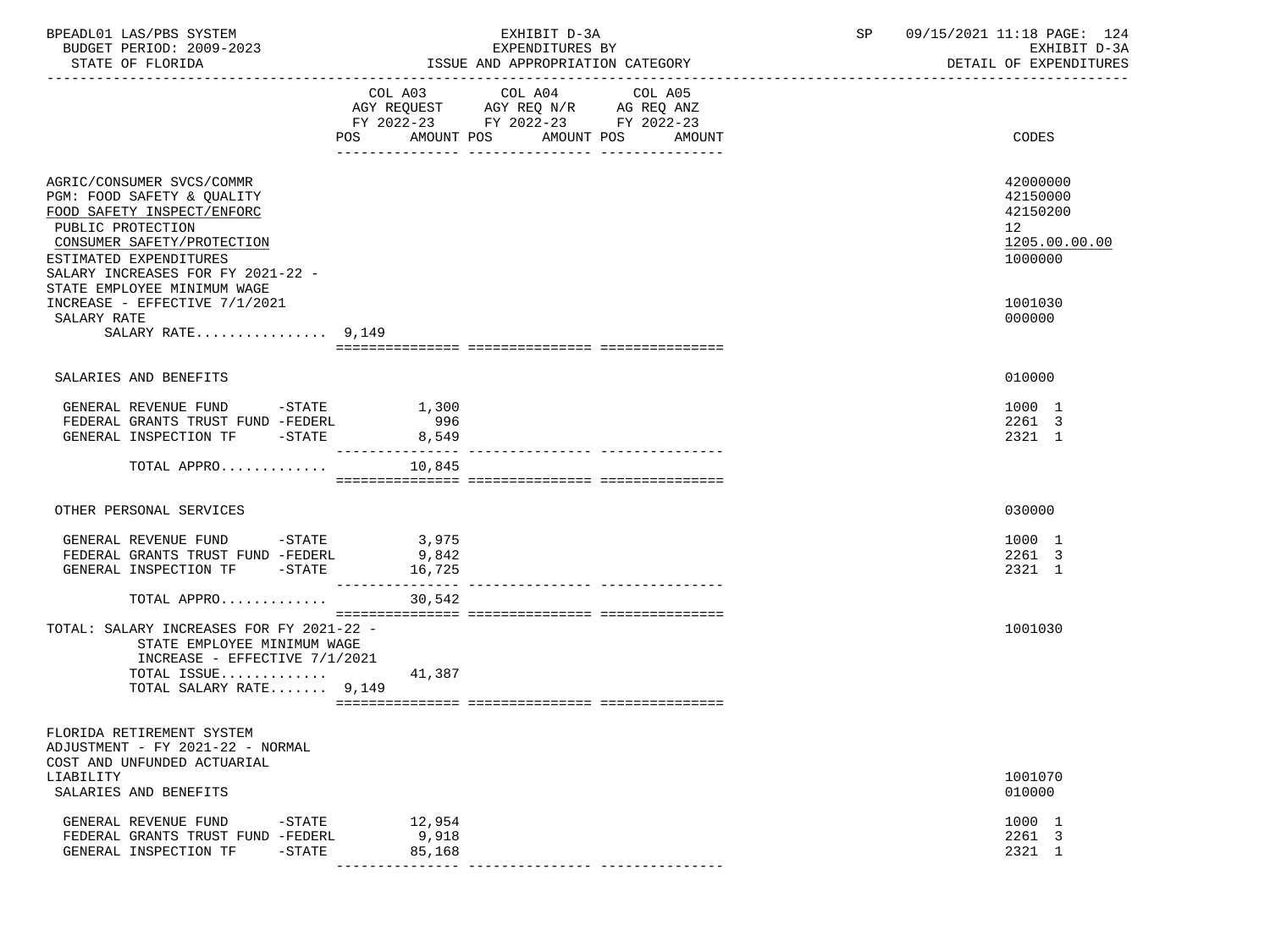| | COL A03 AGY REQUEST FY 2022-23 POS AMOUNT | COL A04 AGY REQ N/R FY 2022-23 POS AMOUNT | COL A05 AG REQ ANZ FY 2022-23 POS AMOUNT | CODES |
|---|---|---|---|---|
| AGRIC/CONSUMER SVCS/COMMR | | | | 42000000 |
| PGM: FOOD SAFETY & QUALITY | | | | 42150000 |
| FOOD SAFETY INSPECT/ENFORC | | | | 42150200 |
| PUBLIC PROTECTION | | | | 12 |
| CONSUMER SAFETY/PROTECTION | | | | 1205.00.00.00 |
| ESTIMATED EXPENDITURES | | | | 1000000 |
| SALARY INCREASES FOR FY 2021-22 - STATE EMPLOYEE MINIMUM WAGE INCREASE - EFFECTIVE 7/1/2021 | | | | 1001030 |
| SALARY RATE | | | | 000000 |
| SALARY RATE................ | 9,149 | | | |
| SALARIES AND BENEFITS | | | | 010000 |
| GENERAL REVENUE FUND -STATE | 1,300 | | | 1000 1 |
| FEDERAL GRANTS TRUST FUND -FEDERL | 996 | | | 2261 3 |
| GENERAL INSPECTION TF -STATE | 8,549 | | | 2321 1 |
| TOTAL APPRO............. | 10,845 | | | |
| OTHER PERSONAL SERVICES | | | | 030000 |
| GENERAL REVENUE FUND -STATE | 3,975 | | | 1000 1 |
| FEDERAL GRANTS TRUST FUND -FEDERL | 9,842 | | | 2261 3 |
| GENERAL INSPECTION TF -STATE | 16,725 | | | 2321 1 |
| TOTAL APPRO............. | 30,542 | | | |
| TOTAL: SALARY INCREASES FOR FY 2021-22 - STATE EMPLOYEE MINIMUM WAGE INCREASE - EFFECTIVE 7/1/2021 | | | | 1001030 |
| TOTAL ISSUE............. | 41,387 | | | |
| TOTAL SALARY RATE....... | 9,149 | | | |
| FLORIDA RETIREMENT SYSTEM ADJUSTMENT - FY 2021-22 - NORMAL COST AND UNFUNDED ACTUARIAL LIABILITY | | | | 1001070 |
| SALARIES AND BENEFITS | | | | 010000 |
| GENERAL REVENUE FUND -STATE | 12,954 | | | 1000 1 |
| FEDERAL GRANTS TRUST FUND -FEDERL | 9,918 | | | 2261 3 |
| GENERAL INSPECTION TF -STATE | 85,168 | | | 2321 1 |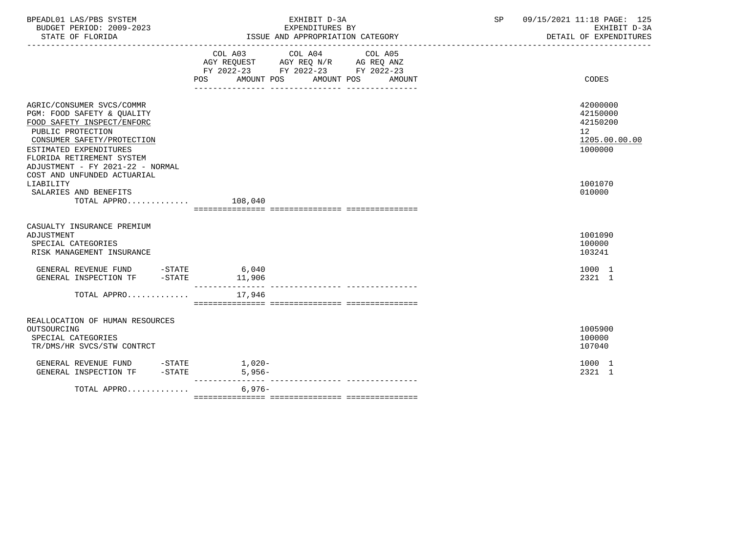BPEADL01 LAS/PBS SYSTEM | EXHIBIT D-3A | SP 09/15/2021 11:18 PAGE: 125
BUDGET PERIOD: 2009-2023 | EXPENDITURES BY | EXHIBIT D-3A
STATE OF FLORIDA | ISSUE AND APPROPRIATION CATEGORY | DETAIL OF EXPENDITURES

| | COL A03 AGY REQUEST FY 2022-23 POS AMOUNT | COL A04 AGY REQ N/R FY 2022-23 POS AMOUNT | COL A05 AG REQ ANZ FY 2022-23 POS AMOUNT | CODES |
|---|---|---|---|---|
| AGRIC/CONSUMER SVCS/COMMR | | | | 42000000 |
| PGM: FOOD SAFETY & QUALITY | | | | 42150000 |
| FOOD SAFETY INSPECT/ENFORC | | | | 42150200 |
| PUBLIC PROTECTION | | | | 12 |
| CONSUMER SAFETY/PROTECTION | | | | 1205.00.00.00 |
| ESTIMATED EXPENDITURES | | | | 1000000 |
| FLORIDA RETIREMENT SYSTEM ADJUSTMENT - FY 2021-22 - NORMAL COST AND UNFUNDED ACTUARIAL LIABILITY | | | | 1001070 |
| SALARIES AND BENEFITS | | | | 010000 |
| TOTAL APPRO............. | 108,040 | | | |
| CASUALTY INSURANCE PREMIUM ADJUSTMENT | | | | 1001090 |
| SPECIAL CATEGORIES | | | | 100000 |
| RISK MANAGEMENT INSURANCE | | | | 103241 |
| GENERAL REVENUE FUND -STATE | 6,040 | | | 1000 1 |
| GENERAL INSPECTION TF -STATE | 11,906 | | | 2321 1 |
| TOTAL APPRO............. | 17,946 | | | |
| REALLOCATION OF HUMAN RESOURCES OUTSOURCING | | | | 1005900 |
| SPECIAL CATEGORIES | | | | 100000 |
| TR/DMS/HR SVCS/STW CONTRCT | | | | 107040 |
| GENERAL REVENUE FUND -STATE | 1,020- | | | 1000 1 |
| GENERAL INSPECTION TF -STATE | 5,956- | | | 2321 1 |
| TOTAL APPRO............. | 6,976- | | | |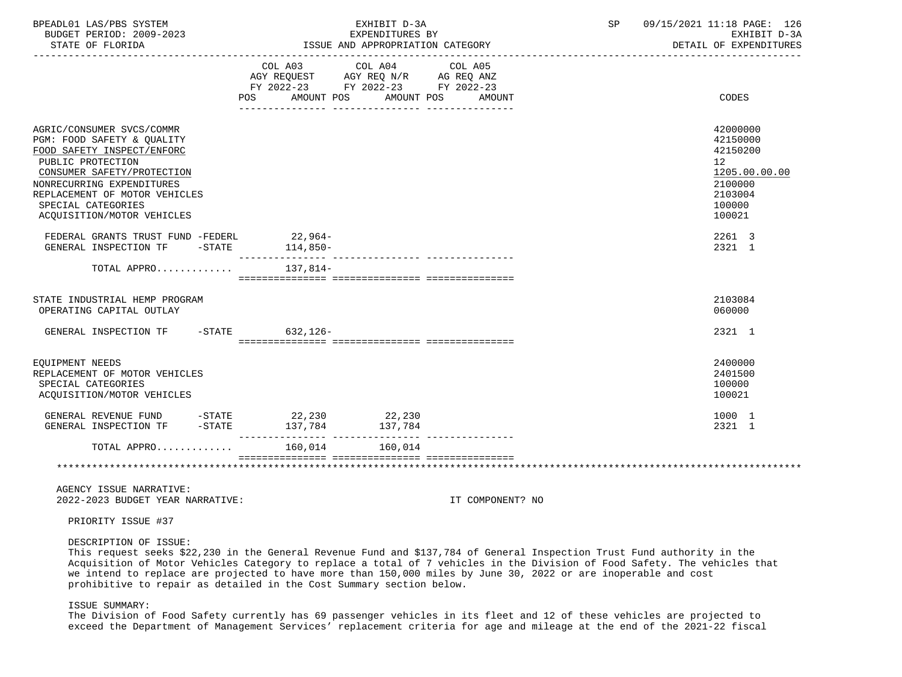EXHIBIT D-3A
EXPENDITURES BY
ISSUE AND APPROPRIATION CATEGORY

DETAIL OF EXPENDITURES

| | COL A03 AGY REQUEST FY 2022-23 POS | AMOUNT | COL A04 AGY REQ N/R FY 2022-23 POS | AMOUNT | COL A05 AG REQ ANZ FY 2022-23 POS | AMOUNT | CODES |
|---|---|---|---|---|---|---|---|
| AGRIC/CONSUMER SVCS/COMMR | | | | | | | 42000000 |
| PGM: FOOD SAFETY & QUALITY | | | | | | | 42150000 |
| FOOD SAFETY INSPECT/ENFORC | | | | | | | 42150200 |
| PUBLIC PROTECTION | | | | | | | 12 |
| CONSUMER SAFETY/PROTECTION | | | | | | | 1205.00.00.00 |
| NONRECURRING EXPENDITURES | | | | | | | 2100000 |
| REPLACEMENT OF MOTOR VEHICLES | | | | | | | 2103004 |
| SPECIAL CATEGORIES | | | | | | | 100000 |
| ACQUISITION/MOTOR VEHICLES | | | | | | | 100021 |
| FEDERAL GRANTS TRUST FUND -FEDERL | | 22,964- | | | | | 2261 3 |
| GENERAL INSPECTION TF -STATE | | 114,850- | | | | | 2321 1 |
| TOTAL APPRO............ | | 137,814- | | | | | |
| STATE INDUSTRIAL HEMP PROGRAM | | | | | | | 2103084 |
| OPERATING CAPITAL OUTLAY | | | | | | | 060000 |
| GENERAL INSPECTION TF -STATE | | 632,126- | | | | | 2321 1 |
| EQUIPMENT NEEDS | | | | | | | 2400000 |
| REPLACEMENT OF MOTOR VEHICLES | | | | | | | 2401500 |
| SPECIAL CATEGORIES | | | | | | | 100000 |
| ACQUISITION/MOTOR VEHICLES | | | | | | | 100021 |
| GENERAL REVENUE FUND -STATE | | 22,230 | | 22,230 | | | 1000 1 |
| GENERAL INSPECTION TF -STATE | | 137,784 | | 137,784 | | | 2321 1 |
| TOTAL APPRO............ | | 160,014 | | 160,014 | | | |

AGENCY ISSUE NARRATIVE:
2022-2023 BUDGET YEAR NARRATIVE: IT COMPONENT? NO

PRIORITY ISSUE #37

DESCRIPTION OF ISSUE:
This request seeks $22,230 in the General Revenue Fund and $137,784 of General Inspection Trust Fund authority in the Acquisition of Motor Vehicles Category to replace a total of 7 vehicles in the Division of Food Safety. The vehicles that we intend to replace are projected to have more than 150,000 miles by June 30, 2022 or are inoperable and cost prohibitive to repair as detailed in the Cost Summary section below.

ISSUE SUMMARY:
The Division of Food Safety currently has 69 passenger vehicles in its fleet and 12 of these vehicles are projected to exceed the Department of Management Services' replacement criteria for age and mileage at the end of the 2021-22 fiscal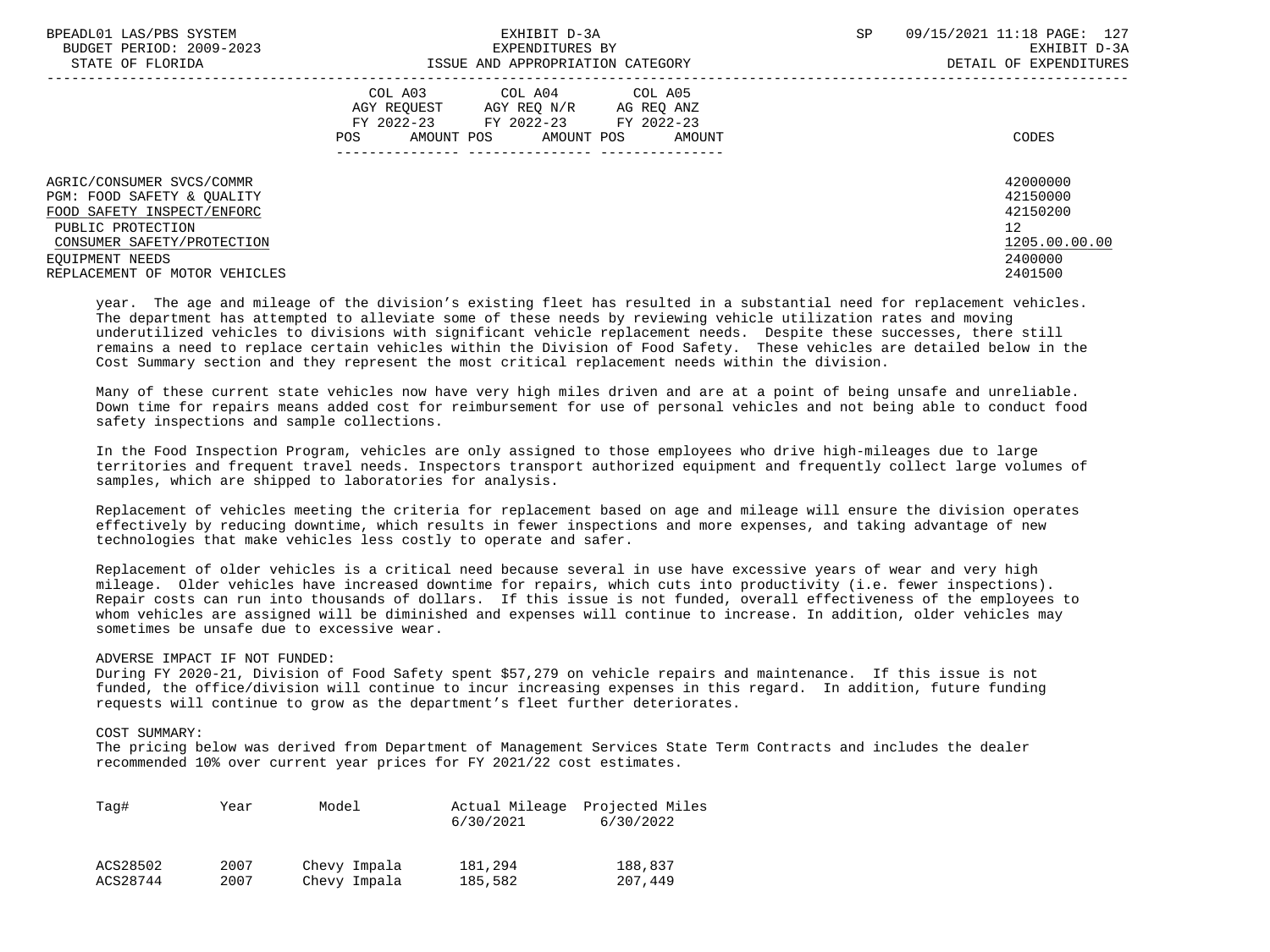| | COL A03 AGY REQUEST FY 2022-23 POS AMOUNT | COL A04 AGY REQ N/R FY 2022-23 POS AMOUNT | COL A05 AG REQ ANZ FY 2022-23 POS AMOUNT | CODES |
|---|---|---|---|---|
| AGRIC/CONSUMER SVCS/COMMR | | | | 42000000 |
| PGM: FOOD SAFETY & QUALITY | | | | 42150000 |
| FOOD SAFETY INSPECT/ENFORC | | | | 42150200 |
| PUBLIC PROTECTION | | | | 12 |
| CONSUMER SAFETY/PROTECTION | | | | 1205.00.00.00 |
| EQUIPMENT NEEDS | | | | 2400000 |
| REPLACEMENT OF MOTOR VEHICLES | | | | 2401500 |

year. The age and mileage of the division's existing fleet has resulted in a substantial need for replacement vehicles. The department has attempted to alleviate some of these needs by reviewing vehicle utilization rates and moving underutilized vehicles to divisions with significant vehicle replacement needs. Despite these successes, there still remains a need to replace certain vehicles within the Division of Food Safety. These vehicles are detailed below in the Cost Summary section and they represent the most critical replacement needs within the division.

Many of these current state vehicles now have very high miles driven and are at a point of being unsafe and unreliable. Down time for repairs means added cost for reimbursement for use of personal vehicles and not being able to conduct food safety inspections and sample collections.

In the Food Inspection Program, vehicles are only assigned to those employees who drive high-mileages due to large territories and frequent travel needs. Inspectors transport authorized equipment and frequently collect large volumes of samples, which are shipped to laboratories for analysis.

Replacement of vehicles meeting the criteria for replacement based on age and mileage will ensure the division operates effectively by reducing downtime, which results in fewer inspections and more expenses, and taking advantage of new technologies that make vehicles less costly to operate and safer.

Replacement of older vehicles is a critical need because several in use have excessive years of wear and very high mileage. Older vehicles have increased downtime for repairs, which cuts into productivity (i.e. fewer inspections). Repair costs can run into thousands of dollars. If this issue is not funded, overall effectiveness of the employees to whom vehicles are assigned will be diminished and expenses will continue to increase. In addition, older vehicles may sometimes be unsafe due to excessive wear.

ADVERSE IMPACT IF NOT FUNDED:
During FY 2020-21, Division of Food Safety spent $57,279 on vehicle repairs and maintenance. If this issue is not funded, the office/division will continue to incur increasing expenses in this regard. In addition, future funding requests will continue to grow as the department's fleet further deteriorates.

COST SUMMARY:
The pricing below was derived from Department of Management Services State Term Contracts and includes the dealer recommended 10% over current year prices for FY 2021/22 cost estimates.

| Tag# | Year | Model | Actual Mileage 6/30/2021 | Projected Miles 6/30/2022 |
|---|---|---|---|---|
| ACS28502 | 2007 | Chevy Impala | 181,294 | 188,837 |
| ACS28744 | 2007 | Chevy Impala | 185,582 | 207,449 |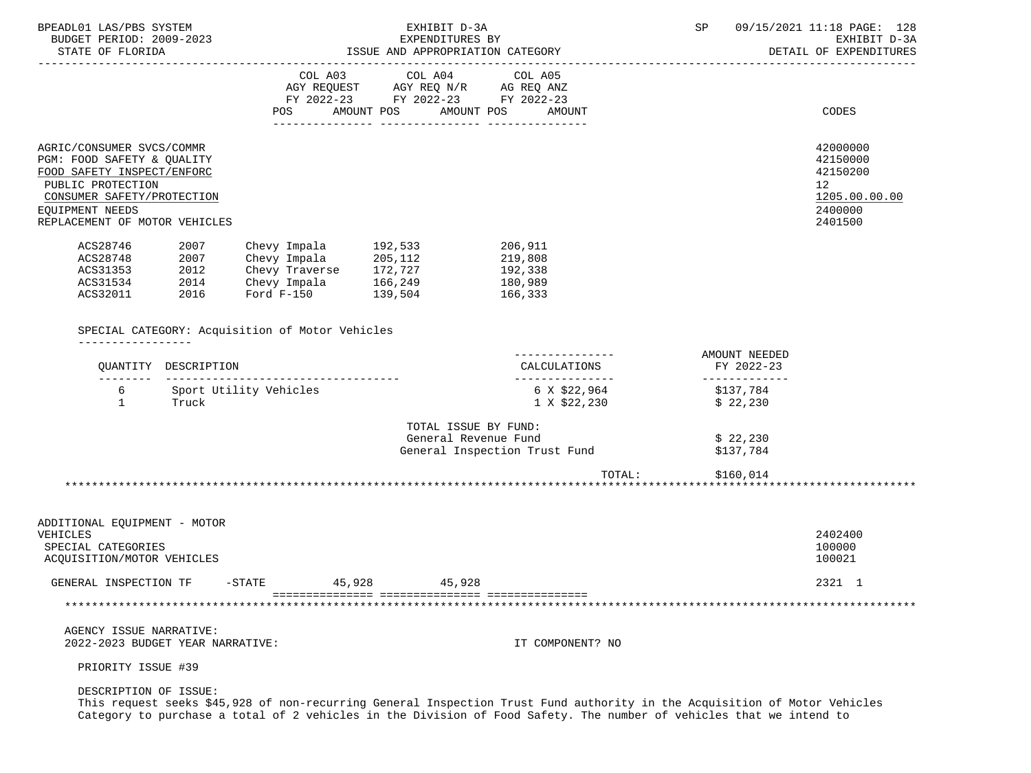| | COL A03 AGY REQUEST FY 2022-23 | | COL A04 AGY REQ N/R FY 2022-23 | | COL A05 AG REQ ANZ FY 2022-23 | | |
|---|---|---|---|---|---|---|---|
| | POS | AMOUNT | POS | AMOUNT | POS | AMOUNT | CODES |

AGRIC/CONSUMER SVCS/COMMR — 42000000
PGM: FOOD SAFETY & QUALITY — 42150000
FOOD SAFETY INSPECT/ENFORC — 42150200
PUBLIC PROTECTION — 12
CONSUMER SAFETY/PROTECTION — 1205.00.00.00
EQUIPMENT NEEDS — 2400000
REPLACEMENT OF MOTOR VEHICLES — 2401500

| | | | | |
|---|---|---|---|---|
| ACS28746 | 2007 | Chevy Impala | 192,533 | 206,911 |
| ACS28748 | 2007 | Chevy Impala | 205,112 | 219,808 |
| ACS31353 | 2012 | Chevy Traverse | 172,727 | 192,338 |
| ACS31534 | 2014 | Chevy Impala | 166,249 | 180,989 |
| ACS32011 | 2016 | Ford F-150 | 139,504 | 166,333 |

SPECIAL CATEGORY: Acquisition of Motor Vehicles

| QUANTITY | DESCRIPTION | CALCULATIONS | AMOUNT NEEDED FY 2022-23 |
|---|---|---|---|
| 6 | Sport Utility Vehicles | 6 X $22,964 | $137,784 |
| 1 | Truck | 1 X $22,230 | $ 22,230 |

TOTAL ISSUE BY FUND:
General Revenue Fund — $ 22,230
General Inspection Trust Fund — $137,784

TOTAL: $160,014

ADDITIONAL EQUIPMENT - MOTOR VEHICLES — 2402400
SPECIAL CATEGORIES — 100000
ACQUISITION/MOTOR VEHICLES — 100021

| | COL A03 AMOUNT | COL A04 AMOUNT | COL A05 AMOUNT | CODES |
|---|---|---|---|---|
| GENERAL INSPECTION TF -STATE | 45,928 | 45,928 | | 2321 1 |

AGENCY ISSUE NARRATIVE:
2022-2023 BUDGET YEAR NARRATIVE: IT COMPONENT? NO

PRIORITY ISSUE #39

DESCRIPTION OF ISSUE:
This request seeks $45,928 of non-recurring General Inspection Trust Fund authority in the Acquisition of Motor Vehicles Category to purchase a total of 2 vehicles in the Division of Food Safety. The number of vehicles that we intend to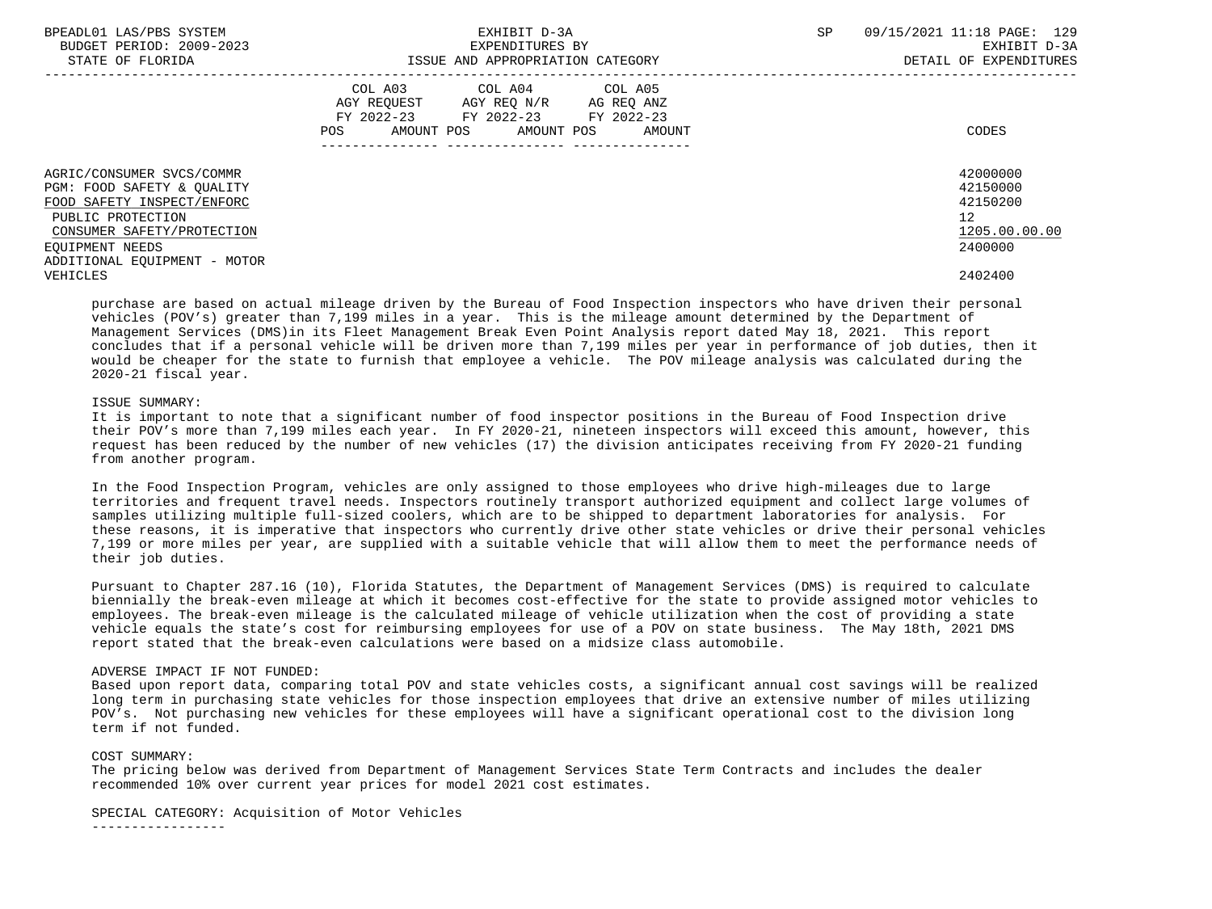| | COL A03 AGY REQUEST FY 2022-23 POS AMOUNT | COL A04 AGY REQ N/R FY 2022-23 POS AMOUNT | COL A05 AG REQ ANZ FY 2022-23 POS AMOUNT | CODES |
|---|---|---|---|---|
| AGRIC/CONSUMER SVCS/COMMR | | | | 42000000 |
| PGM: FOOD SAFETY & QUALITY | | | | 42150000 |
| FOOD SAFETY INSPECT/ENFORC | | | | 42150200 |
| PUBLIC PROTECTION | | | | 12 |
| CONSUMER SAFETY/PROTECTION | | | | 1205.00.00.00 |
| EQUIPMENT NEEDS | | | | 2400000 |
| ADDITIONAL EQUIPMENT - MOTOR VEHICLES | | | | 2402400 |

purchase are based on actual mileage driven by the Bureau of Food Inspection inspectors who have driven their personal vehicles (POV's) greater than 7,199 miles in a year. This is the mileage amount determined by the Department of Management Services (DMS)in its Fleet Management Break Even Point Analysis report dated May 18, 2021. This report concludes that if a personal vehicle will be driven more than 7,199 miles per year in performance of job duties, then it would be cheaper for the state to furnish that employee a vehicle. The POV mileage analysis was calculated during the 2020-21 fiscal year.

ISSUE SUMMARY:
It is important to note that a significant number of food inspector positions in the Bureau of Food Inspection drive their POV's more than 7,199 miles each year. In FY 2020-21, nineteen inspectors will exceed this amount, however, this request has been reduced by the number of new vehicles (17) the division anticipates receiving from FY 2020-21 funding from another program.

In the Food Inspection Program, vehicles are only assigned to those employees who drive high-mileages due to large territories and frequent travel needs. Inspectors routinely transport authorized equipment and collect large volumes of samples utilizing multiple full-sized coolers, which are to be shipped to department laboratories for analysis. For these reasons, it is imperative that inspectors who currently drive other state vehicles or drive their personal vehicles 7,199 or more miles per year, are supplied with a suitable vehicle that will allow them to meet the performance needs of their job duties.

Pursuant to Chapter 287.16 (10), Florida Statutes, the Department of Management Services (DMS) is required to calculate biennially the break-even mileage at which it becomes cost-effective for the state to provide assigned motor vehicles to employees. The break-even mileage is the calculated mileage of vehicle utilization when the cost of providing a state vehicle equals the state's cost for reimbursing employees for use of a POV on state business. The May 18th, 2021 DMS report stated that the break-even calculations were based on a midsize class automobile.

ADVERSE IMPACT IF NOT FUNDED:
Based upon report data, comparing total POV and state vehicles costs, a significant annual cost savings will be realized long term in purchasing state vehicles for those inspection employees that drive an extensive number of miles utilizing POV's. Not purchasing new vehicles for these employees will have a significant operational cost to the division long term if not funded.

COST SUMMARY:
The pricing below was derived from Department of Management Services State Term Contracts and includes the dealer recommended 10% over current year prices for model 2021 cost estimates.

SPECIAL CATEGORY: Acquisition of Motor Vehicles
-----------------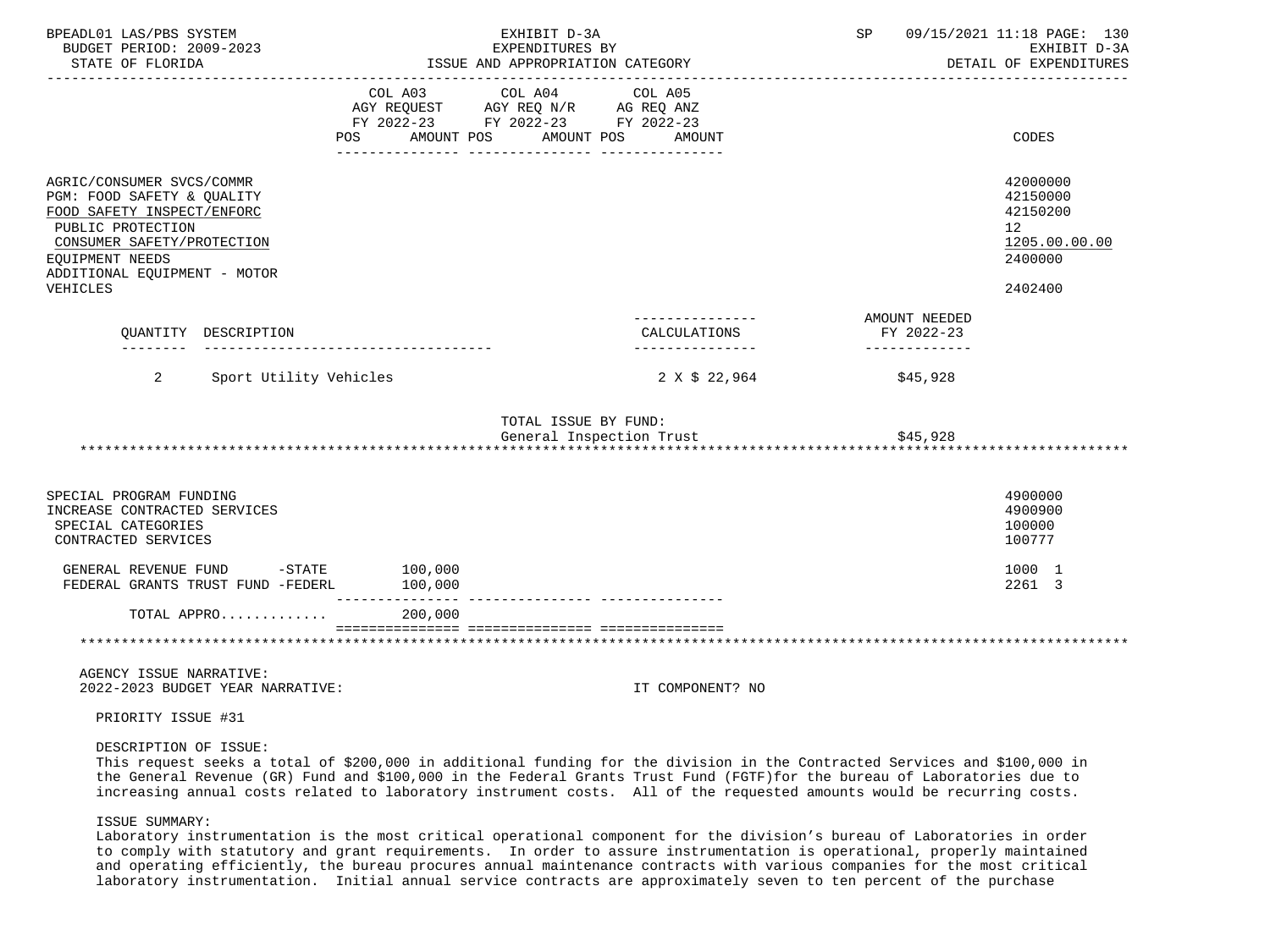| | COL A03 AGY REQUEST FY 2022-23 POS AMOUNT | COL A04 AGY REQ N/R FY 2022-23 POS AMOUNT | COL A05 AG REQ ANZ FY 2022-23 POS AMOUNT | CODES |
|---|---|---|---|---|
| AGRIC/CONSUMER SVCS/COMMR | | | | 42000000 |
| PGM: FOOD SAFETY & QUALITY | | | | 42150000 |
| FOOD SAFETY INSPECT/ENFORC | | | | 42150200 |
| PUBLIC PROTECTION | | | | 12 |
| CONSUMER SAFETY/PROTECTION | | | | 1205.00.00.00 |
| EQUIPMENT NEEDS | | | | 2400000 |
| ADDITIONAL EQUIPMENT - MOTOR VEHICLES | | | | 2402400 |

| QUANTITY | DESCRIPTION | CALCULATIONS | AMOUNT NEEDED FY 2022-23 |
|---|---|---|---|
| 2 | Sport Utility Vehicles | 2 X $ 22,964 | $45,928 |

TOTAL ISSUE BY FUND:
General Inspection Trust $45,928

*******************************************************************************************************************

| | COL A03 | COL A04 | COL A05 | CODES |
|---|---|---|---|---|
| SPECIAL PROGRAM FUNDING | | | | 4900000 |
| INCREASE CONTRACTED SERVICES | | | | 4900900 |
| SPECIAL CATEGORIES | | | | 100000 |
| CONTRACTED SERVICES | | | | 100777 |
| GENERAL REVENUE FUND -STATE | 100,000 | | | 1000 1 |
| FEDERAL GRANTS TRUST FUND -FEDERL | 100,000 | | | 2261 3 |
| TOTAL APPRO............ | 200,000 | | | |

*******************************************************************************************************************

AGENCY ISSUE NARRATIVE:
2022-2023 BUDGET YEAR NARRATIVE: IT COMPONENT? NO

PRIORITY ISSUE #31

DESCRIPTION OF ISSUE:
This request seeks a total of $200,000 in additional funding for the division in the Contracted Services and $100,000 in the General Revenue (GR) Fund and $100,000 in the Federal Grants Trust Fund (FGTF)for the bureau of Laboratories due to increasing annual costs related to laboratory instrument costs. All of the requested amounts would be recurring costs.

ISSUE SUMMARY:
Laboratory instrumentation is the most critical operational component for the division's bureau of Laboratories in order to comply with statutory and grant requirements. In order to assure instrumentation is operational, properly maintained and operating efficiently, the bureau procures annual maintenance contracts with various companies for the most critical laboratory instrumentation. Initial annual service contracts are approximately seven to ten percent of the purchase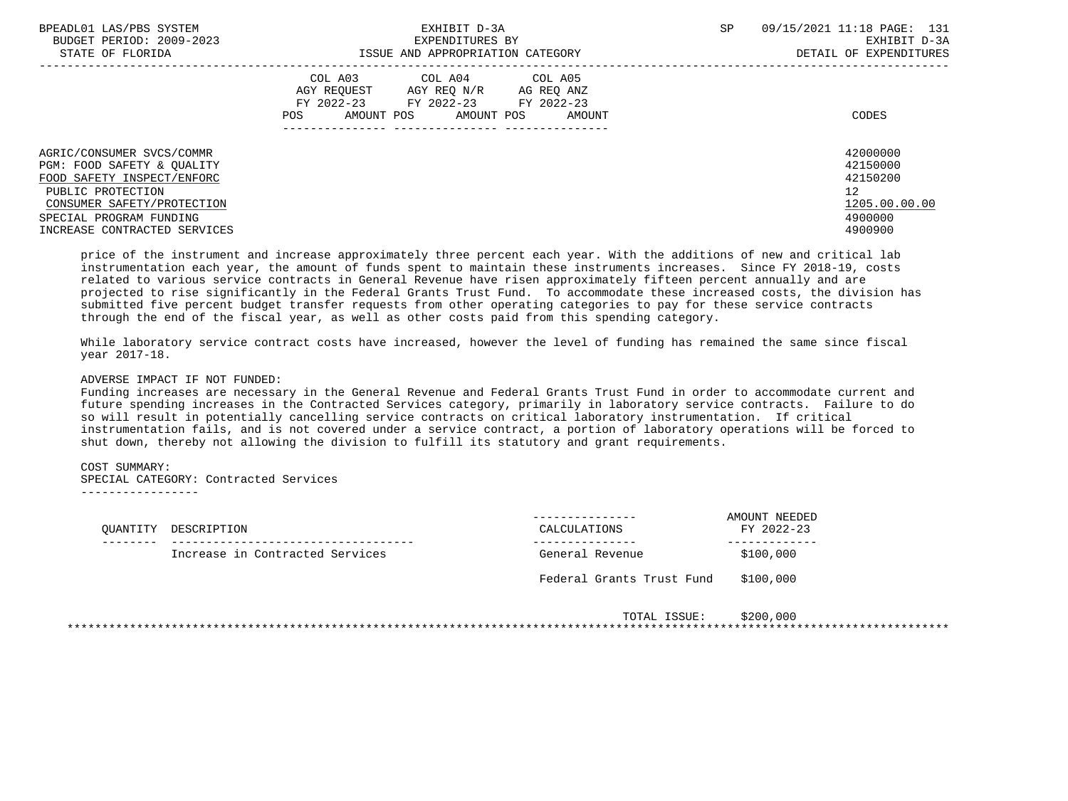| | COL A03 AGY REQUEST FY 2022-23 POS AMOUNT | COL A04 AGY REQ N/R FY 2022-23 POS AMOUNT | COL A05 AG REQ ANZ FY 2022-23 POS AMOUNT | CODES |
|---|---|---|---|---|
| AGRIC/CONSUMER SVCS/COMMR | | | | 42000000 |
| PGM: FOOD SAFETY & QUALITY | | | | 42150000 |
| FOOD SAFETY INSPECT/ENFORC | | | | 42150200 |
| PUBLIC PROTECTION | | | | 12 |
| CONSUMER SAFETY/PROTECTION | | | | 1205.00.00.00 |
| SPECIAL PROGRAM FUNDING | | | | 4900000 |
| INCREASE CONTRACTED SERVICES | | | | 4900900 |

price of the instrument and increase approximately three percent each year. With the additions of new and critical lab instrumentation each year, the amount of funds spent to maintain these instruments increases. Since FY 2018-19, costs related to various service contracts in General Revenue have risen approximately fifteen percent annually and are projected to rise significantly in the Federal Grants Trust Fund. To accommodate these increased costs, the division has submitted five percent budget transfer requests from other operating categories to pay for these service contracts through the end of the fiscal year, as well as other costs paid from this spending category.

While laboratory service contract costs have increased, however the level of funding has remained the same since fiscal year 2017-18.

ADVERSE IMPACT IF NOT FUNDED:
Funding increases are necessary in the General Revenue and Federal Grants Trust Fund in order to accommodate current and future spending increases in the Contracted Services category, primarily in laboratory service contracts. Failure to do so will result in potentially cancelling service contracts on critical laboratory instrumentation. If critical instrumentation fails, and is not covered under a service contract, a portion of laboratory operations will be forced to shut down, thereby not allowing the division to fulfill its statutory and grant requirements.

COST SUMMARY:
SPECIAL CATEGORY: Contracted Services

| QUANTITY | DESCRIPTION | CALCULATIONS | AMOUNT NEEDED FY 2022-23 |
|---|---|---|---|
| | Increase in Contracted Services | General Revenue | $100,000 |
| | | Federal Grants Trust Fund | $100,000 |
| | | TOTAL ISSUE: | $200,000 |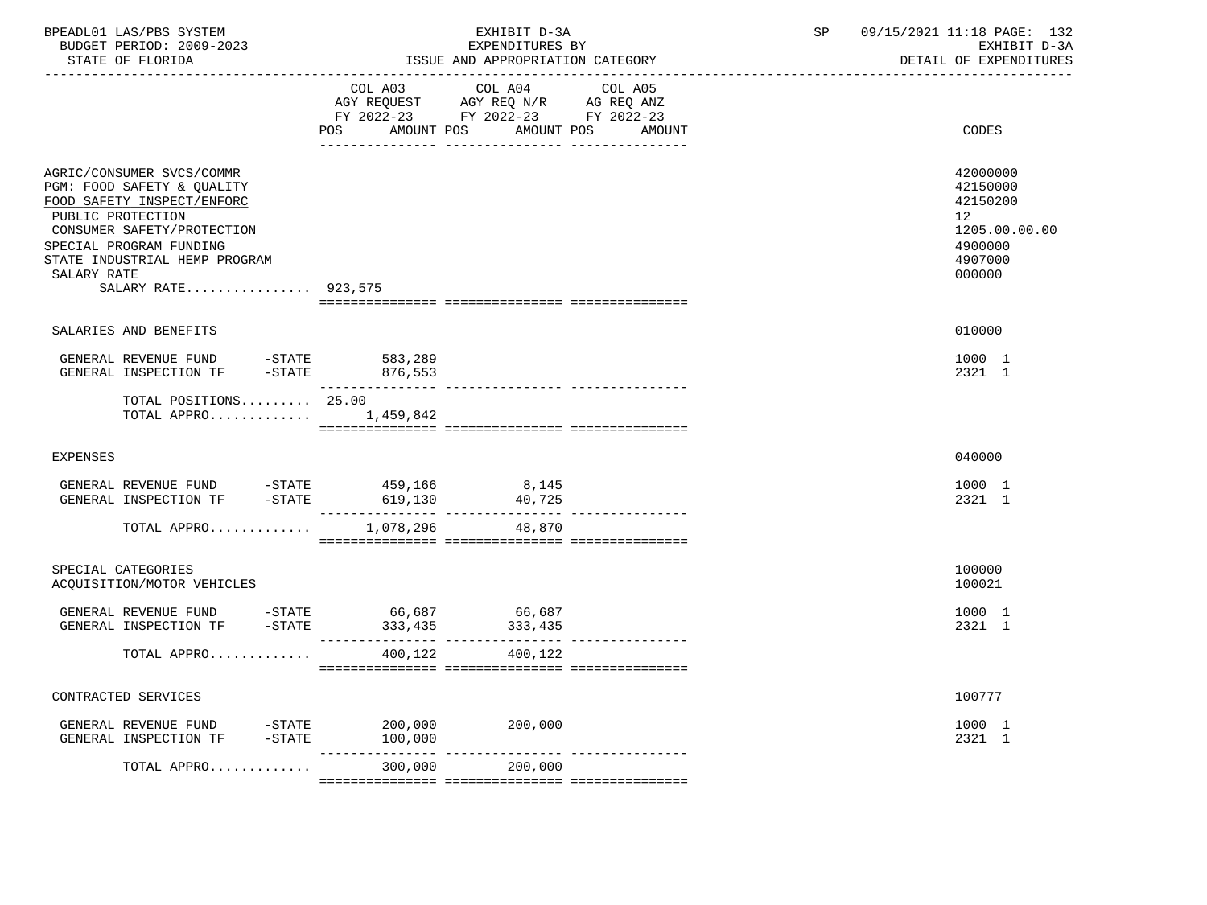BPEADL01 LAS/PBS SYSTEM | EXHIBIT D-3A | SP 09/15/2021 11:18 PAGE: 132
BUDGET PERIOD: 2009-2023 | EXPENDITURES BY | EXHIBIT D-3A
STATE OF FLORIDA | ISSUE AND APPROPRIATION CATEGORY | DETAIL OF EXPENDITURES

| | COL A03 AGY REQUEST FY 2022-23 POS | AMOUNT | COL A04 AGY REQ N/R FY 2022-23 POS | AMOUNT | COL A05 AG REQ ANZ FY 2022-23 POS | AMOUNT | CODES |
|---|---|---|---|---|---|---|---|
| AGRIC/CONSUMER SVCS/COMMR | | | | | | | 42000000 |
| PGM: FOOD SAFETY & QUALITY | | | | | | | 42150000 |
| FOOD SAFETY INSPECT/ENFORC | | | | | | | 42150200 |
| PUBLIC PROTECTION | | | | | | | 12 |
| CONSUMER SAFETY/PROTECTION | | | | | | | 1205.00.00.00 |
| SPECIAL PROGRAM FUNDING | | | | | | | 4900000 |
| STATE INDUSTRIAL HEMP PROGRAM | | | | | | | 4907000 |
| SALARY RATE | | | | | | | 000000 |
| SALARY RATE................ | 923,575 | | | | | | |
| SALARIES AND BENEFITS | | | | | | | 010000 |
| GENERAL REVENUE FUND -STATE | | 583,289 | | | | | 1000 1 |
| GENERAL INSPECTION TF -STATE | | 876,553 | | | | | 2321 1 |
| TOTAL POSITIONS......... | 25.00 | | | | | | |
| TOTAL APPRO............. | | 1,459,842 | | | | | |
| EXPENSES | | | | | | | 040000 |
| GENERAL REVENUE FUND -STATE | | 459,166 | | 8,145 | | | 1000 1 |
| GENERAL INSPECTION TF -STATE | | 619,130 | | 40,725 | | | 2321 1 |
| TOTAL APPRO............. | | 1,078,296 | | 48,870 | | | |
| SPECIAL CATEGORIES | | | | | | | 100000 |
| ACQUISITION/MOTOR VEHICLES | | | | | | | 100021 |
| GENERAL REVENUE FUND -STATE | | 66,687 | | 66,687 | | | 1000 1 |
| GENERAL INSPECTION TF -STATE | | 333,435 | | 333,435 | | | 2321 1 |
| TOTAL APPRO............. | | 400,122 | | 400,122 | | | |
| CONTRACTED SERVICES | | | | | | | 100777 |
| GENERAL REVENUE FUND -STATE | | 200,000 | | 200,000 | | | 1000 1 |
| GENERAL INSPECTION TF -STATE | | 100,000 | | | | | 2321 1 |
| TOTAL APPRO............. | | 300,000 | | 200,000 | | | |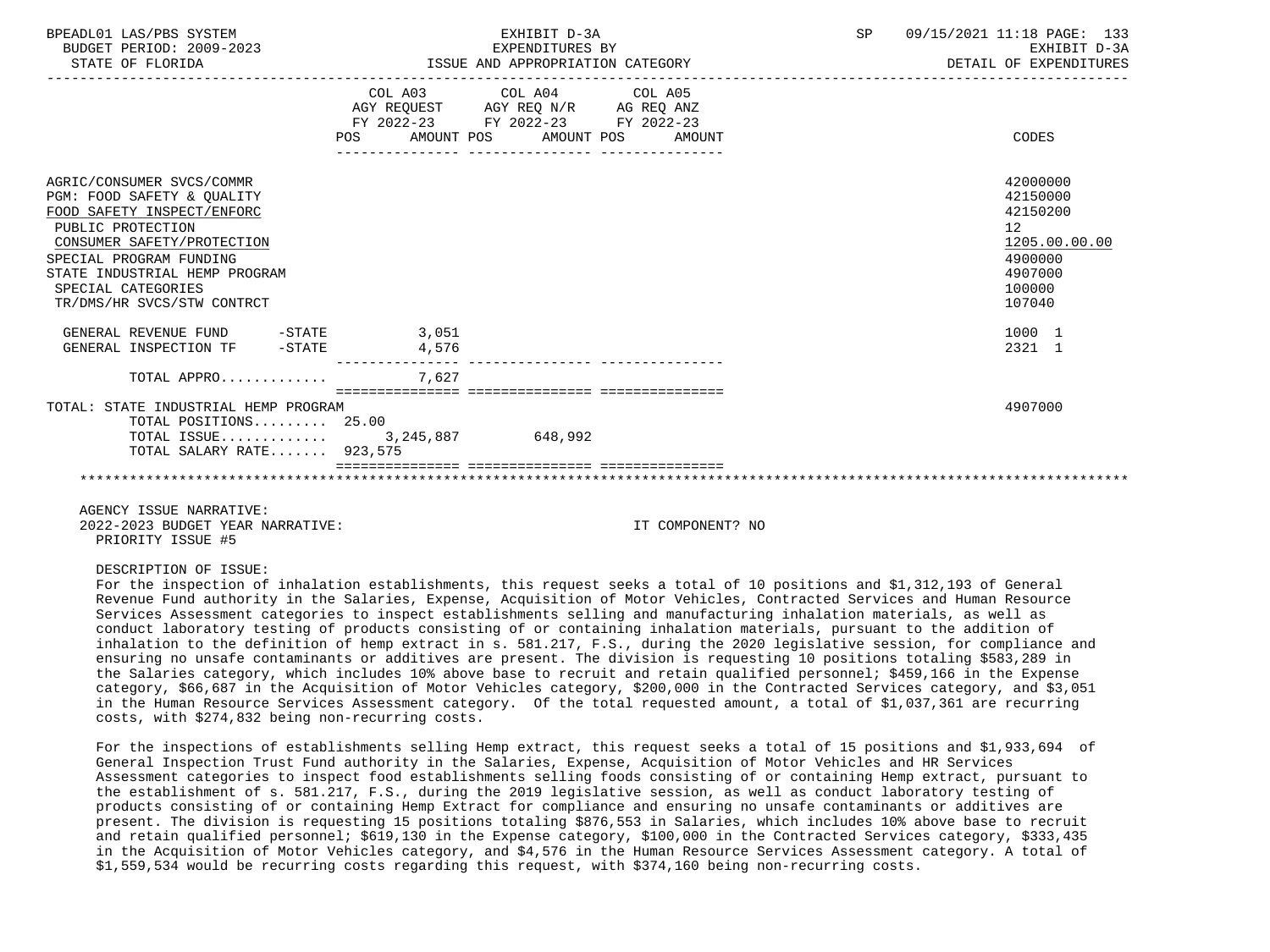BPEADL01 LAS/PBS SYSTEM | EXHIBIT D-3A | SP 09/15/2021 11:18 PAGE: 133
BUDGET PERIOD: 2009-2023 | EXPENDITURES BY | EXHIBIT D-3A
STATE OF FLORIDA | ISSUE AND APPROPRIATION CATEGORY | DETAIL OF EXPENDITURES

| | COL A03 AGY REQUEST FY 2022-23 POS | AMOUNT | COL A04 AGY REQ N/R FY 2022-23 POS | AMOUNT | COL A05 AG REQ ANZ FY 2022-23 POS | AMOUNT | CODES |
|---|---|---|---|---|---|---|---|
| AGRIC/CONSUMER SVCS/COMMR | | | | | | | 42000000 |
| PGM: FOOD SAFETY & QUALITY | | | | | | | 42150000 |
| FOOD SAFETY INSPECT/ENFORC | | | | | | | 42150200 |
| PUBLIC PROTECTION | | | | | | | 12 |
| CONSUMER SAFETY/PROTECTION | | | | | | | 1205.00.00.00 |
| SPECIAL PROGRAM FUNDING | | | | | | | 4900000 |
| STATE INDUSTRIAL HEMP PROGRAM | | | | | | | 4907000 |
| SPECIAL CATEGORIES | | | | | | | 100000 |
| TR/DMS/HR SVCS/STW CONTRCT | | | | | | | 107040 |
| GENERAL REVENUE FUND -STATE | | 3,051 | | | | | 1000 1 |
| GENERAL INSPECTION TF -STATE | | 4,576 | | | | | 2321 1 |
| TOTAL APPRO............ | | 7,627 | | | | | |
| TOTAL: STATE INDUSTRIAL HEMP PROGRAM | | | | | | | 4907000 |
| TOTAL POSITIONS......... | 25.00 | | | | | | |
| TOTAL ISSUE............ | | 3,245,887 | | 648,992 | | | |
| TOTAL SALARY RATE....... | | 923,575 | | | | | |

AGENCY ISSUE NARRATIVE:
2022-2023 BUDGET YEAR NARRATIVE: IT COMPONENT? NO
PRIORITY ISSUE #5

DESCRIPTION OF ISSUE:
For the inspection of inhalation establishments, this request seeks a total of 10 positions and $1,312,193 of General Revenue Fund authority in the Salaries, Expense, Acquisition of Motor Vehicles, Contracted Services and Human Resource Services Assessment categories to inspect establishments selling and manufacturing inhalation materials, as well as conduct laboratory testing of products consisting of or containing inhalation materials, pursuant to the addition of inhalation to the definition of hemp extract in s. 581.217, F.S., during the 2020 legislative session, for compliance and ensuring no unsafe contaminants or additives are present. The division is requesting 10 positions totaling $583,289 in the Salaries category, which includes 10% above base to recruit and retain qualified personnel; $459,166 in the Expense category, $66,687 in the Acquisition of Motor Vehicles category, $200,000 in the Contracted Services category, and $3,051 in the Human Resource Services Assessment category. Of the total requested amount, a total of $1,037,361 are recurring costs, with $274,832 being non-recurring costs.

For the inspections of establishments selling Hemp extract, this request seeks a total of 15 positions and $1,933,694 of General Inspection Trust Fund authority in the Salaries, Expense, Acquisition of Motor Vehicles and HR Services Assessment categories to inspect food establishments selling foods consisting of or containing Hemp extract, pursuant to the establishment of s. 581.217, F.S., during the 2019 legislative session, as well as conduct laboratory testing of products consisting of or containing Hemp Extract for compliance and ensuring no unsafe contaminants or additives are present. The division is requesting 15 positions totaling $876,553 in Salaries, which includes 10% above base to recruit and retain qualified personnel; $619,130 in the Expense category, $100,000 in the Contracted Services category, $333,435 in the Acquisition of Motor Vehicles category, and $4,576 in the Human Resource Services Assessment category. A total of $1,559,534 would be recurring costs regarding this request, with $374,160 being non-recurring costs.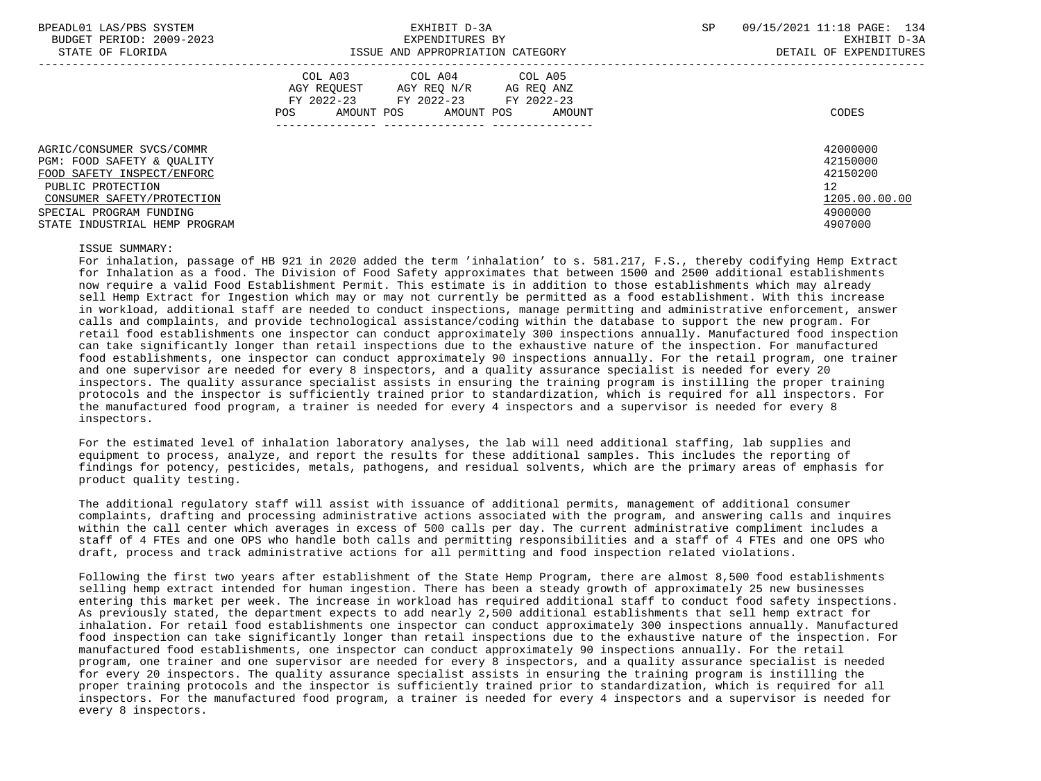| | COL A03 AGY REQUEST FY 2022-23 POS AMOUNT | COL A04 AGY REQ N/R FY 2022-23 POS AMOUNT | COL A05 AG REQ ANZ FY 2022-23 POS AMOUNT | CODES |
|---|---|---|---|---|
| AGRIC/CONSUMER SVCS/COMMR | | | | 42000000 |
| PGM: FOOD SAFETY & QUALITY | | | | 42150000 |
| FOOD SAFETY INSPECT/ENFORC | | | | 42150200 |
| PUBLIC PROTECTION | | | | 12 |
| CONSUMER SAFETY/PROTECTION | | | | 1205.00.00.00 |
| SPECIAL PROGRAM FUNDING | | | | 4900000 |
| STATE INDUSTRIAL HEMP PROGRAM | | | | 4907000 |

ISSUE SUMMARY:

For inhalation, passage of HB 921 in 2020 added the term 'inhalation' to s. 581.217, F.S., thereby codifying Hemp Extract for Inhalation as a food. The Division of Food Safety approximates that between 1500 and 2500 additional establishments now require a valid Food Establishment Permit. This estimate is in addition to those establishments which may already sell Hemp Extract for Ingestion which may or may not currently be permitted as a food establishment. With this increase in workload, additional staff are needed to conduct inspections, manage permitting and administrative enforcement, answer calls and complaints, and provide technological assistance/coding within the database to support the new program. For retail food establishments one inspector can conduct approximately 300 inspections annually. Manufactured food inspection can take significantly longer than retail inspections due to the exhaustive nature of the inspection. For manufactured food establishments, one inspector can conduct approximately 90 inspections annually. For the retail program, one trainer and one supervisor are needed for every 8 inspectors, and a quality assurance specialist is needed for every 20 inspectors. The quality assurance specialist assists in ensuring the training program is instilling the proper training protocols and the inspector is sufficiently trained prior to standardization, which is required for all inspectors. For the manufactured food program, a trainer is needed for every 4 inspectors and a supervisor is needed for every 8 inspectors.

For the estimated level of inhalation laboratory analyses, the lab will need additional staffing, lab supplies and equipment to process, analyze, and report the results for these additional samples. This includes the reporting of findings for potency, pesticides, metals, pathogens, and residual solvents, which are the primary areas of emphasis for product quality testing.

The additional regulatory staff will assist with issuance of additional permits, management of additional consumer complaints, drafting and processing administrative actions associated with the program, and answering calls and inquires within the call center which averages in excess of 500 calls per day. The current administrative compliment includes a staff of 4 FTEs and one OPS who handle both calls and permitting responsibilities and a staff of 4 FTEs and one OPS who draft, process and track administrative actions for all permitting and food inspection related violations.

Following the first two years after establishment of the State Hemp Program, there are almost 8,500 food establishments selling hemp extract intended for human ingestion. There has been a steady growth of approximately 25 new businesses entering this market per week. The increase in workload has required additional staff to conduct food safety inspections. As previously stated, the department expects to add nearly 2,500 additional establishments that sell hemp extract for inhalation. For retail food establishments one inspector can conduct approximately 300 inspections annually. Manufactured food inspection can take significantly longer than retail inspections due to the exhaustive nature of the inspection. For manufactured food establishments, one inspector can conduct approximately 90 inspections annually. For the retail program, one trainer and one supervisor are needed for every 8 inspectors, and a quality assurance specialist is needed for every 20 inspectors. The quality assurance specialist assists in ensuring the training program is instilling the proper training protocols and the inspector is sufficiently trained prior to standardization, which is required for all inspectors. For the manufactured food program, a trainer is needed for every 4 inspectors and a supervisor is needed for every 8 inspectors.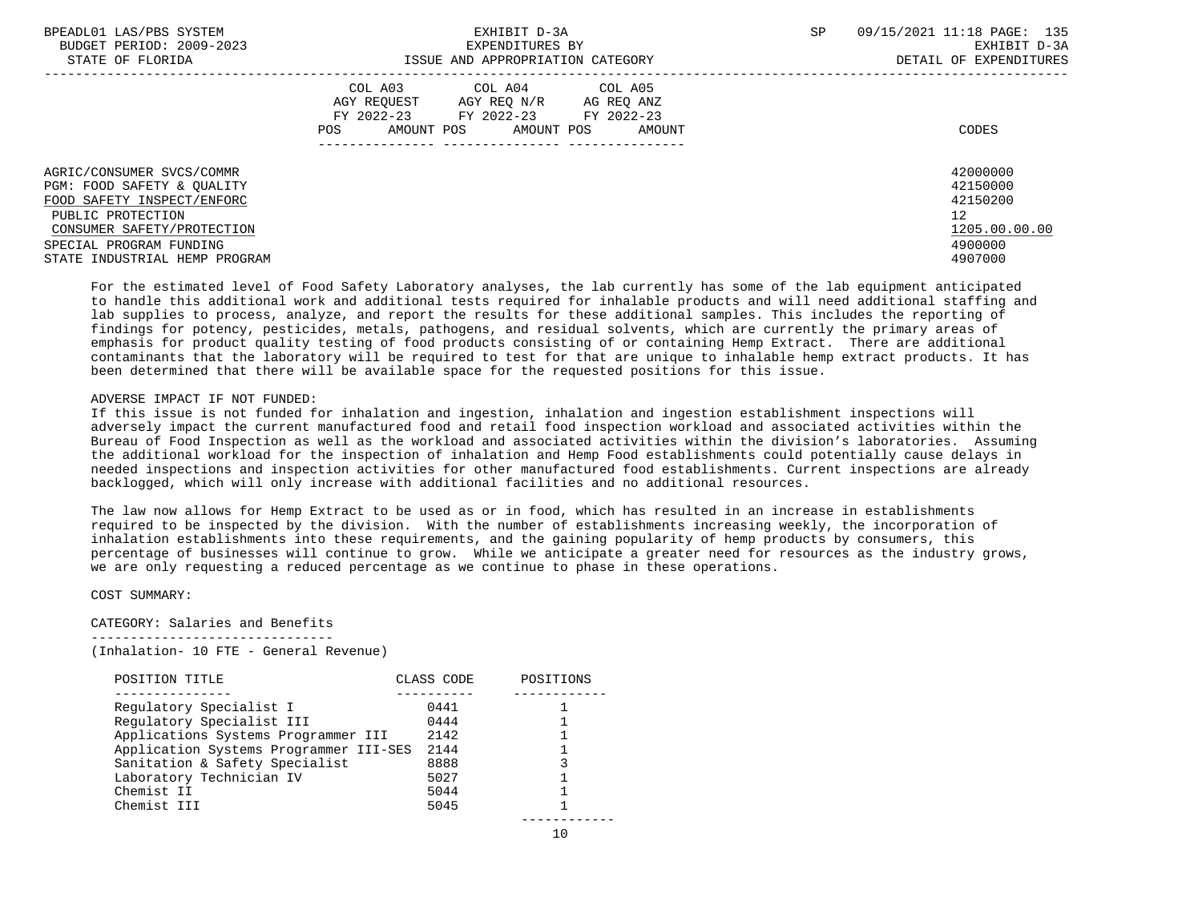| | COL A03 AGY REQUEST FY 2022-23 POS AMOUNT | COL A04 AGY REQ N/R FY 2022-23 POS AMOUNT | COL A05 AG REQ ANZ FY 2022-23 POS AMOUNT | CODES |
|---|---|---|---|---|
| AGRIC/CONSUMER SVCS/COMMR | | | | 42000000 |
| PGM: FOOD SAFETY & QUALITY | | | | 42150000 |
| FOOD SAFETY INSPECT/ENFORC | | | | 42150200 |
| PUBLIC PROTECTION | | | | 12 |
| CONSUMER SAFETY/PROTECTION | | | | 1205.00.00.00 |
| SPECIAL PROGRAM FUNDING | | | | 4900000 |
| STATE INDUSTRIAL HEMP PROGRAM | | | | 4907000 |

For the estimated level of Food Safety Laboratory analyses, the lab currently has some of the lab equipment anticipated to handle this additional work and additional tests required for inhalable products and will need additional staffing and lab supplies to process, analyze, and report the results for these additional samples. This includes the reporting of findings for potency, pesticides, metals, pathogens, and residual solvents, which are currently the primary areas of emphasis for product quality testing of food products consisting of or containing Hemp Extract. There are additional contaminants that the laboratory will be required to test for that are unique to inhalable hemp extract products. It has been determined that there will be available space for the requested positions for this issue.

ADVERSE IMPACT IF NOT FUNDED:

If this issue is not funded for inhalation and ingestion, inhalation and ingestion establishment inspections will adversely impact the current manufactured food and retail food inspection workload and associated activities within the Bureau of Food Inspection as well as the workload and associated activities within the division's laboratories. Assuming the additional workload for the inspection of inhalation and Hemp Food establishments could potentially cause delays in needed inspections and inspection activities for other manufactured food establishments. Current inspections are already backlogged, which will only increase with additional facilities and no additional resources.

The law now allows for Hemp Extract to be used as or in food, which has resulted in an increase in establishments required to be inspected by the division. With the number of establishments increasing weekly, the incorporation of inhalation establishments into these requirements, and the gaining popularity of hemp products by consumers, this percentage of businesses will continue to grow. While we anticipate a greater need for resources as the industry grows, we are only requesting a reduced percentage as we continue to phase in these operations.

COST SUMMARY:

CATEGORY: Salaries and Benefits

(Inhalation- 10 FTE - General Revenue)

| POSITION TITLE | CLASS CODE | POSITIONS |
|---|---|---|
| Regulatory Specialist I | 0441 | 1 |
| Regulatory Specialist III | 0444 | 1 |
| Applications Systems Programmer III | 2142 | 1 |
| Application Systems Programmer III-SES | 2144 | 1 |
| Sanitation & Safety Specialist | 8888 | 3 |
| Laboratory Technician IV | 5027 | 1 |
| Chemist II | 5044 | 1 |
| Chemist III | 5045 | 1 |
| | | 10 |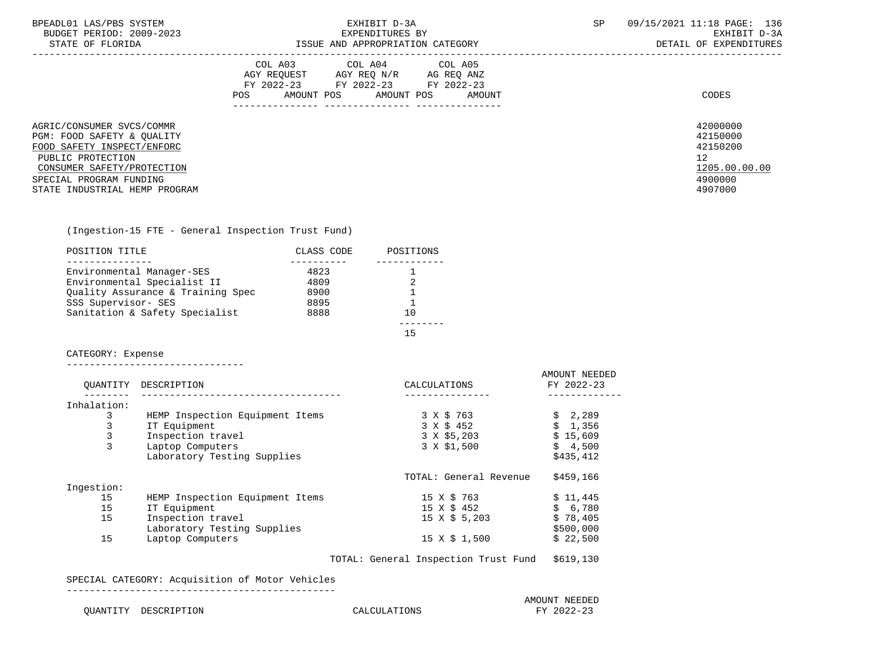| | COL A03 AGY REQUEST FY 2022-23 POS AMOUNT | COL A04 AGY REQ N/R FY 2022-23 POS AMOUNT | COL A05 AG REQ ANZ FY 2022-23 POS AMOUNT | CODES |
|---|---|---|---|---|
| AGRIC/CONSUMER SVCS/COMMR | | | | 42000000 |
| PGM: FOOD SAFETY & QUALITY | | | | 42150000 |
| FOOD SAFETY INSPECT/ENFORC | | | | 42150200 |
| PUBLIC PROTECTION | | | | 12 |
| CONSUMER SAFETY/PROTECTION | | | | 1205.00.00.00 |
| SPECIAL PROGRAM FUNDING | | | | 4900000 |
| STATE INDUSTRIAL HEMP PROGRAM | | | | 4907000 |

(Ingestion-15 FTE - General Inspection Trust Fund)

| POSITION TITLE | CLASS CODE | POSITIONS |
|---|---|---|
| Environmental Manager-SES | 4823 | 1 |
| Environmental Specialist II | 4809 | 2 |
| Quality Assurance & Training Spec | 8900 | 1 |
| SSS Supervisor- SES | 8895 | 1 |
| Sanitation & Safety Specialist | 8888 | 10 |
| | | 15 |

CATEGORY: Expense

| QUANTITY | DESCRIPTION | CALCULATIONS | AMOUNT NEEDED FY 2022-23 |
|---|---|---|---|
| Inhalation: | | | |
| 3 | HEMP Inspection Equipment Items | 3 X $ 763 | $ 2,289 |
| 3 | IT Equipment | 3 X $ 452 | $ 1,356 |
| 3 | Inspection travel | 3 X $5,203 | $ 15,609 |
| 3 | Laptop Computers | 3 X $1,500 | $ 4,500 |
| | Laboratory Testing Supplies | | $435,412 |
| | | TOTAL: General Revenue | $459,166 |
| Ingestion: | | | |
| 15 | HEMP Inspection Equipment Items | 15 X $ 763 | $ 11,445 |
| 15 | IT Equipment | 15 X $ 452 | $ 6,780 |
| 15 | Inspection travel | 15 X $ 5,203 | $ 78,405 |
| | Laboratory Testing Supplies | | $500,000 |
| 15 | Laptop Computers | 15 X $ 1,500 | $ 22,500 |
| | | TOTAL: General Inspection Trust Fund | $619,130 |

SPECIAL CATEGORY: Acquisition of Motor Vehicles

| QUANTITY | DESCRIPTION | CALCULATIONS | AMOUNT NEEDED FY 2022-23 |
|---|---|---|---|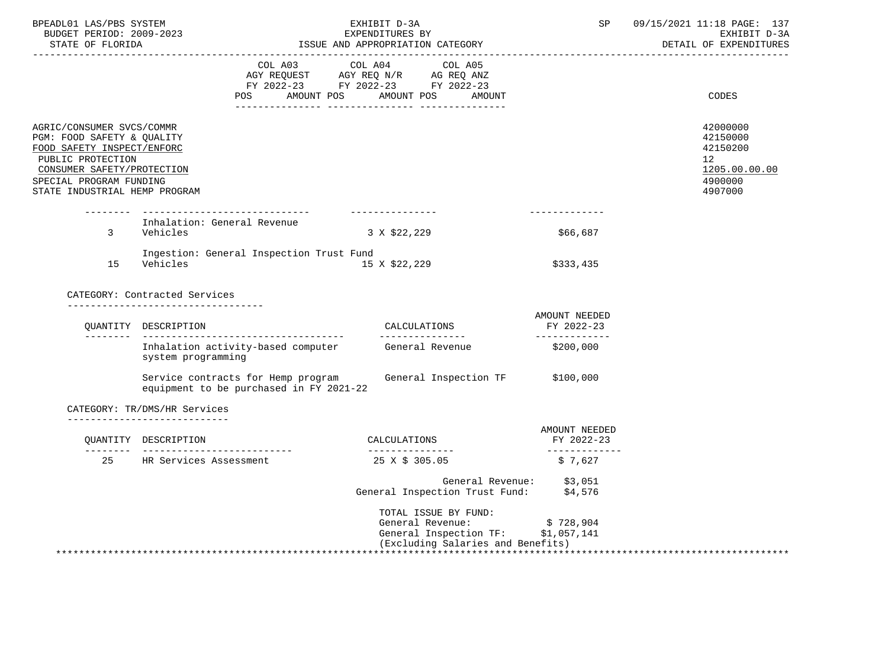| | COL A03 AGY REQUEST FY 2022-23 POS AMOUNT | COL A04 AGY REQ N/R FY 2022-23 POS AMOUNT | COL A05 AG REQ ANZ FY 2022-23 POS AMOUNT | CODES |
|---|---|---|---|---|

AGRIC/CONSUMER SVCS/COMMR — 42000000
PGM: FOOD SAFETY & QUALITY — 42150000
FOOD SAFETY INSPECT/ENFORC — 42150200
PUBLIC PROTECTION — 12
CONSUMER SAFETY/PROTECTION — 1205.00.00.00
SPECIAL PROGRAM FUNDING — 4900000
STATE INDUSTRIAL HEMP PROGRAM — 4907000

| | | | |
|---|---|---|---|
| 3 | Inhalation: General Revenue Vehicles | 3 X $22,229 | $66,687 |
| 15 | Ingestion: General Inspection Trust Fund Vehicles | 15 X $22,229 | $333,435 |

CATEGORY: Contracted Services

| QUANTITY | DESCRIPTION | CALCULATIONS | AMOUNT NEEDED FY 2022-23 |
|---|---|---|---|
| | Inhalation activity-based computer system programming | General Revenue | $200,000 |
| | Service contracts for Hemp program equipment to be purchased in FY 2021-22 | General Inspection TF | $100,000 |

CATEGORY: TR/DMS/HR Services

| QUANTITY | DESCRIPTION | CALCULATIONS | AMOUNT NEEDED FY 2022-23 |
|---|---|---|---|
| 25 | HR Services Assessment | 25 X $ 305.05 | $ 7,627 |
| | | General Revenue: | $3,051 |
| | | General Inspection Trust Fund: | $4,576 |

TOTAL ISSUE BY FUND:
General Revenue: $ 728,904
General Inspection TF: $1,057,141
(Excluding Salaries and Benefits)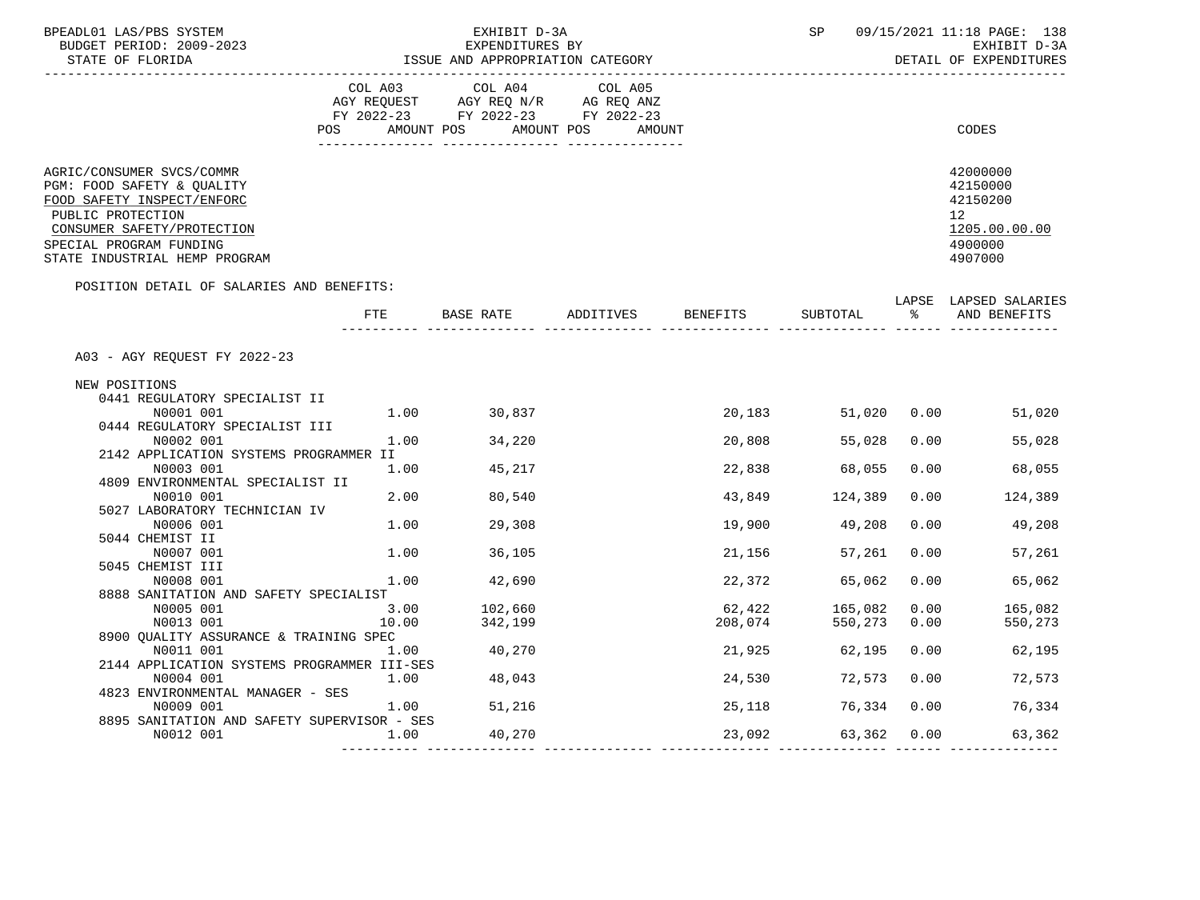BPEADL01 LAS/PBS SYSTEM — EXHIBIT D-3A — SP 09/15/2021 11:18

BUDGET PERIOD: 2009-2023 — EXPENDITURES BY — EXHIBIT D-3A

STATE OF FLORIDA — ISSUE AND APPROPRIATION CATEGORY — DETAIL OF EXPENDITURES

| | COL A03 AGY REQUEST FY 2022-23 POS AMOUNT | COL A04 AGY REQ N/R FY 2022-23 POS AMOUNT | COL A05 AG REQ ANZ FY 2022-23 POS AMOUNT | CODES |
|---|---|---|---|---|
| AGRIC/CONSUMER SVCS/COMMR | | | | 42000000 |
| PGM: FOOD SAFETY & QUALITY | | | | 42150000 |
| FOOD SAFETY INSPECT/ENFORC | | | | 42150200 |
| PUBLIC PROTECTION | | | | 12 |
| CONSUMER SAFETY/PROTECTION | | | | 1205.00.00.00 |
| SPECIAL PROGRAM FUNDING | | | | 4900000 |
| STATE INDUSTRIAL HEMP PROGRAM | | | | 4907000 |

POSITION DETAIL OF SALARIES AND BENEFITS:

| | FTE | BASE RATE | ADDITIVES | BENEFITS | SUBTOTAL | LAPSE % | LAPSED SALARIES AND BENEFITS |
|---|---|---|---|---|---|---|---|
| A03 - AGY REQUEST FY 2022-23 | | | | | | | |
| NEW POSITIONS | | | | | | | |
| 0441 REGULATORY SPECIALIST II | | | | | | | |
| N0001 001 | 1.00 | 30,837 | | 20,183 | 51,020 | 0.00 | 51,020 |
| 0444 REGULATORY SPECIALIST III | | | | | | | |
| N0002 001 | 1.00 | 34,220 | | 20,808 | 55,028 | 0.00 | 55,028 |
| 2142 APPLICATION SYSTEMS PROGRAMMER II | | | | | | | |
| N0003 001 | 1.00 | 45,217 | | 22,838 | 68,055 | 0.00 | 68,055 |
| 4809 ENVIRONMENTAL SPECIALIST II | | | | | | | |
| N0010 001 | 2.00 | 80,540 | | 43,849 | 124,389 | 0.00 | 124,389 |
| 5027 LABORATORY TECHNICIAN IV | | | | | | | |
| N0006 001 | 1.00 | 29,308 | | 19,900 | 49,208 | 0.00 | 49,208 |
| 5044 CHEMIST II | | | | | | | |
| N0007 001 | 1.00 | 36,105 | | 21,156 | 57,261 | 0.00 | 57,261 |
| 5045 CHEMIST III | | | | | | | |
| N0008 001 | 1.00 | 42,690 | | 22,372 | 65,062 | 0.00 | 65,062 |
| 8888 SANITATION AND SAFETY SPECIALIST | | | | | | | |
| N0005 001 | 3.00 | 102,660 | | 62,422 | 165,082 | 0.00 | 165,082 |
| N0013 001 | 10.00 | 342,199 | | 208,074 | 550,273 | 0.00 | 550,273 |
| 8900 QUALITY ASSURANCE & TRAINING SPEC | | | | | | | |
| N0011 001 | 1.00 | 40,270 | | 21,925 | 62,195 | 0.00 | 62,195 |
| 2144 APPLICATION SYSTEMS PROGRAMMER III-SES | | | | | | | |
| N0004 001 | 1.00 | 48,043 | | 24,530 | 72,573 | 0.00 | 72,573 |
| 4823 ENVIRONMENTAL MANAGER - SES | | | | | | | |
| N0009 001 | 1.00 | 51,216 | | 25,118 | 76,334 | 0.00 | 76,334 |
| 8895 SANITATION AND SAFETY SUPERVISOR - SES | | | | | | | |
| N0012 001 | 1.00 | 40,270 | | 23,092 | 63,362 | 0.00 | 63,362 |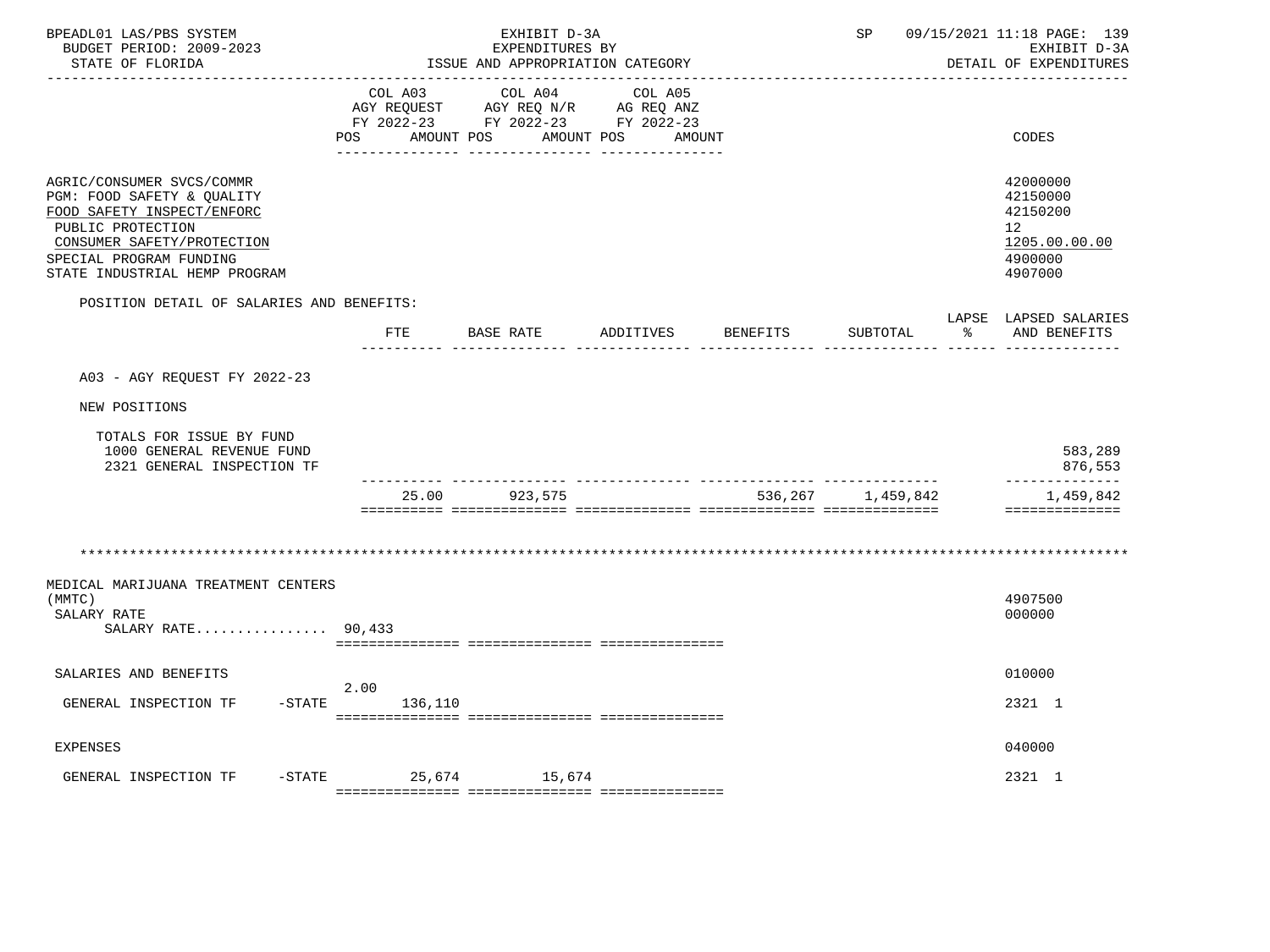BPEADL01 LAS/PBS SYSTEM — EXHIBIT D-3A — EXPENDITURES BY ISSUE AND APPROPRIATION CATEGORY
BUDGET PERIOD: 2009-2023 — STATE OF FLORIDA
SP 09/15/2021 11:18 PAGE: 139 — EXHIBIT D-3A — DETAIL OF EXPENDITURES

| | COL A03 AGY REQUEST FY 2022-23 POS AMOUNT | COL A04 AGY REQ N/R FY 2022-23 POS AMOUNT | COL A05 AG REQ ANZ FY 2022-23 POS AMOUNT | CODES |
|---|---|---|---|---|
| AGRIC/CONSUMER SVCS/COMMR | | | | 42000000 |
| PGM: FOOD SAFETY & QUALITY | | | | 42150000 |
| FOOD SAFETY INSPECT/ENFORC | | | | 42150200 |
| PUBLIC PROTECTION | | | | 12 |
| CONSUMER SAFETY/PROTECTION | | | | 1205.00.00.00 |
| SPECIAL PROGRAM FUNDING | | | | 4900000 |
| STATE INDUSTRIAL HEMP PROGRAM | | | | 4907000 |

POSITION DETAIL OF SALARIES AND BENEFITS:

| | FTE | BASE RATE | ADDITIVES | BENEFITS | SUBTOTAL | LAPSE % | LAPSED SALARIES AND BENEFITS |
|---|---|---|---|---|---|---|---|
| A03 - AGY REQUEST FY 2022-23 | | | | | | | |
| NEW POSITIONS | | | | | | | |
| TOTALS FOR ISSUE BY FUND | | | | | | | |
| 1000 GENERAL REVENUE FUND | | | | | | | 583,289 |
| 2321 GENERAL INSPECTION TF | | | | | | | 876,553 |
| | 25.00 | 923,575 | | 536,267 | 1,459,842 | | 1,459,842 |

********************************************************************************

| | COL A03 | COL A04 | COL A05 | CODES |
|---|---|---|---|---|
| MEDICAL MARIJUANA TREATMENT CENTERS (MMTC) | | | | 4907500 |
| SALARY RATE | | | | 000000 |
| SALARY RATE................ 90,433 | | | | |
| SALARIES AND BENEFITS | | | | 010000 |
| GENERAL INSPECTION TF -STATE | 2.00 136,110 | | | 2321 1 |
| EXPENSES | | | | 040000 |
| GENERAL INSPECTION TF -STATE | 25,674 | 15,674 | | 2321 1 |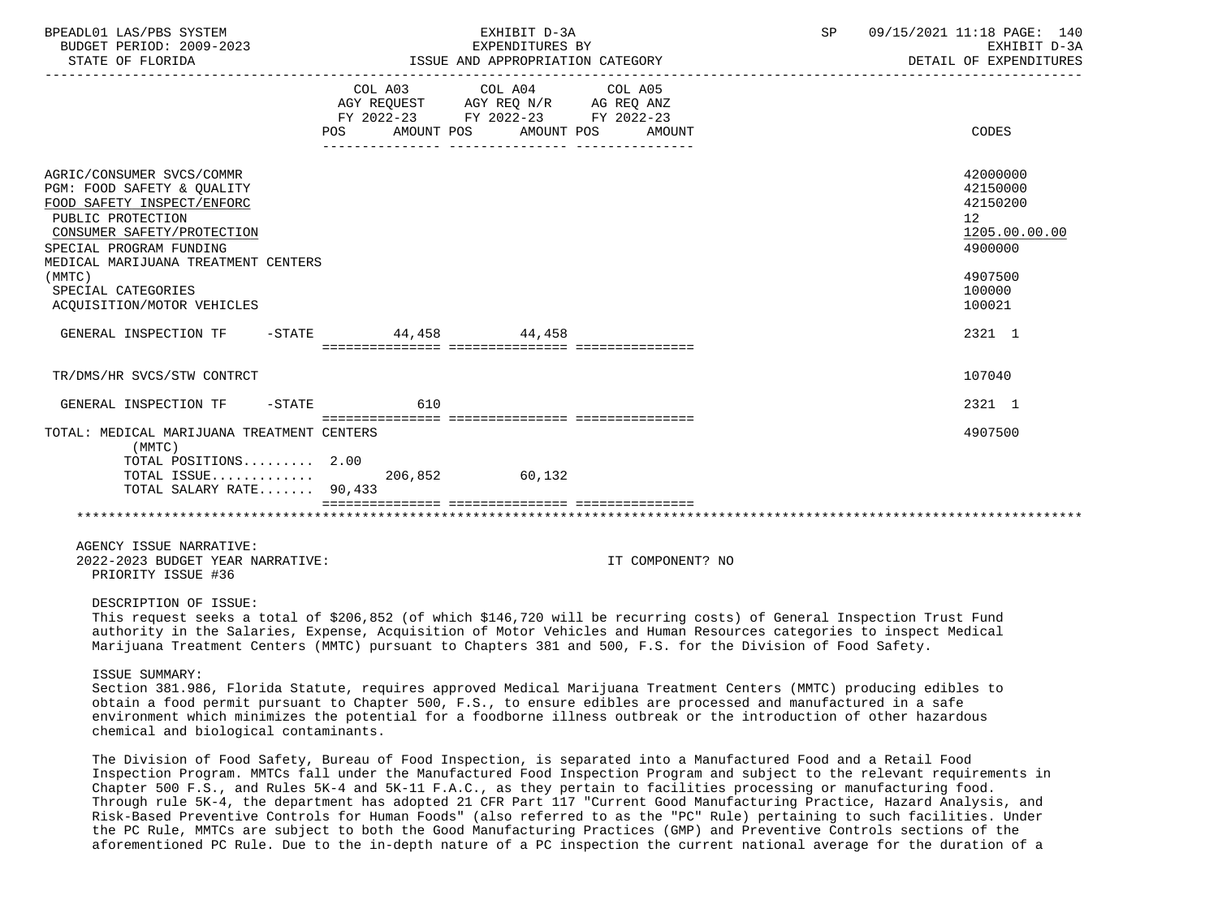| | COL A03 AGY REQUEST FY 2022-23 POS AMOUNT | COL A04 AGY REQ N/R FY 2022-23 POS AMOUNT | COL A05 AG REQ ANZ FY 2022-23 POS AMOUNT | CODES |
|---|---|---|---|---|
| AGRIC/CONSUMER SVCS/COMMR | | | | 42000000 |
| PGM: FOOD SAFETY & QUALITY | | | | 42150000 |
| FOOD SAFETY INSPECT/ENFORC | | | | 42150200 |
| PUBLIC PROTECTION | | | | 12 |
| CONSUMER SAFETY/PROTECTION | | | | 1205.00.00.00 |
| SPECIAL PROGRAM FUNDING | | | | 4900000 |
| MEDICAL MARIJUANA TREATMENT CENTERS (MMTC) | | | | 4907500 |
| SPECIAL CATEGORIES | | | | 100000 |
| ACQUISITION/MOTOR VEHICLES | | | | 100021 |
| GENERAL INSPECTION TF -STATE | 44,458 | 44,458 | | 2321 1 |
| TR/DMS/HR SVCS/STW CONTRCT | | | | 107040 |
| GENERAL INSPECTION TF -STATE | 610 | | | 2321 1 |
| TOTAL: MEDICAL MARIJUANA TREATMENT CENTERS (MMTC) | | | | 4907500 |
| TOTAL POSITIONS......... | 2.00 | | | |
| TOTAL ISSUE............ | 206,852 | 60,132 | | |
| TOTAL SALARY RATE....... | 90,433 | | | |

AGENCY ISSUE NARRATIVE:

2022-2023 BUDGET YEAR NARRATIVE: IT COMPONENT? NO

PRIORITY ISSUE #36

DESCRIPTION OF ISSUE:

This request seeks a total of $206,852 (of which $146,720 will be recurring costs) of General Inspection Trust Fund authority in the Salaries, Expense, Acquisition of Motor Vehicles and Human Resources categories to inspect Medical Marijuana Treatment Centers (MMTC) pursuant to Chapters 381 and 500, F.S. for the Division of Food Safety.

ISSUE SUMMARY:

Section 381.986, Florida Statute, requires approved Medical Marijuana Treatment Centers (MMTC) producing edibles to obtain a food permit pursuant to Chapter 500, F.S., to ensure edibles are processed and manufactured in a safe environment which minimizes the potential for a foodborne illness outbreak or the introduction of other hazardous chemical and biological contaminants.

The Division of Food Safety, Bureau of Food Inspection, is separated into a Manufactured Food and a Retail Food Inspection Program. MMTCs fall under the Manufactured Food Inspection Program and subject to the relevant requirements in Chapter 500 F.S., and Rules 5K-4 and 5K-11 F.A.C., as they pertain to facilities processing or manufacturing food. Through rule 5K-4, the department has adopted 21 CFR Part 117 "Current Good Manufacturing Practice, Hazard Analysis, and Risk-Based Preventive Controls for Human Foods" (also referred to as the "PC" Rule) pertaining to such facilities. Under the PC Rule, MMTCs are subject to both the Good Manufacturing Practices (GMP) and Preventive Controls sections of the aforementioned PC Rule. Due to the in-depth nature of a PC inspection the current national average for the duration of a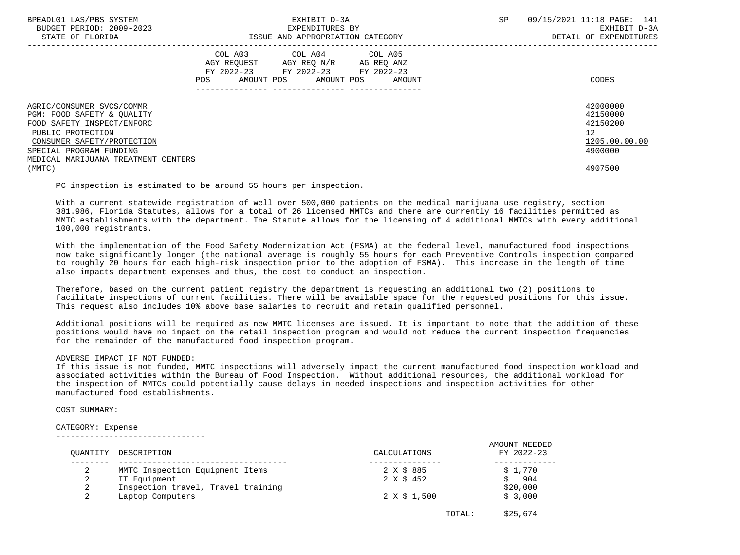| | COL A03 AGY REQUEST FY 2022-23 POS AMOUNT | COL A04 AGY REQ N/R FY 2022-23 POS AMOUNT | COL A05 AG REQ ANZ FY 2022-23 POS AMOUNT | CODES |
|---|---|---|---|---|
| AGRIC/CONSUMER SVCS/COMMR | | | | 42000000 |
| PGM: FOOD SAFETY & QUALITY | | | | 42150000 |
| FOOD SAFETY INSPECT/ENFORC | | | | 42150200 |
| PUBLIC PROTECTION | | | | 12 |
| CONSUMER SAFETY/PROTECTION | | | | 1205.00.00.00 |
| SPECIAL PROGRAM FUNDING | | | | 4900000 |
| MEDICAL MARIJUANA TREATMENT CENTERS (MMTC) | | | | 4907500 |

PC inspection is estimated to be around 55 hours per inspection.

With a current statewide registration of well over 500,000 patients on the medical marijuana use registry, section 381.986, Florida Statutes, allows for a total of 26 licensed MMTCs and there are currently 16 facilities permitted as MMTC establishments with the department. The Statute allows for the licensing of 4 additional MMTCs with every additional 100,000 registrants.

With the implementation of the Food Safety Modernization Act (FSMA) at the federal level, manufactured food inspections now take significantly longer (the national average is roughly 55 hours for each Preventive Controls inspection compared to roughly 20 hours for each high-risk inspection prior to the adoption of FSMA). This increase in the length of time also impacts department expenses and thus, the cost to conduct an inspection.

Therefore, based on the current patient registry the department is requesting an additional two (2) positions to facilitate inspections of current facilities. There will be available space for the requested positions for this issue. This request also includes 10% above base salaries to recruit and retain qualified personnel.

Additional positions will be required as new MMTC licenses are issued. It is important to note that the addition of these positions would have no impact on the retail inspection program and would not reduce the current inspection frequencies for the remainder of the manufactured food inspection program.

ADVERSE IMPACT IF NOT FUNDED:
If this issue is not funded, MMTC inspections will adversely impact the current manufactured food inspection workload and associated activities within the Bureau of Food Inspection. Without additional resources, the additional workload for the inspection of MMTCs could potentially cause delays in needed inspections and inspection activities for other manufactured food establishments.

COST SUMMARY:

CATEGORY: Expense

| QUANTITY | DESCRIPTION | CALCULATIONS | AMOUNT NEEDED FY 2022-23 |
|---|---|---|---|
| 2 | MMTC Inspection Equipment Items | 2 X $ 885 | $ 1,770 |
| 2 | IT Equipment | 2 X $ 452 | $ 904 |
| 2 | Inspection travel, Travel training | | $20,000 |
| 2 | Laptop Computers | 2 X $ 1,500 | $ 3,000 |
| | | TOTAL: | $25,674 |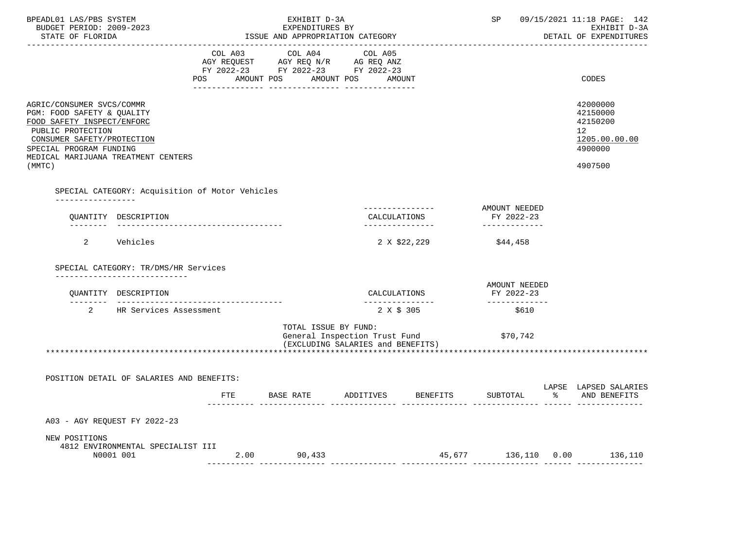BPEADL01 LAS/PBS SYSTEM | EXHIBIT D-3A | SP 09/15/2021 11:18 PAGE: 142
BUDGET PERIOD: 2009-2023 | EXPENDITURES BY | EXHIBIT D-3A
STATE OF FLORIDA | ISSUE AND APPROPRIATION CATEGORY | DETAIL OF EXPENDITURES

| | COL A03 AGY REQUEST FY 2022-23 POS AMOUNT | COL A04 AGY REQ N/R FY 2022-23 POS AMOUNT | COL A05 AG REQ ANZ FY 2022-23 POS AMOUNT | CODES |
|---|---|---|---|---|
| AGRIC/CONSUMER SVCS/COMMR | | | | 42000000 |
| PGM: FOOD SAFETY & QUALITY | | | | 42150000 |
| FOOD SAFETY INSPECT/ENFORC | | | | 42150200 |
| PUBLIC PROTECTION | | | | 12 |
| CONSUMER SAFETY/PROTECTION | | | | 1205.00.00.00 |
| SPECIAL PROGRAM FUNDING | | | | 4900000 |
| MEDICAL MARIJUANA TREATMENT CENTERS (MMTC) | | | | 4907500 |

SPECIAL CATEGORY: Acquisition of Motor Vehicles

| QUANTITY | DESCRIPTION | CALCULATIONS | AMOUNT NEEDED FY 2022-23 |
|---|---|---|---|
| 2 | Vehicles | 2 X $22,229 | $44,458 |

SPECIAL CATEGORY: TR/DMS/HR Services

| QUANTITY | DESCRIPTION | CALCULATIONS | AMOUNT NEEDED FY 2022-23 |
|---|---|---|---|
| 2 | HR Services Assessment | 2 X $ 305 | $610 |

TOTAL ISSUE BY FUND:
General Inspection Trust Fund (EXCLUDING SALARIES and BENEFITS) $70,742

POSITION DETAIL OF SALARIES AND BENEFITS:

| | FTE | BASE RATE | ADDITIVES | BENEFITS | SUBTOTAL | LAPSE % | LAPSED SALARIES AND BENEFITS |
|---|---|---|---|---|---|---|---|
| A03 - AGY REQUEST FY 2022-23 | | | | | | | |
| NEW POSITIONS | | | | | | | |
| 4812 ENVIRONMENTAL SPECIALIST III | | | | | | | |
| N0001 001 | 2.00 | 90,433 | | 45,677 | 136,110 | 0.00 | 136,110 |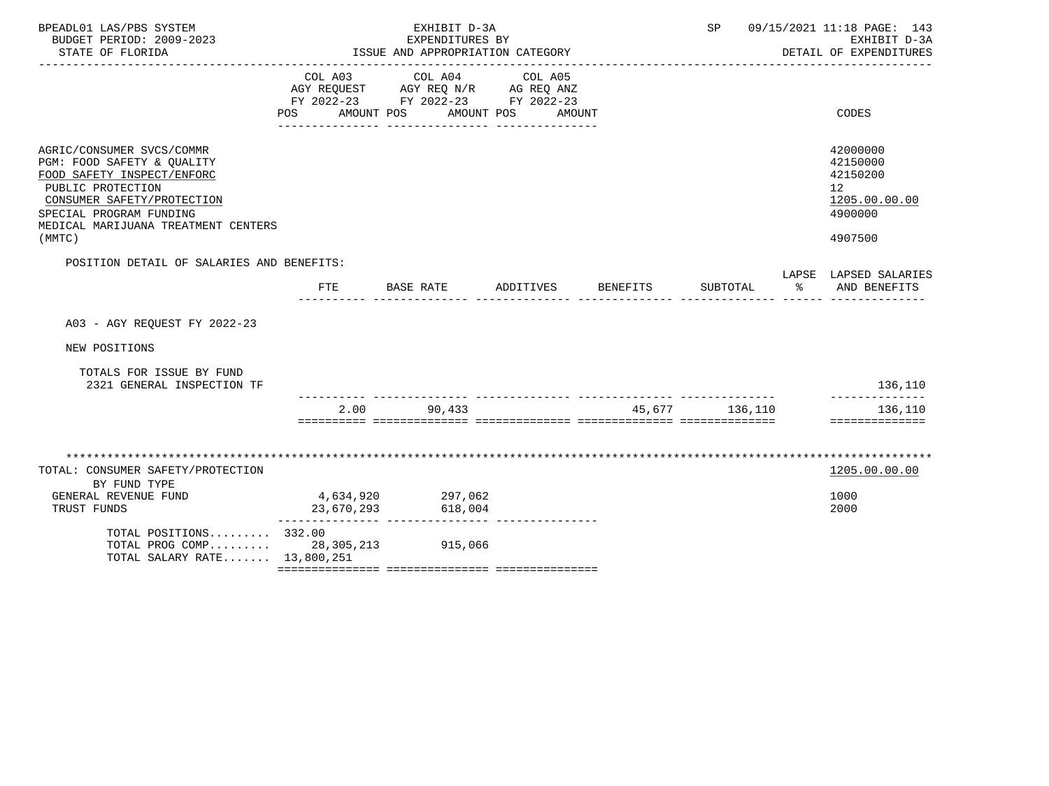BPEADL01 LAS/PBS SYSTEM
BUDGET PERIOD: 2009-2023
STATE OF FLORIDA

EXHIBIT D-3A
EXPENDITURES BY
ISSUE AND APPROPRIATION CATEGORY

SP 09/15/2021 11:18 PAGE: 143
EXHIBIT D-3A
DETAIL OF EXPENDITURES

| | COL A03 AGY REQUEST FY 2022-23 POS AMOUNT | COL A04 AGY REQ N/R FY 2022-23 POS AMOUNT | COL A05 AG REQ ANZ FY 2022-23 POS AMOUNT | CODES |
|---|---|---|---|---|
| AGRIC/CONSUMER SVCS/COMMR | | | | 42000000 |
| PGM: FOOD SAFETY & QUALITY | | | | 42150000 |
| FOOD SAFETY INSPECT/ENFORC | | | | 42150200 |
| PUBLIC PROTECTION | | | | 12 |
| CONSUMER SAFETY/PROTECTION | | | | 1205.00.00.00 |
| SPECIAL PROGRAM FUNDING | | | | 4900000 |
| MEDICAL MARIJUANA TREATMENT CENTERS (MMTC) | | | | 4907500 |

POSITION DETAIL OF SALARIES AND BENEFITS:

A03 - AGY REQUEST FY 2022-23

NEW POSITIONS

| | FTE | BASE RATE | ADDITIVES | BENEFITS | SUBTOTAL | LAPSE % | LAPSED SALARIES AND BENEFITS |
|---|---|---|---|---|---|---|---|
| TOTALS FOR ISSUE BY FUND 2321 GENERAL INSPECTION TF | | | | | | | 136,110 |
| | 2.00 | 90,433 | | 45,677 | 136,110 | | 136,110 |

| | COL A03 | COL A04 | COL A05 | CODES |
|---|---|---|---|---|
| TOTAL: CONSUMER SAFETY/PROTECTION | | | | 1205.00.00.00 |
| BY FUND TYPE | | | | |
| GENERAL REVENUE FUND | 4,634,920 | 297,062 | | 1000 |
| TRUST FUNDS | 23,670,293 | 618,004 | | 2000 |
| TOTAL POSITIONS......... | 332.00 | | | |
| TOTAL PROG COMP......... | 28,305,213 | 915,066 | | |
| TOTAL SALARY RATE....... | 13,800,251 | | | |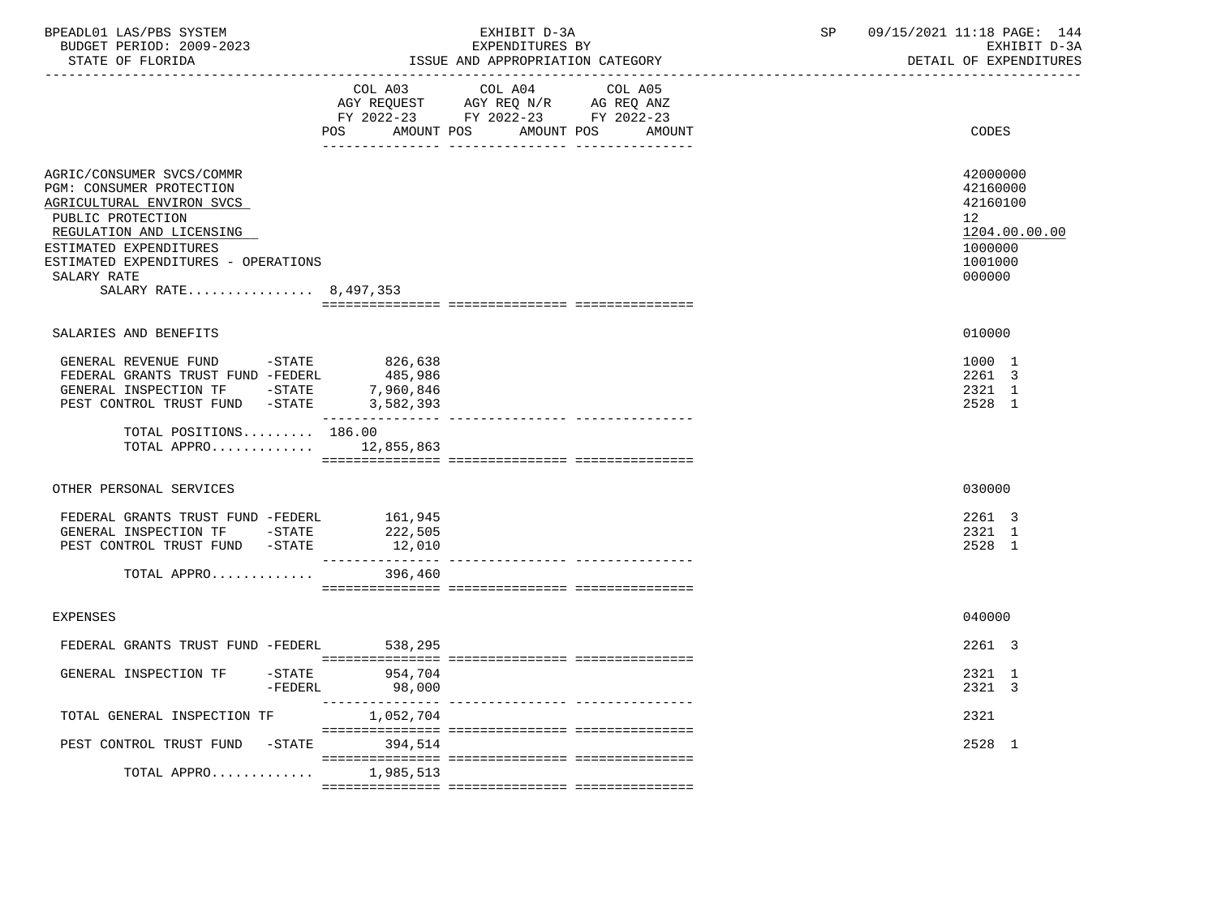BPEADL01 LAS/PBS SYSTEM | EXHIBIT D-3A | SP 09/15/2021 11:18
BUDGET PERIOD: 2009-2023 | EXPENDITURES BY | EXHIBIT D-3A
STATE OF FLORIDA | ISSUE AND APPROPRIATION CATEGORY | DETAIL OF EXPENDITURES

| | COL A03 AGY REQUEST FY 2022-23 POS | AMOUNT | COL A04 AGY REQ N/R FY 2022-23 POS | AMOUNT | COL A05 AG REQ ANZ FY 2022-23 POS | AMOUNT | CODES |
|---|---|---|---|---|---|---|---|
| AGRIC/CONSUMER SVCS/COMMR | | | | | | | 42000000 |
| PGM: CONSUMER PROTECTION | | | | | | | 42160000 |
| AGRICULTURAL ENVIRON SVCS | | | | | | | 42160100 |
| PUBLIC PROTECTION | | | | | | | 12 |
| REGULATION AND LICENSING | | | | | | | 1204.00.00.00 |
| ESTIMATED EXPENDITURES | | | | | | | 1000000 |
| ESTIMATED EXPENDITURES - OPERATIONS | | | | | | | 1001000 |
| SALARY RATE | | | | | | | 000000 |
| SALARY RATE................ | 8,497,353 | | | | | | |
| SALARIES AND BENEFITS | | | | | | | 010000 |
| GENERAL REVENUE FUND -STATE | | 826,638 | | | | | 1000 1 |
| FEDERAL GRANTS TRUST FUND -FEDERL | | 485,986 | | | | | 2261 3 |
| GENERAL INSPECTION TF -STATE | | 7,960,846 | | | | | 2321 1 |
| PEST CONTROL TRUST FUND -STATE | | 3,582,393 | | | | | 2528 1 |
| TOTAL POSITIONS......... | 186.00 | | | | | | |
| TOTAL APPRO............. | | 12,855,863 | | | | | |
| OTHER PERSONAL SERVICES | | | | | | | 030000 |
| FEDERAL GRANTS TRUST FUND -FEDERL | | 161,945 | | | | | 2261 3 |
| GENERAL INSPECTION TF -STATE | | 222,505 | | | | | 2321 1 |
| PEST CONTROL TRUST FUND -STATE | | 12,010 | | | | | 2528 1 |
| TOTAL APPRO............. | | 396,460 | | | | | |
| EXPENSES | | | | | | | 040000 |
| FEDERAL GRANTS TRUST FUND -FEDERL | | 538,295 | | | | | 2261 3 |
| GENERAL INSPECTION TF -STATE | | 954,704 | | | | | 2321 1 |
| -FEDERL | | 98,000 | | | | | 2321 3 |
| TOTAL GENERAL INSPECTION TF | | 1,052,704 | | | | | 2321 |
| PEST CONTROL TRUST FUND -STATE | | 394,514 | | | | | 2528 1 |
| TOTAL APPRO............. | | 1,985,513 | | | | | |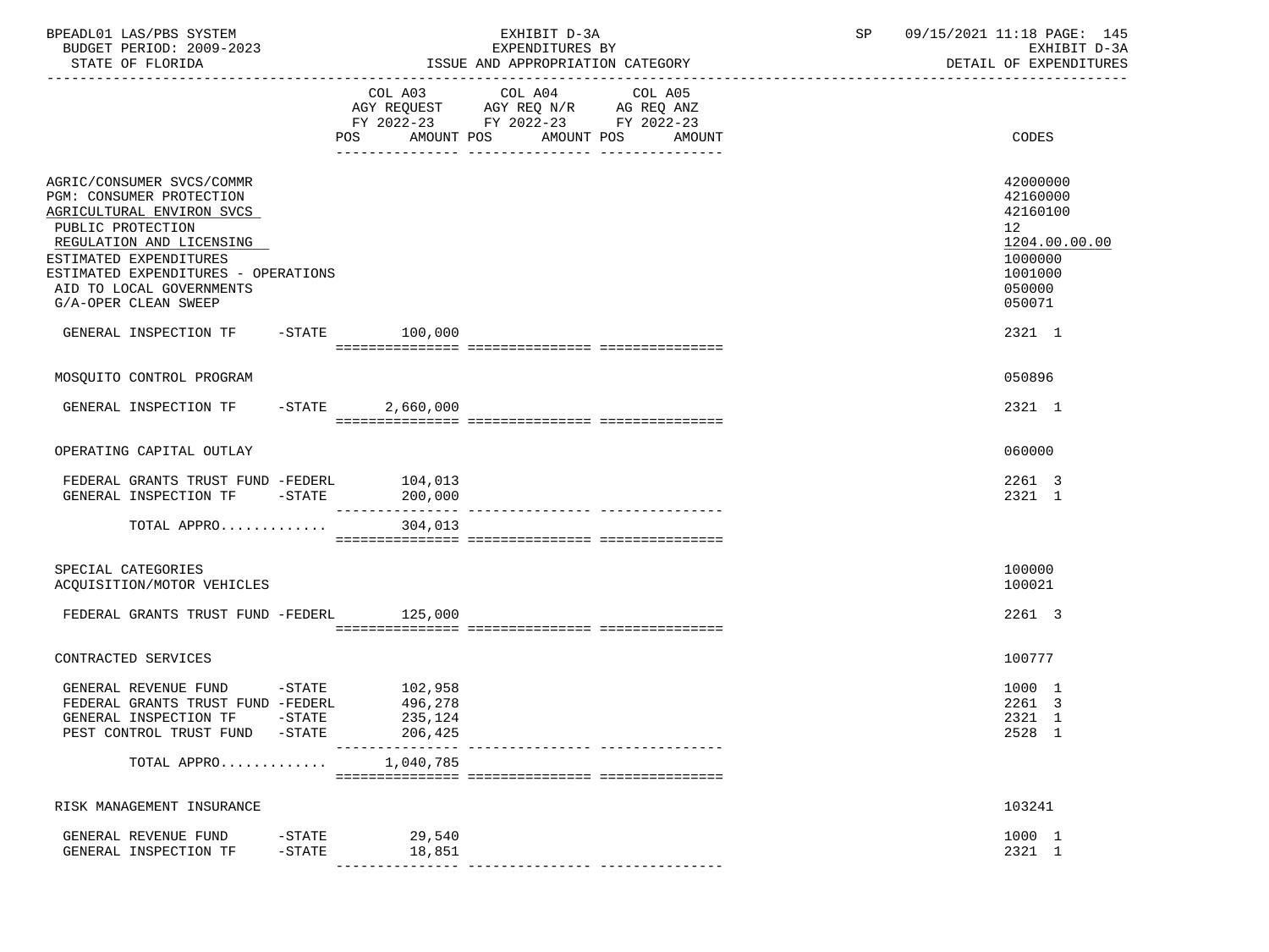BPEADL01 LAS/PBS SYSTEM | EXHIBIT D-3A | SP 09/15/2021 11:18 PAGE: 145
BUDGET PERIOD: 2009-2023 | EXPENDITURES BY | EXHIBIT D-3A
STATE OF FLORIDA | ISSUE AND APPROPRIATION CATEGORY | DETAIL OF EXPENDITURES

| | COL A03 AGY REQUEST FY 2022-23 POS AMOUNT | COL A04 AGY REQ N/R FY 2022-23 POS AMOUNT | COL A05 AG REQ ANZ FY 2022-23 POS AMOUNT | CODES |
|---|---|---|---|---|
| AGRIC/CONSUMER SVCS/COMMR | | | | 42000000 |
| PGM: CONSUMER PROTECTION | | | | 42160000 |
| AGRICULTURAL ENVIRON SVCS | | | | 42160100 |
| PUBLIC PROTECTION | | | | 12 |
| REGULATION AND LICENSING | | | | 1204.00.00.00 |
| ESTIMATED EXPENDITURES | | | | 1000000 |
| ESTIMATED EXPENDITURES - OPERATIONS | | | | 1001000 |
| AID TO LOCAL GOVERNMENTS | | | | 050000 |
| G/A-OPER CLEAN SWEEP | | | | 050071 |
| GENERAL INSPECTION TF -STATE | 100,000 | | | 2321 1 |
| MOSQUITO CONTROL PROGRAM | | | | 050896 |
| GENERAL INSPECTION TF -STATE | 2,660,000 | | | 2321 1 |
| OPERATING CAPITAL OUTLAY | | | | 060000 |
| FEDERAL GRANTS TRUST FUND -FEDERL | 104,013 | | | 2261 3 |
| GENERAL INSPECTION TF -STATE | 200,000 | | | 2321 1 |
| TOTAL APPRO............. | 304,013 | | | |
| SPECIAL CATEGORIES | | | | 100000 |
| ACQUISITION/MOTOR VEHICLES | | | | 100021 |
| FEDERAL GRANTS TRUST FUND -FEDERL | 125,000 | | | 2261 3 |
| CONTRACTED SERVICES | | | | 100777 |
| GENERAL REVENUE FUND -STATE | 102,958 | | | 1000 1 |
| FEDERAL GRANTS TRUST FUND -FEDERL | 496,278 | | | 2261 3 |
| GENERAL INSPECTION TF -STATE | 235,124 | | | 2321 1 |
| PEST CONTROL TRUST FUND -STATE | 206,425 | | | 2528 1 |
| TOTAL APPRO............. | 1,040,785 | | | |
| RISK MANAGEMENT INSURANCE | | | | 103241 |
| GENERAL REVENUE FUND -STATE | 29,540 | | | 1000 1 |
| GENERAL INSPECTION TF -STATE | 18,851 | | | 2321 1 |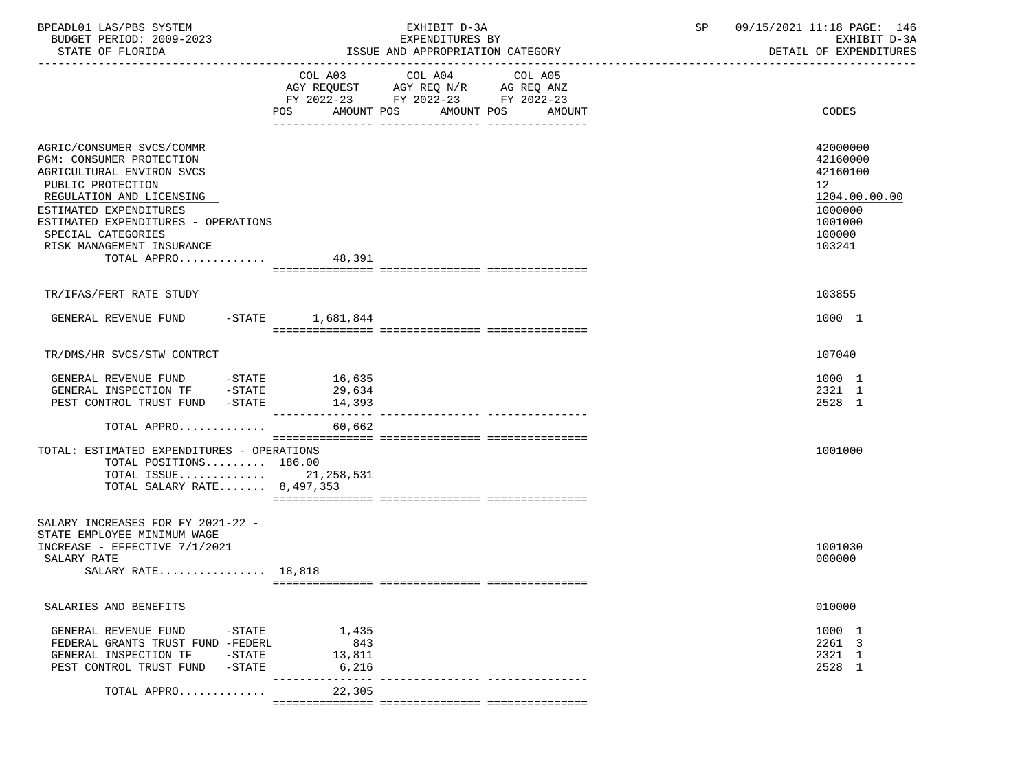BPEADL01 LAS/PBS SYSTEM | EXHIBIT D-3A | SP 09/15/2021 11:18 PAGE: 146
BUDGET PERIOD: 2009-2023 | EXPENDITURES BY | EXHIBIT D-3A
STATE OF FLORIDA | ISSUE AND APPROPRIATION CATEGORY | DETAIL OF EXPENDITURES

| | COL A03 AGY REQUEST FY 2022-23 POS AMOUNT | COL A04 AGY REQ N/R FY 2022-23 POS AMOUNT | COL A05 AG REQ ANZ FY 2022-23 POS AMOUNT | CODES |
|---|---|---|---|---|
| AGRIC/CONSUMER SVCS/COMMR | | | | 42000000 |
| PGM: CONSUMER PROTECTION | | | | 42160000 |
| AGRICULTURAL ENVIRON SVCS | | | | 42160100 |
| PUBLIC PROTECTION | | | | 12 |
| REGULATION AND LICENSING | | | | 1204.00.00.00 |
| ESTIMATED EXPENDITURES | | | | 1000000 |
| ESTIMATED EXPENDITURES - OPERATIONS | | | | 1001000 |
| SPECIAL CATEGORIES | | | | 100000 |
| RISK MANAGEMENT INSURANCE | | | | 103241 |
| TOTAL APPRO............ | 48,391 | | | |
| TR/IFAS/FERT RATE STUDY | | | | 103855 |
| GENERAL REVENUE FUND -STATE | 1,681,844 | | | 1000 1 |
| TR/DMS/HR SVCS/STW CONTRCT | | | | 107040 |
| GENERAL REVENUE FUND -STATE | 16,635 | | | 1000 1 |
| GENERAL INSPECTION TF -STATE | 29,634 | | | 2321 1 |
| PEST CONTROL TRUST FUND -STATE | 14,393 | | | 2528 1 |
| TOTAL APPRO............ | 60,662 | | | |
| TOTAL: ESTIMATED EXPENDITURES - OPERATIONS | | | | 1001000 |
| TOTAL POSITIONS......... | 186.00 | | | |
| TOTAL ISSUE............ | 21,258,531 | | | |
| TOTAL SALARY RATE....... | 8,497,353 | | | |
| SALARY INCREASES FOR FY 2021-22 - STATE EMPLOYEE MINIMUM WAGE INCREASE - EFFECTIVE 7/1/2021 | | | | 1001030 |
| SALARY RATE | | | | 000000 |
| SALARY RATE................ | 18,818 | | | |
| SALARIES AND BENEFITS | | | | 010000 |
| GENERAL REVENUE FUND -STATE | 1,435 | | | 1000 1 |
| FEDERAL GRANTS TRUST FUND -FEDERL | 843 | | | 2261 3 |
| GENERAL INSPECTION TF -STATE | 13,811 | | | 2321 1 |
| PEST CONTROL TRUST FUND -STATE | 6,216 | | | 2528 1 |
| TOTAL APPRO............ | 22,305 | | | |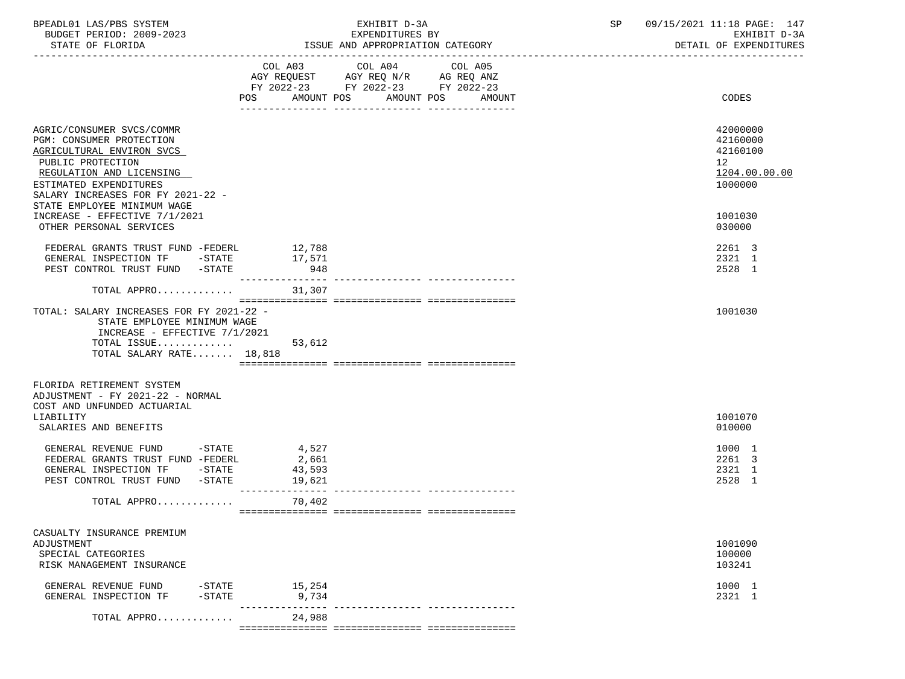BPEADL01 LAS/PBS SYSTEM | EXHIBIT D-3A | SP 09/15/2021 11:18 PAGE: 147
BUDGET PERIOD: 2009-2023 | EXPENDITURES BY | EXHIBIT D-3A
STATE OF FLORIDA | ISSUE AND APPROPRIATION CATEGORY | DETAIL OF EXPENDITURES

| | COL A03 AGY REQUEST FY 2022-23 POS | AMOUNT | COL A04 AGY REQ N/R FY 2022-23 POS | AMOUNT | COL A05 AG REQ ANZ FY 2022-23 POS | AMOUNT | CODES |
|---|---|---|---|---|---|---|---|
| AGRIC/CONSUMER SVCS/COMMR | | | | | | | 42000000 |
| PGM: CONSUMER PROTECTION | | | | | | | 42160000 |
| AGRICULTURAL ENVIRON SVCS | | | | | | | 42160100 |
| PUBLIC PROTECTION | | | | | | | 12 |
| REGULATION AND LICENSING | | | | | | | 1204.00.00.00 |
| ESTIMATED EXPENDITURES | | | | | | | 1000000 |
| SALARY INCREASES FOR FY 2021-22 - STATE EMPLOYEE MINIMUM WAGE INCREASE - EFFECTIVE 7/1/2021 | | | | | | | 1001030 |
| OTHER PERSONAL SERVICES | | | | | | | 030000 |
| FEDERAL GRANTS TRUST FUND -FEDERL | | 12,788 | | | | | 2261 3 |
| GENERAL INSPECTION TF -STATE | | 17,571 | | | | | 2321 1 |
| PEST CONTROL TRUST FUND -STATE | | 948 | | | | | 2528 1 |
| TOTAL APPRO............ | | 31,307 | | | | | |
| TOTAL: SALARY INCREASES FOR FY 2021-22 - STATE EMPLOYEE MINIMUM WAGE INCREASE - EFFECTIVE 7/1/2021 | | | | | | | 1001030 |
| TOTAL ISSUE............ | | 53,612 | | | | | |
| TOTAL SALARY RATE....... | 18,818 | | | | | | |
| FLORIDA RETIREMENT SYSTEM ADJUSTMENT - FY 2021-22 - NORMAL COST AND UNFUNDED ACTUARIAL LIABILITY | | | | | | | 1001070 |
| SALARIES AND BENEFITS | | | | | | | 010000 |
| GENERAL REVENUE FUND -STATE | | 4,527 | | | | | 1000 1 |
| FEDERAL GRANTS TRUST FUND -FEDERL | | 2,661 | | | | | 2261 3 |
| GENERAL INSPECTION TF -STATE | | 43,593 | | | | | 2321 1 |
| PEST CONTROL TRUST FUND -STATE | | 19,621 | | | | | 2528 1 |
| TOTAL APPRO............ | | 70,402 | | | | | |
| CASUALTY INSURANCE PREMIUM ADJUSTMENT | | | | | | | 1001090 |
| SPECIAL CATEGORIES | | | | | | | 100000 |
| RISK MANAGEMENT INSURANCE | | | | | | | 103241 |
| GENERAL REVENUE FUND -STATE | | 15,254 | | | | | 1000 1 |
| GENERAL INSPECTION TF -STATE | | 9,734 | | | | | 2321 1 |
| TOTAL APPRO............ | | 24,988 | | | | | |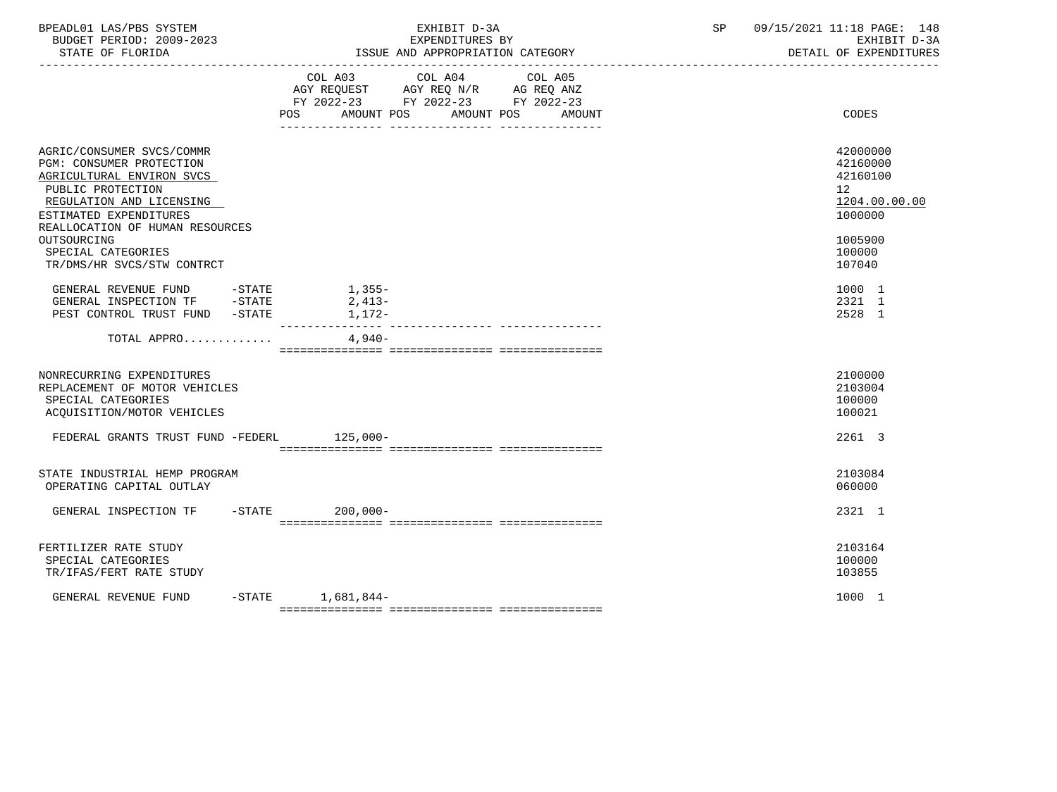BPEADL01 LAS/PBS SYSTEM — EXHIBIT D-3A — EXPENDITURES BY ISSUE AND APPROPRIATION CATEGORY — SP 09/15/2021 11:18 PAGE: 148
BUDGET PERIOD: 2009-2023 — EXHIBIT D-3A
STATE OF FLORIDA — DETAIL OF EXPENDITURES

| | COL A03 AGY REQUEST FY 2022-23 POS | AMOUNT | COL A04 AGY REQ N/R FY 2022-23 POS | AMOUNT | COL A05 AG REQ ANZ FY 2022-23 POS | AMOUNT | CODES |
|---|---|---|---|---|---|---|---|
| AGRIC/CONSUMER SVCS/COMMR | | | | | | | 42000000 |
| PGM: CONSUMER PROTECTION | | | | | | | 42160000 |
| AGRICULTURAL ENVIRON SVCS | | | | | | | 42160100 |
| PUBLIC PROTECTION | | | | | | | 12 |
| REGULATION AND LICENSING | | | | | | | 1204.00.00.00 |
| ESTIMATED EXPENDITURES | | | | | | | 1000000 |
| REALLOCATION OF HUMAN RESOURCES OUTSOURCING | | | | | | | 1005900 |
| SPECIAL CATEGORIES | | | | | | | 100000 |
| TR/DMS/HR SVCS/STW CONTRCT | | | | | | | 107040 |
| GENERAL REVENUE FUND -STATE | | 1,355- | | | | | 1000 1 |
| GENERAL INSPECTION TF -STATE | | 2,413- | | | | | 2321 1 |
| PEST CONTROL TRUST FUND -STATE | | 1,172- | | | | | 2528 1 |
| TOTAL APPRO............ | | 4,940- | | | | | |
| NONRECURRING EXPENDITURES | | | | | | | 2100000 |
| REPLACEMENT OF MOTOR VEHICLES | | | | | | | 2103004 |
| SPECIAL CATEGORIES | | | | | | | 100000 |
| ACQUISITION/MOTOR VEHICLES | | | | | | | 100021 |
| FEDERAL GRANTS TRUST FUND -FEDERL | | 125,000- | | | | | 2261 3 |
| STATE INDUSTRIAL HEMP PROGRAM | | | | | | | 2103084 |
| OPERATING CAPITAL OUTLAY | | | | | | | 060000 |
| GENERAL INSPECTION TF -STATE | | 200,000- | | | | | 2321 1 |
| FERTILIZER RATE STUDY | | | | | | | 2103164 |
| SPECIAL CATEGORIES | | | | | | | 100000 |
| TR/IFAS/FERT RATE STUDY | | | | | | | 103855 |
| GENERAL REVENUE FUND -STATE | | 1,681,844- | | | | | 1000 1 |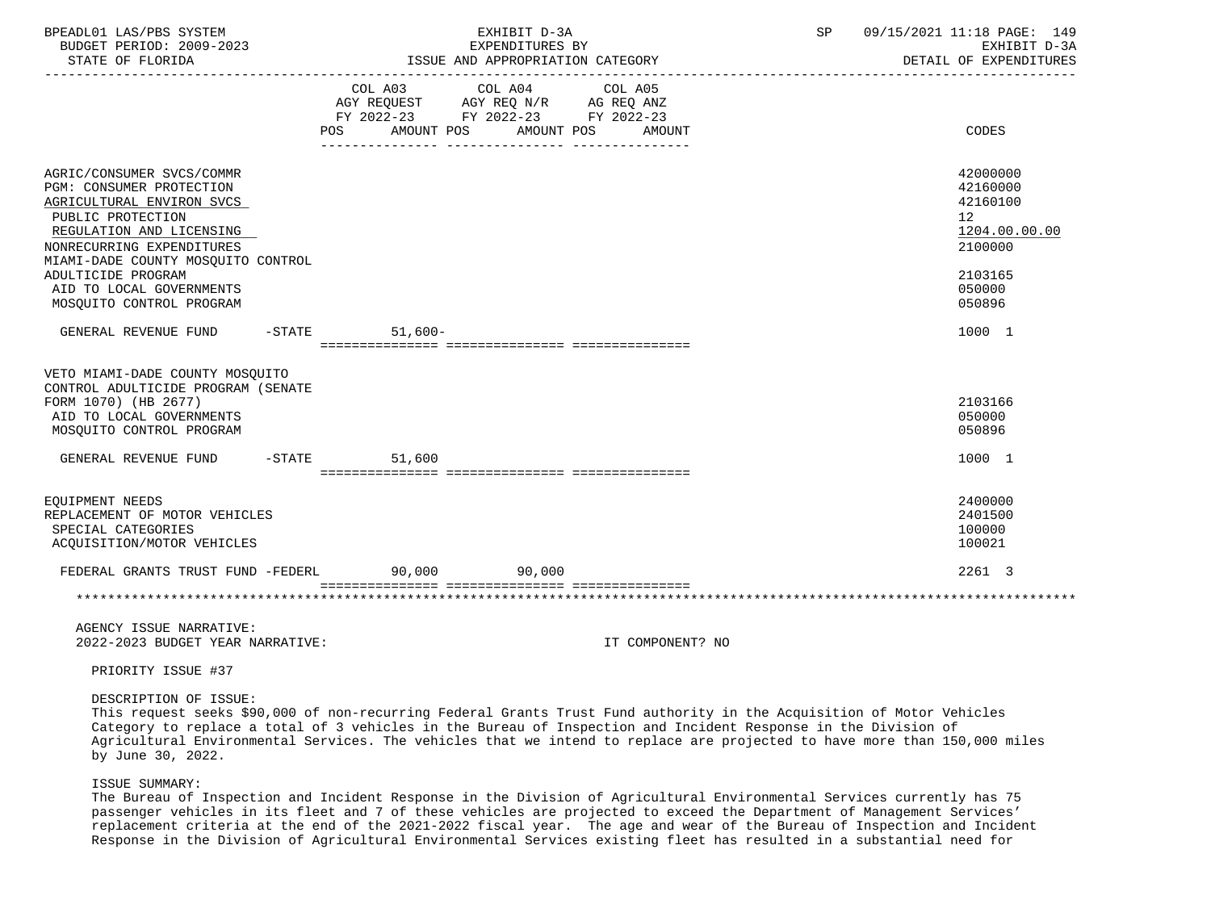| | COL A03 AGY REQUEST FY 2022-23 POS AMOUNT | COL A04 AGY REQ N/R FY 2022-23 POS AMOUNT | COL A05 AG REQ ANZ FY 2022-23 POS AMOUNT | CODES |
|---|---|---|---|---|
| AGRIC/CONSUMER SVCS/COMMR | | | | 42000000 |
| PGM: CONSUMER PROTECTION | | | | 42160000 |
| AGRICULTURAL ENVIRON SVCS | | | | 42160100 |
| PUBLIC PROTECTION | | | | 12 |
| REGULATION AND LICENSING | | | | 1204.00.00.00 |
| NONRECURRING EXPENDITURES | | | | 2100000 |
| MIAMI-DADE COUNTY MOSQUITO CONTROL ADULTICIDE PROGRAM | | | | 2103165 |
| AID TO LOCAL GOVERNMENTS | | | | 050000 |
| MOSQUITO CONTROL PROGRAM | | | | 050896 |
| GENERAL REVENUE FUND -STATE | 51,600- | | | 1000 1 |
| VETO MIAMI-DADE COUNTY MOSQUITO CONTROL ADULTICIDE PROGRAM (SENATE FORM 1070) (HB 2677) | | | | 2103166 |
| AID TO LOCAL GOVERNMENTS | | | | 050000 |
| MOSQUITO CONTROL PROGRAM | | | | 050896 |
| GENERAL REVENUE FUND -STATE | 51,600 | | | 1000 1 |
| EQUIPMENT NEEDS | | | | 2400000 |
| REPLACEMENT OF MOTOR VEHICLES | | | | 2401500 |
| SPECIAL CATEGORIES | | | | 100000 |
| ACQUISITION/MOTOR VEHICLES | | | | 100021 |
| FEDERAL GRANTS TRUST FUND -FEDERL | 90,000 | 90,000 | | 2261 3 |

AGENCY ISSUE NARRATIVE:
2022-2023 BUDGET YEAR NARRATIVE: IT COMPONENT? NO

PRIORITY ISSUE #37

DESCRIPTION OF ISSUE:
This request seeks $90,000 of non-recurring Federal Grants Trust Fund authority in the Acquisition of Motor Vehicles Category to replace a total of 3 vehicles in the Bureau of Inspection and Incident Response in the Division of Agricultural Environmental Services. The vehicles that we intend to replace are projected to have more than 150,000 miles by June 30, 2022.

ISSUE SUMMARY:
The Bureau of Inspection and Incident Response in the Division of Agricultural Environmental Services currently has 75 passenger vehicles in its fleet and 7 of these vehicles are projected to exceed the Department of Management Services' replacement criteria at the end of the 2021-2022 fiscal year. The age and wear of the Bureau of Inspection and Incident Response in the Division of Agricultural Environmental Services existing fleet has resulted in a substantial need for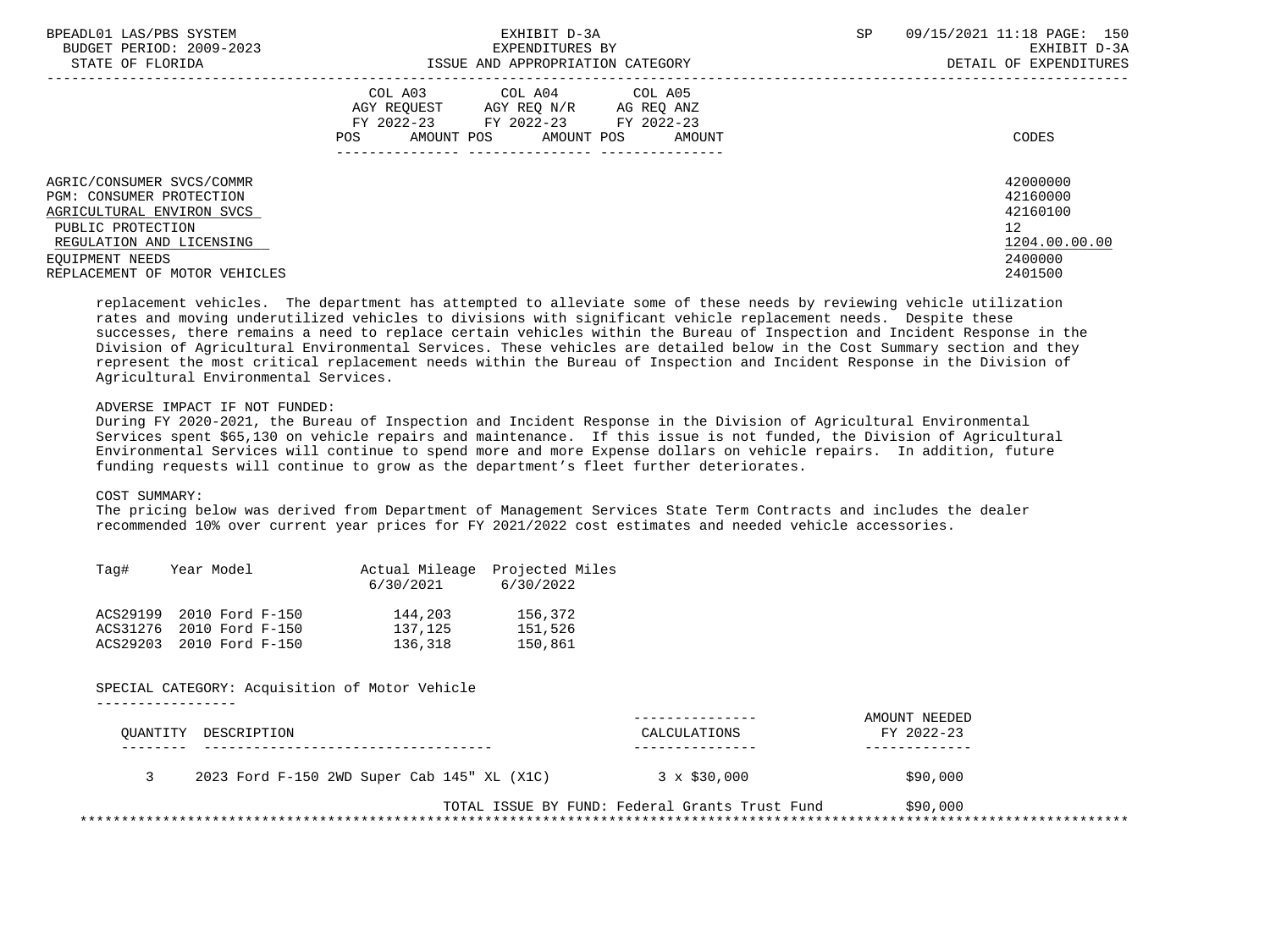| | COL A03 AGY REQUEST FY 2022-23 POS AMOUNT | COL A04 AGY REQ N/R FY 2022-23 POS AMOUNT | COL A05 AG REQ ANZ FY 2022-23 POS AMOUNT | CODES |
|---|---|---|---|---|
| AGRIC/CONSUMER SVCS/COMMR | | | | 42000000 |
| PGM: CONSUMER PROTECTION | | | | 42160000 |
| AGRICULTURAL ENVIRON SVCS | | | | 42160100 |
| PUBLIC PROTECTION | | | | 12 |
| REGULATION AND LICENSING | | | | 1204.00.00.00 |
| EQUIPMENT NEEDS | | | | 2400000 |
| REPLACEMENT OF MOTOR VEHICLES | | | | 2401500 |

replacement vehicles. The department has attempted to alleviate some of these needs by reviewing vehicle utilization rates and moving underutilized vehicles to divisions with significant vehicle replacement needs. Despite these successes, there remains a need to replace certain vehicles within the Bureau of Inspection and Incident Response in the Division of Agricultural Environmental Services. These vehicles are detailed below in the Cost Summary section and they represent the most critical replacement needs within the Bureau of Inspection and Incident Response in the Division of Agricultural Environmental Services.

ADVERSE IMPACT IF NOT FUNDED:
During FY 2020-2021, the Bureau of Inspection and Incident Response in the Division of Agricultural Environmental Services spent $65,130 on vehicle repairs and maintenance. If this issue is not funded, the Division of Agricultural Environmental Services will continue to spend more and more Expense dollars on vehicle repairs. In addition, future funding requests will continue to grow as the department's fleet further deteriorates.

COST SUMMARY:
The pricing below was derived from Department of Management Services State Term Contracts and includes the dealer recommended 10% over current year prices for FY 2021/2022 cost estimates and needed vehicle accessories.

| Tag# | Year Model | Actual Mileage 6/30/2021 | Projected Miles 6/30/2022 |
|---|---|---|---|
| ACS29199 | 2010 Ford F-150 | 144,203 | 156,372 |
| ACS31276 | 2010 Ford F-150 | 137,125 | 151,526 |
| ACS29203 | 2010 Ford F-150 | 136,318 | 150,861 |

SPECIAL CATEGORY: Acquisition of Motor Vehicle

| QUANTITY | DESCRIPTION | CALCULATIONS | AMOUNT NEEDED FY 2022-23 |
|---|---|---|---|
| 3 | 2023 Ford F-150 2WD Super Cab 145" XL (X1C) | 3 x $30,000 | $90,000 |
| | TOTAL ISSUE BY FUND: Federal Grants Trust Fund | | $90,000 |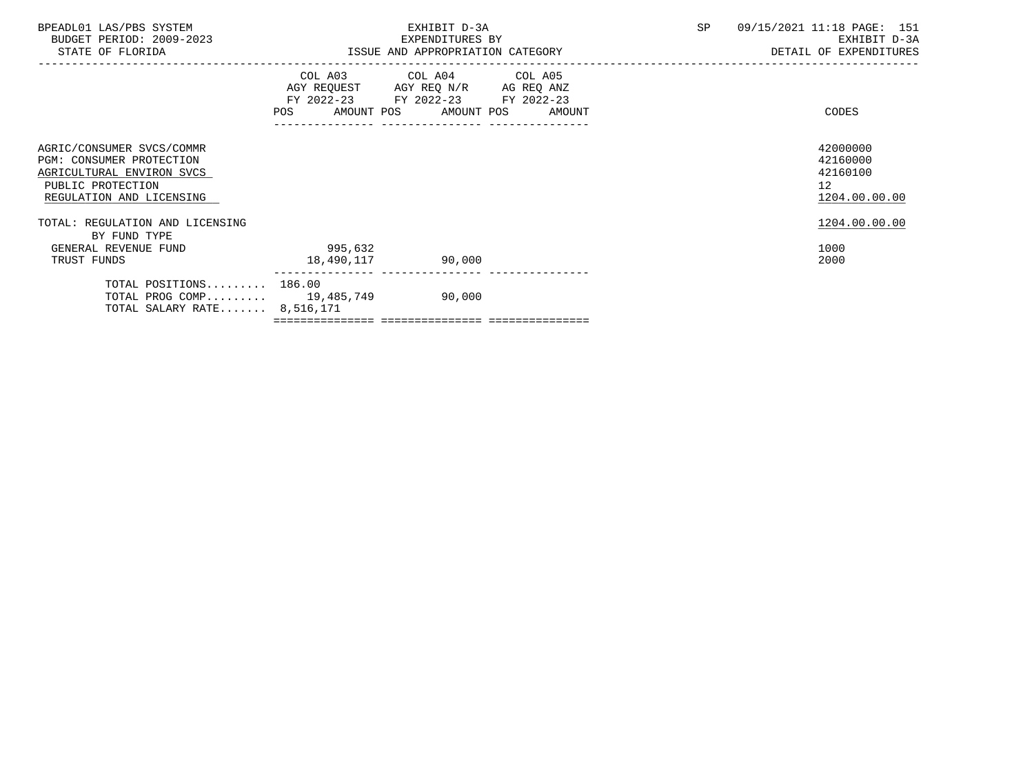BPEADL01 LAS/PBS SYSTEM
BUDGET PERIOD: 2009-2023
STATE OF FLORIDA

EXHIBIT D-3A
EXPENDITURES BY
ISSUE AND APPROPRIATION CATEGORY

SP 09/15/2021 11:18 PAGE: 151
EXHIBIT D-3A
DETAIL OF EXPENDITURES

| | COL A03 AGY REQUEST FY 2022-23 POS AMOUNT | COL A04 AGY REQ N/R FY 2022-23 POS AMOUNT | COL A05 AG REQ ANZ FY 2022-23 POS AMOUNT | CODES |
|---|---|---|---|---|
| AGRIC/CONSUMER SVCS/COMMR | | | | 42000000 |
| PGM: CONSUMER PROTECTION | | | | 42160000 |
| AGRICULTURAL ENVIRON SVCS | | | | 42160100 |
| PUBLIC PROTECTION | | | | 12 |
| REGULATION AND LICENSING | | | | 1204.00.00.00 |
| TOTAL: REGULATION AND LICENSING | | | | 1204.00.00.00 |
| BY FUND TYPE | | | | |
| GENERAL REVENUE FUND | 995,632 | | | 1000 |
| TRUST FUNDS | 18,490,117 | 90,000 | | 2000 |
| TOTAL POSITIONS......... | 186.00 | | | |
| TOTAL PROG COMP......... | 19,485,749 | 90,000 | | |
| TOTAL SALARY RATE....... | 8,516,171 | | | |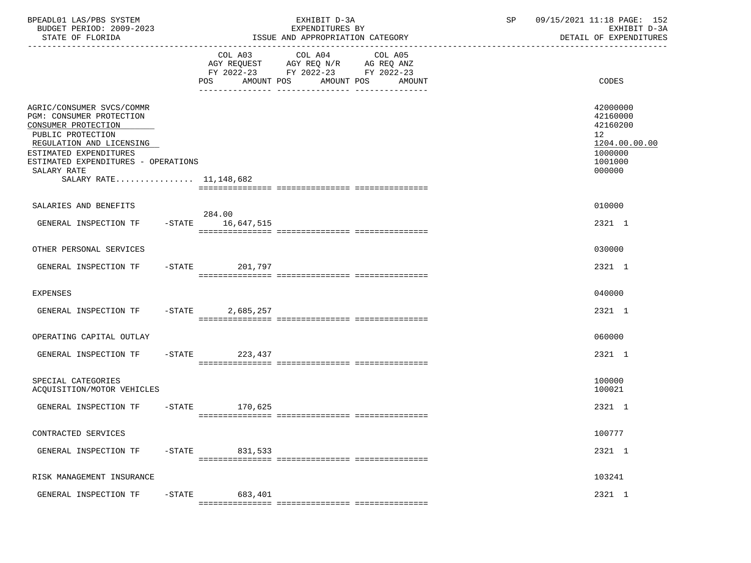BPEADL01 LAS/PBS SYSTEM
BUDGET PERIOD: 2009-2023
STATE OF FLORIDA

EXHIBIT D-3A
EXPENDITURES BY
ISSUE AND APPROPRIATION CATEGORY

SP 09/15/2021 11:18 PAGE: 152
EXHIBIT D-3A
DETAIL OF EXPENDITURES

| | COL A03 AGY REQUEST FY 2022-23 POS | AMOUNT | COL A04 AGY REQ N/R FY 2022-23 POS | AMOUNT | COL A05 AG REQ ANZ FY 2022-23 POS | AMOUNT | CODES |
|---|---|---|---|---|---|---|---|
| AGRIC/CONSUMER SVCS/COMMR | | | | | | | 42000000 |
| PGM: CONSUMER PROTECTION | | | | | | | 42160000 |
| CONSUMER PROTECTION | | | | | | | 42160200 |
| PUBLIC PROTECTION | | | | | | | 12 |
| REGULATION AND LICENSING | | | | | | | 1204.00.00.00 |
| ESTIMATED EXPENDITURES | | | | | | | 1000000 |
| ESTIMATED EXPENDITURES - OPERATIONS | | | | | | | 1001000 |
| SALARY RATE | | | | | | | 000000 |
| SALARY RATE................ 11,148,682 | | | | | | | |
| SALARIES AND BENEFITS | | | | | | | 010000 |
| GENERAL INSPECTION TF -STATE | 284.00 | 16,647,515 | | | | | 2321 1 |
| OTHER PERSONAL SERVICES | | | | | | | 030000 |
| GENERAL INSPECTION TF -STATE | | 201,797 | | | | | 2321 1 |
| EXPENSES | | | | | | | 040000 |
| GENERAL INSPECTION TF -STATE | | 2,685,257 | | | | | 2321 1 |
| OPERATING CAPITAL OUTLAY | | | | | | | 060000 |
| GENERAL INSPECTION TF -STATE | | 223,437 | | | | | 2321 1 |
| SPECIAL CATEGORIES | | | | | | | 100000 |
| ACQUISITION/MOTOR VEHICLES | | | | | | | 100021 |
| GENERAL INSPECTION TF -STATE | | 170,625 | | | | | 2321 1 |
| CONTRACTED SERVICES | | | | | | | 100777 |
| GENERAL INSPECTION TF -STATE | | 831,533 | | | | | 2321 1 |
| RISK MANAGEMENT INSURANCE | | | | | | | 103241 |
| GENERAL INSPECTION TF -STATE | | 683,401 | | | | | 2321 1 |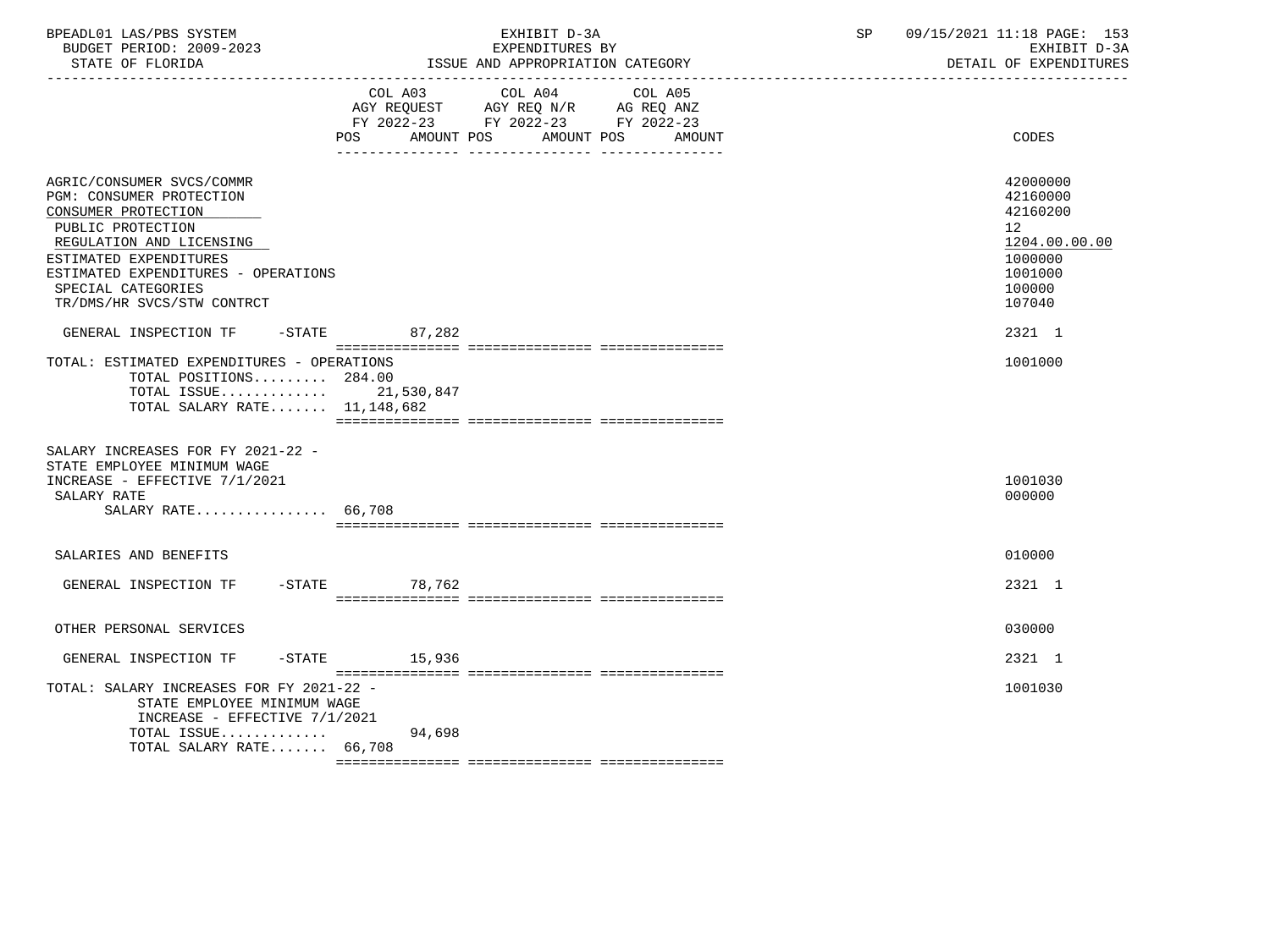BPEADL01 LAS/PBS SYSTEM | EXHIBIT D-3A | SP 09/15/2021 11:18 PAGE: 153
BUDGET PERIOD: 2009-2023 | EXPENDITURES BY | EXHIBIT D-3A
STATE OF FLORIDA | ISSUE AND APPROPRIATION CATEGORY | DETAIL OF EXPENDITURES

| | COL A03 AGY REQUEST FY 2022-23 POS AMOUNT | COL A04 AGY REQ N/R FY 2022-23 POS AMOUNT | COL A05 AG REQ ANZ FY 2022-23 POS AMOUNT | CODES |
|---|---|---|---|---|
| AGRIC/CONSUMER SVCS/COMMR | | | | 42000000 |
| PGM: CONSUMER PROTECTION | | | | 42160000 |
| CONSUMER PROTECTION | | | | 42160200 |
| PUBLIC PROTECTION | | | | 12 |
| REGULATION AND LICENSING | | | | 1204.00.00.00 |
| ESTIMATED EXPENDITURES | | | | 1000000 |
| ESTIMATED EXPENDITURES - OPERATIONS | | | | 1001000 |
| SPECIAL CATEGORIES | | | | 100000 |
| TR/DMS/HR SVCS/STW CONTRCT | | | | 107040 |
| GENERAL INSPECTION TF -STATE | 87,282 | | | 2321 1 |
| TOTAL: ESTIMATED EXPENDITURES - OPERATIONS | | | | 1001000 |
| TOTAL POSITIONS......... | 284.00 | | | |
| TOTAL ISSUE............. | 21,530,847 | | | |
| TOTAL SALARY RATE....... | 11,148,682 | | | |
| SALARY INCREASES FOR FY 2021-22 - STATE EMPLOYEE MINIMUM WAGE INCREASE - EFFECTIVE 7/1/2021 | | | | 1001030 |
| SALARY RATE | | | | 000000 |
| SALARY RATE................ | 66,708 | | | |
| SALARIES AND BENEFITS | | | | 010000 |
| GENERAL INSPECTION TF -STATE | 78,762 | | | 2321 1 |
| OTHER PERSONAL SERVICES | | | | 030000 |
| GENERAL INSPECTION TF -STATE | 15,936 | | | 2321 1 |
| TOTAL: SALARY INCREASES FOR FY 2021-22 - STATE EMPLOYEE MINIMUM WAGE INCREASE - EFFECTIVE 7/1/2021 | | | | 1001030 |
| TOTAL ISSUE............. | 94,698 | | | |
| TOTAL SALARY RATE....... | 66,708 | | | |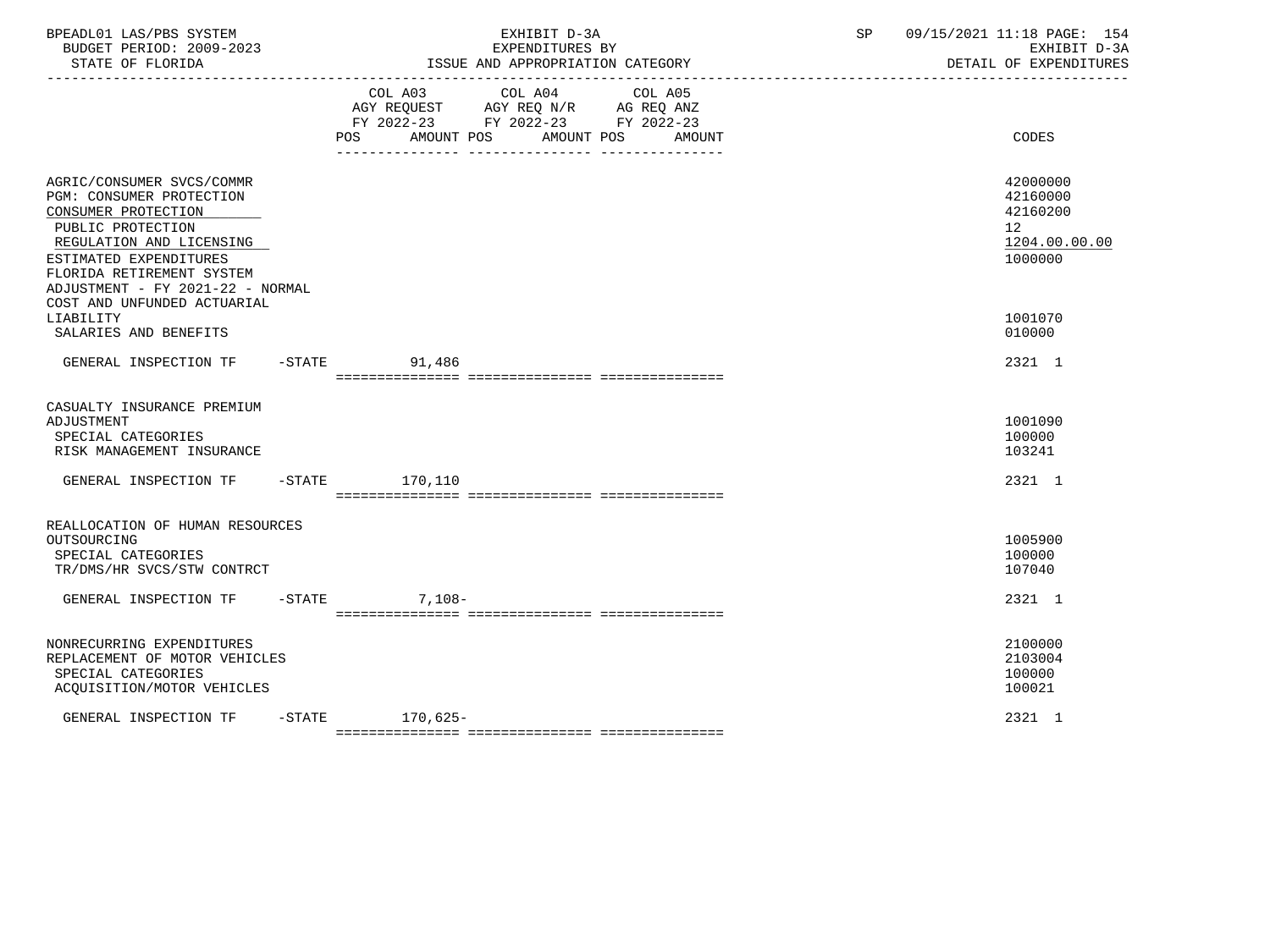BPEADL01 LAS/PBS SYSTEM
BUDGET PERIOD: 2009-2023
STATE OF FLORIDA

EXHIBIT D-3A
EXPENDITURES BY
ISSUE AND APPROPRIATION CATEGORY

SP 09/15/2021 11:18 PAGE: 154
EXHIBIT D-3A
DETAIL OF EXPENDITURES

| | COL A03 AGY REQUEST FY 2022-23 POS AMOUNT | COL A04 AGY REQ N/R FY 2022-23 POS AMOUNT | COL A05 AG REQ ANZ FY 2022-23 POS AMOUNT | CODES |
|---|---|---|---|---|
| AGRIC/CONSUMER SVCS/COMMR | | | | 42000000 |
| PGM: CONSUMER PROTECTION | | | | 42160000 |
| CONSUMER PROTECTION | | | | 42160200 |
| PUBLIC PROTECTION | | | | 12 |
| REGULATION AND LICENSING | | | | 1204.00.00.00 |
| ESTIMATED EXPENDITURES | | | | 1000000 |
| FLORIDA RETIREMENT SYSTEM ADJUSTMENT - FY 2021-22 - NORMAL COST AND UNFUNDED ACTUARIAL LIABILITY | | | | 1001070 |
| SALARIES AND BENEFITS | | | | 010000 |
| GENERAL INSPECTION TF -STATE | 91,486 | | | 2321 1 |
| CASUALTY INSURANCE PREMIUM ADJUSTMENT | | | | 1001090 |
| SPECIAL CATEGORIES | | | | 100000 |
| RISK MANAGEMENT INSURANCE | | | | 103241 |
| GENERAL INSPECTION TF -STATE | 170,110 | | | 2321 1 |
| REALLOCATION OF HUMAN RESOURCES OUTSOURCING | | | | 1005900 |
| SPECIAL CATEGORIES | | | | 100000 |
| TR/DMS/HR SVCS/STW CONTRCT | | | | 107040 |
| GENERAL INSPECTION TF -STATE | 7,108- | | | 2321 1 |
| NONRECURRING EXPENDITURES | | | | 2100000 |
| REPLACEMENT OF MOTOR VEHICLES | | | | 2103004 |
| SPECIAL CATEGORIES | | | | 100000 |
| ACQUISITION/MOTOR VEHICLES | | | | 100021 |
| GENERAL INSPECTION TF -STATE | 170,625- | | | 2321 1 |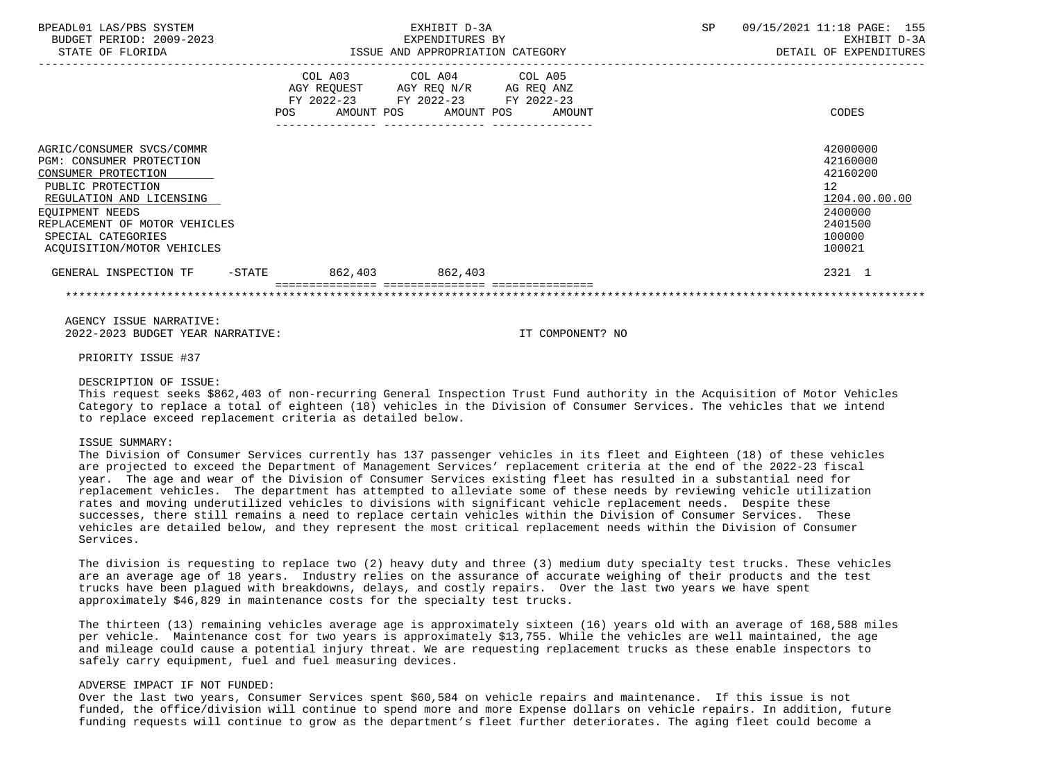| | COL A03 AGY REQUEST FY 2022-23 POS AMOUNT | COL A04 AGY REQ N/R FY 2022-23 POS AMOUNT | COL A05 AG REQ ANZ FY 2022-23 POS AMOUNT | CODES |
|---|---|---|---|---|
| AGRIC/CONSUMER SVCS/COMMR | | | | 42000000 |
| PGM: CONSUMER PROTECTION | | | | 42160000 |
| CONSUMER PROTECTION | | | | 42160200 |
| PUBLIC PROTECTION | | | | 12 |
| REGULATION AND LICENSING | | | | 1204.00.00.00 |
| EQUIPMENT NEEDS | | | | 2400000 |
| REPLACEMENT OF MOTOR VEHICLES | | | | 2401500 |
| SPECIAL CATEGORIES | | | | 100000 |
| ACQUISITION/MOTOR VEHICLES | | | | 100021 |
| GENERAL INSPECTION TF -STATE | 862,403 | 862,403 | | 2321 1 |

AGENCY ISSUE NARRATIVE:
2022-2023 BUDGET YEAR NARRATIVE: IT COMPONENT? NO

PRIORITY ISSUE #37

DESCRIPTION OF ISSUE:
This request seeks $862,403 of non-recurring General Inspection Trust Fund authority in the Acquisition of Motor Vehicles Category to replace a total of eighteen (18) vehicles in the Division of Consumer Services. The vehicles that we intend to replace exceed replacement criteria as detailed below.

ISSUE SUMMARY:
The Division of Consumer Services currently has 137 passenger vehicles in its fleet and Eighteen (18) of these vehicles are projected to exceed the Department of Management Services' replacement criteria at the end of the 2022-23 fiscal year. The age and wear of the Division of Consumer Services existing fleet has resulted in a substantial need for replacement vehicles. The department has attempted to alleviate some of these needs by reviewing vehicle utilization rates and moving underutilized vehicles to divisions with significant vehicle replacement needs. Despite these successes, there still remains a need to replace certain vehicles within the Division of Consumer Services. These vehicles are detailed below, and they represent the most critical replacement needs within the Division of Consumer Services.

The division is requesting to replace two (2) heavy duty and three (3) medium duty specialty test trucks. These vehicles are an average age of 18 years. Industry relies on the assurance of accurate weighing of their products and the test trucks have been plagued with breakdowns, delays, and costly repairs. Over the last two years we have spent approximately $46,829 in maintenance costs for the specialty test trucks.

The thirteen (13) remaining vehicles average age is approximately sixteen (16) years old with an average of 168,588 miles per vehicle. Maintenance cost for two years is approximately $13,755. While the vehicles are well maintained, the age and mileage could cause a potential injury threat. We are requesting replacement trucks as these enable inspectors to safely carry equipment, fuel and fuel measuring devices.

ADVERSE IMPACT IF NOT FUNDED:
Over the last two years, Consumer Services spent $60,584 on vehicle repairs and maintenance. If this issue is not funded, the office/division will continue to spend more and more Expense dollars on vehicle repairs. In addition, future funding requests will continue to grow as the department's fleet further deteriorates. The aging fleet could become a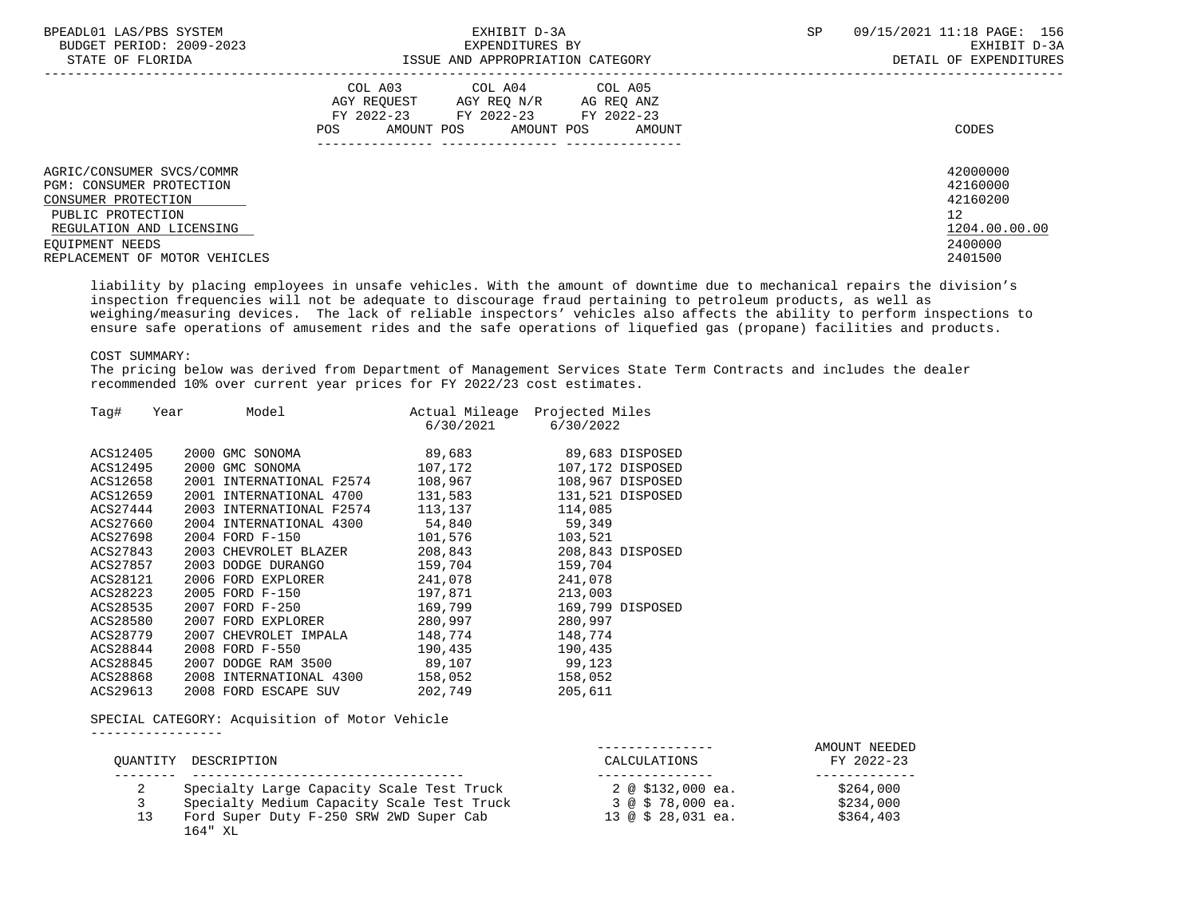AGRIC/CONSUMER SVCS/COMMR 42000000
PGM: CONSUMER PROTECTION 42160000
CONSUMER PROTECTION 42160200
PUBLIC PROTECTION 12
REGULATION AND LICENSING 1204.00.00.00
EQUIPMENT NEEDS 2400000
REPLACEMENT OF MOTOR VEHICLES 2401500

| COL A03 AGY REQUEST FY 2022-23 POS | AMOUNT | COL A04 AGY REQ N/R FY 2022-23 POS | AMOUNT | COL A05 AG REQ ANZ FY 2022-23 POS | AMOUNT | CODES |
|---|---|---|---|---|---|---|

liability by placing employees in unsafe vehicles. With the amount of downtime due to mechanical repairs the division's inspection frequencies will not be adequate to discourage fraud pertaining to petroleum products, as well as weighing/measuring devices. The lack of reliable inspectors' vehicles also affects the ability to perform inspections to ensure safe operations of amusement rides and the safe operations of liquefied gas (propane) facilities and products.

COST SUMMARY:
The pricing below was derived from Department of Management Services State Term Contracts and includes the dealer recommended 10% over current year prices for FY 2022/23 cost estimates.

| Tag# | Year Model | Actual Mileage 6/30/2021 | Projected Miles 6/30/2022 |
|---|---|---|---|
| ACS12405 | 2000 GMC SONOMA | 89,683 | 89,683 DISPOSED |
| ACS12495 | 2000 GMC SONOMA | 107,172 | 107,172 DISPOSED |
| ACS12658 | 2001 INTERNATIONAL F2574 | 108,967 | 108,967 DISPOSED |
| ACS12659 | 2001 INTERNATIONAL 4700 | 131,583 | 131,521 DISPOSED |
| ACS27444 | 2003 INTERNATIONAL F2574 | 113,137 | 114,085 |
| ACS27660 | 2004 INTERNATIONAL 4300 | 54,840 | 59,349 |
| ACS27698 | 2004 FORD F-150 | 101,576 | 103,521 |
| ACS27843 | 2003 CHEVROLET BLAZER | 208,843 | 208,843 DISPOSED |
| ACS27857 | 2003 DODGE DURANGO | 159,704 | 159,704 |
| ACS28121 | 2006 FORD EXPLORER | 241,078 | 241,078 |
| ACS28223 | 2005 FORD F-150 | 197,871 | 213,003 |
| ACS28535 | 2007 FORD F-250 | 169,799 | 169,799 DISPOSED |
| ACS28580 | 2007 FORD EXPLORER | 280,997 | 280,997 |
| ACS28779 | 2007 CHEVROLET IMPALA | 148,774 | 148,774 |
| ACS28844 | 2008 FORD F-550 | 190,435 | 190,435 |
| ACS28845 | 2007 DODGE RAM 3500 | 89,107 | 99,123 |
| ACS28868 | 2008 INTERNATIONAL 4300 | 158,052 | 158,052 |
| ACS29613 | 2008 FORD ESCAPE SUV | 202,749 | 205,611 |

SPECIAL CATEGORY: Acquisition of Motor Vehicle

| QUANTITY | DESCRIPTION | CALCULATIONS | AMOUNT NEEDED FY 2022-23 |
|---|---|---|---|
| 2 | Specialty Large Capacity Scale Test Truck | 2 @ $132,000 ea. | $264,000 |
| 3 | Specialty Medium Capacity Scale Test Truck | 3 @ $ 78,000 ea. | $234,000 |
| 13 | Ford Super Duty F-250 SRW 2WD Super Cab 164" XL | 13 @ $ 28,031 ea. | $364,403 |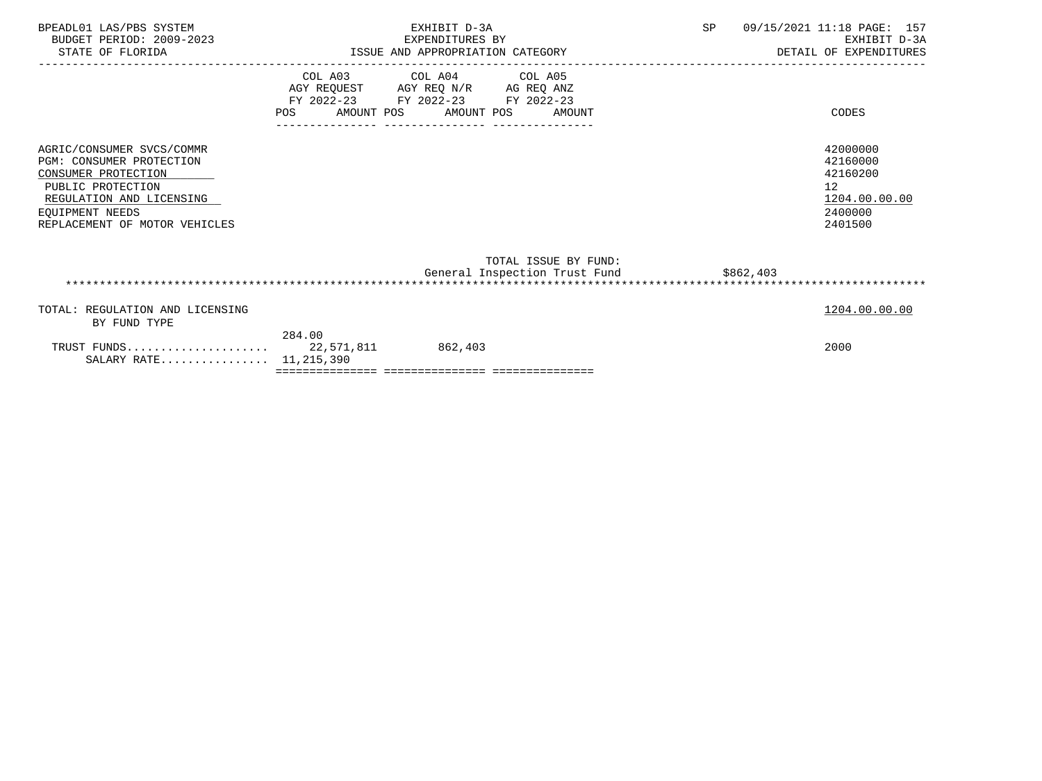| | COL A03 AGY REQUEST FY 2022-23 POS AMOUNT | COL A04 AGY REQ N/R FY 2022-23 POS AMOUNT | COL A05 AG REQ ANZ FY 2022-23 POS AMOUNT | CODES |
|---|---|---|---|---|
| AGRIC/CONSUMER SVCS/COMMR | | | | 42000000 |
| PGM: CONSUMER PROTECTION | | | | 42160000 |
| CONSUMER PROTECTION | | | | 42160200 |
| PUBLIC PROTECTION | | | | 12 |
| REGULATION AND LICENSING | | | | 1204.00.00.00 |
| EQUIPMENT NEEDS | | | | 2400000 |
| REPLACEMENT OF MOTOR VEHICLES | | | | 2401500 |

TOTAL ISSUE BY FUND:
General Inspection Trust Fund $862,403

| | COL A03 | COL A04 | COL A05 | CODES |
|---|---|---|---|---|
| TOTAL: REGULATION AND LICENSING BY FUND TYPE | | | | 1204.00.00.00 |
| TRUST FUNDS | 284.00 22,571,811 | 862,403 | | 2000 |
| SALARY RATE | 11,215,390 | | | |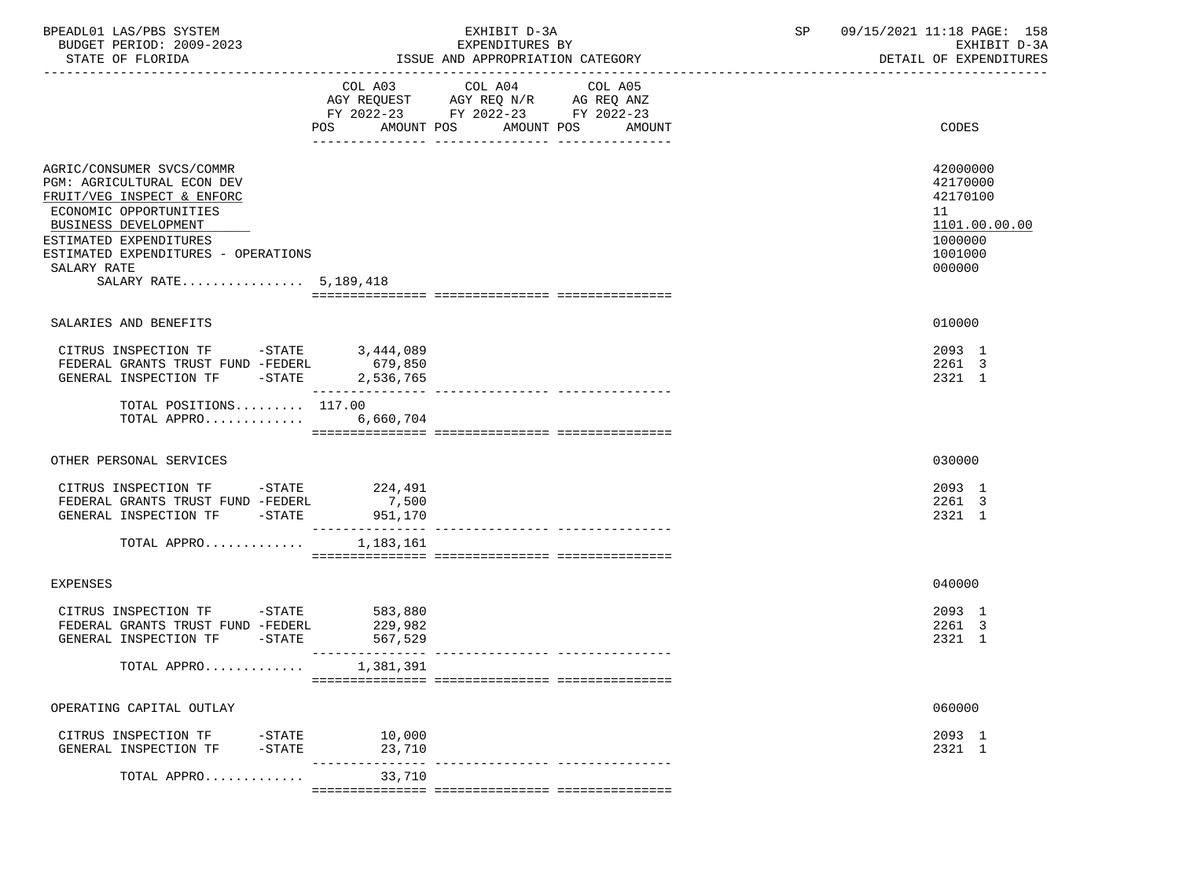BPEADL01 LAS/PBS SYSTEM | EXHIBIT D-3A | SP 09/15/2021 11:18 PAGE: 158
BUDGET PERIOD: 2009-2023 | EXPENDITURES BY | EXHIBIT D-3A
STATE OF FLORIDA | ISSUE AND APPROPRIATION CATEGORY | DETAIL OF EXPENDITURES

| | COL A03 AGY REQUEST FY 2022-23 POS | AMOUNT | COL A04 AGY REQ N/R FY 2022-23 POS | AMOUNT | COL A05 AG REQ ANZ FY 2022-23 POS | AMOUNT | CODES |
|---|---|---|---|---|---|---|---|
| AGRIC/CONSUMER SVCS/COMMR | | | | | | | 42000000 |
| PGM: AGRICULTURAL ECON DEV | | | | | | | 42170000 |
| FRUIT/VEG INSPECT & ENFORC | | | | | | | 42170100 |
| ECONOMIC OPPORTUNITIES | | | | | | | 11 |
| BUSINESS DEVELOPMENT | | | | | | | 1101.00.00.00 |
| ESTIMATED EXPENDITURES | | | | | | | 1000000 |
| ESTIMATED EXPENDITURES - OPERATIONS | | | | | | | 1001000 |
| SALARY RATE | | | | | | | 000000 |
| SALARY RATE................ 5,189,418 | | | | | | | |
| SALARIES AND BENEFITS | | | | | | | 010000 |
| CITRUS INSPECTION TF -STATE | | 3,444,089 | | | | | 2093 1 |
| FEDERAL GRANTS TRUST FUND -FEDERL | | 679,850 | | | | | 2261 3 |
| GENERAL INSPECTION TF -STATE | | 2,536,765 | | | | | 2321 1 |
| TOTAL POSITIONS......... 117.00 | | | | | | | |
| TOTAL APPRO............. | | 6,660,704 | | | | | |
| OTHER PERSONAL SERVICES | | | | | | | 030000 |
| CITRUS INSPECTION TF -STATE | | 224,491 | | | | | 2093 1 |
| FEDERAL GRANTS TRUST FUND -FEDERL | | 7,500 | | | | | 2261 3 |
| GENERAL INSPECTION TF -STATE | | 951,170 | | | | | 2321 1 |
| TOTAL APPRO............. | | 1,183,161 | | | | | |
| EXPENSES | | | | | | | 040000 |
| CITRUS INSPECTION TF -STATE | | 583,880 | | | | | 2093 1 |
| FEDERAL GRANTS TRUST FUND -FEDERL | | 229,982 | | | | | 2261 3 |
| GENERAL INSPECTION TF -STATE | | 567,529 | | | | | 2321 1 |
| TOTAL APPRO............. | | 1,381,391 | | | | | |
| OPERATING CAPITAL OUTLAY | | | | | | | 060000 |
| CITRUS INSPECTION TF -STATE | | 10,000 | | | | | 2093 1 |
| GENERAL INSPECTION TF -STATE | | 23,710 | | | | | 2321 1 |
| TOTAL APPRO............. | | 33,710 | | | | | |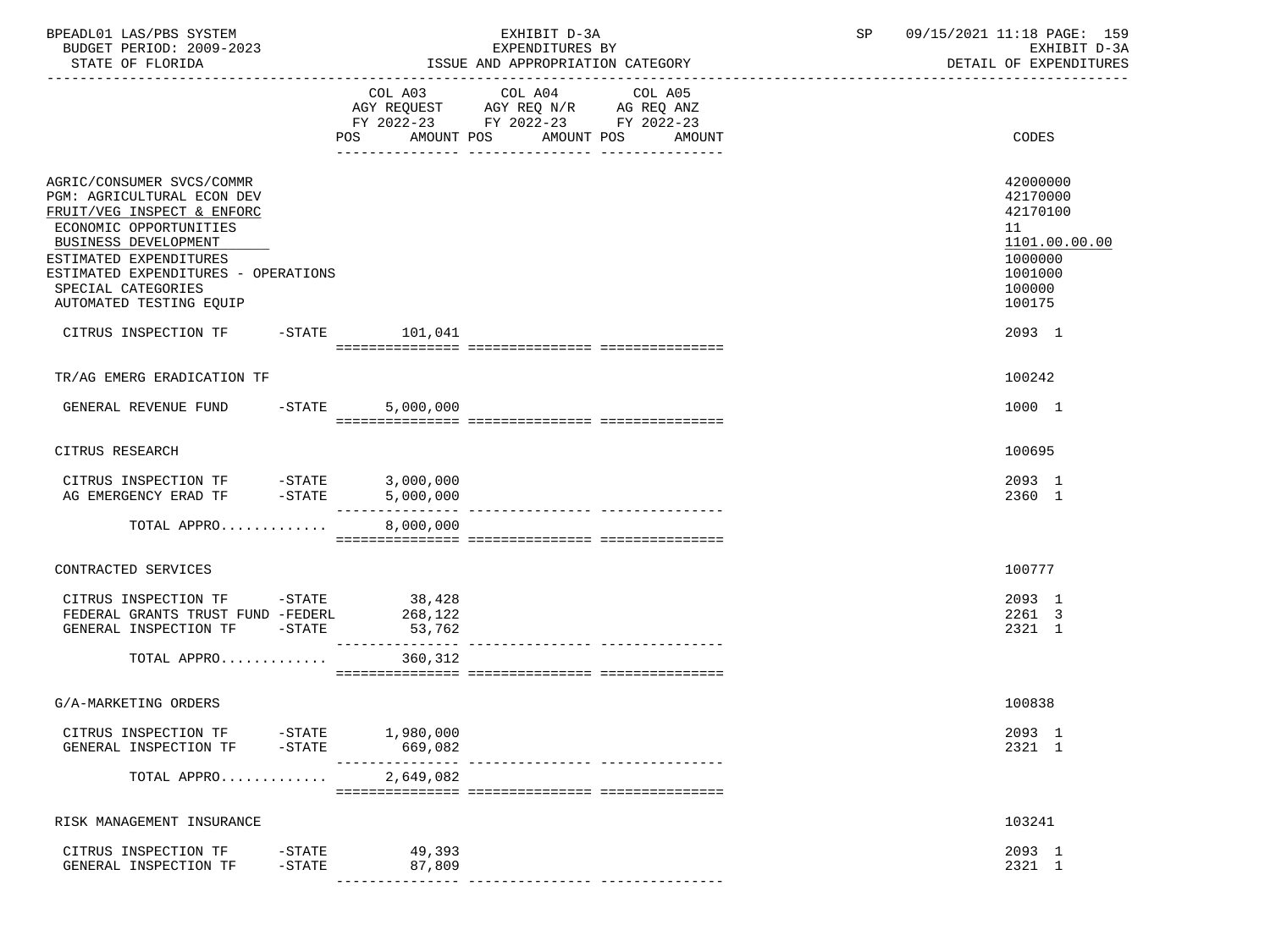BPEADL01 LAS/PBS SYSTEM — EXHIBIT D-3A — EXPENDITURES BY ISSUE AND APPROPRIATION CATEGORY — SP 09/15/2021 11:18 PAGE: 159
BUDGET PERIOD: 2009-2023 — EXHIBIT D-3A
STATE OF FLORIDA — DETAIL OF EXPENDITURES

| | COL A03 AGY REQUEST FY 2022-23 POS AMOUNT | COL A04 AGY REQ N/R FY 2022-23 POS AMOUNT | COL A05 AG REQ ANZ FY 2022-23 POS AMOUNT | CODES |
|---|---|---|---|---|
| AGRIC/CONSUMER SVCS/COMMR | | | | 42000000 |
| PGM: AGRICULTURAL ECON DEV | | | | 42170000 |
| FRUIT/VEG INSPECT & ENFORC | | | | 42170100 |
| ECONOMIC OPPORTUNITIES | | | | 11 |
| BUSINESS DEVELOPMENT | | | | 1101.00.00.00 |
| ESTIMATED EXPENDITURES | | | | 1000000 |
| ESTIMATED EXPENDITURES - OPERATIONS | | | | 1001000 |
| SPECIAL CATEGORIES | | | | 100000 |
| AUTOMATED TESTING EQUIP | | | | 100175 |
| CITRUS INSPECTION TF -STATE | 101,041 | | | 2093 1 |
| TR/AG EMERG ERADICATION TF | | | | 100242 |
| GENERAL REVENUE FUND -STATE | 5,000,000 | | | 1000 1 |
| CITRUS RESEARCH | | | | 100695 |
| CITRUS INSPECTION TF -STATE | 3,000,000 | | | 2093 1 |
| AG EMERGENCY ERAD TF -STATE | 5,000,000 | | | 2360 1 |
| TOTAL APPRO............ | 8,000,000 | | | |
| CONTRACTED SERVICES | | | | 100777 |
| CITRUS INSPECTION TF -STATE | 38,428 | | | 2093 1 |
| FEDERAL GRANTS TRUST FUND -FEDERL | 268,122 | | | 2261 3 |
| GENERAL INSPECTION TF -STATE | 53,762 | | | 2321 1 |
| TOTAL APPRO............ | 360,312 | | | |
| G/A-MARKETING ORDERS | | | | 100838 |
| CITRUS INSPECTION TF -STATE | 1,980,000 | | | 2093 1 |
| GENERAL INSPECTION TF -STATE | 669,082 | | | 2321 1 |
| TOTAL APPRO............ | 2,649,082 | | | |
| RISK MANAGEMENT INSURANCE | | | | 103241 |
| CITRUS INSPECTION TF -STATE | 49,393 | | | 2093 1 |
| GENERAL INSPECTION TF -STATE | 87,809 | | | 2321 1 |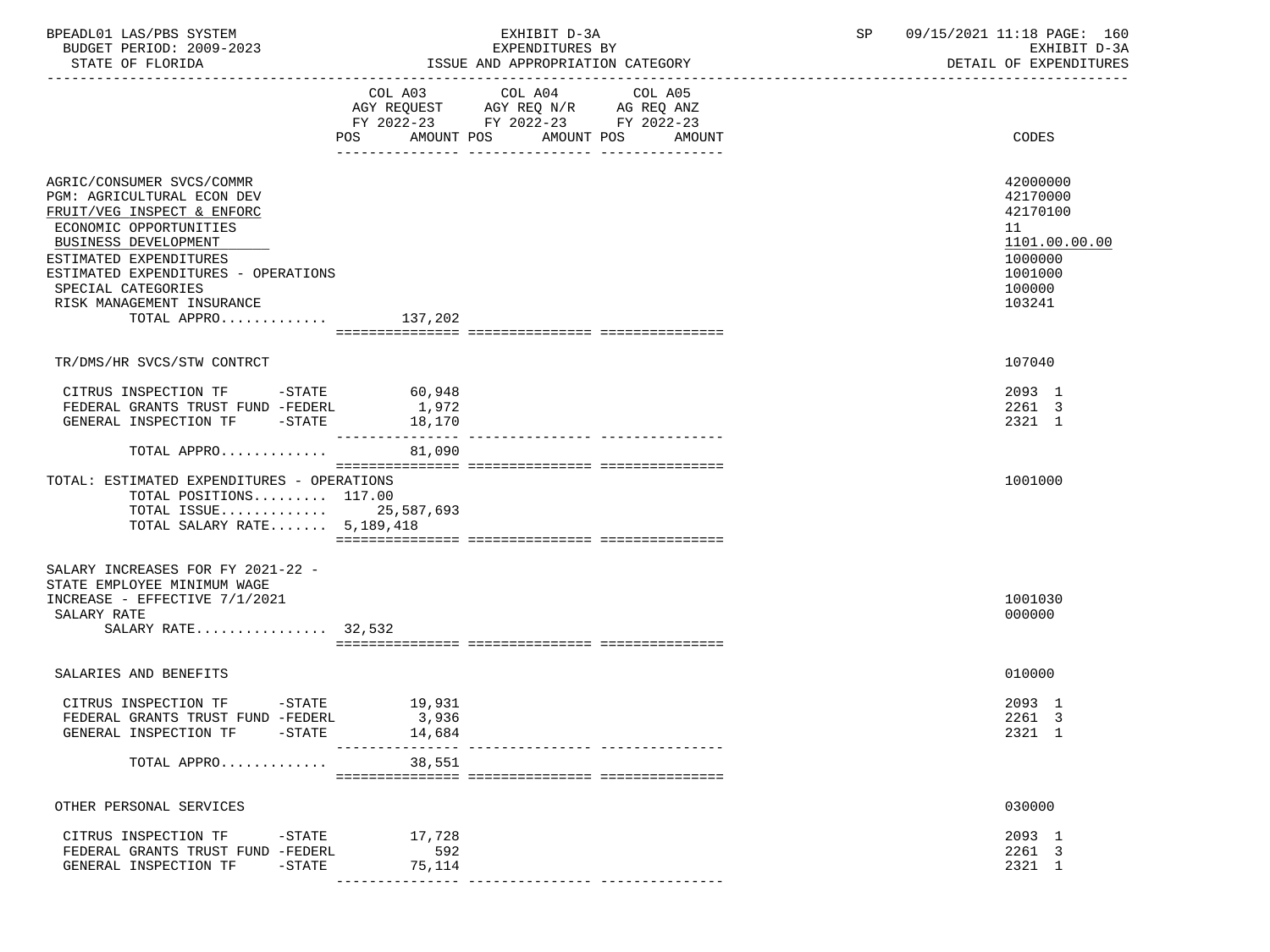BPEADL01 LAS/PBS SYSTEM | EXHIBIT D-3A | SP 09/15/2021 11:18 PAGE: 160
BUDGET PERIOD: 2009-2023 | EXPENDITURES BY | EXHIBIT D-3A
STATE OF FLORIDA | ISSUE AND APPROPRIATION CATEGORY | DETAIL OF EXPENDITURES

| | COL A03 AGY REQUEST FY 2022-23 POS AMOUNT | COL A04 AGY REQ N/R FY 2022-23 POS AMOUNT | COL A05 AG REQ ANZ FY 2022-23 POS AMOUNT | CODES |
|---|---|---|---|---|
| AGRIC/CONSUMER SVCS/COMMR | | | | 42000000 |
| PGM: AGRICULTURAL ECON DEV | | | | 42170000 |
| FRUIT/VEG INSPECT & ENFORC | | | | 42170100 |
| ECONOMIC OPPORTUNITIES | | | | 11 |
| BUSINESS DEVELOPMENT | | | | 1101.00.00.00 |
| ESTIMATED EXPENDITURES | | | | 1000000 |
| ESTIMATED EXPENDITURES - OPERATIONS | | | | 1001000 |
| SPECIAL CATEGORIES | | | | 100000 |
| RISK MANAGEMENT INSURANCE | | | | 103241 |
| TOTAL APPRO............ | 137,202 | | | |
| TR/DMS/HR SVCS/STW CONTRCT | | | | 107040 |
| CITRUS INSPECTION TF -STATE | 60,948 | | | 2093 1 |
| FEDERAL GRANTS TRUST FUND -FEDERL | 1,972 | | | 2261 3 |
| GENERAL INSPECTION TF -STATE | 18,170 | | | 2321 1 |
| TOTAL APPRO............ | 81,090 | | | |
| TOTAL: ESTIMATED EXPENDITURES - OPERATIONS | | | | 1001000 |
| TOTAL POSITIONS......... | 117.00 | | | |
| TOTAL ISSUE............ | 25,587,693 | | | |
| TOTAL SALARY RATE....... | 5,189,418 | | | |
| SALARY INCREASES FOR FY 2021-22 - STATE EMPLOYEE MINIMUM WAGE INCREASE - EFFECTIVE 7/1/2021 | | | | 1001030 |
| SALARY RATE | | | | 000000 |
| SALARY RATE................ | 32,532 | | | |
| SALARIES AND BENEFITS | | | | 010000 |
| CITRUS INSPECTION TF -STATE | 19,931 | | | 2093 1 |
| FEDERAL GRANTS TRUST FUND -FEDERL | 3,936 | | | 2261 3 |
| GENERAL INSPECTION TF -STATE | 14,684 | | | 2321 1 |
| TOTAL APPRO............ | 38,551 | | | |
| OTHER PERSONAL SERVICES | | | | 030000 |
| CITRUS INSPECTION TF -STATE | 17,728 | | | 2093 1 |
| FEDERAL GRANTS TRUST FUND -FEDERL | 592 | | | 2261 3 |
| GENERAL INSPECTION TF -STATE | 75,114 | | | 2321 1 |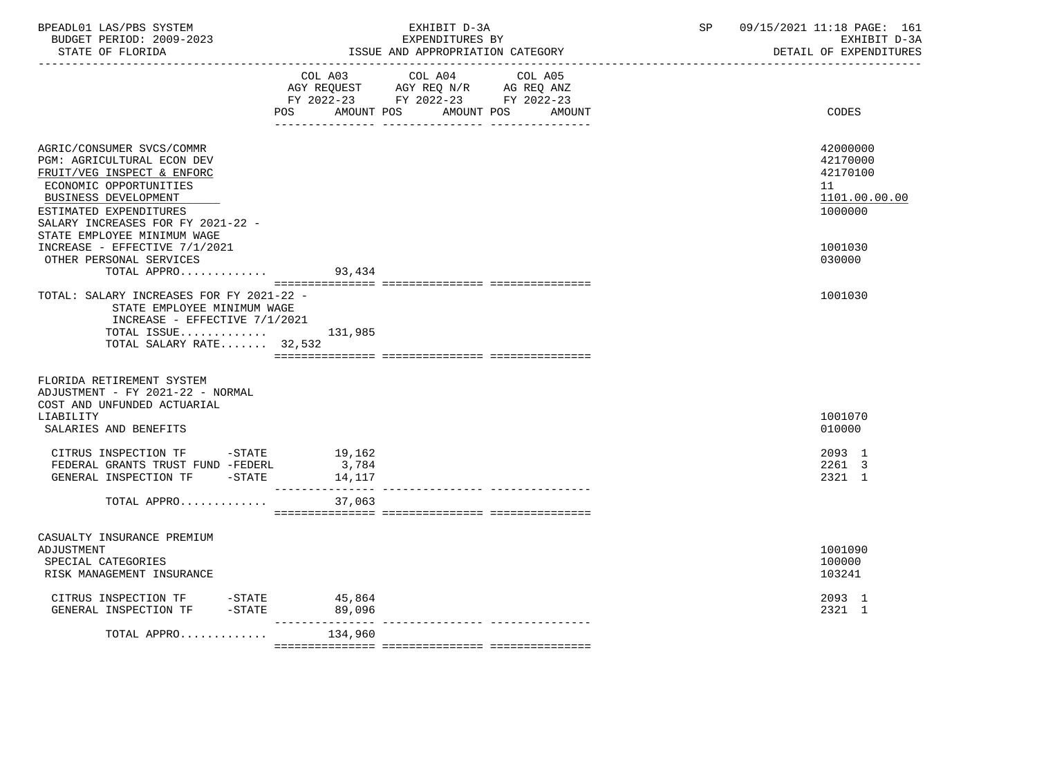| | COL A03 AGY REQUEST FY 2022-23 POS AMOUNT | COL A04 AGY REQ N/R FY 2022-23 POS AMOUNT | COL A05 AG REQ ANZ FY 2022-23 POS AMOUNT | CODES |
|---|---|---|---|---|
| AGRIC/CONSUMER SVCS/COMMR | | | | 42000000 |
| PGM: AGRICULTURAL ECON DEV | | | | 42170000 |
| FRUIT/VEG INSPECT & ENFORC | | | | 42170100 |
| ECONOMIC OPPORTUNITIES | | | | 11 |
| BUSINESS DEVELOPMENT | | | | 1101.00.00.00 |
| ESTIMATED EXPENDITURES | | | | 1000000 |
| SALARY INCREASES FOR FY 2021-22 - STATE EMPLOYEE MINIMUM WAGE INCREASE - EFFECTIVE 7/1/2021 | | | | 1001030 |
| OTHER PERSONAL SERVICES | | | | 030000 |
| TOTAL APPRO............. | 93,434 | | | |
| TOTAL: SALARY INCREASES FOR FY 2021-22 - STATE EMPLOYEE MINIMUM WAGE INCREASE - EFFECTIVE 7/1/2021 | | | | 1001030 |
| TOTAL ISSUE............. | 131,985 | | | |
| TOTAL SALARY RATE....... | 32,532 | | | |
| FLORIDA RETIREMENT SYSTEM ADJUSTMENT - FY 2021-22 - NORMAL COST AND UNFUNDED ACTUARIAL LIABILITY | | | | 1001070 |
| SALARIES AND BENEFITS | | | | 010000 |
| CITRUS INSPECTION TF -STATE | 19,162 | | | 2093 1 |
| FEDERAL GRANTS TRUST FUND -FEDERL | 3,784 | | | 2261 3 |
| GENERAL INSPECTION TF -STATE | 14,117 | | | 2321 1 |
| TOTAL APPRO............. | 37,063 | | | |
| CASUALTY INSURANCE PREMIUM ADJUSTMENT | | | | 1001090 |
| SPECIAL CATEGORIES | | | | 100000 |
| RISK MANAGEMENT INSURANCE | | | | 103241 |
| CITRUS INSPECTION TF -STATE | 45,864 | | | 2093 1 |
| GENERAL INSPECTION TF -STATE | 89,096 | | | 2321 1 |
| TOTAL APPRO............. | 134,960 | | | |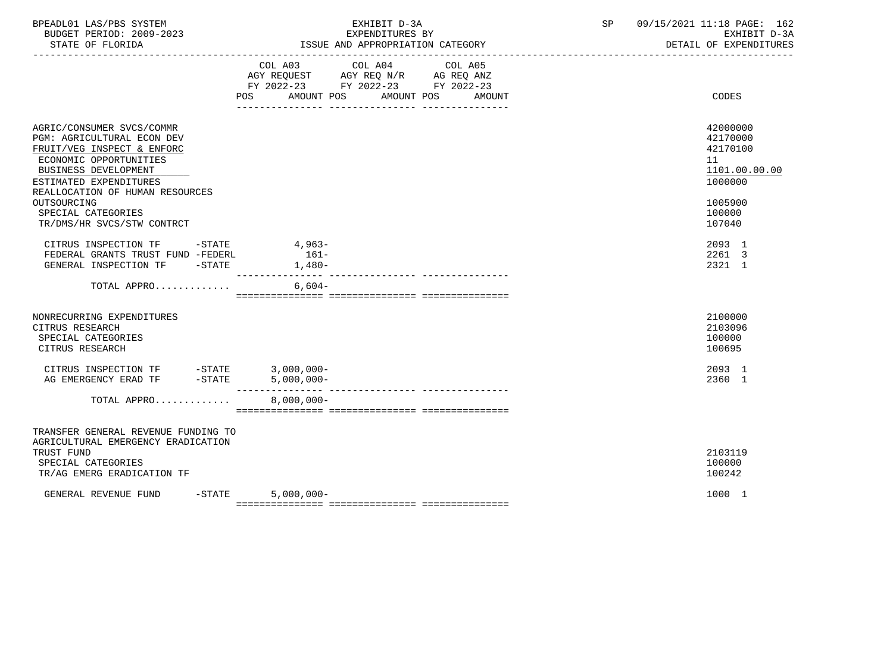BPEADL01 LAS/PBS SYSTEM — EXHIBIT D-3A — EXPENDITURES BY ISSUE AND APPROPRIATION CATEGORY — DETAIL OF EXPENDITURES
BUDGET PERIOD: 2009-2023 — STATE OF FLORIDA — SP 09/15/2021 11:18

| | COL A03 AGY REQUEST FY 2022-23 POS | AMOUNT | COL A04 AGY REQ N/R FY 2022-23 POS | AMOUNT | COL A05 AG REQ ANZ FY 2022-23 POS | AMOUNT | CODES |
|---|---|---|---|---|---|---|---|
| AGRIC/CONSUMER SVCS/COMMR | | | | | | | 42000000 |
| PGM: AGRICULTURAL ECON DEV | | | | | | | 42170000 |
| FRUIT/VEG INSPECT & ENFORC | | | | | | | 42170100 |
| ECONOMIC OPPORTUNITIES | | | | | | | 11 |
| BUSINESS DEVELOPMENT | | | | | | | 1101.00.00.00 |
| ESTIMATED EXPENDITURES | | | | | | | 1000000 |
| REALLOCATION OF HUMAN RESOURCES OUTSOURCING | | | | | | | 1005900 |
| SPECIAL CATEGORIES | | | | | | | 100000 |
| TR/DMS/HR SVCS/STW CONTRCT | | | | | | | 107040 |
| CITRUS INSPECTION TF -STATE | | 4,963- | | | | | 2093 1 |
| FEDERAL GRANTS TRUST FUND -FEDERL | | 161- | | | | | 2261 3 |
| GENERAL INSPECTION TF -STATE | | 1,480- | | | | | 2321 1 |
| TOTAL APPRO............ | | 6,604- | | | | | |
| NONRECURRING EXPENDITURES | | | | | | | 2100000 |
| CITRUS RESEARCH | | | | | | | 2103096 |
| SPECIAL CATEGORIES | | | | | | | 100000 |
| CITRUS RESEARCH | | | | | | | 100695 |
| CITRUS INSPECTION TF -STATE | | 3,000,000- | | | | | 2093 1 |
| AG EMERGENCY ERAD TF -STATE | | 5,000,000- | | | | | 2360 1 |
| TOTAL APPRO............ | | 8,000,000- | | | | | |
| TRANSFER GENERAL REVENUE FUNDING TO AGRICULTURAL EMERGENCY ERADICATION TRUST FUND | | | | | | | 2103119 |
| SPECIAL CATEGORIES | | | | | | | 100000 |
| TR/AG EMERG ERADICATION TF | | | | | | | 100242 |
| GENERAL REVENUE FUND -STATE | | 5,000,000- | | | | | 1000 1 |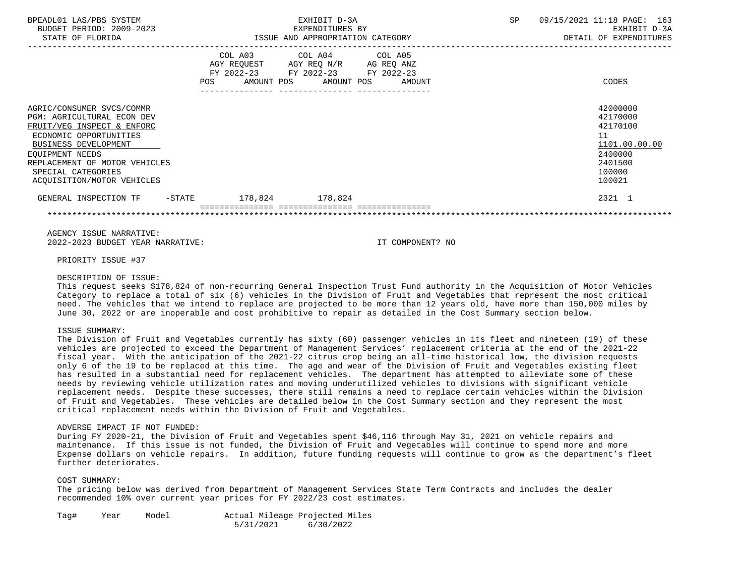BPEADL01 LAS/PBS SYSTEM | EXHIBIT D-3A | SP 09/15/2021 11:18 PAGE: 163
BUDGET PERIOD: 2009-2023 | EXPENDITURES BY | EXHIBIT D-3A
STATE OF FLORIDA | ISSUE AND APPROPRIATION CATEGORY | DETAIL OF EXPENDITURES

| | COL A03 AGY REQUEST FY 2022-23 POS AMOUNT | COL A04 AGY REQ N/R FY 2022-23 POS AMOUNT | COL A05 AG REQ ANZ FY 2022-23 POS AMOUNT | CODES |
|---|---|---|---|---|
| AGRIC/CONSUMER SVCS/COMMR | | | | 42000000 |
| PGM: AGRICULTURAL ECON DEV | | | | 42170000 |
| FRUIT/VEG INSPECT & ENFORC | | | | 42170100 |
| ECONOMIC OPPORTUNITIES | | | | 11 |
| BUSINESS DEVELOPMENT | | | | 1101.00.00.00 |
| EQUIPMENT NEEDS | | | | 2400000 |
| REPLACEMENT OF MOTOR VEHICLES | | | | 2401500 |
| SPECIAL CATEGORIES | | | | 100000 |
| ACQUISITION/MOTOR VEHICLES | | | | 100021 |
| GENERAL INSPECTION TF -STATE | 178,824 | 178,824 | | 2321 1 |

AGENCY ISSUE NARRATIVE:
2022-2023 BUDGET YEAR NARRATIVE: IT COMPONENT? NO

PRIORITY ISSUE #37

DESCRIPTION OF ISSUE:
This request seeks $178,824 of non-recurring General Inspection Trust Fund authority in the Acquisition of Motor Vehicles Category to replace a total of six (6) vehicles in the Division of Fruit and Vegetables that represent the most critical need. The vehicles that we intend to replace are projected to be more than 12 years old, have more than 150,000 miles by June 30, 2022 or are inoperable and cost prohibitive to repair as detailed in the Cost Summary section below.

ISSUE SUMMARY:
The Division of Fruit and Vegetables currently has sixty (60) passenger vehicles in its fleet and nineteen (19) of these vehicles are projected to exceed the Department of Management Services' replacement criteria at the end of the 2021-22 fiscal year. With the anticipation of the 2021-22 citrus crop being an all-time historical low, the division requests only 6 of the 19 to be replaced at this time. The age and wear of the Division of Fruit and Vegetables existing fleet has resulted in a substantial need for replacement vehicles. The department has attempted to alleviate some of these needs by reviewing vehicle utilization rates and moving underutilized vehicles to divisions with significant vehicle replacement needs. Despite these successes, there still remains a need to replace certain vehicles within the Division of Fruit and Vegetables. These vehicles are detailed below in the Cost Summary section and they represent the most critical replacement needs within the Division of Fruit and Vegetables.

ADVERSE IMPACT IF NOT FUNDED:
During FY 2020-21, the Division of Fruit and Vegetables spent $46,116 through May 31, 2021 on vehicle repairs and maintenance. If this issue is not funded, the Division of Fruit and Vegetables will continue to spend more and more Expense dollars on vehicle repairs. In addition, future funding requests will continue to grow as the department's fleet further deteriorates.

COST SUMMARY:
The pricing below was derived from Department of Management Services State Term Contracts and includes the dealer recommended 10% over current year prices for FY 2022/23 cost estimates.

| Tag# | Year | Model | Actual Mileage 5/31/2021 | Projected Miles 6/30/2022 |
|---|---|---|---|---|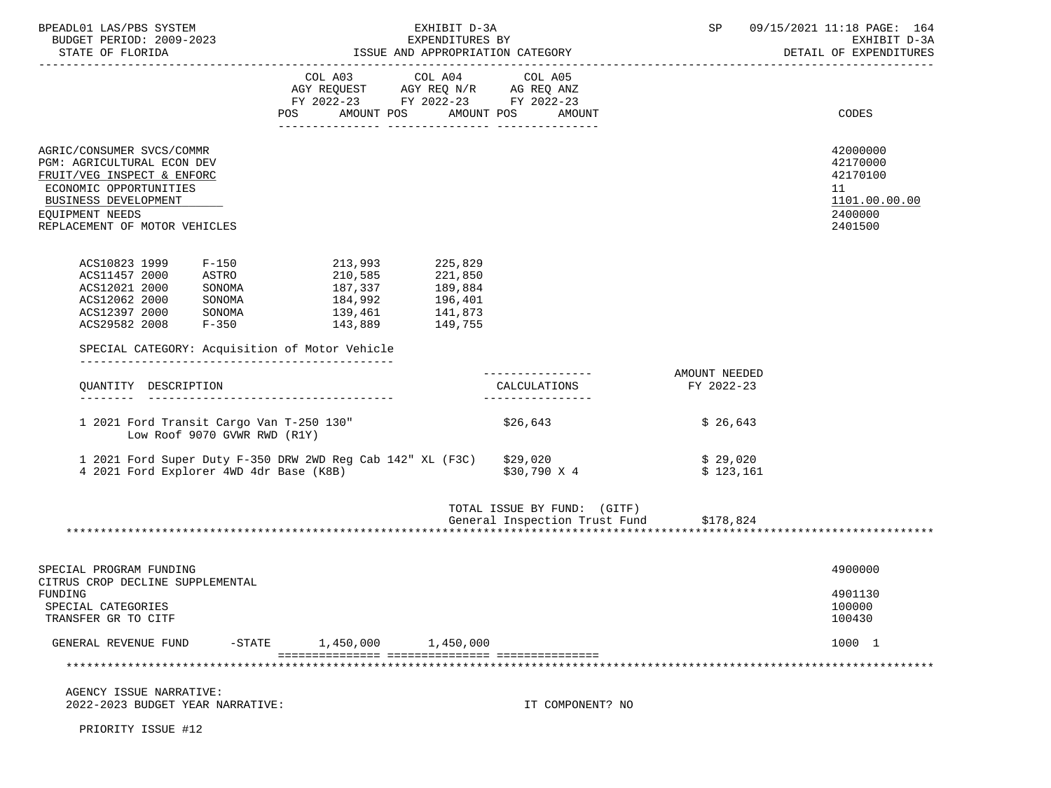| | COL A03 AGY REQUEST FY 2022-23 POS AMOUNT | COL A04 AGY REQ N/R FY 2022-23 POS AMOUNT | COL A05 AG REQ ANZ FY 2022-23 POS AMOUNT | CODES |
|---|---|---|---|---|
| AGRIC/CONSUMER SVCS/COMMR | | | | 42000000 |
| PGM: AGRICULTURAL ECON DEV | | | | 42170000 |
| FRUIT/VEG INSPECT & ENFORC | | | | 42170100 |
| ECONOMIC OPPORTUNITIES | | | | 11 |
| BUSINESS DEVELOPMENT | | | | 1101.00.00.00 |
| EQUIPMENT NEEDS | | | | 2400000 |
| REPLACEMENT OF MOTOR VEHICLES | | | | 2401500 |

| | | | |
|---|---|---|---|
| ACS10823 1999 | F-150 | 213,993 | 225,829 |
| ACS11457 2000 | ASTRO | 210,585 | 221,850 |
| ACS12021 2000 | SONOMA | 187,337 | 189,884 |
| ACS12062 2000 | SONOMA | 184,992 | 196,401 |
| ACS12397 2000 | SONOMA | 139,461 | 141,873 |
| ACS29582 2008 | F-350 | 143,889 | 149,755 |

SPECIAL CATEGORY: Acquisition of Motor Vehicle

| QUANTITY | DESCRIPTION | CALCULATIONS | AMOUNT NEEDED FY 2022-23 |
|---|---|---|---|
| 1 | 2021 Ford Transit Cargo Van T-250 130" Low Roof 9070 GVWR RWD (R1Y) | $26,643 | $ 26,643 |
| 1 | 2021 Ford Super Duty F-350 DRW 2WD Reg Cab 142" XL (F3C) | $29,020 | $ 29,020 |
| 4 | 2021 Ford Explorer 4WD 4dr Base (K8B) | $30,790 X 4 | $ 123,161 |

TOTAL ISSUE BY FUND: (GITF)
General Inspection Trust Fund $178,824

************************************************************************************************************************

| | COL A03 | COL A04 | COL A05 | CODES |
|---|---|---|---|---|
| SPECIAL PROGRAM FUNDING | | | | 4900000 |
| CITRUS CROP DECLINE SUPPLEMENTAL FUNDING | | | | 4901130 |
| SPECIAL CATEGORIES | | | | 100000 |
| TRANSFER GR TO CITF | | | | 100430 |
| GENERAL REVENUE FUND -STATE | 1,450,000 | 1,450,000 | | 1000 1 |

************************************************************************************************************************

AGENCY ISSUE NARRATIVE:
2022-2023 BUDGET YEAR NARRATIVE: IT COMPONENT? NO

PRIORITY ISSUE #12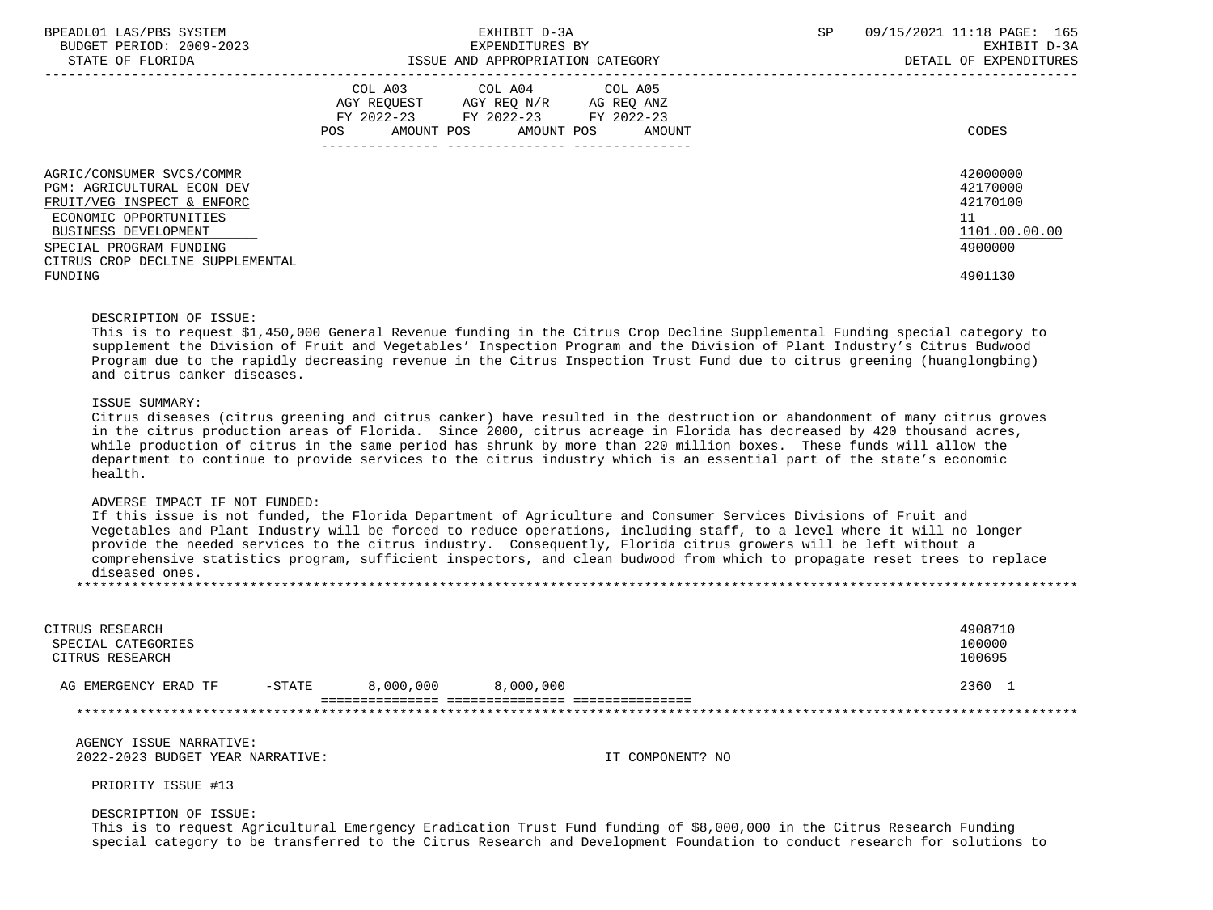| | COL A03 AGY REQUEST FY 2022-23 POS AMOUNT | COL A04 AGY REQ N/R FY 2022-23 POS AMOUNT | COL A05 AG REQ ANZ FY 2022-23 POS AMOUNT | CODES |
|---|---|---|---|---|
| AGRIC/CONSUMER SVCS/COMMR | | | | 42000000 |
| PGM: AGRICULTURAL ECON DEV | | | | 42170000 |
| FRUIT/VEG INSPECT & ENFORC | | | | 42170100 |
| ECONOMIC OPPORTUNITIES | | | | 11 |
| BUSINESS DEVELOPMENT | | | | 1101.00.00.00 |
| SPECIAL PROGRAM FUNDING | | | | 4900000 |
| CITRUS CROP DECLINE SUPPLEMENTAL FUNDING | | | | 4901130 |

DESCRIPTION OF ISSUE:
This is to request $1,450,000 General Revenue funding in the Citrus Crop Decline Supplemental Funding special category to supplement the Division of Fruit and Vegetables' Inspection Program and the Division of Plant Industry's Citrus Budwood Program due to the rapidly decreasing revenue in the Citrus Inspection Trust Fund due to citrus greening (huanglongbing) and citrus canker diseases.

ISSUE SUMMARY:
Citrus diseases (citrus greening and citrus canker) have resulted in the destruction or abandonment of many citrus groves in the citrus production areas of Florida. Since 2000, citrus acreage in Florida has decreased by 420 thousand acres, while production of citrus in the same period has shrunk by more than 220 million boxes. These funds will allow the department to continue to provide services to the citrus industry which is an essential part of the state's economic health.

ADVERSE IMPACT IF NOT FUNDED:
If this issue is not funded, the Florida Department of Agriculture and Consumer Services Divisions of Fruit and Vegetables and Plant Industry will be forced to reduce operations, including staff, to a level where it will no longer provide the needed services to the citrus industry. Consequently, Florida citrus growers will be left without a comprehensive statistics program, sufficient inspectors, and clean budwood from which to propagate reset trees to replace diseased ones.

*****************************************************************************************************************************

| | COL A03 | COL A04 | COL A05 | CODES |
|---|---|---|---|---|
| CITRUS RESEARCH | | | | 4908710 |
| SPECIAL CATEGORIES | | | | 100000 |
| CITRUS RESEARCH | | | | 100695 |
| AG EMERGENCY ERAD TF -STATE | 8,000,000 | 8,000,000 | | 2360 1 |

*****************************************************************************************************************************

AGENCY ISSUE NARRATIVE:
2022-2023 BUDGET YEAR NARRATIVE: IT COMPONENT? NO

PRIORITY ISSUE #13

DESCRIPTION OF ISSUE:
This is to request Agricultural Emergency Eradication Trust Fund funding of $8,000,000 in the Citrus Research Funding special category to be transferred to the Citrus Research and Development Foundation to conduct research for solutions to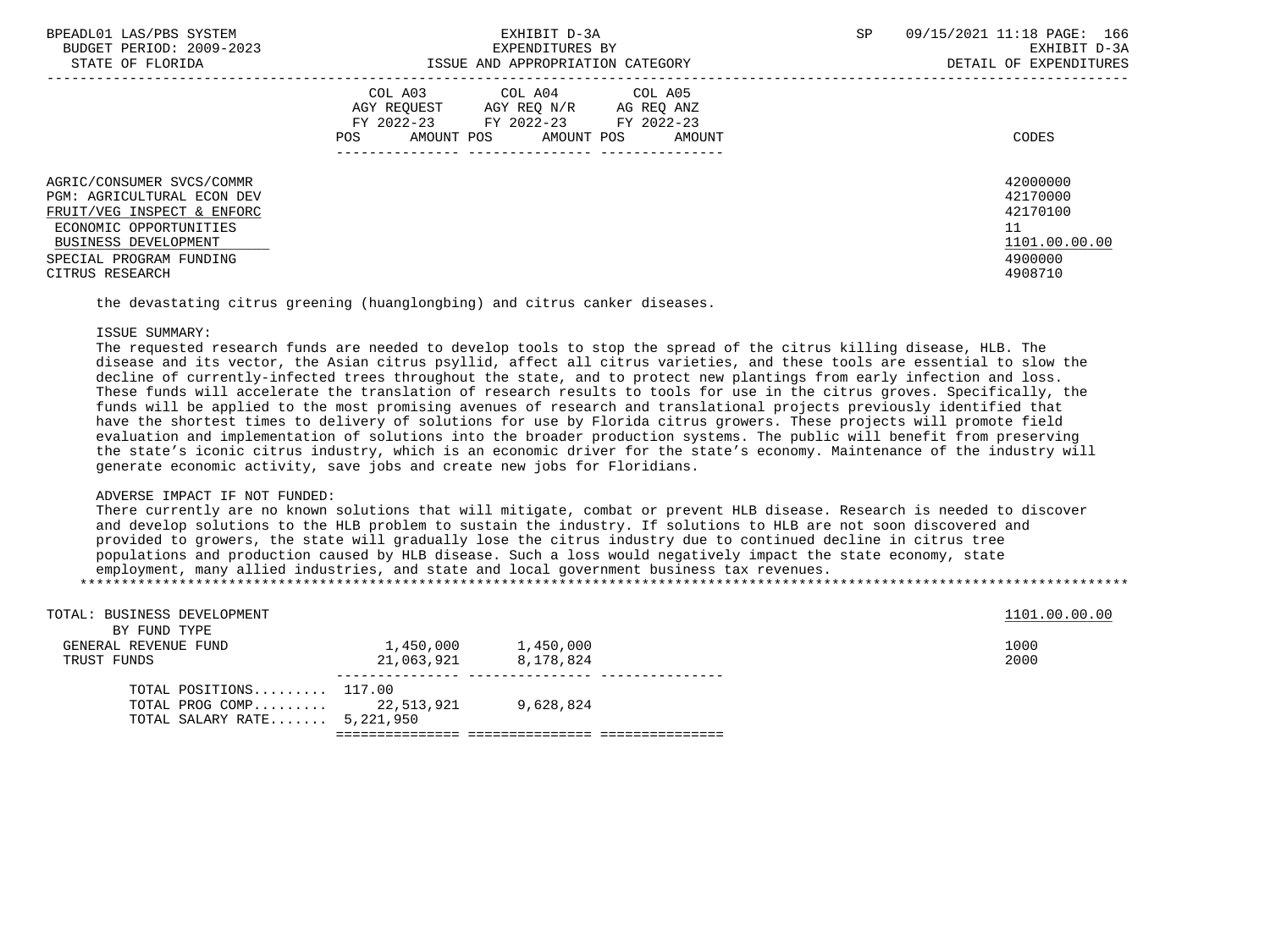| | COL A03 AGY REQUEST FY 2022-23 POS AMOUNT | COL A04 AGY REQ N/R FY 2022-23 POS AMOUNT | COL A05 AG REQ ANZ FY 2022-23 POS AMOUNT | CODES |
|---|---|---|---|---|
| AGRIC/CONSUMER SVCS/COMMR | | | | 42000000 |
| PGM: AGRICULTURAL ECON DEV | | | | 42170000 |
| FRUIT/VEG INSPECT & ENFORC | | | | 42170100 |
| ECONOMIC OPPORTUNITIES | | | | 11 |
| BUSINESS DEVELOPMENT | | | | 1101.00.00.00 |
| SPECIAL PROGRAM FUNDING | | | | 4900000 |
| CITRUS RESEARCH | | | | 4908710 |

the devastating citrus greening (huanglongbing) and citrus canker diseases.

ISSUE SUMMARY:

The requested research funds are needed to develop tools to stop the spread of the citrus killing disease, HLB. The disease and its vector, the Asian citrus psyllid, affect all citrus varieties, and these tools are essential to slow the decline of currently-infected trees throughout the state, and to protect new plantings from early infection and loss. These funds will accelerate the translation of research results to tools for use in the citrus groves. Specifically, the funds will be applied to the most promising avenues of research and translational projects previously identified that have the shortest times to delivery of solutions for use by Florida citrus growers. These projects will promote field evaluation and implementation of solutions into the broader production systems. The public will benefit from preserving the state's iconic citrus industry, which is an economic driver for the state's economy. Maintenance of the industry will generate economic activity, save jobs and create new jobs for Floridians.

ADVERSE IMPACT IF NOT FUNDED:

There currently are no known solutions that will mitigate, combat or prevent HLB disease. Research is needed to discover and develop solutions to the HLB problem to sustain the industry. If solutions to HLB are not soon discovered and provided to growers, the state will gradually lose the citrus industry due to continued decline in citrus tree populations and production caused by HLB disease. Such a loss would negatively impact the state economy, state employment, many allied industries, and state and local government business tax revenues.

*******************************************************************************************************************************

| | COL A03 | COL A04 | COL A05 | CODES |
|---|---|---|---|---|
| TOTAL: BUSINESS DEVELOPMENT | | | | 1101.00.00.00 |
| BY FUND TYPE | | | | |
| GENERAL REVENUE FUND | 1,450,000 | 1,450,000 | | 1000 |
| TRUST FUNDS | 21,063,921 | 8,178,824 | | 2000 |
| TOTAL POSITIONS......... | 117.00 | | | |
| TOTAL PROG COMP......... | 22,513,921 | 9,628,824 | | |
| TOTAL SALARY RATE....... | 5,221,950 | | | |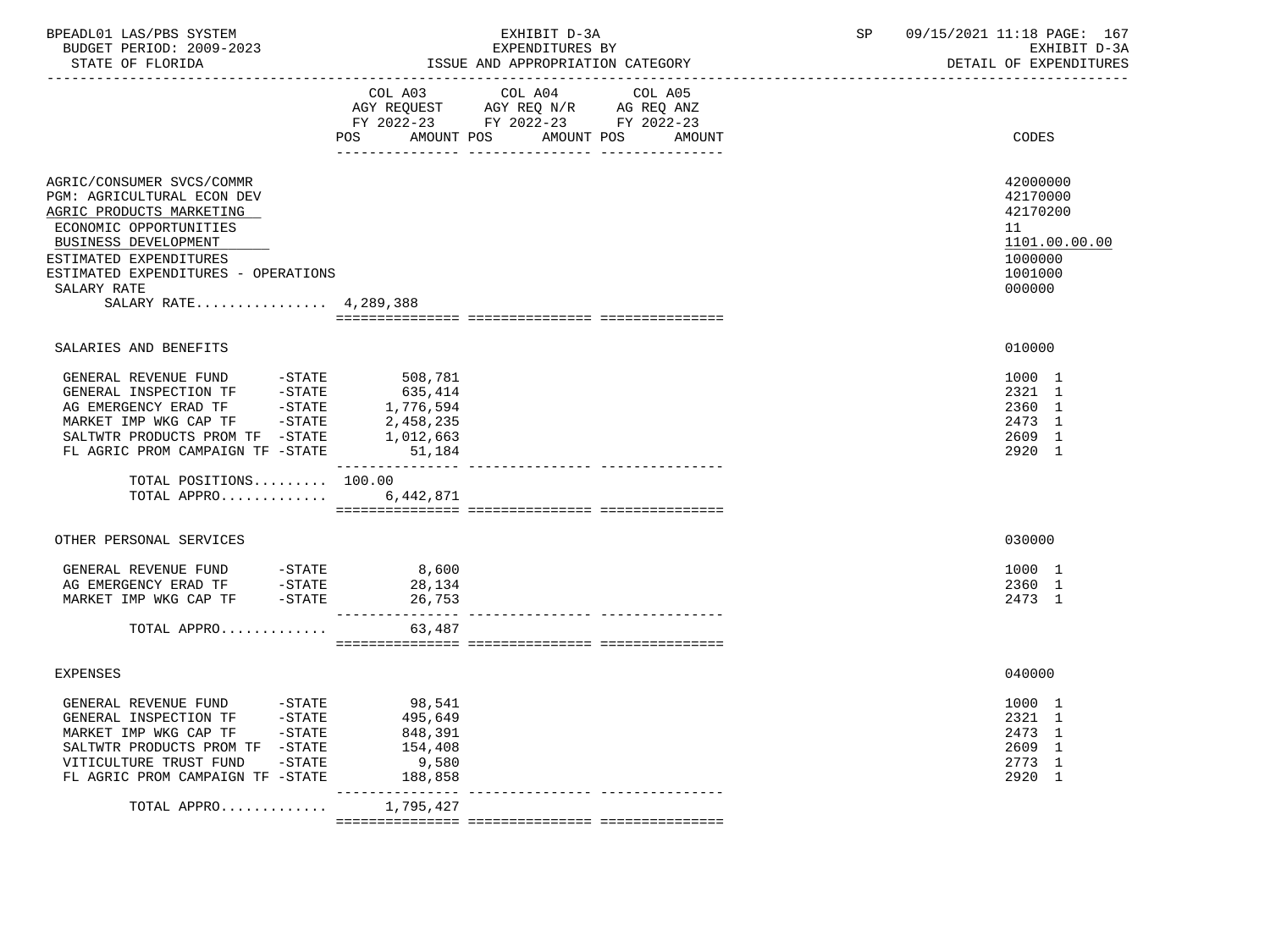BPEADL01 LAS/PBS SYSTEM — EXHIBIT D-3A — EXPENDITURES BY ISSUE AND APPROPRIATION CATEGORY
BUDGET PERIOD: 2009-2023 — STATE OF FLORIDA
SP 09/15/2021 11:18 — EXHIBIT D-3A DETAIL OF EXPENDITURES

| | COL A03 AGY REQUEST FY 2022-23 POS | AMOUNT | COL A04 AGY REQ N/R FY 2022-23 POS | AMOUNT | COL A05 AG REQ ANZ FY 2022-23 POS | AMOUNT | CODES |
|---|---|---|---|---|---|---|---|
| AGRIC/CONSUMER SVCS/COMMR | | | | | | | 42000000 |
| PGM: AGRICULTURAL ECON DEV | | | | | | | 42170000 |
| AGRIC PRODUCTS MARKETING | | | | | | | 42170200 |
| ECONOMIC OPPORTUNITIES | | | | | | | 11 |
| BUSINESS DEVELOPMENT | | | | | | | 1101.00.00.00 |
| ESTIMATED EXPENDITURES | | | | | | | 1000000 |
| ESTIMATED EXPENDITURES - OPERATIONS | | | | | | | 1001000 |
| SALARY RATE | | | | | | | 000000 |
| SALARY RATE................ | | 4,289,388 | | | | | |
| SALARIES AND BENEFITS | | | | | | | 010000 |
| GENERAL REVENUE FUND -STATE | | 508,781 | | | | | 1000 1 |
| GENERAL INSPECTION TF -STATE | | 635,414 | | | | | 2321 1 |
| AG EMERGENCY ERAD TF -STATE | | 1,776,594 | | | | | 2360 1 |
| MARKET IMP WKG CAP TF -STATE | | 2,458,235 | | | | | 2473 1 |
| SALTWTR PRODUCTS PROM TF -STATE | | 1,012,663 | | | | | 2609 1 |
| FL AGRIC PROM CAMPAIGN TF -STATE | | 51,184 | | | | | 2920 1 |
| TOTAL POSITIONS......... | 100.00 | | | | | | |
| TOTAL APPRO............. | | 6,442,871 | | | | | |
| OTHER PERSONAL SERVICES | | | | | | | 030000 |
| GENERAL REVENUE FUND -STATE | | 8,600 | | | | | 1000 1 |
| AG EMERGENCY ERAD TF -STATE | | 28,134 | | | | | 2360 1 |
| MARKET IMP WKG CAP TF -STATE | | 26,753 | | | | | 2473 1 |
| TOTAL APPRO............. | | 63,487 | | | | | |
| EXPENSES | | | | | | | 040000 |
| GENERAL REVENUE FUND -STATE | | 98,541 | | | | | 1000 1 |
| GENERAL INSPECTION TF -STATE | | 495,649 | | | | | 2321 1 |
| MARKET IMP WKG CAP TF -STATE | | 848,391 | | | | | 2473 1 |
| SALTWTR PRODUCTS PROM TF -STATE | | 154,408 | | | | | 2609 1 |
| VITICULTURE TRUST FUND -STATE | | 9,580 | | | | | 2773 1 |
| FL AGRIC PROM CAMPAIGN TF -STATE | | 188,858 | | | | | 2920 1 |
| TOTAL APPRO............. | | 1,795,427 | | | | | |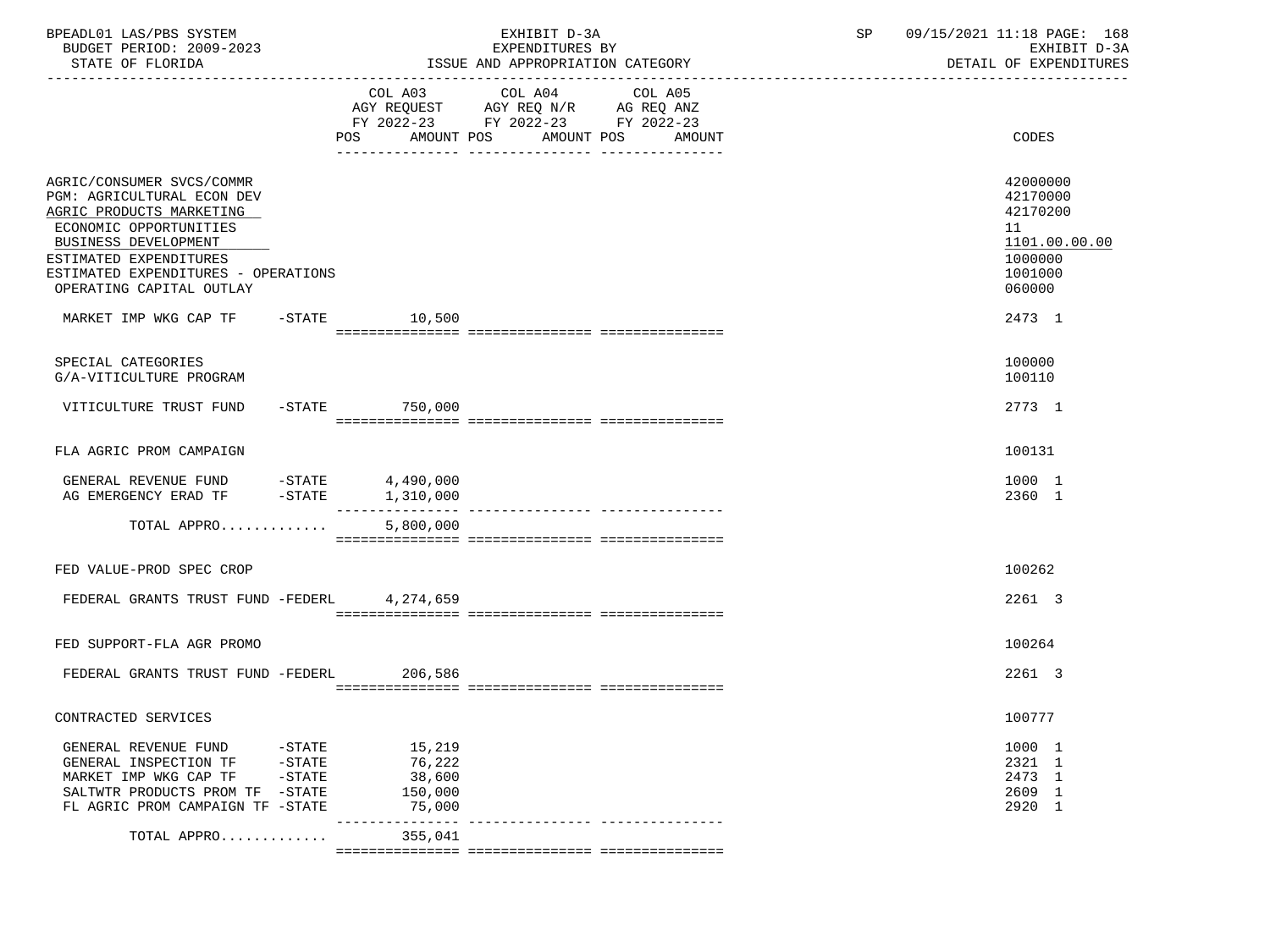BPEADL01 LAS/PBS SYSTEM — EXHIBIT D-3A — SP 09/15/2021 11:18 PAGE: 168
BUDGET PERIOD: 2009-2023 — EXPENDITURES BY — EXHIBIT D-3A
STATE OF FLORIDA — ISSUE AND APPROPRIATION CATEGORY — DETAIL OF EXPENDITURES

| | COL A03 AGY REQUEST FY 2022-23 POS AMOUNT | COL A04 AGY REQ N/R FY 2022-23 POS AMOUNT | COL A05 AG REQ ANZ FY 2022-23 POS AMOUNT | CODES |
|---|---|---|---|---|
| AGRIC/CONSUMER SVCS/COMMR | | | | 42000000 |
| PGM: AGRICULTURAL ECON DEV | | | | 42170000 |
| AGRIC PRODUCTS MARKETING | | | | 42170200 |
| ECONOMIC OPPORTUNITIES | | | | 11 |
| BUSINESS DEVELOPMENT | | | | 1101.00.00.00 |
| ESTIMATED EXPENDITURES | | | | 1000000 |
| ESTIMATED EXPENDITURES - OPERATIONS | | | | 1001000 |
| OPERATING CAPITAL OUTLAY | | | | 060000 |
| MARKET IMP WKG CAP TF -STATE | 10,500 | | | 2473 1 |
| SPECIAL CATEGORIES | | | | 100000 |
| G/A-VITICULTURE PROGRAM | | | | 100110 |
| VITICULTURE TRUST FUND -STATE | 750,000 | | | 2773 1 |
| FLA AGRIC PROM CAMPAIGN | | | | 100131 |
| GENERAL REVENUE FUND -STATE | 4,490,000 | | | 1000 1 |
| AG EMERGENCY ERAD TF -STATE | 1,310,000 | | | 2360 1 |
| TOTAL APPRO............. | 5,800,000 | | | |
| FED VALUE-PROD SPEC CROP | | | | 100262 |
| FEDERAL GRANTS TRUST FUND -FEDERL | 4,274,659 | | | 2261 3 |
| FED SUPPORT-FLA AGR PROMO | | | | 100264 |
| FEDERAL GRANTS TRUST FUND -FEDERL | 206,586 | | | 2261 3 |
| CONTRACTED SERVICES | | | | 100777 |
| GENERAL REVENUE FUND -STATE | 15,219 | | | 1000 1 |
| GENERAL INSPECTION TF -STATE | 76,222 | | | 2321 1 |
| MARKET IMP WKG CAP TF -STATE | 38,600 | | | 2473 1 |
| SALTWTR PRODUCTS PROM TF -STATE | 150,000 | | | 2609 1 |
| FL AGRIC PROM CAMPAIGN TF -STATE | 75,000 | | | 2920 1 |
| TOTAL APPRO............. | 355,041 | | | |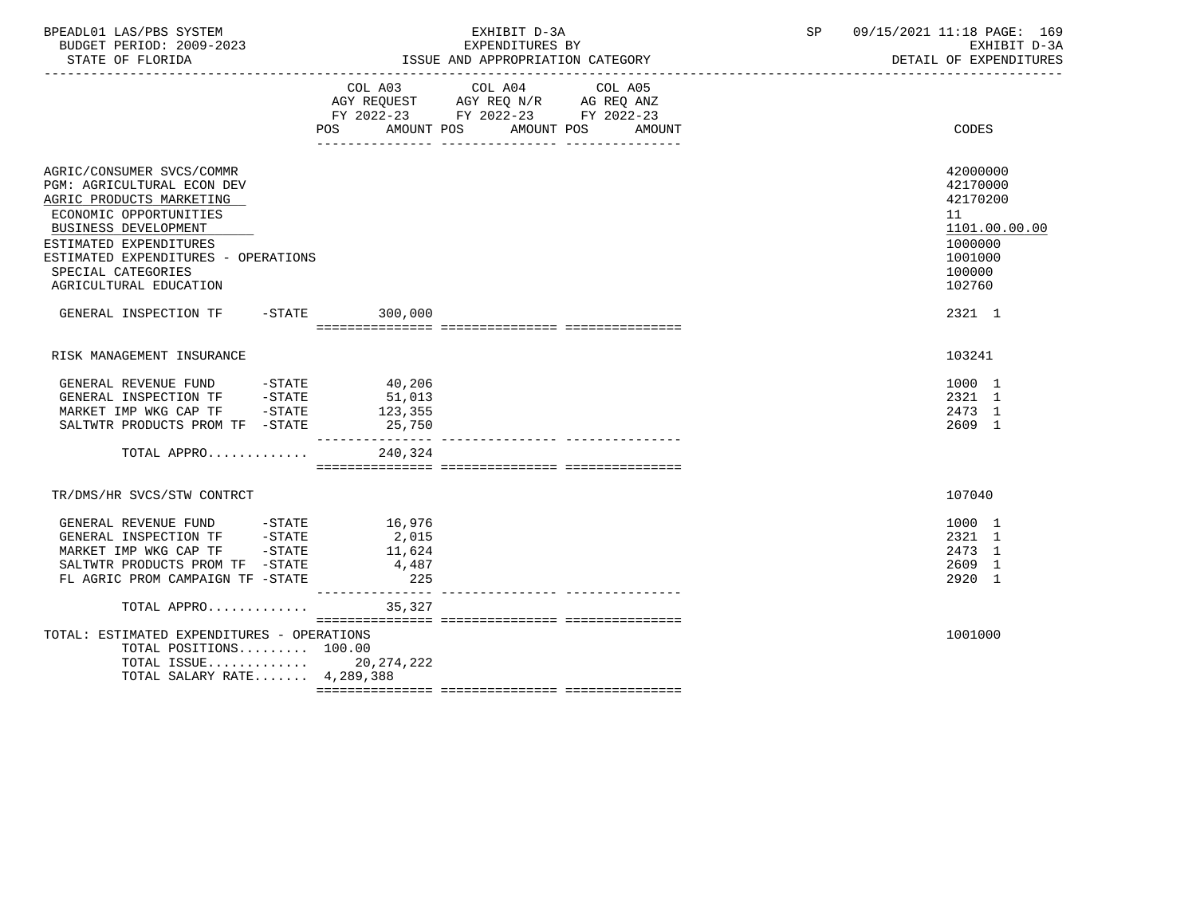BPEADL01 LAS/PBS SYSTEM | EXHIBIT D-3A | SP 09/15/2021 11:18 PAGE: 169
BUDGET PERIOD: 2009-2023 | EXPENDITURES BY | EXHIBIT D-3A
STATE OF FLORIDA | ISSUE AND APPROPRIATION CATEGORY | DETAIL OF EXPENDITURES

| | COL A03 AGY REQUEST FY 2022-23 POS AMOUNT | COL A04 AGY REQ N/R FY 2022-23 POS AMOUNT | COL A05 AG REQ ANZ FY 2022-23 POS AMOUNT | CODES |
|---|---|---|---|---|
| AGRIC/CONSUMER SVCS/COMMR | | | | 42000000 |
| PGM: AGRICULTURAL ECON DEV | | | | 42170000 |
| AGRIC PRODUCTS MARKETING | | | | 42170200 |
| ECONOMIC OPPORTUNITIES | | | | 11 |
| BUSINESS DEVELOPMENT | | | | 1101.00.00.00 |
| ESTIMATED EXPENDITURES | | | | 1000000 |
| ESTIMATED EXPENDITURES - OPERATIONS | | | | 1001000 |
| SPECIAL CATEGORIES | | | | 100000 |
| AGRICULTURAL EDUCATION | | | | 102760 |
| GENERAL INSPECTION TF -STATE | 300,000 | | | 2321 1 |
| RISK MANAGEMENT INSURANCE | | | | 103241 |
| GENERAL REVENUE FUND -STATE | 40,206 | | | 1000 1 |
| GENERAL INSPECTION TF -STATE | 51,013 | | | 2321 1 |
| MARKET IMP WKG CAP TF -STATE | 123,355 | | | 2473 1 |
| SALTWTR PRODUCTS PROM TF -STATE | 25,750 | | | 2609 1 |
| TOTAL APPRO............ | 240,324 | | | |
| TR/DMS/HR SVCS/STW CONTRCT | | | | 107040 |
| GENERAL REVENUE FUND -STATE | 16,976 | | | 1000 1 |
| GENERAL INSPECTION TF -STATE | 2,015 | | | 2321 1 |
| MARKET IMP WKG CAP TF -STATE | 11,624 | | | 2473 1 |
| SALTWTR PRODUCTS PROM TF -STATE | 4,487 | | | 2609 1 |
| FL AGRIC PROM CAMPAIGN TF -STATE | 225 | | | 2920 1 |
| TOTAL APPRO............ | 35,327 | | | |
| TOTAL: ESTIMATED EXPENDITURES - OPERATIONS | | | | 1001000 |
| TOTAL POSITIONS......... | 100.00 | | | |
| TOTAL ISSUE............ | 20,274,222 | | | |
| TOTAL SALARY RATE....... | 4,289,388 | | | |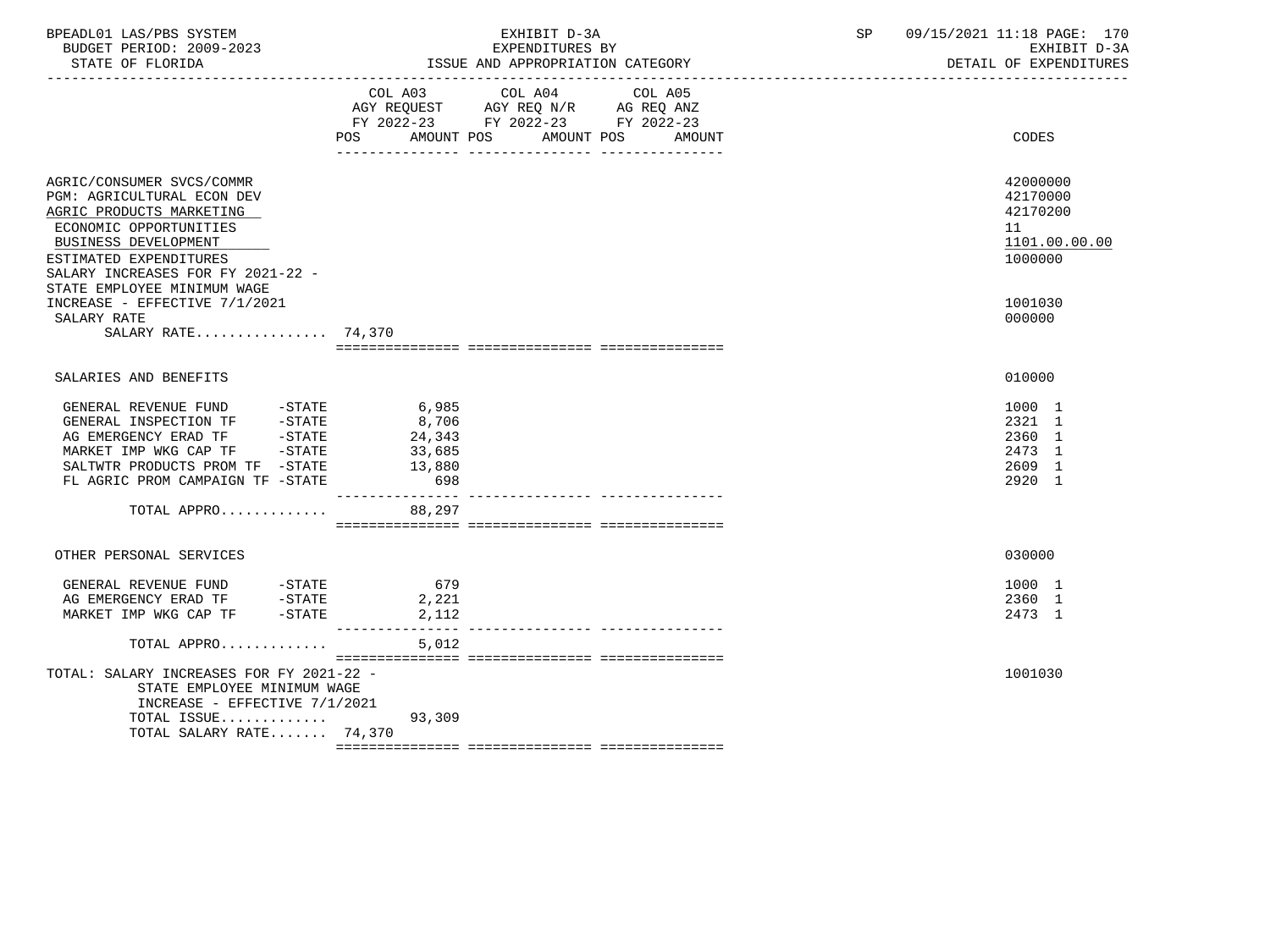BPEADL01 LAS/PBS SYSTEM | EXHIBIT D-3A | SP 09/15/2021 11:18 PAGE: 170
BUDGET PERIOD: 2009-2023 | EXPENDITURES BY | EXHIBIT D-3A
STATE OF FLORIDA | ISSUE AND APPROPRIATION CATEGORY | DETAIL OF EXPENDITURES

| | COL A03 AGY REQUEST FY 2022-23 POS | AMOUNT | COL A04 AGY REQ N/R FY 2022-23 POS | AMOUNT | COL A05 AG REQ ANZ FY 2022-23 POS | AMOUNT | CODES |
|---|---|---|---|---|---|---|---|
| AGRIC/CONSUMER SVCS/COMMR | | | | | | | 42000000 |
| PGM: AGRICULTURAL ECON DEV | | | | | | | 42170000 |
| AGRIC PRODUCTS MARKETING | | | | | | | 42170200 |
| ECONOMIC OPPORTUNITIES | | | | | | | 11 |
| BUSINESS DEVELOPMENT | | | | | | | 1101.00.00.00 |
| ESTIMATED EXPENDITURES | | | | | | | 1000000 |
| SALARY INCREASES FOR FY 2021-22 - STATE EMPLOYEE MINIMUM WAGE INCREASE - EFFECTIVE 7/1/2021 | | | | | | | 1001030 |
| SALARY RATE | | | | | | | 000000 |
| SALARY RATE................ | 74,370 | | | | | | |
| SALARIES AND BENEFITS | | | | | | | 010000 |
| GENERAL REVENUE FUND -STATE | | 6,985 | | | | | 1000 1 |
| GENERAL INSPECTION TF -STATE | | 8,706 | | | | | 2321 1 |
| AG EMERGENCY ERAD TF -STATE | | 24,343 | | | | | 2360 1 |
| MARKET IMP WKG CAP TF -STATE | | 33,685 | | | | | 2473 1 |
| SALTWTR PRODUCTS PROM TF -STATE | | 13,880 | | | | | 2609 1 |
| FL AGRIC PROM CAMPAIGN TF -STATE | | 698 | | | | | 2920 1 |
| TOTAL APPRO............. | | 88,297 | | | | | |
| OTHER PERSONAL SERVICES | | | | | | | 030000 |
| GENERAL REVENUE FUND -STATE | | 679 | | | | | 1000 1 |
| AG EMERGENCY ERAD TF -STATE | | 2,221 | | | | | 2360 1 |
| MARKET IMP WKG CAP TF -STATE | | 2,112 | | | | | 2473 1 |
| TOTAL APPRO............. | | 5,012 | | | | | |
| TOTAL: SALARY INCREASES FOR FY 2021-22 - STATE EMPLOYEE MINIMUM WAGE INCREASE - EFFECTIVE 7/1/2021 | | | | | | | 1001030 |
| TOTAL ISSUE............. | | 93,309 | | | | | |
| TOTAL SALARY RATE....... | 74,370 | | | | | | |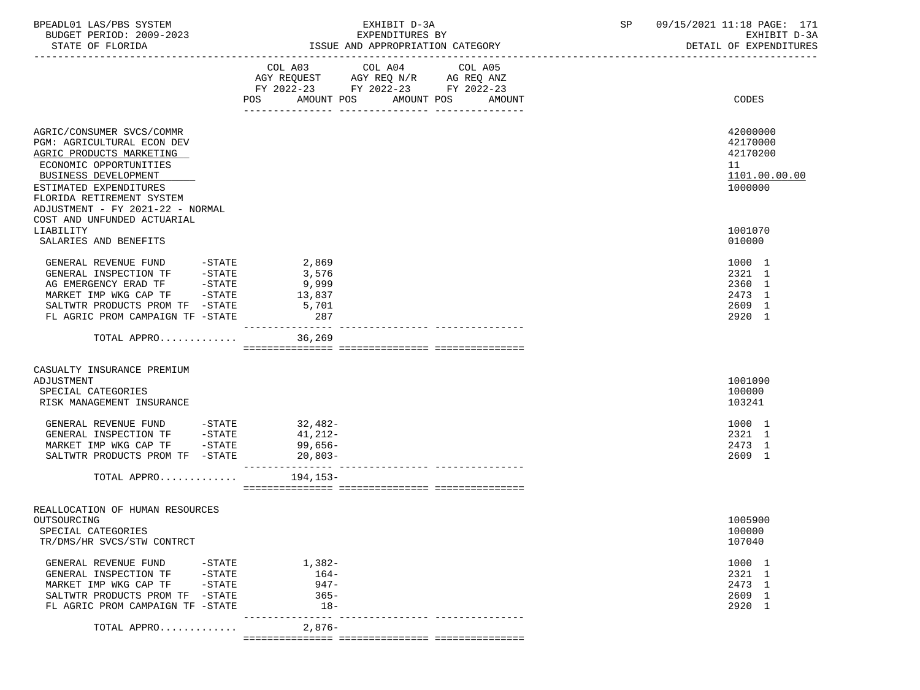BPEADL01 LAS/PBS SYSTEM — EXHIBIT D-3A — EXPENDITURES BY ISSUE AND APPROPRIATION CATEGORY — SP 09/15/2021 11:18 PAGE: 171

BUDGET PERIOD: 2009-2023 — STATE OF FLORIDA — EXHIBIT D-3A — DETAIL OF EXPENDITURES

| | COL A03 AGY REQUEST FY 2022-23 POS | AMOUNT | COL A04 AGY REQ N/R FY 2022-23 POS | AMOUNT | COL A05 AG REQ ANZ FY 2022-23 POS | AMOUNT | CODES |
|---|---|---|---|---|---|---|---|
| AGRIC/CONSUMER SVCS/COMMR | | | | | | | 42000000 |
| PGM: AGRICULTURAL ECON DEV | | | | | | | 42170000 |
| AGRIC PRODUCTS MARKETING | | | | | | | 42170200 |
| ECONOMIC OPPORTUNITIES | | | | | | | 11 |
| BUSINESS DEVELOPMENT | | | | | | | 1101.00.00.00 |
| ESTIMATED EXPENDITURES | | | | | | | 1000000 |
| FLORIDA RETIREMENT SYSTEM ADJUSTMENT - FY 2021-22 - NORMAL COST AND UNFUNDED ACTUARIAL LIABILITY | | | | | | | 1001070 |
| SALARIES AND BENEFITS | | | | | | | 010000 |
| GENERAL REVENUE FUND -STATE | | 2,869 | | | | | 1000 1 |
| GENERAL INSPECTION TF -STATE | | 3,576 | | | | | 2321 1 |
| AG EMERGENCY ERAD TF -STATE | | 9,999 | | | | | 2360 1 |
| MARKET IMP WKG CAP TF -STATE | | 13,837 | | | | | 2473 1 |
| SALTWTR PRODUCTS PROM TF -STATE | | 5,701 | | | | | 2609 1 |
| FL AGRIC PROM CAMPAIGN TF -STATE | | 287 | | | | | 2920 1 |
| TOTAL APPRO............ | | 36,269 | | | | | |
| CASUALTY INSURANCE PREMIUM ADJUSTMENT | | | | | | | 1001090 |
| SPECIAL CATEGORIES | | | | | | | 100000 |
| RISK MANAGEMENT INSURANCE | | | | | | | 103241 |
| GENERAL REVENUE FUND -STATE | | 32,482- | | | | | 1000 1 |
| GENERAL INSPECTION TF -STATE | | 41,212- | | | | | 2321 1 |
| MARKET IMP WKG CAP TF -STATE | | 99,656- | | | | | 2473 1 |
| SALTWTR PRODUCTS PROM TF -STATE | | 20,803- | | | | | 2609 1 |
| TOTAL APPRO............ | | 194,153- | | | | | |
| REALLOCATION OF HUMAN RESOURCES OUTSOURCING | | | | | | | 1005900 |
| SPECIAL CATEGORIES | | | | | | | 100000 |
| TR/DMS/HR SVCS/STW CONTRCT | | | | | | | 107040 |
| GENERAL REVENUE FUND -STATE | | 1,382- | | | | | 1000 1 |
| GENERAL INSPECTION TF -STATE | | 164- | | | | | 2321 1 |
| MARKET IMP WKG CAP TF -STATE | | 947- | | | | | 2473 1 |
| SALTWTR PRODUCTS PROM TF -STATE | | 365- | | | | | 2609 1 |
| FL AGRIC PROM CAMPAIGN TF -STATE | | 18- | | | | | 2920 1 |
| TOTAL APPRO............ | | 2,876- | | | | | |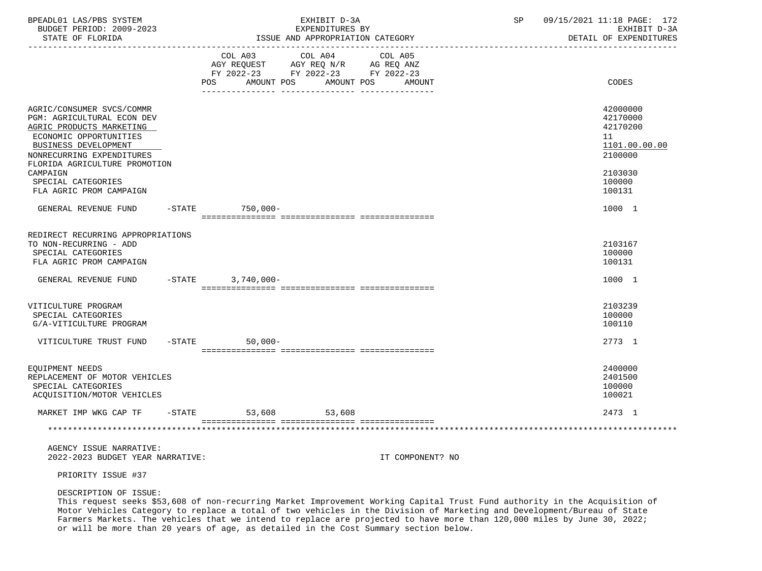| | COL A03 AGY REQUEST FY 2022-23 POS AMOUNT | COL A04 AGY REQ N/R FY 2022-23 POS AMOUNT | COL A05 AG REQ ANZ FY 2022-23 POS AMOUNT | CODES |
|---|---|---|---|---|
| AGRIC/CONSUMER SVCS/COMMR | | | | 42000000 |
| PGM: AGRICULTURAL ECON DEV | | | | 42170000 |
| AGRIC PRODUCTS MARKETING | | | | 42170200 |
| ECONOMIC OPPORTUNITIES | | | | 11 |
| BUSINESS DEVELOPMENT | | | | 1101.00.00.00 |
| NONRECURRING EXPENDITURES | | | | 2100000 |
| FLORIDA AGRICULTURE PROMOTION CAMPAIGN | | | | 2103030 |
| SPECIAL CATEGORIES | | | | 100000 |
| FLA AGRIC PROM CAMPAIGN | | | | 100131 |
| GENERAL REVENUE FUND -STATE | 750,000- | | | 1000 1 |
| REDIRECT RECURRING APPROPRIATIONS TO NON-RECURRING - ADD | | | | 2103167 |
| SPECIAL CATEGORIES | | | | 100000 |
| FLA AGRIC PROM CAMPAIGN | | | | 100131 |
| GENERAL REVENUE FUND -STATE | 3,740,000- | | | 1000 1 |
| VITICULTURE PROGRAM | | | | 2103239 |
| SPECIAL CATEGORIES | | | | 100000 |
| G/A-VITICULTURE PROGRAM | | | | 100110 |
| VITICULTURE TRUST FUND -STATE | 50,000- | | | 2773 1 |
| EQUIPMENT NEEDS | | | | 2400000 |
| REPLACEMENT OF MOTOR VEHICLES | | | | 2401500 |
| SPECIAL CATEGORIES | | | | 100000 |
| ACQUISITION/MOTOR VEHICLES | | | | 100021 |
| MARKET IMP WKG CAP TF -STATE | 53,608 | 53,608 | | 2473 1 |

AGENCY ISSUE NARRATIVE:
2022-2023 BUDGET YEAR NARRATIVE: IT COMPONENT? NO

PRIORITY ISSUE #37

DESCRIPTION OF ISSUE:
This request seeks $53,608 of non-recurring Market Improvement Working Capital Trust Fund authority in the Acquisition of Motor Vehicles Category to replace a total of two vehicles in the Division of Marketing and Development/Bureau of State Farmers Markets. The vehicles that we intend to replace are projected to have more than 120,000 miles by June 30, 2022; or will be more than 20 years of age, as detailed in the Cost Summary section below.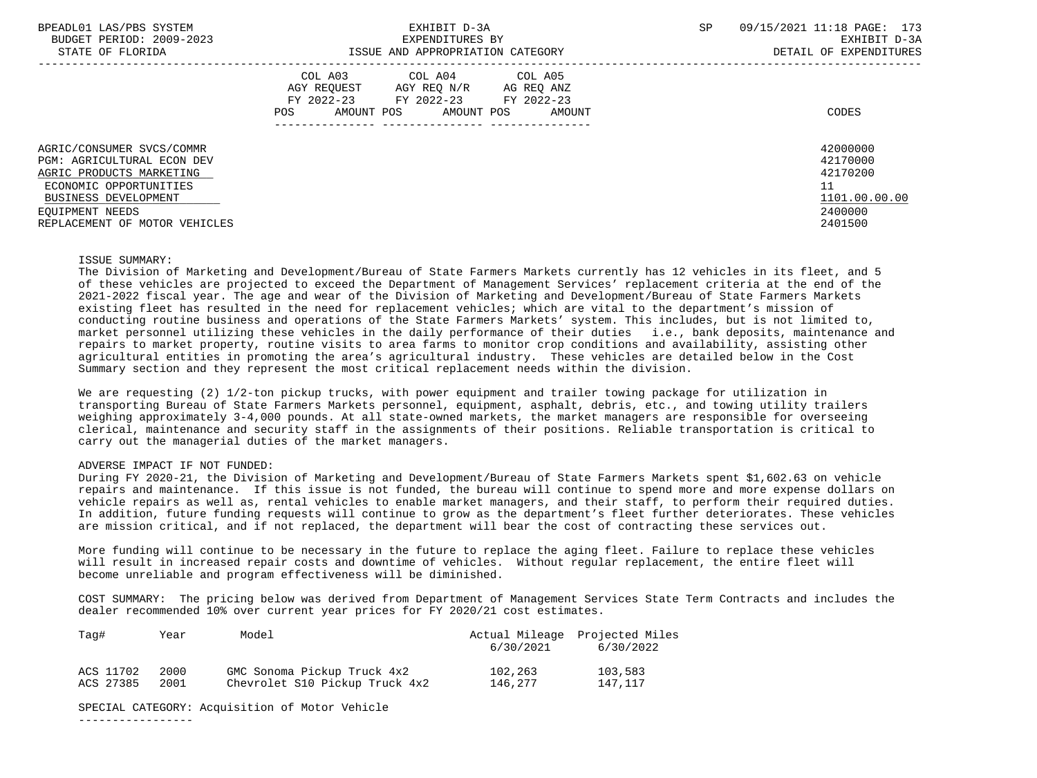| | COL A03 AGY REQUEST FY 2022-23 POS AMOUNT | COL A04 AGY REQ N/R FY 2022-23 POS AMOUNT | COL A05 AG REQ ANZ FY 2022-23 POS AMOUNT | CODES |
|---|---|---|---|---|
| AGRIC/CONSUMER SVCS/COMMR | | | | 42000000 |
| PGM: AGRICULTURAL ECON DEV | | | | 42170000 |
| AGRIC PRODUCTS MARKETING | | | | 42170200 |
| ECONOMIC OPPORTUNITIES | | | | 11 |
| BUSINESS DEVELOPMENT | | | | 1101.00.00.00 |
| EQUIPMENT NEEDS | | | | 2400000 |
| REPLACEMENT OF MOTOR VEHICLES | | | | 2401500 |

ISSUE SUMMARY:
The Division of Marketing and Development/Bureau of State Farmers Markets currently has 12 vehicles in its fleet, and 5 of these vehicles are projected to exceed the Department of Management Services' replacement criteria at the end of the 2021-2022 fiscal year. The age and wear of the Division of Marketing and Development/Bureau of State Farmers Markets existing fleet has resulted in the need for replacement vehicles; which are vital to the department's mission of conducting routine business and operations of the State Farmers Markets' system. This includes, but is not limited to, market personnel utilizing these vehicles in the daily performance of their duties i.e., bank deposits, maintenance and repairs to market property, routine visits to area farms to monitor crop conditions and availability, assisting other agricultural entities in promoting the area's agricultural industry. These vehicles are detailed below in the Cost Summary section and they represent the most critical replacement needs within the division.

We are requesting (2) 1/2-ton pickup trucks, with power equipment and trailer towing package for utilization in transporting Bureau of State Farmers Markets personnel, equipment, asphalt, debris, etc., and towing utility trailers weighing approximately 3-4,000 pounds. At all state-owned markets, the market managers are responsible for overseeing clerical, maintenance and security staff in the assignments of their positions. Reliable transportation is critical to carry out the managerial duties of the market managers.

ADVERSE IMPACT IF NOT FUNDED:
During FY 2020-21, the Division of Marketing and Development/Bureau of State Farmers Markets spent $1,602.63 on vehicle repairs and maintenance. If this issue is not funded, the bureau will continue to spend more and more expense dollars on vehicle repairs as well as, rental vehicles to enable market managers, and their staff, to perform their required duties. In addition, future funding requests will continue to grow as the department's fleet further deteriorates. These vehicles are mission critical, and if not replaced, the department will bear the cost of contracting these services out.

More funding will continue to be necessary in the future to replace the aging fleet. Failure to replace these vehicles will result in increased repair costs and downtime of vehicles. Without regular replacement, the entire fleet will become unreliable and program effectiveness will be diminished.

COST SUMMARY: The pricing below was derived from Department of Management Services State Term Contracts and includes the dealer recommended 10% over current year prices for FY 2020/21 cost estimates.

| Tag# | Year | Model | Actual Mileage 6/30/2021 | Projected Miles 6/30/2022 |
|---|---|---|---|---|
| ACS 11702 | 2000 | GMC Sonoma Pickup Truck 4x2 | 102,263 | 103,583 |
| ACS 27385 | 2001 | Chevrolet S10 Pickup Truck 4x2 | 146,277 | 147,117 |

SPECIAL CATEGORY: Acquisition of Motor Vehicle
-----------------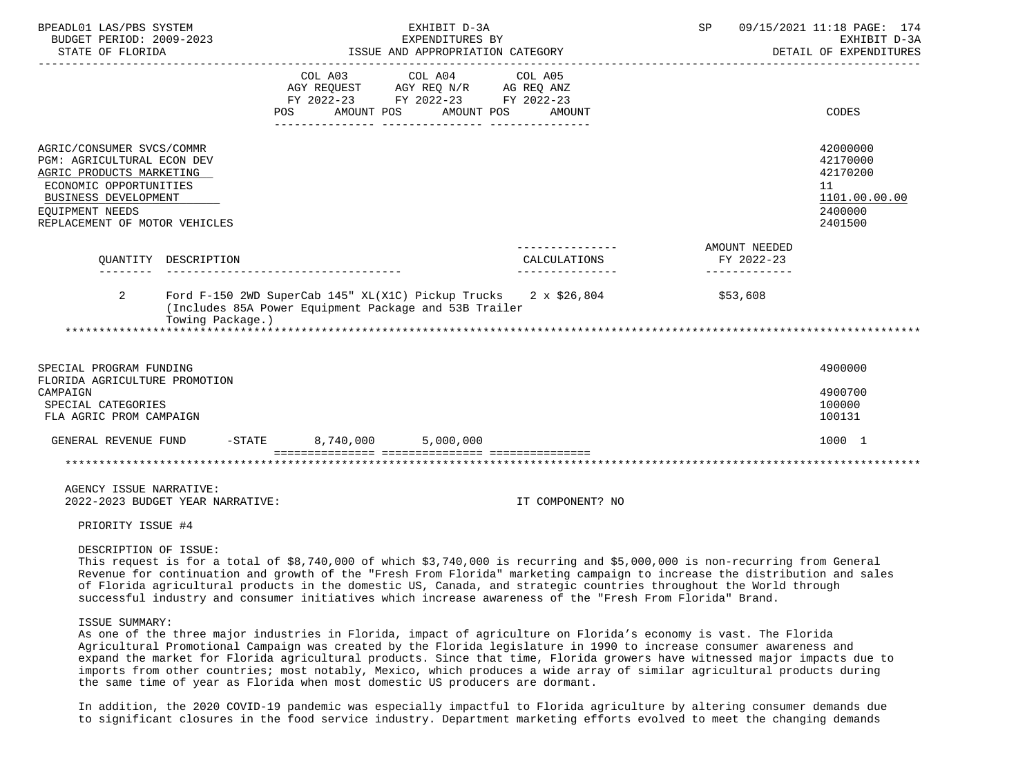| | COL A03 AGY REQUEST FY 2022-23 POS AMOUNT | COL A04 AGY REQ N/R FY 2022-23 POS AMOUNT | COL A05 AG REQ ANZ FY 2022-23 POS AMOUNT | CODES |
|---|---|---|---|---|
| AGRIC/CONSUMER SVCS/COMMR | | | | 42000000 |
| PGM: AGRICULTURAL ECON DEV | | | | 42170000 |
| AGRIC PRODUCTS MARKETING | | | | 42170200 |
| ECONOMIC OPPORTUNITIES | | | | 11 |
| BUSINESS DEVELOPMENT | | | | 1101.00.00.00 |
| EQUIPMENT NEEDS | | | | 2400000 |
| REPLACEMENT OF MOTOR VEHICLES | | | | 2401500 |

| QUANTITY | DESCRIPTION | CALCULATIONS | AMOUNT NEEDED FY 2022-23 |
|---|---|---|---|
| 2 | Ford F-150 2WD SuperCab 145" XL(X1C) Pickup Trucks (Includes 85A Power Equipment Package and 53B Trailer Towing Package.) | 2 x $26,804 | $53,608 |

*******************************************************************************************************************

| | COL A03 | COL A04 | COL A05 | CODES |
|---|---|---|---|---|
| SPECIAL PROGRAM FUNDING | | | | 4900000 |
| FLORIDA AGRICULTURE PROMOTION CAMPAIGN | | | | 4900700 |
| SPECIAL CATEGORIES | | | | 100000 |
| FLA AGRIC PROM CAMPAIGN | | | | 100131 |
| GENERAL REVENUE FUND -STATE | 8,740,000 | 5,000,000 | | 1000 1 |

*******************************************************************************************************************

AGENCY ISSUE NARRATIVE:
2022-2023 BUDGET YEAR NARRATIVE: IT COMPONENT? NO

PRIORITY ISSUE #4

DESCRIPTION OF ISSUE:
This request is for a total of $8,740,000 of which $3,740,000 is recurring and $5,000,000 is non-recurring from General Revenue for continuation and growth of the "Fresh From Florida" marketing campaign to increase the distribution and sales of Florida agricultural products in the domestic US, Canada, and strategic countries throughout the World through successful industry and consumer initiatives which increase awareness of the "Fresh From Florida" Brand.

ISSUE SUMMARY:
As one of the three major industries in Florida, impact of agriculture on Florida's economy is vast. The Florida Agricultural Promotional Campaign was created by the Florida legislature in 1990 to increase consumer awareness and expand the market for Florida agricultural products. Since that time, Florida growers have witnessed major impacts due to imports from other countries; most notably, Mexico, which produces a wide array of similar agricultural products during the same time of year as Florida when most domestic US producers are dormant.

In addition, the 2020 COVID-19 pandemic was especially impactful to Florida agriculture by altering consumer demands due to significant closures in the food service industry. Department marketing efforts evolved to meet the changing demands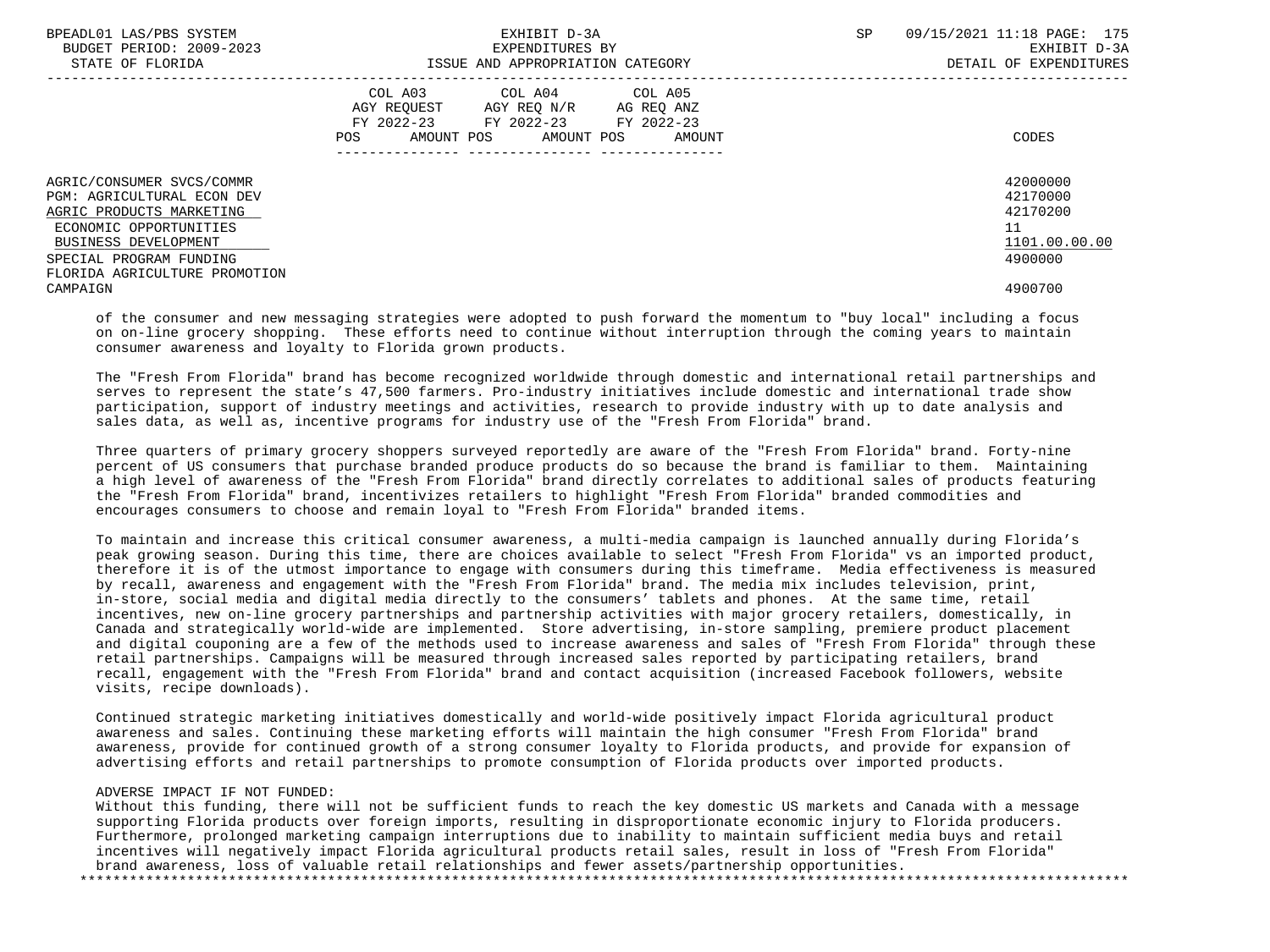| | COL A03 AGY REQUEST FY 2022-23 POS AMOUNT | COL A04 AGY REQ N/R FY 2022-23 POS AMOUNT | COL A05 AG REQ ANZ FY 2022-23 POS AMOUNT | CODES |
|---|---|---|---|---|
| AGRIC/CONSUMER SVCS/COMMR | | | | 42000000 |
| PGM: AGRICULTURAL ECON DEV | | | | 42170000 |
| AGRIC PRODUCTS MARKETING | | | | 42170200 |
| ECONOMIC OPPORTUNITIES | | | | 11 |
| BUSINESS DEVELOPMENT | | | | 1101.00.00.00 |
| SPECIAL PROGRAM FUNDING | | | | 4900000 |
| FLORIDA AGRICULTURE PROMOTION CAMPAIGN | | | | 4900700 |

of the consumer and new messaging strategies were adopted to push forward the momentum to "buy local" including a focus on on-line grocery shopping. These efforts need to continue without interruption through the coming years to maintain consumer awareness and loyalty to Florida grown products.

The "Fresh From Florida" brand has become recognized worldwide through domestic and international retail partnerships and serves to represent the state's 47,500 farmers. Pro-industry initiatives include domestic and international trade show participation, support of industry meetings and activities, research to provide industry with up to date analysis and sales data, as well as, incentive programs for industry use of the "Fresh From Florida" brand.

Three quarters of primary grocery shoppers surveyed reportedly are aware of the "Fresh From Florida" brand. Forty-nine percent of US consumers that purchase branded produce products do so because the brand is familiar to them. Maintaining a high level of awareness of the "Fresh From Florida" brand directly correlates to additional sales of products featuring the "Fresh From Florida" brand, incentivizes retailers to highlight "Fresh From Florida" branded commodities and encourages consumers to choose and remain loyal to "Fresh From Florida" branded items.

To maintain and increase this critical consumer awareness, a multi-media campaign is launched annually during Florida's peak growing season. During this time, there are choices available to select "Fresh From Florida" vs an imported product, therefore it is of the utmost importance to engage with consumers during this timeframe. Media effectiveness is measured by recall, awareness and engagement with the "Fresh From Florida" brand. The media mix includes television, print, in-store, social media and digital media directly to the consumers' tablets and phones. At the same time, retail incentives, new on-line grocery partnerships and partnership activities with major grocery retailers, domestically, in Canada and strategically world-wide are implemented. Store advertising, in-store sampling, premiere product placement and digital couponing are a few of the methods used to increase awareness and sales of "Fresh From Florida" through these retail partnerships. Campaigns will be measured through increased sales reported by participating retailers, brand recall, engagement with the "Fresh From Florida" brand and contact acquisition (increased Facebook followers, website visits, recipe downloads).

Continued strategic marketing initiatives domestically and world-wide positively impact Florida agricultural product awareness and sales. Continuing these marketing efforts will maintain the high consumer "Fresh From Florida" brand awareness, provide for continued growth of a strong consumer loyalty to Florida products, and provide for expansion of advertising efforts and retail partnerships to promote consumption of Florida products over imported products.

ADVERSE IMPACT IF NOT FUNDED:
Without this funding, there will not be sufficient funds to reach the key domestic US markets and Canada with a message supporting Florida products over foreign imports, resulting in disproportionate economic injury to Florida producers. Furthermore, prolonged marketing campaign interruptions due to inability to maintain sufficient media buys and retail incentives will negatively impact Florida agricultural products retail sales, result in loss of "Fresh From Florida" brand awareness, loss of valuable retail relationships and fewer assets/partnership opportunities.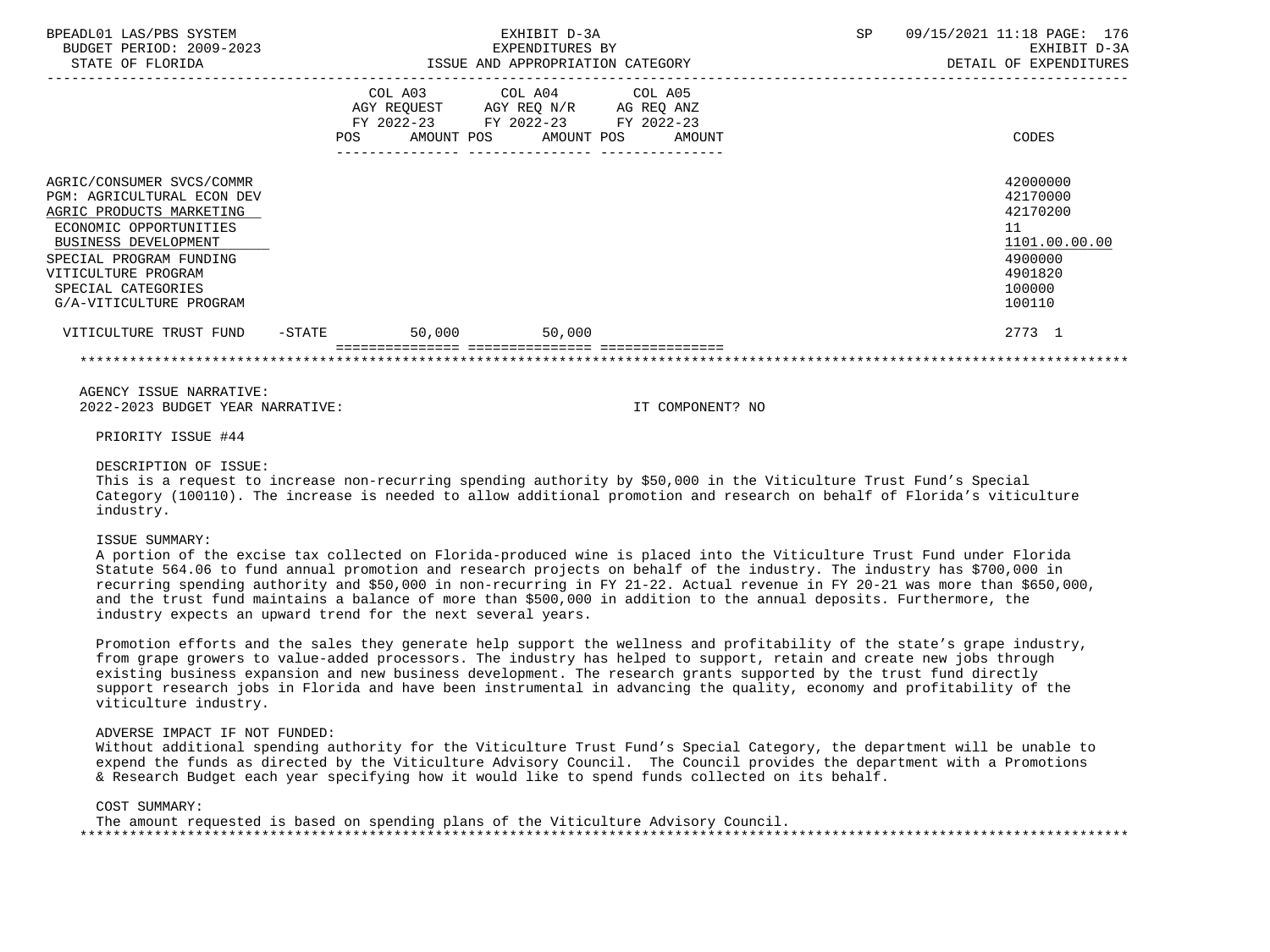| | COL A03 AGY REQUEST FY 2022-23 POS AMOUNT | COL A04 AGY REQ N/R FY 2022-23 POS AMOUNT | COL A05 AG REQ ANZ FY 2022-23 POS AMOUNT | CODES |
|---|---|---|---|---|
| AGRIC/CONSUMER SVCS/COMMR | | | | 42000000 |
| PGM: AGRICULTURAL ECON DEV | | | | 42170000 |
| AGRIC PRODUCTS MARKETING | | | | 42170200 |
| ECONOMIC OPPORTUNITIES | | | | 11 |
| BUSINESS DEVELOPMENT | | | | 1101.00.00.00 |
| SPECIAL PROGRAM FUNDING | | | | 4900000 |
| VITICULTURE PROGRAM | | | | 4901820 |
| SPECIAL CATEGORIES | | | | 100000 |
| G/A-VITICULTURE PROGRAM | | | | 100110 |
| VITICULTURE TRUST FUND -STATE | 50,000 | 50,000 | | 2773 1 |

AGENCY ISSUE NARRATIVE:
2022-2023 BUDGET YEAR NARRATIVE: IT COMPONENT? NO

PRIORITY ISSUE #44

DESCRIPTION OF ISSUE:
This is a request to increase non-recurring spending authority by $50,000 in the Viticulture Trust Fund's Special Category (100110). The increase is needed to allow additional promotion and research on behalf of Florida's viticulture industry.

ISSUE SUMMARY:
A portion of the excise tax collected on Florida-produced wine is placed into the Viticulture Trust Fund under Florida Statute 564.06 to fund annual promotion and research projects on behalf of the industry. The industry has $700,000 in recurring spending authority and $50,000 in non-recurring in FY 21-22. Actual revenue in FY 20-21 was more than $650,000, and the trust fund maintains a balance of more than $500,000 in addition to the annual deposits. Furthermore, the industry expects an upward trend for the next several years.

Promotion efforts and the sales they generate help support the wellness and profitability of the state's grape industry, from grape growers to value-added processors. The industry has helped to support, retain and create new jobs through existing business expansion and new business development. The research grants supported by the trust fund directly support research jobs in Florida and have been instrumental in advancing the quality, economy and profitability of the viticulture industry.

ADVERSE IMPACT IF NOT FUNDED:
Without additional spending authority for the Viticulture Trust Fund's Special Category, the department will be unable to expend the funds as directed by the Viticulture Advisory Council. The Council provides the department with a Promotions & Research Budget each year specifying how it would like to spend funds collected on its behalf.

COST SUMMARY:
The amount requested is based on spending plans of the Viticulture Advisory Council.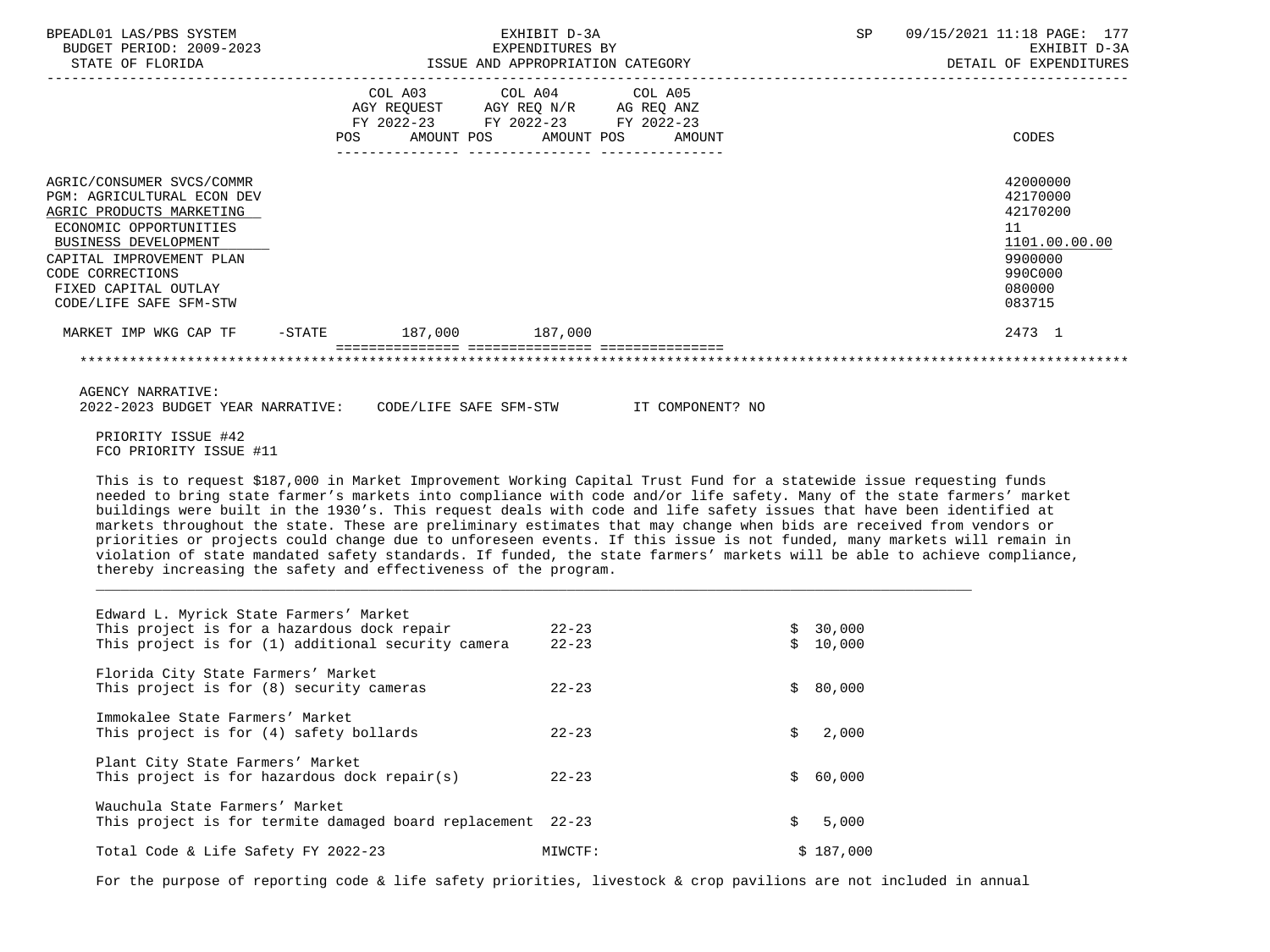BPEADL01 LAS/PBS SYSTEM — EXHIBIT D-3A — EXPENDITURES BY ISSUE AND APPROPRIATION CATEGORY
BUDGET PERIOD: 2009-2023 — STATE OF FLORIDA
SP 09/15/2021 11:18 — EXHIBIT D-3A — DETAIL OF EXPENDITURES

| | COL A03 AGY REQUEST FY 2022-23 POS AMOUNT | COL A04 AGY REQ N/R FY 2022-23 POS AMOUNT | COL A05 AG REQ ANZ FY 2022-23 POS AMOUNT | CODES |
|---|---|---|---|---|
| AGRIC/CONSUMER SVCS/COMMR | | | | 42000000 |
| PGM: AGRICULTURAL ECON DEV | | | | 42170000 |
| AGRIC PRODUCTS MARKETING | | | | 42170200 |
| ECONOMIC OPPORTUNITIES | | | | 11 |
| BUSINESS DEVELOPMENT | | | | 1101.00.00.00 |
| CAPITAL IMPROVEMENT PLAN | | | | 9900000 |
| CODE CORRECTIONS | | | | 990C000 |
| FIXED CAPITAL OUTLAY | | | | 080000 |
| CODE/LIFE SAFE SFM-STW | | | | 083715 |
| MARKET IMP WKG CAP TF -STATE | 187,000 | 187,000 | | 2473 1 |

AGENCY NARRATIVE:
2022-2023 BUDGET YEAR NARRATIVE: CODE/LIFE SAFE SFM-STW IT COMPONENT? NO

PRIORITY ISSUE #42
FCO PRIORITY ISSUE #11

This is to request $187,000 in Market Improvement Working Capital Trust Fund for a statewide issue requesting funds needed to bring state farmer's markets into compliance with code and/or life safety. Many of the state farmers' market buildings were built in the 1930's. This request deals with code and life safety issues that have been identified at markets throughout the state. These are preliminary estimates that may change when bids are received from vendors or priorities or projects could change due to unforeseen events. If this issue is not funded, many markets will remain in violation of state mandated safety standards. If funded, the state farmers' markets will be able to achieve compliance, thereby increasing the safety and effectiveness of the program.

| | | |
|---|---|---|
| **Edward L. Myrick State Farmers' Market** | | |
| This project is for a hazardous dock repair | 22-23 | $ 30,000 |
| This project is for (1) additional security camera | 22-23 | $ 10,000 |
| **Florida City State Farmers' Market** | | |
| This project is for (8) security cameras | 22-23 | $ 80,000 |
| **Immokalee State Farmers' Market** | | |
| This project is for (4) safety bollards | 22-23 | $ 2,000 |
| **Plant City State Farmers' Market** | | |
| This project is for hazardous dock repair(s) | 22-23 | $ 60,000 |
| **Wauchula State Farmers' Market** | | |
| This project is for termite damaged board replacement | 22-23 | $ 5,000 |
| Total Code & Life Safety FY 2022-23 | MIWCTF: | $ 187,000 |

For the purpose of reporting code & life safety priorities, livestock & crop pavilions are not included in annual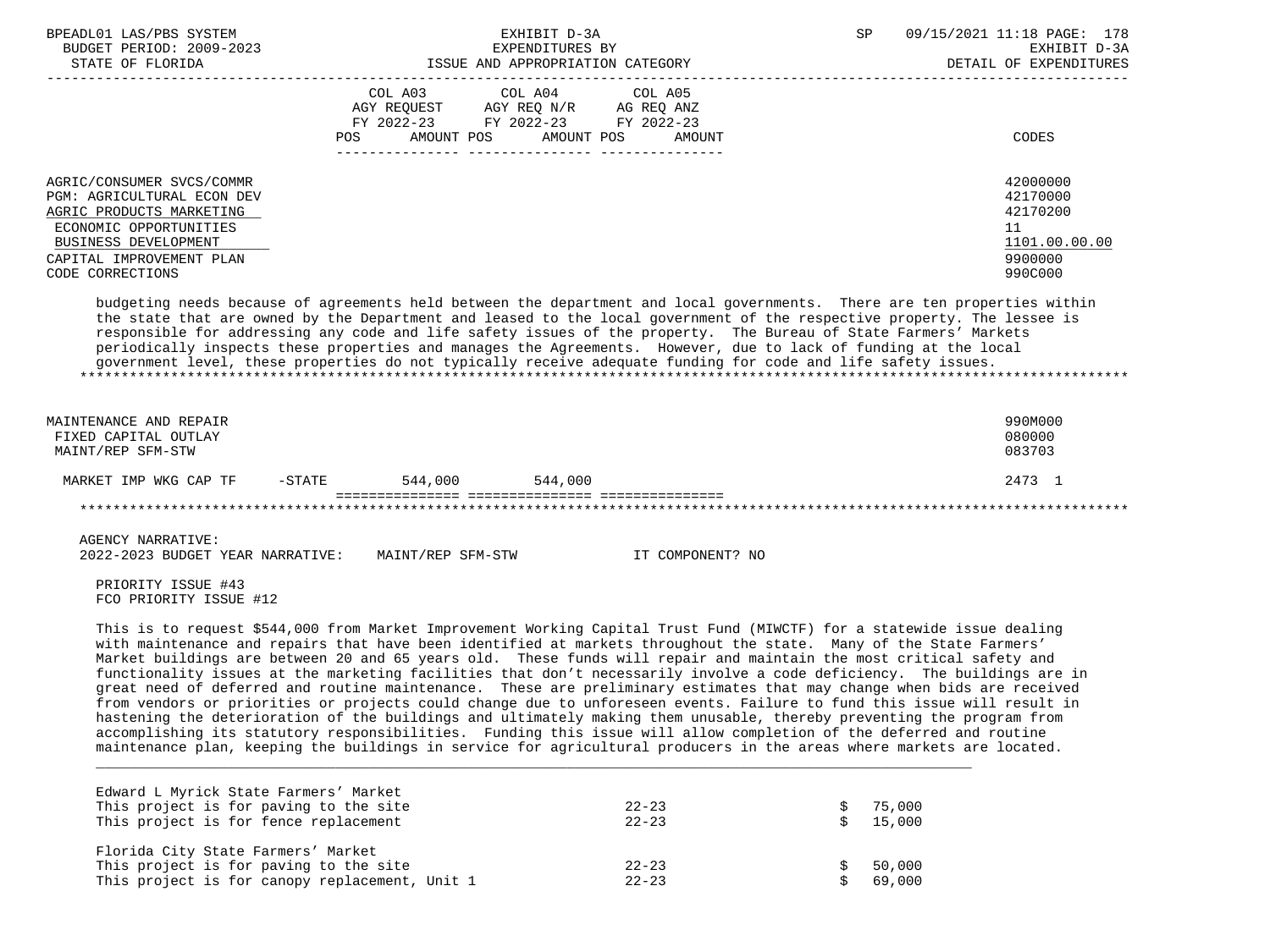| | COL A03 AGY REQUEST FY 2022-23 POS AMOUNT | COL A04 AGY REQ N/R FY 2022-23 POS AMOUNT | COL A05 AG REQ ANZ FY 2022-23 POS AMOUNT | CODES |
|---|---|---|---|---|
| AGRIC/CONSUMER SVCS/COMMR | | | | 42000000 |
| PGM: AGRICULTURAL ECON DEV | | | | 42170000 |
| AGRIC PRODUCTS MARKETING | | | | 42170200 |
| ECONOMIC OPPORTUNITIES | | | | 11 |
| BUSINESS DEVELOPMENT | | | | 1101.00.00.00 |
| CAPITAL IMPROVEMENT PLAN | | | | 9900000 |
| CODE CORRECTIONS | | | | 990C000 |

budgeting needs because of agreements held between the department and local governments. There are ten properties within the state that are owned by the Department and leased to the local government of the respective property. The lessee is responsible for addressing any code and life safety issues of the property. The Bureau of State Farmers' Markets periodically inspects these properties and manages the Agreements. However, due to lack of funding at the local government level, these properties do not typically receive adequate funding for code and life safety issues.

| | COL A03 | COL A04 | COL A05 | CODES |
|---|---|---|---|---|
| MAINTENANCE AND REPAIR | | | | 990M000 |
| FIXED CAPITAL OUTLAY | | | | 080000 |
| MAINT/REP SFM-STW | | | | 083703 |
| MARKET IMP WKG CAP TF -STATE | 544,000 | 544,000 | | 2473 1 |

AGENCY NARRATIVE:
2022-2023 BUDGET YEAR NARRATIVE: MAINT/REP SFM-STW IT COMPONENT? NO

PRIORITY ISSUE #43
FCO PRIORITY ISSUE #12

This is to request $544,000 from Market Improvement Working Capital Trust Fund (MIWCTF) for a statewide issue dealing with maintenance and repairs that have been identified at markets throughout the state. Many of the State Farmers' Market buildings are between 20 and 65 years old. These funds will repair and maintain the most critical safety and functionality issues at the marketing facilities that don't necessarily involve a code deficiency. The buildings are in great need of deferred and routine maintenance. These are preliminary estimates that may change when bids are received from vendors or priorities or projects could change due to unforeseen events. Failure to fund this issue will result in hastening the deterioration of the buildings and ultimately making them unusable, thereby preventing the program from accomplishing its statutory responsibilities. Funding this issue will allow completion of the deferred and routine maintenance plan, keeping the buildings in service for agricultural producers in the areas where markets are located.

| | | |
|---|---|---|
| **Edward L Myrick State Farmers' Market** | | |
| This project is for paving to the site | 22-23 | $ 75,000 |
| This project is for fence replacement | 22-23 | $ 15,000 |
| **Florida City State Farmers' Market** | | |
| This project is for paving to the site | 22-23 | $ 50,000 |
| This project is for canopy replacement, Unit 1 | 22-23 | $ 69,000 |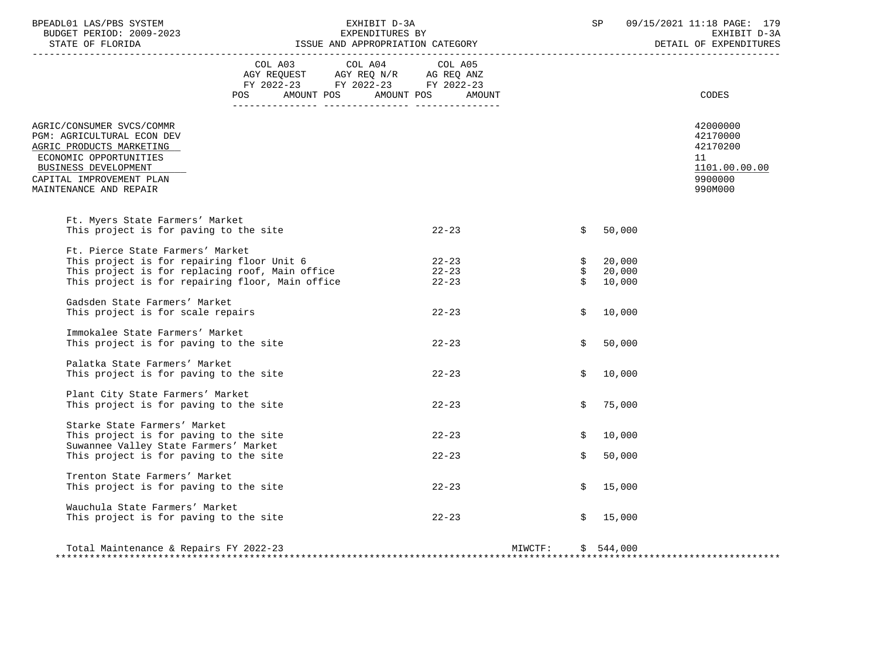BPEADL01 LAS/PBS SYSTEM | EXHIBIT D-3A | SP 09/15/2021 11:18 PAGE: 179
BUDGET PERIOD: 2009-2023 | EXPENDITURES BY | EXHIBIT D-3A
STATE OF FLORIDA | ISSUE AND APPROPRIATION CATEGORY | DETAIL OF EXPENDITURES

| | COL A03 AGY REQUEST FY 2022-23 POS AMOUNT | COL A04 AGY REQ N/R FY 2022-23 POS AMOUNT | COL A05 AG REQ ANZ FY 2022-23 POS AMOUNT | CODES |
|---|---|---|---|---|
| AGRIC/CONSUMER SVCS/COMMR | | | | 42000000 |
| PGM: AGRICULTURAL ECON DEV | | | | 42170000 |
| AGRIC PRODUCTS MARKETING | | | | 42170200 |
| ECONOMIC OPPORTUNITIES | | | | 11 |
| BUSINESS DEVELOPMENT | | | | 1101.00.00.00 |
| CAPITAL IMPROVEMENT PLAN | | | | 9900000 |
| MAINTENANCE AND REPAIR | | | | 990M000 |

| | | | |
|---|---|---|---|
| Ft. Myers State Farmers' Market | | | |
| This project is for paving to the site | 22-23 | | $ 50,000 |
| Ft. Pierce State Farmers' Market | | | |
| This project is for repairing floor Unit 6 | 22-23 | | $ 20,000 |
| This project is for replacing roof, Main office | 22-23 | | $ 20,000 |
| This project is for repairing floor, Main office | 22-23 | | $ 10,000 |
| Gadsden State Farmers' Market | | | |
| This project is for scale repairs | 22-23 | | $ 10,000 |
| Immokalee State Farmers' Market | | | |
| This project is for paving to the site | 22-23 | | $ 50,000 |
| Palatka State Farmers' Market | | | |
| This project is for paving to the site | 22-23 | | $ 10,000 |
| Plant City State Farmers' Market | | | |
| This project is for paving to the site | 22-23 | | $ 75,000 |
| Starke State Farmers' Market | | | |
| This project is for paving to the site | 22-23 | | $ 10,000 |
| Suwannee Valley State Farmers' Market | | | |
| This project is for paving to the site | 22-23 | | $ 50,000 |
| Trenton State Farmers' Market | | | |
| This project is for paving to the site | 22-23 | | $ 15,000 |
| Wauchula State Farmers' Market | | | |
| This project is for paving to the site | 22-23 | | $ 15,000 |
| Total Maintenance & Repairs FY 2022-23 | | MIWCTF: | $ 544,000 |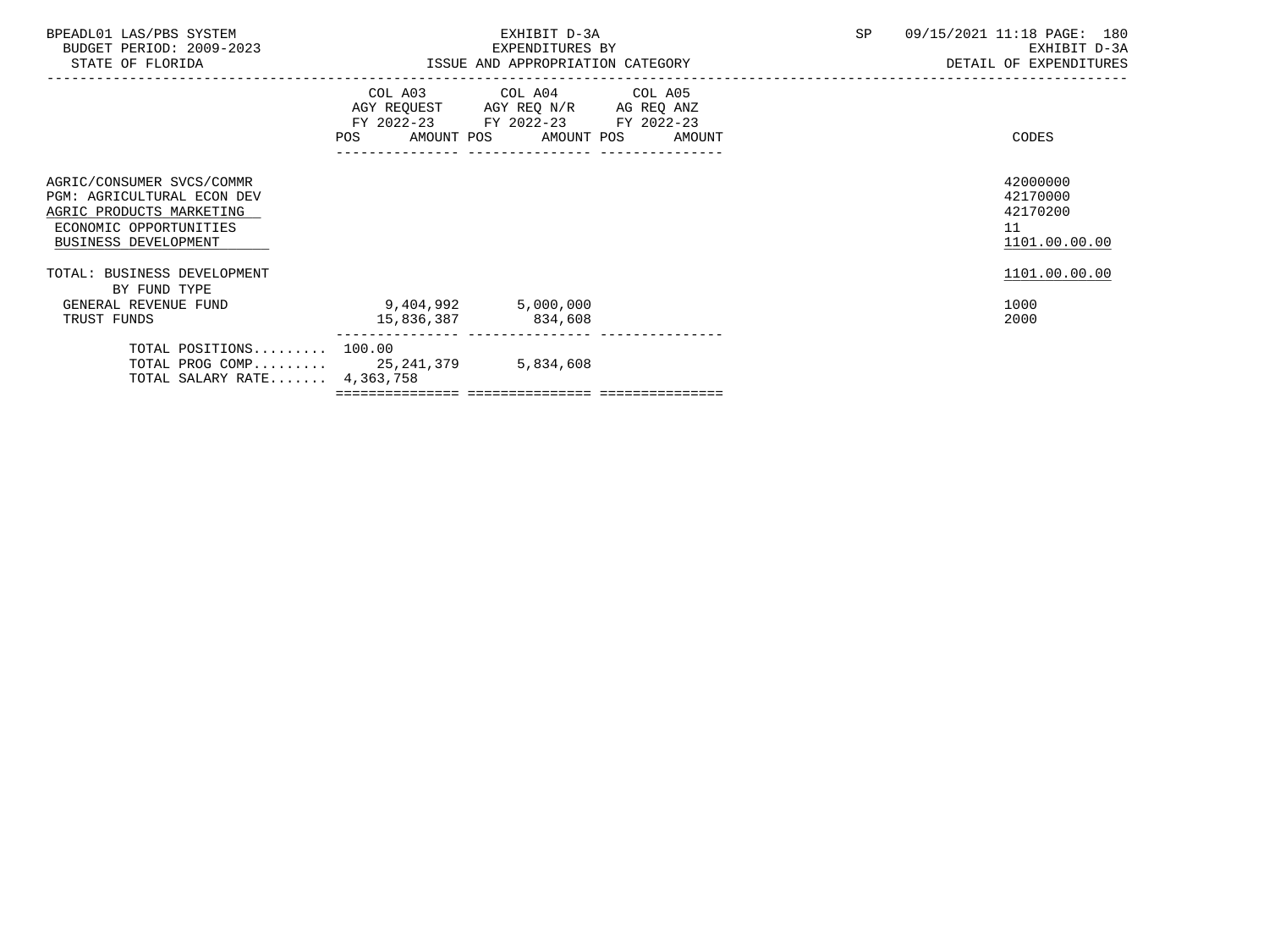BPEADL01 LAS/PBS SYSTEM | EXHIBIT D-3A | SP 09/15/2021 11:18 PAGE: 180
BUDGET PERIOD: 2009-2023 | EXPENDITURES BY | EXHIBIT D-3A
STATE OF FLORIDA | ISSUE AND APPROPRIATION CATEGORY | DETAIL OF EXPENDITURES

| | COL A03 AGY REQUEST FY 2022-23 POS AMOUNT | COL A04 AGY REQ N/R FY 2022-23 POS AMOUNT | COL A05 AG REQ ANZ FY 2022-23 POS AMOUNT | CODES |
|---|---|---|---|---|
| AGRIC/CONSUMER SVCS/COMMR | | | | 42000000 |
| PGM: AGRICULTURAL ECON DEV | | | | 42170000 |
| AGRIC PRODUCTS MARKETING | | | | 42170200 |
| ECONOMIC OPPORTUNITIES | | | | 11 |
| BUSINESS DEVELOPMENT | | | | 1101.00.00.00 |
| TOTAL: BUSINESS DEVELOPMENT | | | | 1101.00.00.00 |
| BY FUND TYPE | | | | |
| GENERAL REVENUE FUND | 9,404,992 | 5,000,000 | | 1000 |
| TRUST FUNDS | 15,836,387 | 834,608 | | 2000 |
| TOTAL POSITIONS......... | 100.00 | | | |
| TOTAL PROG COMP......... | 25,241,379 | 5,834,608 | | |
| TOTAL SALARY RATE....... | 4,363,758 | | | |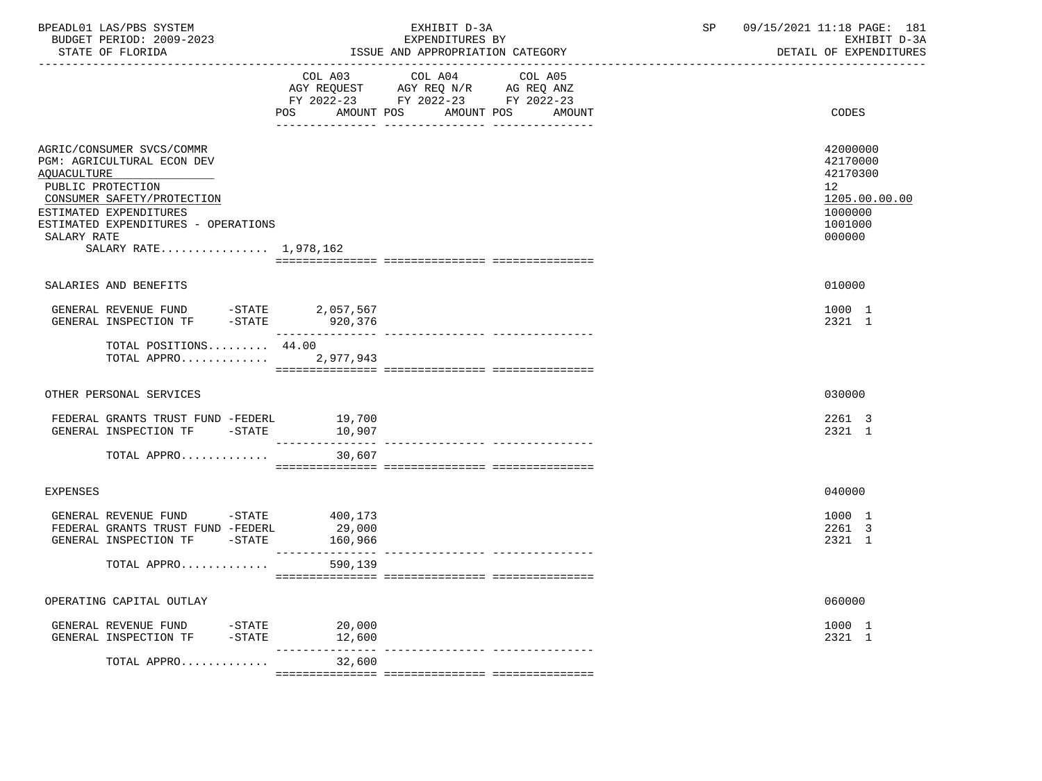BPEADL01 LAS/PBS SYSTEM | EXHIBIT D-3A | SP 09/15/2021 11:18 PAGE: 181
BUDGET PERIOD: 2009-2023 | EXPENDITURES BY | EXHIBIT D-3A
STATE OF FLORIDA | ISSUE AND APPROPRIATION CATEGORY | DETAIL OF EXPENDITURES

| | COL A03 AGY REQUEST FY 2022-23 POS AMOUNT | COL A04 AGY REQ N/R FY 2022-23 POS AMOUNT | COL A05 AG REQ ANZ FY 2022-23 POS AMOUNT | CODES |
|---|---|---|---|---|
| AGRIC/CONSUMER SVCS/COMMR | | | | 42000000 |
| PGM: AGRICULTURAL ECON DEV | | | | 42170000 |
| AQUACULTURE | | | | 42170300 |
| PUBLIC PROTECTION | | | | 12 |
| CONSUMER SAFETY/PROTECTION | | | | 1205.00.00.00 |
| ESTIMATED EXPENDITURES | | | | 1000000 |
| ESTIMATED EXPENDITURES - OPERATIONS | | | | 1001000 |
| SALARY RATE | | | | 000000 |
| SALARY RATE................ 1,978,162 | | | | |
| SALARIES AND BENEFITS | | | | 010000 |
| GENERAL REVENUE FUND -STATE | 2,057,567 | | | 1000 1 |
| GENERAL INSPECTION TF -STATE | 920,376 | | | 2321 1 |
| TOTAL POSITIONS......... 44.00 | | | | |
| TOTAL APPRO............. | 2,977,943 | | | |
| OTHER PERSONAL SERVICES | | | | 030000 |
| FEDERAL GRANTS TRUST FUND -FEDERL | 19,700 | | | 2261 3 |
| GENERAL INSPECTION TF -STATE | 10,907 | | | 2321 1 |
| TOTAL APPRO............. | 30,607 | | | |
| EXPENSES | | | | 040000 |
| GENERAL REVENUE FUND -STATE | 400,173 | | | 1000 1 |
| FEDERAL GRANTS TRUST FUND -FEDERL | 29,000 | | | 2261 3 |
| GENERAL INSPECTION TF -STATE | 160,966 | | | 2321 1 |
| TOTAL APPRO............. | 590,139 | | | |
| OPERATING CAPITAL OUTLAY | | | | 060000 |
| GENERAL REVENUE FUND -STATE | 20,000 | | | 1000 1 |
| GENERAL INSPECTION TF -STATE | 12,600 | | | 2321 1 |
| TOTAL APPRO............. | 32,600 | | | |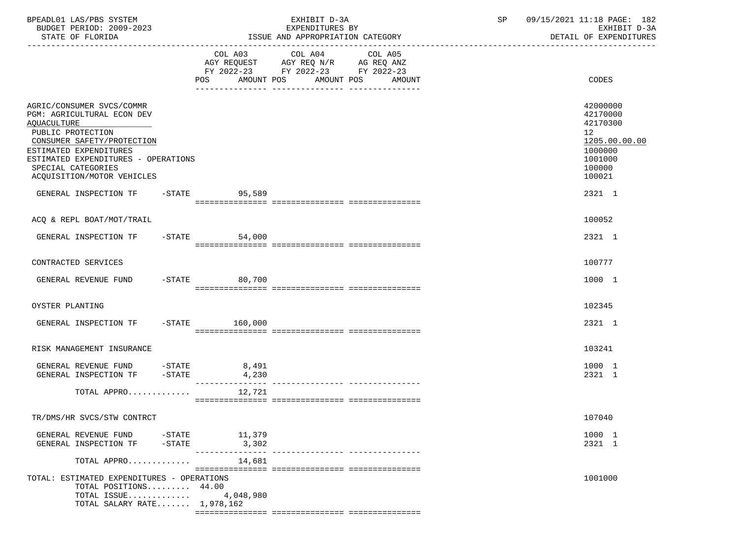BPEADL01 LAS/PBS SYSTEM | EXHIBIT D-3A | SP 09/15/2021 11:18 PAGE: 182
BUDGET PERIOD: 2009-2023 | EXPENDITURES BY | EXHIBIT D-3A
STATE OF FLORIDA | ISSUE AND APPROPRIATION CATEGORY | DETAIL OF EXPENDITURES

| | COL A03 AGY REQUEST FY 2022-23 POS AMOUNT | COL A04 AGY REQ N/R FY 2022-23 POS AMOUNT | COL A05 AG REQ ANZ FY 2022-23 POS AMOUNT | CODES |
|---|---|---|---|---|
| AGRIC/CONSUMER SVCS/COMMR | | | | 42000000 |
| PGM: AGRICULTURAL ECON DEV | | | | 42170000 |
| AQUACULTURE | | | | 42170300 |
| PUBLIC PROTECTION | | | | 12 |
| CONSUMER SAFETY/PROTECTION | | | | 1205.00.00.00 |
| ESTIMATED EXPENDITURES | | | | 1000000 |
| ESTIMATED EXPENDITURES - OPERATIONS | | | | 1001000 |
| SPECIAL CATEGORIES | | | | 100000 |
| ACQUISITION/MOTOR VEHICLES | | | | 100021 |
| GENERAL INSPECTION TF -STATE | 95,589 | | | 2321 1 |
| ACQ & REPL BOAT/MOT/TRAIL | | | | 100052 |
| GENERAL INSPECTION TF -STATE | 54,000 | | | 2321 1 |
| CONTRACTED SERVICES | | | | 100777 |
| GENERAL REVENUE FUND -STATE | 80,700 | | | 1000 1 |
| OYSTER PLANTING | | | | 102345 |
| GENERAL INSPECTION TF -STATE | 160,000 | | | 2321 1 |
| RISK MANAGEMENT INSURANCE | | | | 103241 |
| GENERAL REVENUE FUND -STATE | 8,491 | | | 1000 1 |
| GENERAL INSPECTION TF -STATE | 4,230 | | | 2321 1 |
| TOTAL APPRO............ | 12,721 | | | |
| TR/DMS/HR SVCS/STW CONTRCT | | | | 107040 |
| GENERAL REVENUE FUND -STATE | 11,379 | | | 1000 1 |
| GENERAL INSPECTION TF -STATE | 3,302 | | | 2321 1 |
| TOTAL APPRO............ | 14,681 | | | |
| TOTAL: ESTIMATED EXPENDITURES - OPERATIONS | | | | 1001000 |
| TOTAL POSITIONS......... | 44.00 | | | |
| TOTAL ISSUE............ | 4,048,980 | | | |
| TOTAL SALARY RATE....... | 1,978,162 | | | |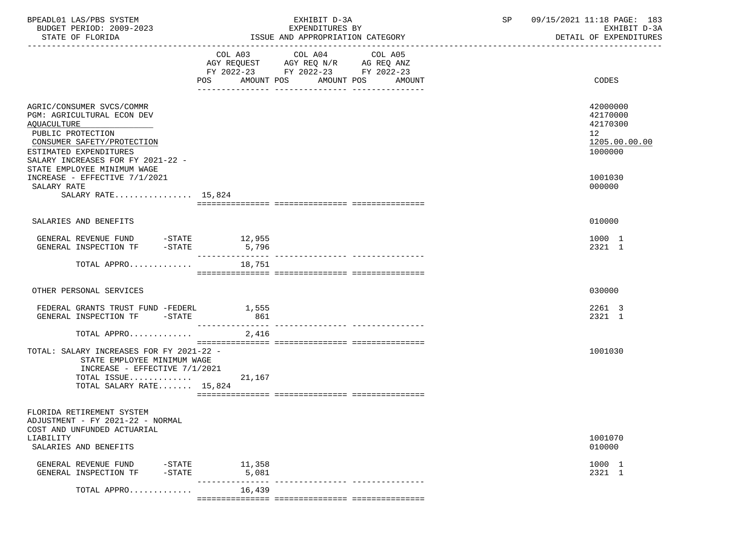BPEADL01 LAS/PBS SYSTEM — EXHIBIT D-3A — EXPENDITURES BY ISSUE AND APPROPRIATION CATEGORY — SP 09/15/2021 11:18 PAGE: 183
BUDGET PERIOD: 2009-2023 — EXHIBIT D-3A
STATE OF FLORIDA — DETAIL OF EXPENDITURES

| | COL A03 AGY REQUEST FY 2022-23 POS | AMOUNT | COL A04 AGY REQ N/R FY 2022-23 POS | AMOUNT | COL A05 AG REQ ANZ FY 2022-23 POS | AMOUNT | CODES |
|---|---|---|---|---|---|---|---|
| AGRIC/CONSUMER SVCS/COMMR | | | | | | | 42000000 |
| PGM: AGRICULTURAL ECON DEV | | | | | | | 42170000 |
| AQUACULTURE | | | | | | | 42170300 |
| PUBLIC PROTECTION | | | | | | | 12 |
| CONSUMER SAFETY/PROTECTION | | | | | | | 1205.00.00.00 |
| ESTIMATED EXPENDITURES | | | | | | | 1000000 |
| SALARY INCREASES FOR FY 2021-22 - STATE EMPLOYEE MINIMUM WAGE INCREASE - EFFECTIVE 7/1/2021 | | | | | | | 1001030 |
| SALARY RATE | | | | | | | 000000 |
| SALARY RATE................ | 15,824 | | | | | | |
| SALARIES AND BENEFITS | | | | | | | 010000 |
| GENERAL REVENUE FUND -STATE | | 12,955 | | | | | 1000 1 |
| GENERAL INSPECTION TF -STATE | | 5,796 | | | | | 2321 1 |
| TOTAL APPRO............. | | 18,751 | | | | | |
| OTHER PERSONAL SERVICES | | | | | | | 030000 |
| FEDERAL GRANTS TRUST FUND -FEDERL | | 1,555 | | | | | 2261 3 |
| GENERAL INSPECTION TF -STATE | | 861 | | | | | 2321 1 |
| TOTAL APPRO............. | | 2,416 | | | | | |
| TOTAL: SALARY INCREASES FOR FY 2021-22 - STATE EMPLOYEE MINIMUM WAGE INCREASE - EFFECTIVE 7/1/2021 | | | | | | | 1001030 |
| TOTAL ISSUE............. | | 21,167 | | | | | |
| TOTAL SALARY RATE....... | 15,824 | | | | | | |
| FLORIDA RETIREMENT SYSTEM ADJUSTMENT - FY 2021-22 - NORMAL COST AND UNFUNDED ACTUARIAL LIABILITY | | | | | | | 1001070 |
| SALARIES AND BENEFITS | | | | | | | 010000 |
| GENERAL REVENUE FUND -STATE | | 11,358 | | | | | 1000 1 |
| GENERAL INSPECTION TF -STATE | | 5,081 | | | | | 2321 1 |
| TOTAL APPRO............. | | 16,439 | | | | | |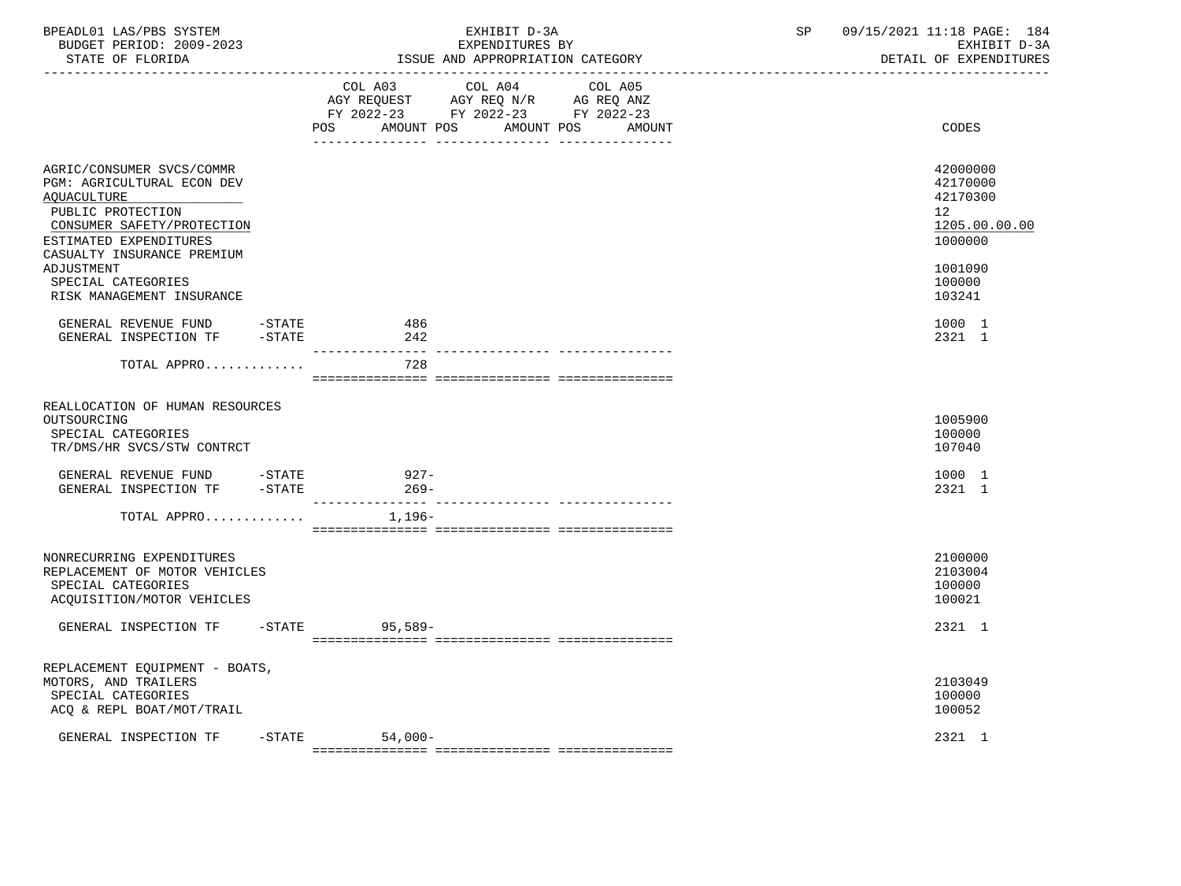BPEADL01 LAS/PBS SYSTEM | EXHIBIT D-3A | SP 09/15/2021 11:18 PAGE: 184
BUDGET PERIOD: 2009-2023 | EXPENDITURES BY | EXHIBIT D-3A
STATE OF FLORIDA | ISSUE AND APPROPRIATION CATEGORY | DETAIL OF EXPENDITURES

| | COL A03 AGY REQUEST FY 2022-23 POS | AMOUNT | COL A04 AGY REQ N/R FY 2022-23 POS | AMOUNT | COL A05 AG REQ ANZ FY 2022-23 POS | AMOUNT | CODES |
|---|---|---|---|---|---|---|---|
| AGRIC/CONSUMER SVCS/COMMR | | | | | | | 42000000 |
| PGM: AGRICULTURAL ECON DEV | | | | | | | 42170000 |
| AQUACULTURE | | | | | | | 42170300 |
| PUBLIC PROTECTION | | | | | | | 12 |
| CONSUMER SAFETY/PROTECTION | | | | | | | 1205.00.00.00 |
| ESTIMATED EXPENDITURES | | | | | | | 1000000 |
| CASUALTY INSURANCE PREMIUM ADJUSTMENT | | | | | | | 1001090 |
| SPECIAL CATEGORIES | | | | | | | 100000 |
| RISK MANAGEMENT INSURANCE | | | | | | | 103241 |
| GENERAL REVENUE FUND -STATE | | 486 | | | | | 1000 1 |
| GENERAL INSPECTION TF -STATE | | 242 | | | | | 2321 1 |
| TOTAL APPRO............ | | 728 | | | | | |
| REALLOCATION OF HUMAN RESOURCES OUTSOURCING | | | | | | | 1005900 |
| SPECIAL CATEGORIES | | | | | | | 100000 |
| TR/DMS/HR SVCS/STW CONTRCT | | | | | | | 107040 |
| GENERAL REVENUE FUND -STATE | | 927- | | | | | 1000 1 |
| GENERAL INSPECTION TF -STATE | | 269- | | | | | 2321 1 |
| TOTAL APPRO............ | | 1,196- | | | | | |
| NONRECURRING EXPENDITURES | | | | | | | 2100000 |
| REPLACEMENT OF MOTOR VEHICLES | | | | | | | 2103004 |
| SPECIAL CATEGORIES | | | | | | | 100000 |
| ACQUISITION/MOTOR VEHICLES | | | | | | | 100021 |
| GENERAL INSPECTION TF -STATE | | 95,589- | | | | | 2321 1 |
| REPLACEMENT EQUIPMENT - BOATS, MOTORS, AND TRAILERS | | | | | | | 2103049 |
| SPECIAL CATEGORIES | | | | | | | 100000 |
| ACQ & REPL BOAT/MOT/TRAIL | | | | | | | 100052 |
| GENERAL INSPECTION TF -STATE | | 54,000- | | | | | 2321 1 |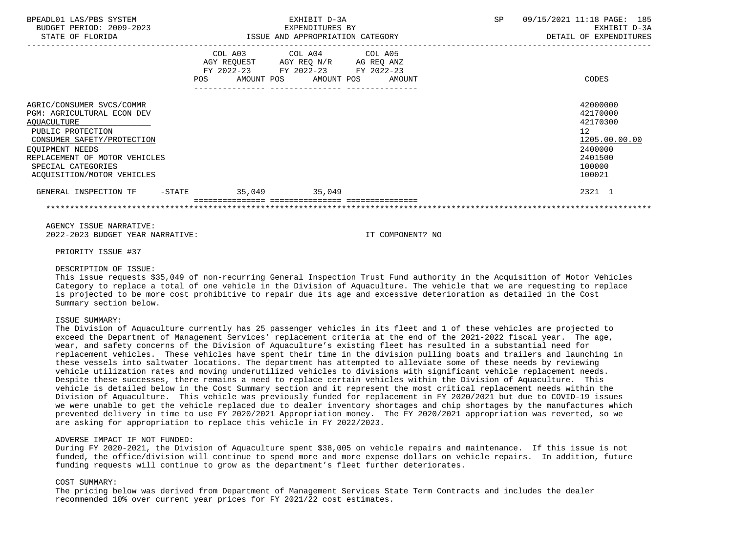BPEADL01 LAS/PBS SYSTEM | EXHIBIT D-3A | SP 09/15/2021 11:18
BUDGET PERIOD: 2009-2023 | EXPENDITURES BY | EXHIBIT D-3A
STATE OF FLORIDA | ISSUE AND APPROPRIATION CATEGORY | DETAIL OF EXPENDITURES

| | COL A03 AGY REQUEST FY 2022-23 POS | AMOUNT | COL A04 AGY REQ N/R FY 2022-23 POS | AMOUNT | COL A05 AG REQ ANZ FY 2022-23 POS | AMOUNT | CODES |
|---|---|---|---|---|---|---|---|
| AGRIC/CONSUMER SVCS/COMMR | | | | | | | 42000000 |
| PGM: AGRICULTURAL ECON DEV | | | | | | | 42170000 |
| AQUACULTURE | | | | | | | 42170300 |
| PUBLIC PROTECTION | | | | | | | 12 |
| CONSUMER SAFETY/PROTECTION | | | | | | | 1205.00.00.00 |
| EQUIPMENT NEEDS | | | | | | | 2400000 |
| REPLACEMENT OF MOTOR VEHICLES | | | | | | | 2401500 |
| SPECIAL CATEGORIES | | | | | | | 100000 |
| ACQUISITION/MOTOR VEHICLES | | | | | | | 100021 |
| GENERAL INSPECTION TF -STATE | | 35,049 | | 35,049 | | | 2321 1 |

AGENCY ISSUE NARRATIVE:
2022-2023 BUDGET YEAR NARRATIVE: IT COMPONENT? NO

PRIORITY ISSUE #37

DESCRIPTION OF ISSUE:
This issue requests $35,049 of non-recurring General Inspection Trust Fund authority in the Acquisition of Motor Vehicles Category to replace a total of one vehicle in the Division of Aquaculture. The vehicle that we are requesting to replace is projected to be more cost prohibitive to repair due its age and excessive deterioration as detailed in the Cost Summary section below.

ISSUE SUMMARY:
The Division of Aquaculture currently has 25 passenger vehicles in its fleet and 1 of these vehicles are projected to exceed the Department of Management Services' replacement criteria at the end of the 2021-2022 fiscal year. The age, wear, and safety concerns of the Division of Aquaculture's existing fleet has resulted in a substantial need for replacement vehicles. These vehicles have spent their time in the division pulling boats and trailers and launching in these vessels into saltwater locations. The department has attempted to alleviate some of these needs by reviewing vehicle utilization rates and moving underutilized vehicles to divisions with significant vehicle replacement needs. Despite these successes, there remains a need to replace certain vehicles within the Division of Aquaculture. This vehicle is detailed below in the Cost Summary section and it represent the most critical replacement needs within the Division of Aquaculture. This vehicle was previously funded for replacement in FY 2020/2021 but due to COVID-19 issues we were unable to get the vehicle replaced due to dealer inventory shortages and chip shortages by the manufactures which prevented delivery in time to use FY 2020/2021 Appropriation money. The FY 2020/2021 appropriation was reverted, so we are asking for appropriation to replace this vehicle in FY 2022/2023.

ADVERSE IMPACT IF NOT FUNDED:
During FY 2020-2021, the Division of Aquaculture spent $38,005 on vehicle repairs and maintenance. If this issue is not funded, the office/division will continue to spend more and more expense dollars on vehicle repairs. In addition, future funding requests will continue to grow as the department's fleet further deteriorates.

COST SUMMARY:
The pricing below was derived from Department of Management Services State Term Contracts and includes the dealer recommended 10% over current year prices for FY 2021/22 cost estimates.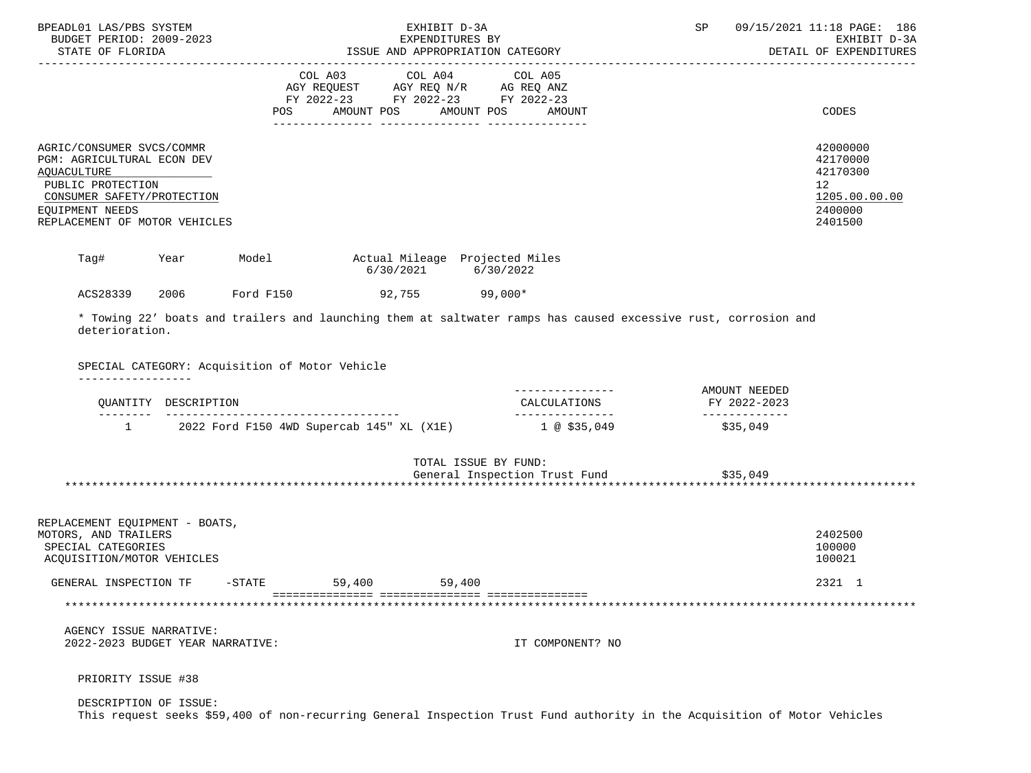| | COL A03 AGY REQUEST FY 2022-23 POS AMOUNT | COL A04 AGY REQ N/R FY 2022-23 POS AMOUNT | COL A05 AG REQ ANZ FY 2022-23 POS AMOUNT | CODES |
|---|---|---|---|---|
| AGRIC/CONSUMER SVCS/COMMR | | | | 42000000 |
| PGM: AGRICULTURAL ECON DEV | | | | 42170000 |
| AQUACULTURE | | | | 42170300 |
| PUBLIC PROTECTION | | | | 12 |
| CONSUMER SAFETY/PROTECTION | | | | 1205.00.00.00 |
| EQUIPMENT NEEDS | | | | 2400000 |
| REPLACEMENT OF MOTOR VEHICLES | | | | 2401500 |

| Tag# | Year | Model | Actual Mileage 6/30/2021 | Projected Miles 6/30/2022 |
|---|---|---|---|---|
| ACS28339 | 2006 | Ford F150 | 92,755 | 99,000* |

* Towing 22' boats and trailers and launching them at saltwater ramps has caused excessive rust, corrosion and deterioration.

SPECIAL CATEGORY: Acquisition of Motor Vehicle

| QUANTITY | DESCRIPTION | CALCULATIONS | AMOUNT NEEDED FY 2022-2023 |
|---|---|---|---|
| 1 | 2022 Ford F150 4WD Supercab 145" XL (X1E) | 1 @ $35,049 | $35,049 |

TOTAL ISSUE BY FUND:
General Inspection Trust Fund $35,049

| | COL A03 | COL A04 | COL A05 | CODES |
|---|---|---|---|---|
| REPLACEMENT EQUIPMENT - BOATS, MOTORS, AND TRAILERS | | | | 2402500 |
| SPECIAL CATEGORIES | | | | 100000 |
| ACQUISITION/MOTOR VEHICLES | | | | 100021 |
| GENERAL INSPECTION TF -STATE | 59,400 | 59,400 | | 2321 1 |

AGENCY ISSUE NARRATIVE:
2022-2023 BUDGET YEAR NARRATIVE: IT COMPONENT? NO

PRIORITY ISSUE #38

DESCRIPTION OF ISSUE:
This request seeks $59,400 of non-recurring General Inspection Trust Fund authority in the Acquisition of Motor Vehicles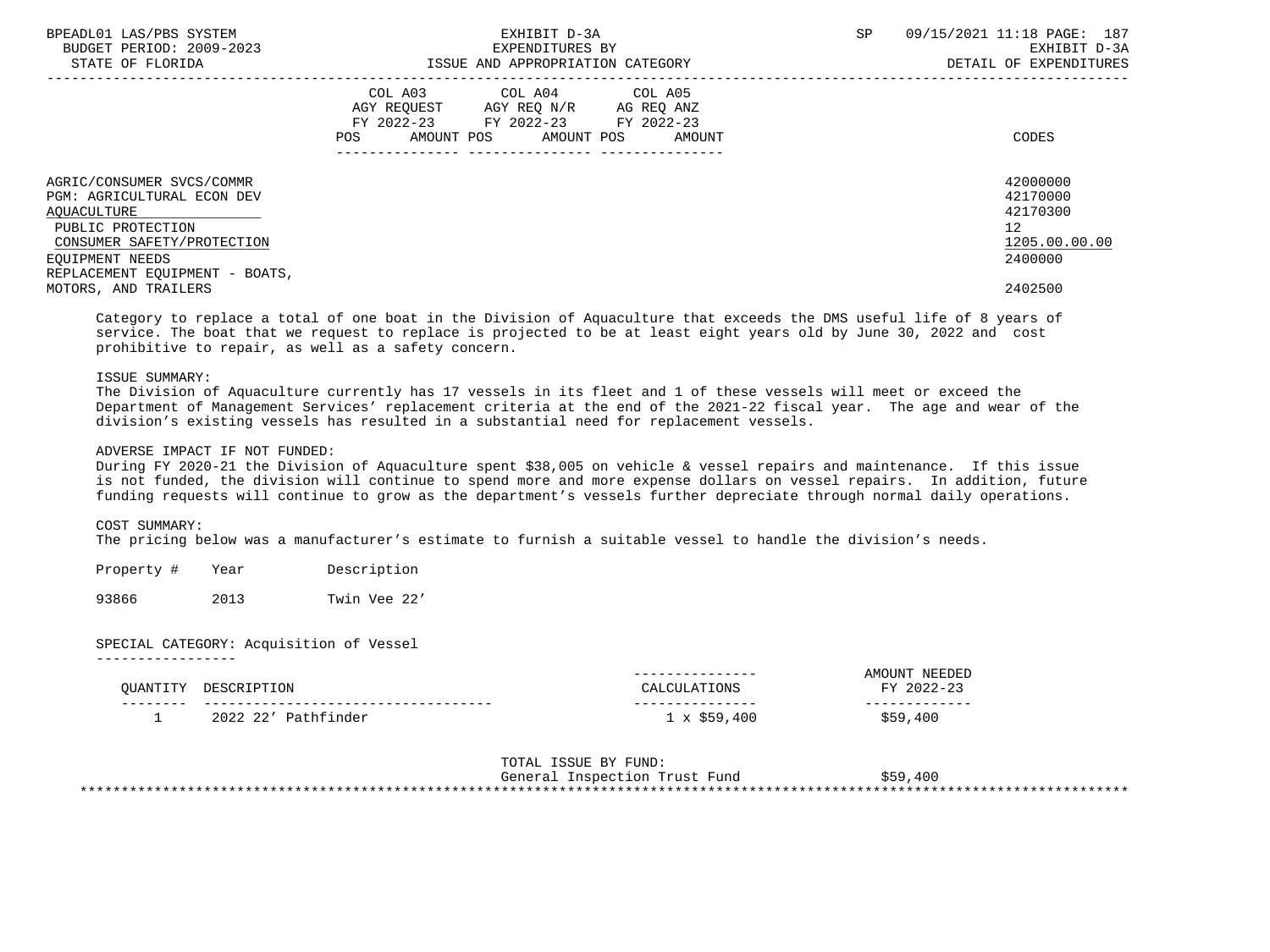| | COL A03 AGY REQUEST FY 2022-23 POS AMOUNT | COL A04 AGY REQ N/R FY 2022-23 POS AMOUNT | COL A05 AG REQ ANZ FY 2022-23 POS AMOUNT | CODES |
|---|---|---|---|---|
| AGRIC/CONSUMER SVCS/COMMR | | | | 42000000 |
| PGM: AGRICULTURAL ECON DEV | | | | 42170000 |
| AQUACULTURE | | | | 42170300 |
| PUBLIC PROTECTION | | | | 12 |
| CONSUMER SAFETY/PROTECTION | | | | 1205.00.00.00 |
| EQUIPMENT NEEDS | | | | 2400000 |
| REPLACEMENT EQUIPMENT - BOATS, MOTORS, AND TRAILERS | | | | 2402500 |

Category to replace a total of one boat in the Division of Aquaculture that exceeds the DMS useful life of 8 years of service. The boat that we request to replace is projected to be at least eight years old by June 30, 2022 and cost prohibitive to repair, as well as a safety concern.

ISSUE SUMMARY:
The Division of Aquaculture currently has 17 vessels in its fleet and 1 of these vessels will meet or exceed the Department of Management Services' replacement criteria at the end of the 2021-22 fiscal year. The age and wear of the division's existing vessels has resulted in a substantial need for replacement vessels.

ADVERSE IMPACT IF NOT FUNDED:
During FY 2020-21 the Division of Aquaculture spent $38,005 on vehicle & vessel repairs and maintenance. If this issue is not funded, the division will continue to spend more and more expense dollars on vessel repairs. In addition, future funding requests will continue to grow as the department's vessels further depreciate through normal daily operations.

COST SUMMARY:
The pricing below was a manufacturer's estimate to furnish a suitable vessel to handle the division's needs.

| Property # | Year | Description |
|---|---|---|
| 93866 | 2013 | Twin Vee 22' |

SPECIAL CATEGORY: Acquisition of Vessel

| QUANTITY | DESCRIPTION | CALCULATIONS | AMOUNT NEEDED FY 2022-23 |
|---|---|---|---|
| 1 | 2022 22' Pathfinder | 1 x $59,400 | $59,400 |

TOTAL ISSUE BY FUND:
General Inspection Trust Fund $59,400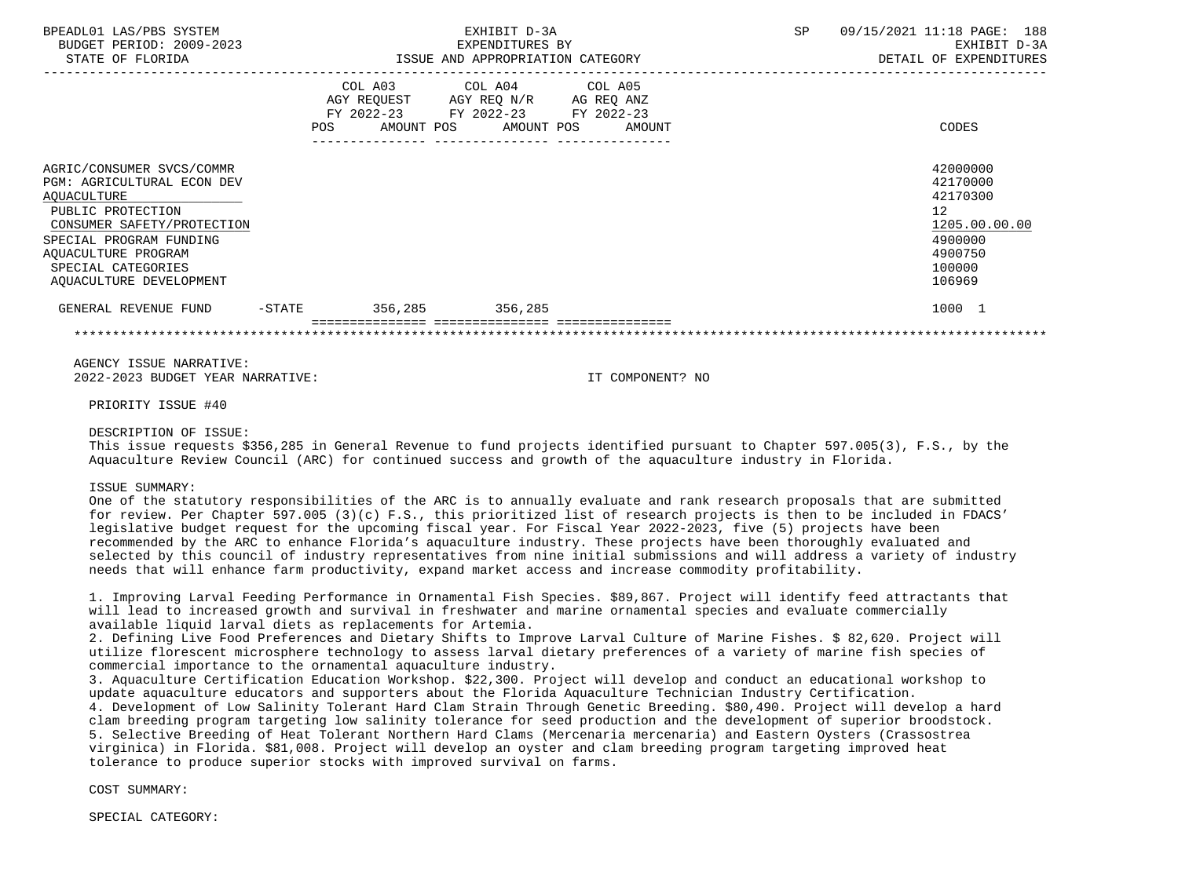| | COL A03 AGY REQUEST FY 2022-23 POS AMOUNT | COL A04 AGY REQ N/R FY 2022-23 POS AMOUNT | COL A05 AG REQ ANZ FY 2022-23 POS AMOUNT | CODES |
|---|---|---|---|---|
| AGRIC/CONSUMER SVCS/COMMR | | | | 42000000 |
| PGM: AGRICULTURAL ECON DEV | | | | 42170000 |
| AQUACULTURE | | | | 42170300 |
| PUBLIC PROTECTION | | | | 12 |
| CONSUMER SAFETY/PROTECTION | | | | 1205.00.00.00 |
| SPECIAL PROGRAM FUNDING | | | | 4900000 |
| AQUACULTURE PROGRAM | | | | 4900750 |
| SPECIAL CATEGORIES | | | | 100000 |
| AQUACULTURE DEVELOPMENT | | | | 106969 |
| GENERAL REVENUE FUND -STATE | 356,285 | 356,285 | | 1000 1 |

AGENCY ISSUE NARRATIVE:
2022-2023 BUDGET YEAR NARRATIVE: IT COMPONENT? NO

PRIORITY ISSUE #40

DESCRIPTION OF ISSUE:
This issue requests $356,285 in General Revenue to fund projects identified pursuant to Chapter 597.005(3), F.S., by the Aquaculture Review Council (ARC) for continued success and growth of the aquaculture industry in Florida.

ISSUE SUMMARY:
One of the statutory responsibilities of the ARC is to annually evaluate and rank research proposals that are submitted for review. Per Chapter 597.005 (3)(c) F.S., this prioritized list of research projects is then to be included in FDACS' legislative budget request for the upcoming fiscal year. For Fiscal Year 2022-2023, five (5) projects have been recommended by the ARC to enhance Florida's aquaculture industry. These projects have been thoroughly evaluated and selected by this council of industry representatives from nine initial submissions and will address a variety of industry needs that will enhance farm productivity, expand market access and increase commodity profitability.

1. Improving Larval Feeding Performance in Ornamental Fish Species. $89,867. Project will identify feed attractants that will lead to increased growth and survival in freshwater and marine ornamental species and evaluate commercially available liquid larval diets as replacements for Artemia.
2. Defining Live Food Preferences and Dietary Shifts to Improve Larval Culture of Marine Fishes. $ 82,620. Project will utilize florescent microsphere technology to assess larval dietary preferences of a variety of marine fish species of commercial importance to the ornamental aquaculture industry.
3. Aquaculture Certification Education Workshop. $22,300. Project will develop and conduct an educational workshop to update aquaculture educators and supporters about the Florida Aquaculture Technician Industry Certification.
4. Development of Low Salinity Tolerant Hard Clam Strain Through Genetic Breeding. $80,490. Project will develop a hard clam breeding program targeting low salinity tolerance for seed production and the development of superior broodstock.
5. Selective Breeding of Heat Tolerant Northern Hard Clams (Mercenaria mercenaria) and Eastern Oysters (Crassostrea virginica) in Florida. $81,008. Project will develop an oyster and clam breeding program targeting improved heat tolerance to produce superior stocks with improved survival on farms.

COST SUMMARY:

SPECIAL CATEGORY: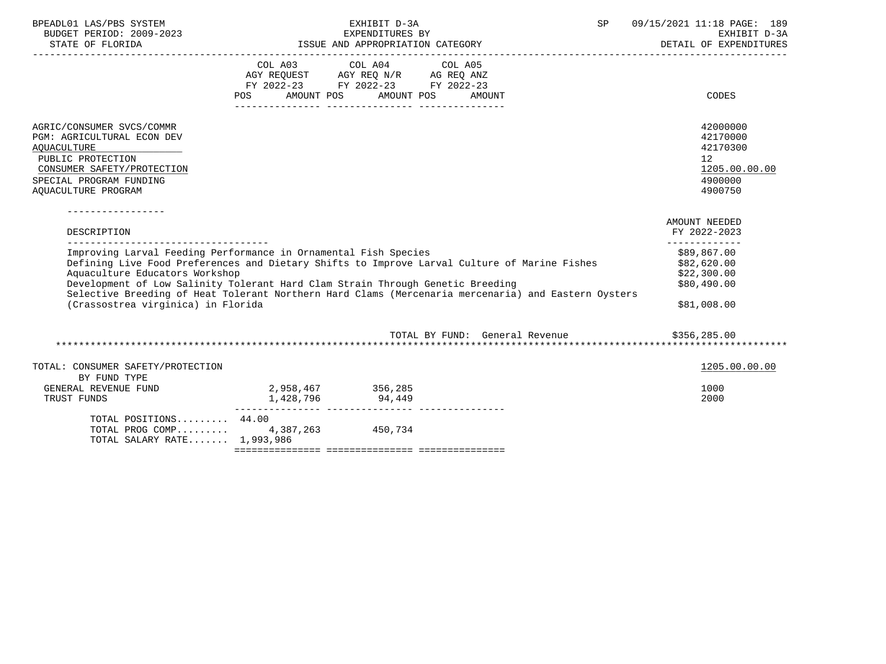BPEADL01 LAS/PBS SYSTEM | EXHIBIT D-3A | SP 09/15/2021 11:18 PAGE: 189
BUDGET PERIOD: 2009-2023 | EXPENDITURES BY | EXHIBIT D-3A
STATE OF FLORIDA | ISSUE AND APPROPRIATION CATEGORY | DETAIL OF EXPENDITURES

| | COL A03 AGY REQUEST FY 2022-23 POS AMOUNT | COL A04 AGY REQ N/R FY 2022-23 POS AMOUNT | COL A05 AG REQ ANZ FY 2022-23 POS AMOUNT | CODES |
|---|---|---|---|---|
| AGRIC/CONSUMER SVCS/COMMR | | | | 42000000 |
| PGM: AGRICULTURAL ECON DEV | | | | 42170000 |
| AQUACULTURE | | | | 42170300 |
| PUBLIC PROTECTION | | | | 12 |
| CONSUMER SAFETY/PROTECTION | | | | 1205.00.00.00 |
| SPECIAL PROGRAM FUNDING | | | | 4900000 |
| AQUACULTURE PROGRAM | | | | 4900750 |

| DESCRIPTION | AMOUNT NEEDED FY 2022-2023 |
|---|---|
| Improving Larval Feeding Performance in Ornamental Fish Species | $89,867.00 |
| Defining Live Food Preferences and Dietary Shifts to Improve Larval Culture of Marine Fishes | $82,620.00 |
| Aquaculture Educators Workshop | $22,300.00 |
| Development of Low Salinity Tolerant Hard Clam Strain Through Genetic Breeding | $80,490.00 |
| Selective Breeding of Heat Tolerant Northern Hard Clams (Mercenaria mercenaria) and Eastern Oysters (Crassostrea virginica) in Florida | $81,008.00 |
| TOTAL BY FUND: General Revenue | $356,285.00 |

| TOTAL: CONSUMER SAFETY/PROTECTION | COL A03 | COL A04 | COL A05 | 1205.00.00.00 |
|---|---|---|---|---|
| BY FUND TYPE | | | | |
| GENERAL REVENUE FUND | 2,958,467 | 356,285 | | 1000 |
| TRUST FUNDS | 1,428,796 | 94,449 | | 2000 |
| TOTAL POSITIONS......... | 44.00 | | | |
| TOTAL PROG COMP......... | 4,387,263 | 450,734 | | |
| TOTAL SALARY RATE....... | 1,993,986 | | | |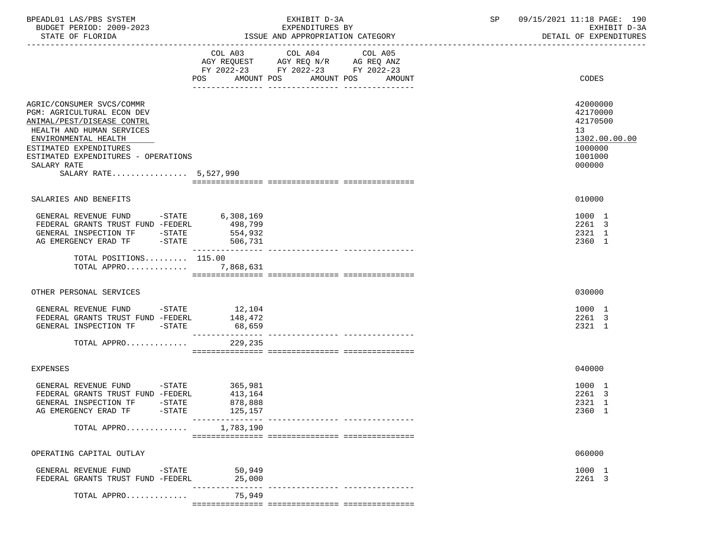BPEADL01 LAS/PBS SYSTEM | EXHIBIT D-3A | SP 09/15/2021 11:18

BUDGET PERIOD: 2009-2023 | EXPENDITURES BY | EXHIBIT D-3A

STATE OF FLORIDA | ISSUE AND APPROPRIATION CATEGORY | DETAIL OF EXPENDITURES

| | COL A03 AGY REQUEST FY 2022-23 POS AMOUNT | COL A04 AGY REQ N/R FY 2022-23 POS AMOUNT | COL A05 AG REQ ANZ FY 2022-23 POS AMOUNT | CODES |
|---|---|---|---|---|
| AGRIC/CONSUMER SVCS/COMMR | | | | 42000000 |
| PGM: AGRICULTURAL ECON DEV | | | | 42170000 |
| ANIMAL/PEST/DISEASE CONTRL | | | | 42170500 |
| HEALTH AND HUMAN SERVICES | | | | 13 |
| ENVIRONMENTAL HEALTH | | | | 1302.00.00.00 |
| ESTIMATED EXPENDITURES | | | | 1000000 |
| ESTIMATED EXPENDITURES - OPERATIONS | | | | 1001000 |
| SALARY RATE | | | | 000000 |
| SALARY RATE................ | 5,527,990 | | | |
| SALARIES AND BENEFITS | | | | 010000 |
| GENERAL REVENUE FUND -STATE | 6,308,169 | | | 1000 1 |
| FEDERAL GRANTS TRUST FUND -FEDERL | 498,799 | | | 2261 3 |
| GENERAL INSPECTION TF -STATE | 554,932 | | | 2321 1 |
| AG EMERGENCY ERAD TF -STATE | 506,731 | | | 2360 1 |
| TOTAL POSITIONS......... | 115.00 | | | |
| TOTAL APPRO............. | 7,868,631 | | | |
| OTHER PERSONAL SERVICES | | | | 030000 |
| GENERAL REVENUE FUND -STATE | 12,104 | | | 1000 1 |
| FEDERAL GRANTS TRUST FUND -FEDERL | 148,472 | | | 2261 3 |
| GENERAL INSPECTION TF -STATE | 68,659 | | | 2321 1 |
| TOTAL APPRO............. | 229,235 | | | |
| EXPENSES | | | | 040000 |
| GENERAL REVENUE FUND -STATE | 365,981 | | | 1000 1 |
| FEDERAL GRANTS TRUST FUND -FEDERL | 413,164 | | | 2261 3 |
| GENERAL INSPECTION TF -STATE | 878,888 | | | 2321 1 |
| AG EMERGENCY ERAD TF -STATE | 125,157 | | | 2360 1 |
| TOTAL APPRO............. | 1,783,190 | | | |
| OPERATING CAPITAL OUTLAY | | | | 060000 |
| GENERAL REVENUE FUND -STATE | 50,949 | | | 1000 1 |
| FEDERAL GRANTS TRUST FUND -FEDERL | 25,000 | | | 2261 3 |
| TOTAL APPRO............. | 75,949 | | | |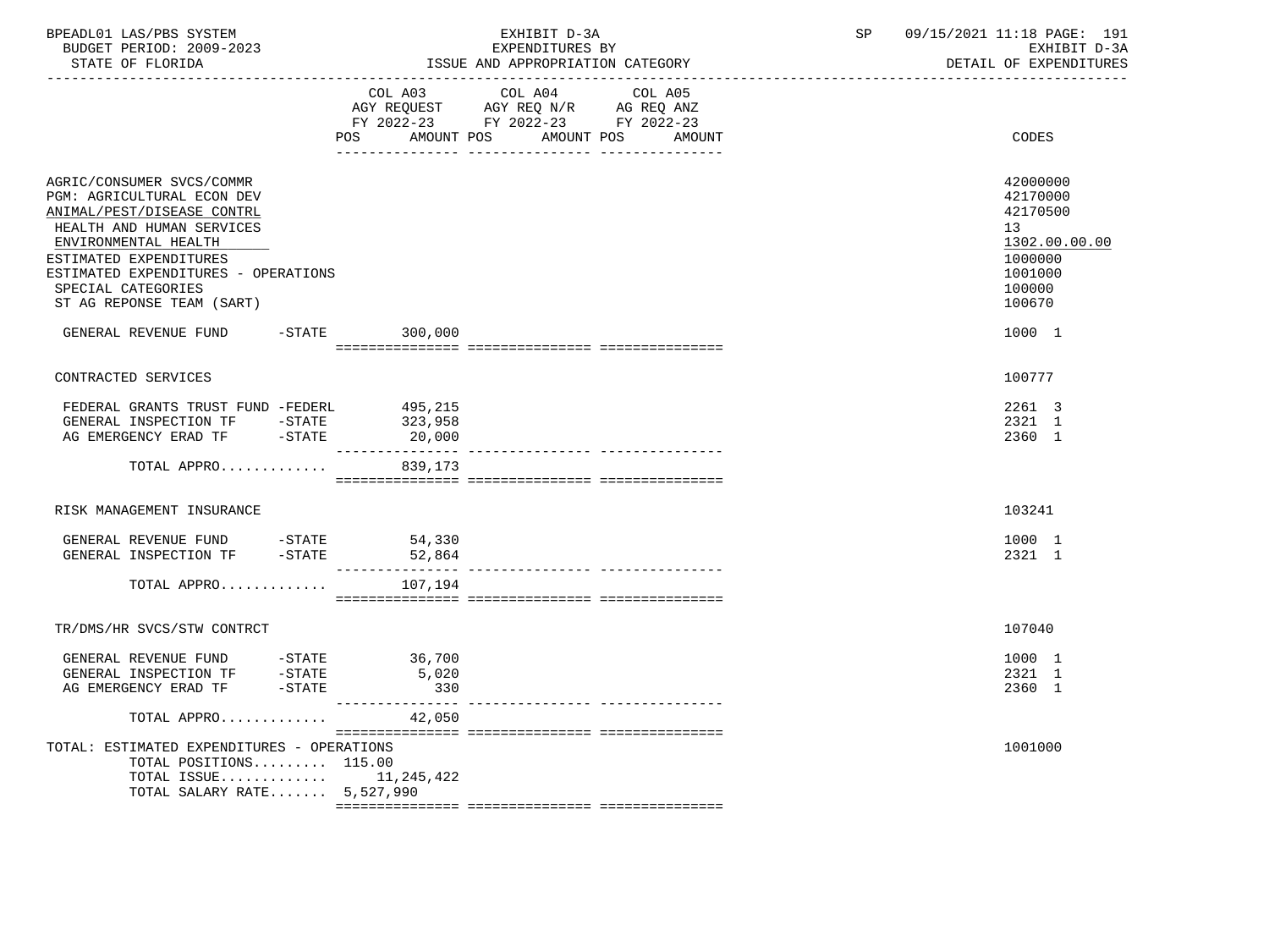BPEADL01 LAS/PBS SYSTEM — EXHIBIT D-3A — EXPENDITURES BY ISSUE AND APPROPRIATION CATEGORY
BUDGET PERIOD: 2009-2023 — STATE OF FLORIDA — SP 09/15/2021 11:18 PAGE: 191 — EXHIBIT D-3A DETAIL OF EXPENDITURES

| | COL A03 AGY REQUEST FY 2022-23 POS | AMOUNT | COL A04 AGY REQ N/R FY 2022-23 POS | AMOUNT | COL A05 AG REQ ANZ FY 2022-23 POS | AMOUNT | CODES |
|---|---|---|---|---|---|---|---|
| AGRIC/CONSUMER SVCS/COMMR | | | | | | | 42000000 |
| PGM: AGRICULTURAL ECON DEV | | | | | | | 42170000 |
| ANIMAL/PEST/DISEASE CONTRL | | | | | | | 42170500 |
| HEALTH AND HUMAN SERVICES | | | | | | | 13 |
| ENVIRONMENTAL HEALTH | | | | | | | 1302.00.00.00 |
| ESTIMATED EXPENDITURES | | | | | | | 1000000 |
| ESTIMATED EXPENDITURES - OPERATIONS | | | | | | | 1001000 |
| SPECIAL CATEGORIES | | | | | | | 100000 |
| ST AG REPONSE TEAM (SART) | | | | | | | 100670 |
| GENERAL REVENUE FUND -STATE | | 300,000 | | | | | 1000 1 |
| CONTRACTED SERVICES | | | | | | | 100777 |
| FEDERAL GRANTS TRUST FUND -FEDERL | | 495,215 | | | | | 2261 3 |
| GENERAL INSPECTION TF -STATE | | 323,958 | | | | | 2321 1 |
| AG EMERGENCY ERAD TF -STATE | | 20,000 | | | | | 2360 1 |
| TOTAL APPRO............ | | 839,173 | | | | | |
| RISK MANAGEMENT INSURANCE | | | | | | | 103241 |
| GENERAL REVENUE FUND -STATE | | 54,330 | | | | | 1000 1 |
| GENERAL INSPECTION TF -STATE | | 52,864 | | | | | 2321 1 |
| TOTAL APPRO............ | | 107,194 | | | | | |
| TR/DMS/HR SVCS/STW CONTRCT | | | | | | | 107040 |
| GENERAL REVENUE FUND -STATE | | 36,700 | | | | | 1000 1 |
| GENERAL INSPECTION TF -STATE | | 5,020 | | | | | 2321 1 |
| AG EMERGENCY ERAD TF -STATE | | 330 | | | | | 2360 1 |
| TOTAL APPRO............ | | 42,050 | | | | | |
| TOTAL: ESTIMATED EXPENDITURES - OPERATIONS | | | | | | | 1001000 |
| TOTAL POSITIONS......... | 115.00 | | | | | | |
| TOTAL ISSUE............ | | 11,245,422 | | | | | |
| TOTAL SALARY RATE....... | | 5,527,990 | | | | | |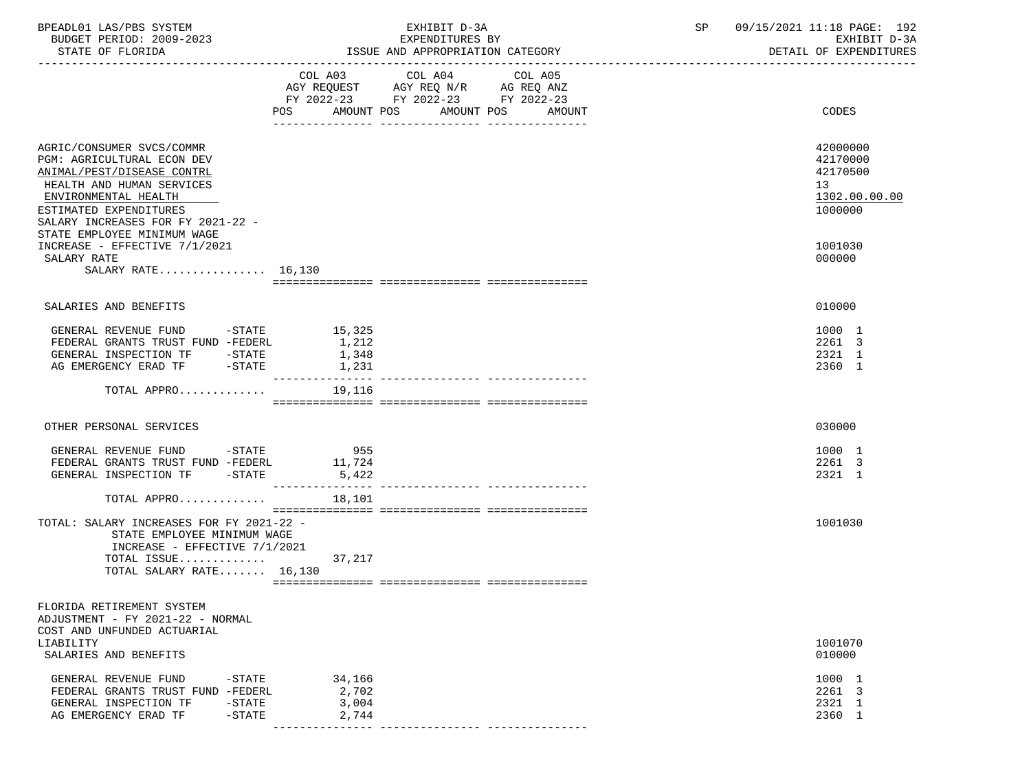BPEADL01 LAS/PBS SYSTEM | EXHIBIT D-3A | SP 09/15/2021 11:18 PAGE: 192
BUDGET PERIOD: 2009-2023 | EXPENDITURES BY | EXHIBIT D-3A
STATE OF FLORIDA | ISSUE AND APPROPRIATION CATEGORY | DETAIL OF EXPENDITURES

| | COL A03 AGY REQUEST FY 2022-23 POS AMOUNT | COL A04 AGY REQ N/R FY 2022-23 POS AMOUNT | COL A05 AG REQ ANZ FY 2022-23 POS AMOUNT | CODES |
|---|---|---|---|---|
| AGRIC/CONSUMER SVCS/COMMR | | | | 42000000 |
| PGM: AGRICULTURAL ECON DEV | | | | 42170000 |
| ANIMAL/PEST/DISEASE CONTRL | | | | 42170500 |
| HEALTH AND HUMAN SERVICES | | | | 13 |
| ENVIRONMENTAL HEALTH | | | | 1302.00.00.00 |
| ESTIMATED EXPENDITURES | | | | 1000000 |
| SALARY INCREASES FOR FY 2021-22 - STATE EMPLOYEE MINIMUM WAGE INCREASE - EFFECTIVE 7/1/2021 | | | | 1001030 |
| SALARY RATE | | | | 000000 |
| SALARY RATE................ 16,130 | | | | |
| SALARIES AND BENEFITS | | | | 010000 |
| GENERAL REVENUE FUND -STATE | 15,325 | | | 1000 1 |
| FEDERAL GRANTS TRUST FUND -FEDERL | 1,212 | | | 2261 3 |
| GENERAL INSPECTION TF -STATE | 1,348 | | | 2321 1 |
| AG EMERGENCY ERAD TF -STATE | 1,231 | | | 2360 1 |
| TOTAL APPRO............. | 19,116 | | | |
| OTHER PERSONAL SERVICES | | | | 030000 |
| GENERAL REVENUE FUND -STATE | 955 | | | 1000 1 |
| FEDERAL GRANTS TRUST FUND -FEDERL | 11,724 | | | 2261 3 |
| GENERAL INSPECTION TF -STATE | 5,422 | | | 2321 1 |
| TOTAL APPRO............. | 18,101 | | | |
| TOTAL: SALARY INCREASES FOR FY 2021-22 - STATE EMPLOYEE MINIMUM WAGE INCREASE - EFFECTIVE 7/1/2021 | | | | 1001030 |
| TOTAL ISSUE............. | 37,217 | | | |
| TOTAL SALARY RATE....... 16,130 | | | | |
| FLORIDA RETIREMENT SYSTEM ADJUSTMENT - FY 2021-22 - NORMAL COST AND UNFUNDED ACTUARIAL LIABILITY | | | | 1001070 |
| SALARIES AND BENEFITS | | | | 010000 |
| GENERAL REVENUE FUND -STATE | 34,166 | | | 1000 1 |
| FEDERAL GRANTS TRUST FUND -FEDERL | 2,702 | | | 2261 3 |
| GENERAL INSPECTION TF -STATE | 3,004 | | | 2321 1 |
| AG EMERGENCY ERAD TF -STATE | 2,744 | | | 2360 1 |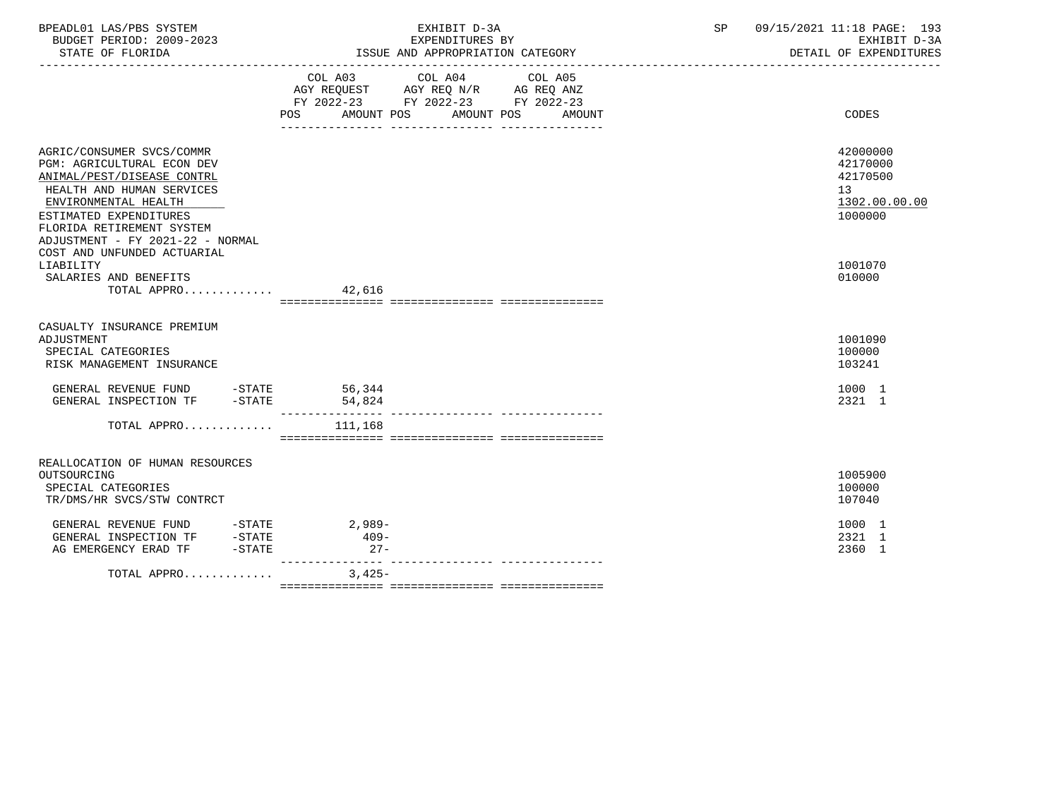BPEADL01 LAS/PBS SYSTEM | EXHIBIT D-3A | SP 09/15/2021 11:18 PAGE: 193
BUDGET PERIOD: 2009-2023 | EXPENDITURES BY | EXHIBIT D-3A
STATE OF FLORIDA | ISSUE AND APPROPRIATION CATEGORY | DETAIL OF EXPENDITURES

| | COL A03 AGY REQUEST FY 2022-23 POS AMOUNT | COL A04 AGY REQ N/R FY 2022-23 POS AMOUNT | COL A05 AG REQ ANZ FY 2022-23 POS AMOUNT | CODES |
|---|---|---|---|---|
| AGRIC/CONSUMER SVCS/COMMR | | | | 42000000 |
| PGM: AGRICULTURAL ECON DEV | | | | 42170000 |
| ANIMAL/PEST/DISEASE CONTRL | | | | 42170500 |
| HEALTH AND HUMAN SERVICES | | | | 13 |
| ENVIRONMENTAL HEALTH | | | | 1302.00.00.00 |
| ESTIMATED EXPENDITURES | | | | 1000000 |
| FLORIDA RETIREMENT SYSTEM ADJUSTMENT - FY 2021-22 - NORMAL COST AND UNFUNDED ACTUARIAL LIABILITY | | | | 1001070 |
| SALARIES AND BENEFITS | | | | 010000 |
| TOTAL APPRO............. | 42,616 | | | |
| CASUALTY INSURANCE PREMIUM ADJUSTMENT | | | | 1001090 |
| SPECIAL CATEGORIES | | | | 100000 |
| RISK MANAGEMENT INSURANCE | | | | 103241 |
| GENERAL REVENUE FUND -STATE | 56,344 | | | 1000 1 |
| GENERAL INSPECTION TF -STATE | 54,824 | | | 2321 1 |
| TOTAL APPRO............. | 111,168 | | | |
| REALLOCATION OF HUMAN RESOURCES OUTSOURCING | | | | 1005900 |
| SPECIAL CATEGORIES | | | | 100000 |
| TR/DMS/HR SVCS/STW CONTRCT | | | | 107040 |
| GENERAL REVENUE FUND -STATE | 2,989- | | | 1000 1 |
| GENERAL INSPECTION TF -STATE | 409- | | | 2321 1 |
| AG EMERGENCY ERAD TF -STATE | 27- | | | 2360 1 |
| TOTAL APPRO............. | 3,425- | | | |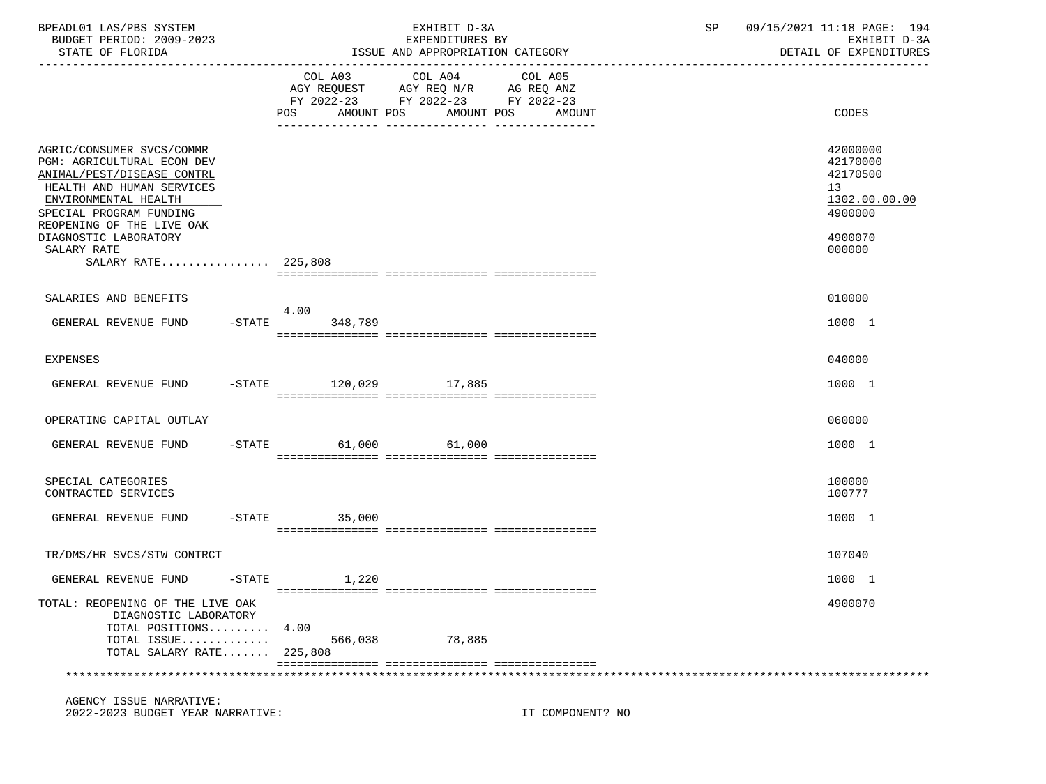BPEADL01 LAS/PBS SYSTEM | EXHIBIT D-3A | SP 09/15/2021 11:18 PAGE: 194
BUDGET PERIOD: 2009-2023 | EXPENDITURES BY | EXHIBIT D-3A
STATE OF FLORIDA | ISSUE AND APPROPRIATION CATEGORY | DETAIL OF EXPENDITURES

| | COL A03 AGY REQUEST FY 2022-23 POS AMOUNT | COL A04 AGY REQ N/R FY 2022-23 POS AMOUNT | COL A05 AG REQ ANZ FY 2022-23 POS AMOUNT | CODES |
|---|---|---|---|---|
| AGRIC/CONSUMER SVCS/COMMR | | | | 42000000 |
| PGM: AGRICULTURAL ECON DEV | | | | 42170000 |
| ANIMAL/PEST/DISEASE CONTRL | | | | 42170500 |
| HEALTH AND HUMAN SERVICES | | | | 13 |
| ENVIRONMENTAL HEALTH | | | | 1302.00.00.00 |
| SPECIAL PROGRAM FUNDING | | | | 4900000 |
| REOPENING OF THE LIVE OAK DIAGNOSTIC LABORATORY | | | | 4900070 |
| SALARY RATE | | | | 000000 |
| SALARY RATE................ | 225,808 | | | |
| SALARIES AND BENEFITS | | | | 010000 |
| GENERAL REVENUE FUND -STATE | 4.00 348,789 | | | 1000 1 |
| EXPENSES | | | | 040000 |
| GENERAL REVENUE FUND -STATE | 120,029 | 17,885 | | 1000 1 |
| OPERATING CAPITAL OUTLAY | | | | 060000 |
| GENERAL REVENUE FUND -STATE | 61,000 | 61,000 | | 1000 1 |
| SPECIAL CATEGORIES | | | | 100000 |
| CONTRACTED SERVICES | | | | 100777 |
| GENERAL REVENUE FUND -STATE | 35,000 | | | 1000 1 |
| TR/DMS/HR SVCS/STW CONTRCT | | | | 107040 |
| GENERAL REVENUE FUND -STATE | 1,220 | | | 1000 1 |
| TOTAL: REOPENING OF THE LIVE OAK DIAGNOSTIC LABORATORY | | | | 4900070 |
| TOTAL POSITIONS......... | 4.00 | | | |
| TOTAL ISSUE............. | 566,038 | 78,885 | | |
| TOTAL SALARY RATE....... | 225,808 | | | |

AGENCY ISSUE NARRATIVE:
2022-2023 BUDGET YEAR NARRATIVE: IT COMPONENT? NO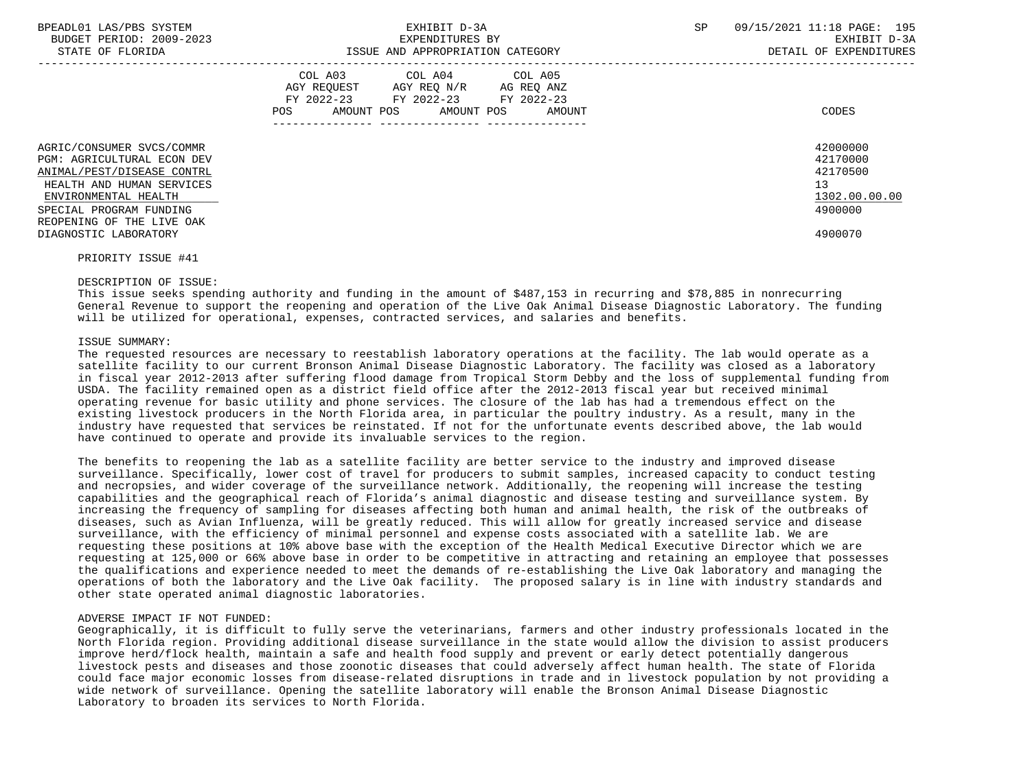| | COL A03 AGY REQUEST FY 2022-23 POS AMOUNT | COL A04 AGY REQ N/R FY 2022-23 POS AMOUNT | COL A05 AG REQ ANZ FY 2022-23 POS AMOUNT | CODES |
|---|---|---|---|---|
| AGRIC/CONSUMER SVCS/COMMR | | | | 42000000 |
| PGM: AGRICULTURAL ECON DEV | | | | 42170000 |
| ANIMAL/PEST/DISEASE CONTRL | | | | 42170500 |
| HEALTH AND HUMAN SERVICES | | | | 13 |
| ENVIRONMENTAL HEALTH | | | | 1302.00.00.00 |
| SPECIAL PROGRAM FUNDING | | | | 4900000 |
| REOPENING OF THE LIVE OAK DIAGNOSTIC LABORATORY | | | | 4900070 |

PRIORITY ISSUE #41

DESCRIPTION OF ISSUE:
This issue seeks spending authority and funding in the amount of $487,153 in recurring and $78,885 in nonrecurring General Revenue to support the reopening and operation of the Live Oak Animal Disease Diagnostic Laboratory. The funding will be utilized for operational, expenses, contracted services, and salaries and benefits.

ISSUE SUMMARY:
The requested resources are necessary to reestablish laboratory operations at the facility. The lab would operate as a satellite facility to our current Bronson Animal Disease Diagnostic Laboratory. The facility was closed as a laboratory in fiscal year 2012-2013 after suffering flood damage from Tropical Storm Debby and the loss of supplemental funding from USDA. The facility remained open as a district field office after the 2012-2013 fiscal year but received minimal operating revenue for basic utility and phone services. The closure of the lab has had a tremendous effect on the existing livestock producers in the North Florida area, in particular the poultry industry. As a result, many in the industry have requested that services be reinstated. If not for the unfortunate events described above, the lab would have continued to operate and provide its invaluable services to the region.

The benefits to reopening the lab as a satellite facility are better service to the industry and improved disease surveillance. Specifically, lower cost of travel for producers to submit samples, increased capacity to conduct testing and necropsies, and wider coverage of the surveillance network. Additionally, the reopening will increase the testing capabilities and the geographical reach of Florida's animal diagnostic and disease testing and surveillance system. By increasing the frequency of sampling for diseases affecting both human and animal health, the risk of the outbreaks of diseases, such as Avian Influenza, will be greatly reduced. This will allow for greatly increased service and disease surveillance, with the efficiency of minimal personnel and expense costs associated with a satellite lab. We are requesting these positions at 10% above base with the exception of the Health Medical Executive Director which we are requesting at 125,000 or 66% above base in order to be competitive in attracting and retaining an employee that possesses the qualifications and experience needed to meet the demands of re-establishing the Live Oak laboratory and managing the operations of both the laboratory and the Live Oak facility. The proposed salary is in line with industry standards and other state operated animal diagnostic laboratories.

ADVERSE IMPACT IF NOT FUNDED:
Geographically, it is difficult to fully serve the veterinarians, farmers and other industry professionals located in the North Florida region. Providing additional disease surveillance in the state would allow the division to assist producers improve herd/flock health, maintain a safe and health food supply and prevent or early detect potentially dangerous livestock pests and diseases and those zoonotic diseases that could adversely affect human health. The state of Florida could face major economic losses from disease-related disruptions in trade and in livestock population by not providing a wide network of surveillance. Opening the satellite laboratory will enable the Bronson Animal Disease Diagnostic Laboratory to broaden its services to North Florida.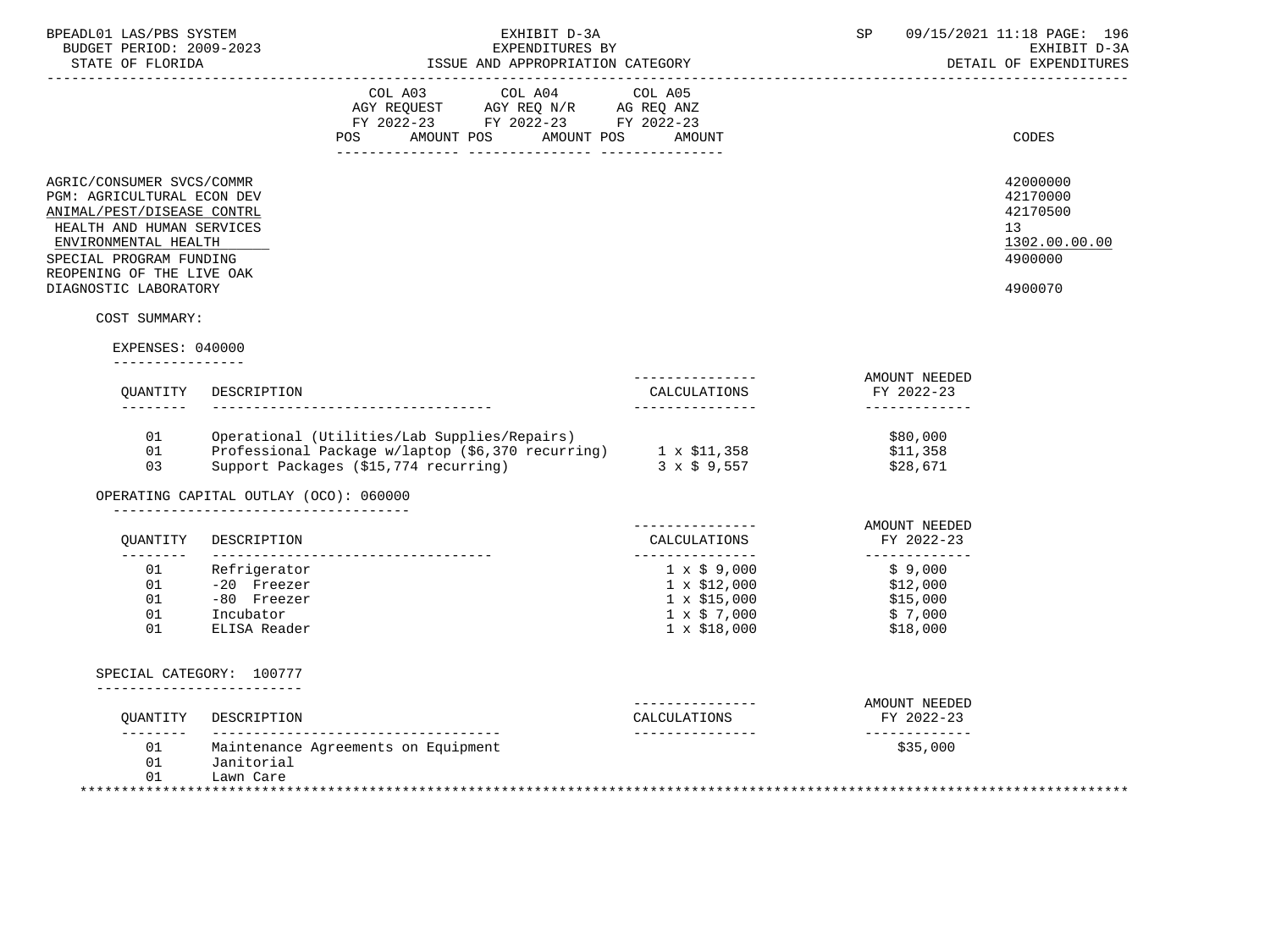BPEADL01 LAS/PBS SYSTEM — EXHIBIT D-3A — EXPENDITURES BY ISSUE AND APPROPRIATION CATEGORY
BUDGET PERIOD: 2009-2023
STATE OF FLORIDA
SP 09/15/2021 11:18
EXHIBIT D-3A
DETAIL OF EXPENDITURES

| | COL A03 AGY REQUEST FY 2022-23 POS AMOUNT | COL A04 AGY REQ N/R FY 2022-23 POS AMOUNT | COL A05 AG REQ ANZ FY 2022-23 POS AMOUNT | CODES |
|---|---|---|---|---|
| AGRIC/CONSUMER SVCS/COMMR | | | | 42000000 |
| PGM: AGRICULTURAL ECON DEV | | | | 42170000 |
| ANIMAL/PEST/DISEASE CONTRL | | | | 42170500 |
| HEALTH AND HUMAN SERVICES | | | | 13 |
| ENVIRONMENTAL HEALTH | | | | 1302.00.00.00 |
| SPECIAL PROGRAM FUNDING | | | | 4900000 |
| REOPENING OF THE LIVE OAK DIAGNOSTIC LABORATORY | | | | 4900070 |

COST SUMMARY:

EXPENSES: 040000

| QUANTITY | DESCRIPTION | CALCULATIONS | AMOUNT NEEDED FY 2022-23 |
|---|---|---|---|
| 01 | Operational (Utilities/Lab Supplies/Repairs) | | $80,000 |
| 01 | Professional Package w/laptop ($6,370 recurring) | 1 x $11,358 | $11,358 |
| 03 | Support Packages ($15,774 recurring) | 3 x $ 9,557 | $28,671 |

OPERATING CAPITAL OUTLAY (OCO): 060000

| QUANTITY | DESCRIPTION | CALCULATIONS | AMOUNT NEEDED FY 2022-23 |
|---|---|---|---|
| 01 | Refrigerator | 1 x $ 9,000 | $ 9,000 |
| 01 | -20 Freezer | 1 x $12,000 | $12,000 |
| 01 | -80 Freezer | 1 x $15,000 | $15,000 |
| 01 | Incubator | 1 x $ 7,000 | $ 7,000 |
| 01 | ELISA Reader | 1 x $18,000 | $18,000 |

SPECIAL CATEGORY: 100777

| QUANTITY | DESCRIPTION | CALCULATIONS | AMOUNT NEEDED FY 2022-23 |
|---|---|---|---|
| 01 | Maintenance Agreements on Equipment | | $35,000 |
| 01 | Janitorial | | |
| 01 | Lawn Care | | |

***************************************************************************************************************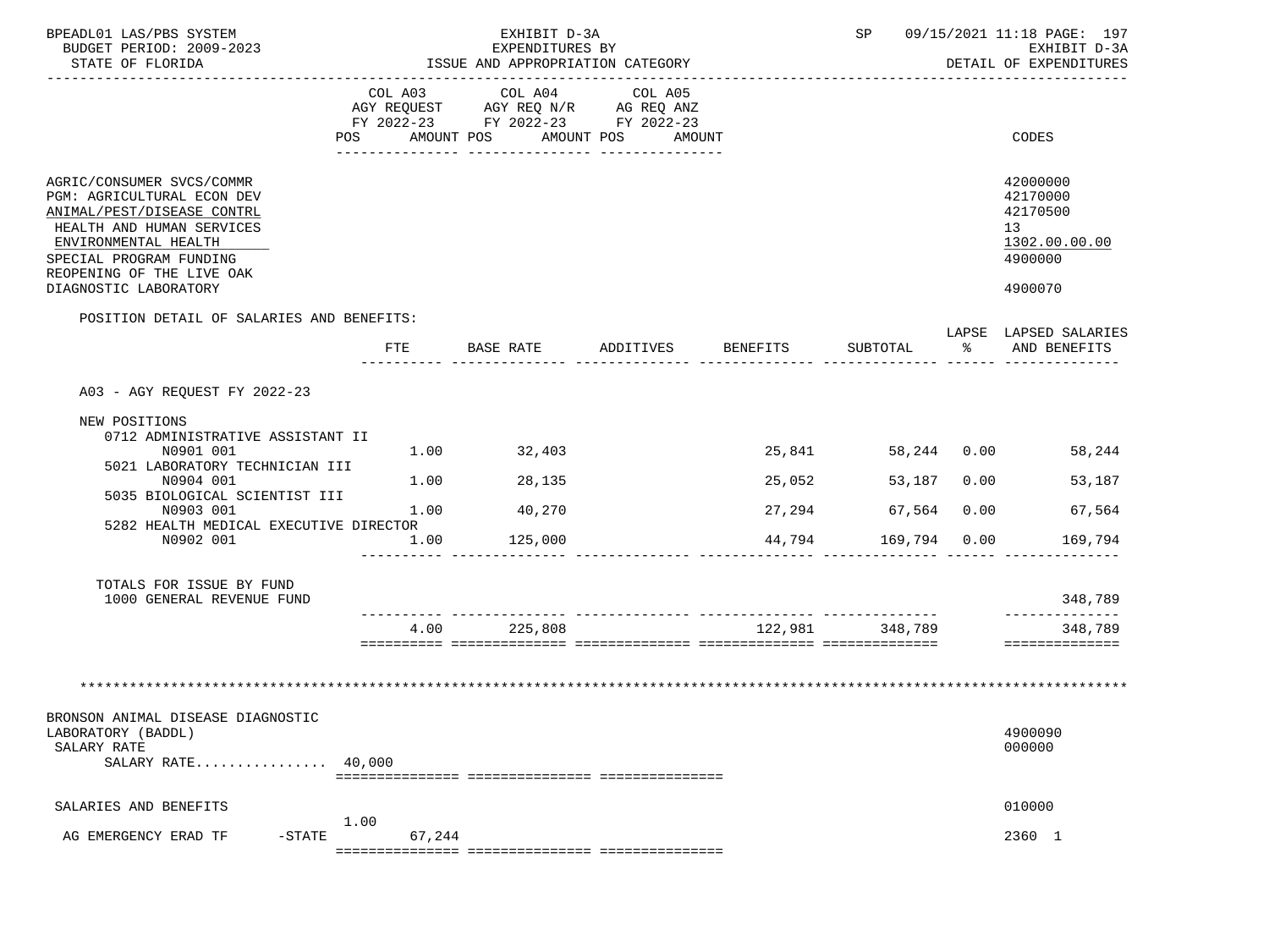BPEADL01 LAS/PBS SYSTEM — EXHIBIT D-3A — EXPENDITURES BY ISSUE AND APPROPRIATION CATEGORY — SP 09/15/2021 11:18 PAGE: 197
BUDGET PERIOD: 2009-2023 — EXHIBIT D-3A
STATE OF FLORIDA — DETAIL OF EXPENDITURES

| | COL A03 AGY REQUEST FY 2022-23 POS AMOUNT | COL A04 AGY REQ N/R FY 2022-23 POS AMOUNT | COL A05 AG REQ ANZ FY 2022-23 POS AMOUNT | CODES |
|---|---|---|---|---|
| AGRIC/CONSUMER SVCS/COMMR | | | | 42000000 |
| PGM: AGRICULTURAL ECON DEV | | | | 42170000 |
| ANIMAL/PEST/DISEASE CONTRL | | | | 42170500 |
| HEALTH AND HUMAN SERVICES | | | | 13 |
| ENVIRONMENTAL HEALTH | | | | 1302.00.00.00 |
| SPECIAL PROGRAM FUNDING | | | | 4900000 |
| REOPENING OF THE LIVE OAK DIAGNOSTIC LABORATORY | | | | 4900070 |

POSITION DETAIL OF SALARIES AND BENEFITS:

| | FTE | BASE RATE | ADDITIVES | BENEFITS | SUBTOTAL | LAPSE % | LAPSED SALARIES AND BENEFITS |
|---|---|---|---|---|---|---|---|
| A03 - AGY REQUEST FY 2022-23 | | | | | | | |
| NEW POSITIONS | | | | | | | |
| 0712 ADMINISTRATIVE ASSISTANT II N0901 001 | 1.00 | 32,403 | | 25,841 | 58,244 | 0.00 | 58,244 |
| 5021 LABORATORY TECHNICIAN III N0904 001 | 1.00 | 28,135 | | 25,052 | 53,187 | 0.00 | 53,187 |
| 5035 BIOLOGICAL SCIENTIST III N0903 001 | 1.00 | 40,270 | | 27,294 | 67,564 | 0.00 | 67,564 |
| 5282 HEALTH MEDICAL EXECUTIVE DIRECTOR N0902 001 | 1.00 | 125,000 | | 44,794 | 169,794 | 0.00 | 169,794 |
| TOTALS FOR ISSUE BY FUND | | | | | | | |
| 1000 GENERAL REVENUE FUND | | | | | | | 348,789 |
| | 4.00 | 225,808 | | 122,981 | 348,789 | | 348,789 |

************************************************************************************************************************

| | COL A03 POS AMOUNT | COL A04 POS AMOUNT | COL A05 POS AMOUNT | CODES |
|---|---|---|---|---|
| BRONSON ANIMAL DISEASE DIAGNOSTIC LABORATORY (BADDL) | | | | 4900090 |
| SALARY RATE | | | | 000000 |
| SALARY RATE................ | 40,000 | | | |
| SALARIES AND BENEFITS | | | | 010000 |
| AG EMERGENCY ERAD TF -STATE | 1.00 67,244 | | | 2360 1 |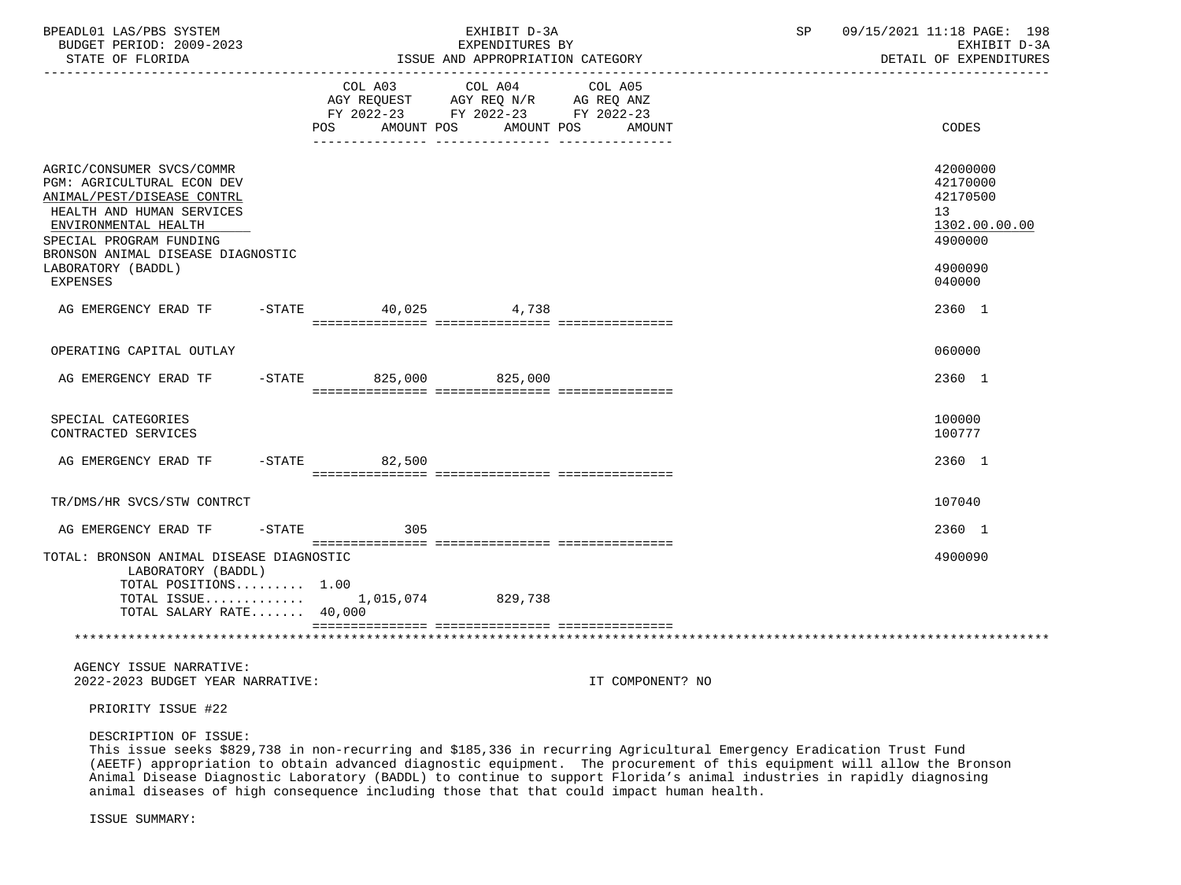| | COL A03 AGY REQUEST FY 2022-23 POS AMOUNT | COL A04 AGY REQ N/R FY 2022-23 POS AMOUNT | COL A05 AG REQ ANZ FY 2022-23 POS AMOUNT | CODES |
|---|---|---|---|---|
| AGRIC/CONSUMER SVCS/COMMR | | | | 42000000 |
| PGM: AGRICULTURAL ECON DEV | | | | 42170000 |
| ANIMAL/PEST/DISEASE CONTRL | | | | 42170500 |
| HEALTH AND HUMAN SERVICES | | | | 13 |
| ENVIRONMENTAL HEALTH | | | | 1302.00.00.00 |
| SPECIAL PROGRAM FUNDING | | | | 4900000 |
| BRONSON ANIMAL DISEASE DIAGNOSTIC LABORATORY (BADDL) | | | | 4900090 |
| EXPENSES | | | | 040000 |
| AG EMERGENCY ERAD TF -STATE | 40,025 | 4,738 | | 2360 1 |
| OPERATING CAPITAL OUTLAY | | | | 060000 |
| AG EMERGENCY ERAD TF -STATE | 825,000 | 825,000 | | 2360 1 |
| SPECIAL CATEGORIES | | | | 100000 |
| CONTRACTED SERVICES | | | | 100777 |
| AG EMERGENCY ERAD TF -STATE | 82,500 | | | 2360 1 |
| TR/DMS/HR SVCS/STW CONTRCT | | | | 107040 |
| AG EMERGENCY ERAD TF -STATE | 305 | | | 2360 1 |
| TOTAL: BRONSON ANIMAL DISEASE DIAGNOSTIC LABORATORY (BADDL) | | | | 4900090 |
| TOTAL POSITIONS......... | 1.00 | | | |
| TOTAL ISSUE............ | 1,015,074 | 829,738 | | |
| TOTAL SALARY RATE....... | 40,000 | | | |

AGENCY ISSUE NARRATIVE:

2022-2023 BUDGET YEAR NARRATIVE: IT COMPONENT? NO

PRIORITY ISSUE #22

DESCRIPTION OF ISSUE:

This issue seeks $829,738 in non-recurring and $185,336 in recurring Agricultural Emergency Eradication Trust Fund (AEETF) appropriation to obtain advanced diagnostic equipment. The procurement of this equipment will allow the Bronson Animal Disease Diagnostic Laboratory (BADDL) to continue to support Florida's animal industries in rapidly diagnosing animal diseases of high consequence including those that that could impact human health.

ISSUE SUMMARY: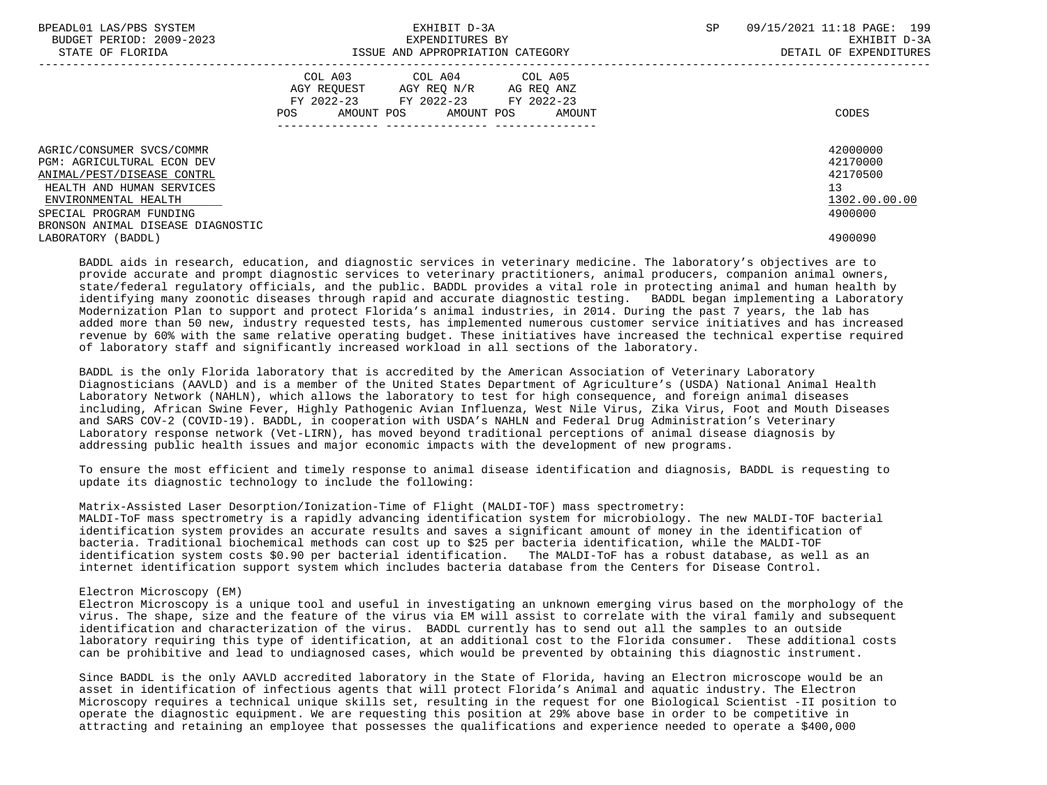| | COL A03 AGY REQUEST FY 2022-23 POS AMOUNT | COL A04 AGY REQ N/R FY 2022-23 POS AMOUNT | COL A05 AG REQ ANZ FY 2022-23 POS AMOUNT | CODES |
|---|---|---|---|---|
| AGRIC/CONSUMER SVCS/COMMR | | | | 42000000 |
| PGM: AGRICULTURAL ECON DEV | | | | 42170000 |
| ANIMAL/PEST/DISEASE CONTRL | | | | 42170500 |
| HEALTH AND HUMAN SERVICES | | | | 13 |
| ENVIRONMENTAL HEALTH | | | | 1302.00.00.00 |
| SPECIAL PROGRAM FUNDING | | | | 4900000 |
| BRONSON ANIMAL DISEASE DIAGNOSTIC LABORATORY (BADDL) | | | | 4900090 |

BADDL aids in research, education, and diagnostic services in veterinary medicine. The laboratory's objectives are to provide accurate and prompt diagnostic services to veterinary practitioners, animal producers, companion animal owners, state/federal regulatory officials, and the public. BADDL provides a vital role in protecting animal and human health by identifying many zoonotic diseases through rapid and accurate diagnostic testing. BADDL began implementing a Laboratory Modernization Plan to support and protect Florida's animal industries, in 2014. During the past 7 years, the lab has added more than 50 new, industry requested tests, has implemented numerous customer service initiatives and has increased revenue by 60% with the same relative operating budget. These initiatives have increased the technical expertise required of laboratory staff and significantly increased workload in all sections of the laboratory.

BADDL is the only Florida laboratory that is accredited by the American Association of Veterinary Laboratory Diagnosticians (AAVLD) and is a member of the United States Department of Agriculture's (USDA) National Animal Health Laboratory Network (NAHLN), which allows the laboratory to test for high consequence, and foreign animal diseases including, African Swine Fever, Highly Pathogenic Avian Influenza, West Nile Virus, Zika Virus, Foot and Mouth Diseases and SARS COV-2 (COVID-19). BADDL, in cooperation with USDA's NAHLN and Federal Drug Administration's Veterinary Laboratory response network (Vet-LIRN), has moved beyond traditional perceptions of animal disease diagnosis by addressing public health issues and major economic impacts with the development of new programs.

To ensure the most efficient and timely response to animal disease identification and diagnosis, BADDL is requesting to update its diagnostic technology to include the following:

Matrix-Assisted Laser Desorption/Ionization-Time of Flight (MALDI-TOF) mass spectrometry:
MALDI-ToF mass spectrometry is a rapidly advancing identification system for microbiology. The new MALDI-TOF bacterial identification system provides an accurate results and saves a significant amount of money in the identification of bacteria. Traditional biochemical methods can cost up to $25 per bacteria identification, while the MALDI-TOF identification system costs $0.90 per bacterial identification. The MALDI-ToF has a robust database, as well as an internet identification support system which includes bacteria database from the Centers for Disease Control.

Electron Microscopy (EM)
Electron Microscopy is a unique tool and useful in investigating an unknown emerging virus based on the morphology of the virus. The shape, size and the feature of the virus via EM will assist to correlate with the viral family and subsequent identification and characterization of the virus. BADDL currently has to send out all the samples to an outside laboratory requiring this type of identification, at an additional cost to the Florida consumer. These additional costs can be prohibitive and lead to undiagnosed cases, which would be prevented by obtaining this diagnostic instrument.

Since BADDL is the only AAVLD accredited laboratory in the State of Florida, having an Electron microscope would be an asset in identification of infectious agents that will protect Florida's Animal and aquatic industry. The Electron Microscopy requires a technical unique skills set, resulting in the request for one Biological Scientist -II position to operate the diagnostic equipment. We are requesting this position at 29% above base in order to be competitive in attracting and retaining an employee that possesses the qualifications and experience needed to operate a $400,000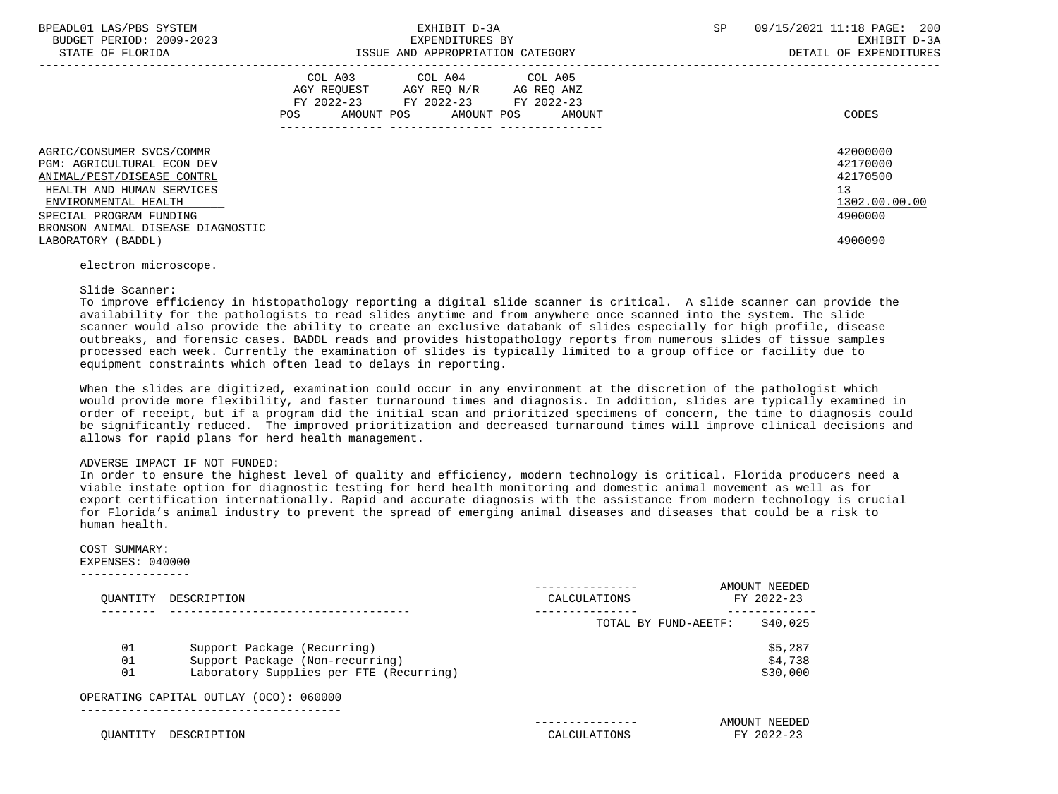| | COL A03 AGY REQUEST FY 2022-23 POS AMOUNT | COL A04 AGY REQ N/R FY 2022-23 POS AMOUNT | COL A05 AG REQ ANZ FY 2022-23 POS AMOUNT | CODES |
|---|---|---|---|---|
| AGRIC/CONSUMER SVCS/COMMR | | | | 42000000 |
| PGM: AGRICULTURAL ECON DEV | | | | 42170000 |
| ANIMAL/PEST/DISEASE CONTRL | | | | 42170500 |
| HEALTH AND HUMAN SERVICES | | | | 13 |
| ENVIRONMENTAL HEALTH | | | | 1302.00.00.00 |
| SPECIAL PROGRAM FUNDING | | | | 4900000 |
| BRONSON ANIMAL DISEASE DIAGNOSTIC LABORATORY (BADDL) | | | | 4900090 |

electron microscope.

Slide Scanner:
To improve efficiency in histopathology reporting a digital slide scanner is critical. A slide scanner can provide the availability for the pathologists to read slides anytime and from anywhere once scanned into the system. The slide scanner would also provide the ability to create an exclusive databank of slides especially for high profile, disease outbreaks, and forensic cases. BADDL reads and provides histopathology reports from numerous slides of tissue samples processed each week. Currently the examination of slides is typically limited to a group office or facility due to equipment constraints which often lead to delays in reporting.

When the slides are digitized, examination could occur in any environment at the discretion of the pathologist which would provide more flexibility, and faster turnaround times and diagnosis. In addition, slides are typically examined in order of receipt, but if a program did the initial scan and prioritized specimens of concern, the time to diagnosis could be significantly reduced. The improved prioritization and decreased turnaround times will improve clinical decisions and allows for rapid plans for herd health management.

ADVERSE IMPACT IF NOT FUNDED:
In order to ensure the highest level of quality and efficiency, modern technology is critical. Florida producers need a viable instate option for diagnostic testing for herd health monitoring and domestic animal movement as well as for export certification internationally. Rapid and accurate diagnosis with the assistance from modern technology is crucial for Florida's animal industry to prevent the spread of emerging animal diseases and diseases that could be a risk to human health.

COST SUMMARY:
EXPENSES: 040000

| QUANTITY | DESCRIPTION | CALCULATIONS | AMOUNT NEEDED FY 2022-23 |
|---|---|---|---|
| | | TOTAL BY FUND-AEETF: | $40,025 |
| 01 | Support Package (Recurring) | | $5,287 |
| 01 | Support Package (Non-recurring) | | $4,738 |
| 01 | Laboratory Supplies per FTE (Recurring) | | $30,000 |

OPERATING CAPITAL OUTLAY (OCO): 060000

| QUANTITY | DESCRIPTION | CALCULATIONS | AMOUNT NEEDED FY 2022-23 |
|---|---|---|---|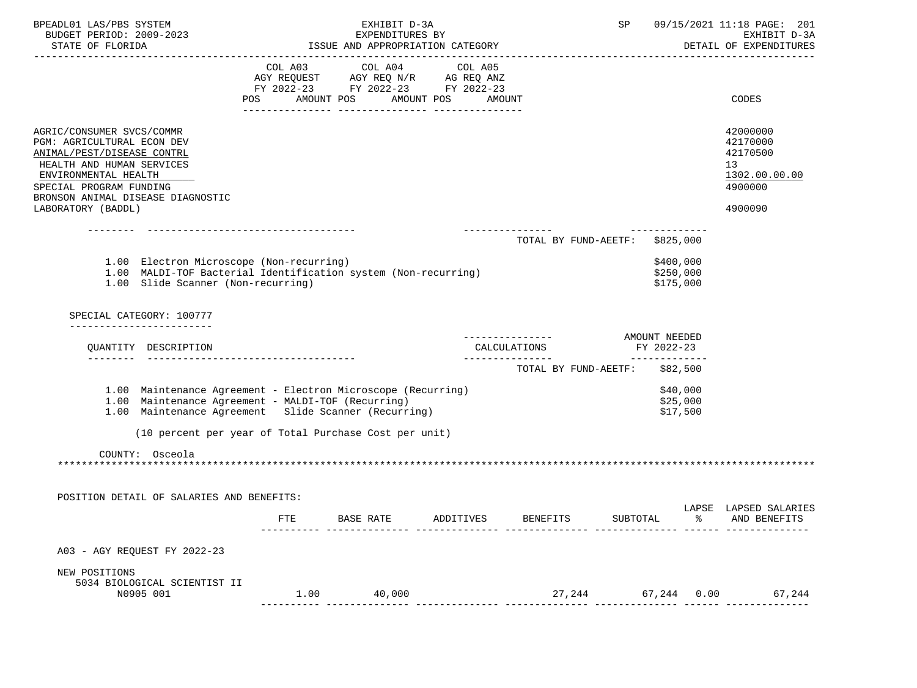| | COL A03 AGY REQUEST FY 2022-23 POS AMOUNT | COL A04 AGY REQ N/R FY 2022-23 POS AMOUNT | COL A05 AG REQ ANZ FY 2022-23 POS AMOUNT | CODES |
|---|---|---|---|---|
| AGRIC/CONSUMER SVCS/COMMR | | | | 42000000 |
| PGM: AGRICULTURAL ECON DEV | | | | 42170000 |
| ANIMAL/PEST/DISEASE CONTRL | | | | 42170500 |
| HEALTH AND HUMAN SERVICES | | | | 13 |
| ENVIRONMENTAL HEALTH | | | | 1302.00.00.00 |
| SPECIAL PROGRAM FUNDING | | | | 4900000 |
| BRONSON ANIMAL DISEASE DIAGNOSTIC LABORATORY (BADDL) | | | | 4900090 |

| QUANTITY | DESCRIPTION | CALCULATIONS | AMOUNT NEEDED FY 2022-23 |
|---|---|---|---|
| | | TOTAL BY FUND-AEETF: | $825,000 |
| 1.00 | Electron Microscope (Non-recurring) | | $400,000 |
| 1.00 | MALDI-TOF Bacterial Identification system (Non-recurring) | | $250,000 |
| 1.00 | Slide Scanner (Non-recurring) | | $175,000 |

SPECIAL CATEGORY: 100777

| QUANTITY | DESCRIPTION | CALCULATIONS | AMOUNT NEEDED FY 2022-23 |
|---|---|---|---|
| | | TOTAL BY FUND-AEETF: | $82,500 |
| 1.00 | Maintenance Agreement - Electron Microscope (Recurring) | | $40,000 |
| 1.00 | Maintenance Agreement - MALDI-TOF (Recurring) | | $25,000 |
| 1.00 | Maintenance Agreement Slide Scanner (Recurring) | | $17,500 |

(10 percent per year of Total Purchase Cost per unit)

COUNTY: Osceola

POSITION DETAIL OF SALARIES AND BENEFITS:

| | FTE | BASE RATE | ADDITIVES | BENEFITS | SUBTOTAL | LAPSE % | LAPSED SALARIES AND BENEFITS |
|---|---|---|---|---|---|---|---|
| A03 - AGY REQUEST FY 2022-23 | | | | | | | |
| NEW POSITIONS | | | | | | | |
| 5034 BIOLOGICAL SCIENTIST II N0905 001 | 1.00 | 40,000 | | 27,244 | 67,244 | 0.00 | 67,244 |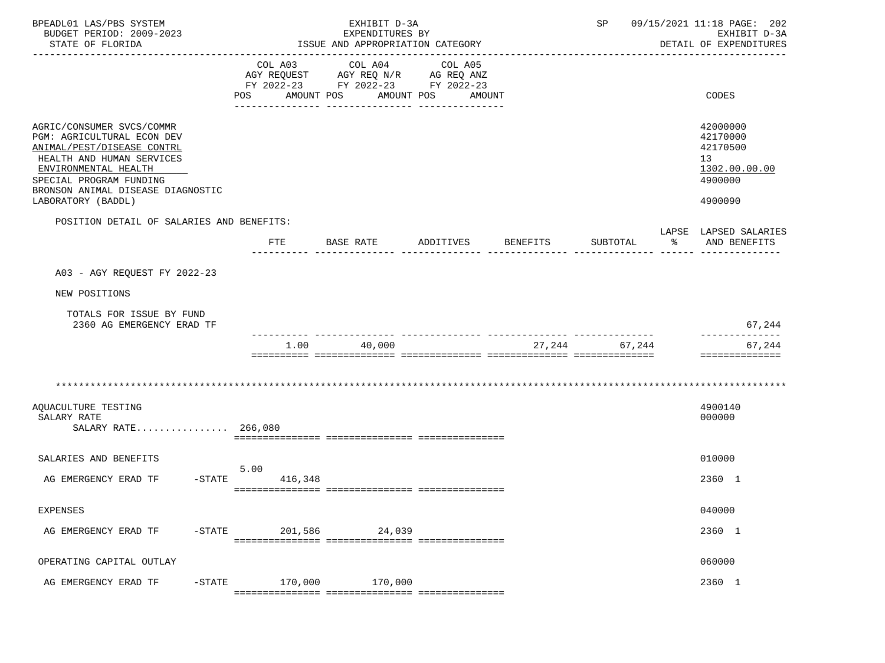BPEADL01 LAS/PBS SYSTEM | EXHIBIT D-3A | SP 09/15/2021 11:18 PAGE: 202
BUDGET PERIOD: 2009-2023 | EXPENDITURES BY | EXHIBIT D-3A
STATE OF FLORIDA | ISSUE AND APPROPRIATION CATEGORY | DETAIL OF EXPENDITURES

| | COL A03 AGY REQUEST FY 2022-23 POS AMOUNT | COL A04 AGY REQ N/R FY 2022-23 POS AMOUNT | COL A05 AG REQ ANZ FY 2022-23 POS AMOUNT | CODES |
|---|---|---|---|---|
| AGRIC/CONSUMER SVCS/COMMR | | | | 42000000 |
| PGM: AGRICULTURAL ECON DEV | | | | 42170000 |
| ANIMAL/PEST/DISEASE CONTRL | | | | 42170500 |
| HEALTH AND HUMAN SERVICES | | | | 13 |
| ENVIRONMENTAL HEALTH | | | | 1302.00.00.00 |
| SPECIAL PROGRAM FUNDING | | | | 4900000 |
| BRONSON ANIMAL DISEASE DIAGNOSTIC LABORATORY (BADDL) | | | | 4900090 |

POSITION DETAIL OF SALARIES AND BENEFITS:

| | FTE | BASE RATE | ADDITIVES | BENEFITS | SUBTOTAL | LAPSE % | LAPSED SALARIES AND BENEFITS |
|---|---|---|---|---|---|---|---|
| A03 - AGY REQUEST FY 2022-23 | | | | | | | |
| NEW POSITIONS | | | | | | | |
| TOTALS FOR ISSUE BY FUND | | | | | | | |
| 2360 AG EMERGENCY ERAD TF | | | | | | | 67,244 |
| | 1.00 | 40,000 | | 27,244 | 67,244 | | 67,244 |

*****************************************************************************************************************

| | COL A03 | COL A04 | COL A05 | CODES |
|---|---|---|---|---|
| AQUACULTURE TESTING | | | | 4900140 |
| SALARY RATE | | | | 000000 |
| SALARY RATE................ | 266,080 | | | |
| SALARIES AND BENEFITS | | | | 010000 |
| AG EMERGENCY ERAD TF -STATE | 5.00 416,348 | | | 2360 1 |
| EXPENSES | | | | 040000 |
| AG EMERGENCY ERAD TF -STATE | 201,586 | 24,039 | | 2360 1 |
| OPERATING CAPITAL OUTLAY | | | | 060000 |
| AG EMERGENCY ERAD TF -STATE | 170,000 | 170,000 | | 2360 1 |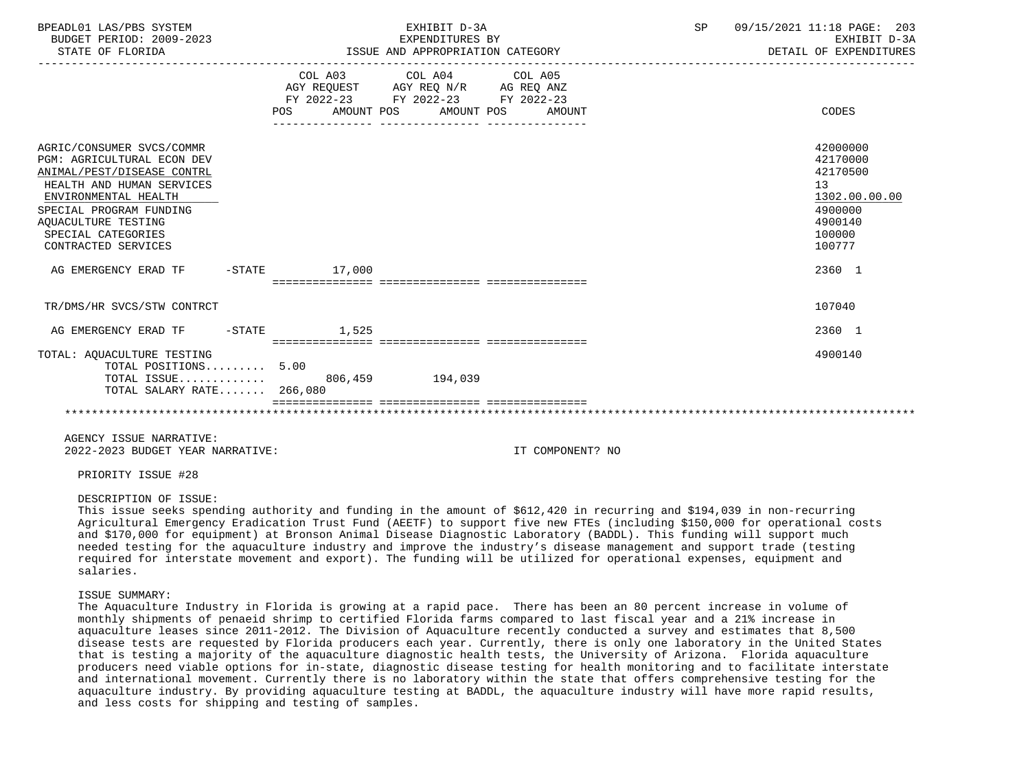BPEADL01 LAS/PBS SYSTEM | EXHIBIT D-3A | SP 09/15/2021 11:18 PAGE: 203
BUDGET PERIOD: 2009-2023 | EXPENDITURES BY | EXHIBIT D-3A
STATE OF FLORIDA | ISSUE AND APPROPRIATION CATEGORY | DETAIL OF EXPENDITURES

| | COL A03 AGY REQUEST FY 2022-23 POS | AMOUNT | COL A04 AGY REQ N/R FY 2022-23 POS | AMOUNT | COL A05 AG REQ ANZ FY 2022-23 POS | AMOUNT | CODES |
|---|---|---|---|---|---|---|---|
| AGRIC/CONSUMER SVCS/COMMR | | | | | | | 42000000 |
| PGM: AGRICULTURAL ECON DEV | | | | | | | 42170000 |
| ANIMAL/PEST/DISEASE CONTRL | | | | | | | 42170500 |
| HEALTH AND HUMAN SERVICES | | | | | | | 13 |
| ENVIRONMENTAL HEALTH | | | | | | | 1302.00.00.00 |
| SPECIAL PROGRAM FUNDING | | | | | | | 4900000 |
| AQUACULTURE TESTING | | | | | | | 4900140 |
| SPECIAL CATEGORIES | | | | | | | 100000 |
| CONTRACTED SERVICES | | | | | | | 100777 |
| AG EMERGENCY ERAD TF -STATE | | 17,000 | | | | | 2360 1 |
| TR/DMS/HR SVCS/STW CONTRCT | | | | | | | 107040 |
| AG EMERGENCY ERAD TF -STATE | | 1,525 | | | | | 2360 1 |
| TOTAL: AQUACULTURE TESTING | | | | | | | 4900140 |
| TOTAL POSITIONS......... | 5.00 | | | | | | |
| TOTAL ISSUE............ | | 806,459 | | 194,039 | | | |
| TOTAL SALARY RATE....... | | 266,080 | | | | | |

AGENCY ISSUE NARRATIVE:
2022-2023 BUDGET YEAR NARRATIVE: IT COMPONENT? NO

PRIORITY ISSUE #28

DESCRIPTION OF ISSUE:
This issue seeks spending authority and funding in the amount of $612,420 in recurring and $194,039 in non-recurring Agricultural Emergency Eradication Trust Fund (AEETF) to support five new FTEs (including $150,000 for operational costs and $170,000 for equipment) at Bronson Animal Disease Diagnostic Laboratory (BADDL). This funding will support much needed testing for the aquaculture industry and improve the industry's disease management and support trade (testing required for interstate movement and export). The funding will be utilized for operational expenses, equipment and salaries.

ISSUE SUMMARY:
The Aquaculture Industry in Florida is growing at a rapid pace. There has been an 80 percent increase in volume of monthly shipments of penaeid shrimp to certified Florida farms compared to last fiscal year and a 21% increase in aquaculture leases since 2011-2012. The Division of Aquaculture recently conducted a survey and estimates that 8,500 disease tests are requested by Florida producers each year. Currently, there is only one laboratory in the United States that is testing a majority of the aquaculture diagnostic health tests, the University of Arizona. Florida aquaculture producers need viable options for in-state, diagnostic disease testing for health monitoring and to facilitate interstate and international movement. Currently there is no laboratory within the state that offers comprehensive testing for the aquaculture industry. By providing aquaculture testing at BADDL, the aquaculture industry will have more rapid results, and less costs for shipping and testing of samples.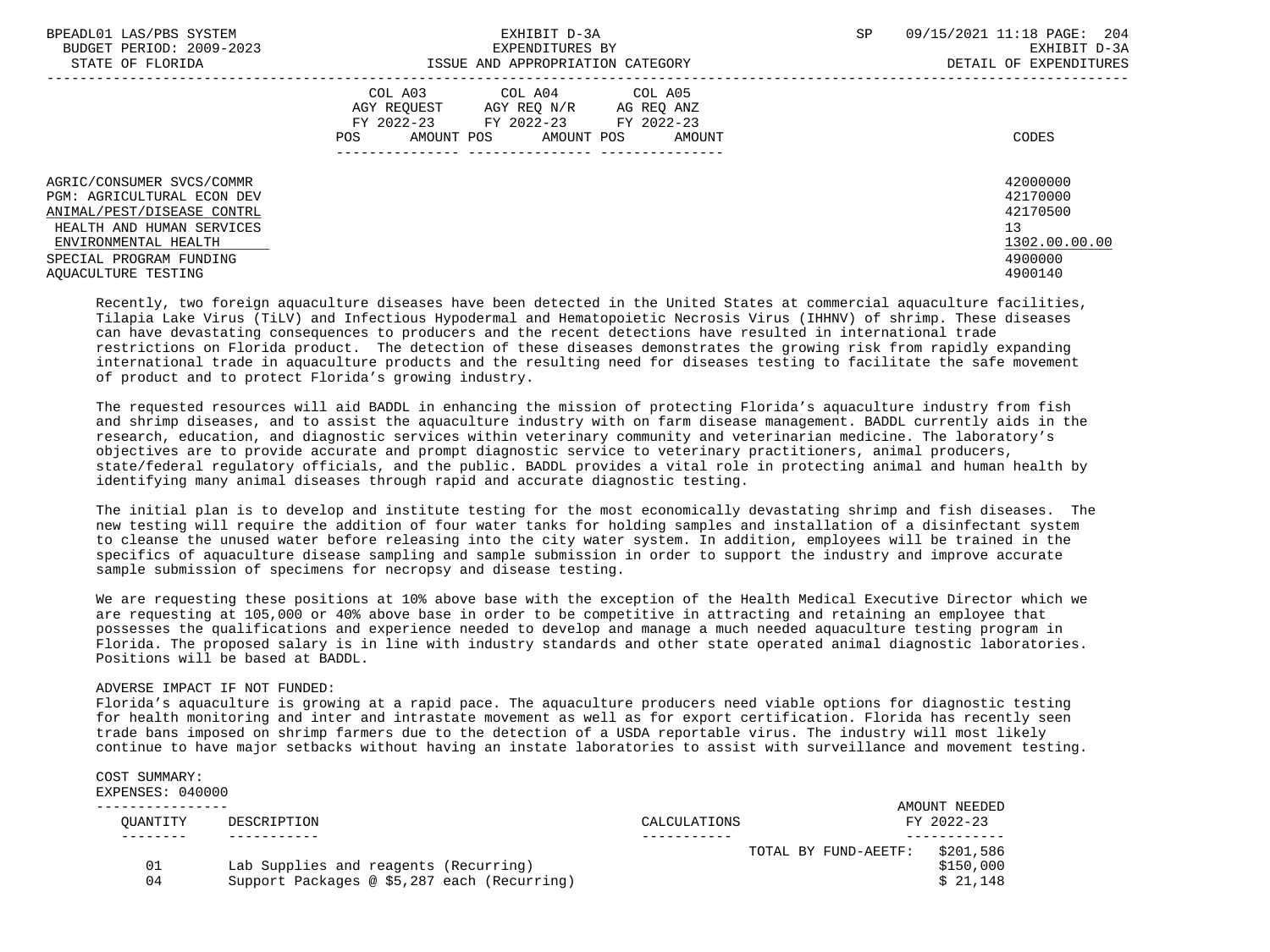| | COL A03 AGY REQUEST FY 2022-23 POS AMOUNT | COL A04 AGY REQ N/R FY 2022-23 POS AMOUNT | COL A05 AG REQ ANZ FY 2022-23 POS AMOUNT | CODES |
|---|---|---|---|---|
| AGRIC/CONSUMER SVCS/COMMR | | | | 42000000 |
| PGM: AGRICULTURAL ECON DEV | | | | 42170000 |
| ANIMAL/PEST/DISEASE CONTRL | | | | 42170500 |
| HEALTH AND HUMAN SERVICES | | | | 13 |
| ENVIRONMENTAL HEALTH | | | | 1302.00.00.00 |
| SPECIAL PROGRAM FUNDING | | | | 4900000 |
| AQUACULTURE TESTING | | | | 4900140 |

Recently, two foreign aquaculture diseases have been detected in the United States at commercial aquaculture facilities, Tilapia Lake Virus (TiLV) and Infectious Hypodermal and Hematopoietic Necrosis Virus (IHHNV) of shrimp. These diseases can have devastating consequences to producers and the recent detections have resulted in international trade restrictions on Florida product. The detection of these diseases demonstrates the growing risk from rapidly expanding international trade in aquaculture products and the resulting need for diseases testing to facilitate the safe movement of product and to protect Florida's growing industry.

The requested resources will aid BADDL in enhancing the mission of protecting Florida's aquaculture industry from fish and shrimp diseases, and to assist the aquaculture industry with on farm disease management. BADDL currently aids in the research, education, and diagnostic services within veterinary community and veterinarian medicine. The laboratory's objectives are to provide accurate and prompt diagnostic service to veterinary practitioners, animal producers, state/federal regulatory officials, and the public. BADDL provides a vital role in protecting animal and human health by identifying many animal diseases through rapid and accurate diagnostic testing.

The initial plan is to develop and institute testing for the most economically devastating shrimp and fish diseases. The new testing will require the addition of four water tanks for holding samples and installation of a disinfectant system to cleanse the unused water before releasing into the city water system. In addition, employees will be trained in the specifics of aquaculture disease sampling and sample submission in order to support the industry and improve accurate sample submission of specimens for necropsy and disease testing.

We are requesting these positions at 10% above base with the exception of the Health Medical Executive Director which we are requesting at 105,000 or 40% above base in order to be competitive in attracting and retaining an employee that possesses the qualifications and experience needed to develop and manage a much needed aquaculture testing program in Florida. The proposed salary is in line with industry standards and other state operated animal diagnostic laboratories. Positions will be based at BADDL.

ADVERSE IMPACT IF NOT FUNDED:
Florida's aquaculture is growing at a rapid pace. The aquaculture producers need viable options for diagnostic testing for health monitoring and inter and intrastate movement as well as for export certification. Florida has recently seen trade bans imposed on shrimp farmers due to the detection of a USDA reportable virus. The industry will most likely continue to have major setbacks without having an instate laboratories to assist with surveillance and movement testing.

COST SUMMARY:
EXPENSES: 040000

| QUANTITY | DESCRIPTION | CALCULATIONS | AMOUNT NEEDED FY 2022-23 |
|---|---|---|---|
| | | TOTAL BY FUND-AEETF: | $201,586 |
| 01 | Lab Supplies and reagents (Recurring) | | $150,000 |
| 04 | Support Packages @ $5,287 each (Recurring) | | $ 21,148 |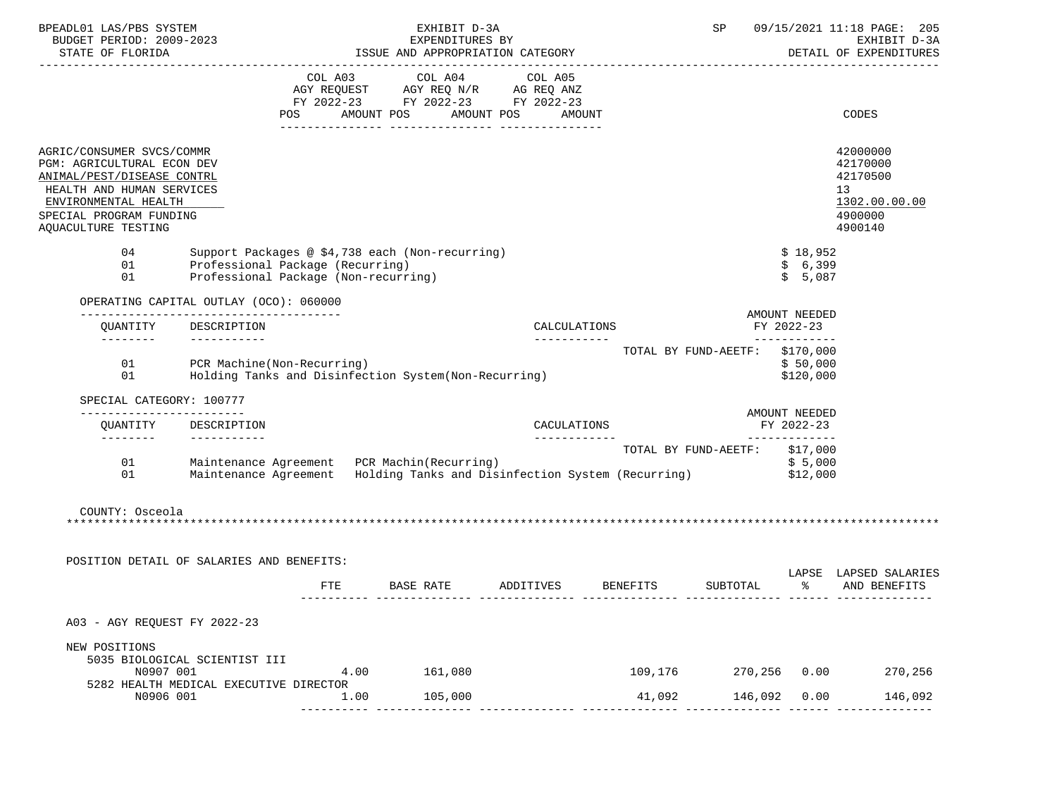| | COL A03 AGY REQUEST FY 2022-23 POS AMOUNT | COL A04 AGY REQ N/R FY 2022-23 POS AMOUNT | COL A05 AG REQ ANZ FY 2022-23 POS AMOUNT | CODES |
|---|---|---|---|---|
| AGRIC/CONSUMER SVCS/COMMR | | | | 42000000 |
| PGM: AGRICULTURAL ECON DEV | | | | 42170000 |
| ANIMAL/PEST/DISEASE CONTRL | | | | 42170500 |
| HEALTH AND HUMAN SERVICES | | | | 13 |
| ENVIRONMENTAL HEALTH | | | | 1302.00.00.00 |
| SPECIAL PROGRAM FUNDING | | | | 4900000 |
| AQUACULTURE TESTING | | | | 4900140 |

| | | |
|---|---|---|
| 04 | Support Packages @ $4,738 each (Non-recurring) | $ 18,952 |
| 01 | Professional Package (Recurring) | $ 6,399 |
| 01 | Professional Package (Non-recurring) | $ 5,087 |

OPERATING CAPITAL OUTLAY (OCO): 060000

| QUANTITY | DESCRIPTION | CALCULATIONS | AMOUNT NEEDED FY 2022-23 |
|---|---|---|---|
| | | TOTAL BY FUND-AEETF: | $170,000 |
| 01 | PCR Machine(Non-Recurring) | | $ 50,000 |
| 01 | Holding Tanks and Disinfection System(Non-Recurring) | | $120,000 |

SPECIAL CATEGORY: 100777

| QUANTITY | DESCRIPTION | CACULATIONS | AMOUNT NEEDED FY 2022-23 |
|---|---|---|---|
| | | TOTAL BY FUND-AEETF: | $17,000 |
| 01 | Maintenance Agreement PCR Machin(Recurring) | | $ 5,000 |
| 01 | Maintenance Agreement Holding Tanks and Disinfection System (Recurring) | | $12,000 |

COUNTY: Osceola

POSITION DETAIL OF SALARIES AND BENEFITS:

| | FTE | BASE RATE | ADDITIVES | BENEFITS | SUBTOTAL | LAPSE % | LAPSED SALARIES AND BENEFITS |
|---|---|---|---|---|---|---|---|
| A03 - AGY REQUEST FY 2022-23 | | | | | | | |
| NEW POSITIONS | | | | | | | |
| 5035 BIOLOGICAL SCIENTIST III | | | | | | | |
| N0907 001 | 4.00 | 161,080 | | 109,176 | 270,256 | 0.00 | 270,256 |
| 5282 HEALTH MEDICAL EXECUTIVE DIRECTOR | | | | | | | |
| N0906 001 | 1.00 | 105,000 | | 41,092 | 146,092 | 0.00 | 146,092 |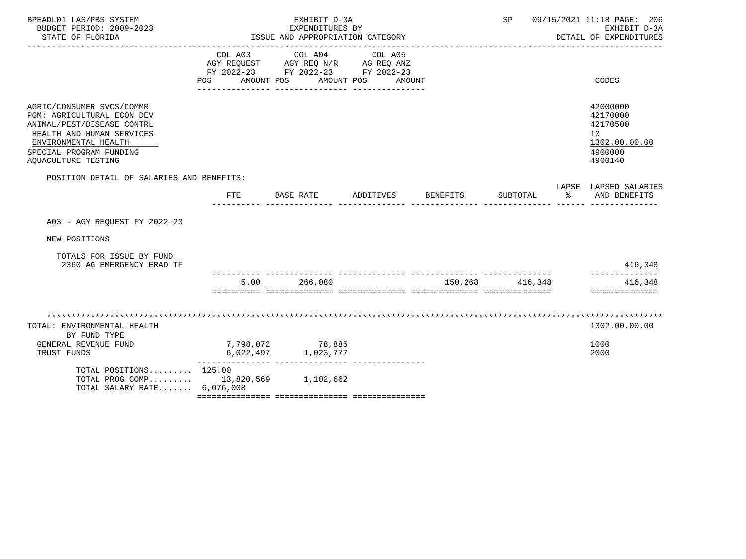BPEADL01 LAS/PBS SYSTEM | EXHIBIT D-3A | SP 09/15/2021 11:18
BUDGET PERIOD: 2009-2023 | EXPENDITURES BY | EXHIBIT D-3A
STATE OF FLORIDA | ISSUE AND APPROPRIATION CATEGORY | DETAIL OF EXPENDITURES

| | COL A03 AGY REQUEST FY 2022-23 POS AMOUNT | COL A04 AGY REQ N/R FY 2022-23 POS AMOUNT | COL A05 AG REQ ANZ FY 2022-23 POS AMOUNT | CODES |
|---|---|---|---|---|
| AGRIC/CONSUMER SVCS/COMMR | | | | 42000000 |
| PGM: AGRICULTURAL ECON DEV | | | | 42170000 |
| ANIMAL/PEST/DISEASE CONTRL | | | | 42170500 |
| HEALTH AND HUMAN SERVICES | | | | 13 |
| ENVIRONMENTAL HEALTH | | | | 1302.00.00.00 |
| SPECIAL PROGRAM FUNDING | | | | 4900000 |
| AQUACULTURE TESTING | | | | 4900140 |

POSITION DETAIL OF SALARIES AND BENEFITS:

| | FTE | BASE RATE | ADDITIVES | BENEFITS | SUBTOTAL | LAPSE % | LAPSED SALARIES AND BENEFITS |
|---|---|---|---|---|---|---|---|
| A03 - AGY REQUEST FY 2022-23 | | | | | | | |
| NEW POSITIONS | | | | | | | |
| TOTALS FOR ISSUE BY FUND | | | | | | | |
| 2360 AG EMERGENCY ERAD TF | | | | | | | 416,348 |
| | 5.00 | 266,080 | | 150,268 | 416,348 | | 416,348 |

| TOTAL: ENVIRONMENTAL HEALTH | COL A03 | COL A04 | COL A05 | 1302.00.00.00 |
|---|---|---|---|---|
| BY FUND TYPE | | | | |
| GENERAL REVENUE FUND | 7,798,072 | 78,885 | | 1000 |
| TRUST FUNDS | 6,022,497 | 1,023,777 | | 2000 |
| TOTAL POSITIONS......... | 125.00 | | | |
| TOTAL PROG COMP......... | 13,820,569 | 1,102,662 | | |
| TOTAL SALARY RATE....... | 6,076,008 | | | |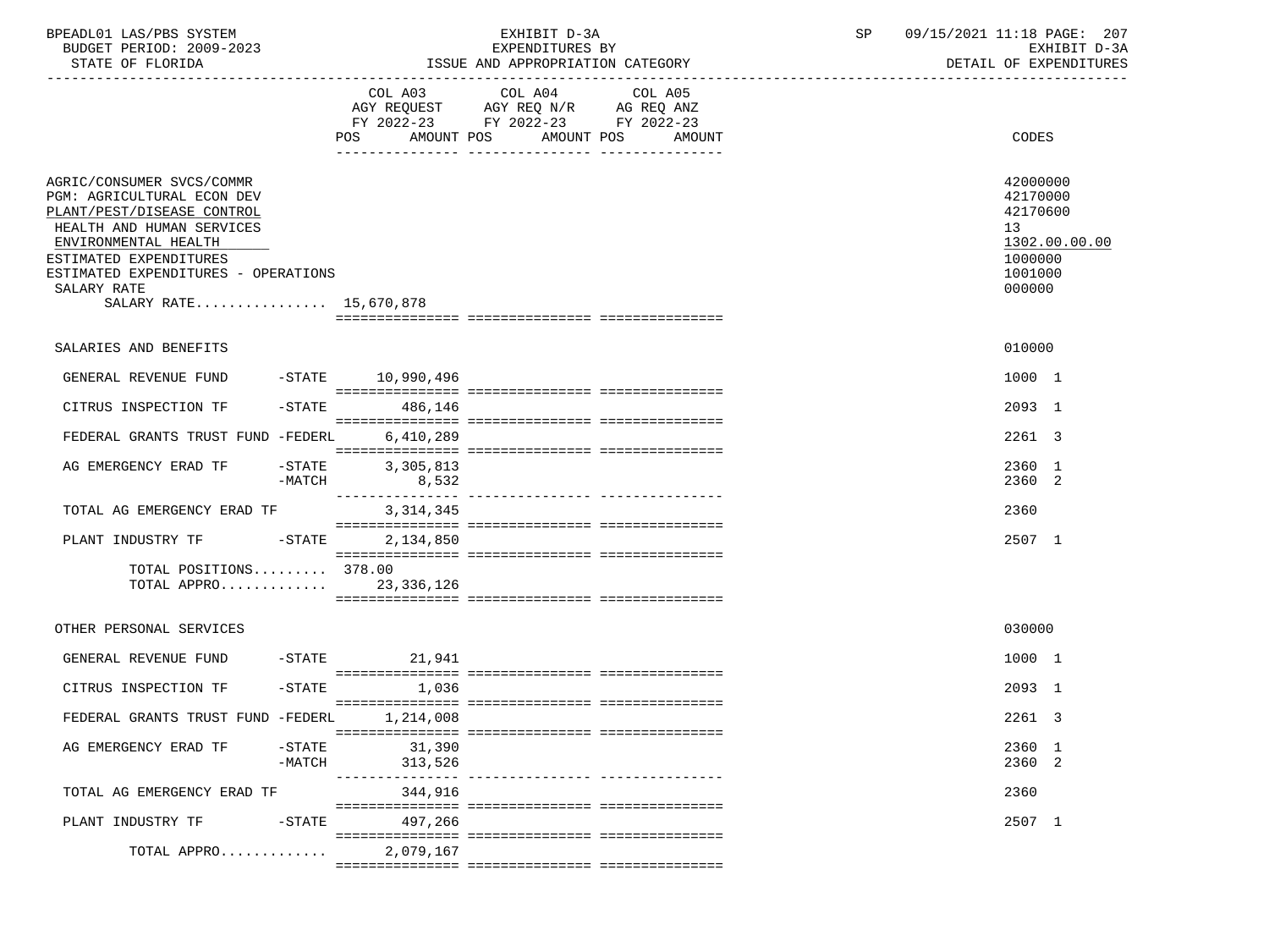BPEADL01 LAS/PBS SYSTEM | EXHIBIT D-3A | SP 09/15/2021 11:18 PAGE: 207
BUDGET PERIOD: 2009-2023 | EXPENDITURES BY | EXHIBIT D-3A
STATE OF FLORIDA | ISSUE AND APPROPRIATION CATEGORY | DETAIL OF EXPENDITURES

| | | COL A03 AGY REQUEST FY 2022-23 POS AMOUNT | COL A04 AGY REQ N/R FY 2022-23 POS AMOUNT | COL A05 AG REQ ANZ FY 2022-23 POS AMOUNT | CODES |
|---|---|---|---|---|---|
| AGRIC/CONSUMER SVCS/COMMR | | | | | 42000000 |
| PGM: AGRICULTURAL ECON DEV | | | | | 42170000 |
| PLANT/PEST/DISEASE CONTROL | | | | | 42170600 |
| HEALTH AND HUMAN SERVICES | | | | | 13 |
| ENVIRONMENTAL HEALTH | | | | | 1302.00.00.00 |
| ESTIMATED EXPENDITURES | | | | | 1000000 |
| ESTIMATED EXPENDITURES - OPERATIONS | | | | | 1001000 |
| SALARY RATE | | | | | 000000 |
| SALARY RATE................ 15,670,878 | | | | | |
| SALARIES AND BENEFITS | | | | | 010000 |
| GENERAL REVENUE FUND | -STATE | 10,990,496 | | | 1000 1 |
| CITRUS INSPECTION TF | -STATE | 486,146 | | | 2093 1 |
| FEDERAL GRANTS TRUST FUND | -FEDERL | 6,410,289 | | | 2261 3 |
| AG EMERGENCY ERAD TF | -STATE | 3,305,813 | | | 2360 1 |
| | -MATCH | 8,532 | | | 2360 2 |
| TOTAL AG EMERGENCY ERAD TF | | 3,314,345 | | | 2360 |
| PLANT INDUSTRY TF | -STATE | 2,134,850 | | | 2507 1 |
| TOTAL POSITIONS......... 378.00 | | | | | |
| TOTAL APPRO............. | | 23,336,126 | | | |
| OTHER PERSONAL SERVICES | | | | | 030000 |
| GENERAL REVENUE FUND | -STATE | 21,941 | | | 1000 1 |
| CITRUS INSPECTION TF | -STATE | 1,036 | | | 2093 1 |
| FEDERAL GRANTS TRUST FUND | -FEDERL | 1,214,008 | | | 2261 3 |
| AG EMERGENCY ERAD TF | -STATE | 31,390 | | | 2360 1 |
| | -MATCH | 313,526 | | | 2360 2 |
| TOTAL AG EMERGENCY ERAD TF | | 344,916 | | | 2360 |
| PLANT INDUSTRY TF | -STATE | 497,266 | | | 2507 1 |
| TOTAL APPRO............. | | 2,079,167 | | | |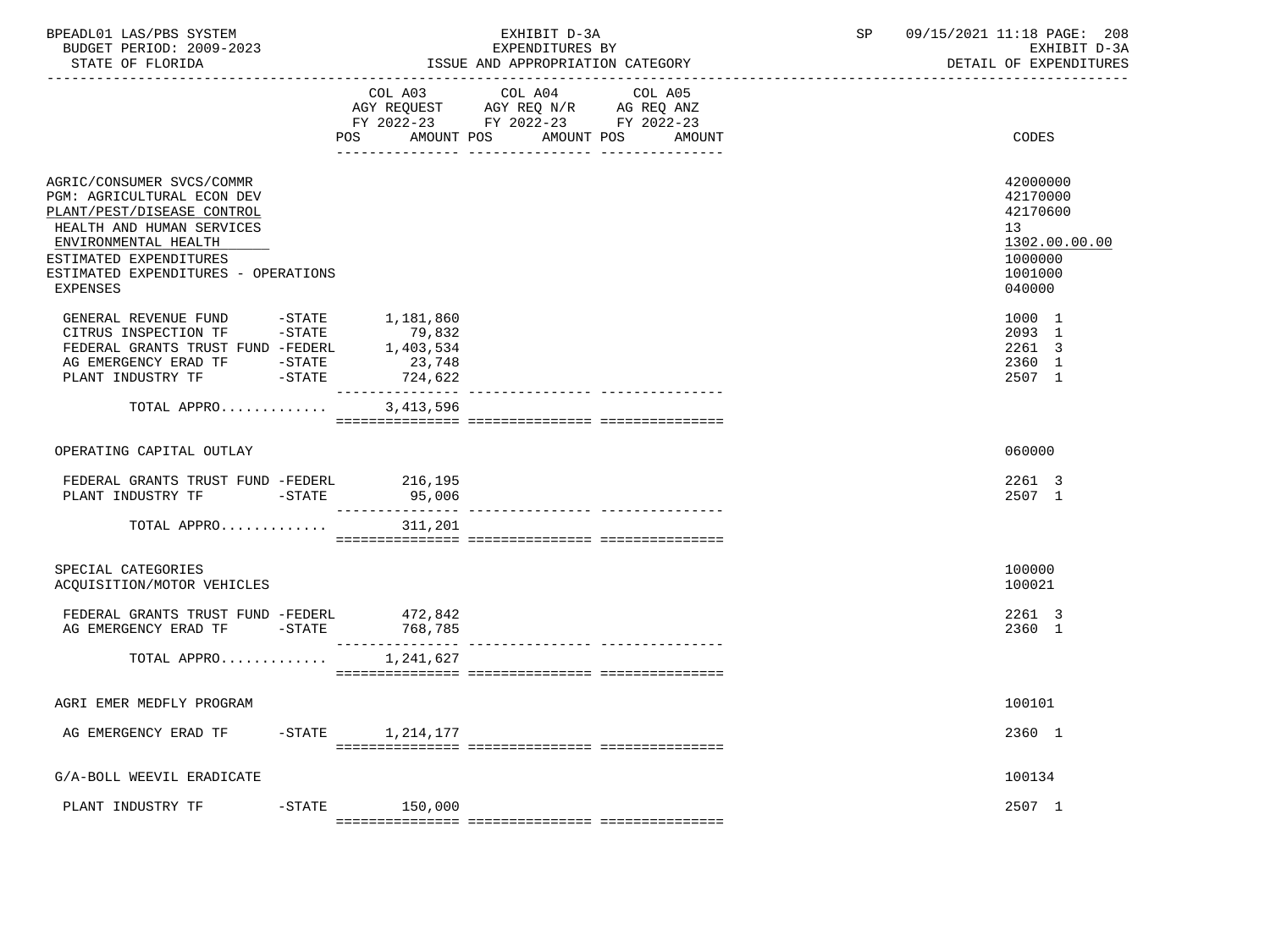BPEADL01 LAS/PBS SYSTEM | EXHIBIT D-3A | SP 09/15/2021 11:18 PAGE: 208
BUDGET PERIOD: 2009-2023 | EXPENDITURES BY | EXHIBIT D-3A
STATE OF FLORIDA | ISSUE AND APPROPRIATION CATEGORY | DETAIL OF EXPENDITURES

| | COL A03 AGY REQUEST FY 2022-23 POS AMOUNT | COL A04 AGY REQ N/R FY 2022-23 POS AMOUNT | COL A05 AG REQ ANZ FY 2022-23 POS AMOUNT | CODES |
|---|---|---|---|---|
| AGRIC/CONSUMER SVCS/COMMR | | | | 42000000 |
| PGM: AGRICULTURAL ECON DEV | | | | 42170000 |
| PLANT/PEST/DISEASE CONTROL | | | | 42170600 |
| HEALTH AND HUMAN SERVICES | | | | 13 |
| ENVIRONMENTAL HEALTH | | | | 1302.00.00.00 |
| ESTIMATED EXPENDITURES | | | | 1000000 |
| ESTIMATED EXPENDITURES - OPERATIONS | | | | 1001000 |
| EXPENSES | | | | 040000 |
| GENERAL REVENUE FUND -STATE | 1,181,860 | | | 1000 1 |
| CITRUS INSPECTION TF -STATE | 79,832 | | | 2093 1 |
| FEDERAL GRANTS TRUST FUND -FEDERL | 1,403,534 | | | 2261 3 |
| AG EMERGENCY ERAD TF -STATE | 23,748 | | | 2360 1 |
| PLANT INDUSTRY TF -STATE | 724,622 | | | 2507 1 |
| TOTAL APPRO............ | 3,413,596 | | | |
| OPERATING CAPITAL OUTLAY | | | | 060000 |
| FEDERAL GRANTS TRUST FUND -FEDERL | 216,195 | | | 2261 3 |
| PLANT INDUSTRY TF -STATE | 95,006 | | | 2507 1 |
| TOTAL APPRO............ | 311,201 | | | |
| SPECIAL CATEGORIES | | | | 100000 |
| ACQUISITION/MOTOR VEHICLES | | | | 100021 |
| FEDERAL GRANTS TRUST FUND -FEDERL | 472,842 | | | 2261 3 |
| AG EMERGENCY ERAD TF -STATE | 768,785 | | | 2360 1 |
| TOTAL APPRO............ | 1,241,627 | | | |
| AGRI EMER MEDFLY PROGRAM | | | | 100101 |
| AG EMERGENCY ERAD TF -STATE | 1,214,177 | | | 2360 1 |
| G/A-BOLL WEEVIL ERADICATE | | | | 100134 |
| PLANT INDUSTRY TF -STATE | 150,000 | | | 2507 1 |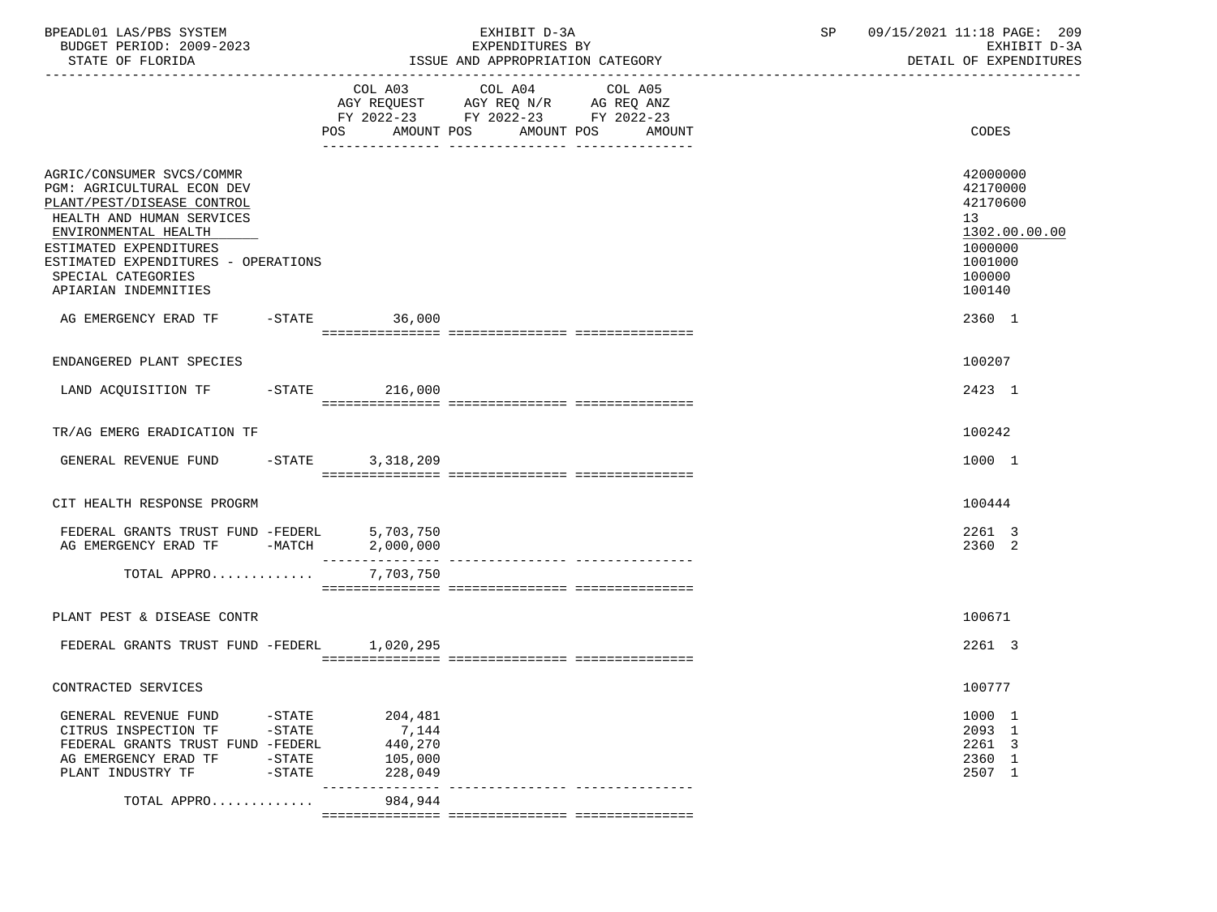BPEADL01 LAS/PBS SYSTEM
BUDGET PERIOD: 2009-2023
STATE OF FLORIDA

EXHIBIT D-3A
EXPENDITURES BY
ISSUE AND APPROPRIATION CATEGORY

SP 09/15/2021 11:18 PAGE: 209
EXHIBIT D-3A
DETAIL OF EXPENDITURES

| | COL A03 AGY REQUEST FY 2022-23 POS | AMOUNT | COL A04 AGY REQ N/R FY 2022-23 POS | AMOUNT | COL A05 AG REQ ANZ FY 2022-23 POS | AMOUNT | CODES |
|---|---|---|---|---|---|---|---|
| AGRIC/CONSUMER SVCS/COMMR | | | | | | | 42000000 |
| PGM: AGRICULTURAL ECON DEV | | | | | | | 42170000 |
| PLANT/PEST/DISEASE CONTROL | | | | | | | 42170600 |
| HEALTH AND HUMAN SERVICES | | | | | | | 13 |
| ENVIRONMENTAL HEALTH | | | | | | | 1302.00.00.00 |
| ESTIMATED EXPENDITURES | | | | | | | 1000000 |
| ESTIMATED EXPENDITURES - OPERATIONS | | | | | | | 1001000 |
| SPECIAL CATEGORIES | | | | | | | 100000 |
| APIARIAN INDEMNITIES | | | | | | | 100140 |
| AG EMERGENCY ERAD TF -STATE | | 36,000 | | | | | 2360 1 |
| ENDANGERED PLANT SPECIES | | | | | | | 100207 |
| LAND ACQUISITION TF -STATE | | 216,000 | | | | | 2423 1 |
| TR/AG EMERG ERADICATION TF | | | | | | | 100242 |
| GENERAL REVENUE FUND -STATE | | 3,318,209 | | | | | 1000 1 |
| CIT HEALTH RESPONSE PROGRM | | | | | | | 100444 |
| FEDERAL GRANTS TRUST FUND -FEDERL | | 5,703,750 | | | | | 2261 3 |
| AG EMERGENCY ERAD TF -MATCH | | 2,000,000 | | | | | 2360 2 |
| TOTAL APPRO............. | | 7,703,750 | | | | | |
| PLANT PEST & DISEASE CONTR | | | | | | | 100671 |
| FEDERAL GRANTS TRUST FUND -FEDERL | | 1,020,295 | | | | | 2261 3 |
| CONTRACTED SERVICES | | | | | | | 100777 |
| GENERAL REVENUE FUND -STATE | | 204,481 | | | | | 1000 1 |
| CITRUS INSPECTION TF -STATE | | 7,144 | | | | | 2093 1 |
| FEDERAL GRANTS TRUST FUND -FEDERL | | 440,270 | | | | | 2261 3 |
| AG EMERGENCY ERAD TF -STATE | | 105,000 | | | | | 2360 1 |
| PLANT INDUSTRY TF -STATE | | 228,049 | | | | | 2507 1 |
| TOTAL APPRO............. | | 984,944 | | | | | |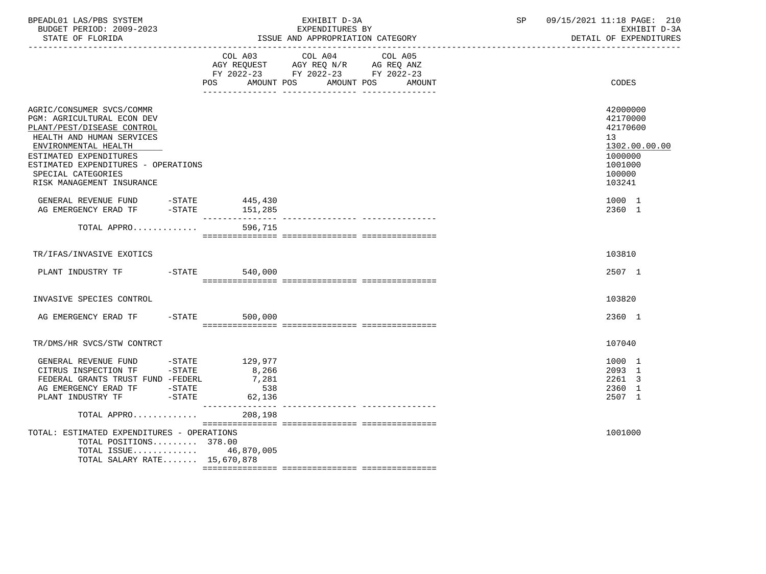BPEADL01 LAS/PBS SYSTEM | EXHIBIT D-3A | SP 09/15/2021 11:18 PAGE: 210
BUDGET PERIOD: 2009-2023 | EXPENDITURES BY | EXHIBIT D-3A
STATE OF FLORIDA | ISSUE AND APPROPRIATION CATEGORY | DETAIL OF EXPENDITURES

| | COL A03 AGY REQUEST FY 2022-23 POS AMOUNT | COL A04 AGY REQ N/R FY 2022-23 POS AMOUNT | COL A05 AG REQ ANZ FY 2022-23 POS AMOUNT | CODES |
|---|---|---|---|---|
| AGRIC/CONSUMER SVCS/COMMR | | | | 42000000 |
| PGM: AGRICULTURAL ECON DEV | | | | 42170000 |
| PLANT/PEST/DISEASE CONTROL | | | | 42170600 |
| HEALTH AND HUMAN SERVICES | | | | 13 |
| ENVIRONMENTAL HEALTH | | | | 1302.00.00.00 |
| ESTIMATED EXPENDITURES | | | | 1000000 |
| ESTIMATED EXPENDITURES - OPERATIONS | | | | 1001000 |
| SPECIAL CATEGORIES | | | | 100000 |
| RISK MANAGEMENT INSURANCE | | | | 103241 |
| GENERAL REVENUE FUND -STATE | 445,430 | | | 1000 1 |
| AG EMERGENCY ERAD TF -STATE | 151,285 | | | 2360 1 |
| TOTAL APPRO............ | 596,715 | | | |
| TR/IFAS/INVASIVE EXOTICS | | | | 103810 |
| PLANT INDUSTRY TF -STATE | 540,000 | | | 2507 1 |
| INVASIVE SPECIES CONTROL | | | | 103820 |
| AG EMERGENCY ERAD TF -STATE | 500,000 | | | 2360 1 |
| TR/DMS/HR SVCS/STW CONTRCT | | | | 107040 |
| GENERAL REVENUE FUND -STATE | 129,977 | | | 1000 1 |
| CITRUS INSPECTION TF -STATE | 8,266 | | | 2093 1 |
| FEDERAL GRANTS TRUST FUND -FEDERL | 7,281 | | | 2261 3 |
| AG EMERGENCY ERAD TF -STATE | 538 | | | 2360 1 |
| PLANT INDUSTRY TF -STATE | 62,136 | | | 2507 1 |
| TOTAL APPRO............ | 208,198 | | | |
| TOTAL: ESTIMATED EXPENDITURES - OPERATIONS | | | | 1001000 |
| TOTAL POSITIONS......... | 378.00 | | | |
| TOTAL ISSUE............ | 46,870,005 | | | |
| TOTAL SALARY RATE....... | 15,670,878 | | | |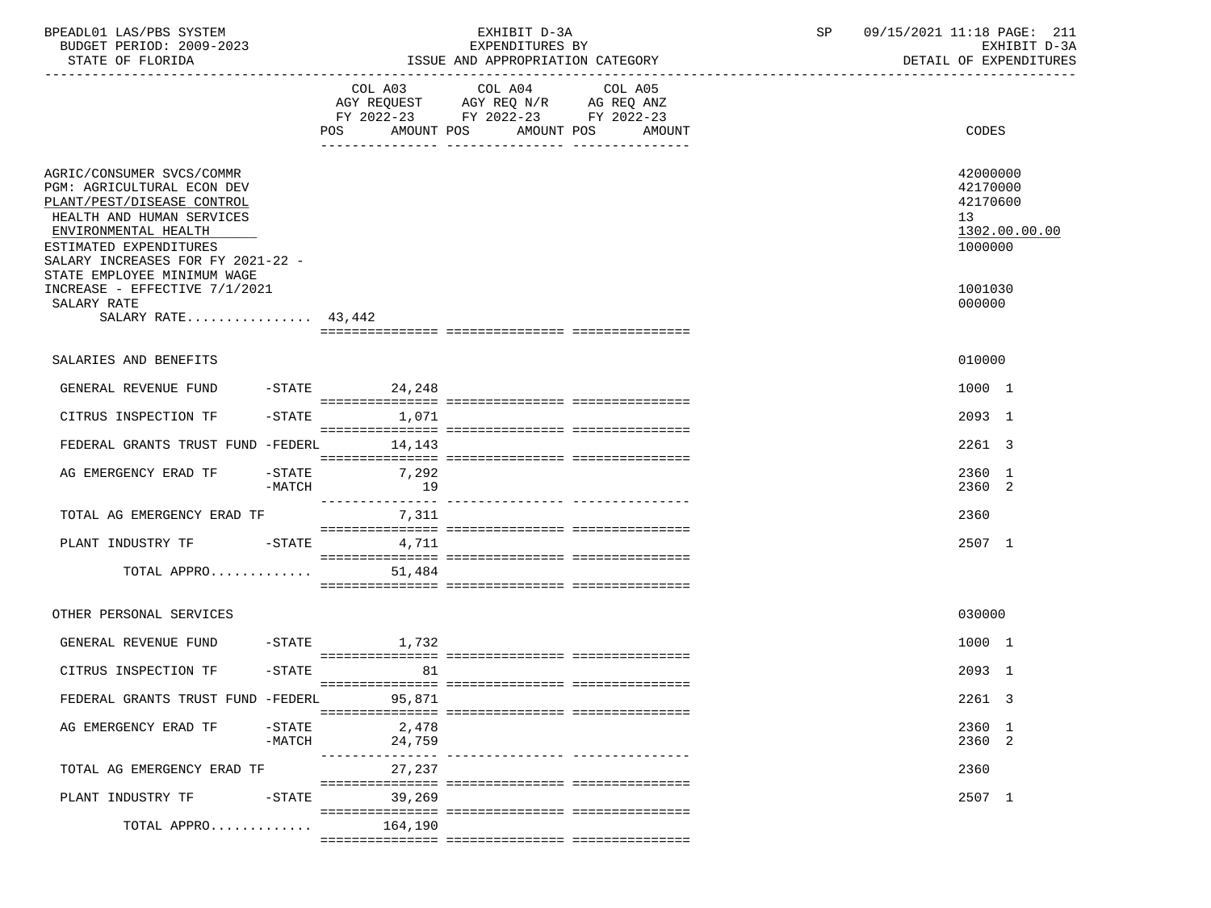BPEADL01 LAS/PBS SYSTEM | EXHIBIT D-3A | SP 09/15/2021 11:18 PAGE: 211
BUDGET PERIOD: 2009-2023 | EXPENDITURES BY | EXHIBIT D-3A
STATE OF FLORIDA | ISSUE AND APPROPRIATION CATEGORY | DETAIL OF EXPENDITURES

| | | COL A03 AGY REQUEST FY 2022-23 POS AMOUNT | COL A04 AGY REQ N/R FY 2022-23 POS AMOUNT | COL A05 AG REQ ANZ FY 2022-23 POS AMOUNT | CODES |
|---|---|---|---|---|---|
| AGRIC/CONSUMER SVCS/COMMR | | | | | 42000000 |
| PGM: AGRICULTURAL ECON DEV | | | | | 42170000 |
| PLANT/PEST/DISEASE CONTROL | | | | | 42170600 |
| HEALTH AND HUMAN SERVICES | | | | | 13 |
| ENVIRONMENTAL HEALTH | | | | | 1302.00.00.00 |
| ESTIMATED EXPENDITURES | | | | | 1000000 |
| SALARY INCREASES FOR FY 2021-22 - STATE EMPLOYEE MINIMUM WAGE INCREASE - EFFECTIVE 7/1/2021 | | | | | 1001030 |
| SALARY RATE | | | | | 000000 |
| SALARY RATE................ 43,442 | | | | | |
| SALARIES AND BENEFITS | | | | | 010000 |
| GENERAL REVENUE FUND | -STATE | 24,248 | | | 1000 1 |
| CITRUS INSPECTION TF | -STATE | 1,071 | | | 2093 1 |
| FEDERAL GRANTS TRUST FUND | -FEDERL | 14,143 | | | 2261 3 |
| AG EMERGENCY ERAD TF | -STATE | 7,292 | | | 2360 1 |
| | -MATCH | 19 | | | 2360 2 |
| TOTAL AG EMERGENCY ERAD TF | | 7,311 | | | 2360 |
| PLANT INDUSTRY TF | -STATE | 4,711 | | | 2507 1 |
| TOTAL APPRO............. | | 51,484 | | | |
| OTHER PERSONAL SERVICES | | | | | 030000 |
| GENERAL REVENUE FUND | -STATE | 1,732 | | | 1000 1 |
| CITRUS INSPECTION TF | -STATE | 81 | | | 2093 1 |
| FEDERAL GRANTS TRUST FUND | -FEDERL | 95,871 | | | 2261 3 |
| AG EMERGENCY ERAD TF | -STATE | 2,478 | | | 2360 1 |
| | -MATCH | 24,759 | | | 2360 2 |
| TOTAL AG EMERGENCY ERAD TF | | 27,237 | | | 2360 |
| PLANT INDUSTRY TF | -STATE | 39,269 | | | 2507 1 |
| TOTAL APPRO............. | | 164,190 | | | |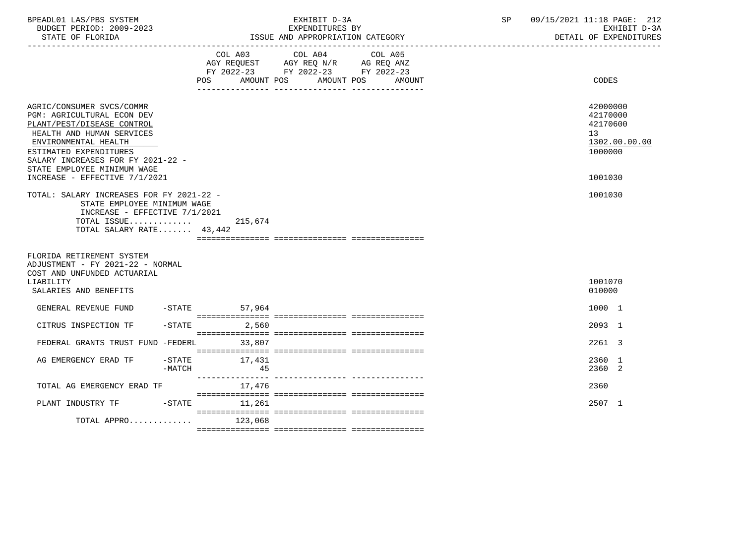BPEADL01 LAS/PBS SYSTEM — EXHIBIT D-3A — EXPENDITURES BY ISSUE AND APPROPRIATION CATEGORY
BUDGET PERIOD: 2009-2023 — STATE OF FLORIDA
SP 09/15/2021 11:18 — EXHIBIT D-3A — DETAIL OF EXPENDITURES

| | COL A03 AGY REQUEST FY 2022-23 POS | AMOUNT | COL A04 AGY REQ N/R FY 2022-23 POS | AMOUNT | COL A05 AG REQ ANZ FY 2022-23 POS | AMOUNT | CODES |
|---|---|---|---|---|---|---|---|
| AGRIC/CONSUMER SVCS/COMMR | | | | | | | 42000000 |
| PGM: AGRICULTURAL ECON DEV | | | | | | | 42170000 |
| PLANT/PEST/DISEASE CONTROL | | | | | | | 42170600 |
| HEALTH AND HUMAN SERVICES | | | | | | | 13 |
| ENVIRONMENTAL HEALTH | | | | | | | 1302.00.00.00 |
| ESTIMATED EXPENDITURES | | | | | | | 1000000 |
| SALARY INCREASES FOR FY 2021-22 - STATE EMPLOYEE MINIMUM WAGE INCREASE - EFFECTIVE 7/1/2021 | | | | | | | 1001030 |
| TOTAL: SALARY INCREASES FOR FY 2021-22 - STATE EMPLOYEE MINIMUM WAGE INCREASE - EFFECTIVE 7/1/2021 | | | | | | | 1001030 |
| TOTAL ISSUE............. | | 215,674 | | | | | |
| TOTAL SALARY RATE....... | | 43,442 | | | | | |
| FLORIDA RETIREMENT SYSTEM ADJUSTMENT - FY 2021-22 - NORMAL COST AND UNFUNDED ACTUARIAL LIABILITY | | | | | | | 1001070 |
| SALARIES AND BENEFITS | | | | | | | 010000 |
| GENERAL REVENUE FUND -STATE | | 57,964 | | | | | 1000 1 |
| CITRUS INSPECTION TF -STATE | | 2,560 | | | | | 2093 1 |
| FEDERAL GRANTS TRUST FUND -FEDERL | | 33,807 | | | | | 2261 3 |
| AG EMERGENCY ERAD TF -STATE | | 17,431 | | | | | 2360 1 |
| -MATCH | | 45 | | | | | 2360 2 |
| TOTAL AG EMERGENCY ERAD TF | | 17,476 | | | | | 2360 |
| PLANT INDUSTRY TF -STATE | | 11,261 | | | | | 2507 1 |
| TOTAL APPRO............. | | 123,068 | | | | | |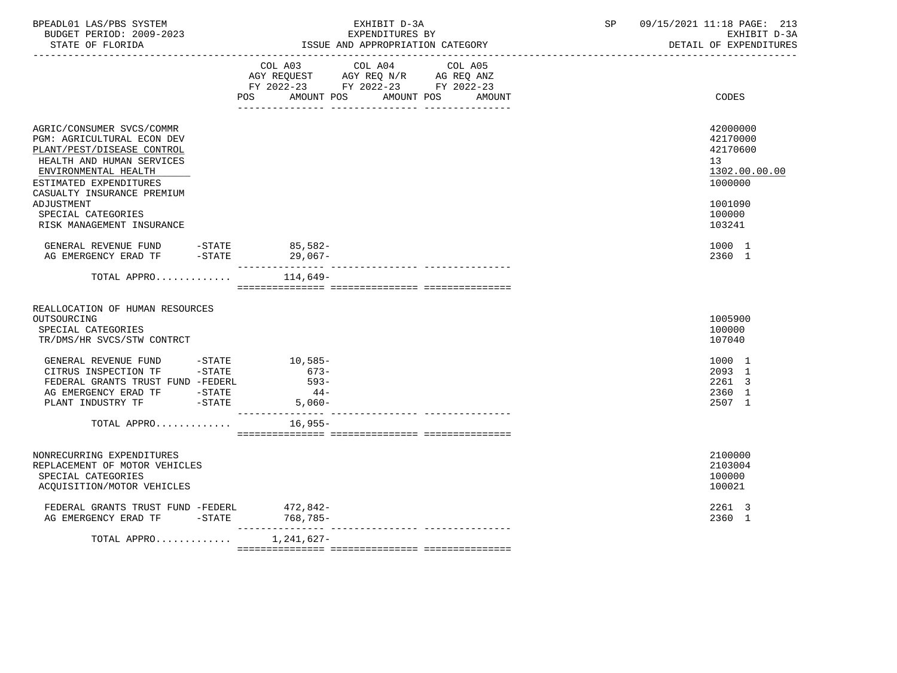BPEADL01 LAS/PBS SYSTEM — EXHIBIT D-3A — EXPENDITURES BY ISSUE AND APPROPRIATION CATEGORY — SP 09/15/2021 11:18 PAGE: 213
BUDGET PERIOD: 2009-2023 — EXHIBIT D-3A
STATE OF FLORIDA — DETAIL OF EXPENDITURES

| | COL A03 AGY REQUEST FY 2022-23 POS | AMOUNT | COL A04 AGY REQ N/R FY 2022-23 POS | AMOUNT | COL A05 AG REQ ANZ FY 2022-23 POS | AMOUNT | CODES |
|---|---|---|---|---|---|---|---|
| AGRIC/CONSUMER SVCS/COMMR | | | | | | | 42000000 |
| PGM: AGRICULTURAL ECON DEV | | | | | | | 42170000 |
| PLANT/PEST/DISEASE CONTROL | | | | | | | 42170600 |
| HEALTH AND HUMAN SERVICES | | | | | | | 13 |
| ENVIRONMENTAL HEALTH | | | | | | | 1302.00.00.00 |
| ESTIMATED EXPENDITURES | | | | | | | 1000000 |
| CASUALTY INSURANCE PREMIUM ADJUSTMENT | | | | | | | 1001090 |
| SPECIAL CATEGORIES | | | | | | | 100000 |
| RISK MANAGEMENT INSURANCE | | | | | | | 103241 |
| GENERAL REVENUE FUND -STATE | | 85,582- | | | | | 1000 1 |
| AG EMERGENCY ERAD TF -STATE | | 29,067- | | | | | 2360 1 |
| TOTAL APPRO............. | | 114,649- | | | | | |
| REALLOCATION OF HUMAN RESOURCES OUTSOURCING | | | | | | | 1005900 |
| SPECIAL CATEGORIES | | | | | | | 100000 |
| TR/DMS/HR SVCS/STW CONTRCT | | | | | | | 107040 |
| GENERAL REVENUE FUND -STATE | | 10,585- | | | | | 1000 1 |
| CITRUS INSPECTION TF -STATE | | 673- | | | | | 2093 1 |
| FEDERAL GRANTS TRUST FUND -FEDERL | | 593- | | | | | 2261 3 |
| AG EMERGENCY ERAD TF -STATE | | 44- | | | | | 2360 1 |
| PLANT INDUSTRY TF -STATE | | 5,060- | | | | | 2507 1 |
| TOTAL APPRO............. | | 16,955- | | | | | |
| NONRECURRING EXPENDITURES | | | | | | | 2100000 |
| REPLACEMENT OF MOTOR VEHICLES | | | | | | | 2103004 |
| SPECIAL CATEGORIES | | | | | | | 100000 |
| ACQUISITION/MOTOR VEHICLES | | | | | | | 100021 |
| FEDERAL GRANTS TRUST FUND -FEDERL | | 472,842- | | | | | 2261 3 |
| AG EMERGENCY ERAD TF -STATE | | 768,785- | | | | | 2360 1 |
| TOTAL APPRO............. | | 1,241,627- | | | | | |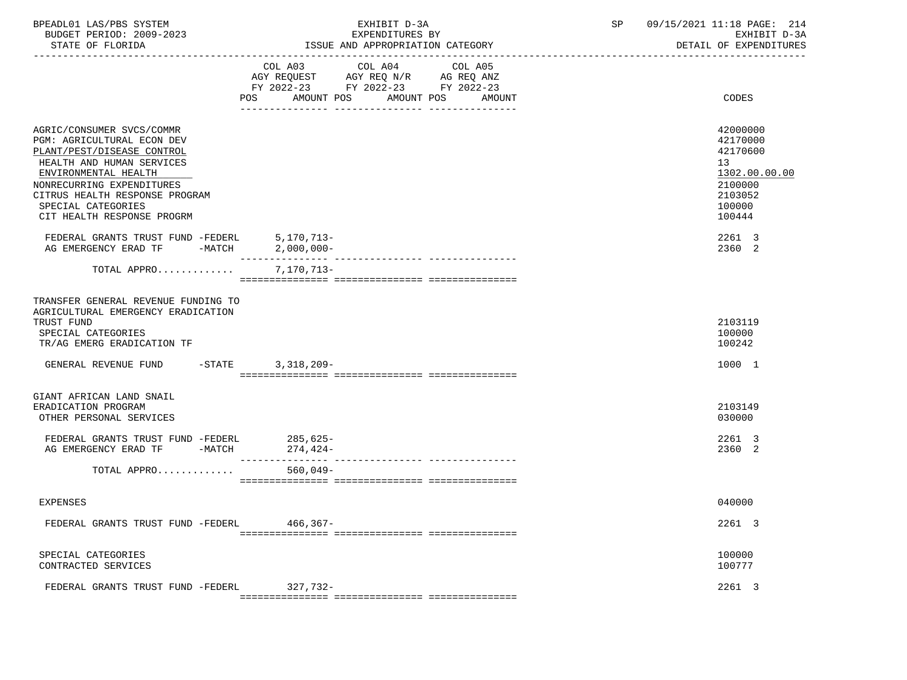BPEADL01 LAS/PBS SYSTEM — EXHIBIT D-3A — SP 09/15/2021 11:18 PAGE: 214
BUDGET PERIOD: 2009-2023 — EXPENDITURES BY — EXHIBIT D-3A
STATE OF FLORIDA — ISSUE AND APPROPRIATION CATEGORY — DETAIL OF EXPENDITURES

| | COL A03 AGY REQUEST FY 2022-23 POS AMOUNT | COL A04 AGY REQ N/R FY 2022-23 POS AMOUNT | COL A05 AG REQ ANZ FY 2022-23 POS AMOUNT | CODES |
|---|---|---|---|---|
| AGRIC/CONSUMER SVCS/COMMR | | | | 42000000 |
| PGM: AGRICULTURAL ECON DEV | | | | 42170000 |
| PLANT/PEST/DISEASE CONTROL | | | | 42170600 |
| HEALTH AND HUMAN SERVICES | | | | 13 |
| ENVIRONMENTAL HEALTH | | | | 1302.00.00.00 |
| NONRECURRING EXPENDITURES | | | | 2100000 |
| CITRUS HEALTH RESPONSE PROGRAM | | | | 2103052 |
| SPECIAL CATEGORIES | | | | 100000 |
| CIT HEALTH RESPONSE PROGRM | | | | 100444 |
| FEDERAL GRANTS TRUST FUND -FEDERL | 5,170,713- | | | 2261 3 |
| AG EMERGENCY ERAD TF -MATCH | 2,000,000- | | | 2360 2 |
| TOTAL APPRO............ | 7,170,713- | | | |
| TRANSFER GENERAL REVENUE FUNDING TO AGRICULTURAL EMERGENCY ERADICATION TRUST FUND | | | | 2103119 |
| SPECIAL CATEGORIES | | | | 100000 |
| TR/AG EMERG ERADICATION TF | | | | 100242 |
| GENERAL REVENUE FUND -STATE | 3,318,209- | | | 1000 1 |
| GIANT AFRICAN LAND SNAIL ERADICATION PROGRAM | | | | 2103149 |
| OTHER PERSONAL SERVICES | | | | 030000 |
| FEDERAL GRANTS TRUST FUND -FEDERL | 285,625- | | | 2261 3 |
| AG EMERGENCY ERAD TF -MATCH | 274,424- | | | 2360 2 |
| TOTAL APPRO............ | 560,049- | | | |
| EXPENSES | | | | 040000 |
| FEDERAL GRANTS TRUST FUND -FEDERL | 466,367- | | | 2261 3 |
| SPECIAL CATEGORIES | | | | 100000 |
| CONTRACTED SERVICES | | | | 100777 |
| FEDERAL GRANTS TRUST FUND -FEDERL | 327,732- | | | 2261 3 |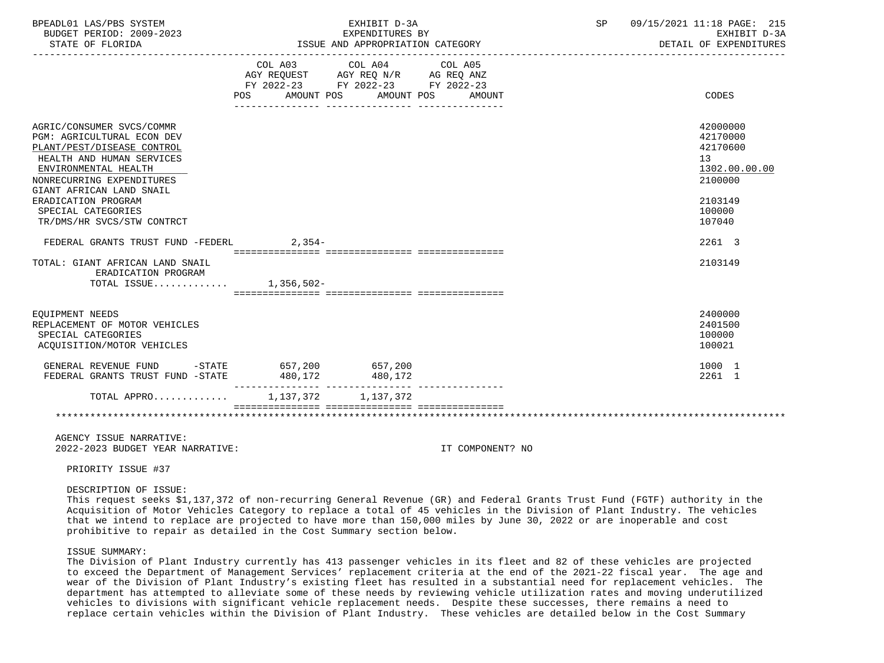| | COL A03 AGY REQUEST FY 2022-23 POS AMOUNT | COL A04 AGY REQ N/R FY 2022-23 POS AMOUNT | COL A05 AG REQ ANZ FY 2022-23 POS AMOUNT | CODES |
|---|---|---|---|---|
| AGRIC/CONSUMER SVCS/COMMR | | | | 42000000 |
| PGM: AGRICULTURAL ECON DEV | | | | 42170000 |
| PLANT/PEST/DISEASE CONTROL | | | | 42170600 |
| HEALTH AND HUMAN SERVICES | | | | 13 |
| ENVIRONMENTAL HEALTH | | | | 1302.00.00.00 |
| NONRECURRING EXPENDITURES | | | | 2100000 |
| GIANT AFRICAN LAND SNAIL ERADICATION PROGRAM | | | | 2103149 |
| SPECIAL CATEGORIES | | | | 100000 |
| TR/DMS/HR SVCS/STW CONTRCT | | | | 107040 |
| FEDERAL GRANTS TRUST FUND -FEDERL | 2,354- | | | 2261 3 |
| TOTAL: GIANT AFRICAN LAND SNAIL ERADICATION PROGRAM | | | | 2103149 |
| TOTAL ISSUE............ | 1,356,502- | | | |
| EQUIPMENT NEEDS | | | | 2400000 |
| REPLACEMENT OF MOTOR VEHICLES | | | | 2401500 |
| SPECIAL CATEGORIES | | | | 100000 |
| ACQUISITION/MOTOR VEHICLES | | | | 100021 |
| GENERAL REVENUE FUND -STATE | 657,200 | 657,200 | | 1000 1 |
| FEDERAL GRANTS TRUST FUND -STATE | 480,172 | 480,172 | | 2261 1 |
| TOTAL APPRO............ | 1,137,372 | 1,137,372 | | |

AGENCY ISSUE NARRATIVE:
2022-2023 BUDGET YEAR NARRATIVE: IT COMPONENT? NO

PRIORITY ISSUE #37

DESCRIPTION OF ISSUE:
This request seeks $1,137,372 of non-recurring General Revenue (GR) and Federal Grants Trust Fund (FGTF) authority in the Acquisition of Motor Vehicles Category to replace a total of 45 vehicles in the Division of Plant Industry. The vehicles that we intend to replace are projected to have more than 150,000 miles by June 30, 2022 or are inoperable and cost prohibitive to repair as detailed in the Cost Summary section below.

ISSUE SUMMARY:
The Division of Plant Industry currently has 413 passenger vehicles in its fleet and 82 of these vehicles are projected to exceed the Department of Management Services' replacement criteria at the end of the 2021-22 fiscal year. The age and wear of the Division of Plant Industry's existing fleet has resulted in a substantial need for replacement vehicles. The department has attempted to alleviate some of these needs by reviewing vehicle utilization rates and moving underutilized vehicles to divisions with significant vehicle replacement needs. Despite these successes, there remains a need to replace certain vehicles within the Division of Plant Industry. These vehicles are detailed below in the Cost Summary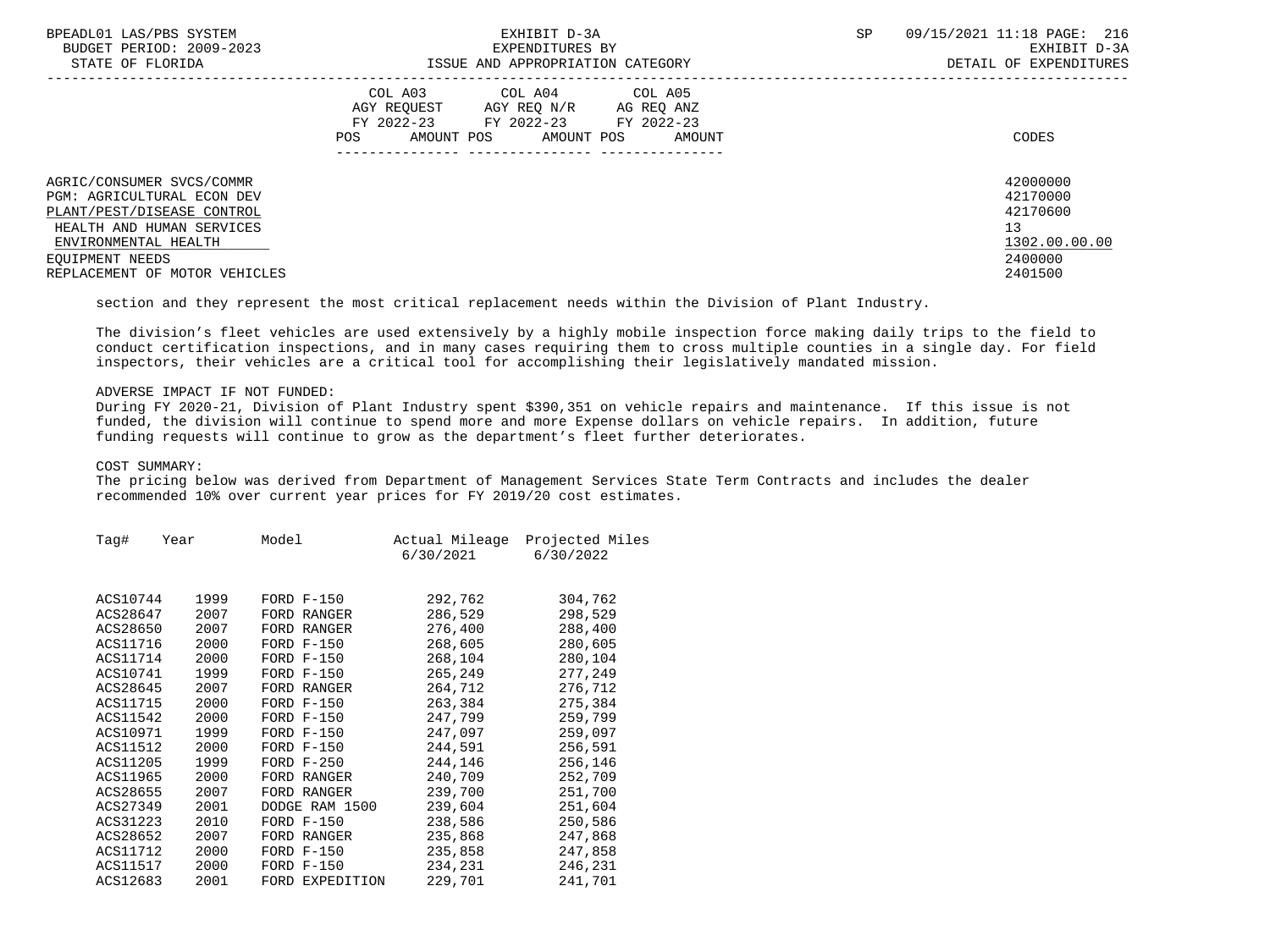| | COL A03 AGY REQUEST FY 2022-23 POS AMOUNT | COL A04 AGY REQ N/R FY 2022-23 POS AMOUNT | COL A05 AG REQ ANZ FY 2022-23 POS AMOUNT | CODES |
|---|---|---|---|---|
| AGRIC/CONSUMER SVCS/COMMR | | | | 42000000 |
| PGM: AGRICULTURAL ECON DEV | | | | 42170000 |
| PLANT/PEST/DISEASE CONTROL | | | | 42170600 |
| HEALTH AND HUMAN SERVICES | | | | 13 |
| ENVIRONMENTAL HEALTH | | | | 1302.00.00.00 |
| EQUIPMENT NEEDS | | | | 2400000 |
| REPLACEMENT OF MOTOR VEHICLES | | | | 2401500 |

section and they represent the most critical replacement needs within the Division of Plant Industry.

The division's fleet vehicles are used extensively by a highly mobile inspection force making daily trips to the field to conduct certification inspections, and in many cases requiring them to cross multiple counties in a single day. For field inspectors, their vehicles are a critical tool for accomplishing their legislatively mandated mission.

ADVERSE IMPACT IF NOT FUNDED:
During FY 2020-21, Division of Plant Industry spent $390,351 on vehicle repairs and maintenance. If this issue is not funded, the division will continue to spend more and more Expense dollars on vehicle repairs. In addition, future funding requests will continue to grow as the department's fleet further deteriorates.

COST SUMMARY:
The pricing below was derived from Department of Management Services State Term Contracts and includes the dealer recommended 10% over current year prices for FY 2019/20 cost estimates.

| Tag# | Year | Model | Actual Mileage 6/30/2021 | Projected Miles 6/30/2022 |
|---|---|---|---|---|
| ACS10744 | 1999 | FORD F-150 | 292,762 | 304,762 |
| ACS28647 | 2007 | FORD RANGER | 286,529 | 298,529 |
| ACS28650 | 2007 | FORD RANGER | 276,400 | 288,400 |
| ACS11716 | 2000 | FORD F-150 | 268,605 | 280,605 |
| ACS11714 | 2000 | FORD F-150 | 268,104 | 280,104 |
| ACS10741 | 1999 | FORD F-150 | 265,249 | 277,249 |
| ACS28645 | 2007 | FORD RANGER | 264,712 | 276,712 |
| ACS11715 | 2000 | FORD F-150 | 263,384 | 275,384 |
| ACS11542 | 2000 | FORD F-150 | 247,799 | 259,799 |
| ACS10971 | 1999 | FORD F-150 | 247,097 | 259,097 |
| ACS11512 | 2000 | FORD F-150 | 244,591 | 256,591 |
| ACS11205 | 1999 | FORD F-250 | 244,146 | 256,146 |
| ACS11965 | 2000 | FORD RANGER | 240,709 | 252,709 |
| ACS28655 | 2007 | FORD RANGER | 239,700 | 251,700 |
| ACS27349 | 2001 | DODGE RAM 1500 | 239,604 | 251,604 |
| ACS31223 | 2010 | FORD F-150 | 238,586 | 250,586 |
| ACS28652 | 2007 | FORD RANGER | 235,868 | 247,868 |
| ACS11712 | 2000 | FORD F-150 | 235,858 | 247,858 |
| ACS11517 | 2000 | FORD F-150 | 234,231 | 246,231 |
| ACS12683 | 2001 | FORD EXPEDITION | 229,701 | 241,701 |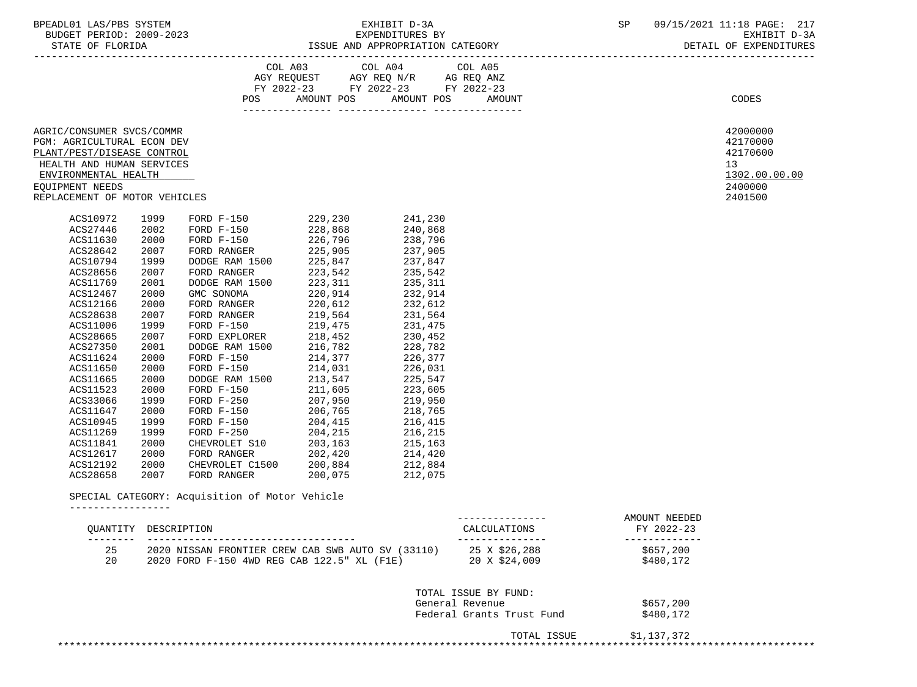| | | COL A03 AGY REQUEST FY 2022-23 POS | AMOUNT | COL A04 AGY REQ N/R FY 2022-23 POS | AMOUNT | COL A05 AG REQ ANZ FY 2022-23 POS | AMOUNT | CODES |
|---|---|---|---|---|---|---|---|---|

AGRIC/CONSUMER SVCS/COMMR — 42000000
PGM: AGRICULTURAL ECON DEV — 42170000
PLANT/PEST/DISEASE CONTROL — 42170600
HEALTH AND HUMAN SERVICES — 13
ENVIRONMENTAL HEALTH — 1302.00.00.00
EQUIPMENT NEEDS — 2400000
REPLACEMENT OF MOTOR VEHICLES — 2401500

| | | | | |
|---|---|---|---|---|
| ACS10972 | 1999 | FORD F-150 | 229,230 | 241,230 |
| ACS27446 | 2002 | FORD F-150 | 228,868 | 240,868 |
| ACS11630 | 2000 | FORD F-150 | 226,796 | 238,796 |
| ACS28642 | 2007 | FORD RANGER | 225,905 | 237,905 |
| ACS10794 | 1999 | DODGE RAM 1500 | 225,847 | 237,847 |
| ACS28656 | 2007 | FORD RANGER | 223,542 | 235,542 |
| ACS11769 | 2001 | DODGE RAM 1500 | 223,311 | 235,311 |
| ACS12467 | 2000 | GMC SONOMA | 220,914 | 232,914 |
| ACS12166 | 2000 | FORD RANGER | 220,612 | 232,612 |
| ACS28638 | 2007 | FORD RANGER | 219,564 | 231,564 |
| ACS11006 | 1999 | FORD F-150 | 219,475 | 231,475 |
| ACS28665 | 2007 | FORD EXPLORER | 218,452 | 230,452 |
| ACS27350 | 2001 | DODGE RAM 1500 | 216,782 | 228,782 |
| ACS11624 | 2000 | FORD F-150 | 214,377 | 226,377 |
| ACS11650 | 2000 | FORD F-150 | 214,031 | 226,031 |
| ACS11665 | 2000 | DODGE RAM 1500 | 213,547 | 225,547 |
| ACS11523 | 2000 | FORD F-150 | 211,605 | 223,605 |
| ACS33066 | 1999 | FORD F-250 | 207,950 | 219,950 |
| ACS11647 | 2000 | FORD F-150 | 206,765 | 218,765 |
| ACS10945 | 1999 | FORD F-150 | 204,415 | 216,415 |
| ACS11269 | 1999 | FORD F-250 | 204,215 | 216,215 |
| ACS11841 | 2000 | CHEVROLET S10 | 203,163 | 215,163 |
| ACS12617 | 2000 | FORD RANGER | 202,420 | 214,420 |
| ACS12192 | 2000 | CHEVROLET C1500 | 200,884 | 212,884 |
| ACS28658 | 2007 | FORD RANGER | 200,075 | 212,075 |

SPECIAL CATEGORY: Acquisition of Motor Vehicle

| QUANTITY | DESCRIPTION | CALCULATIONS | AMOUNT NEEDED FY 2022-23 |
|---|---|---|---|
| 25 | 2020 NISSAN FRONTIER CREW CAB SWB AUTO SV (33110) | 25 X $26,288 | $657,200 |
| 20 | 2020 FORD F-150 4WD REG CAB 122.5" XL (F1E) | 20 X $24,009 | $480,172 |

| | |
|---|---|
| TOTAL ISSUE BY FUND: | |
| General Revenue | $657,200 |
| Federal Grants Trust Fund | $480,172 |
| TOTAL ISSUE | $1,137,372 |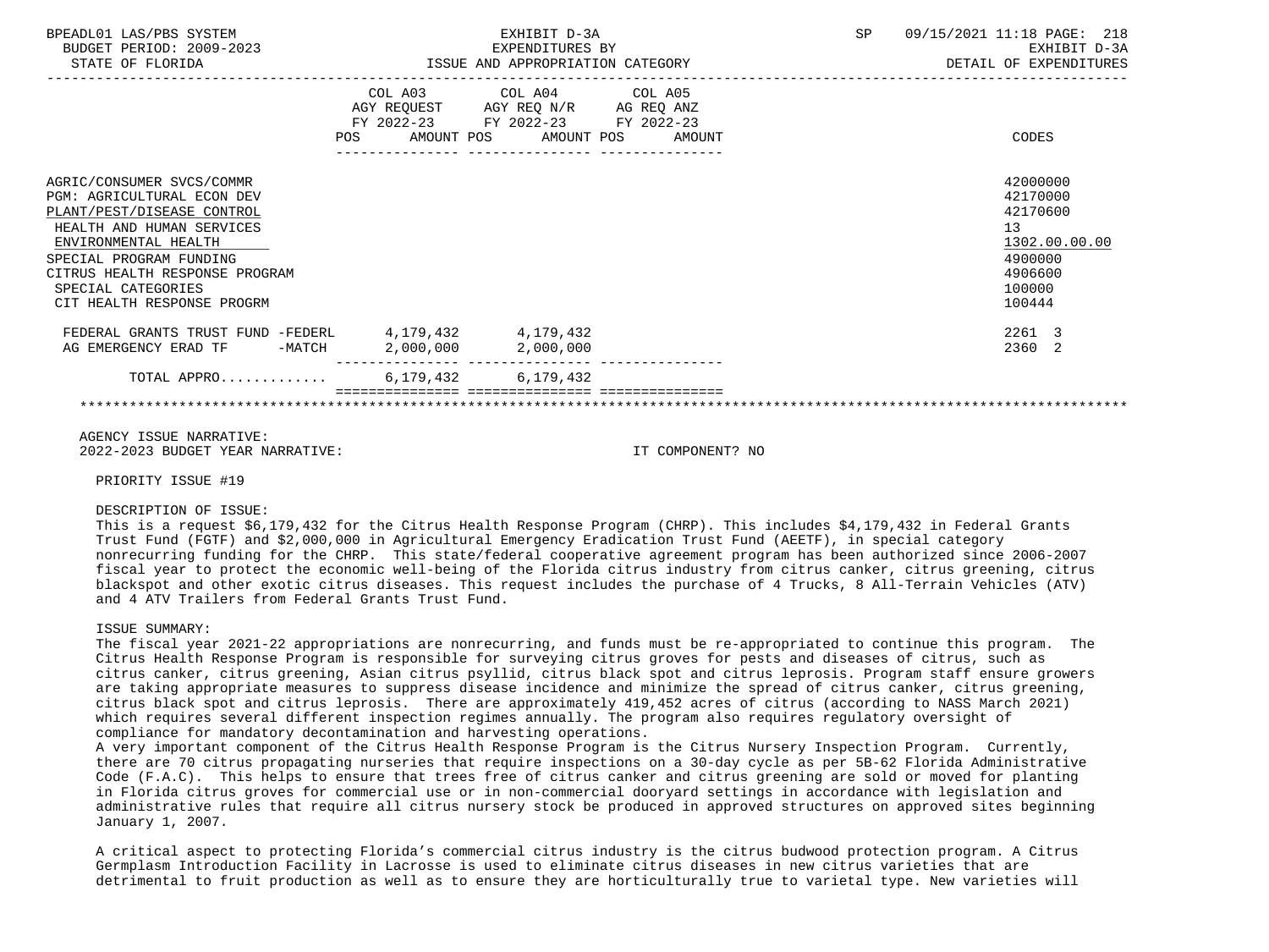| | COL A03 AGY REQUEST FY 2022-23 POS AMOUNT | COL A04 AGY REQ N/R FY 2022-23 POS AMOUNT | COL A05 AG REQ ANZ FY 2022-23 POS AMOUNT | CODES |
|---|---|---|---|---|
| AGRIC/CONSUMER SVCS/COMMR | | | | 42000000 |
| PGM: AGRICULTURAL ECON DEV | | | | 42170000 |
| PLANT/PEST/DISEASE CONTROL | | | | 42170600 |
| HEALTH AND HUMAN SERVICES | | | | 13 |
| ENVIRONMENTAL HEALTH | | | | 1302.00.00.00 |
| SPECIAL PROGRAM FUNDING | | | | 4900000 |
| CITRUS HEALTH RESPONSE PROGRAM | | | | 4906600 |
| SPECIAL CATEGORIES | | | | 100000 |
| CIT HEALTH RESPONSE PROGRM | | | | 100444 |
| FEDERAL GRANTS TRUST FUND -FEDERL | 4,179,432 | 4,179,432 | | 2261 3 |
| AG EMERGENCY ERAD TF -MATCH | 2,000,000 | 2,000,000 | | 2360 2 |
| TOTAL APPRO............ | 6,179,432 | 6,179,432 | | |

AGENCY ISSUE NARRATIVE:
2022-2023 BUDGET YEAR NARRATIVE: IT COMPONENT? NO

PRIORITY ISSUE #19

DESCRIPTION OF ISSUE:
This is a request $6,179,432 for the Citrus Health Response Program (CHRP). This includes $4,179,432 in Federal Grants Trust Fund (FGTF) and $2,000,000 in Agricultural Emergency Eradication Trust Fund (AEETF), in special category nonrecurring funding for the CHRP. This state/federal cooperative agreement program has been authorized since 2006-2007 fiscal year to protect the economic well-being of the Florida citrus industry from citrus canker, citrus greening, citrus blackspot and other exotic citrus diseases. This request includes the purchase of 4 Trucks, 8 All-Terrain Vehicles (ATV) and 4 ATV Trailers from Federal Grants Trust Fund.

ISSUE SUMMARY:
The fiscal year 2021-22 appropriations are nonrecurring, and funds must be re-appropriated to continue this program. The Citrus Health Response Program is responsible for surveying citrus groves for pests and diseases of citrus, such as citrus canker, citrus greening, Asian citrus psyllid, citrus black spot and citrus leprosis. Program staff ensure growers are taking appropriate measures to suppress disease incidence and minimize the spread of citrus canker, citrus greening, citrus black spot and citrus leprosis. There are approximately 419,452 acres of citrus (according to NASS March 2021) which requires several different inspection regimes annually. The program also requires regulatory oversight of compliance for mandatory decontamination and harvesting operations.
A very important component of the Citrus Health Response Program is the Citrus Nursery Inspection Program. Currently, there are 70 citrus propagating nurseries that require inspections on a 30-day cycle as per 5B-62 Florida Administrative Code (F.A.C). This helps to ensure that trees free of citrus canker and citrus greening are sold or moved for planting in Florida citrus groves for commercial use or in non-commercial dooryard settings in accordance with legislation and administrative rules that require all citrus nursery stock be produced in approved structures on approved sites beginning January 1, 2007.

A critical aspect to protecting Florida's commercial citrus industry is the citrus budwood protection program. A Citrus Germplasm Introduction Facility in Lacrosse is used to eliminate citrus diseases in new citrus varieties that are detrimental to fruit production as well as to ensure they are horticulturally true to varietal type. New varieties will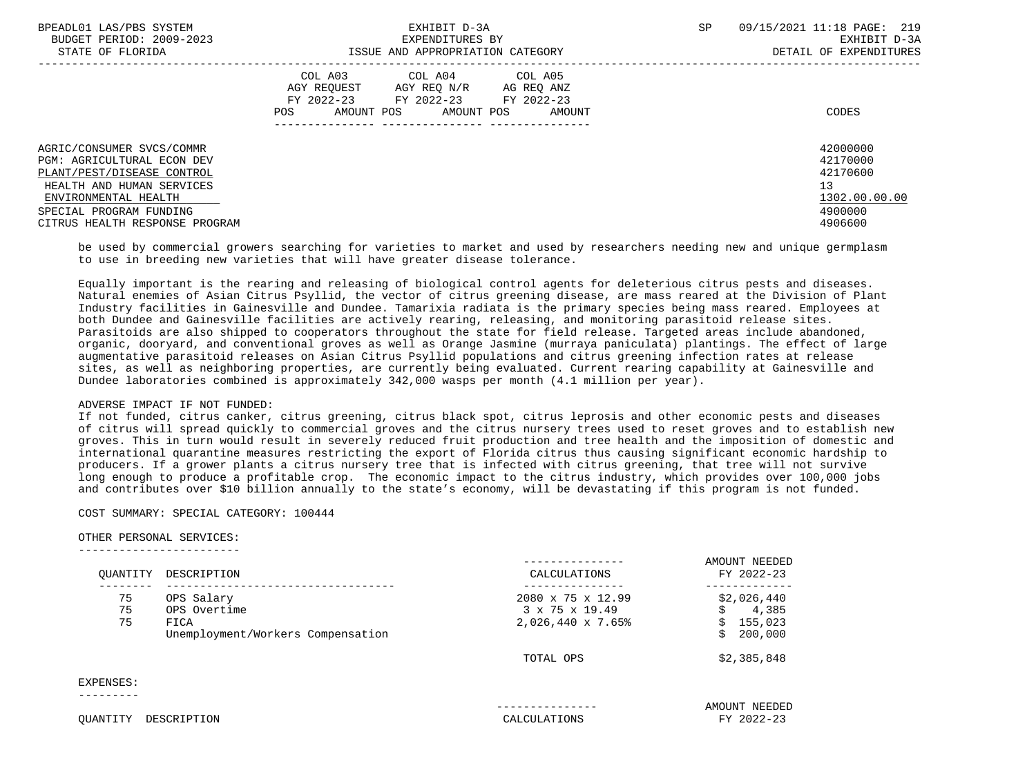| | COL A03 AGY REQUEST FY 2022-23 POS AMOUNT | COL A04 AGY REQ N/R FY 2022-23 POS AMOUNT | COL A05 AG REQ ANZ FY 2022-23 POS AMOUNT | CODES |
|---|---|---|---|---|
| AGRIC/CONSUMER SVCS/COMMR | | | | 42000000 |
| PGM: AGRICULTURAL ECON DEV | | | | 42170000 |
| PLANT/PEST/DISEASE CONTROL | | | | 42170600 |
| HEALTH AND HUMAN SERVICES | | | | 13 |
| ENVIRONMENTAL HEALTH | | | | 1302.00.00.00 |
| SPECIAL PROGRAM FUNDING | | | | 4900000 |
| CITRUS HEALTH RESPONSE PROGRAM | | | | 4906600 |

be used by commercial growers searching for varieties to market and used by researchers needing new and unique germplasm to use in breeding new varieties that will have greater disease tolerance.

Equally important is the rearing and releasing of biological control agents for deleterious citrus pests and diseases. Natural enemies of Asian Citrus Psyllid, the vector of citrus greening disease, are mass reared at the Division of Plant Industry facilities in Gainesville and Dundee. Tamarixia radiata is the primary species being mass reared. Employees at both Dundee and Gainesville facilities are actively rearing, releasing, and monitoring parasitoid release sites. Parasitoids are also shipped to cooperators throughout the state for field release. Targeted areas include abandoned, organic, dooryard, and conventional groves as well as Orange Jasmine (murraya paniculata) plantings. The effect of large augmentative parasitoid releases on Asian Citrus Psyllid populations and citrus greening infection rates at release sites, as well as neighboring properties, are currently being evaluated. Current rearing capability at Gainesville and Dundee laboratories combined is approximately 342,000 wasps per month (4.1 million per year).

ADVERSE IMPACT IF NOT FUNDED:
If not funded, citrus canker, citrus greening, citrus black spot, citrus leprosis and other economic pests and diseases of citrus will spread quickly to commercial groves and the citrus nursery trees used to reset groves and to establish new groves. This in turn would result in severely reduced fruit production and tree health and the imposition of domestic and international quarantine measures restricting the export of Florida citrus thus causing significant economic hardship to producers. If a grower plants a citrus nursery tree that is infected with citrus greening, that tree will not survive long enough to produce a profitable crop. The economic impact to the citrus industry, which provides over 100,000 jobs and contributes over $10 billion annually to the state's economy, will be devastating if this program is not funded.

COST SUMMARY: SPECIAL CATEGORY: 100444

OTHER PERSONAL SERVICES:

| QUANTITY | DESCRIPTION | CALCULATIONS | AMOUNT NEEDED FY 2022-23 |
|---|---|---|---|
| 75 | OPS Salary | 2080 x 75 x 12.99 | $2,026,440 |
| 75 | OPS Overtime | 3 x 75 x 19.49 | $ 4,385 |
| 75 | FICA | 2,026,440 x 7.65% | $ 155,023 |
| | Unemployment/Workers Compensation | | $ 200,000 |
| | | TOTAL OPS | $2,385,848 |

EXPENSES:

| QUANTITY | DESCRIPTION | CALCULATIONS | AMOUNT NEEDED FY 2022-23 |
|---|---|---|---|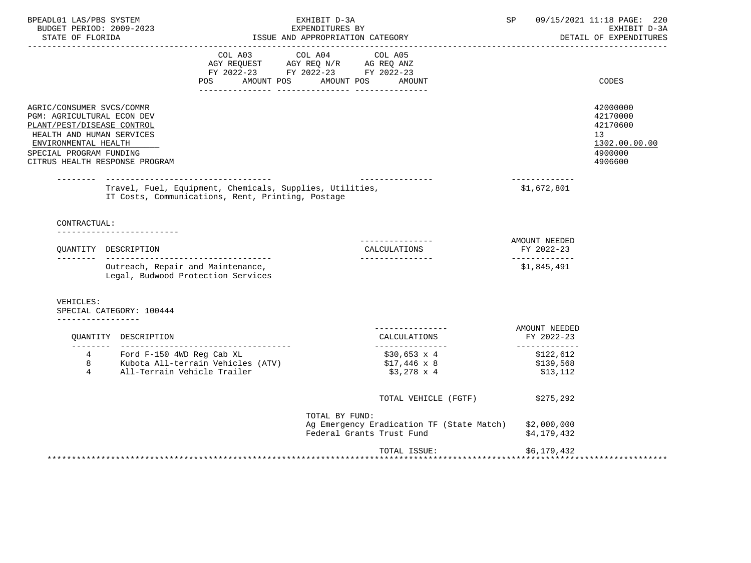BPEADL01 LAS/PBS SYSTEM
BUDGET PERIOD: 2009-2023
STATE OF FLORIDA

EXHIBIT D-3A
EXPENDITURES BY
ISSUE AND APPROPRIATION CATEGORY

SP 09/15/2021 11:18
EXHIBIT D-3A
DETAIL OF EXPENDITURES

| | COL A03 AGY REQUEST FY 2022-23 POS AMOUNT | COL A04 AGY REQ N/R FY 2022-23 POS AMOUNT | COL A05 AG REQ ANZ FY 2022-23 POS AMOUNT | CODES |
|---|---|---|---|---|

| | CODES |
|---|---|
| AGRIC/CONSUMER SVCS/COMMR | 42000000 |
| PGM: AGRICULTURAL ECON DEV | 42170000 |
| PLANT/PEST/DISEASE CONTROL | 42170600 |
| HEALTH AND HUMAN SERVICES | 13 |
| ENVIRONMENTAL HEALTH | 1302.00.00.00 |
| SPECIAL PROGRAM FUNDING | 4900000 |
| CITRUS HEALTH RESPONSE PROGRAM | 4906600 |

| QUANTITY | DESCRIPTION | CALCULATIONS | AMOUNT NEEDED FY 2022-23 |
|---|---|---|---|
| | Travel, Fuel, Equipment, Chemicals, Supplies, Utilities, IT Costs, Communications, Rent, Printing, Postage | | $1,672,801 |

CONTRACTUAL:

| QUANTITY | DESCRIPTION | CALCULATIONS | AMOUNT NEEDED FY 2022-23 |
|---|---|---|---|
| | Outreach, Repair and Maintenance, Legal, Budwood Protection Services | | $1,845,491 |

VEHICLES:
SPECIAL CATEGORY: 100444

| QUANTITY | DESCRIPTION | CALCULATIONS | AMOUNT NEEDED FY 2022-23 |
|---|---|---|---|
| 4 | Ford F-150 4WD Reg Cab XL | $30,653 x 4 | $122,612 |
| 8 | Kubota All-terrain Vehicles (ATV) | $17,446 x 8 | $139,568 |
| 4 | All-Terrain Vehicle Trailer | $3,278 x 4 | $13,112 |
| | | TOTAL VEHICLE (FGTF) | $275,292 |

| TOTAL BY FUND: | |
|---|---|
| Ag Emergency Eradication TF (State Match) | $2,000,000 |
| Federal Grants Trust Fund | $4,179,432 |
| TOTAL ISSUE: | $6,179,432 |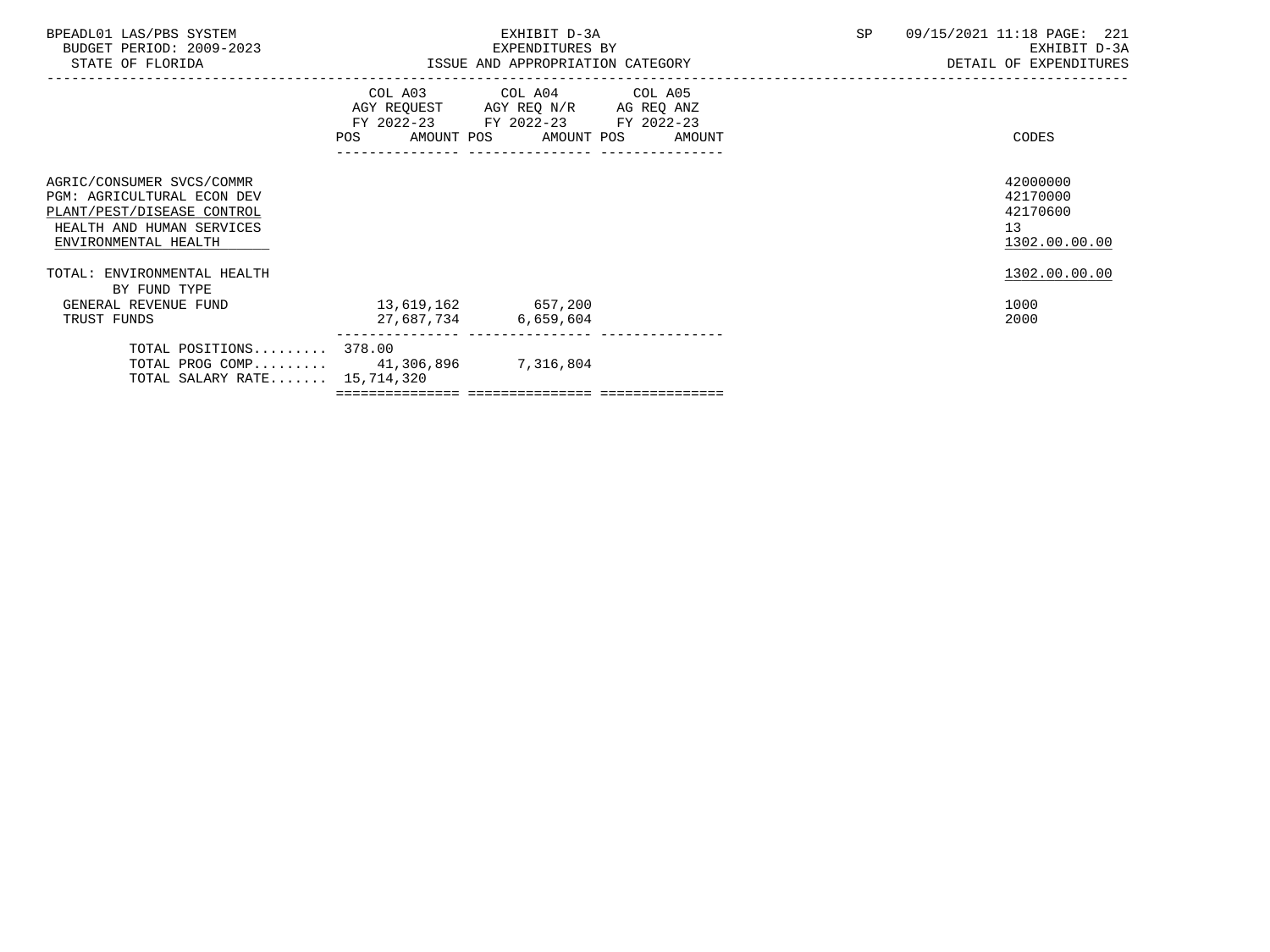BPEADL01 LAS/PBS SYSTEM
BUDGET PERIOD: 2009-2023
STATE OF FLORIDA

EXHIBIT D-3A
EXPENDITURES BY
ISSUE AND APPROPRIATION CATEGORY

SP 09/15/2021 11:18

EXHIBIT D-3A
DETAIL OF EXPENDITURES

| | COL A03 AGY REQUEST FY 2022-23 POS | AMOUNT | COL A04 AGY REQ N/R FY 2022-23 POS | AMOUNT | COL A05 AG REQ ANZ FY 2022-23 POS | AMOUNT | CODES |
|---|---|---|---|---|---|---|---|
| AGRIC/CONSUMER SVCS/COMMR | | | | | | | 42000000 |
| PGM: AGRICULTURAL ECON DEV | | | | | | | 42170000 |
| PLANT/PEST/DISEASE CONTROL | | | | | | | 42170600 |
| HEALTH AND HUMAN SERVICES | | | | | | | 13 |
| ENVIRONMENTAL HEALTH | | | | | | | 1302.00.00.00 |
| TOTAL: ENVIRONMENTAL HEALTH | | | | | | | 1302.00.00.00 |
| BY FUND TYPE | | | | | | | |
| GENERAL REVENUE FUND | | 13,619,162 | | 657,200 | | | 1000 |
| TRUST FUNDS | | 27,687,734 | | 6,659,604 | | | 2000 |
| TOTAL POSITIONS......... | 378.00 | | | | | | |
| TOTAL PROG COMP......... | | 41,306,896 | | 7,316,804 | | | |
| TOTAL SALARY RATE....... | | 15,714,320 | | | | | |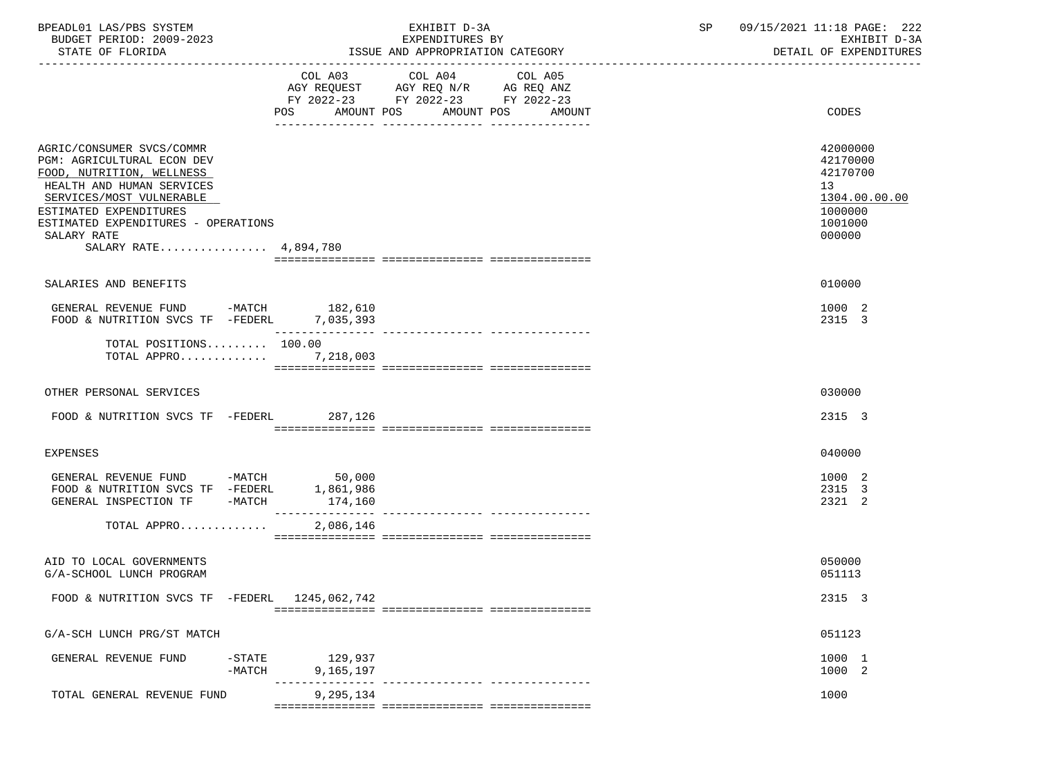BPEADL01 LAS/PBS SYSTEM
BUDGET PERIOD: 2009-2023
STATE OF FLORIDA

EXHIBIT D-3A
EXPENDITURES BY
ISSUE AND APPROPRIATION CATEGORY

SP 09/15/2021 11:18 PAGE: 222
EXHIBIT D-3A
DETAIL OF EXPENDITURES

| | COL A03 AGY REQUEST FY 2022-23 POS AMOUNT | COL A04 AGY REQ N/R FY 2022-23 POS AMOUNT | COL A05 AG REQ ANZ FY 2022-23 POS AMOUNT | CODES |
|---|---|---|---|---|
| AGRIC/CONSUMER SVCS/COMMR | | | | 42000000 |
| PGM: AGRICULTURAL ECON DEV | | | | 42170000 |
| FOOD, NUTRITION, WELLNESS | | | | 42170700 |
| HEALTH AND HUMAN SERVICES | | | | 13 |
| SERVICES/MOST VULNERABLE | | | | 1304.00.00.00 |
| ESTIMATED EXPENDITURES | | | | 1000000 |
| ESTIMATED EXPENDITURES - OPERATIONS | | | | 1001000 |
| SALARY RATE | | | | 000000 |
| SALARY RATE................ 4,894,780 | | | | |
| SALARIES AND BENEFITS | | | | 010000 |
| GENERAL REVENUE FUND -MATCH | 182,610 | | | 1000 2 |
| FOOD & NUTRITION SVCS TF -FEDERL | 7,035,393 | | | 2315 3 |
| TOTAL POSITIONS......... 100.00 | | | | |
| TOTAL APPRO............. | 7,218,003 | | | |
| OTHER PERSONAL SERVICES | | | | 030000 |
| FOOD & NUTRITION SVCS TF -FEDERL | 287,126 | | | 2315 3 |
| EXPENSES | | | | 040000 |
| GENERAL REVENUE FUND -MATCH | 50,000 | | | 1000 2 |
| FOOD & NUTRITION SVCS TF -FEDERL | 1,861,986 | | | 2315 3 |
| GENERAL INSPECTION TF -MATCH | 174,160 | | | 2321 2 |
| TOTAL APPRO............. | 2,086,146 | | | |
| AID TO LOCAL GOVERNMENTS | | | | 050000 |
| G/A-SCHOOL LUNCH PROGRAM | | | | 051113 |
| FOOD & NUTRITION SVCS TF -FEDERL | 1245,062,742 | | | 2315 3 |
| G/A-SCH LUNCH PRG/ST MATCH | | | | 051123 |
| GENERAL REVENUE FUND -STATE | 129,937 | | | 1000 1 |
| -MATCH | 9,165,197 | | | 1000 2 |
| TOTAL GENERAL REVENUE FUND | 9,295,134 | | | 1000 |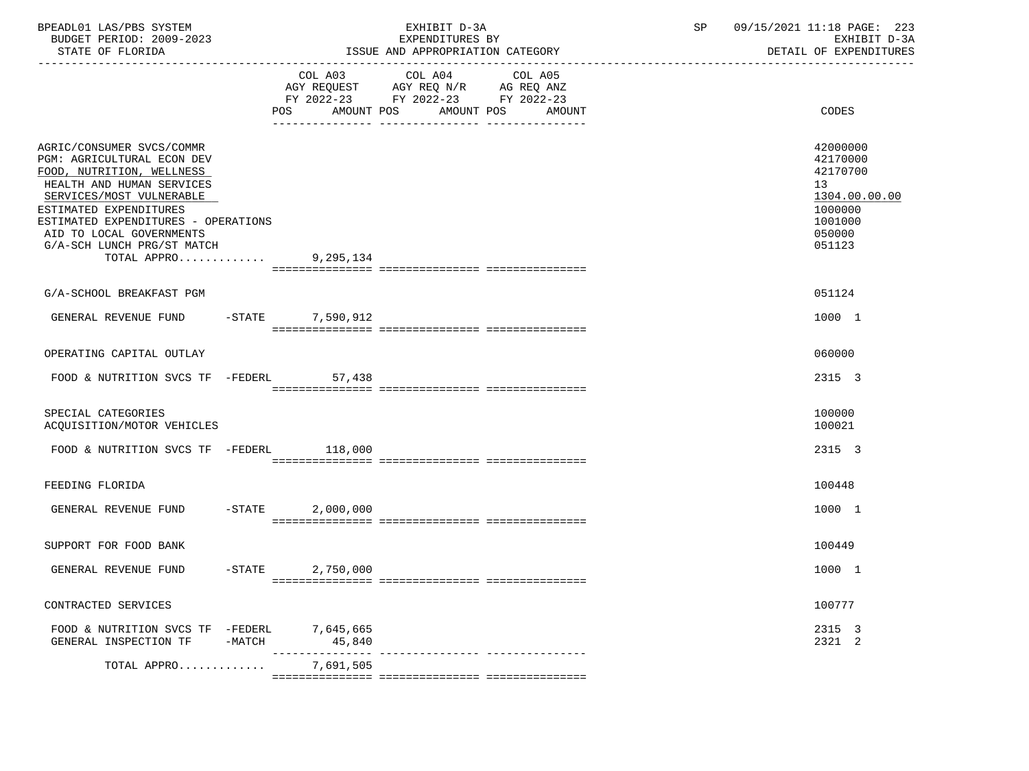BPEADL01 LAS/PBS SYSTEM
BUDGET PERIOD: 2009-2023
STATE OF FLORIDA

EXHIBIT D-3A
EXPENDITURES BY
ISSUE AND APPROPRIATION CATEGORY

SP 09/15/2021 11:18 PAGE: 223
EXHIBIT D-3A
DETAIL OF EXPENDITURES

| | COL A03 AGY REQUEST FY 2022-23 POS AMOUNT | COL A04 AGY REQ N/R FY 2022-23 POS AMOUNT | COL A05 AG REQ ANZ FY 2022-23 POS AMOUNT | CODES |
|---|---|---|---|---|
| AGRIC/CONSUMER SVCS/COMMR | | | | 42000000 |
| PGM: AGRICULTURAL ECON DEV | | | | 42170000 |
| FOOD, NUTRITION, WELLNESS | | | | 42170700 |
| HEALTH AND HUMAN SERVICES | | | | 13 |
| SERVICES/MOST VULNERABLE | | | | 1304.00.00.00 |
| ESTIMATED EXPENDITURES | | | | 1000000 |
| ESTIMATED EXPENDITURES - OPERATIONS | | | | 1001000 |
| AID TO LOCAL GOVERNMENTS | | | | 050000 |
| G/A-SCH LUNCH PRG/ST MATCH | | | | 051123 |
| TOTAL APPRO............ | 9,295,134 | | | |
| G/A-SCHOOL BREAKFAST PGM | | | | 051124 |
| GENERAL REVENUE FUND -STATE | 7,590,912 | | | 1000 1 |
| OPERATING CAPITAL OUTLAY | | | | 060000 |
| FOOD & NUTRITION SVCS TF -FEDERL | 57,438 | | | 2315 3 |
| SPECIAL CATEGORIES | | | | 100000 |
| ACQUISITION/MOTOR VEHICLES | | | | 100021 |
| FOOD & NUTRITION SVCS TF -FEDERL | 118,000 | | | 2315 3 |
| FEEDING FLORIDA | | | | 100448 |
| GENERAL REVENUE FUND -STATE | 2,000,000 | | | 1000 1 |
| SUPPORT FOR FOOD BANK | | | | 100449 |
| GENERAL REVENUE FUND -STATE | 2,750,000 | | | 1000 1 |
| CONTRACTED SERVICES | | | | 100777 |
| FOOD & NUTRITION SVCS TF -FEDERL | 7,645,665 | | | 2315 3 |
| GENERAL INSPECTION TF -MATCH | 45,840 | | | 2321 2 |
| TOTAL APPRO............ | 7,691,505 | | | |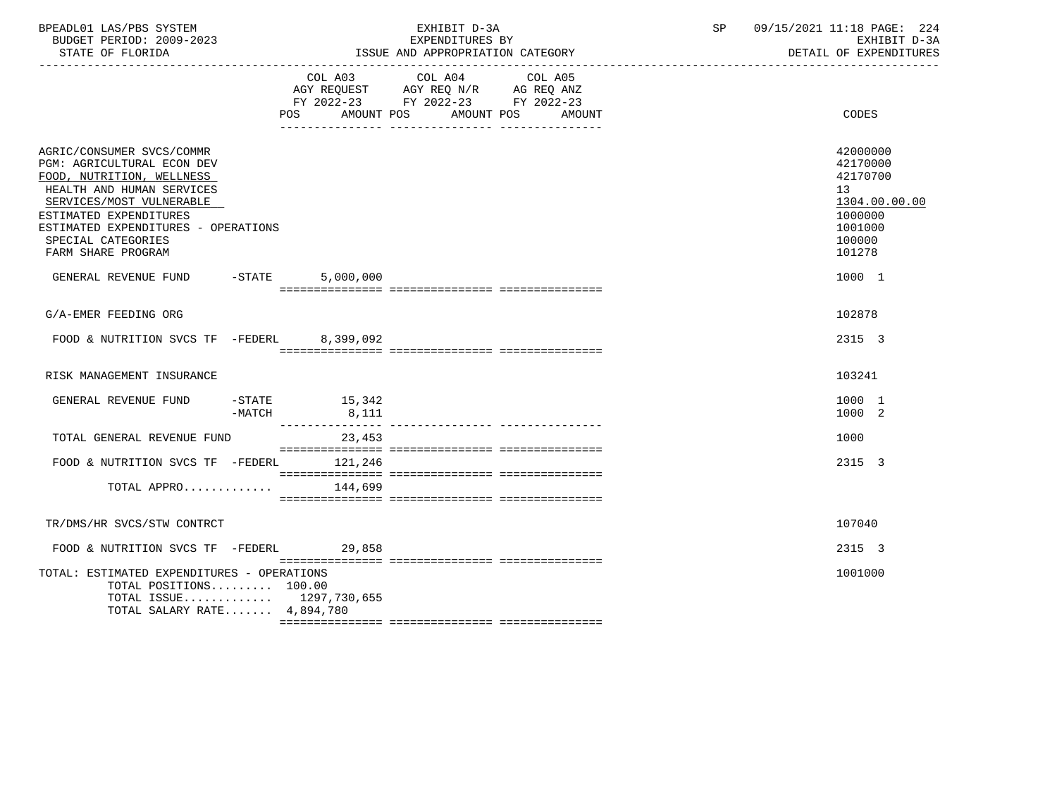BPEADL01 LAS/PBS SYSTEM | EXHIBIT D-3A | SP 09/15/2021 11:18 PAGE: 224
BUDGET PERIOD: 2009-2023 | EXPENDITURES BY | EXHIBIT D-3A
STATE OF FLORIDA | ISSUE AND APPROPRIATION CATEGORY | DETAIL OF EXPENDITURES

| | COL A03 AGY REQUEST FY 2022-23 POS AMOUNT | COL A04 AGY REQ N/R FY 2022-23 POS AMOUNT | COL A05 AG REQ ANZ FY 2022-23 POS AMOUNT | CODES |
|---|---|---|---|---|
| AGRIC/CONSUMER SVCS/COMMR | | | | 42000000 |
| PGM: AGRICULTURAL ECON DEV | | | | 42170000 |
| FOOD, NUTRITION, WELLNESS | | | | 42170700 |
| HEALTH AND HUMAN SERVICES | | | | 13 |
| SERVICES/MOST VULNERABLE | | | | 1304.00.00.00 |
| ESTIMATED EXPENDITURES | | | | 1000000 |
| ESTIMATED EXPENDITURES - OPERATIONS | | | | 1001000 |
| SPECIAL CATEGORIES | | | | 100000 |
| FARM SHARE PROGRAM | | | | 101278 |
| GENERAL REVENUE FUND -STATE | 5,000,000 | | | 1000 1 |
| G/A-EMER FEEDING ORG | | | | 102878 |
| FOOD & NUTRITION SVCS TF -FEDERL | 8,399,092 | | | 2315 3 |
| RISK MANAGEMENT INSURANCE | | | | 103241 |
| GENERAL REVENUE FUND -STATE | 15,342 | | | 1000 1 |
| -MATCH | 8,111 | | | 1000 2 |
| TOTAL GENERAL REVENUE FUND | 23,453 | | | 1000 |
| FOOD & NUTRITION SVCS TF -FEDERL | 121,246 | | | 2315 3 |
| TOTAL APPRO............. | 144,699 | | | |
| TR/DMS/HR SVCS/STW CONTRCT | | | | 107040 |
| FOOD & NUTRITION SVCS TF -FEDERL | 29,858 | | | 2315 3 |
| TOTAL: ESTIMATED EXPENDITURES - OPERATIONS | | | | 1001000 |
| TOTAL POSITIONS......... | 100.00 | | | |
| TOTAL ISSUE............. | 1297,730,655 | | | |
| TOTAL SALARY RATE....... | 4,894,780 | | | |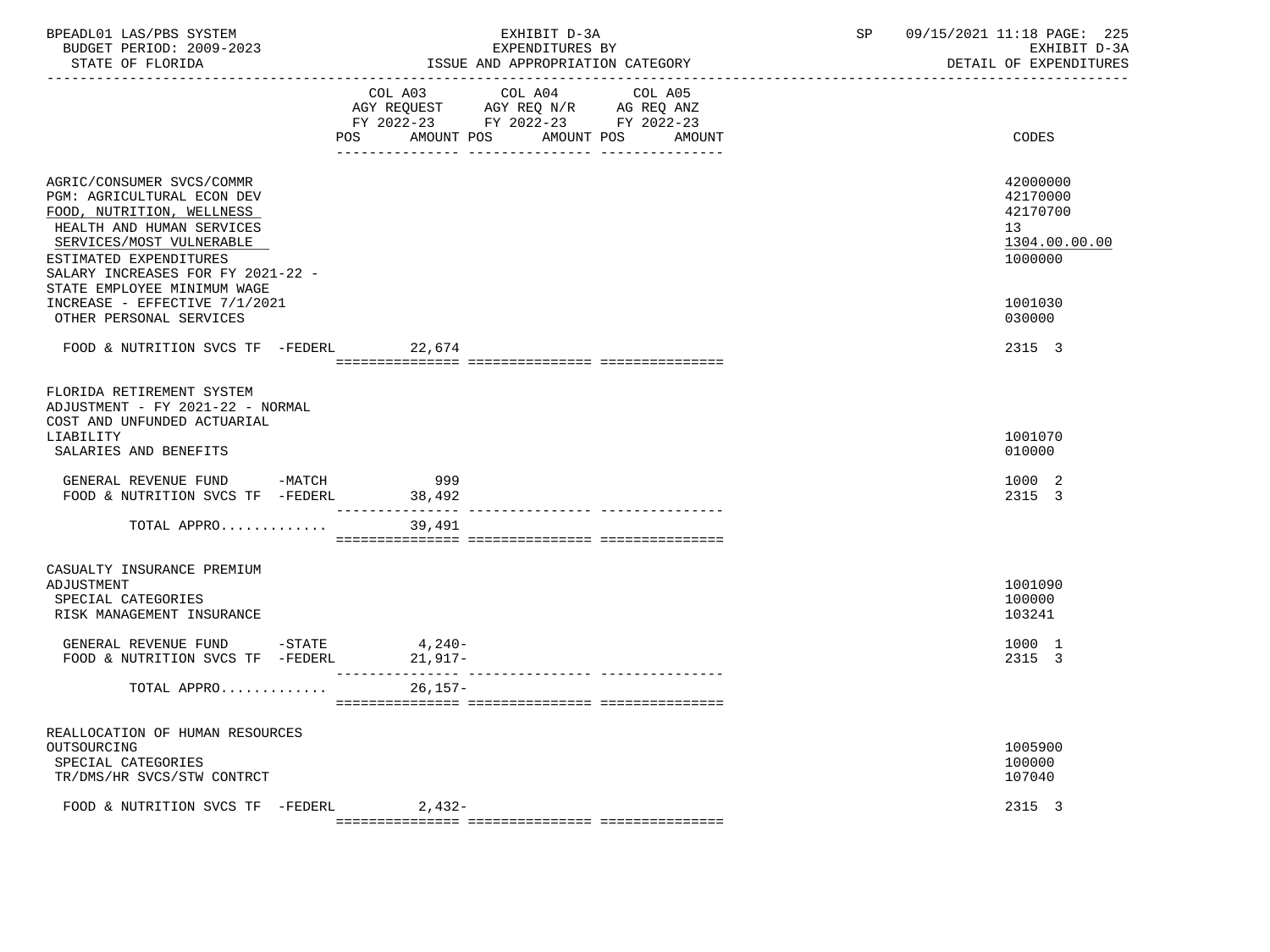BPEADL01 LAS/PBS SYSTEM | EXHIBIT D-3A | SP 09/15/2021 11:18 PAGE: 225
BUDGET PERIOD: 2009-2023 | EXPENDITURES BY | EXHIBIT D-3A
STATE OF FLORIDA | ISSUE AND APPROPRIATION CATEGORY | DETAIL OF EXPENDITURES

| | COL A03 AGY REQUEST FY 2022-23 POS AMOUNT | COL A04 AGY REQ N/R FY 2022-23 POS AMOUNT | COL A05 AG REQ ANZ FY 2022-23 POS AMOUNT | CODES |
|---|---|---|---|---|
| AGRIC/CONSUMER SVCS/COMMR | | | | 42000000 |
| PGM: AGRICULTURAL ECON DEV | | | | 42170000 |
| FOOD, NUTRITION, WELLNESS | | | | 42170700 |
| HEALTH AND HUMAN SERVICES | | | | 13 |
| SERVICES/MOST VULNERABLE | | | | 1304.00.00.00 |
| ESTIMATED EXPENDITURES | | | | 1000000 |
| SALARY INCREASES FOR FY 2021-22 - STATE EMPLOYEE MINIMUM WAGE INCREASE - EFFECTIVE 7/1/2021 | | | | 1001030 |
| OTHER PERSONAL SERVICES | | | | 030000 |
| FOOD & NUTRITION SVCS TF -FEDERL | 22,674 | | | 2315 3 |
| FLORIDA RETIREMENT SYSTEM ADJUSTMENT - FY 2021-22 - NORMAL COST AND UNFUNDED ACTUARIAL LIABILITY | | | | 1001070 |
| SALARIES AND BENEFITS | | | | 010000 |
| GENERAL REVENUE FUND -MATCH | 999 | | | 1000 2 |
| FOOD & NUTRITION SVCS TF -FEDERL | 38,492 | | | 2315 3 |
| TOTAL APPRO............. | 39,491 | | | |
| CASUALTY INSURANCE PREMIUM ADJUSTMENT | | | | 1001090 |
| SPECIAL CATEGORIES | | | | 100000 |
| RISK MANAGEMENT INSURANCE | | | | 103241 |
| GENERAL REVENUE FUND -STATE | 4,240- | | | 1000 1 |
| FOOD & NUTRITION SVCS TF -FEDERL | 21,917- | | | 2315 3 |
| TOTAL APPRO............. | 26,157- | | | |
| REALLOCATION OF HUMAN RESOURCES OUTSOURCING | | | | 1005900 |
| SPECIAL CATEGORIES | | | | 100000 |
| TR/DMS/HR SVCS/STW CONTRCT | | | | 107040 |
| FOOD & NUTRITION SVCS TF -FEDERL | 2,432- | | | 2315 3 |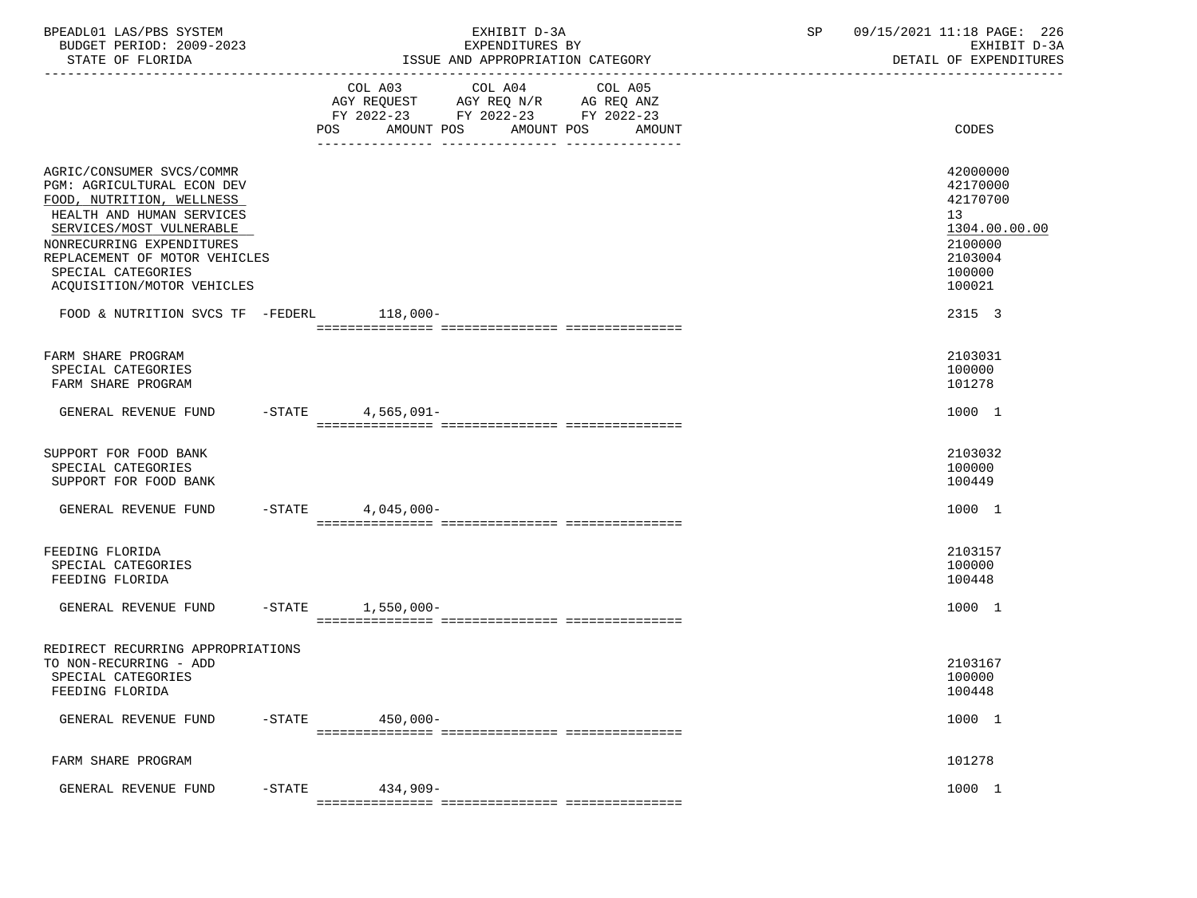BPEADL01 LAS/PBS SYSTEM | EXHIBIT D-3A | SP 09/15/2021 11:18
BUDGET PERIOD: 2009-2023 | EXPENDITURES BY | EXHIBIT D-3A
STATE OF FLORIDA | ISSUE AND APPROPRIATION CATEGORY | DETAIL OF EXPENDITURES

| | COL A03 AGY REQUEST FY 2022-23 POS | AMOUNT | COL A04 AGY REQ N/R FY 2022-23 POS | AMOUNT | COL A05 AG REQ ANZ FY 2022-23 POS | AMOUNT | CODES |
|---|---|---|---|---|---|---|---|
| AGRIC/CONSUMER SVCS/COMMR | | | | | | | 42000000 |
| PGM: AGRICULTURAL ECON DEV | | | | | | | 42170000 |
| FOOD, NUTRITION, WELLNESS | | | | | | | 42170700 |
| HEALTH AND HUMAN SERVICES | | | | | | | 13 |
| SERVICES/MOST VULNERABLE | | | | | | | 1304.00.00.00 |
| NONRECURRING EXPENDITURES | | | | | | | 2100000 |
| REPLACEMENT OF MOTOR VEHICLES | | | | | | | 2103004 |
| SPECIAL CATEGORIES | | | | | | | 100000 |
| ACQUISITION/MOTOR VEHICLES | | | | | | | 100021 |
| FOOD & NUTRITION SVCS TF -FEDERL | | 118,000- | | | | | 2315 3 |
| FARM SHARE PROGRAM | | | | | | | 2103031 |
| SPECIAL CATEGORIES | | | | | | | 100000 |
| FARM SHARE PROGRAM | | | | | | | 101278 |
| GENERAL REVENUE FUND -STATE | | 4,565,091- | | | | | 1000 1 |
| SUPPORT FOR FOOD BANK | | | | | | | 2103032 |
| SPECIAL CATEGORIES | | | | | | | 100000 |
| SUPPORT FOR FOOD BANK | | | | | | | 100449 |
| GENERAL REVENUE FUND -STATE | | 4,045,000- | | | | | 1000 1 |
| FEEDING FLORIDA | | | | | | | 2103157 |
| SPECIAL CATEGORIES | | | | | | | 100000 |
| FEEDING FLORIDA | | | | | | | 100448 |
| GENERAL REVENUE FUND -STATE | | 1,550,000- | | | | | 1000 1 |
| REDIRECT RECURRING APPROPRIATIONS TO NON-RECURRING - ADD | | | | | | | 2103167 |
| SPECIAL CATEGORIES | | | | | | | 100000 |
| FEEDING FLORIDA | | | | | | | 100448 |
| GENERAL REVENUE FUND -STATE | | 450,000- | | | | | 1000 1 |
| FARM SHARE PROGRAM | | | | | | | 101278 |
| GENERAL REVENUE FUND -STATE | | 434,909- | | | | | 1000 1 |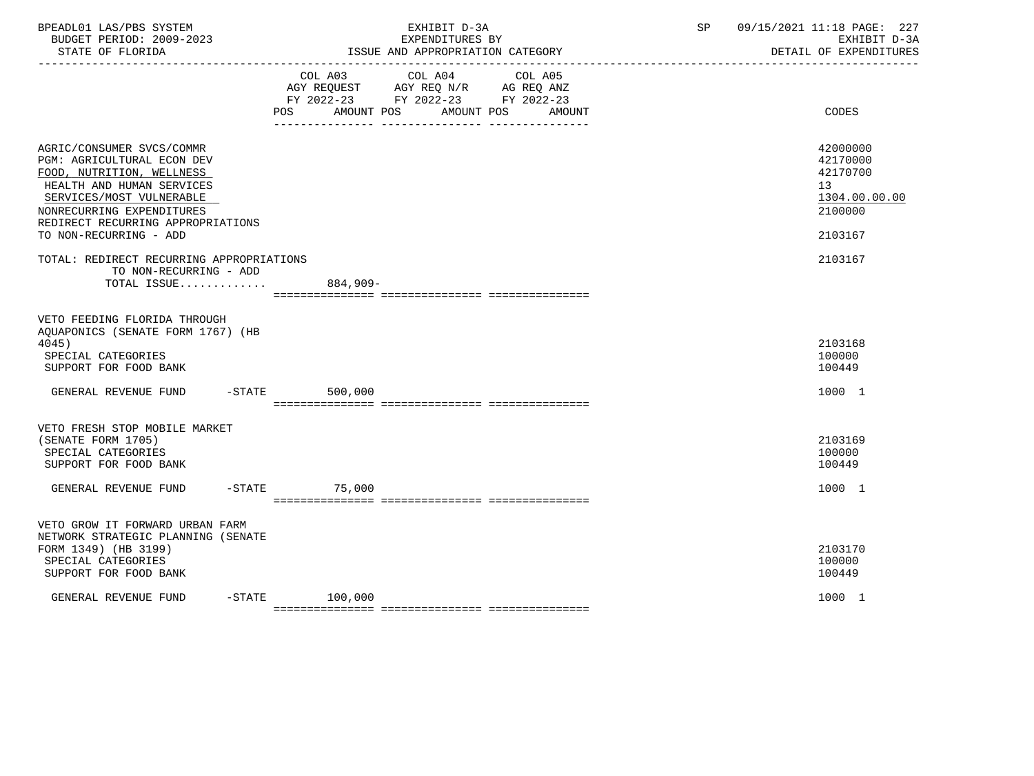BPEADL01 LAS/PBS SYSTEM | EXHIBIT D-3A | SP 09/15/2021 11:18 PAGE: 227
BUDGET PERIOD: 2009-2023 | EXPENDITURES BY | EXHIBIT D-3A
STATE OF FLORIDA | ISSUE AND APPROPRIATION CATEGORY | DETAIL OF EXPENDITURES

| | COL A03 AGY REQUEST FY 2022-23 POS AMOUNT | COL A04 AGY REQ N/R FY 2022-23 POS AMOUNT | COL A05 AG REQ ANZ FY 2022-23 POS AMOUNT | CODES |
|---|---|---|---|---|
| AGRIC/CONSUMER SVCS/COMMR | | | | 42000000 |
| PGM: AGRICULTURAL ECON DEV | | | | 42170000 |
| FOOD, NUTRITION, WELLNESS | | | | 42170700 |
| HEALTH AND HUMAN SERVICES | | | | 13 |
| SERVICES/MOST VULNERABLE | | | | 1304.00.00.00 |
| NONRECURRING EXPENDITURES | | | | 2100000 |
| REDIRECT RECURRING APPROPRIATIONS TO NON-RECURRING - ADD | | | | 2103167 |
| TOTAL: REDIRECT RECURRING APPROPRIATIONS TO NON-RECURRING - ADD | | | | 2103167 |
| TOTAL ISSUE............ | 884,909- | | | |
| VETO FEEDING FLORIDA THROUGH AQUAPONICS (SENATE FORM 1767) (HB 4045) | | | | 2103168 |
| SPECIAL CATEGORIES | | | | 100000 |
| SUPPORT FOR FOOD BANK | | | | 100449 |
| GENERAL REVENUE FUND -STATE | 500,000 | | | 1000 1 |
| VETO FRESH STOP MOBILE MARKET (SENATE FORM 1705) | | | | 2103169 |
| SPECIAL CATEGORIES | | | | 100000 |
| SUPPORT FOR FOOD BANK | | | | 100449 |
| GENERAL REVENUE FUND -STATE | 75,000 | | | 1000 1 |
| VETO GROW IT FORWARD URBAN FARM NETWORK STRATEGIC PLANNING (SENATE FORM 1349) (HB 3199) | | | | 2103170 |
| SPECIAL CATEGORIES | | | | 100000 |
| SUPPORT FOR FOOD BANK | | | | 100449 |
| GENERAL REVENUE FUND -STATE | 100,000 | | | 1000 1 |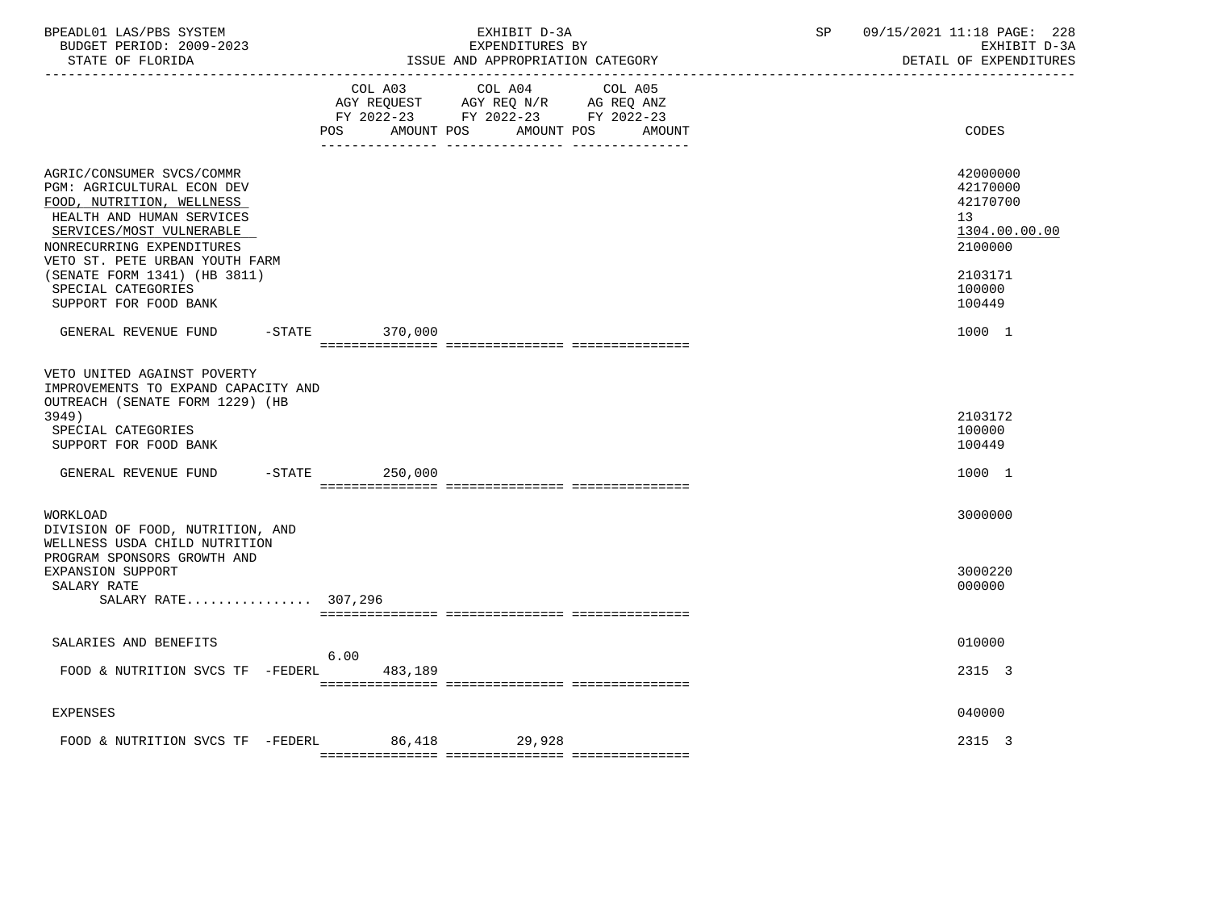BPEADL01 LAS/PBS SYSTEM — EXHIBIT D-3A — SP 09/15/2021 11:18

BUDGET PERIOD: 2009-2023 — EXPENDITURES BY — EXHIBIT D-3A

STATE OF FLORIDA — ISSUE AND APPROPRIATION CATEGORY — DETAIL OF EXPENDITURES

| | COL A03 AGY REQUEST FY 2022-23 POS | AMOUNT | COL A04 AGY REQ N/R FY 2022-23 POS | AMOUNT | COL A05 AG REQ ANZ FY 2022-23 POS | AMOUNT | CODES |
|---|---|---|---|---|---|---|---|
| AGRIC/CONSUMER SVCS/COMMR | | | | | | | 42000000 |
| PGM: AGRICULTURAL ECON DEV | | | | | | | 42170000 |
| FOOD, NUTRITION, WELLNESS | | | | | | | 42170700 |
| HEALTH AND HUMAN SERVICES | | | | | | | 13 |
| SERVICES/MOST VULNERABLE | | | | | | | 1304.00.00.00 |
| NONRECURRING EXPENDITURES | | | | | | | 2100000 |
| VETO ST. PETE URBAN YOUTH FARM (SENATE FORM 1341) (HB 3811) | | | | | | | 2103171 |
| SPECIAL CATEGORIES | | | | | | | 100000 |
| SUPPORT FOR FOOD BANK | | | | | | | 100449 |
| GENERAL REVENUE FUND -STATE | | 370,000 | | | | | 1000 1 |
| VETO UNITED AGAINST POVERTY IMPROVEMENTS TO EXPAND CAPACITY AND OUTREACH (SENATE FORM 1229) (HB 3949) | | | | | | | 2103172 |
| SPECIAL CATEGORIES | | | | | | | 100000 |
| SUPPORT FOR FOOD BANK | | | | | | | 100449 |
| GENERAL REVENUE FUND -STATE | | 250,000 | | | | | 1000 1 |
| WORKLOAD | | | | | | | 3000000 |
| DIVISION OF FOOD, NUTRITION, AND WELLNESS USDA CHILD NUTRITION PROGRAM SPONSORS GROWTH AND EXPANSION SUPPORT | | | | | | | 3000220 |
| SALARY RATE | | | | | | | 000000 |
| SALARY RATE................ 307,296 | | | | | | | |
| SALARIES AND BENEFITS | | | | | | | 010000 |
| FOOD & NUTRITION SVCS TF -FEDERL | 6.00 | 483,189 | | | | | 2315 3 |
| EXPENSES | | | | | | | 040000 |
| FOOD & NUTRITION SVCS TF -FEDERL | | 86,418 | | 29,928 | | | 2315 3 |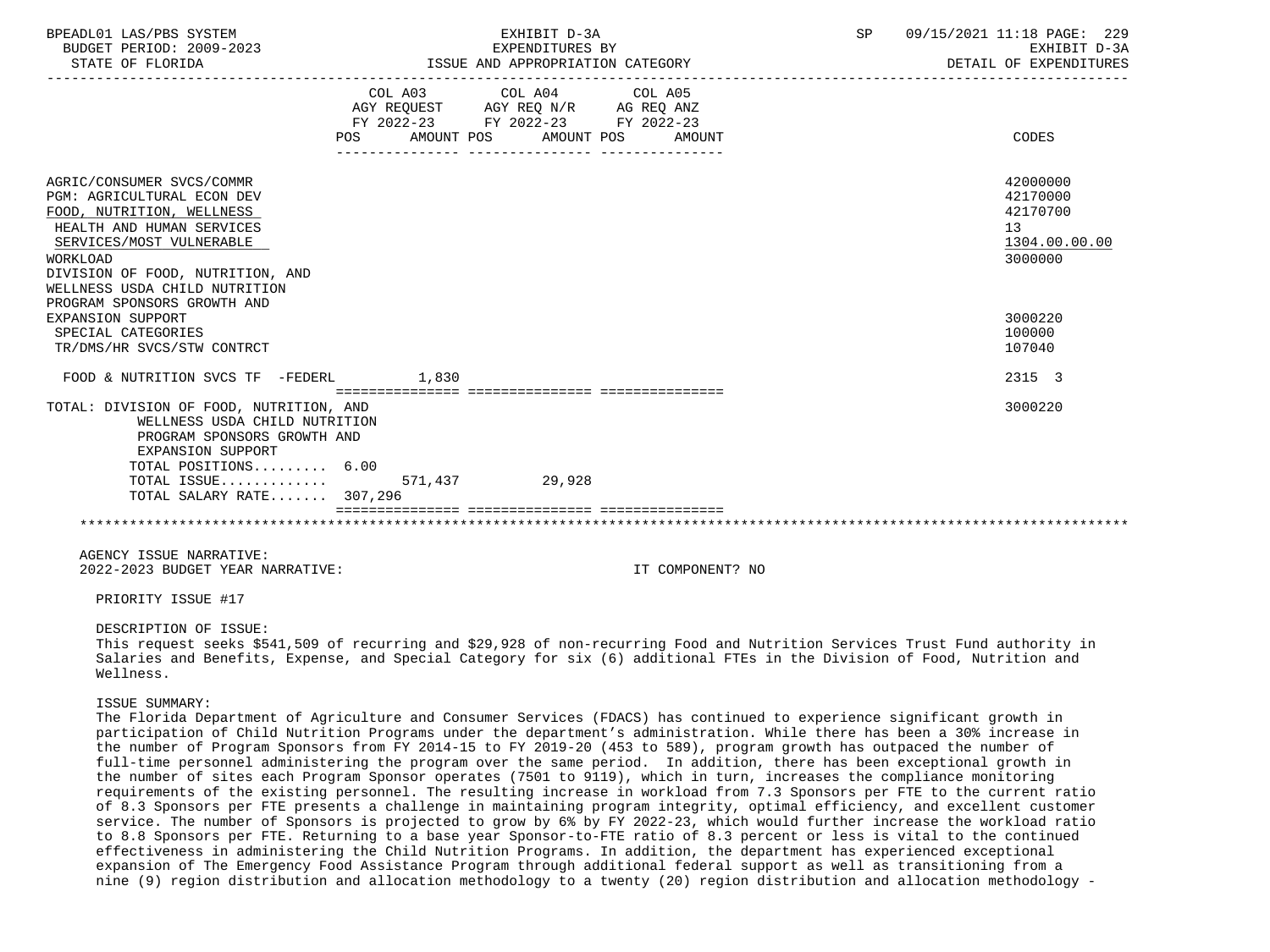| | COL A03 AGY REQUEST FY 2022-23 POS | AMOUNT | COL A04 AGY REQ N/R FY 2022-23 POS | AMOUNT | COL A05 AG REQ ANZ FY 2022-23 POS | AMOUNT | CODES |
|---|---|---|---|---|---|---|---|
| AGRIC/CONSUMER SVCS/COMMR | | | | | | | 42000000 |
| PGM: AGRICULTURAL ECON DEV | | | | | | | 42170000 |
| FOOD, NUTRITION, WELLNESS | | | | | | | 42170700 |
| HEALTH AND HUMAN SERVICES | | | | | | | 13 |
| SERVICES/MOST VULNERABLE | | | | | | | 1304.00.00.00 |
| WORKLOAD | | | | | | | 3000000 |
| DIVISION OF FOOD, NUTRITION, AND WELLNESS USDA CHILD NUTRITION PROGRAM SPONSORS GROWTH AND EXPANSION SUPPORT | | | | | | | 3000220 |
| SPECIAL CATEGORIES | | | | | | | 100000 |
| TR/DMS/HR SVCS/STW CONTRCT | | | | | | | 107040 |
| FOOD & NUTRITION SVCS TF -FEDERL | | 1,830 | | | | | 2315 3 |
| TOTAL: DIVISION OF FOOD, NUTRITION, AND WELLNESS USDA CHILD NUTRITION PROGRAM SPONSORS GROWTH AND EXPANSION SUPPORT | | | | | | | 3000220 |
| TOTAL POSITIONS......... | 6.00 | | | | | | |
| TOTAL ISSUE............. | | 571,437 | | 29,928 | | | |
| TOTAL SALARY RATE....... | | 307,296 | | | | | |

AGENCY ISSUE NARRATIVE:
2022-2023 BUDGET YEAR NARRATIVE: IT COMPONENT? NO

PRIORITY ISSUE #17

DESCRIPTION OF ISSUE:
This request seeks $541,509 of recurring and $29,928 of non-recurring Food and Nutrition Services Trust Fund authority in Salaries and Benefits, Expense, and Special Category for six (6) additional FTEs in the Division of Food, Nutrition and Wellness.

ISSUE SUMMARY:
The Florida Department of Agriculture and Consumer Services (FDACS) has continued to experience significant growth in participation of Child Nutrition Programs under the department's administration. While there has been a 30% increase in the number of Program Sponsors from FY 2014-15 to FY 2019-20 (453 to 589), program growth has outpaced the number of full-time personnel administering the program over the same period. In addition, there has been exceptional growth in the number of sites each Program Sponsor operates (7501 to 9119), which in turn, increases the compliance monitoring requirements of the existing personnel. The resulting increase in workload from 7.3 Sponsors per FTE to the current ratio of 8.3 Sponsors per FTE presents a challenge in maintaining program integrity, optimal efficiency, and excellent customer service. The number of Sponsors is projected to grow by 6% by FY 2022-23, which would further increase the workload ratio to 8.8 Sponsors per FTE. Returning to a base year Sponsor-to-FTE ratio of 8.3 percent or less is vital to the continued effectiveness in administering the Child Nutrition Programs. In addition, the department has experienced exceptional expansion of The Emergency Food Assistance Program through additional federal support as well as transitioning from a nine (9) region distribution and allocation methodology to a twenty (20) region distribution and allocation methodology -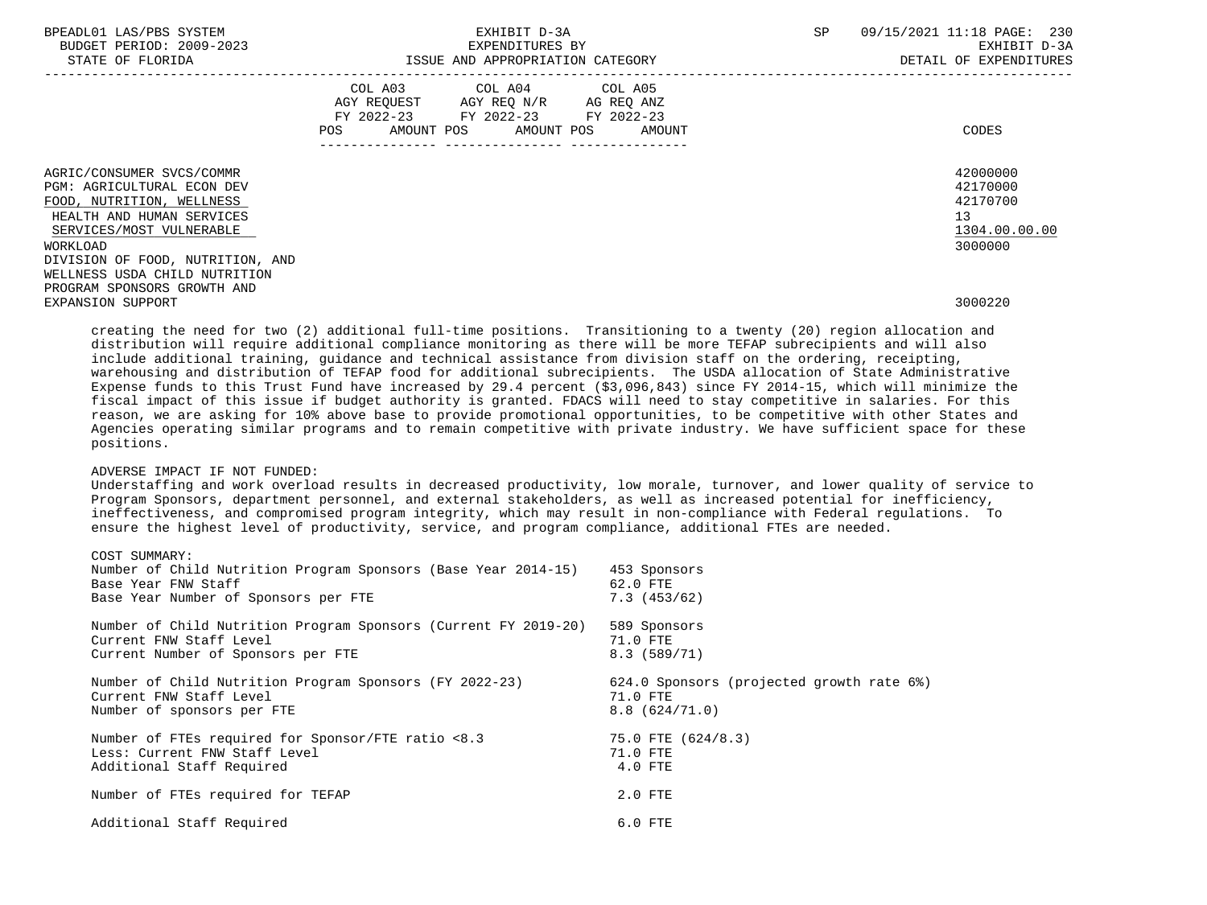AGRIC/CONSUMER SVCS/COMMR 42000000
PGM: AGRICULTURAL ECON DEV 42170000
FOOD, NUTRITION, WELLNESS 42170700
HEALTH AND HUMAN SERVICES 13
SERVICES/MOST VULNERABLE 1304.00.00.00
WORKLOAD 3000000
DIVISION OF FOOD, NUTRITION, AND WELLNESS USDA CHILD NUTRITION PROGRAM SPONSORS GROWTH AND EXPANSION SUPPORT 3000220

| | COL A03 AGY REQUEST FY 2022-23 | | COL A04 AGY REQ N/R FY 2022-23 | | COL A05 AG REQ ANZ FY 2022-23 | | |
|---|---|---|---|---|---|---|---|
| | POS | AMOUNT | POS | AMOUNT | POS | AMOUNT | CODES |

creating the need for two (2) additional full-time positions. Transitioning to a twenty (20) region allocation and distribution will require additional compliance monitoring as there will be more TEFAP subrecipients and will also include additional training, guidance and technical assistance from division staff on the ordering, receipting, warehousing and distribution of TEFAP food for additional subrecipients. The USDA allocation of State Administrative Expense funds to this Trust Fund have increased by 29.4 percent ($3,096,843) since FY 2014-15, which will minimize the fiscal impact of this issue if budget authority is granted. FDACS will need to stay competitive in salaries. For this reason, we are asking for 10% above base to provide promotional opportunities, to be competitive with other States and Agencies operating similar programs and to remain competitive with private industry. We have sufficient space for these positions.

ADVERSE IMPACT IF NOT FUNDED:
Understaffing and work overload results in decreased productivity, low morale, turnover, and lower quality of service to Program Sponsors, department personnel, and external stakeholders, as well as increased potential for inefficiency, ineffectiveness, and compromised program integrity, which may result in non-compliance with Federal regulations. To ensure the highest level of productivity, service, and program compliance, additional FTEs are needed.

COST SUMMARY:

| | |
|---|---|
| Number of Child Nutrition Program Sponsors (Base Year 2014-15) | 453 Sponsors |
| Base Year FNW Staff | 62.0 FTE |
| Base Year Number of Sponsors per FTE | 7.3 (453/62) |
| | |
| Number of Child Nutrition Program Sponsors (Current FY 2019-20) | 589 Sponsors |
| Current FNW Staff Level | 71.0 FTE |
| Current Number of Sponsors per FTE | 8.3 (589/71) |
| | |
| Number of Child Nutrition Program Sponsors (FY 2022-23) | 624.0 Sponsors (projected growth rate 6%) |
| Current FNW Staff Level | 71.0 FTE |
| Number of sponsors per FTE | 8.8 (624/71.0) |
| | |
| Number of FTEs required for Sponsor/FTE ratio <8.3 | 75.0 FTE (624/8.3) |
| Less: Current FNW Staff Level | 71.0 FTE |
| Additional Staff Required | 4.0 FTE |
| | |
| Number of FTEs required for TEFAP | 2.0 FTE |
| | |
| Additional Staff Required | 6.0 FTE |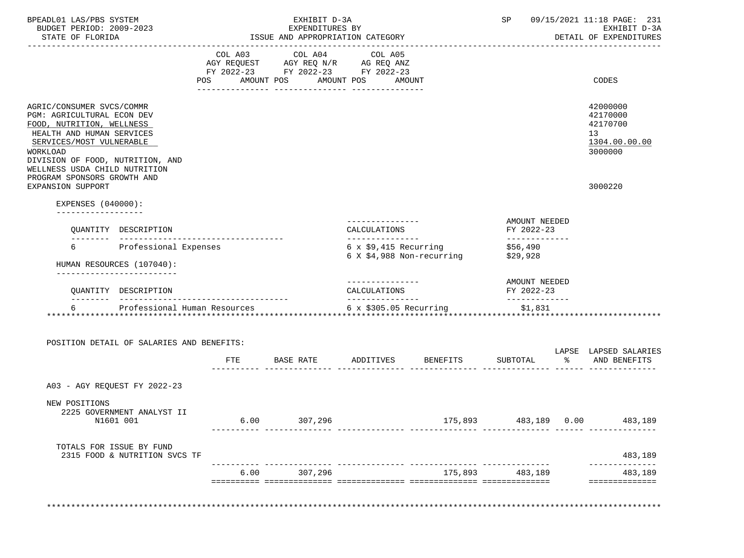BPEADL01 LAS/PBS SYSTEM | EXHIBIT D-3A | SP 09/15/2021 11:18 PAGE: 231
BUDGET PERIOD: 2009-2023 | EXPENDITURES BY | EXHIBIT D-3A
STATE OF FLORIDA | ISSUE AND APPROPRIATION CATEGORY | DETAIL OF EXPENDITURES

| | COL A03 AGY REQUEST FY 2022-23 POS AMOUNT | COL A04 AGY REQ N/R FY 2022-23 POS AMOUNT | COL A05 AG REQ ANZ FY 2022-23 POS AMOUNT | CODES |
|---|---|---|---|---|
| AGRIC/CONSUMER SVCS/COMMR | | | | 42000000 |
| PGM: AGRICULTURAL ECON DEV | | | | 42170000 |
| FOOD, NUTRITION, WELLNESS | | | | 42170700 |
| HEALTH AND HUMAN SERVICES | | | | 13 |
| SERVICES/MOST VULNERABLE | | | | 1304.00.00.00 |
| WORKLOAD | | | | 3000000 |
| DIVISION OF FOOD, NUTRITION, AND WELLNESS USDA CHILD NUTRITION PROGRAM SPONSORS GROWTH AND EXPANSION SUPPORT | | | | 3000220 |

EXPENSES (040000):

| QUANTITY | DESCRIPTION | CALCULATIONS | AMOUNT NEEDED FY 2022-23 |
|---|---|---|---|
| 6 | Professional Expenses | 6 x $9,415 Recurring | $56,490 |
| | | 6 X $4,988 Non-recurring | $29,928 |

HUMAN RESOURCES (107040):

| QUANTITY | DESCRIPTION | CALCULATIONS | AMOUNT NEEDED FY 2022-23 |
|---|---|---|---|
| 6 | Professional Human Resources | 6 x $305.05 Recurring | $1,831 |

POSITION DETAIL OF SALARIES AND BENEFITS:

| | FTE | BASE RATE | ADDITIVES | BENEFITS | SUBTOTAL | LAPSE % | LAPSED SALARIES AND BENEFITS |
|---|---|---|---|---|---|---|---|
| A03 - AGY REQUEST FY 2022-23 | | | | | | | |
| NEW POSITIONS | | | | | | | |
| 2225 GOVERNMENT ANALYST II N1601 001 | 6.00 | 307,296 | | 175,893 | 483,189 | 0.00 | 483,189 |
| TOTALS FOR ISSUE BY FUND | | | | | | | |
| 2315 FOOD & NUTRITION SVCS TF | | | | | | | 483,189 |
| | 6.00 | 307,296 | | 175,893 | 483,189 | | 483,189 |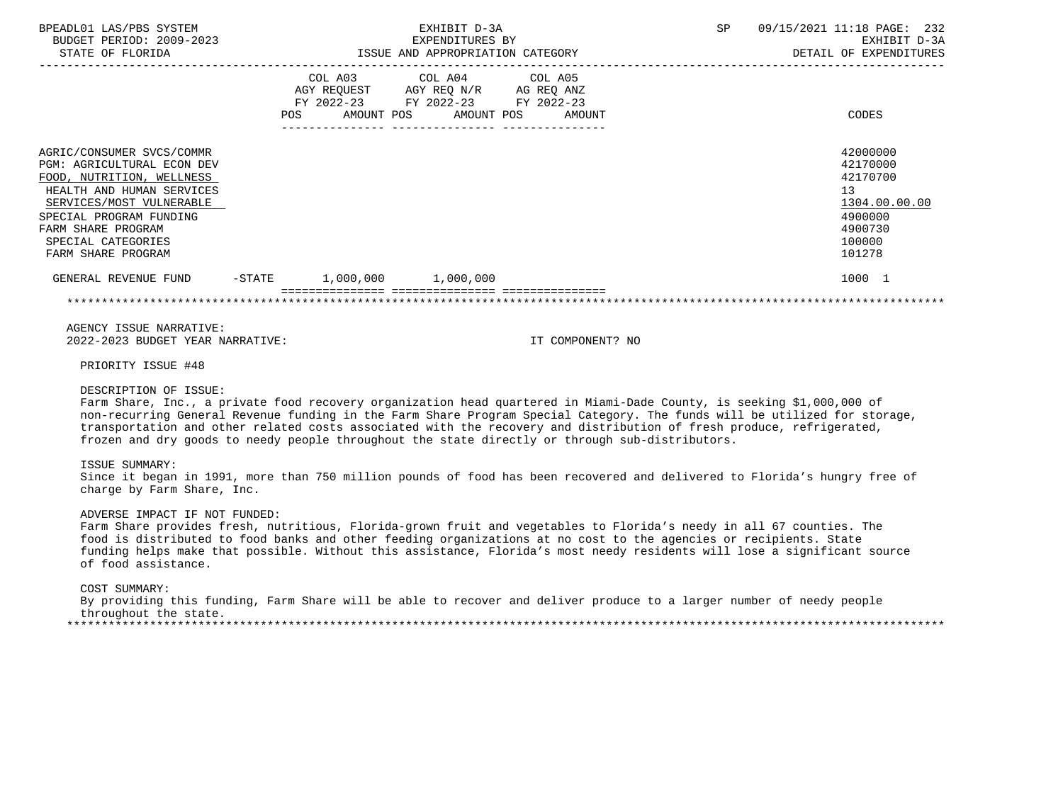| | COL A03 AGY REQUEST FY 2022-23 POS AMOUNT | COL A04 AGY REQ N/R FY 2022-23 POS AMOUNT | COL A05 AG REQ ANZ FY 2022-23 POS AMOUNT | CODES |
|---|---|---|---|---|
| AGRIC/CONSUMER SVCS/COMMR | | | | 42000000 |
| PGM: AGRICULTURAL ECON DEV | | | | 42170000 |
| FOOD, NUTRITION, WELLNESS | | | | 42170700 |
| HEALTH AND HUMAN SERVICES | | | | 13 |
| SERVICES/MOST VULNERABLE | | | | 1304.00.00.00 |
| SPECIAL PROGRAM FUNDING | | | | 4900000 |
| FARM SHARE PROGRAM | | | | 4900730 |
| SPECIAL CATEGORIES | | | | 100000 |
| FARM SHARE PROGRAM | | | | 101278 |
| GENERAL REVENUE FUND -STATE | 1,000,000 | 1,000,000 | | 1000 1 |

AGENCY ISSUE NARRATIVE:
2022-2023 BUDGET YEAR NARRATIVE: IT COMPONENT? NO

PRIORITY ISSUE #48

DESCRIPTION OF ISSUE:
Farm Share, Inc., a private food recovery organization head quartered in Miami-Dade County, is seeking $1,000,000 of non-recurring General Revenue funding in the Farm Share Program Special Category. The funds will be utilized for storage, transportation and other related costs associated with the recovery and distribution of fresh produce, refrigerated, frozen and dry goods to needy people throughout the state directly or through sub-distributors.

ISSUE SUMMARY:
Since it began in 1991, more than 750 million pounds of food has been recovered and delivered to Florida's hungry free of charge by Farm Share, Inc.

ADVERSE IMPACT IF NOT FUNDED:
Farm Share provides fresh, nutritious, Florida-grown fruit and vegetables to Florida's needy in all 67 counties. The food is distributed to food banks and other feeding organizations at no cost to the agencies or recipients. State funding helps make that possible. Without this assistance, Florida's most needy residents will lose a significant source of food assistance.

COST SUMMARY:
By providing this funding, Farm Share will be able to recover and deliver produce to a larger number of needy people throughout the state.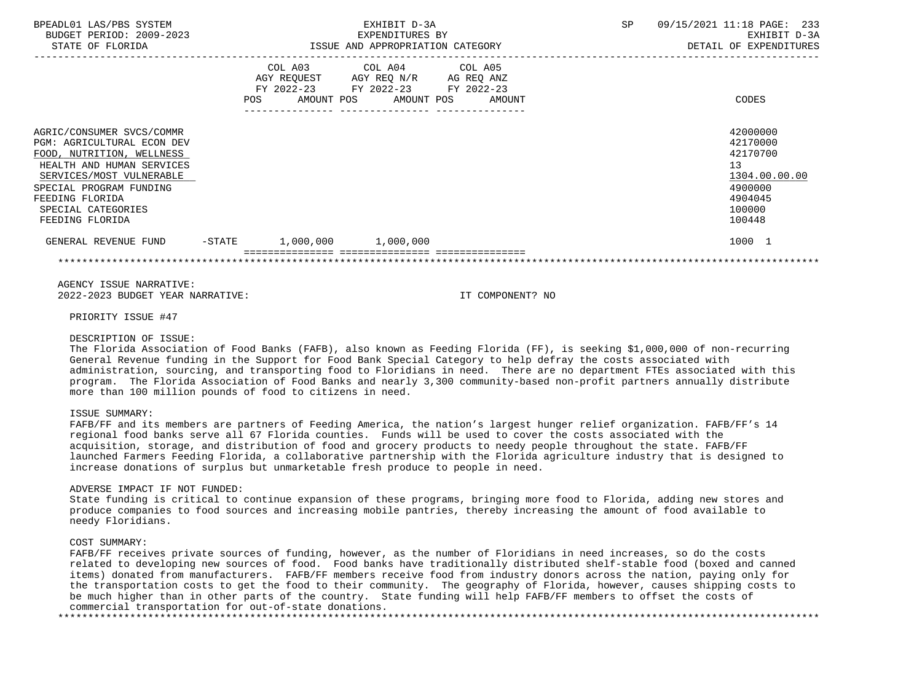| | COL A03 AGY REQUEST FY 2022-23 POS AMOUNT | COL A04 AGY REQ N/R FY 2022-23 POS AMOUNT | COL A05 AG REQ ANZ FY 2022-23 POS AMOUNT | CODES |
|---|---|---|---|---|
| AGRIC/CONSUMER SVCS/COMMR | | | | 42000000 |
| PGM: AGRICULTURAL ECON DEV | | | | 42170000 |
| FOOD, NUTRITION, WELLNESS | | | | 42170700 |
| HEALTH AND HUMAN SERVICES | | | | 13 |
| SERVICES/MOST VULNERABLE | | | | 1304.00.00.00 |
| SPECIAL PROGRAM FUNDING | | | | 4900000 |
| FEEDING FLORIDA | | | | 4904045 |
| SPECIAL CATEGORIES | | | | 100000 |
| FEEDING FLORIDA | | | | 100448 |
| GENERAL REVENUE FUND -STATE | 1,000,000 | 1,000,000 | | 1000 1 |

AGENCY ISSUE NARRATIVE:

2022-2023 BUDGET YEAR NARRATIVE: IT COMPONENT? NO

PRIORITY ISSUE #47

DESCRIPTION OF ISSUE:

The Florida Association of Food Banks (FAFB), also known as Feeding Florida (FF), is seeking $1,000,000 of non-recurring General Revenue funding in the Support for Food Bank Special Category to help defray the costs associated with administration, sourcing, and transporting food to Floridians in need. There are no department FTEs associated with this program. The Florida Association of Food Banks and nearly 3,300 community-based non-profit partners annually distribute more than 100 million pounds of food to citizens in need.

ISSUE SUMMARY:

FAFB/FF and its members are partners of Feeding America, the nation's largest hunger relief organization. FAFB/FF's 14 regional food banks serve all 67 Florida counties. Funds will be used to cover the costs associated with the acquisition, storage, and distribution of food and grocery products to needy people throughout the state. FAFB/FF launched Farmers Feeding Florida, a collaborative partnership with the Florida agriculture industry that is designed to increase donations of surplus but unmarketable fresh produce to people in need.

ADVERSE IMPACT IF NOT FUNDED:

State funding is critical to continue expansion of these programs, bringing more food to Florida, adding new stores and produce companies to food sources and increasing mobile pantries, thereby increasing the amount of food available to needy Floridians.

COST SUMMARY:

FAFB/FF receives private sources of funding, however, as the number of Floridians in need increases, so do the costs related to developing new sources of food. Food banks have traditionally distributed shelf-stable food (boxed and canned items) donated from manufacturers. FAFB/FF members receive food from industry donors across the nation, paying only for the transportation costs to get the food to their community. The geography of Florida, however, causes shipping costs to be much higher than in other parts of the country. State funding will help FAFB/FF members to offset the costs of commercial transportation for out-of-state donations.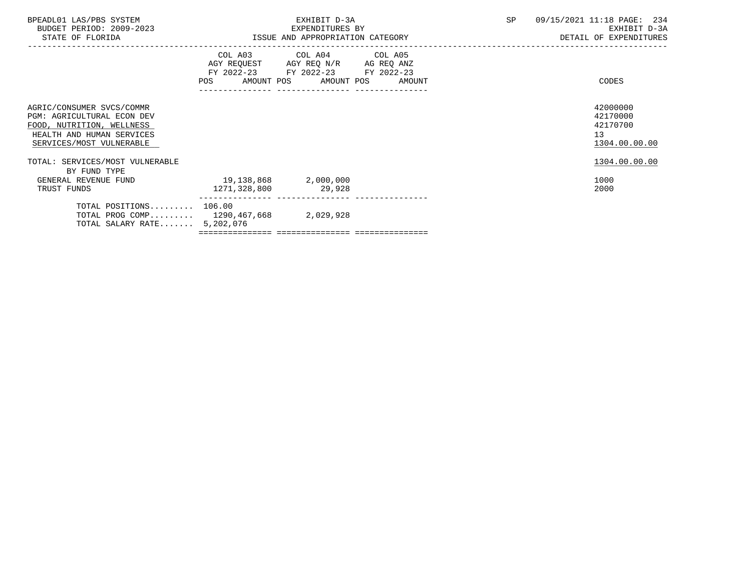BPEADL01 LAS/PBS SYSTEM
BUDGET PERIOD: 2009-2023
STATE OF FLORIDA

EXHIBIT D-3A
EXPENDITURES BY
ISSUE AND APPROPRIATION CATEGORY

SP 09/15/2021 11:18

EXHIBIT D-3A
DETAIL OF EXPENDITURES

| | COL A03 AGY REQUEST FY 2022-23 POS AMOUNT | COL A04 AGY REQ N/R FY 2022-23 POS AMOUNT | COL A05 AG REQ ANZ FY 2022-23 POS AMOUNT | CODES |
|---|---|---|---|---|
| AGRIC/CONSUMER SVCS/COMMR | | | | 42000000 |
| PGM: AGRICULTURAL ECON DEV | | | | 42170000 |
| FOOD, NUTRITION, WELLNESS | | | | 42170700 |
| HEALTH AND HUMAN SERVICES | | | | 13 |
| SERVICES/MOST VULNERABLE | | | | 1304.00.00.00 |
| TOTAL: SERVICES/MOST VULNERABLE | | | | 1304.00.00.00 |
| BY FUND TYPE | | | | |
| GENERAL REVENUE FUND | 19,138,868 | 2,000,000 | | 1000 |
| TRUST FUNDS | 1271,328,800 | 29,928 | | 2000 |
| TOTAL POSITIONS......... | 106.00 | | | |
| TOTAL PROG COMP......... | 1290,467,668 | 2,029,928 | | |
| TOTAL SALARY RATE....... | 5,202,076 | | | |